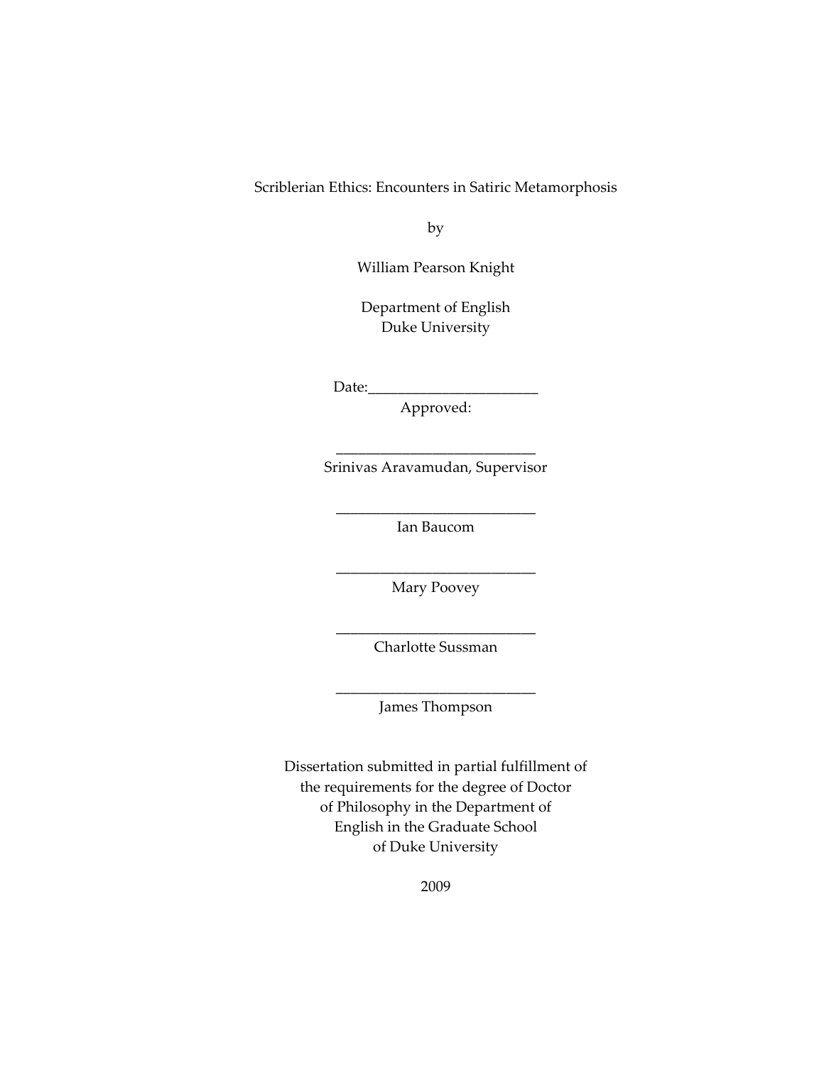Scriblerian Ethics: Encounters in Satiric Metamorphosis

by

William Pearson Knight

Department of English
Duke University

Date:_______________________

Approved:

___________________________
Srinivas Aravamudan, Supervisor

___________________________
Ian Baucom

___________________________
Mary Poovey

___________________________
Charlotte Sussman

___________________________
James Thompson

Dissertation submitted in partial fulfillment of
the requirements for the degree of Doctor
of Philosophy in the Department of
English in the Graduate School
of Duke University

2009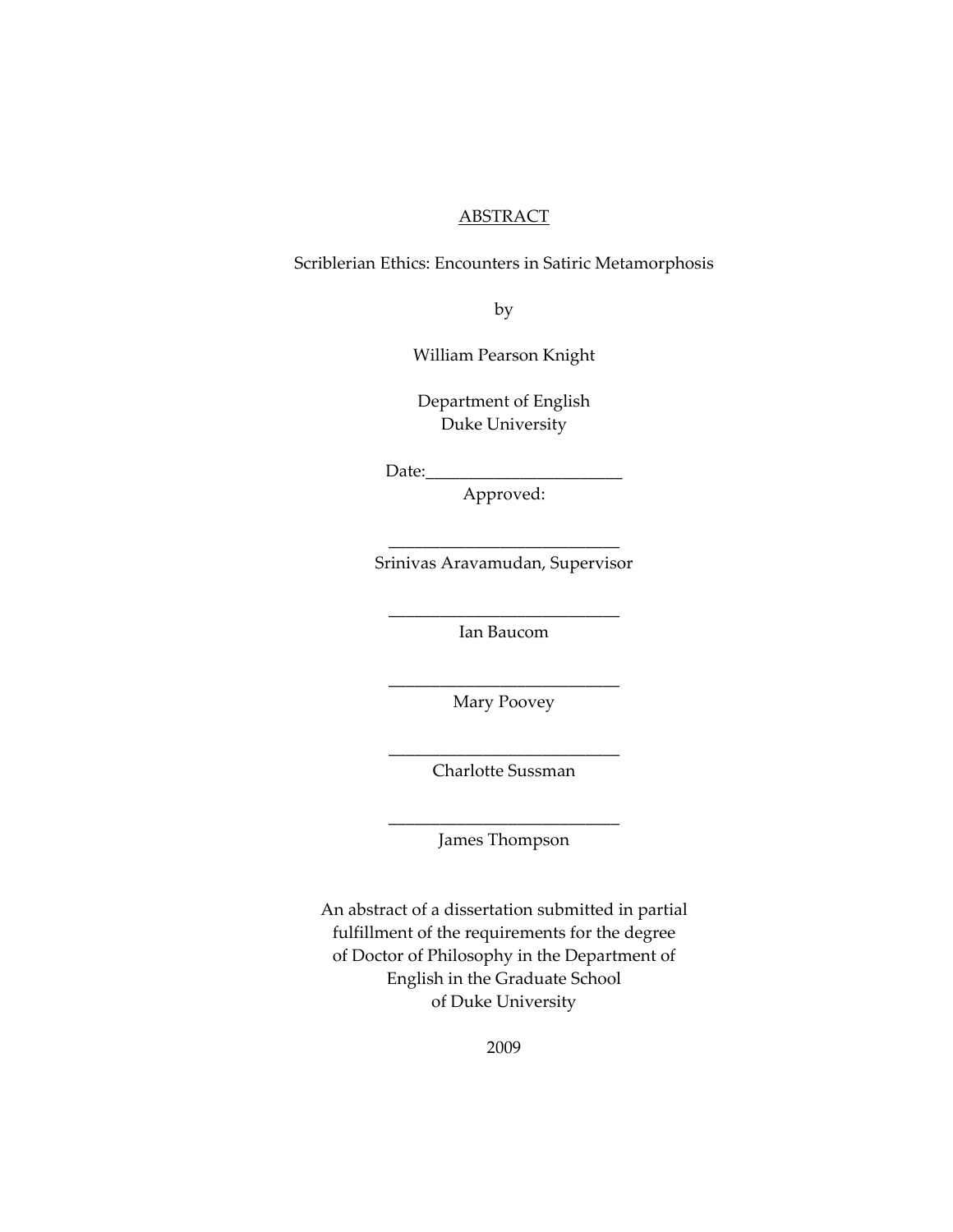ABSTRACT

Scriblerian Ethics: Encounters in Satiric Metamorphosis

by

William Pearson Knight

Department of English
Duke University

Date:_______________________

Approved:

___________________________
Srinivas Aravamudan, Supervisor

___________________________
Ian Baucom

___________________________
Mary Poovey

___________________________
Charlotte Sussman

___________________________
James Thompson

An abstract of a dissertation submitted in partial fulfillment of the requirements for the degree of Doctor of Philosophy in the Department of English in the Graduate School of Duke University

2009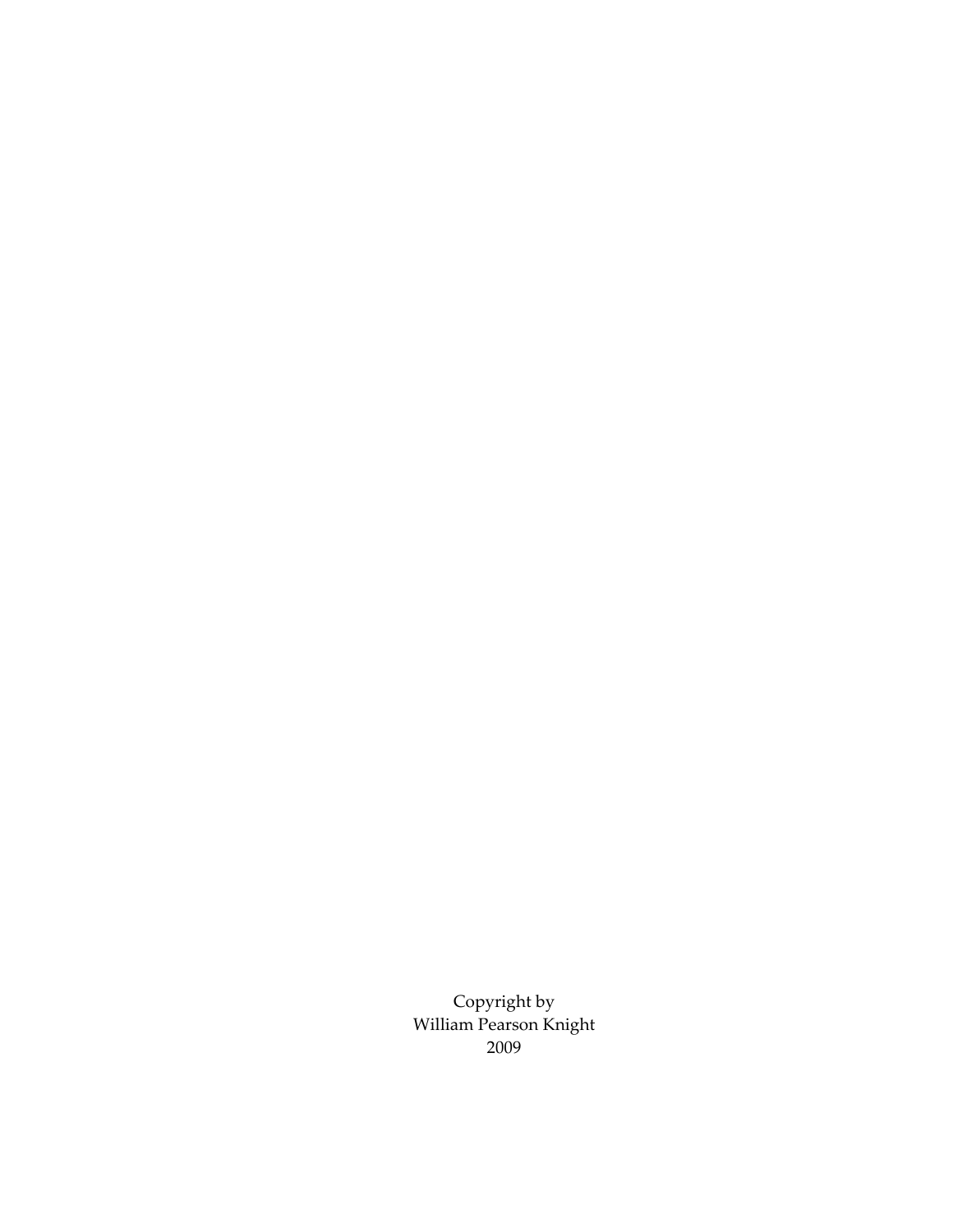Copyright by
William Pearson Knight
2009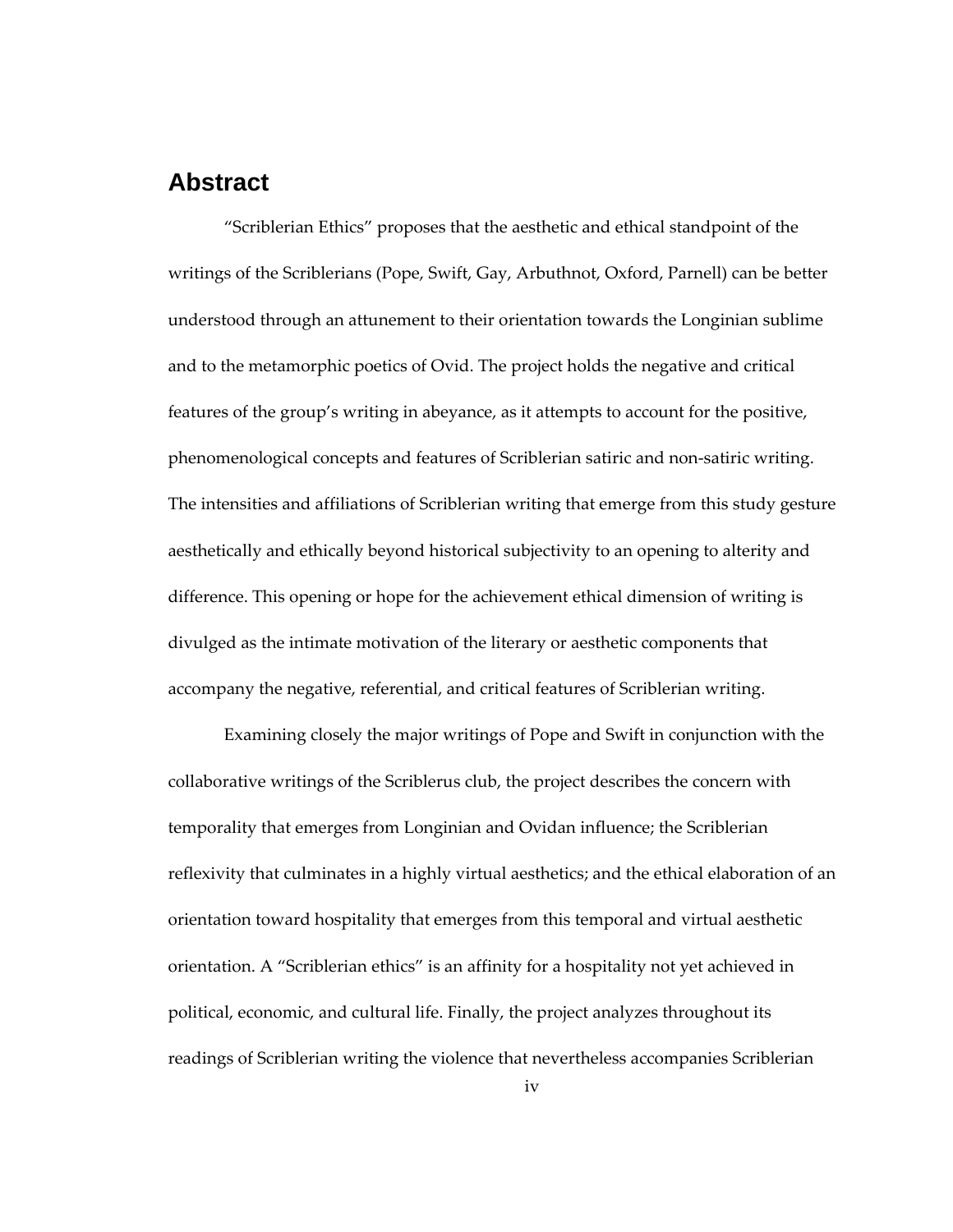# Abstract

"Scriblerian Ethics" proposes that the aesthetic and ethical standpoint of the writings of the Scriblerians (Pope, Swift, Gay, Arbuthnot, Oxford, Parnell) can be better understood through an attunement to their orientation towards the Longinian sublime and to the metamorphic poetics of Ovid. The project holds the negative and critical features of the group's writing in abeyance, as it attempts to account for the positive, phenomenological concepts and features of Scriblerian satiric and non-satiric writing. The intensities and affiliations of Scriblerian writing that emerge from this study gesture aesthetically and ethically beyond historical subjectivity to an opening to alterity and difference. This opening or hope for the achievement ethical dimension of writing is divulged as the intimate motivation of the literary or aesthetic components that accompany the negative, referential, and critical features of Scriblerian writing.

Examining closely the major writings of Pope and Swift in conjunction with the collaborative writings of the Scriblerus club, the project describes the concern with temporality that emerges from Longinian and Ovidan influence; the Scriblerian reflexivity that culminates in a highly virtual aesthetics; and the ethical elaboration of an orientation toward hospitality that emerges from this temporal and virtual aesthetic orientation. A "Scriblerian ethics" is an affinity for a hospitality not yet achieved in political, economic, and cultural life. Finally, the project analyzes throughout its readings of Scriblerian writing the violence that nevertheless accompanies Scriblerian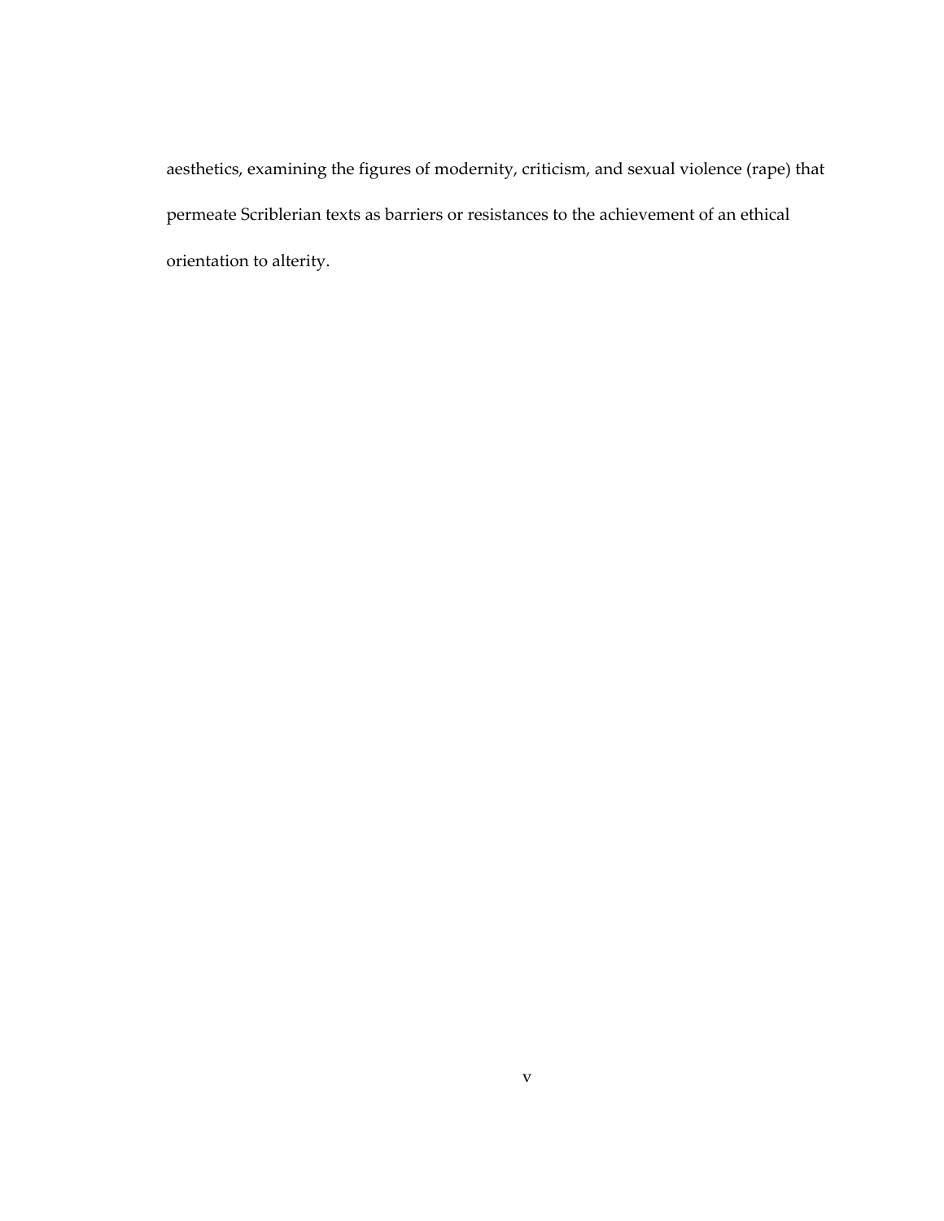aesthetics, examining the figures of modernity, criticism, and sexual violence (rape) that permeate Scriblerian texts as barriers or resistances to the achievement of an ethical orientation to alterity.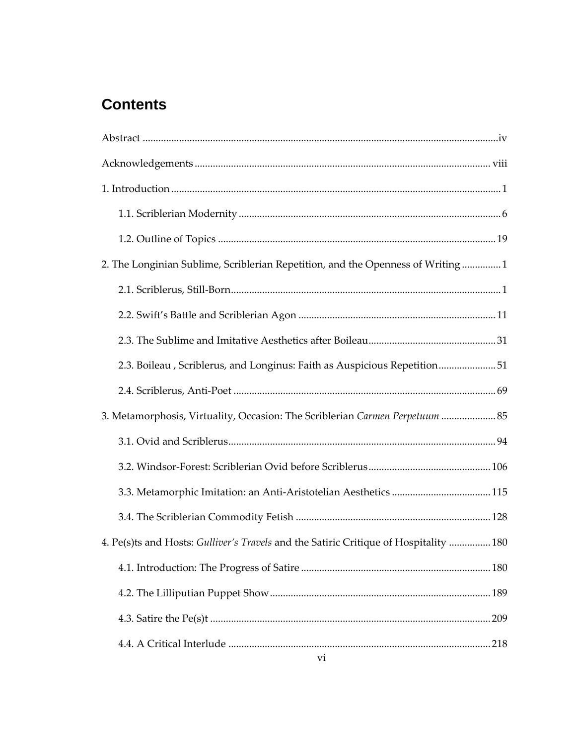# Contents

Abstract ....... iv

Acknowledgements ....... viii

1. Introduction ....... 1

   1.1. Scriblerian Modernity ....... 6

   1.2. Outline of Topics ....... 19

2. The Longinian Sublime, Scriblerian Repetition, and the Openness of Writing ....... 1

   2.1. Scriblerus, Still-Born ....... 1

   2.2. Swift's Battle and Scriblerian Agon ....... 11

   2.3. The Sublime and Imitative Aesthetics after Boileau ....... 31

   2.3. Boileau , Scriblerus, and Longinus: Faith as Auspicious Repetition ....... 51

   2.4. Scriblerus, Anti-Poet ....... 69

3. Metamorphosis, Virtuality, Occasion: The Scriblerian *Carmen Perpetuum* ....... 85

   3.1. Ovid and Scriblerus ....... 94

   3.2. Windsor-Forest: Scriblerian Ovid before Scriblerus ....... 106

   3.3. Metamorphic Imitation: an Anti-Aristotelian Aesthetics ....... 115

   3.4. The Scriblerian Commodity Fetish ....... 128

4. Pe(s)ts and Hosts: *Gulliver's Travels* and the Satiric Critique of Hospitality ....... 180

   4.1. Introduction: The Progress of Satire ....... 180

   4.2. The Lilliputian Puppet Show ....... 189

   4.3. Satire the Pe(s)t ....... 209

   4.4. A Critical Interlude ....... 218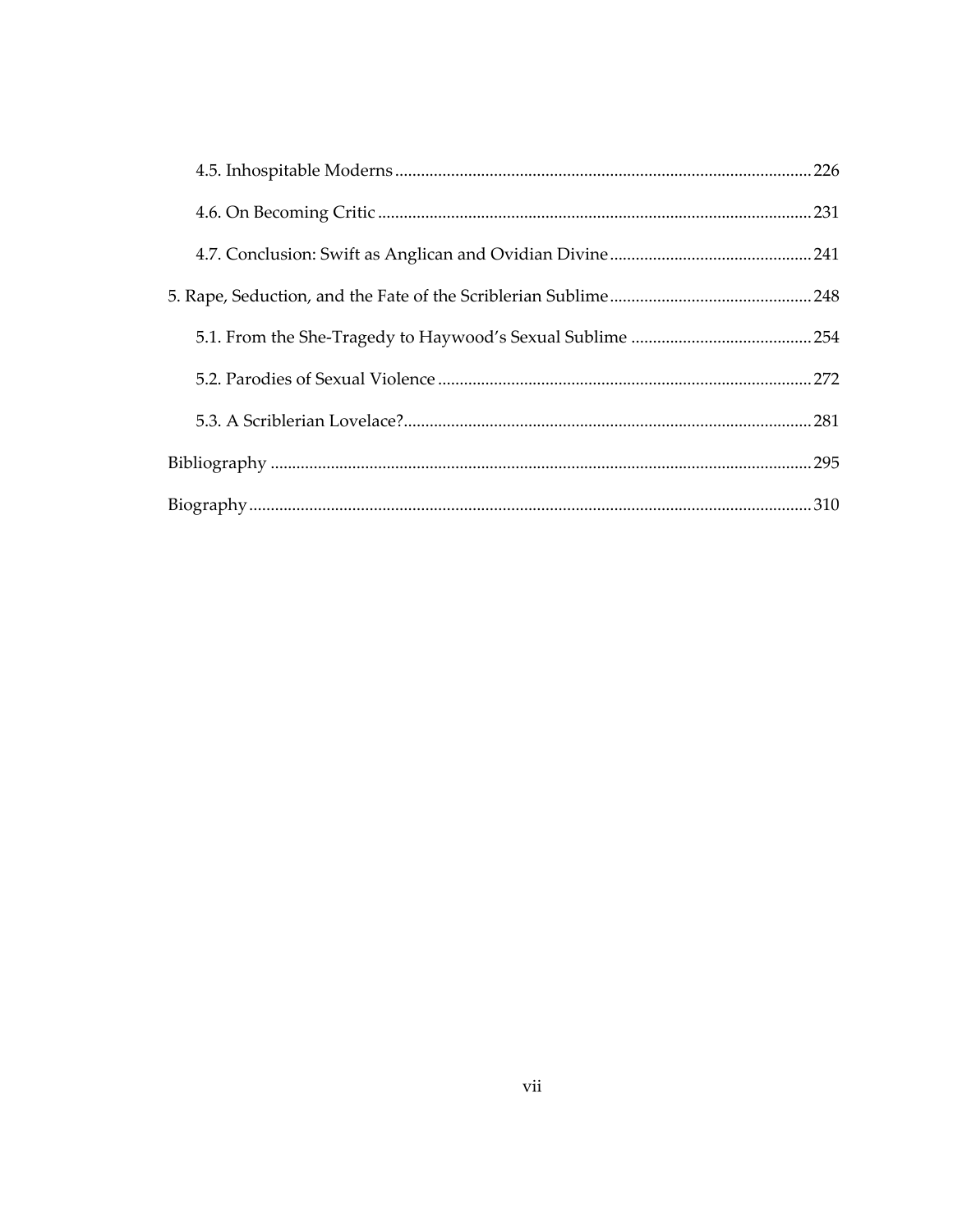4.5. Inhospitable Moderns ........................................................................................ 226

4.6. On Becoming Critic ............................................................................................ 231

4.7. Conclusion: Swift as Anglican and Ovidian Divine ............................................... 241

5. Rape, Seduction, and the Fate of the Scriblerian Sublime ............................................ 248

5.1. From the She-Tragedy to Haywood's Sexual Sublime ........................................... 254

5.2. Parodies of Sexual Violence ................................................................................. 272

5.3. A Scriblerian Lovelace? ........................................................................................ 281

Bibliography .................................................................................................................. 295

Biography ...................................................................................................................... 310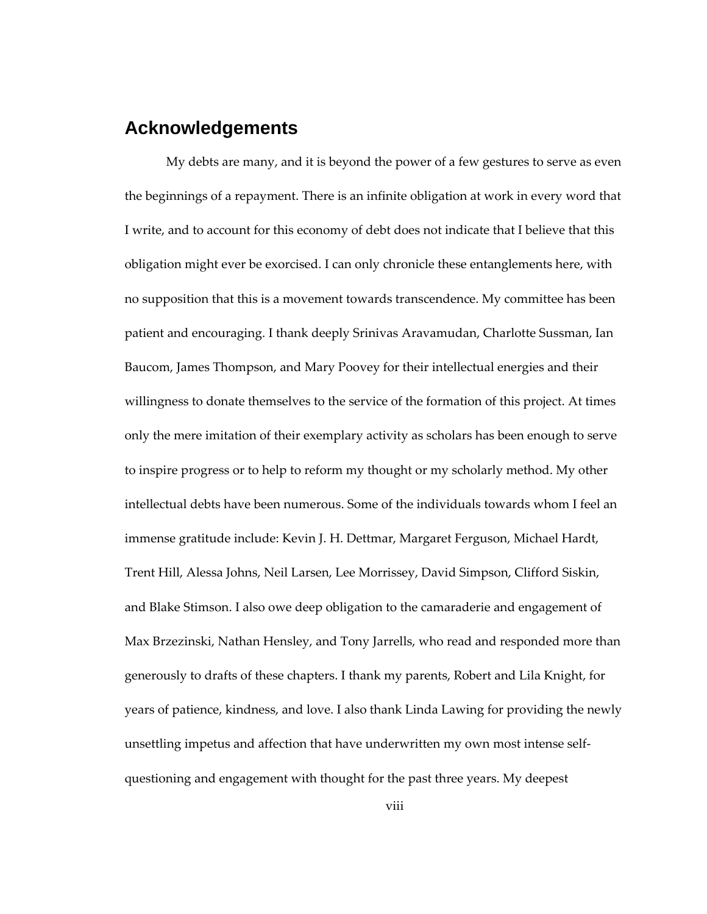## Acknowledgements

My debts are many, and it is beyond the power of a few gestures to serve as even the beginnings of a repayment. There is an infinite obligation at work in every word that I write, and to account for this economy of debt does not indicate that I believe that this obligation might ever be exorcised. I can only chronicle these entanglements here, with no supposition that this is a movement towards transcendence. My committee has been patient and encouraging. I thank deeply Srinivas Aravamudan, Charlotte Sussman, Ian Baucom, James Thompson, and Mary Poovey for their intellectual energies and their willingness to donate themselves to the service of the formation of this project. At times only the mere imitation of their exemplary activity as scholars has been enough to serve to inspire progress or to help to reform my thought or my scholarly method. My other intellectual debts have been numerous. Some of the individuals towards whom I feel an immense gratitude include: Kevin J. H. Dettmar, Margaret Ferguson, Michael Hardt, Trent Hill, Alessa Johns, Neil Larsen, Lee Morrissey, David Simpson, Clifford Siskin, and Blake Stimson. I also owe deep obligation to the camaraderie and engagement of Max Brzezinski, Nathan Hensley, and Tony Jarrells, who read and responded more than generously to drafts of these chapters. I thank my parents, Robert and Lila Knight, for years of patience, kindness, and love. I also thank Linda Lawing for providing the newly unsettling impetus and affection that have underwritten my own most intense self-questioning and engagement with thought for the past three years. My deepest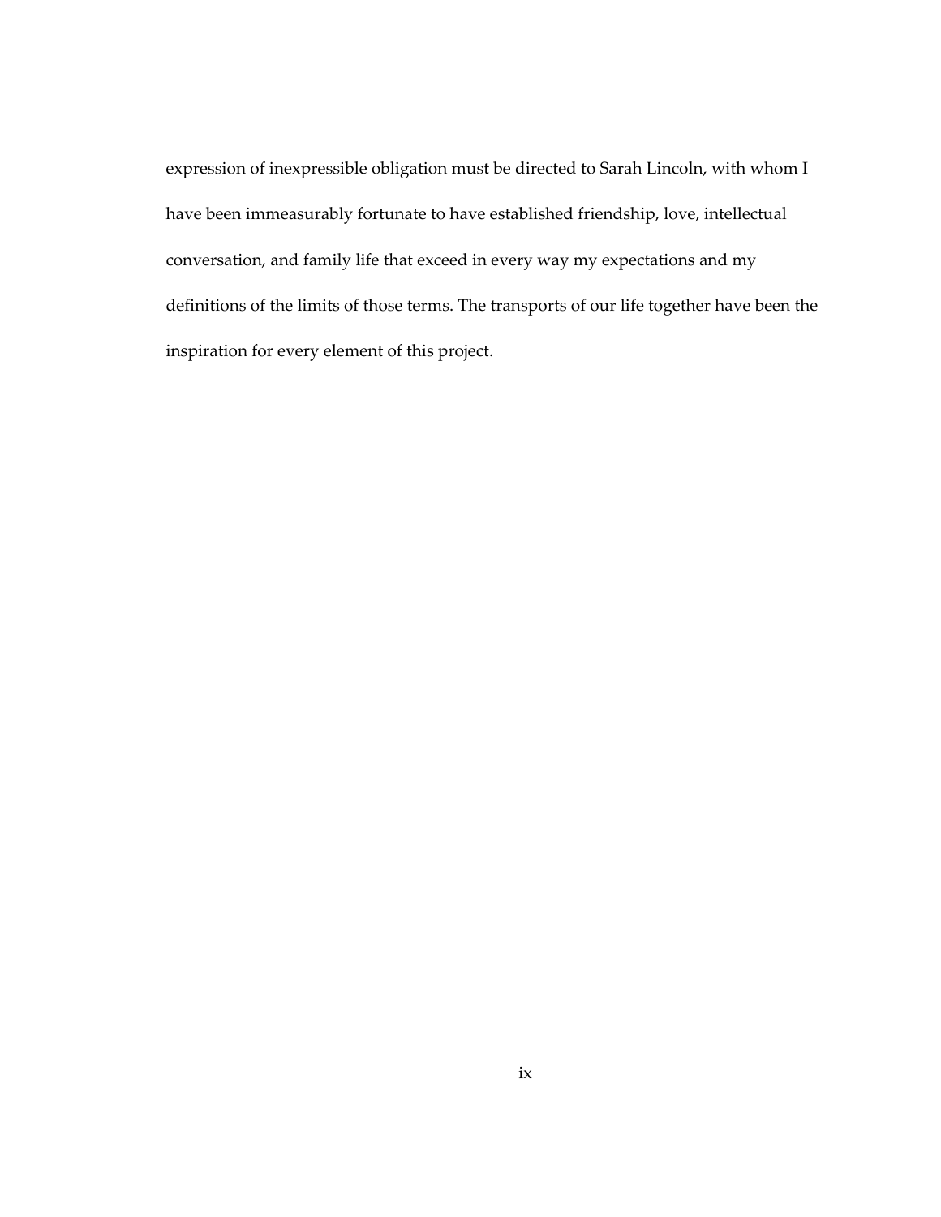expression of inexpressible obligation must be directed to Sarah Lincoln, with whom I have been immeasurably fortunate to have established friendship, love, intellectual conversation, and family life that exceed in every way my expectations and my definitions of the limits of those terms. The transports of our life together have been the inspiration for every element of this project.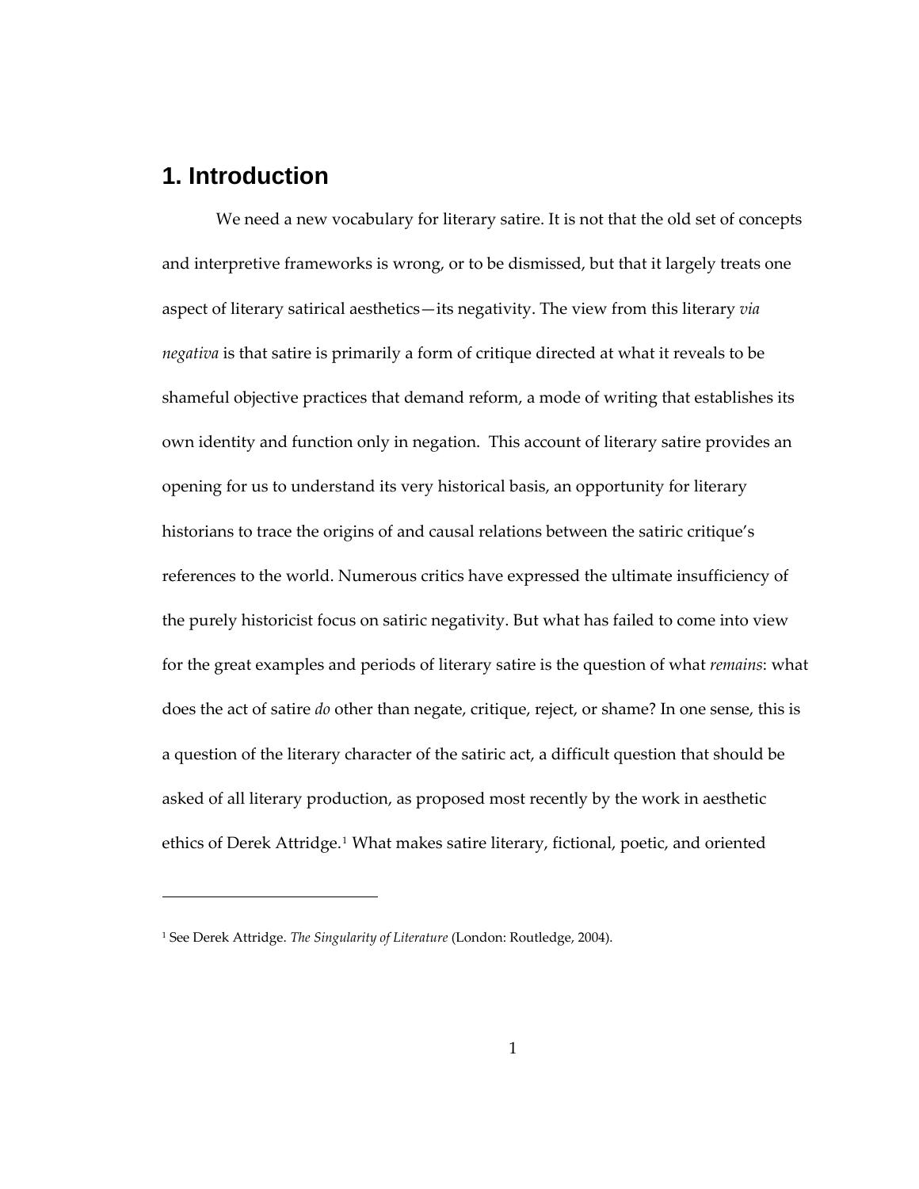# 1. Introduction

We need a new vocabulary for literary satire. It is not that the old set of concepts and interpretive frameworks is wrong, or to be dismissed, but that it largely treats one aspect of literary satirical aesthetics—its negativity. The view from this literary *via negativa* is that satire is primarily a form of critique directed at what it reveals to be shameful objective practices that demand reform, a mode of writing that establishes its own identity and function only in negation. This account of literary satire provides an opening for us to understand its very historical basis, an opportunity for literary historians to trace the origins of and causal relations between the satiric critique's references to the world. Numerous critics have expressed the ultimate insufficiency of the purely historicist focus on satiric negativity. But what has failed to come into view for the great examples and periods of literary satire is the question of what *remains*: what does the act of satire *do* other than negate, critique, reject, or shame? In one sense, this is a question of the literary character of the satiric act, a difficult question that should be asked of all literary production, as proposed most recently by the work in aesthetic ethics of Derek Attridge.[1] What makes satire literary, fictional, poetic, and oriented

[1] See Derek Attridge. *The Singularity of Literature* (London: Routledge, 2004).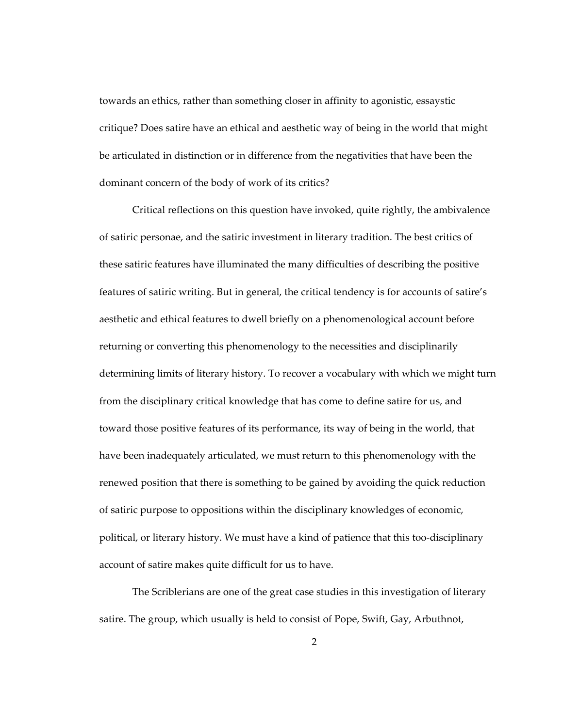towards an ethics, rather than something closer in affinity to agonistic, essaystic critique? Does satire have an ethical and aesthetic way of being in the world that might be articulated in distinction or in difference from the negativities that have been the dominant concern of the body of work of its critics?

Critical reflections on this question have invoked, quite rightly, the ambivalence of satiric personae, and the satiric investment in literary tradition. The best critics of these satiric features have illuminated the many difficulties of describing the positive features of satiric writing. But in general, the critical tendency is for accounts of satire's aesthetic and ethical features to dwell briefly on a phenomenological account before returning or converting this phenomenology to the necessities and disciplinarily determining limits of literary history. To recover a vocabulary with which we might turn from the disciplinary critical knowledge that has come to define satire for us, and toward those positive features of its performance, its way of being in the world, that have been inadequately articulated, we must return to this phenomenology with the renewed position that there is something to be gained by avoiding the quick reduction of satiric purpose to oppositions within the disciplinary knowledges of economic, political, or literary history. We must have a kind of patience that this too-disciplinary account of satire makes quite difficult for us to have.

The Scriblerians are one of the great case studies in this investigation of literary satire. The group, which usually is held to consist of Pope, Swift, Gay, Arbuthnot,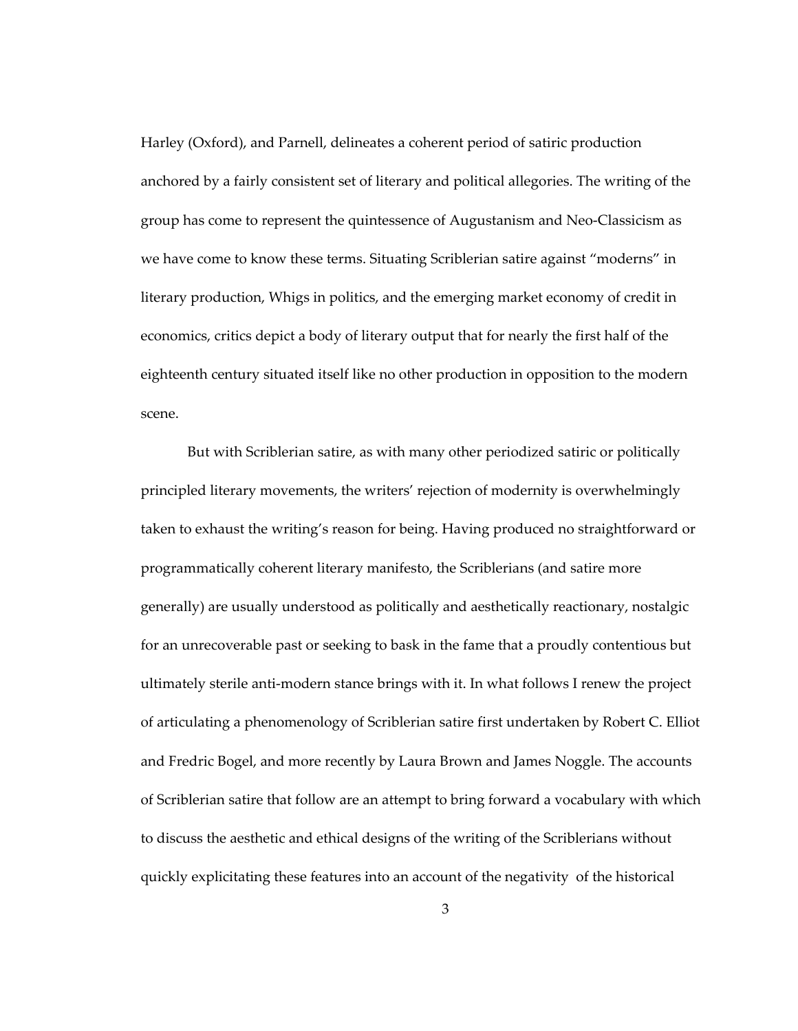Harley (Oxford), and Parnell, delineates a coherent period of satiric production anchored by a fairly consistent set of literary and political allegories. The writing of the group has come to represent the quintessence of Augustanism and Neo-Classicism as we have come to know these terms. Situating Scriblerian satire against "moderns" in literary production, Whigs in politics, and the emerging market economy of credit in economics, critics depict a body of literary output that for nearly the first half of the eighteenth century situated itself like no other production in opposition to the modern scene.

But with Scriblerian satire, as with many other periodized satiric or politically principled literary movements, the writers' rejection of modernity is overwhelmingly taken to exhaust the writing's reason for being. Having produced no straightforward or programmatically coherent literary manifesto, the Scriblerians (and satire more generally) are usually understood as politically and aesthetically reactionary, nostalgic for an unrecoverable past or seeking to bask in the fame that a proudly contentious but ultimately sterile anti-modern stance brings with it. In what follows I renew the project of articulating a phenomenology of Scriblerian satire first undertaken by Robert C. Elliot and Fredric Bogel, and more recently by Laura Brown and James Noggle. The accounts of Scriblerian satire that follow are an attempt to bring forward a vocabulary with which to discuss the aesthetic and ethical designs of the writing of the Scriblerians without quickly explicitating these features into an account of the negativity of the historical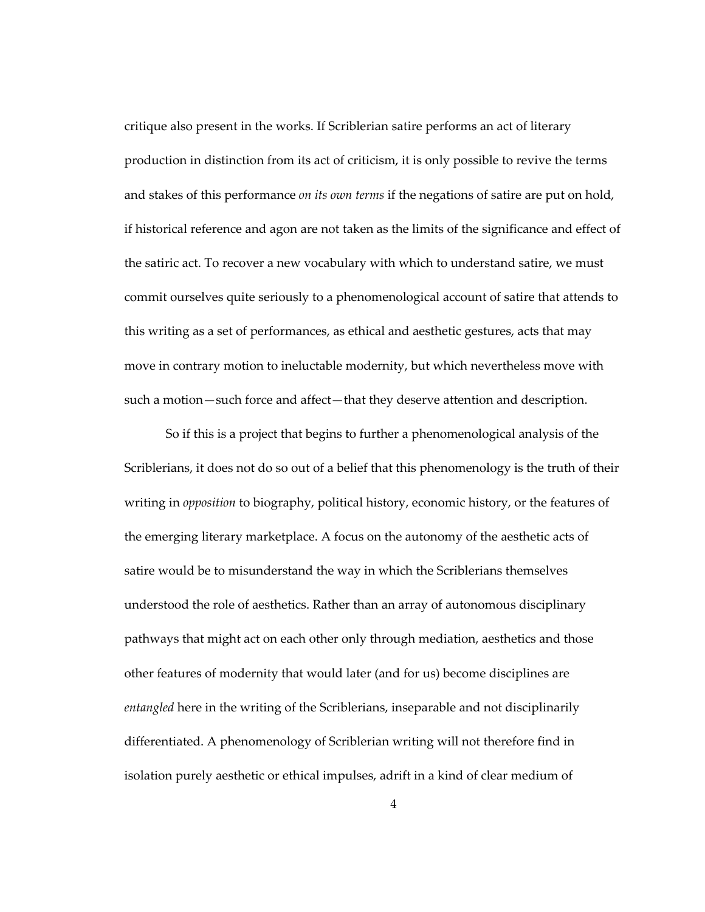critique also present in the works. If Scriblerian satire performs an act of literary production in distinction from its act of criticism, it is only possible to revive the terms and stakes of this performance *on its own terms* if the negations of satire are put on hold, if historical reference and agon are not taken as the limits of the significance and effect of the satiric act. To recover a new vocabulary with which to understand satire, we must commit ourselves quite seriously to a phenomenological account of satire that attends to this writing as a set of performances, as ethical and aesthetic gestures, acts that may move in contrary motion to ineluctable modernity, but which nevertheless move with such a motion—such force and affect—that they deserve attention and description.

So if this is a project that begins to further a phenomenological analysis of the Scriblerians, it does not do so out of a belief that this phenomenology is the truth of their writing in *opposition* to biography, political history, economic history, or the features of the emerging literary marketplace. A focus on the autonomy of the aesthetic acts of satire would be to misunderstand the way in which the Scriblerians themselves understood the role of aesthetics. Rather than an array of autonomous disciplinary pathways that might act on each other only through mediation, aesthetics and those other features of modernity that would later (and for us) become disciplines are *entangled* here in the writing of the Scriblerians, inseparable and not disciplinarily differentiated. A phenomenology of Scriblerian writing will not therefore find in isolation purely aesthetic or ethical impulses, adrift in a kind of clear medium of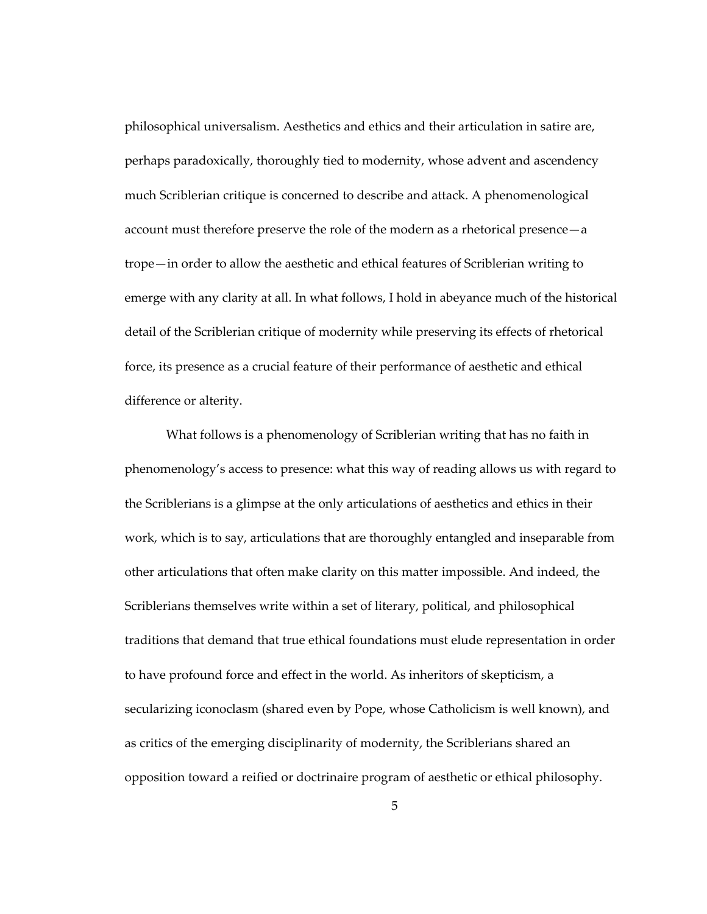philosophical universalism. Aesthetics and ethics and their articulation in satire are, perhaps paradoxically, thoroughly tied to modernity, whose advent and ascendency much Scriblerian critique is concerned to describe and attack. A phenomenological account must therefore preserve the role of the modern as a rhetorical presence—a trope—in order to allow the aesthetic and ethical features of Scriblerian writing to emerge with any clarity at all. In what follows, I hold in abeyance much of the historical detail of the Scriblerian critique of modernity while preserving its effects of rhetorical force, its presence as a crucial feature of their performance of aesthetic and ethical difference or alterity.

What follows is a phenomenology of Scriblerian writing that has no faith in phenomenology's access to presence: what this way of reading allows us with regard to the Scriblerians is a glimpse at the only articulations of aesthetics and ethics in their work, which is to say, articulations that are thoroughly entangled and inseparable from other articulations that often make clarity on this matter impossible. And indeed, the Scriblerians themselves write within a set of literary, political, and philosophical traditions that demand that true ethical foundations must elude representation in order to have profound force and effect in the world. As inheritors of skepticism, a secularizing iconoclasm (shared even by Pope, whose Catholicism is well known), and as critics of the emerging disciplinarity of modernity, the Scriblerians shared an opposition toward a reified or doctrinaire program of aesthetic or ethical philosophy.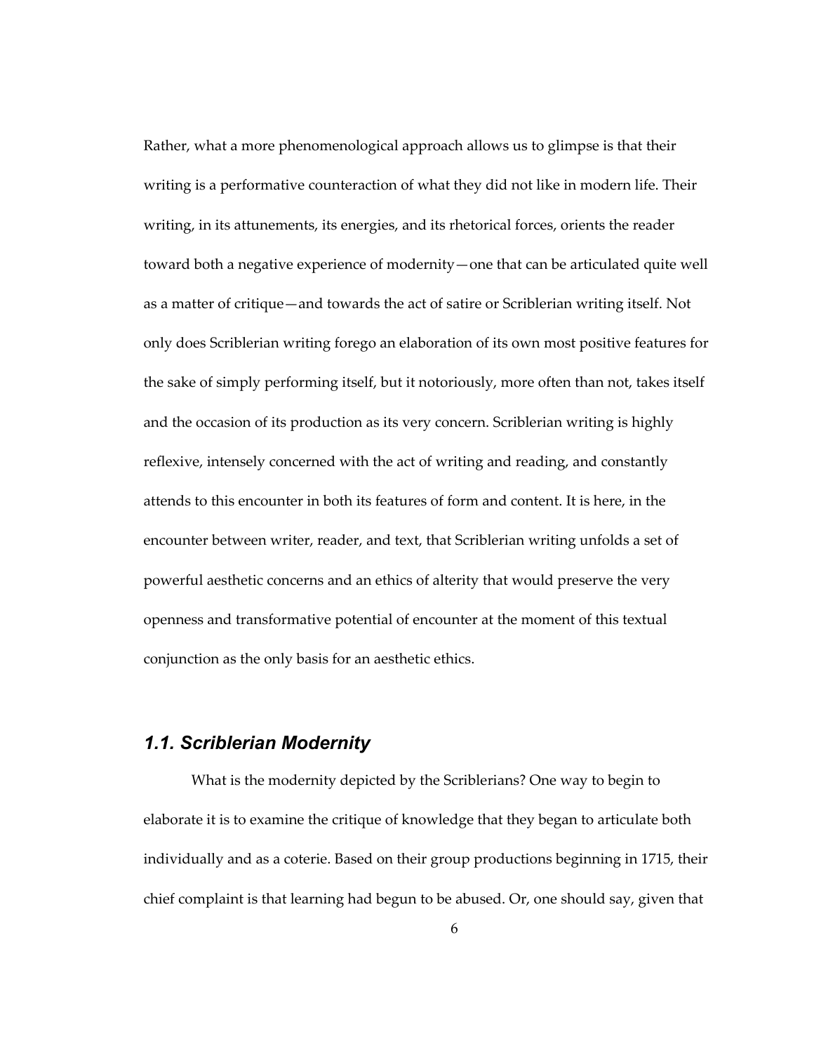Rather, what a more phenomenological approach allows us to glimpse is that their writing is a performative counteraction of what they did not like in modern life. Their writing, in its attunements, its energies, and its rhetorical forces, orients the reader toward both a negative experience of modernity—one that can be articulated quite well as a matter of critique—and towards the act of satire or Scriblerian writing itself. Not only does Scriblerian writing forego an elaboration of its own most positive features for the sake of simply performing itself, but it notoriously, more often than not, takes itself and the occasion of its production as its very concern. Scriblerian writing is highly reflexive, intensely concerned with the act of writing and reading, and constantly attends to this encounter in both its features of form and content. It is here, in the encounter between writer, reader, and text, that Scriblerian writing unfolds a set of powerful aesthetic concerns and an ethics of alterity that would preserve the very openness and transformative potential of encounter at the moment of this textual conjunction as the only basis for an aesthetic ethics.

## *1.1. Scriblerian Modernity*

What is the modernity depicted by the Scriblerians? One way to begin to elaborate it is to examine the critique of knowledge that they began to articulate both individually and as a coterie. Based on their group productions beginning in 1715, their chief complaint is that learning had begun to be abused. Or, one should say, given that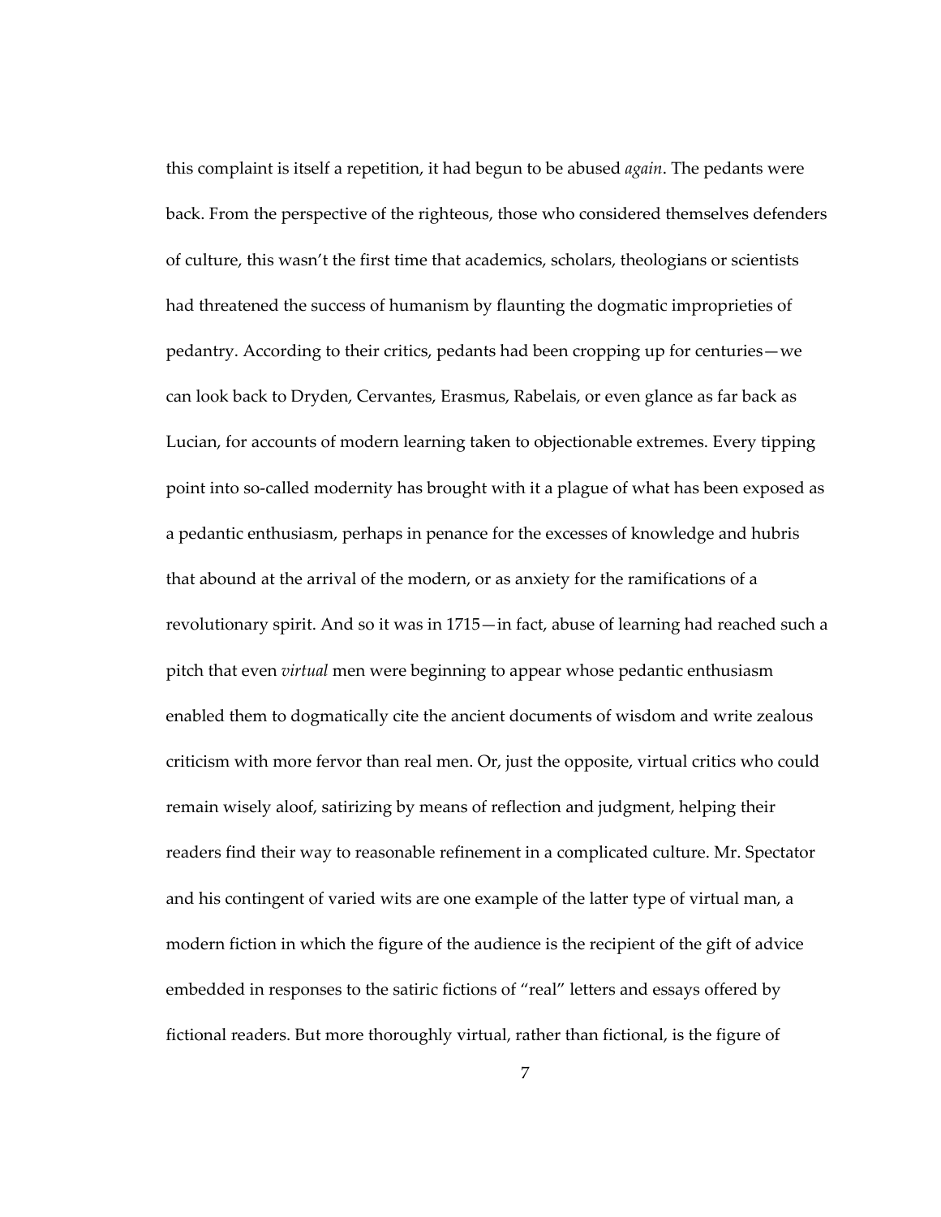this complaint is itself a repetition, it had begun to be abused *again*. The pedants were back. From the perspective of the righteous, those who considered themselves defenders of culture, this wasn't the first time that academics, scholars, theologians or scientists had threatened the success of humanism by flaunting the dogmatic improprieties of pedantry. According to their critics, pedants had been cropping up for centuries—we can look back to Dryden, Cervantes, Erasmus, Rabelais, or even glance as far back as Lucian, for accounts of modern learning taken to objectionable extremes. Every tipping point into so-called modernity has brought with it a plague of what has been exposed as a pedantic enthusiasm, perhaps in penance for the excesses of knowledge and hubris that abound at the arrival of the modern, or as anxiety for the ramifications of a revolutionary spirit. And so it was in 1715—in fact, abuse of learning had reached such a pitch that even *virtual* men were beginning to appear whose pedantic enthusiasm enabled them to dogmatically cite the ancient documents of wisdom and write zealous criticism with more fervor than real men. Or, just the opposite, virtual critics who could remain wisely aloof, satirizing by means of reflection and judgment, helping their readers find their way to reasonable refinement in a complicated culture. Mr. Spectator and his contingent of varied wits are one example of the latter type of virtual man, a modern fiction in which the figure of the audience is the recipient of the gift of advice embedded in responses to the satiric fictions of "real" letters and essays offered by fictional readers. But more thoroughly virtual, rather than fictional, is the figure of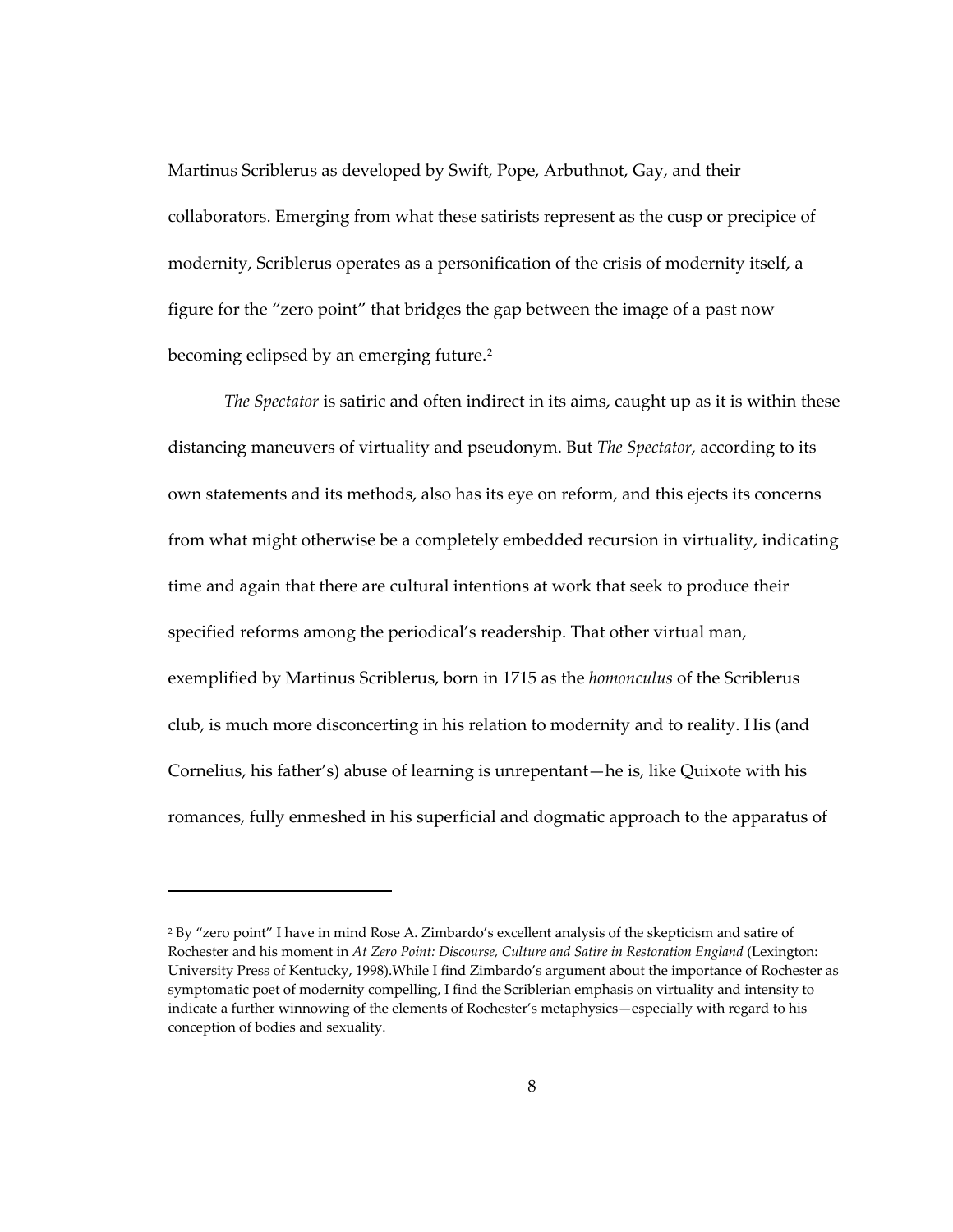Martinus Scriblerus as developed by Swift, Pope, Arbuthnot, Gay, and their collaborators. Emerging from what these satirists represent as the cusp or precipice of modernity, Scriblerus operates as a personification of the crisis of modernity itself, a figure for the "zero point" that bridges the gap between the image of a past now becoming eclipsed by an emerging future.[2]

*The Spectator* is satiric and often indirect in its aims, caught up as it is within these distancing maneuvers of virtuality and pseudonym. But *The Spectator*, according to its own statements and its methods, also has its eye on reform, and this ejects its concerns from what might otherwise be a completely embedded recursion in virtuality, indicating time and again that there are cultural intentions at work that seek to produce their specified reforms among the periodical's readership. That other virtual man, exemplified by Martinus Scriblerus, born in 1715 as the *homonculus* of the Scriblerus club, is much more disconcerting in his relation to modernity and to reality. His (and Cornelius, his father's) abuse of learning is unrepentant—he is, like Quixote with his romances, fully enmeshed in his superficial and dogmatic approach to the apparatus of

---

[2] By "zero point" I have in mind Rose A. Zimbardo's excellent analysis of the skepticism and satire of Rochester and his moment in *At Zero Point: Discourse, Culture and Satire in Restoration England* (Lexington: University Press of Kentucky, 1998).While I find Zimbardo's argument about the importance of Rochester as symptomatic poet of modernity compelling, I find the Scriblerian emphasis on virtuality and intensity to indicate a further winnowing of the elements of Rochester's metaphysics—especially with regard to his conception of bodies and sexuality.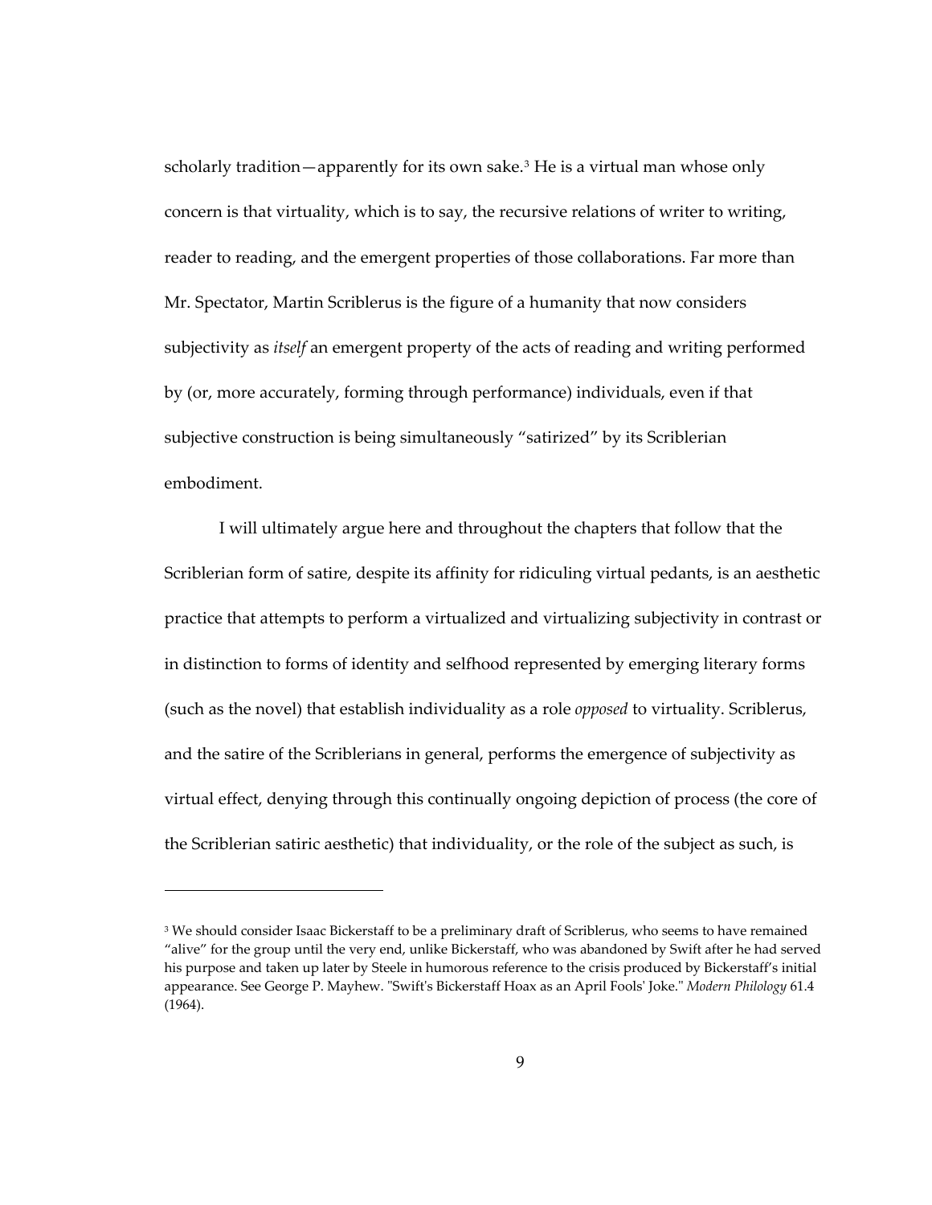scholarly tradition—apparently for its own sake.[3] He is a virtual man whose only concern is that virtuality, which is to say, the recursive relations of writer to writing, reader to reading, and the emergent properties of those collaborations. Far more than Mr. Spectator, Martin Scriblerus is the figure of a humanity that now considers subjectivity as *itself* an emergent property of the acts of reading and writing performed by (or, more accurately, forming through performance) individuals, even if that subjective construction is being simultaneously "satirized" by its Scriblerian embodiment.

I will ultimately argue here and throughout the chapters that follow that the Scriblerian form of satire, despite its affinity for ridiculing virtual pedants, is an aesthetic practice that attempts to perform a virtualized and virtualizing subjectivity in contrast or in distinction to forms of identity and selfhood represented by emerging literary forms (such as the novel) that establish individuality as a role *opposed* to virtuality. Scriblerus, and the satire of the Scriblerians in general, performs the emergence of subjectivity as virtual effect, denying through this continually ongoing depiction of process (the core of the Scriblerian satiric aesthetic) that individuality, or the role of the subject as such, is

---

[3] We should consider Isaac Bickerstaff to be a preliminary draft of Scriblerus, who seems to have remained "alive" for the group until the very end, unlike Bickerstaff, who was abandoned by Swift after he had served his purpose and taken up later by Steele in humorous reference to the crisis produced by Bickerstaff's initial appearance. See George P. Mayhew. "Swift's Bickerstaff Hoax as an April Fools' Joke." *Modern Philology* 61.4 (1964).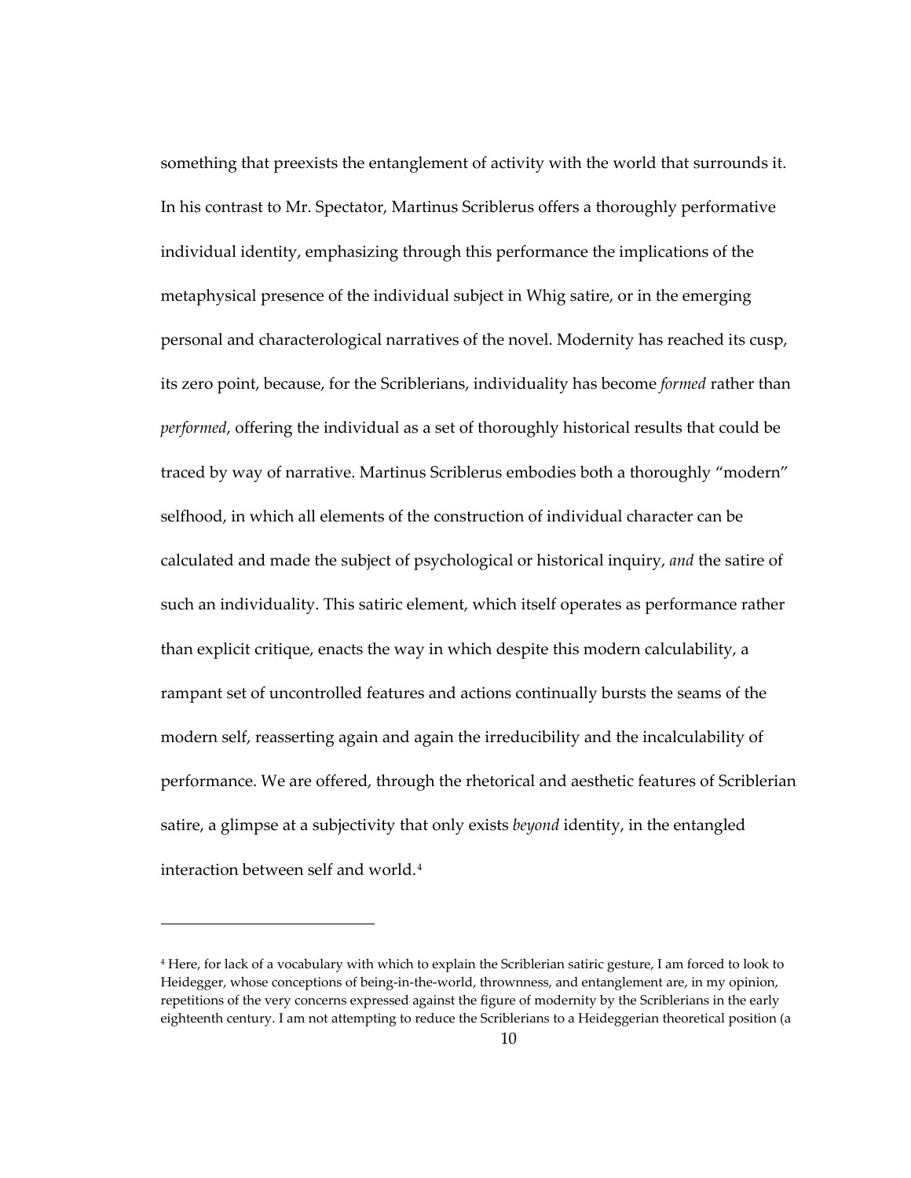something that preexists the entanglement of activity with the world that surrounds it. In his contrast to Mr. Spectator, Martinus Scriblerus offers a thoroughly performative individual identity, emphasizing through this performance the implications of the metaphysical presence of the individual subject in Whig satire, or in the emerging personal and characterological narratives of the novel. Modernity has reached its cusp, its zero point, because, for the Scriblerians, individuality has become *formed* rather than *performed*, offering the individual as a set of thoroughly historical results that could be traced by way of narrative. Martinus Scriblerus embodies both a thoroughly "modern" selfhood, in which all elements of the construction of individual character can be calculated and made the subject of psychological or historical inquiry, *and* the satire of such an individuality. This satiric element, which itself operates as performance rather than explicit critique, enacts the way in which despite this modern calculability, a rampant set of uncontrolled features and actions continually bursts the seams of the modern self, reasserting again and again the irreducibility and the incalculability of performance. We are offered, through the rhetorical and aesthetic features of Scriblerian satire, a glimpse at a subjectivity that only exists *beyond* identity, in the entangled interaction between self and world.[4]

---

[4] Here, for lack of a vocabulary with which to explain the Scriblerian satiric gesture, I am forced to look to Heidegger, whose conceptions of being-in-the-world, thrownness, and entanglement are, in my opinion, repetitions of the very concerns expressed against the figure of modernity by the Scriblerians in the early eighteenth century. I am not attempting to reduce the Scriblerians to a Heideggerian theoretical position (a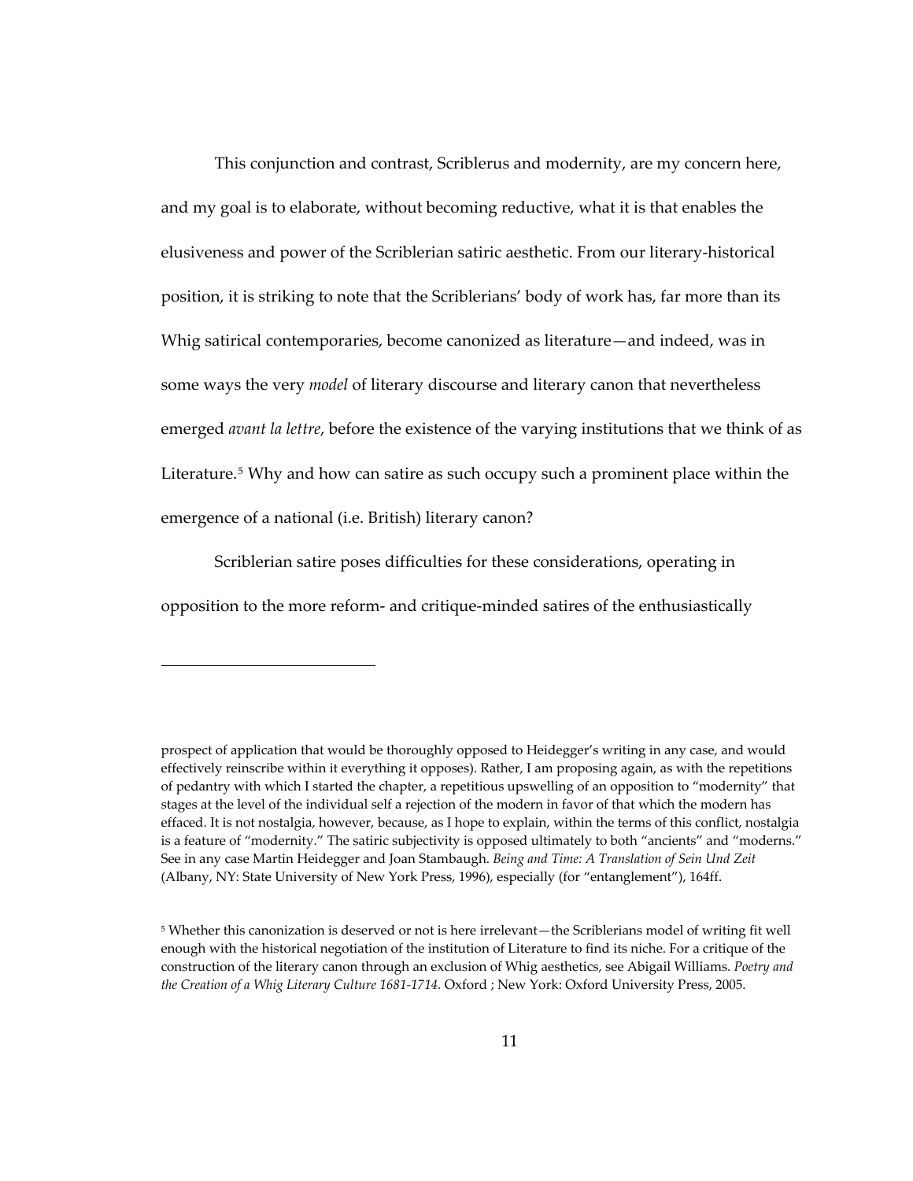This conjunction and contrast, Scriblerus and modernity, are my concern here, and my goal is to elaborate, without becoming reductive, what it is that enables the elusiveness and power of the Scriblerian satiric aesthetic. From our literary-historical position, it is striking to note that the Scriblerians' body of work has, far more than its Whig satirical contemporaries, become canonized as literature—and indeed, was in some ways the very *model* of literary discourse and literary canon that nevertheless emerged *avant la lettre*, before the existence of the varying institutions that we think of as Literature.[5] Why and how can satire as such occupy such a prominent place within the emergence of a national (i.e. British) literary canon?

Scriblerian satire poses difficulties for these considerations, operating in opposition to the more reform- and critique-minded satires of the enthusiastically

---

prospect of application that would be thoroughly opposed to Heidegger's writing in any case, and would effectively reinscribe within it everything it opposes). Rather, I am proposing again, as with the repetitions of pedantry with which I started the chapter, a repetitious upswelling of an opposition to "modernity" that stages at the level of the individual self a rejection of the modern in favor of that which the modern has effaced. It is not nostalgia, however, because, as I hope to explain, within the terms of this conflict, nostalgia is a feature of "modernity." The satiric subjectivity is opposed ultimately to both "ancients" and "moderns." See in any case Martin Heidegger and Joan Stambaugh. *Being and Time: A Translation of Sein Und Zeit* (Albany, NY: State University of New York Press, 1996), especially (for "entanglement"), 164ff.

[5] Whether this canonization is deserved or not is here irrelevant—the Scriblerians model of writing fit well enough with the historical negotiation of the institution of Literature to find its niche. For a critique of the construction of the literary canon through an exclusion of Whig aesthetics, see Abigail Williams. *Poetry and the Creation of a Whig Literary Culture 1681-1714.* Oxford ; New York: Oxford University Press, 2005.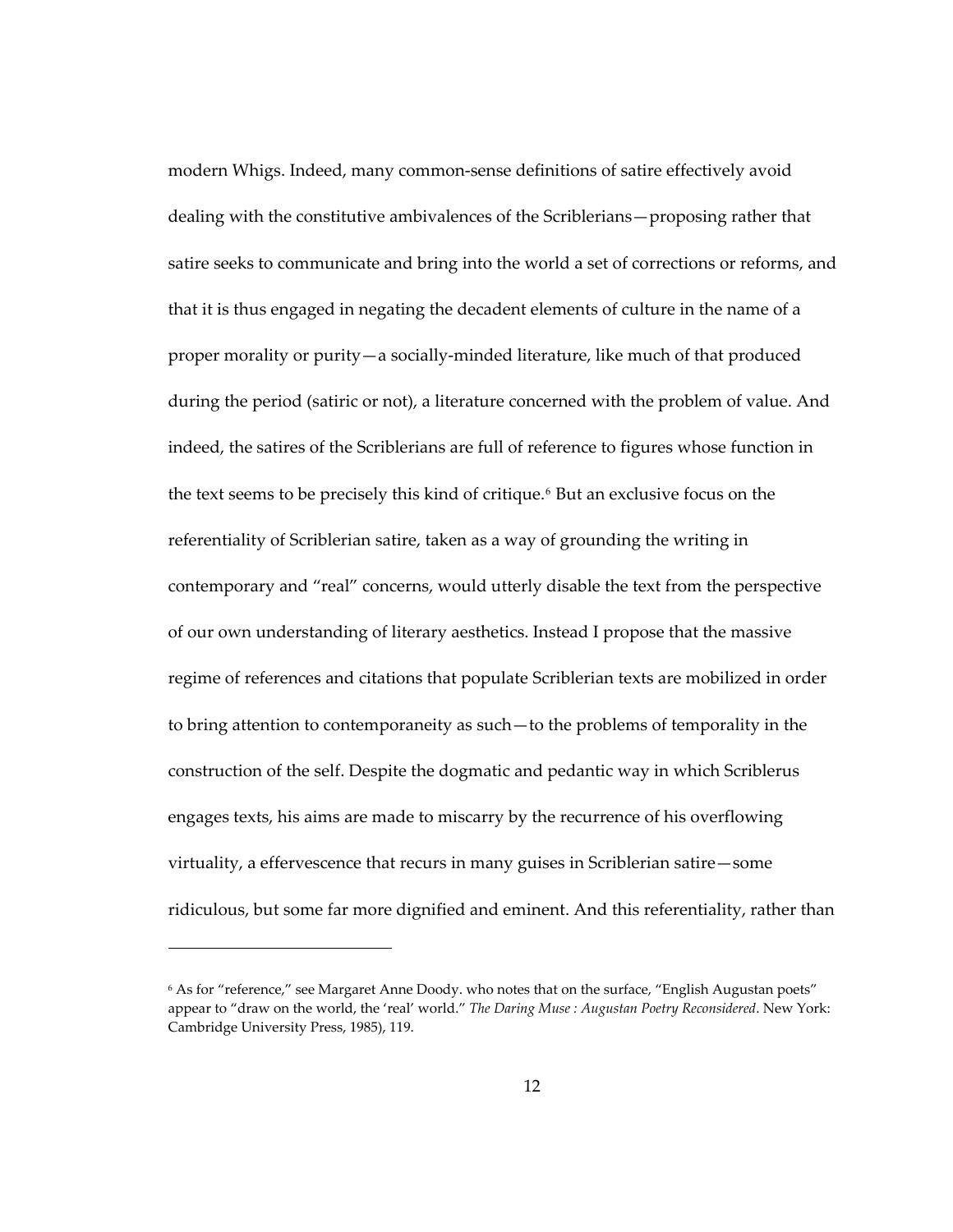modern Whigs. Indeed, many common-sense definitions of satire effectively avoid dealing with the constitutive ambivalences of the Scriblerians—proposing rather that satire seeks to communicate and bring into the world a set of corrections or reforms, and that it is thus engaged in negating the decadent elements of culture in the name of a proper morality or purity—a socially-minded literature, like much of that produced during the period (satiric or not), a literature concerned with the problem of value. And indeed, the satires of the Scriblerians are full of reference to figures whose function in the text seems to be precisely this kind of critique.[6] But an exclusive focus on the referentiality of Scriblerian satire, taken as a way of grounding the writing in contemporary and "real" concerns, would utterly disable the text from the perspective of our own understanding of literary aesthetics. Instead I propose that the massive regime of references and citations that populate Scriblerian texts are mobilized in order to bring attention to contemporaneity as such—to the problems of temporality in the construction of the self. Despite the dogmatic and pedantic way in which Scriblerus engages texts, his aims are made to miscarry by the recurrence of his overflowing virtuality, a effervescence that recurs in many guises in Scriblerian satire—some ridiculous, but some far more dignified and eminent. And this referentiality, rather than

---

[6] As for "reference," see Margaret Anne Doody. who notes that on the surface, "English Augustan poets" appear to "draw on the world, the 'real' world." *The Daring Muse : Augustan Poetry Reconsidered*. New York: Cambridge University Press, 1985), 119.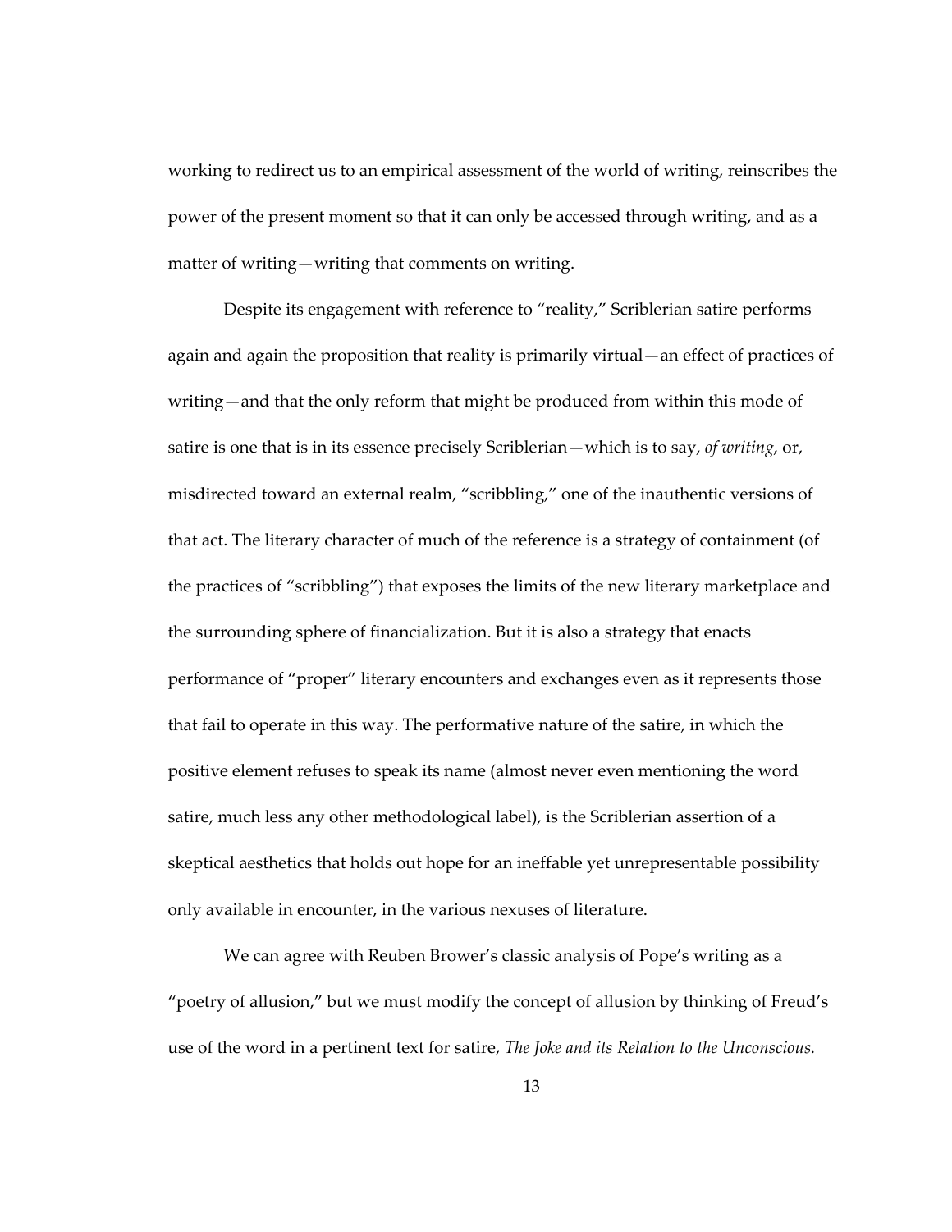working to redirect us to an empirical assessment of the world of writing, reinscribes the power of the present moment so that it can only be accessed through writing, and as a matter of writing—writing that comments on writing.

Despite its engagement with reference to "reality," Scriblerian satire performs again and again the proposition that reality is primarily virtual—an effect of practices of writing—and that the only reform that might be produced from within this mode of satire is one that is in its essence precisely Scriblerian—which is to say, *of writing*, or, misdirected toward an external realm, "scribbling," one of the inauthentic versions of that act. The literary character of much of the reference is a strategy of containment (of the practices of "scribbling") that exposes the limits of the new literary marketplace and the surrounding sphere of financialization. But it is also a strategy that enacts performance of "proper" literary encounters and exchanges even as it represents those that fail to operate in this way. The performative nature of the satire, in which the positive element refuses to speak its name (almost never even mentioning the word satire, much less any other methodological label), is the Scriblerian assertion of a skeptical aesthetics that holds out hope for an ineffable yet unrepresentable possibility only available in encounter, in the various nexuses of literature.

We can agree with Reuben Brower's classic analysis of Pope's writing as a "poetry of allusion," but we must modify the concept of allusion by thinking of Freud's use of the word in a pertinent text for satire, *The Joke and its Relation to the Unconscious.*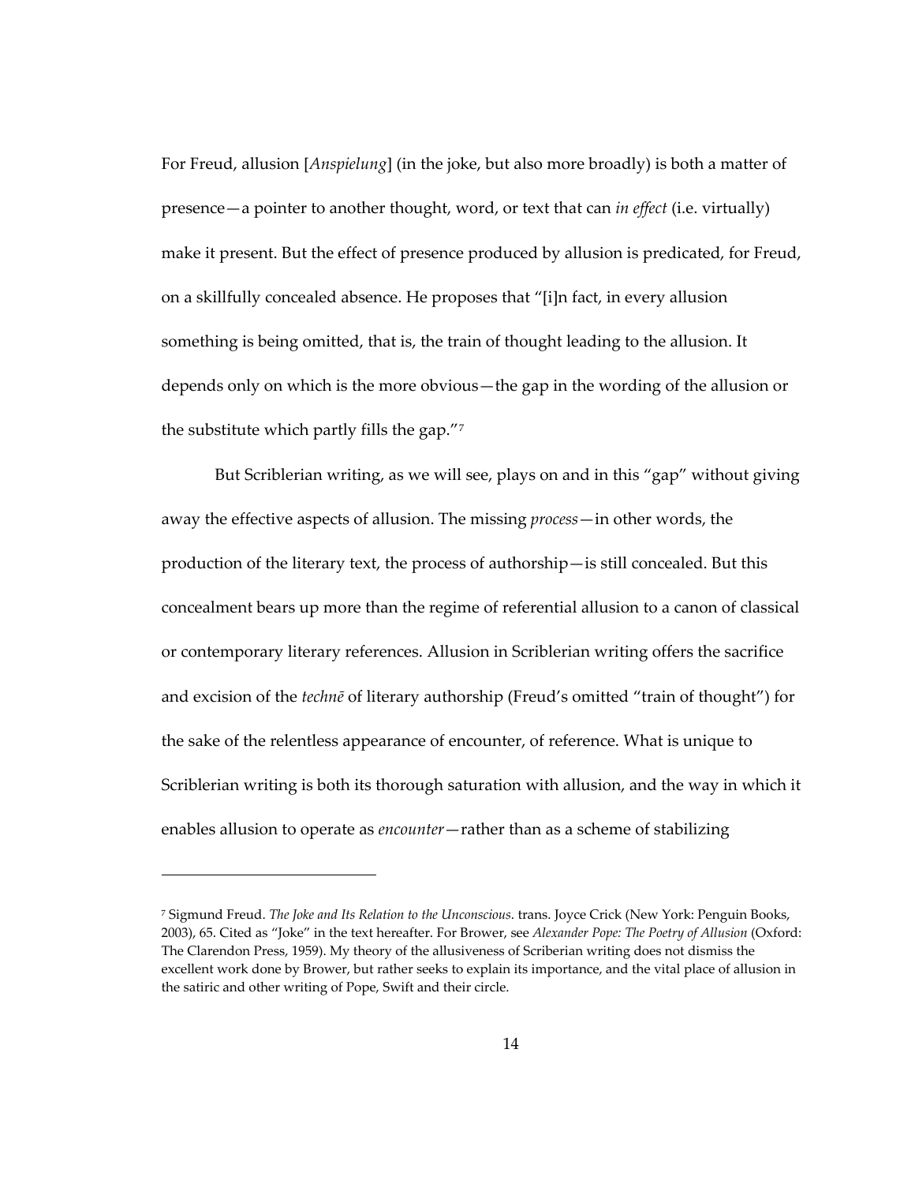For Freud, allusion [*Anspielung*] (in the joke, but also more broadly) is both a matter of presence—a pointer to another thought, word, or text that can *in effect* (i.e. virtually) make it present. But the effect of presence produced by allusion is predicated, for Freud, on a skillfully concealed absence. He proposes that "[i]n fact, in every allusion something is being omitted, that is, the train of thought leading to the allusion. It depends only on which is the more obvious—the gap in the wording of the allusion or the substitute which partly fills the gap."[7]

But Scriblerian writing, as we will see, plays on and in this "gap" without giving away the effective aspects of allusion. The missing *process*—in other words, the production of the literary text, the process of authorship—is still concealed. But this concealment bears up more than the regime of referential allusion to a canon of classical or contemporary literary references. Allusion in Scriblerian writing offers the sacrifice and excision of the *technē* of literary authorship (Freud's omitted "train of thought") for the sake of the relentless appearance of encounter, of reference. What is unique to Scriblerian writing is both its thorough saturation with allusion, and the way in which it enables allusion to operate as *encounter*—rather than as a scheme of stabilizing

---

[7] Sigmund Freud. *The Joke and Its Relation to the Unconscious*. trans. Joyce Crick (New York: Penguin Books, 2003), 65. Cited as "Joke" in the text hereafter. For Brower, see *Alexander Pope: The Poetry of Allusion* (Oxford: The Clarendon Press, 1959). My theory of the allusiveness of Scriberian writing does not dismiss the excellent work done by Brower, but rather seeks to explain its importance, and the vital place of allusion in the satiric and other writing of Pope, Swift and their circle.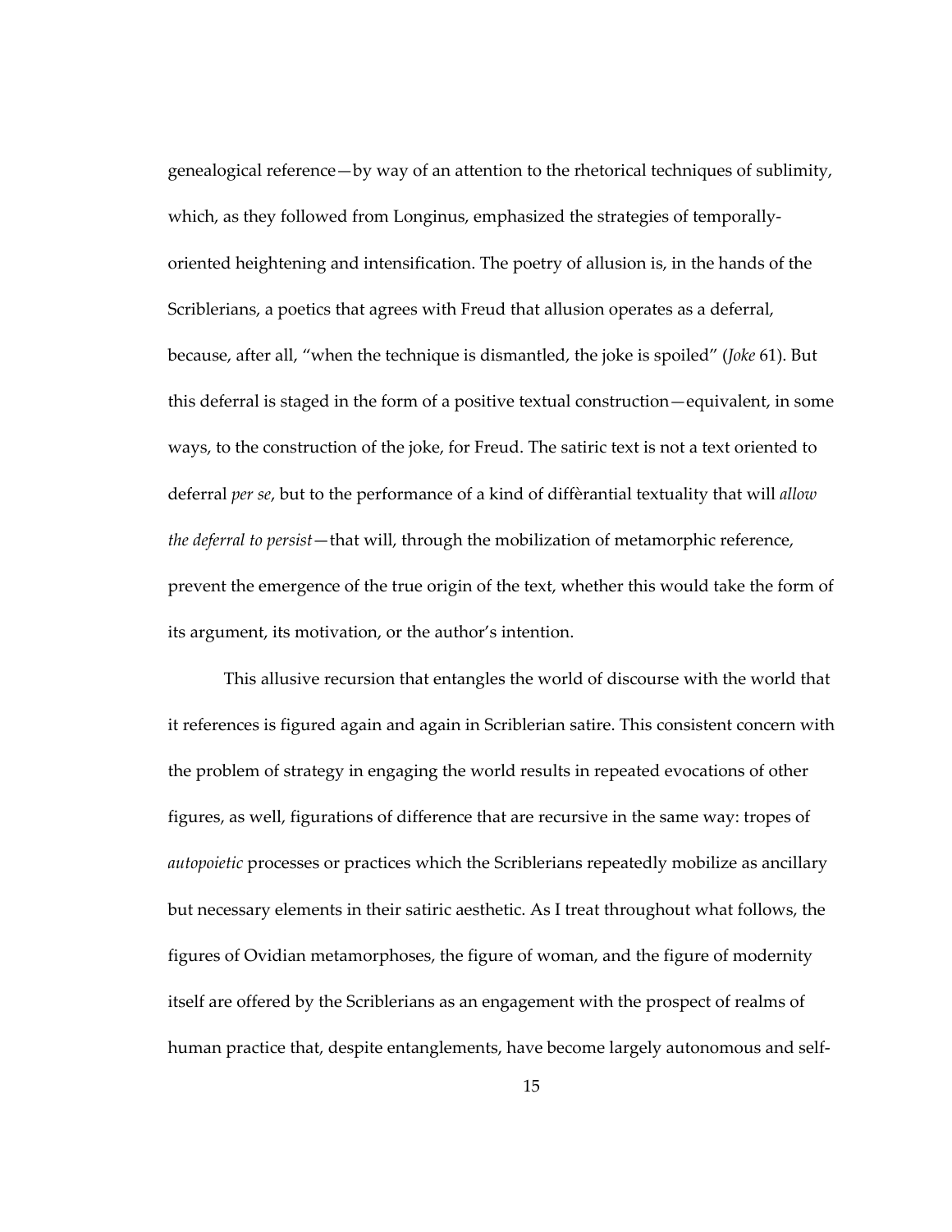genealogical reference—by way of an attention to the rhetorical techniques of sublimity, which, as they followed from Longinus, emphasized the strategies of temporally-oriented heightening and intensification. The poetry of allusion is, in the hands of the Scriblerians, a poetics that agrees with Freud that allusion operates as a deferral, because, after all, "when the technique is dismantled, the joke is spoiled" (*Joke* 61). But this deferral is staged in the form of a positive textual construction—equivalent, in some ways, to the construction of the joke, for Freud. The satiric text is not a text oriented to deferral *per se*, but to the performance of a kind of diffèrantial textuality that will *allow the deferral to persist*—that will, through the mobilization of metamorphic reference, prevent the emergence of the true origin of the text, whether this would take the form of its argument, its motivation, or the author's intention.

This allusive recursion that entangles the world of discourse with the world that it references is figured again and again in Scriblerian satire. This consistent concern with the problem of strategy in engaging the world results in repeated evocations of other figures, as well, figurations of difference that are recursive in the same way: tropes of *autopoietic* processes or practices which the Scriblerians repeatedly mobilize as ancillary but necessary elements in their satiric aesthetic. As I treat throughout what follows, the figures of Ovidian metamorphoses, the figure of woman, and the figure of modernity itself are offered by the Scriblerians as an engagement with the prospect of realms of human practice that, despite entanglements, have become largely autonomous and self-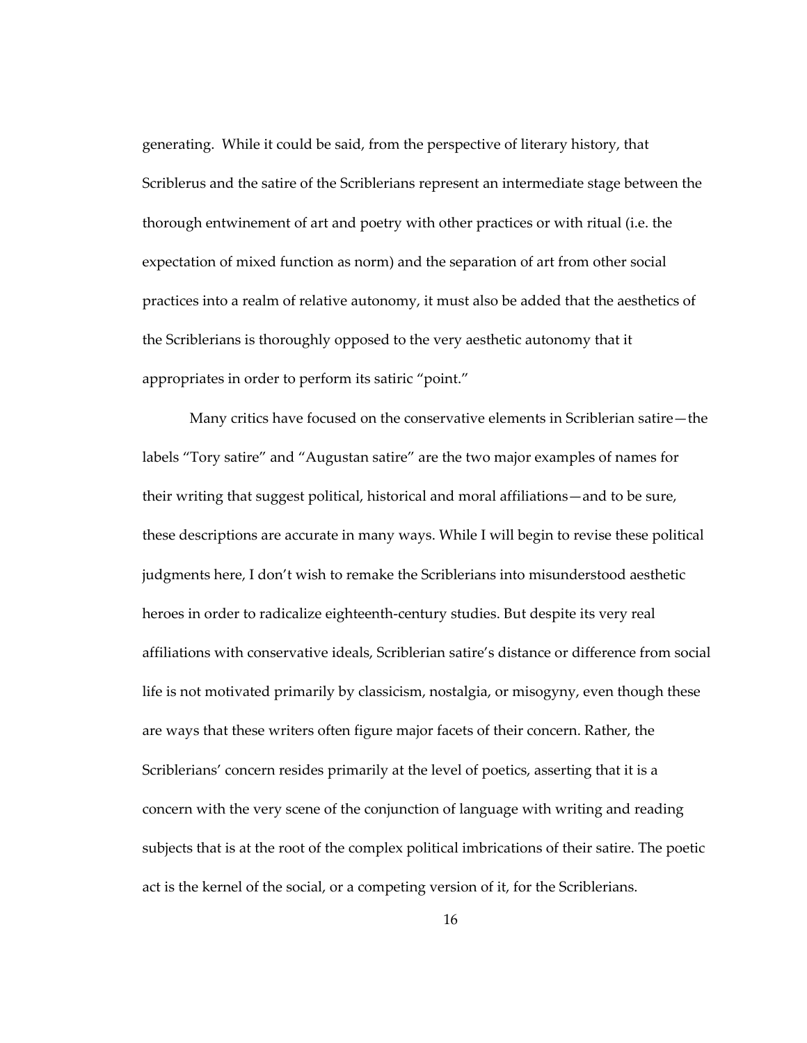generating. While it could be said, from the perspective of literary history, that Scriblerus and the satire of the Scriblerians represent an intermediate stage between the thorough entwinement of art and poetry with other practices or with ritual (i.e. the expectation of mixed function as norm) and the separation of art from other social practices into a realm of relative autonomy, it must also be added that the aesthetics of the Scriblerians is thoroughly opposed to the very aesthetic autonomy that it appropriates in order to perform its satiric "point."

Many critics have focused on the conservative elements in Scriblerian satire—the labels "Tory satire" and "Augustan satire" are the two major examples of names for their writing that suggest political, historical and moral affiliations—and to be sure, these descriptions are accurate in many ways. While I will begin to revise these political judgments here, I don't wish to remake the Scriblerians into misunderstood aesthetic heroes in order to radicalize eighteenth-century studies. But despite its very real affiliations with conservative ideals, Scriblerian satire's distance or difference from social life is not motivated primarily by classicism, nostalgia, or misogyny, even though these are ways that these writers often figure major facets of their concern. Rather, the Scriblerians' concern resides primarily at the level of poetics, asserting that it is a concern with the very scene of the conjunction of language with writing and reading subjects that is at the root of the complex political imbrications of their satire. The poetic act is the kernel of the social, or a competing version of it, for the Scriblerians.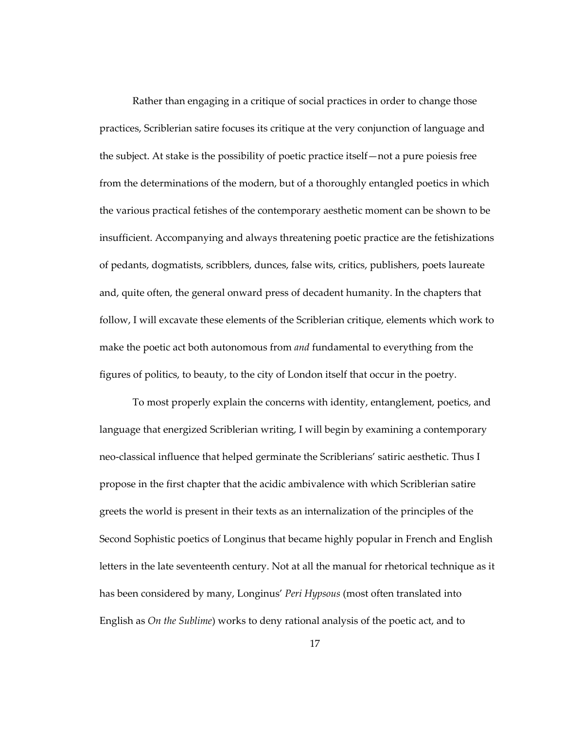Rather than engaging in a critique of social practices in order to change those practices, Scriblerian satire focuses its critique at the very conjunction of language and the subject. At stake is the possibility of poetic practice itself—not a pure poiesis free from the determinations of the modern, but of a thoroughly entangled poetics in which the various practical fetishes of the contemporary aesthetic moment can be shown to be insufficient. Accompanying and always threatening poetic practice are the fetishizations of pedants, dogmatists, scribblers, dunces, false wits, critics, publishers, poets laureate and, quite often, the general onward press of decadent humanity. In the chapters that follow, I will excavate these elements of the Scriblerian critique, elements which work to make the poetic act both autonomous from *and* fundamental to everything from the figures of politics, to beauty, to the city of London itself that occur in the poetry.

To most properly explain the concerns with identity, entanglement, poetics, and language that energized Scriblerian writing, I will begin by examining a contemporary neo-classical influence that helped germinate the Scriblerians' satiric aesthetic. Thus I propose in the first chapter that the acidic ambivalence with which Scriblerian satire greets the world is present in their texts as an internalization of the principles of the Second Sophistic poetics of Longinus that became highly popular in French and English letters in the late seventeenth century. Not at all the manual for rhetorical technique as it has been considered by many, Longinus' *Peri Hypsous* (most often translated into English as *On the Sublime*) works to deny rational analysis of the poetic act, and to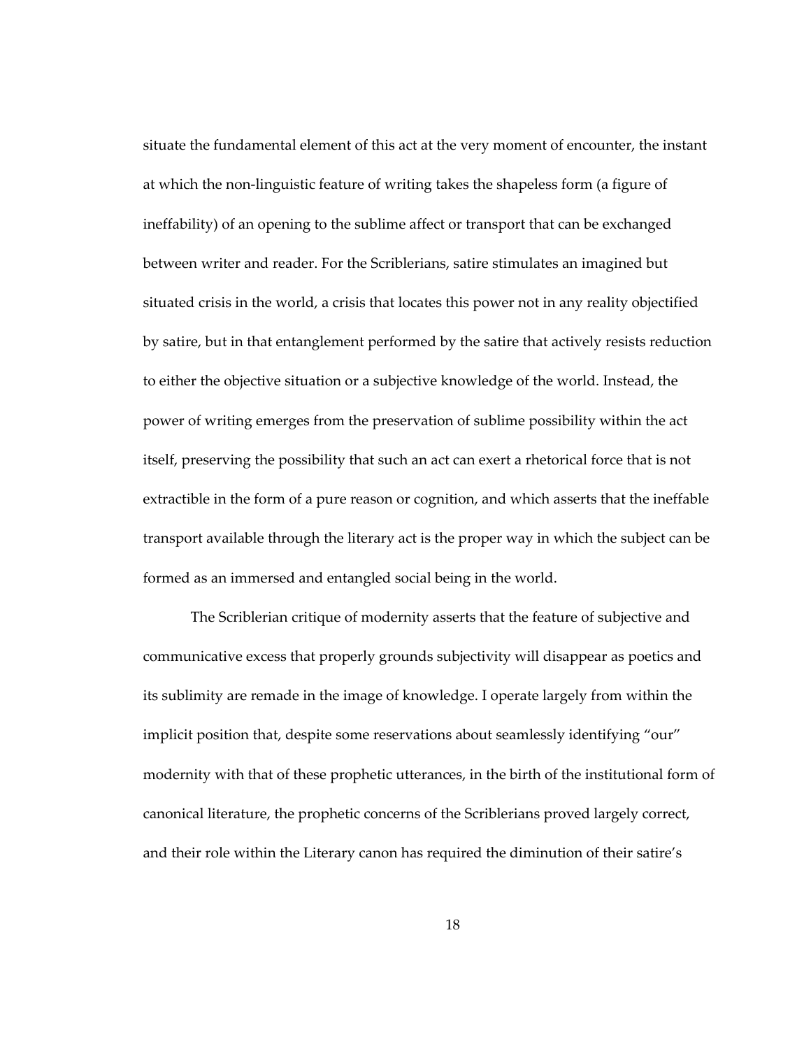situate the fundamental element of this act at the very moment of encounter, the instant at which the non-linguistic feature of writing takes the shapeless form (a figure of ineffability) of an opening to the sublime affect or transport that can be exchanged between writer and reader. For the Scriblerians, satire stimulates an imagined but situated crisis in the world, a crisis that locates this power not in any reality objectified by satire, but in that entanglement performed by the satire that actively resists reduction to either the objective situation or a subjective knowledge of the world. Instead, the power of writing emerges from the preservation of sublime possibility within the act itself, preserving the possibility that such an act can exert a rhetorical force that is not extractible in the form of a pure reason or cognition, and which asserts that the ineffable transport available through the literary act is the proper way in which the subject can be formed as an immersed and entangled social being in the world.

The Scriblerian critique of modernity asserts that the feature of subjective and communicative excess that properly grounds subjectivity will disappear as poetics and its sublimity are remade in the image of knowledge. I operate largely from within the implicit position that, despite some reservations about seamlessly identifying "our" modernity with that of these prophetic utterances, in the birth of the institutional form of canonical literature, the prophetic concerns of the Scriblerians proved largely correct, and their role within the Literary canon has required the diminution of their satire's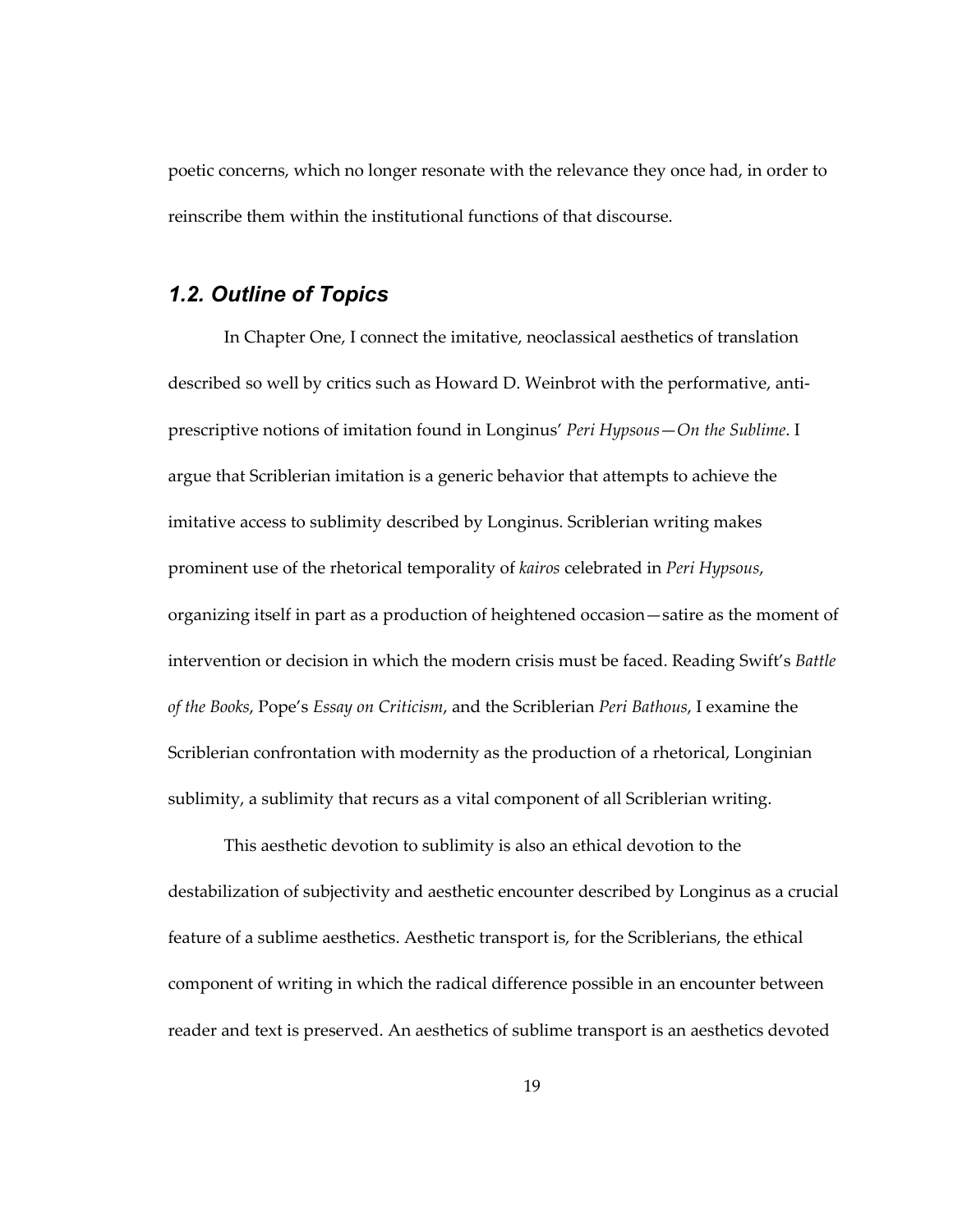poetic concerns, which no longer resonate with the relevance they once had, in order to reinscribe them within the institutional functions of that discourse.

## *1.2. Outline of Topics*

In Chapter One, I connect the imitative, neoclassical aesthetics of translation described so well by critics such as Howard D. Weinbrot with the performative, anti-prescriptive notions of imitation found in Longinus' *Peri Hypsous—On the Sublime*. I argue that Scriblerian imitation is a generic behavior that attempts to achieve the imitative access to sublimity described by Longinus. Scriblerian writing makes prominent use of the rhetorical temporality of *kairos* celebrated in *Peri Hypsous*, organizing itself in part as a production of heightened occasion—satire as the moment of intervention or decision in which the modern crisis must be faced. Reading Swift's *Battle of the Books*, Pope's *Essay on Criticism*, and the Scriblerian *Peri Bathous*, I examine the Scriblerian confrontation with modernity as the production of a rhetorical, Longinian sublimity, a sublimity that recurs as a vital component of all Scriblerian writing.

This aesthetic devotion to sublimity is also an ethical devotion to the destabilization of subjectivity and aesthetic encounter described by Longinus as a crucial feature of a sublime aesthetics. Aesthetic transport is, for the Scriblerians, the ethical component of writing in which the radical difference possible in an encounter between reader and text is preserved. An aesthetics of sublime transport is an aesthetics devoted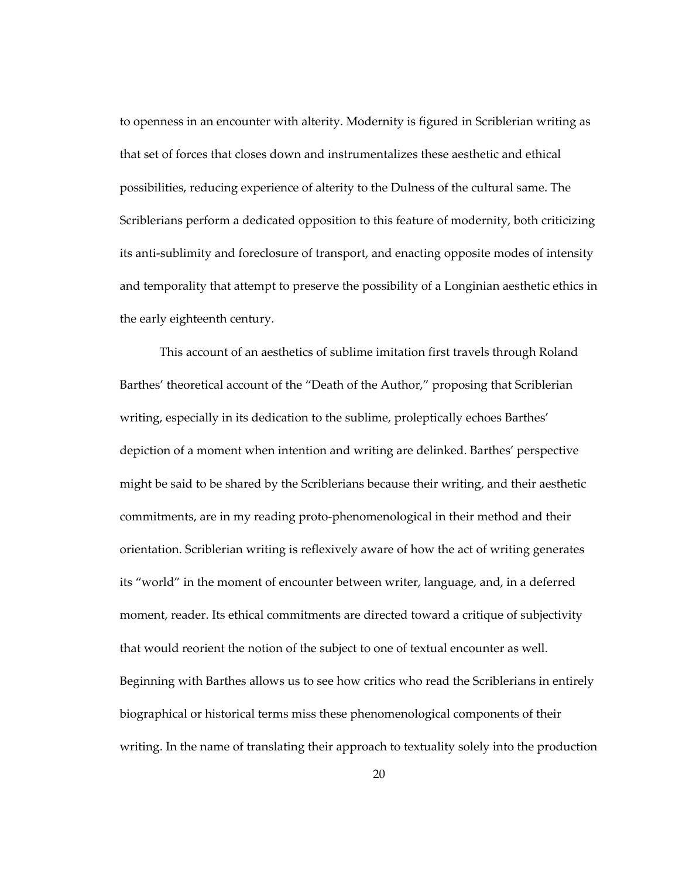to openness in an encounter with alterity. Modernity is figured in Scriblerian writing as that set of forces that closes down and instrumentalizes these aesthetic and ethical possibilities, reducing experience of alterity to the Dulness of the cultural same. The Scriblerians perform a dedicated opposition to this feature of modernity, both criticizing its anti-sublimity and foreclosure of transport, and enacting opposite modes of intensity and temporality that attempt to preserve the possibility of a Longinian aesthetic ethics in the early eighteenth century.

This account of an aesthetics of sublime imitation first travels through Roland Barthes' theoretical account of the "Death of the Author," proposing that Scriblerian writing, especially in its dedication to the sublime, proleptically echoes Barthes' depiction of a moment when intention and writing are delinked. Barthes' perspective might be said to be shared by the Scriblerians because their writing, and their aesthetic commitments, are in my reading proto-phenomenological in their method and their orientation. Scriblerian writing is reflexively aware of how the act of writing generates its "world" in the moment of encounter between writer, language, and, in a deferred moment, reader. Its ethical commitments are directed toward a critique of subjectivity that would reorient the notion of the subject to one of textual encounter as well. Beginning with Barthes allows us to see how critics who read the Scriblerians in entirely biographical or historical terms miss these phenomenological components of their writing. In the name of translating their approach to textuality solely into the production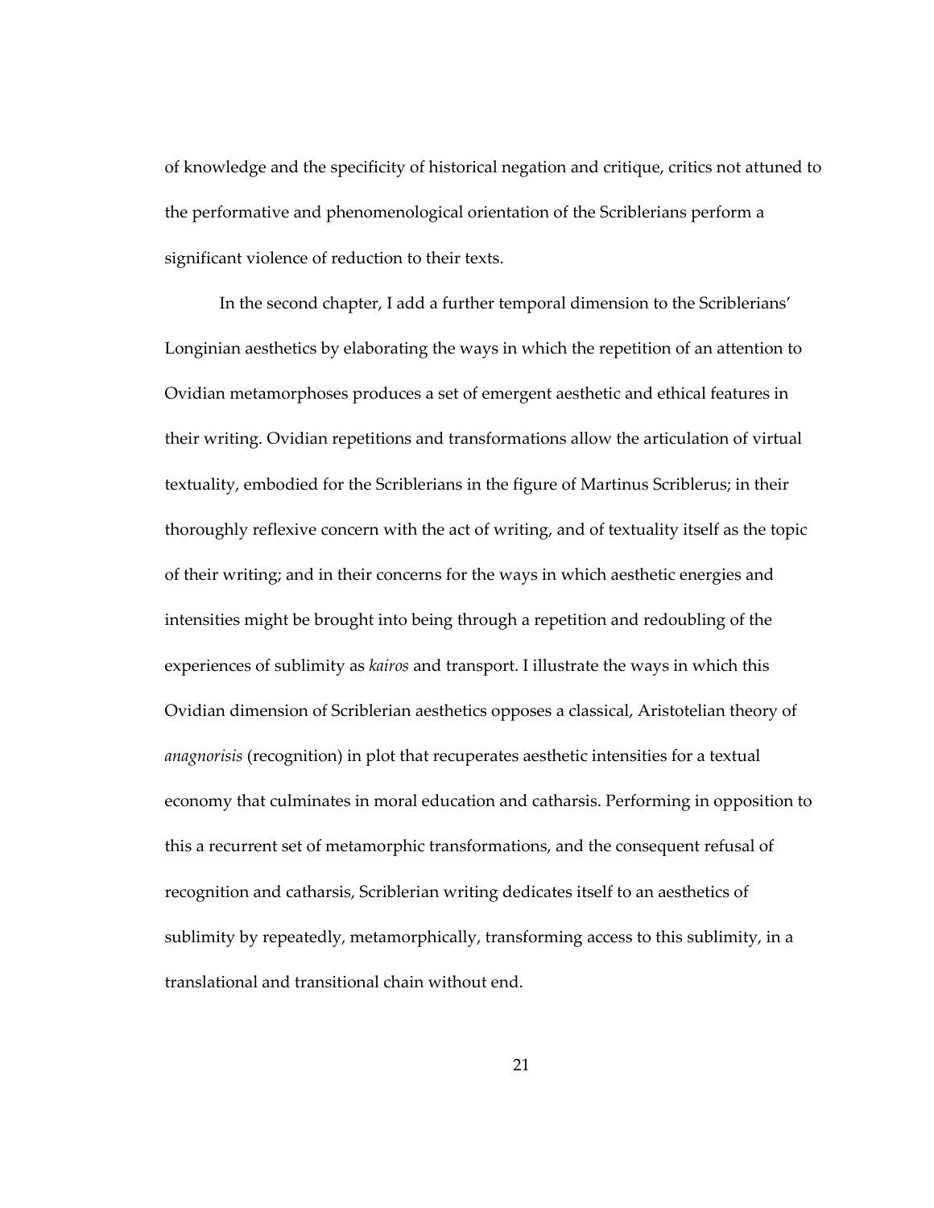of knowledge and the specificity of historical negation and critique, critics not attuned to the performative and phenomenological orientation of the Scriblerians perform a significant violence of reduction to their texts.

In the second chapter, I add a further temporal dimension to the Scriblerians' Longinian aesthetics by elaborating the ways in which the repetition of an attention to Ovidian metamorphoses produces a set of emergent aesthetic and ethical features in their writing. Ovidian repetitions and transformations allow the articulation of virtual textuality, embodied for the Scriblerians in the figure of Martinus Scriblerus; in their thoroughly reflexive concern with the act of writing, and of textuality itself as the topic of their writing; and in their concerns for the ways in which aesthetic energies and intensities might be brought into being through a repetition and redoubling of the experiences of sublimity as *kairos* and transport. I illustrate the ways in which this Ovidian dimension of Scriblerian aesthetics opposes a classical, Aristotelian theory of *anagnorisis* (recognition) in plot that recuperates aesthetic intensities for a textual economy that culminates in moral education and catharsis. Performing in opposition to this a recurrent set of metamorphic transformations, and the consequent refusal of recognition and catharsis, Scriblerian writing dedicates itself to an aesthetics of sublimity by repeatedly, metamorphically, transforming access to this sublimity, in a translational and transitional chain without end.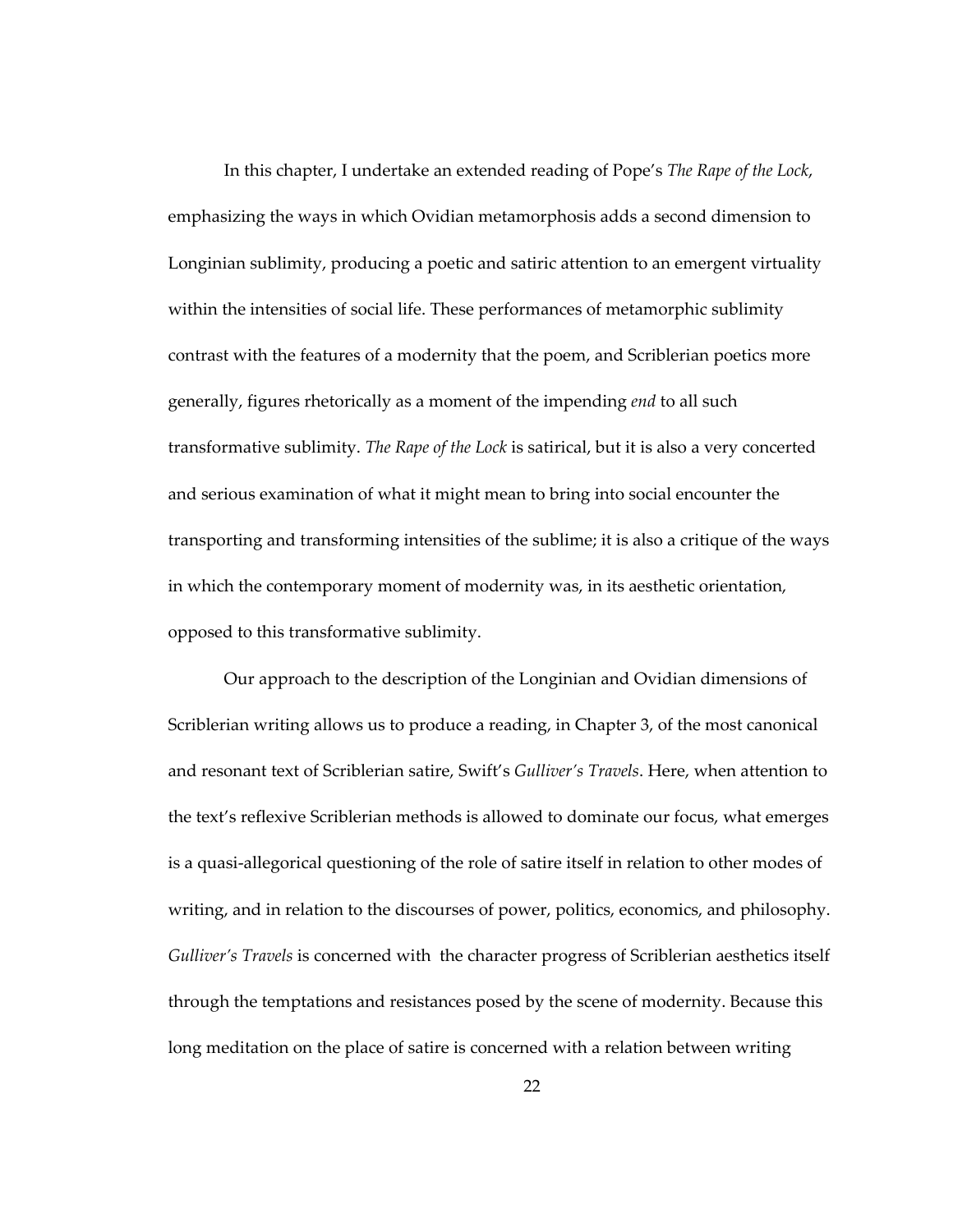In this chapter, I undertake an extended reading of Pope's *The Rape of the Lock*, emphasizing the ways in which Ovidian metamorphosis adds a second dimension to Longinian sublimity, producing a poetic and satiric attention to an emergent virtuality within the intensities of social life. These performances of metamorphic sublimity contrast with the features of a modernity that the poem, and Scriblerian poetics more generally, figures rhetorically as a moment of the impending *end* to all such transformative sublimity. *The Rape of the Lock* is satirical, but it is also a very concerted and serious examination of what it might mean to bring into social encounter the transporting and transforming intensities of the sublime; it is also a critique of the ways in which the contemporary moment of modernity was, in its aesthetic orientation, opposed to this transformative sublimity.

Our approach to the description of the Longinian and Ovidian dimensions of Scriblerian writing allows us to produce a reading, in Chapter 3, of the most canonical and resonant text of Scriblerian satire, Swift's *Gulliver's Travels*. Here, when attention to the text's reflexive Scriblerian methods is allowed to dominate our focus, what emerges is a quasi-allegorical questioning of the role of satire itself in relation to other modes of writing, and in relation to the discourses of power, politics, economics, and philosophy. *Gulliver's Travels* is concerned with the character progress of Scriblerian aesthetics itself through the temptations and resistances posed by the scene of modernity. Because this long meditation on the place of satire is concerned with a relation between writing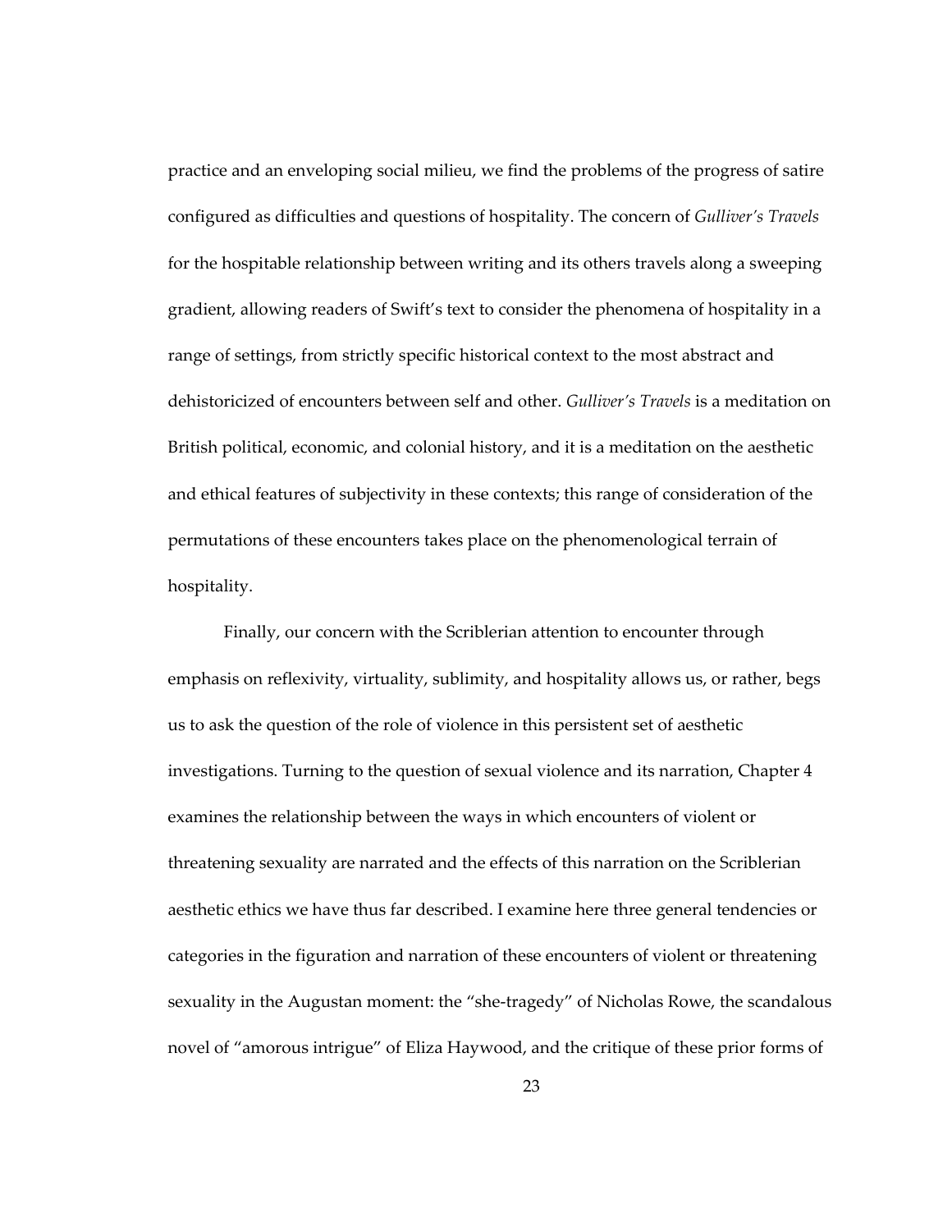practice and an enveloping social milieu, we find the problems of the progress of satire configured as difficulties and questions of hospitality. The concern of *Gulliver's Travels* for the hospitable relationship between writing and its others travels along a sweeping gradient, allowing readers of Swift's text to consider the phenomena of hospitality in a range of settings, from strictly specific historical context to the most abstract and dehistoricized of encounters between self and other. *Gulliver's Travels* is a meditation on British political, economic, and colonial history, and it is a meditation on the aesthetic and ethical features of subjectivity in these contexts; this range of consideration of the permutations of these encounters takes place on the phenomenological terrain of hospitality.

Finally, our concern with the Scriblerian attention to encounter through emphasis on reflexivity, virtuality, sublimity, and hospitality allows us, or rather, begs us to ask the question of the role of violence in this persistent set of aesthetic investigations. Turning to the question of sexual violence and its narration, Chapter 4 examines the relationship between the ways in which encounters of violent or threatening sexuality are narrated and the effects of this narration on the Scriblerian aesthetic ethics we have thus far described. I examine here three general tendencies or categories in the figuration and narration of these encounters of violent or threatening sexuality in the Augustan moment: the "she-tragedy" of Nicholas Rowe, the scandalous novel of "amorous intrigue" of Eliza Haywood, and the critique of these prior forms of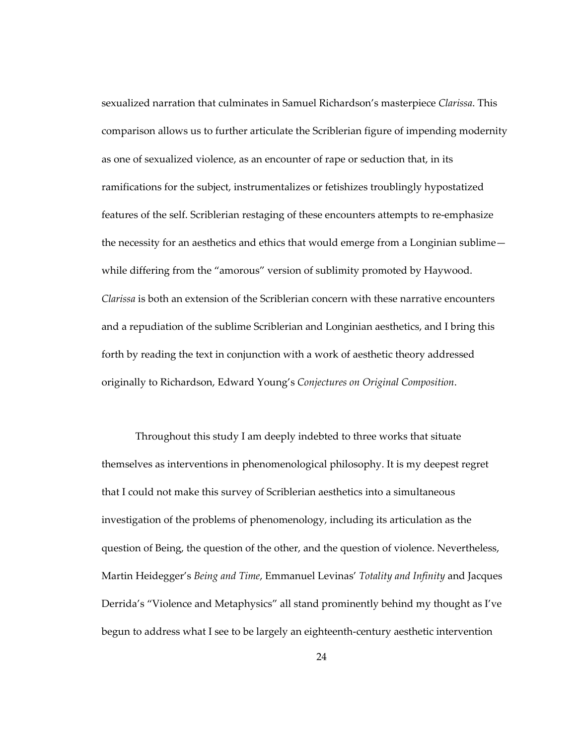sexualized narration that culminates in Samuel Richardson's masterpiece *Clarissa*. This comparison allows us to further articulate the Scriblerian figure of impending modernity as one of sexualized violence, as an encounter of rape or seduction that, in its ramifications for the subject, instrumentalizes or fetishizes troublingly hypostatized features of the self. Scriblerian restaging of these encounters attempts to re-emphasize the necessity for an aesthetics and ethics that would emerge from a Longinian sublime—while differing from the "amorous" version of sublimity promoted by Haywood. *Clarissa* is both an extension of the Scriblerian concern with these narrative encounters and a repudiation of the sublime Scriblerian and Longinian aesthetics, and I bring this forth by reading the text in conjunction with a work of aesthetic theory addressed originally to Richardson, Edward Young's *Conjectures on Original Composition*.

Throughout this study I am deeply indebted to three works that situate themselves as interventions in phenomenological philosophy. It is my deepest regret that I could not make this survey of Scriblerian aesthetics into a simultaneous investigation of the problems of phenomenology, including its articulation as the question of Being, the question of the other, and the question of violence. Nevertheless, Martin Heidegger's *Being and Time*, Emmanuel Levinas' *Totality and Infinity* and Jacques Derrida's "Violence and Metaphysics" all stand prominently behind my thought as I've begun to address what I see to be largely an eighteenth-century aesthetic intervention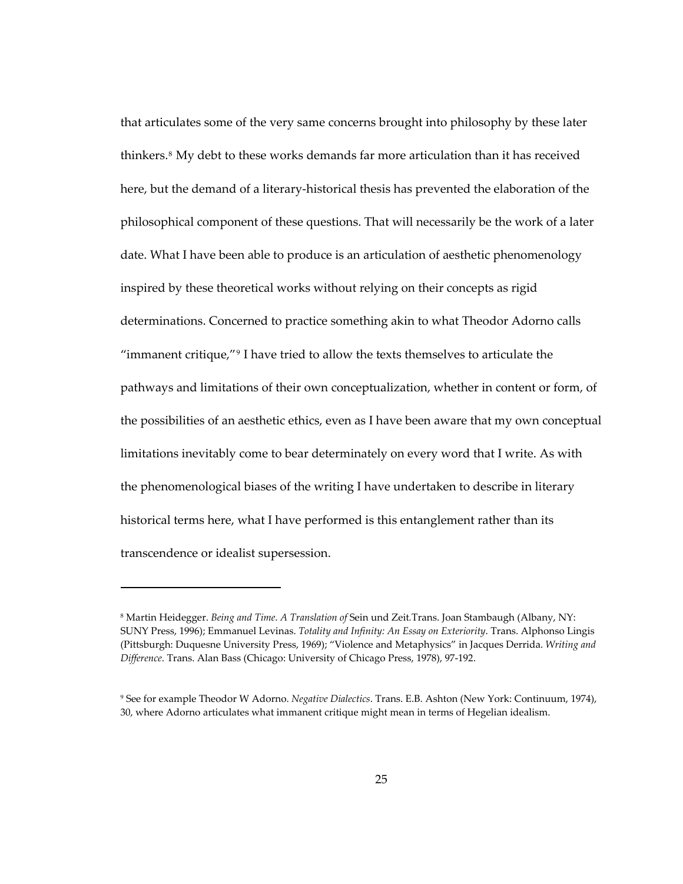that articulates some of the very same concerns brought into philosophy by these later thinkers.[8] My debt to these works demands far more articulation than it has received here, but the demand of a literary-historical thesis has prevented the elaboration of the philosophical component of these questions. That will necessarily be the work of a later date. What I have been able to produce is an articulation of aesthetic phenomenology inspired by these theoretical works without relying on their concepts as rigid determinations. Concerned to practice something akin to what Theodor Adorno calls "immanent critique,"[9] I have tried to allow the texts themselves to articulate the pathways and limitations of their own conceptualization, whether in content or form, of the possibilities of an aesthetic ethics, even as I have been aware that my own conceptual limitations inevitably come to bear determinately on every word that I write. As with the phenomenological biases of the writing I have undertaken to describe in literary historical terms here, what I have performed is this entanglement rather than its transcendence or idealist supersession.

---

[8] Martin Heidegger. *Being and Time. A Translation of* Sein und Zeit.Trans. Joan Stambaugh (Albany, NY: SUNY Press, 1996); Emmanuel Levinas. *Totality and Infinity: An Essay on Exteriority*. Trans. Alphonso Lingis (Pittsburgh: Duquesne University Press, 1969); "Violence and Metaphysics" in Jacques Derrida. *Writing and Difference*. Trans. Alan Bass (Chicago: University of Chicago Press, 1978), 97-192.

[9] See for example Theodor W Adorno. *Negative Dialectics*. Trans. E.B. Ashton (New York: Continuum, 1974), 30, where Adorno articulates what immanent critique might mean in terms of Hegelian idealism.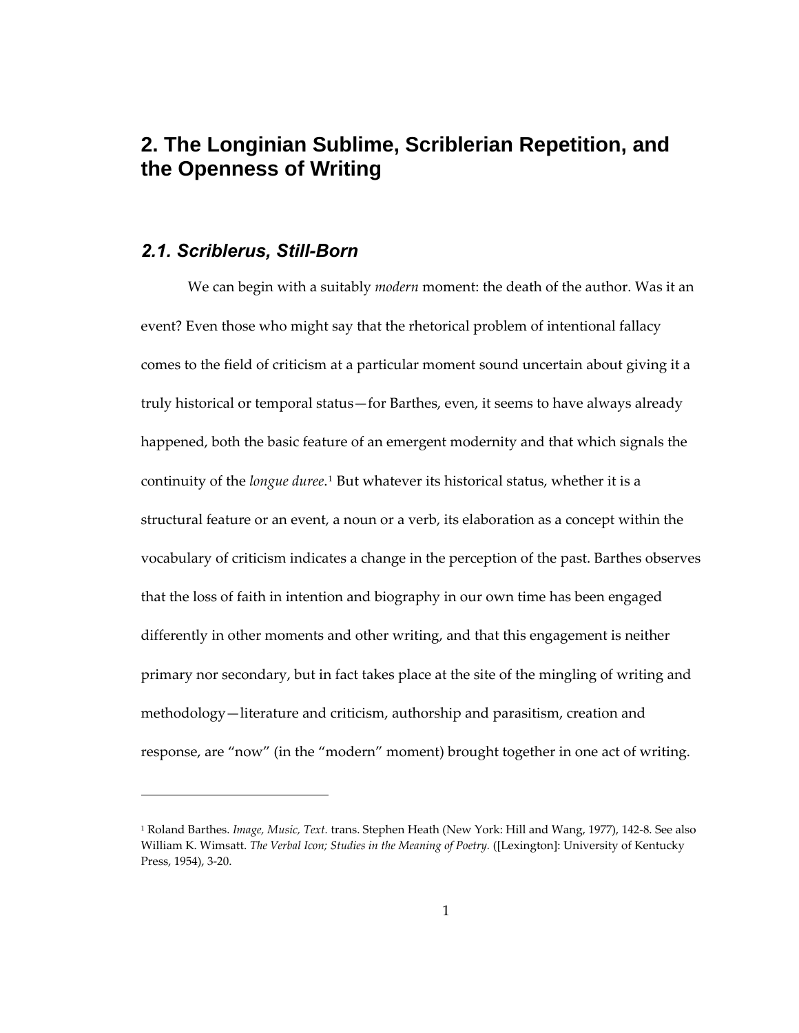# 2. The Longinian Sublime, Scriblerian Repetition, and the Openness of Writing

## *2.1. Scriblerus, Still-Born*

We can begin with a suitably *modern* moment: the death of the author. Was it an event? Even those who might say that the rhetorical problem of intentional fallacy comes to the field of criticism at a particular moment sound uncertain about giving it a truly historical or temporal status—for Barthes, even, it seems to have always already happened, both the basic feature of an emergent modernity and that which signals the continuity of the *longue duree*.[1] But whatever its historical status, whether it is a structural feature or an event, a noun or a verb, its elaboration as a concept within the vocabulary of criticism indicates a change in the perception of the past. Barthes observes that the loss of faith in intention and biography in our own time has been engaged differently in other moments and other writing, and that this engagement is neither primary nor secondary, but in fact takes place at the site of the mingling of writing and methodology—literature and criticism, authorship and parasitism, creation and response, are "now" (in the "modern" moment) brought together in one act of writing.

---

[1] Roland Barthes. *Image, Music, Text.* trans. Stephen Heath (New York: Hill and Wang, 1977), 142-8. See also William K. Wimsatt. *The Verbal Icon; Studies in the Meaning of Poetry.* ([Lexington]: University of Kentucky Press, 1954), 3-20.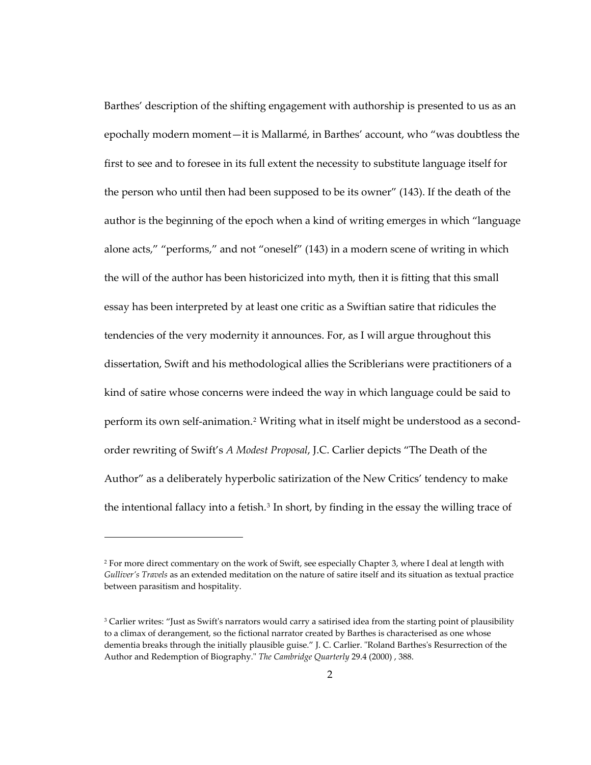Barthes' description of the shifting engagement with authorship is presented to us as an epochally modern moment—it is Mallarmé, in Barthes' account, who "was doubtless the first to see and to foresee in its full extent the necessity to substitute language itself for the person who until then had been supposed to be its owner" (143). If the death of the author is the beginning of the epoch when a kind of writing emerges in which "language alone acts," "performs," and not "oneself" (143) in a modern scene of writing in which the will of the author has been historicized into myth, then it is fitting that this small essay has been interpreted by at least one critic as a Swiftian satire that ridicules the tendencies of the very modernity it announces. For, as I will argue throughout this dissertation, Swift and his methodological allies the Scriblerians were practitioners of a kind of satire whose concerns were indeed the way in which language could be said to perform its own self-animation.[2] Writing what in itself might be understood as a second-order rewriting of Swift's *A Modest Proposal*, J.C. Carlier depicts "The Death of the Author" as a deliberately hyperbolic satirization of the New Critics' tendency to make the intentional fallacy into a fetish.[3] In short, by finding in the essay the willing trace of

---

[2] For more direct commentary on the work of Swift, see especially Chapter 3, where I deal at length with *Gulliver's Travels* as an extended meditation on the nature of satire itself and its situation as textual practice between parasitism and hospitality.

[3] Carlier writes: "Just as Swift's narrators would carry a satirised idea from the starting point of plausibility to a climax of derangement, so the fictional narrator created by Barthes is characterised as one whose dementia breaks through the initially plausible guise." J. C. Carlier. "Roland Barthes's Resurrection of the Author and Redemption of Biography." *The Cambridge Quarterly* 29.4 (2000) , 388.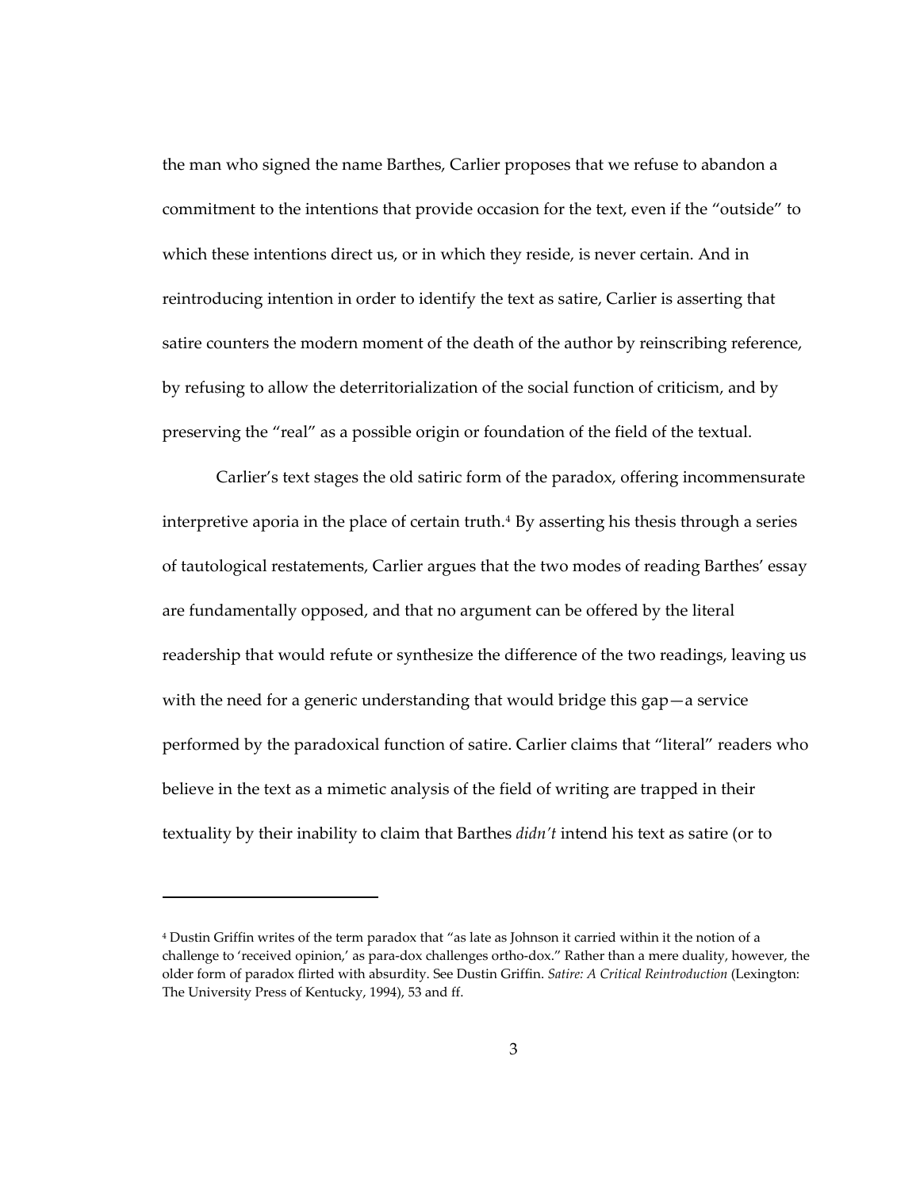the man who signed the name Barthes, Carlier proposes that we refuse to abandon a commitment to the intentions that provide occasion for the text, even if the "outside" to which these intentions direct us, or in which they reside, is never certain. And in reintroducing intention in order to identify the text as satire, Carlier is asserting that satire counters the modern moment of the death of the author by reinscribing reference, by refusing to allow the deterritorialization of the social function of criticism, and by preserving the "real" as a possible origin or foundation of the field of the textual.

Carlier's text stages the old satiric form of the paradox, offering incommensurate interpretive aporia in the place of certain truth.[4] By asserting his thesis through a series of tautological restatements, Carlier argues that the two modes of reading Barthes' essay are fundamentally opposed, and that no argument can be offered by the literal readership that would refute or synthesize the difference of the two readings, leaving us with the need for a generic understanding that would bridge this gap—a service performed by the paradoxical function of satire. Carlier claims that "literal" readers who believe in the text as a mimetic analysis of the field of writing are trapped in their textuality by their inability to claim that Barthes *didn't* intend his text as satire (or to

---

[4] Dustin Griffin writes of the term paradox that "as late as Johnson it carried within it the notion of a challenge to 'received opinion,' as para-dox challenges ortho-dox." Rather than a mere duality, however, the older form of paradox flirted with absurdity. See Dustin Griffin. *Satire: A Critical Reintroduction* (Lexington: The University Press of Kentucky, 1994), 53 and ff.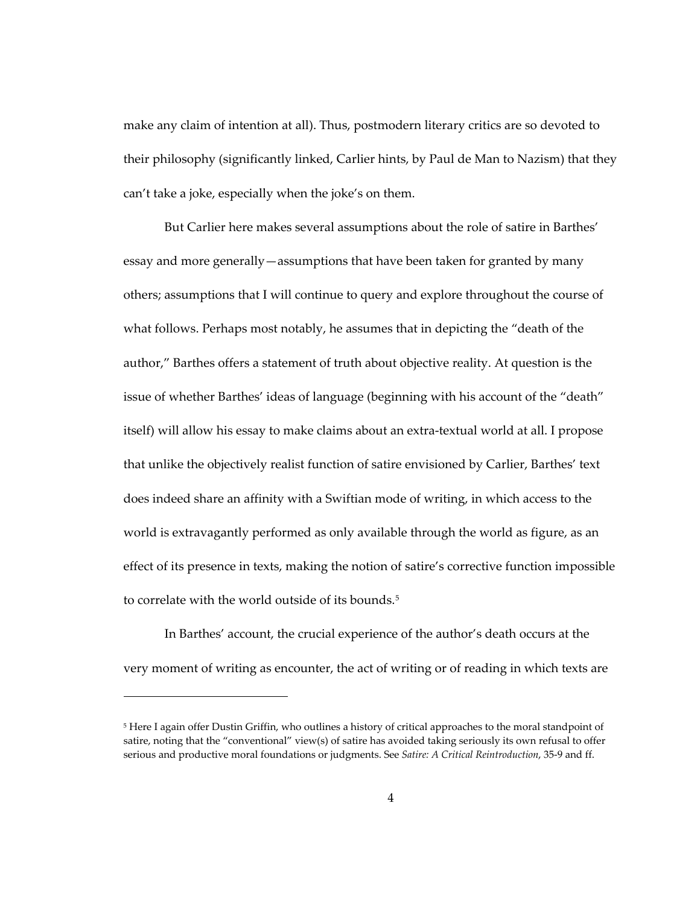make any claim of intention at all). Thus, postmodern literary critics are so devoted to their philosophy (significantly linked, Carlier hints, by Paul de Man to Nazism) that they can't take a joke, especially when the joke's on them.

But Carlier here makes several assumptions about the role of satire in Barthes' essay and more generally—assumptions that have been taken for granted by many others; assumptions that I will continue to query and explore throughout the course of what follows. Perhaps most notably, he assumes that in depicting the "death of the author," Barthes offers a statement of truth about objective reality. At question is the issue of whether Barthes' ideas of language (beginning with his account of the "death" itself) will allow his essay to make claims about an extra-textual world at all. I propose that unlike the objectively realist function of satire envisioned by Carlier, Barthes' text does indeed share an affinity with a Swiftian mode of writing, in which access to the world is extravagantly performed as only available through the world as figure, as an effect of its presence in texts, making the notion of satire's corrective function impossible to correlate with the world outside of its bounds.[5]

In Barthes' account, the crucial experience of the author's death occurs at the very moment of writing as encounter, the act of writing or of reading in which texts are

---

[5] Here I again offer Dustin Griffin, who outlines a history of critical approaches to the moral standpoint of satire, noting that the "conventional" view(s) of satire has avoided taking seriously its own refusal to offer serious and productive moral foundations or judgments. See *Satire: A Critical Reintroduction*, 35-9 and ff.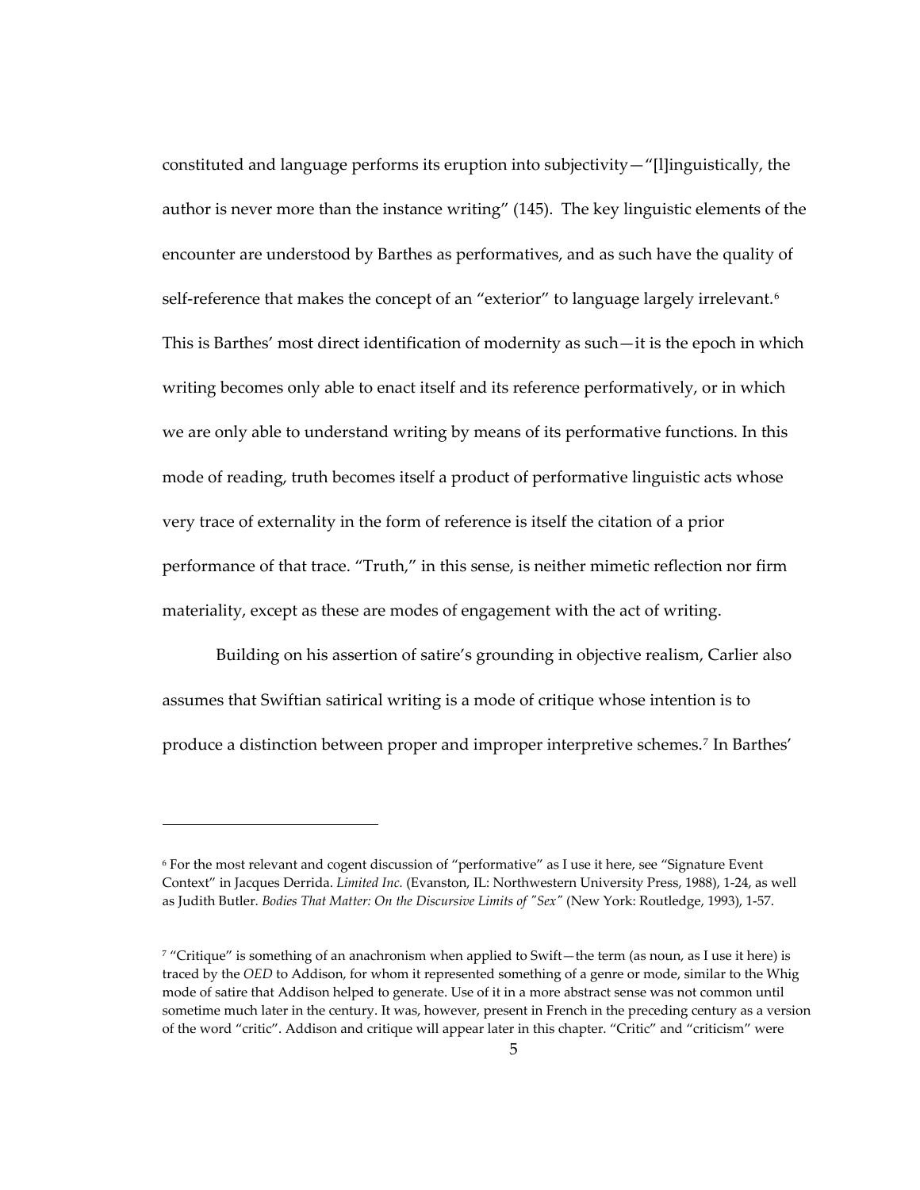constituted and language performs its eruption into subjectivity—"[l]inguistically, the author is never more than the instance writing" (145). The key linguistic elements of the encounter are understood by Barthes as performatives, and as such have the quality of self-reference that makes the concept of an "exterior" to language largely irrelevant.[6] This is Barthes' most direct identification of modernity as such—it is the epoch in which writing becomes only able to enact itself and its reference performatively, or in which we are only able to understand writing by means of its performative functions. In this mode of reading, truth becomes itself a product of performative linguistic acts whose very trace of externality in the form of reference is itself the citation of a prior performance of that trace. "Truth," in this sense, is neither mimetic reflection nor firm materiality, except as these are modes of engagement with the act of writing.

Building on his assertion of satire's grounding in objective realism, Carlier also assumes that Swiftian satirical writing is a mode of critique whose intention is to produce a distinction between proper and improper interpretive schemes.[7] In Barthes'

---

[6] For the most relevant and cogent discussion of "performative" as I use it here, see "Signature Event Context" in Jacques Derrida. *Limited Inc.* (Evanston, IL: Northwestern University Press, 1988), 1-24, as well as Judith Butler. *Bodies That Matter: On the Discursive Limits of "Sex"* (New York: Routledge, 1993), 1-57.

[7] "Critique" is something of an anachronism when applied to Swift—the term (as noun, as I use it here) is traced by the *OED* to Addison, for whom it represented something of a genre or mode, similar to the Whig mode of satire that Addison helped to generate. Use of it in a more abstract sense was not common until sometime much later in the century. It was, however, present in French in the preceding century as a version of the word "critic". Addison and critique will appear later in this chapter. "Critic" and "criticism" were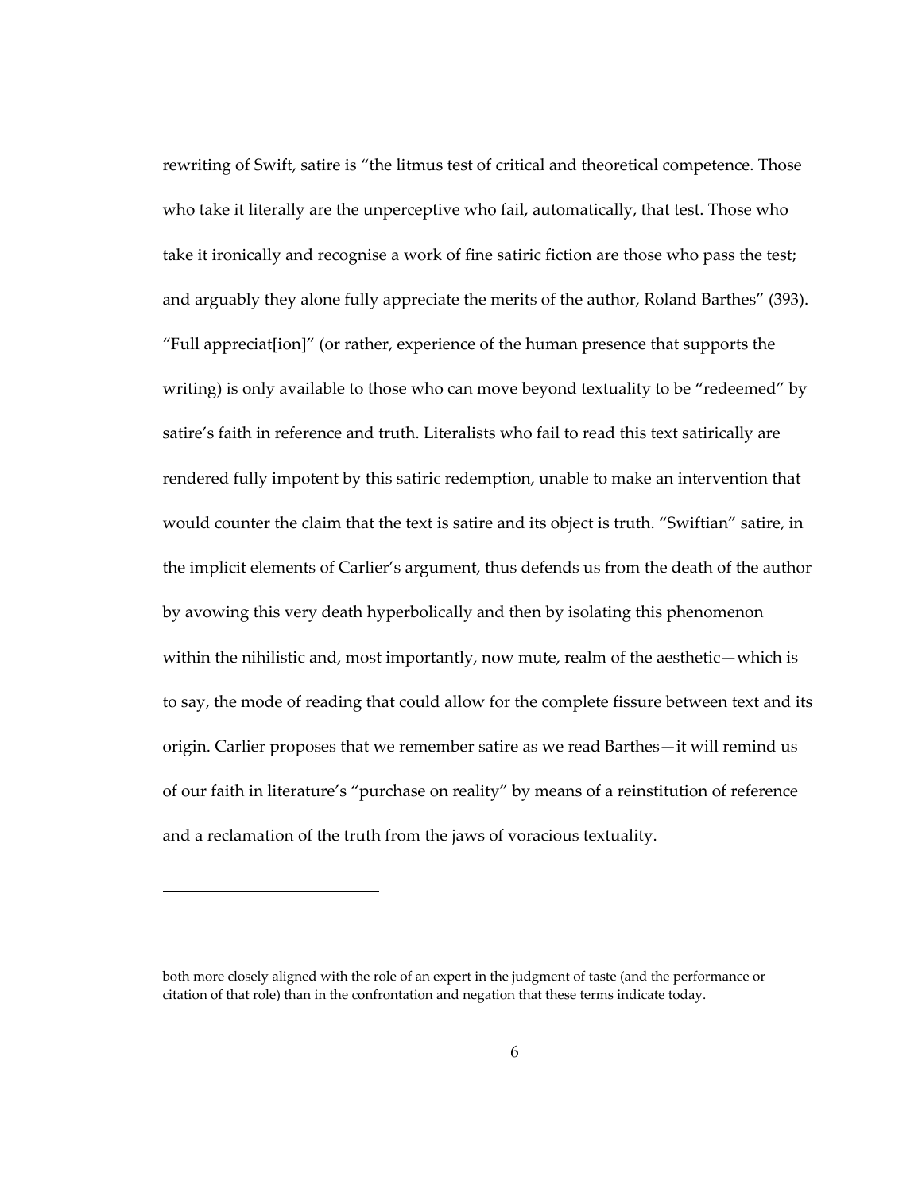rewriting of Swift, satire is "the litmus test of critical and theoretical competence. Those who take it literally are the unperceptive who fail, automatically, that test. Those who take it ironically and recognise a work of fine satiric fiction are those who pass the test; and arguably they alone fully appreciate the merits of the author, Roland Barthes" (393). "Full appreciat[ion]" (or rather, experience of the human presence that supports the writing) is only available to those who can move beyond textuality to be "redeemed" by satire's faith in reference and truth. Literalists who fail to read this text satirically are rendered fully impotent by this satiric redemption, unable to make an intervention that would counter the claim that the text is satire and its object is truth. "Swiftian" satire, in the implicit elements of Carlier's argument, thus defends us from the death of the author by avowing this very death hyperbolically and then by isolating this phenomenon within the nihilistic and, most importantly, now mute, realm of the aesthetic—which is to say, the mode of reading that could allow for the complete fissure between text and its origin. Carlier proposes that we remember satire as we read Barthes—it will remind us of our faith in literature's "purchase on reality" by means of a reinstitution of reference and a reclamation of the truth from the jaws of voracious textuality.

---

both more closely aligned with the role of an expert in the judgment of taste (and the performance or citation of that role) than in the confrontation and negation that these terms indicate today.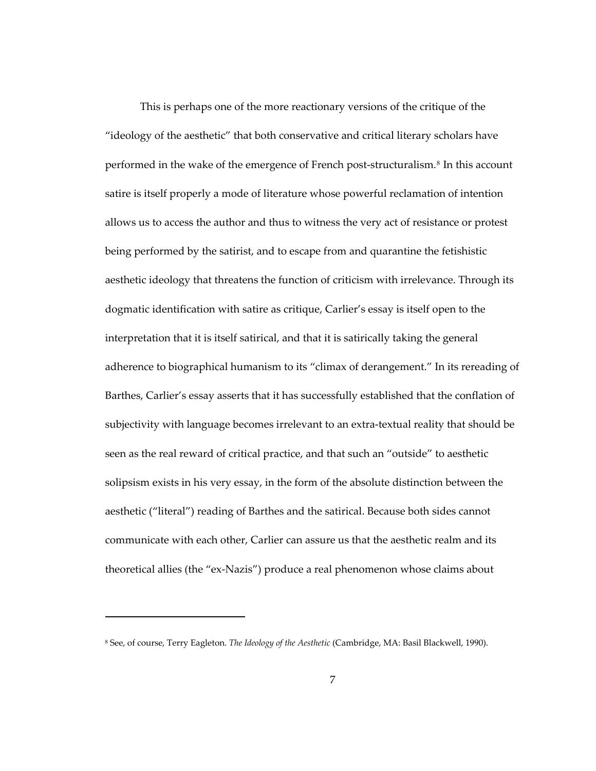This is perhaps one of the more reactionary versions of the critique of the "ideology of the aesthetic" that both conservative and critical literary scholars have performed in the wake of the emergence of French post-structuralism.[8] In this account satire is itself properly a mode of literature whose powerful reclamation of intention allows us to access the author and thus to witness the very act of resistance or protest being performed by the satirist, and to escape from and quarantine the fetishistic aesthetic ideology that threatens the function of criticism with irrelevance. Through its dogmatic identification with satire as critique, Carlier's essay is itself open to the interpretation that it is itself satirical, and that it is satirically taking the general adherence to biographical humanism to its "climax of derangement." In its rereading of Barthes, Carlier's essay asserts that it has successfully established that the conflation of subjectivity with language becomes irrelevant to an extra-textual reality that should be seen as the real reward of critical practice, and that such an "outside" to aesthetic solipsism exists in his very essay, in the form of the absolute distinction between the aesthetic ("literal") reading of Barthes and the satirical. Because both sides cannot communicate with each other, Carlier can assure us that the aesthetic realm and its theoretical allies (the "ex-Nazis") produce a real phenomenon whose claims about

[8] See, of course, Terry Eagleton. *The Ideology of the Aesthetic* (Cambridge, MA: Basil Blackwell, 1990).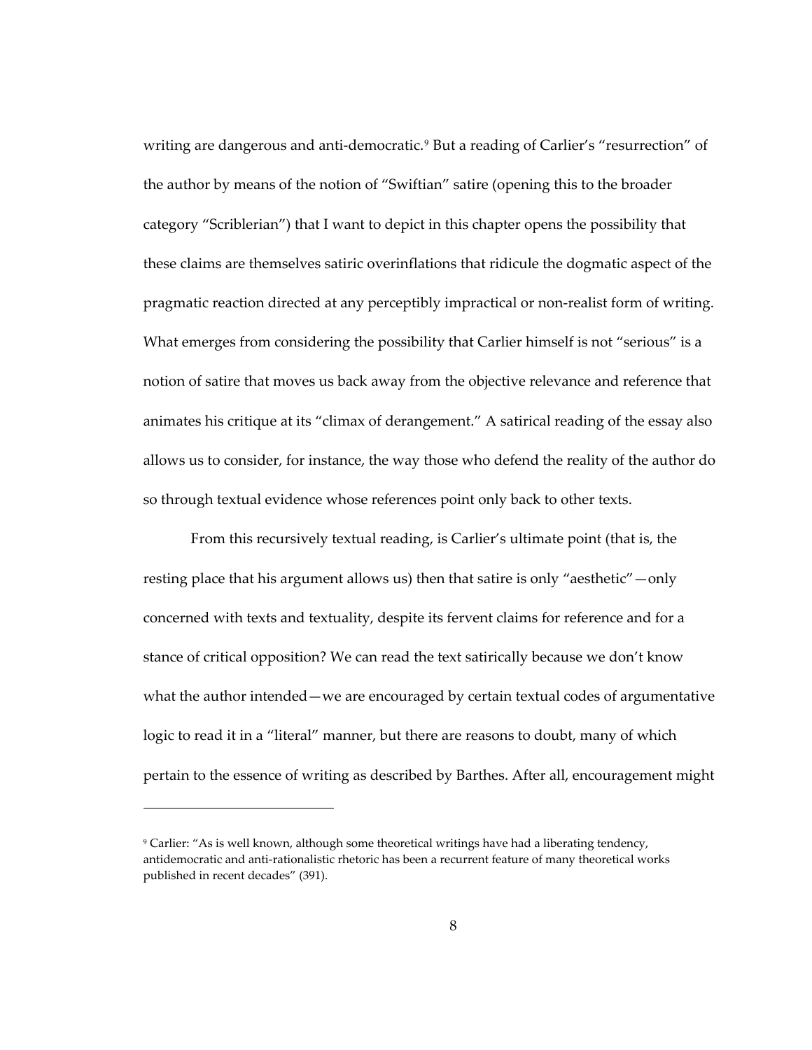writing are dangerous and anti-democratic.[9] But a reading of Carlier's "resurrection" of the author by means of the notion of "Swiftian" satire (opening this to the broader category "Scriblerian") that I want to depict in this chapter opens the possibility that these claims are themselves satiric overinflations that ridicule the dogmatic aspect of the pragmatic reaction directed at any perceptibly impractical or non-realist form of writing. What emerges from considering the possibility that Carlier himself is not "serious" is a notion of satire that moves us back away from the objective relevance and reference that animates his critique at its "climax of derangement." A satirical reading of the essay also allows us to consider, for instance, the way those who defend the reality of the author do so through textual evidence whose references point only back to other texts.

From this recursively textual reading, is Carlier's ultimate point (that is, the resting place that his argument allows us) then that satire is only "aesthetic"—only concerned with texts and textuality, despite its fervent claims for reference and for a stance of critical opposition? We can read the text satirically because we don't know what the author intended—we are encouraged by certain textual codes of argumentative logic to read it in a "literal" manner, but there are reasons to doubt, many of which pertain to the essence of writing as described by Barthes. After all, encouragement might

---

[9] Carlier: "As is well known, although some theoretical writings have had a liberating tendency, antidemocratic and anti-rationalistic rhetoric has been a recurrent feature of many theoretical works published in recent decades" (391).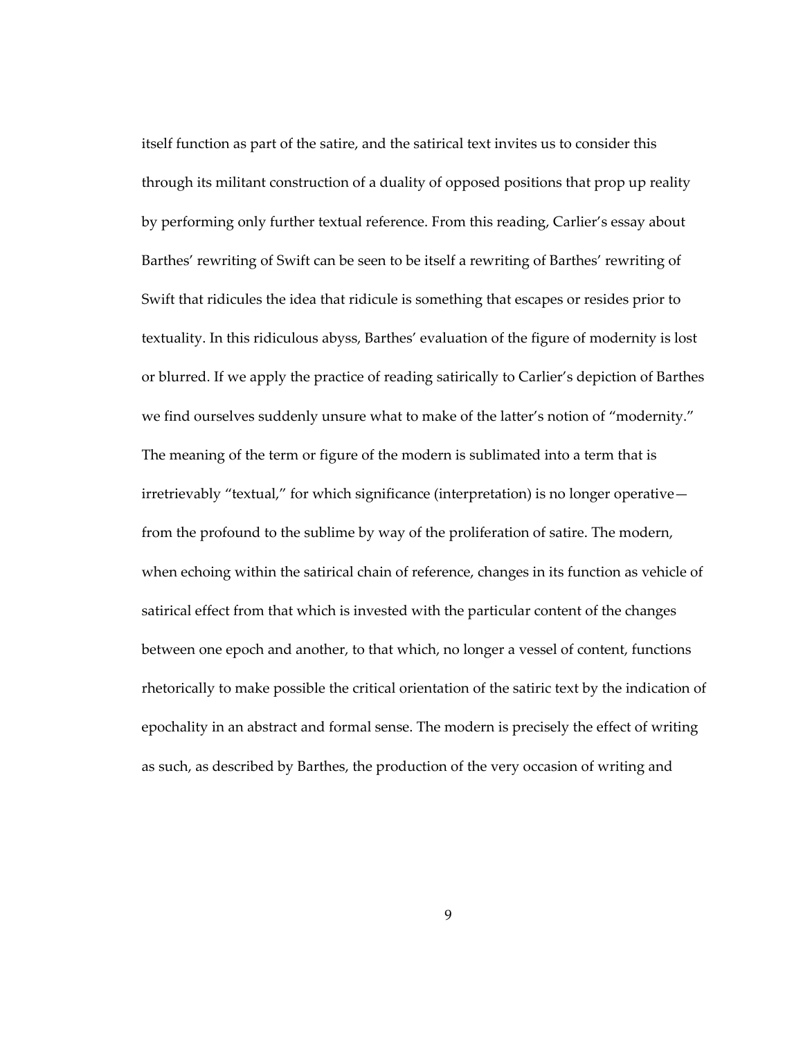itself function as part of the satire, and the satirical text invites us to consider this through its militant construction of a duality of opposed positions that prop up reality by performing only further textual reference. From this reading, Carlier's essay about Barthes' rewriting of Swift can be seen to be itself a rewriting of Barthes' rewriting of Swift that ridicules the idea that ridicule is something that escapes or resides prior to textuality. In this ridiculous abyss, Barthes' evaluation of the figure of modernity is lost or blurred. If we apply the practice of reading satirically to Carlier's depiction of Barthes we find ourselves suddenly unsure what to make of the latter's notion of "modernity." The meaning of the term or figure of the modern is sublimated into a term that is irretrievably "textual," for which significance (interpretation) is no longer operative—from the profound to the sublime by way of the proliferation of satire. The modern, when echoing within the satirical chain of reference, changes in its function as vehicle of satirical effect from that which is invested with the particular content of the changes between one epoch and another, to that which, no longer a vessel of content, functions rhetorically to make possible the critical orientation of the satiric text by the indication of epochality in an abstract and formal sense. The modern is precisely the effect of writing as such, as described by Barthes, the production of the very occasion of writing and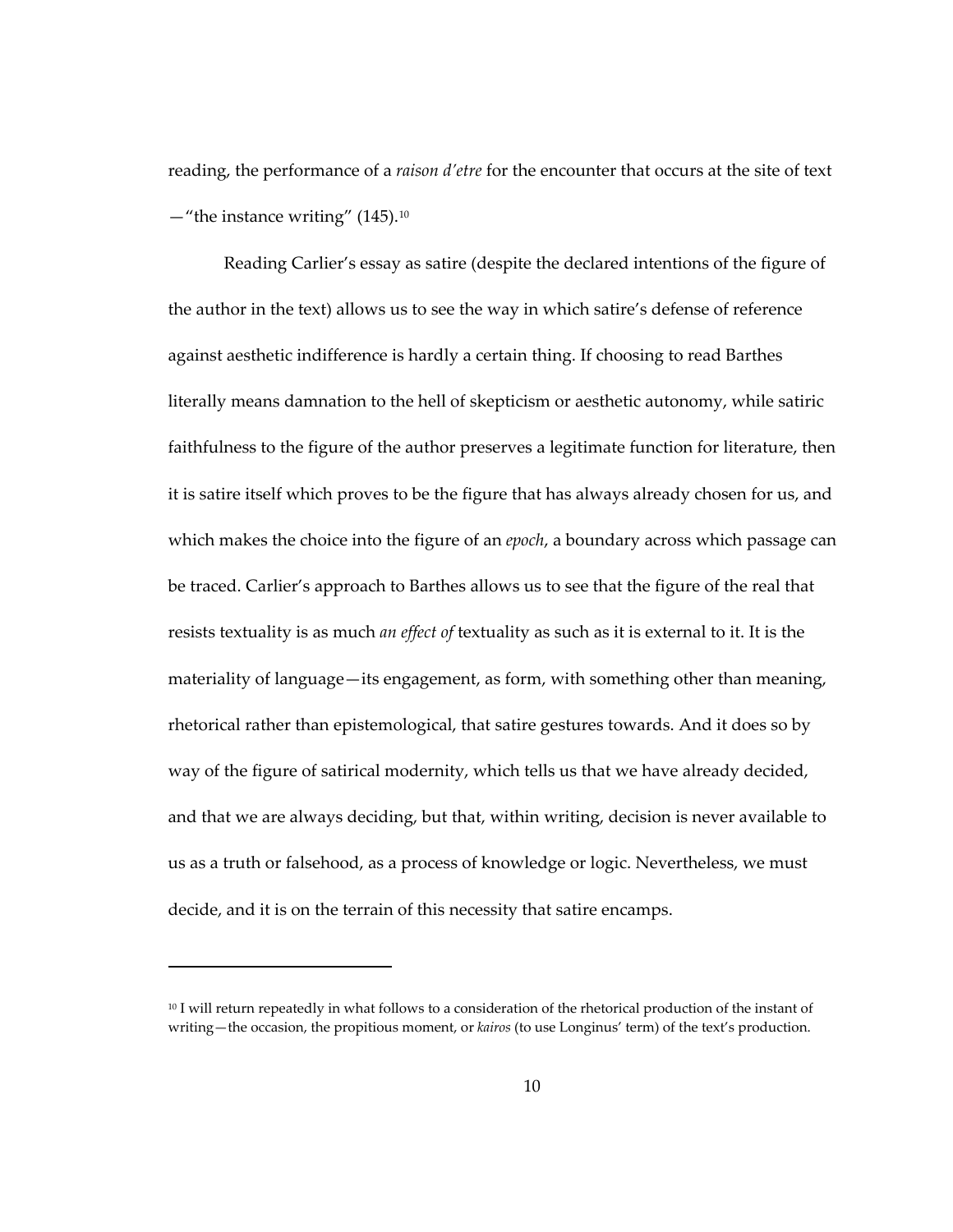reading, the performance of a *raison d'etre* for the encounter that occurs at the site of text —"the instance writing" (145).[10]

Reading Carlier's essay as satire (despite the declared intentions of the figure of the author in the text) allows us to see the way in which satire's defense of reference against aesthetic indifference is hardly a certain thing. If choosing to read Barthes literally means damnation to the hell of skepticism or aesthetic autonomy, while satiric faithfulness to the figure of the author preserves a legitimate function for literature, then it is satire itself which proves to be the figure that has always already chosen for us, and which makes the choice into the figure of an *epoch*, a boundary across which passage can be traced. Carlier's approach to Barthes allows us to see that the figure of the real that resists textuality is as much *an effect of* textuality as such as it is external to it. It is the materiality of language—its engagement, as form, with something other than meaning, rhetorical rather than epistemological, that satire gestures towards. And it does so by way of the figure of satirical modernity, which tells us that we have already decided, and that we are always deciding, but that, within writing, decision is never available to us as a truth or falsehood, as a process of knowledge or logic. Nevertheless, we must decide, and it is on the terrain of this necessity that satire encamps.

---

[10] I will return repeatedly in what follows to a consideration of the rhetorical production of the instant of writing—the occasion, the propitious moment, or *kairos* (to use Longinus' term) of the text's production.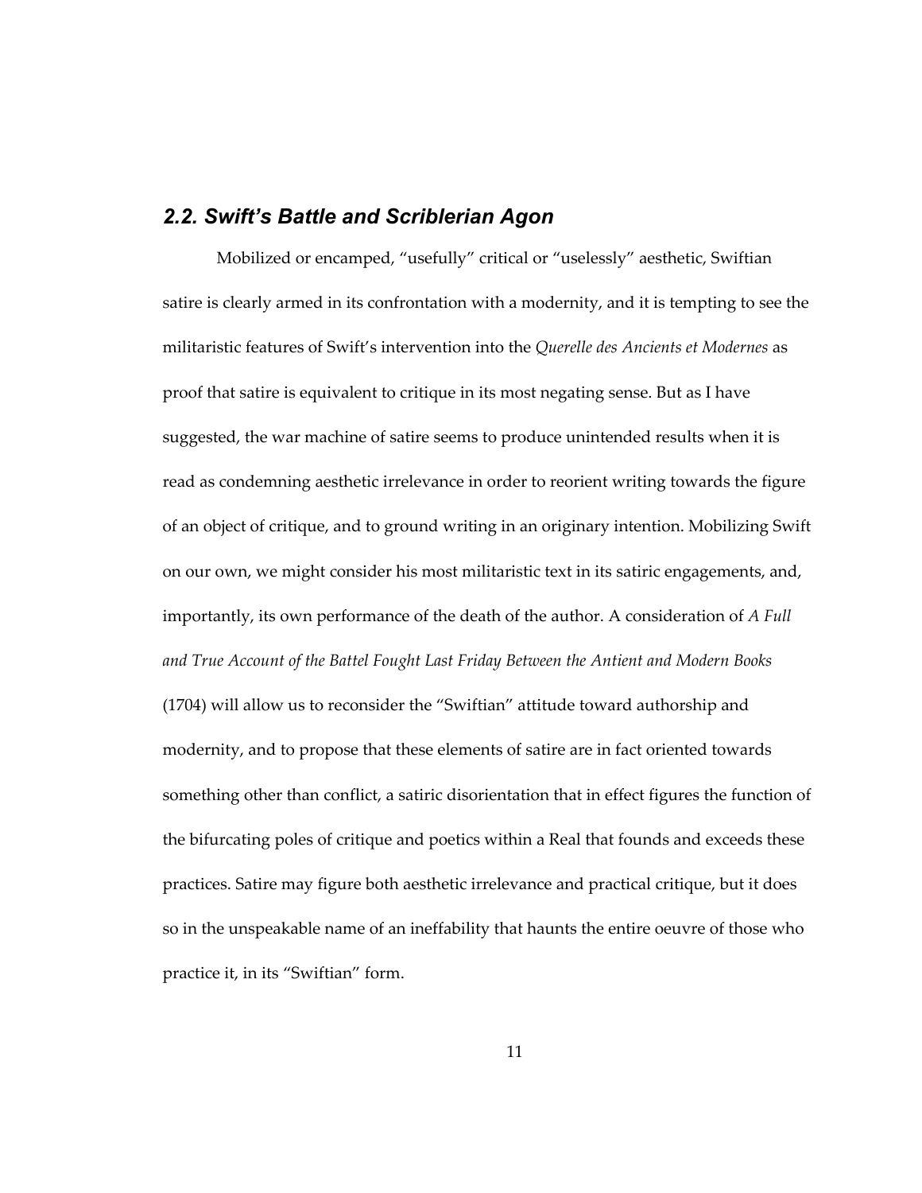## *2.2. Swift's Battle and Scriblerian Agon*

Mobilized or encamped, "usefully" critical or "uselessly" aesthetic, Swiftian satire is clearly armed in its confrontation with a modernity, and it is tempting to see the militaristic features of Swift's intervention into the *Querelle des Ancients et Modernes* as proof that satire is equivalent to critique in its most negating sense. But as I have suggested, the war machine of satire seems to produce unintended results when it is read as condemning aesthetic irrelevance in order to reorient writing towards the figure of an object of critique, and to ground writing in an originary intention. Mobilizing Swift on our own, we might consider his most militaristic text in its satiric engagements, and, importantly, its own performance of the death of the author. A consideration of *A Full and True Account of the Battel Fought Last Friday Between the Antient and Modern Books* (1704) will allow us to reconsider the "Swiftian" attitude toward authorship and modernity, and to propose that these elements of satire are in fact oriented towards something other than conflict, a satiric disorientation that in effect figures the function of the bifurcating poles of critique and poetics within a Real that founds and exceeds these practices. Satire may figure both aesthetic irrelevance and practical critique, but it does so in the unspeakable name of an ineffability that haunts the entire oeuvre of those who practice it, in its "Swiftian" form.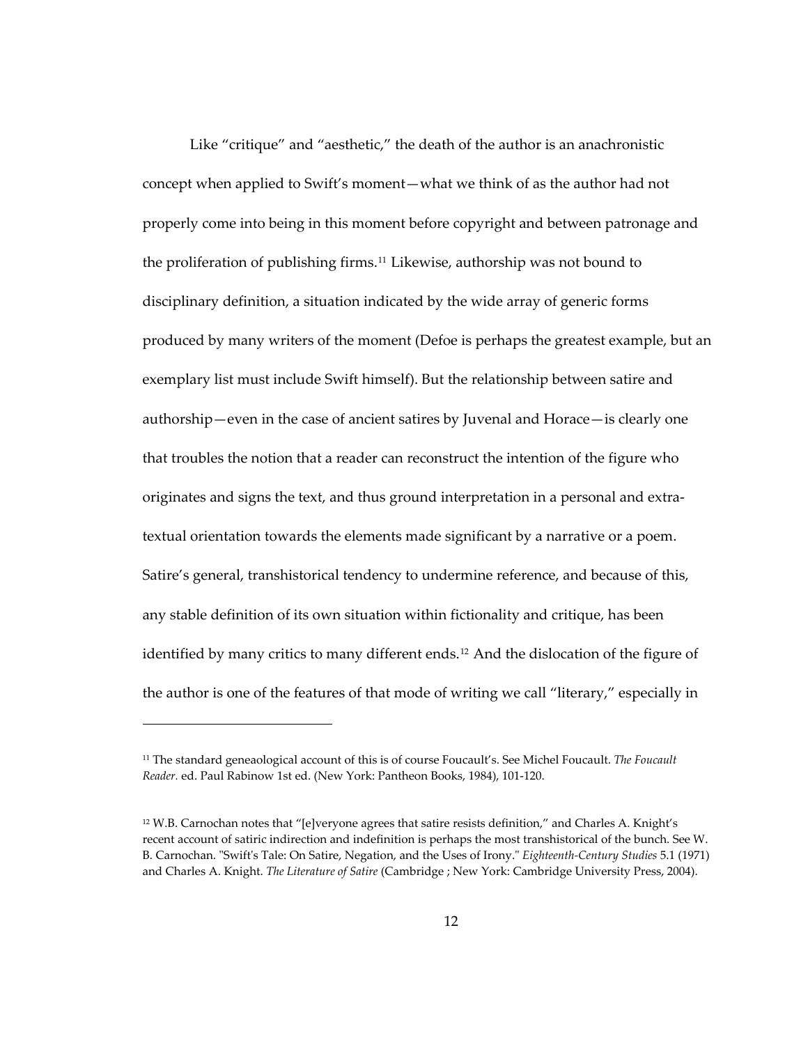Like "critique" and "aesthetic," the death of the author is an anachronistic concept when applied to Swift's moment—what we think of as the author had not properly come into being in this moment before copyright and between patronage and the proliferation of publishing firms.[11] Likewise, authorship was not bound to disciplinary definition, a situation indicated by the wide array of generic forms produced by many writers of the moment (Defoe is perhaps the greatest example, but an exemplary list must include Swift himself). But the relationship between satire and authorship—even in the case of ancient satires by Juvenal and Horace—is clearly one that troubles the notion that a reader can reconstruct the intention of the figure who originates and signs the text, and thus ground interpretation in a personal and extra-textual orientation towards the elements made significant by a narrative or a poem. Satire's general, transhistorical tendency to undermine reference, and because of this, any stable definition of its own situation within fictionality and critique, has been identified by many critics to many different ends.[12] And the dislocation of the figure of the author is one of the features of that mode of writing we call "literary," especially in

---

[11] The standard geneaological account of this is of course Foucault's. See Michel Foucault. *The Foucault Reader.* ed. Paul Rabinow 1st ed. (New York: Pantheon Books, 1984), 101-120.

[12] W.B. Carnochan notes that "[e]veryone agrees that satire resists definition," and Charles A. Knight's recent account of satiric indirection and indefinition is perhaps the most transhistorical of the bunch. See W. B. Carnochan. "Swift's Tale: On Satire, Negation, and the Uses of Irony." *Eighteenth-Century Studies* 5.1 (1971) and Charles A. Knight. *The Literature of Satire* (Cambridge ; New York: Cambridge University Press, 2004).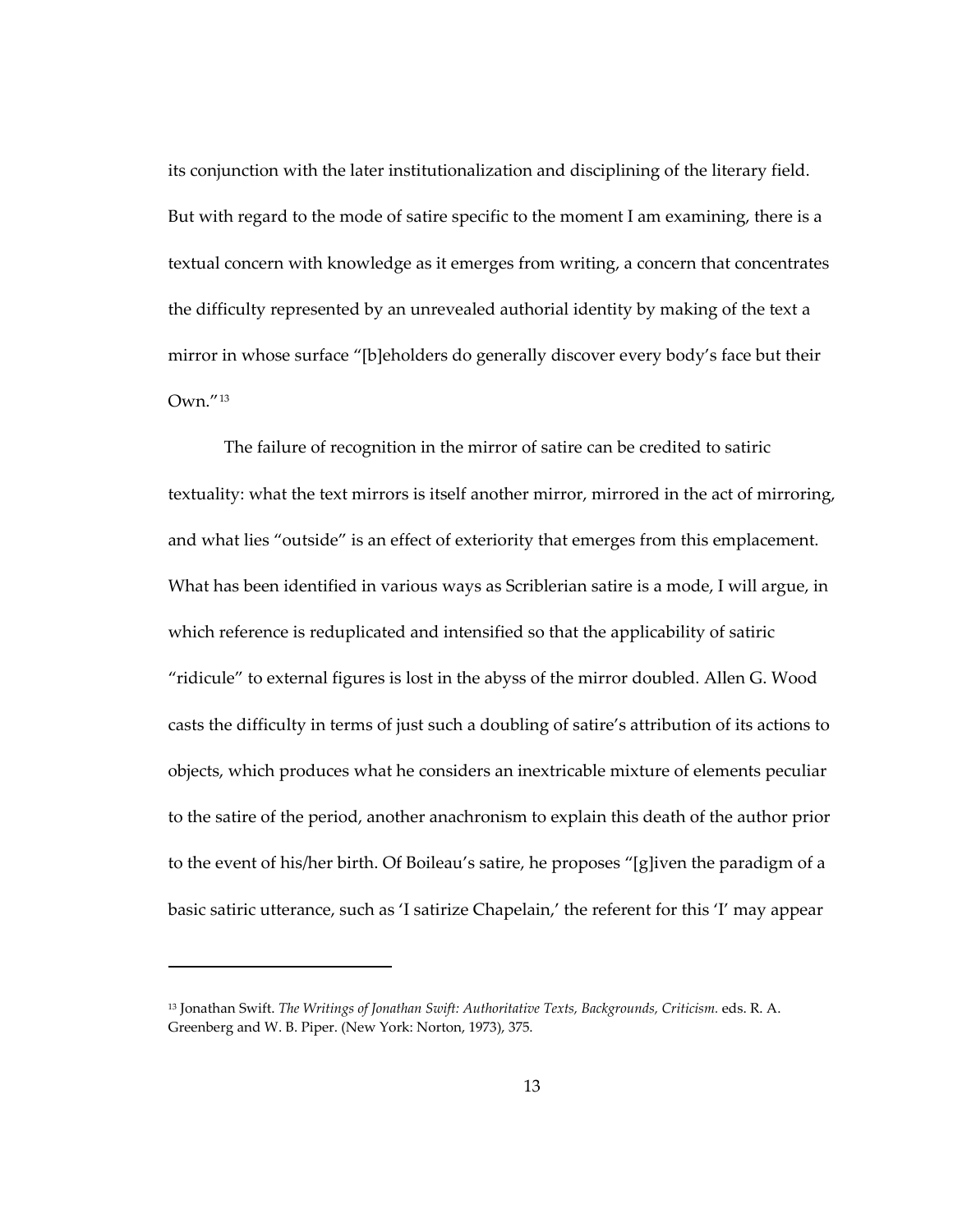its conjunction with the later institutionalization and disciplining of the literary field. But with regard to the mode of satire specific to the moment I am examining, there is a textual concern with knowledge as it emerges from writing, a concern that concentrates the difficulty represented by an unrevealed authorial identity by making of the text a mirror in whose surface "[b]eholders do generally discover every body's face but their Own."[13]

The failure of recognition in the mirror of satire can be credited to satiric textuality: what the text mirrors is itself another mirror, mirrored in the act of mirroring, and what lies "outside" is an effect of exteriority that emerges from this emplacement. What has been identified in various ways as Scriblerian satire is a mode, I will argue, in which reference is reduplicated and intensified so that the applicability of satiric "ridicule" to external figures is lost in the abyss of the mirror doubled. Allen G. Wood casts the difficulty in terms of just such a doubling of satire's attribution of its actions to objects, which produces what he considers an inextricable mixture of elements peculiar to the satire of the period, another anachronism to explain this death of the author prior to the event of his/her birth. Of Boileau's satire, he proposes "[g]iven the paradigm of a basic satiric utterance, such as 'I satirize Chapelain,' the referent for this 'I' may appear

[13] Jonathan Swift. *The Writings of Jonathan Swift: Authoritative Texts, Backgrounds, Criticism.* eds. R. A. Greenberg and W. B. Piper. (New York: Norton, 1973), 375.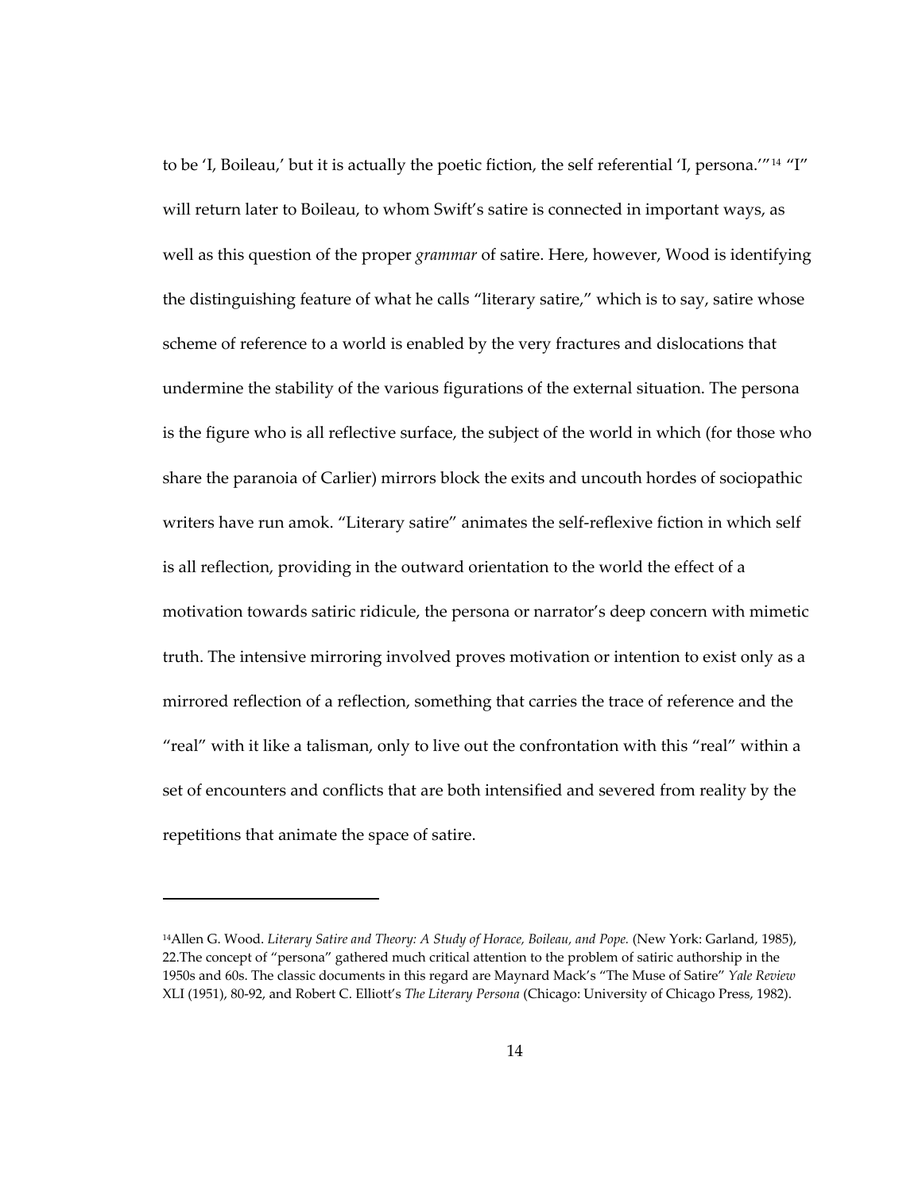to be 'I, Boileau,' but it is actually the poetic fiction, the self referential 'I, persona.'"[14] "I" will return later to Boileau, to whom Swift's satire is connected in important ways, as well as this question of the proper *grammar* of satire. Here, however, Wood is identifying the distinguishing feature of what he calls "literary satire," which is to say, satire whose scheme of reference to a world is enabled by the very fractures and dislocations that undermine the stability of the various figurations of the external situation. The persona is the figure who is all reflective surface, the subject of the world in which (for those who share the paranoia of Carlier) mirrors block the exits and uncouth hordes of sociopathic writers have run amok. "Literary satire" animates the self-reflexive fiction in which self is all reflection, providing in the outward orientation to the world the effect of a motivation towards satiric ridicule, the persona or narrator's deep concern with mimetic truth. The intensive mirroring involved proves motivation or intention to exist only as a mirrored reflection of a reflection, something that carries the trace of reference and the "real" with it like a talisman, only to live out the confrontation with this "real" within a set of encounters and conflicts that are both intensified and severed from reality by the repetitions that animate the space of satire.

---

[14]Allen G. Wood. *Literary Satire and Theory: A Study of Horace, Boileau, and Pope.* (New York: Garland, 1985), 22.The concept of "persona" gathered much critical attention to the problem of satiric authorship in the 1950s and 60s. The classic documents in this regard are Maynard Mack's "The Muse of Satire" *Yale Review* XLI (1951), 80-92, and Robert C. Elliott's *The Literary Persona* (Chicago: University of Chicago Press, 1982).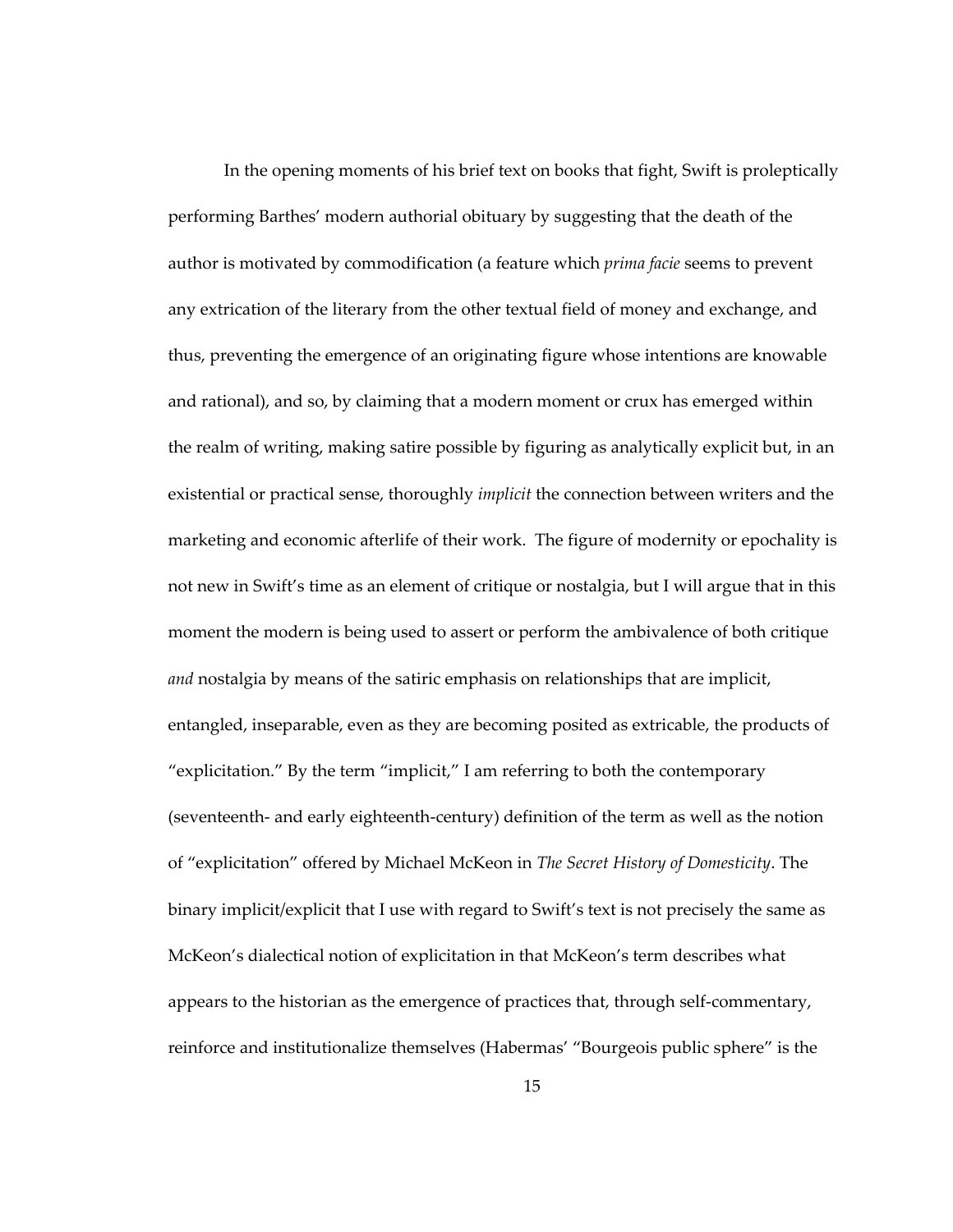In the opening moments of his brief text on books that fight, Swift is proleptically performing Barthes' modern authorial obituary by suggesting that the death of the author is motivated by commodification (a feature which *prima facie* seems to prevent any extrication of the literary from the other textual field of money and exchange, and thus, preventing the emergence of an originating figure whose intentions are knowable and rational), and so, by claiming that a modern moment or crux has emerged within the realm of writing, making satire possible by figuring as analytically explicit but, in an existential or practical sense, thoroughly *implicit* the connection between writers and the marketing and economic afterlife of their work. The figure of modernity or epochality is not new in Swift's time as an element of critique or nostalgia, but I will argue that in this moment the modern is being used to assert or perform the ambivalence of both critique *and* nostalgia by means of the satiric emphasis on relationships that are implicit, entangled, inseparable, even as they are becoming posited as extricable, the products of "explicitation." By the term "implicit," I am referring to both the contemporary (seventeenth- and early eighteenth-century) definition of the term as well as the notion of "explicitation" offered by Michael McKeon in *The Secret History of Domesticity*. The binary implicit/explicit that I use with regard to Swift's text is not precisely the same as McKeon's dialectical notion of explicitation in that McKeon's term describes what appears to the historian as the emergence of practices that, through self-commentary, reinforce and institutionalize themselves (Habermas' "Bourgeois public sphere" is the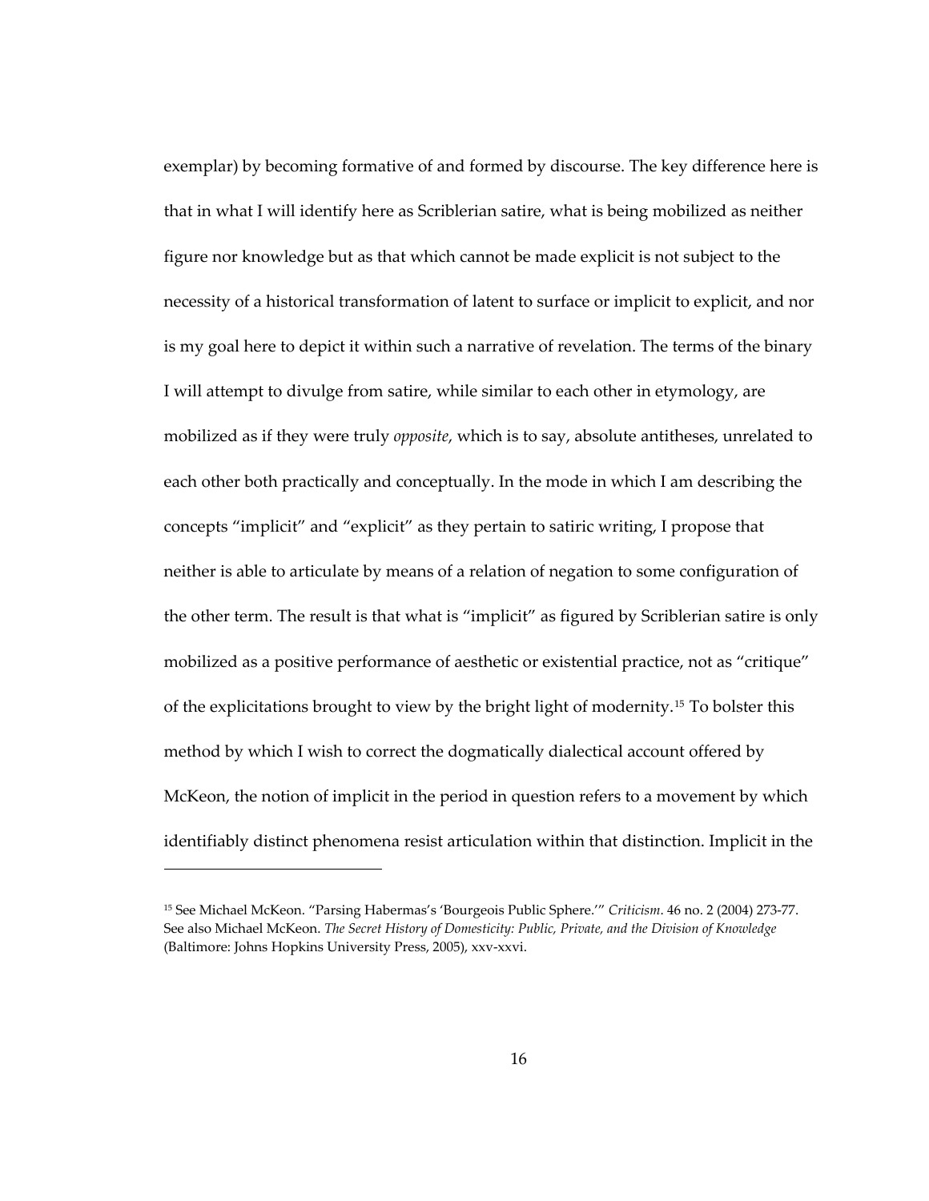exemplar) by becoming formative of and formed by discourse. The key difference here is that in what I will identify here as Scriblerian satire, what is being mobilized as neither figure nor knowledge but as that which cannot be made explicit is not subject to the necessity of a historical transformation of latent to surface or implicit to explicit, and nor is my goal here to depict it within such a narrative of revelation. The terms of the binary I will attempt to divulge from satire, while similar to each other in etymology, are mobilized as if they were truly *opposite*, which is to say, absolute antitheses, unrelated to each other both practically and conceptually. In the mode in which I am describing the concepts "implicit" and "explicit" as they pertain to satiric writing, I propose that neither is able to articulate by means of a relation of negation to some configuration of the other term. The result is that what is "implicit" as figured by Scriblerian satire is only mobilized as a positive performance of aesthetic or existential practice, not as "critique" of the explicitations brought to view by the bright light of modernity.[15] To bolster this method by which I wish to correct the dogmatically dialectical account offered by McKeon, the notion of implicit in the period in question refers to a movement by which identifiably distinct phenomena resist articulation within that distinction. Implicit in the

---

[15] See Michael McKeon. "Parsing Habermas's 'Bourgeois Public Sphere.'" *Criticism*. 46 no. 2 (2004) 273-77. See also Michael McKeon. *The Secret History of Domesticity: Public, Private, and the Division of Knowledge* (Baltimore: Johns Hopkins University Press, 2005), xxv-xxvi.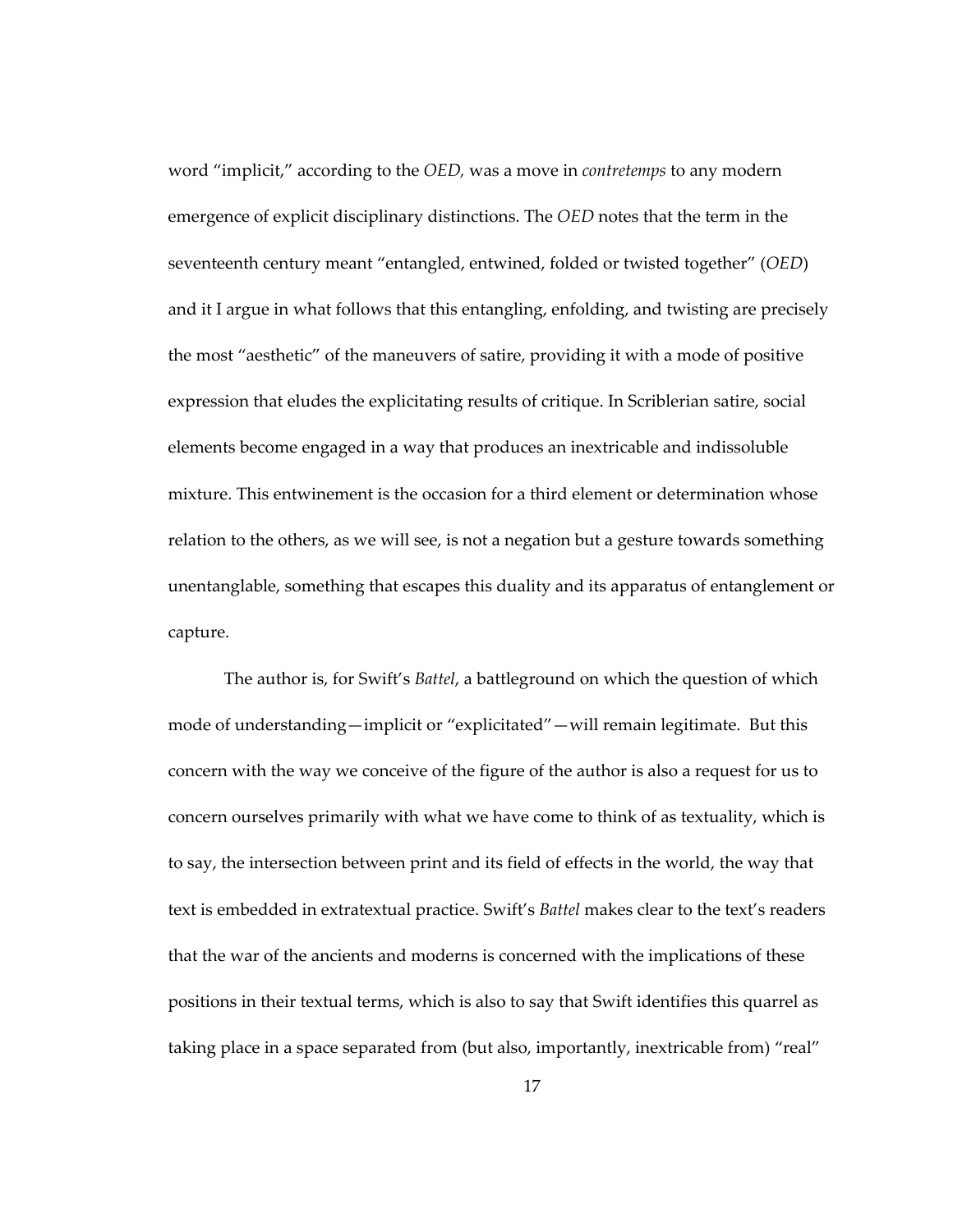word "implicit," according to the *OED,* was a move in *contretemps* to any modern emergence of explicit disciplinary distinctions. The *OED* notes that the term in the seventeenth century meant "entangled, entwined, folded or twisted together" (*OED*) and it I argue in what follows that this entangling, enfolding, and twisting are precisely the most "aesthetic" of the maneuvers of satire, providing it with a mode of positive expression that eludes the explicitating results of critique. In Scriblerian satire, social elements become engaged in a way that produces an inextricable and indissoluble mixture. This entwinement is the occasion for a third element or determination whose relation to the others, as we will see, is not a negation but a gesture towards something unentanglable, something that escapes this duality and its apparatus of entanglement or capture.

The author is, for Swift's *Battel*, a battleground on which the question of which mode of understanding—implicit or "explicitated"—will remain legitimate. But this concern with the way we conceive of the figure of the author is also a request for us to concern ourselves primarily with what we have come to think of as textuality, which is to say, the intersection between print and its field of effects in the world, the way that text is embedded in extratextual practice. Swift's *Battel* makes clear to the text's readers that the war of the ancients and moderns is concerned with the implications of these positions in their textual terms, which is also to say that Swift identifies this quarrel as taking place in a space separated from (but also, importantly, inextricable from) "real"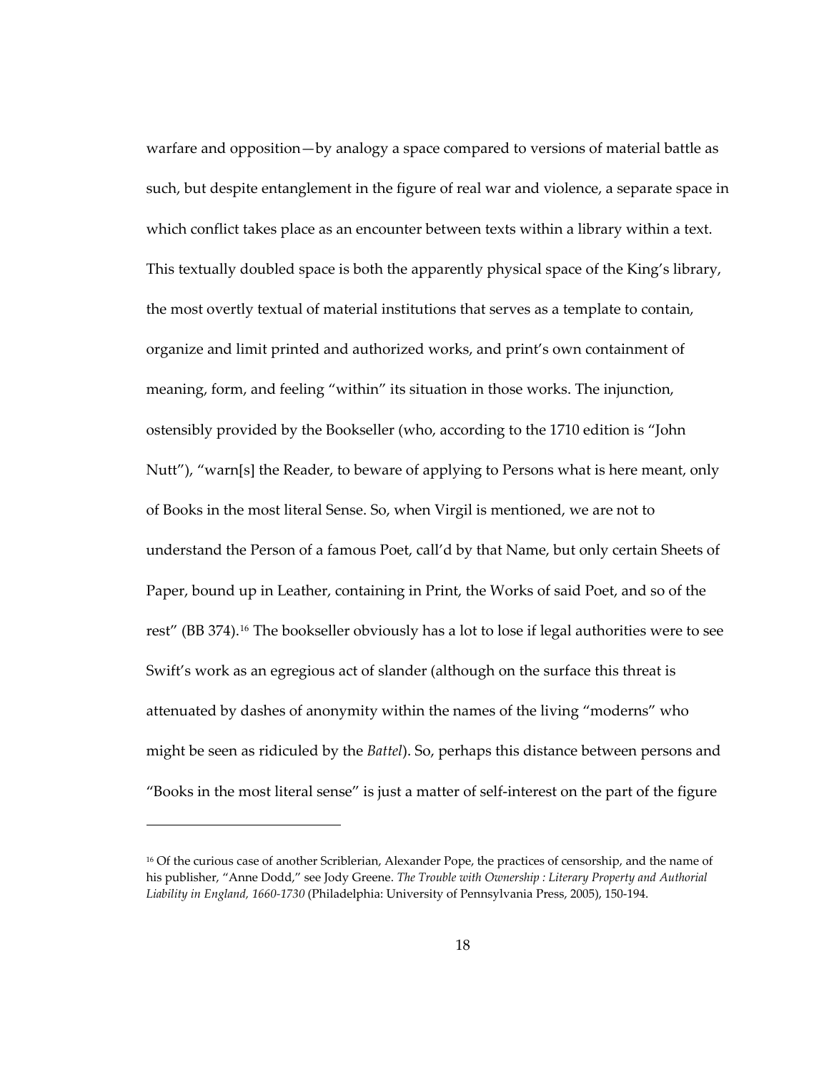warfare and opposition—by analogy a space compared to versions of material battle as such, but despite entanglement in the figure of real war and violence, a separate space in which conflict takes place as an encounter between texts within a library within a text. This textually doubled space is both the apparently physical space of the King's library, the most overtly textual of material institutions that serves as a template to contain, organize and limit printed and authorized works, and print's own containment of meaning, form, and feeling "within" its situation in those works. The injunction, ostensibly provided by the Bookseller (who, according to the 1710 edition is "John Nutt"), "warn[s] the Reader, to beware of applying to Persons what is here meant, only of Books in the most literal Sense. So, when Virgil is mentioned, we are not to understand the Person of a famous Poet, call'd by that Name, but only certain Sheets of Paper, bound up in Leather, containing in Print, the Works of said Poet, and so of the rest" (BB 374).[16] The bookseller obviously has a lot to lose if legal authorities were to see Swift's work as an egregious act of slander (although on the surface this threat is attenuated by dashes of anonymity within the names of the living "moderns" who might be seen as ridiculed by the *Battel*). So, perhaps this distance between persons and "Books in the most literal sense" is just a matter of self-interest on the part of the figure

---

[16] Of the curious case of another Scriblerian, Alexander Pope, the practices of censorship, and the name of his publisher, "Anne Dodd," see Jody Greene. *The Trouble with Ownership : Literary Property and Authorial Liability in England, 1660-1730* (Philadelphia: University of Pennsylvania Press, 2005), 150-194.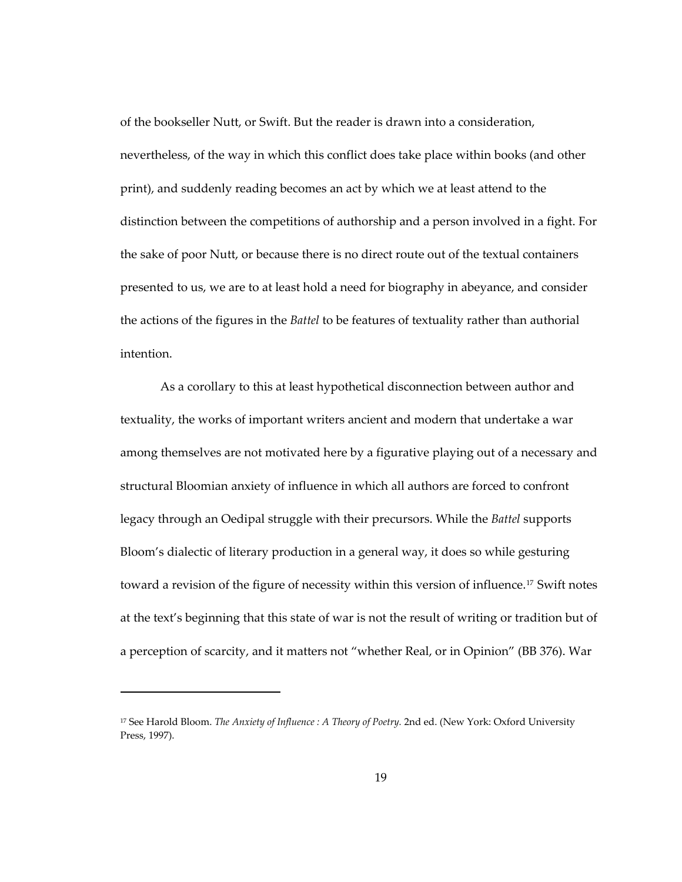of the bookseller Nutt, or Swift. But the reader is drawn into a consideration, nevertheless, of the way in which this conflict does take place within books (and other print), and suddenly reading becomes an act by which we at least attend to the distinction between the competitions of authorship and a person involved in a fight. For the sake of poor Nutt, or because there is no direct route out of the textual containers presented to us, we are to at least hold a need for biography in abeyance, and consider the actions of the figures in the *Battel* to be features of textuality rather than authorial intention.

As a corollary to this at least hypothetical disconnection between author and textuality, the works of important writers ancient and modern that undertake a war among themselves are not motivated here by a figurative playing out of a necessary and structural Bloomian anxiety of influence in which all authors are forced to confront legacy through an Oedipal struggle with their precursors. While the *Battel* supports Bloom's dialectic of literary production in a general way, it does so while gesturing toward a revision of the figure of necessity within this version of influence.[17] Swift notes at the text's beginning that this state of war is not the result of writing or tradition but of a perception of scarcity, and it matters not "whether Real, or in Opinion" (BB 376). War

[17] See Harold Bloom. *The Anxiety of Influence : A Theory of Poetry.* 2nd ed. (New York: Oxford University Press, 1997).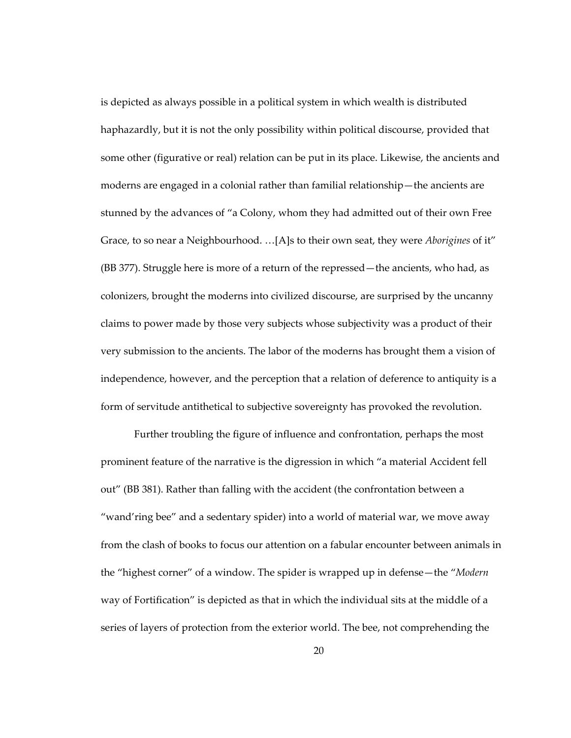is depicted as always possible in a political system in which wealth is distributed haphazardly, but it is not the only possibility within political discourse, provided that some other (figurative or real) relation can be put in its place. Likewise, the ancients and moderns are engaged in a colonial rather than familial relationship—the ancients are stunned by the advances of "a Colony, whom they had admitted out of their own Free Grace, to so near a Neighbourhood. …[A]s to their own seat, they were *Aborigines* of it" (BB 377). Struggle here is more of a return of the repressed—the ancients, who had, as colonizers, brought the moderns into civilized discourse, are surprised by the uncanny claims to power made by those very subjects whose subjectivity was a product of their very submission to the ancients. The labor of the moderns has brought them a vision of independence, however, and the perception that a relation of deference to antiquity is a form of servitude antithetical to subjective sovereignty has provoked the revolution.

Further troubling the figure of influence and confrontation, perhaps the most prominent feature of the narrative is the digression in which "a material Accident fell out" (BB 381). Rather than falling with the accident (the confrontation between a "wand'ring bee" and a sedentary spider) into a world of material war, we move away from the clash of books to focus our attention on a fabular encounter between animals in the "highest corner" of a window. The spider is wrapped up in defense—the "*Modern* way of Fortification" is depicted as that in which the individual sits at the middle of a series of layers of protection from the exterior world. The bee, not comprehending the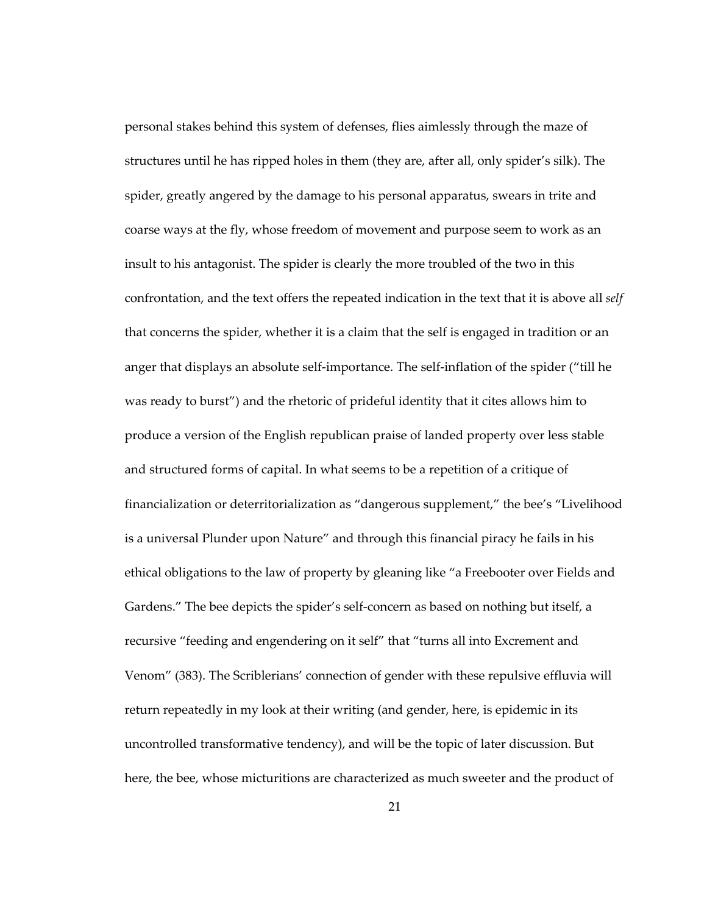personal stakes behind this system of defenses, flies aimlessly through the maze of structures until he has ripped holes in them (they are, after all, only spider's silk). The spider, greatly angered by the damage to his personal apparatus, swears in trite and coarse ways at the fly, whose freedom of movement and purpose seem to work as an insult to his antagonist. The spider is clearly the more troubled of the two in this confrontation, and the text offers the repeated indication in the text that it is above all *self* that concerns the spider, whether it is a claim that the self is engaged in tradition or an anger that displays an absolute self-importance. The self-inflation of the spider ("till he was ready to burst") and the rhetoric of prideful identity that it cites allows him to produce a version of the English republican praise of landed property over less stable and structured forms of capital. In what seems to be a repetition of a critique of financialization or deterritorialization as "dangerous supplement," the bee's "Livelihood is a universal Plunder upon Nature" and through this financial piracy he fails in his ethical obligations to the law of property by gleaning like "a Freebooter over Fields and Gardens." The bee depicts the spider's self-concern as based on nothing but itself, a recursive "feeding and engendering on it self" that "turns all into Excrement and Venom" (383). The Scriblerians' connection of gender with these repulsive effluvia will return repeatedly in my look at their writing (and gender, here, is epidemic in its uncontrolled transformative tendency), and will be the topic of later discussion. But here, the bee, whose micturitions are characterized as much sweeter and the product of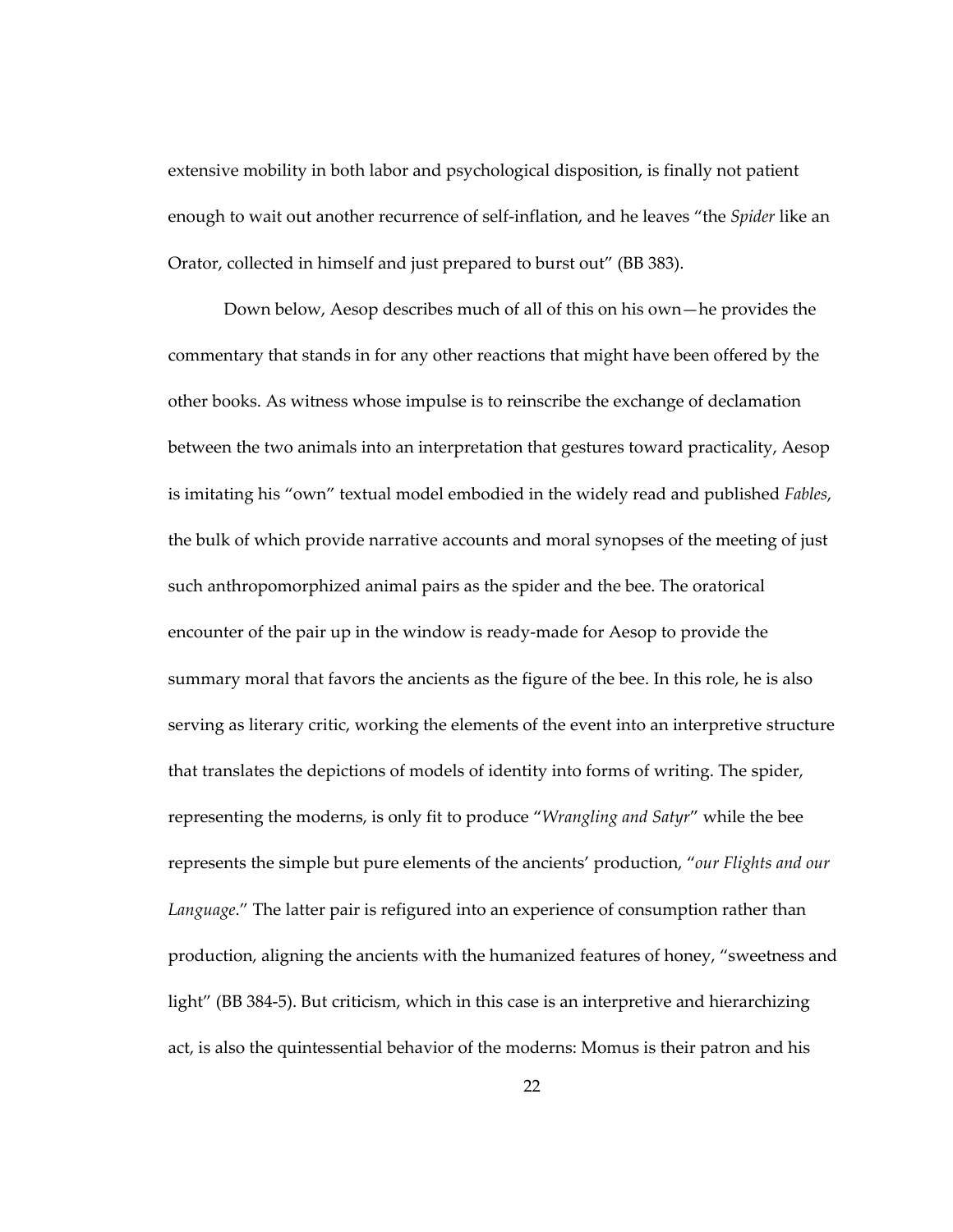extensive mobility in both labor and psychological disposition, is finally not patient enough to wait out another recurrence of self-inflation, and he leaves "the *Spider* like an Orator, collected in himself and just prepared to burst out" (BB 383).

Down below, Aesop describes much of all of this on his own—he provides the commentary that stands in for any other reactions that might have been offered by the other books. As witness whose impulse is to reinscribe the exchange of declamation between the two animals into an interpretation that gestures toward practicality, Aesop is imitating his "own" textual model embodied in the widely read and published *Fables*, the bulk of which provide narrative accounts and moral synopses of the meeting of just such anthropomorphized animal pairs as the spider and the bee. The oratorical encounter of the pair up in the window is ready-made for Aesop to provide the summary moral that favors the ancients as the figure of the bee. In this role, he is also serving as literary critic, working the elements of the event into an interpretive structure that translates the depictions of models of identity into forms of writing. The spider, representing the moderns, is only fit to produce "*Wrangling and Satyr*" while the bee represents the simple but pure elements of the ancients' production, "*our Flights and our Language*." The latter pair is refigured into an experience of consumption rather than production, aligning the ancients with the humanized features of honey, "sweetness and light" (BB 384-5). But criticism, which in this case is an interpretive and hierarchizing act, is also the quintessential behavior of the moderns: Momus is their patron and his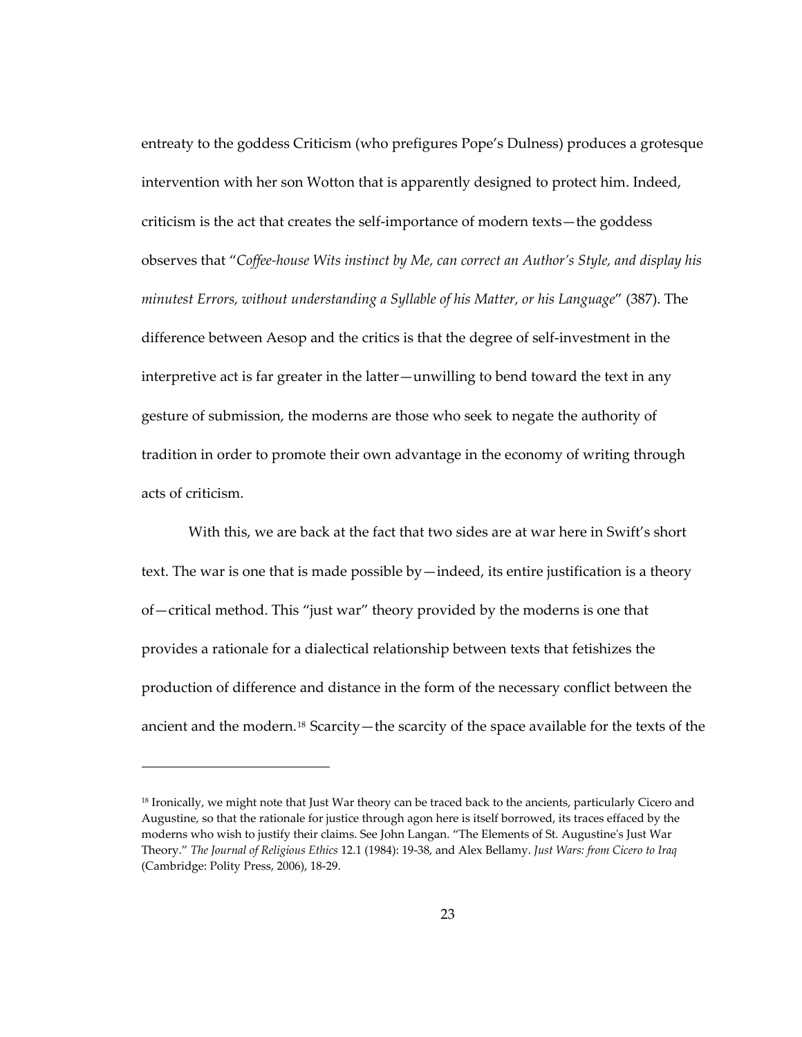entreaty to the goddess Criticism (who prefigures Pope's Dulness) produces a grotesque intervention with her son Wotton that is apparently designed to protect him. Indeed, criticism is the act that creates the self-importance of modern texts—the goddess observes that "*Coffee-house Wits instinct by Me, can correct an Author's Style, and display his minutest Errors, without understanding a Syllable of his Matter, or his Language*" (387). The difference between Aesop and the critics is that the degree of self-investment in the interpretive act is far greater in the latter—unwilling to bend toward the text in any gesture of submission, the moderns are those who seek to negate the authority of tradition in order to promote their own advantage in the economy of writing through acts of criticism.

With this, we are back at the fact that two sides are at war here in Swift's short text. The war is one that is made possible by—indeed, its entire justification is a theory of—critical method. This "just war" theory provided by the moderns is one that provides a rationale for a dialectical relationship between texts that fetishizes the production of difference and distance in the form of the necessary conflict between the ancient and the modern.[18] Scarcity—the scarcity of the space available for the texts of the

---

[18] Ironically, we might note that Just War theory can be traced back to the ancients, particularly Cicero and Augustine, so that the rationale for justice through agon here is itself borrowed, its traces effaced by the moderns who wish to justify their claims. See John Langan. "The Elements of St. Augustine's Just War Theory." *The Journal of Religious Ethics* 12.1 (1984): 19-38, and Alex Bellamy. *Just Wars: from Cicero to Iraq* (Cambridge: Polity Press, 2006), 18-29.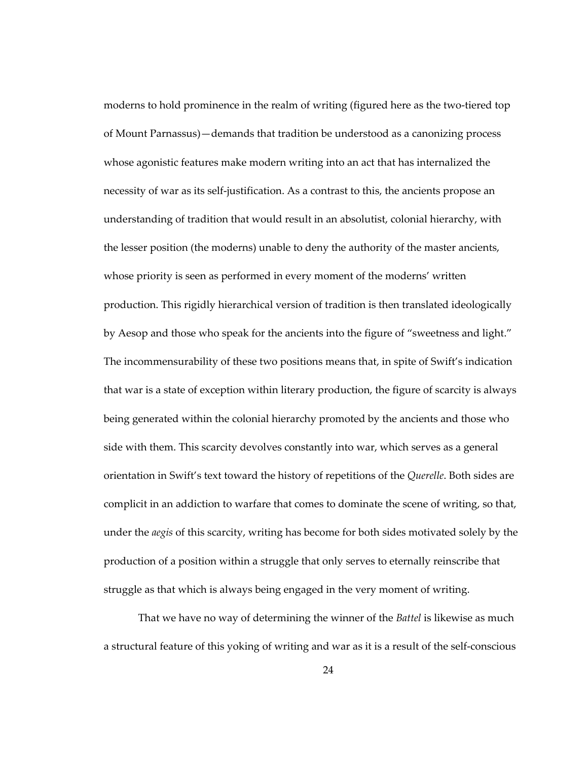moderns to hold prominence in the realm of writing (figured here as the two-tiered top of Mount Parnassus)—demands that tradition be understood as a canonizing process whose agonistic features make modern writing into an act that has internalized the necessity of war as its self-justification. As a contrast to this, the ancients propose an understanding of tradition that would result in an absolutist, colonial hierarchy, with the lesser position (the moderns) unable to deny the authority of the master ancients, whose priority is seen as performed in every moment of the moderns' written production. This rigidly hierarchical version of tradition is then translated ideologically by Aesop and those who speak for the ancients into the figure of "sweetness and light." The incommensurability of these two positions means that, in spite of Swift's indication that war is a state of exception within literary production, the figure of scarcity is always being generated within the colonial hierarchy promoted by the ancients and those who side with them. This scarcity devolves constantly into war, which serves as a general orientation in Swift's text toward the history of repetitions of the *Querelle*. Both sides are complicit in an addiction to warfare that comes to dominate the scene of writing, so that, under the *aegis* of this scarcity, writing has become for both sides motivated solely by the production of a position within a struggle that only serves to eternally reinscribe that struggle as that which is always being engaged in the very moment of writing.

That we have no way of determining the winner of the *Battel* is likewise as much a structural feature of this yoking of writing and war as it is a result of the self-conscious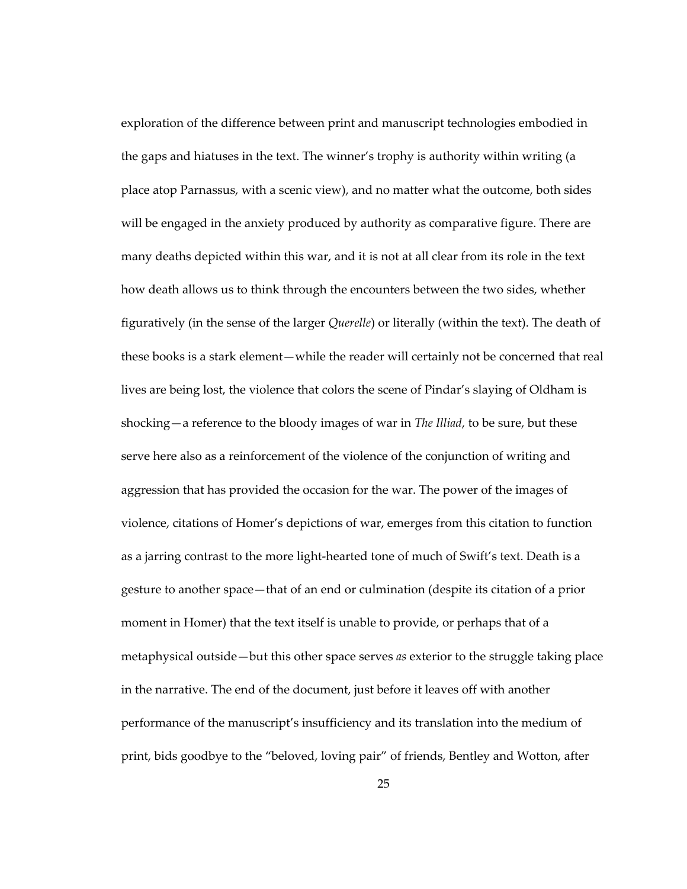exploration of the difference between print and manuscript technologies embodied in the gaps and hiatuses in the text. The winner's trophy is authority within writing (a place atop Parnassus, with a scenic view), and no matter what the outcome, both sides will be engaged in the anxiety produced by authority as comparative figure. There are many deaths depicted within this war, and it is not at all clear from its role in the text how death allows us to think through the encounters between the two sides, whether figuratively (in the sense of the larger *Querelle*) or literally (within the text). The death of these books is a stark element—while the reader will certainly not be concerned that real lives are being lost, the violence that colors the scene of Pindar's slaying of Oldham is shocking—a reference to the bloody images of war in *The Illiad*, to be sure, but these serve here also as a reinforcement of the violence of the conjunction of writing and aggression that has provided the occasion for the war. The power of the images of violence, citations of Homer's depictions of war, emerges from this citation to function as a jarring contrast to the more light-hearted tone of much of Swift's text. Death is a gesture to another space—that of an end or culmination (despite its citation of a prior moment in Homer) that the text itself is unable to provide, or perhaps that of a metaphysical outside—but this other space serves *as* exterior to the struggle taking place in the narrative. The end of the document, just before it leaves off with another performance of the manuscript's insufficiency and its translation into the medium of print, bids goodbye to the "beloved, loving pair" of friends, Bentley and Wotton, after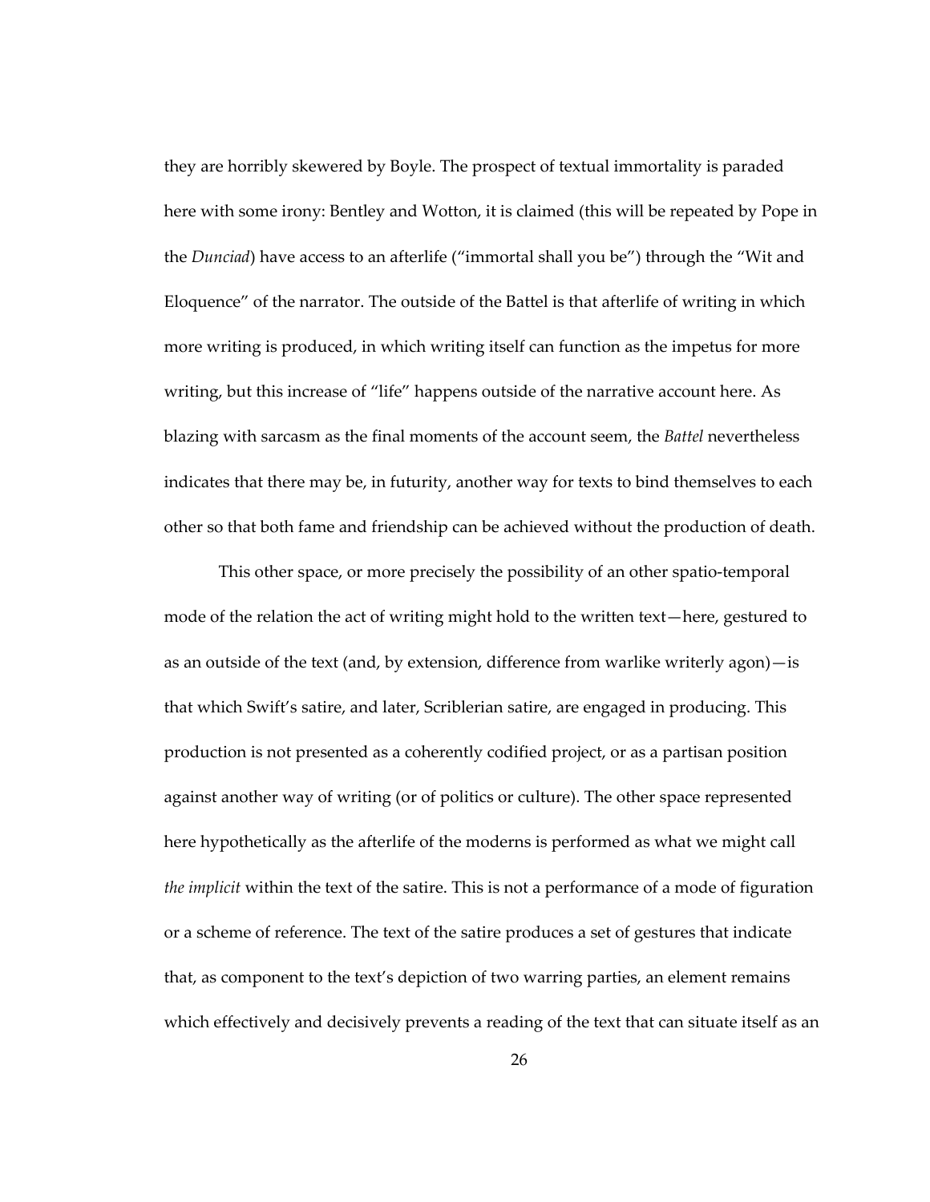they are horribly skewered by Boyle. The prospect of textual immortality is paraded here with some irony: Bentley and Wotton, it is claimed (this will be repeated by Pope in the *Dunciad*) have access to an afterlife ("immortal shall you be") through the "Wit and Eloquence" of the narrator. The outside of the Battel is that afterlife of writing in which more writing is produced, in which writing itself can function as the impetus for more writing, but this increase of "life" happens outside of the narrative account here. As blazing with sarcasm as the final moments of the account seem, the *Battel* nevertheless indicates that there may be, in futurity, another way for texts to bind themselves to each other so that both fame and friendship can be achieved without the production of death.

This other space, or more precisely the possibility of an other spatio-temporal mode of the relation the act of writing might hold to the written text—here, gestured to as an outside of the text (and, by extension, difference from warlike writerly agon)—is that which Swift's satire, and later, Scriblerian satire, are engaged in producing. This production is not presented as a coherently codified project, or as a partisan position against another way of writing (or of politics or culture). The other space represented here hypothetically as the afterlife of the moderns is performed as what we might call *the implicit* within the text of the satire. This is not a performance of a mode of figuration or a scheme of reference. The text of the satire produces a set of gestures that indicate that, as component to the text's depiction of two warring parties, an element remains which effectively and decisively prevents a reading of the text that can situate itself as an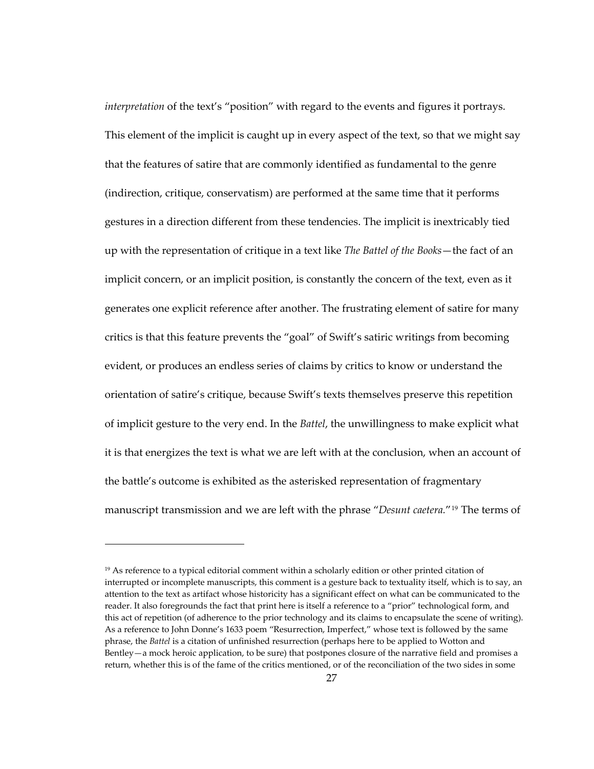*interpretation* of the text's "position" with regard to the events and figures it portrays. This element of the implicit is caught up in every aspect of the text, so that we might say that the features of satire that are commonly identified as fundamental to the genre (indirection, critique, conservatism) are performed at the same time that it performs gestures in a direction different from these tendencies. The implicit is inextricably tied up with the representation of critique in a text like *The Battel of the Books*—the fact of an implicit concern, or an implicit position, is constantly the concern of the text, even as it generates one explicit reference after another. The frustrating element of satire for many critics is that this feature prevents the "goal" of Swift's satiric writings from becoming evident, or produces an endless series of claims by critics to know or understand the orientation of satire's critique, because Swift's texts themselves preserve this repetition of implicit gesture to the very end. In the *Battel*, the unwillingness to make explicit what it is that energizes the text is what we are left with at the conclusion, when an account of the battle's outcome is exhibited as the asterisked representation of fragmentary manuscript transmission and we are left with the phrase "*Desunt caetera.*"[19] The terms of

---

[19] As reference to a typical editorial comment within a scholarly edition or other printed citation of interrupted or incomplete manuscripts, this comment is a gesture back to textuality itself, which is to say, an attention to the text as artifact whose historicity has a significant effect on what can be communicated to the reader. It also foregrounds the fact that print here is itself a reference to a "prior" technological form, and this act of repetition (of adherence to the prior technology and its claims to encapsulate the scene of writing). As a reference to John Donne's 1633 poem "Resurrection, Imperfect," whose text is followed by the same phrase, the *Battel* is a citation of unfinished resurrection (perhaps here to be applied to Wotton and Bentley—a mock heroic application, to be sure) that postpones closure of the narrative field and promises a return, whether this is of the fame of the critics mentioned, or of the reconciliation of the two sides in some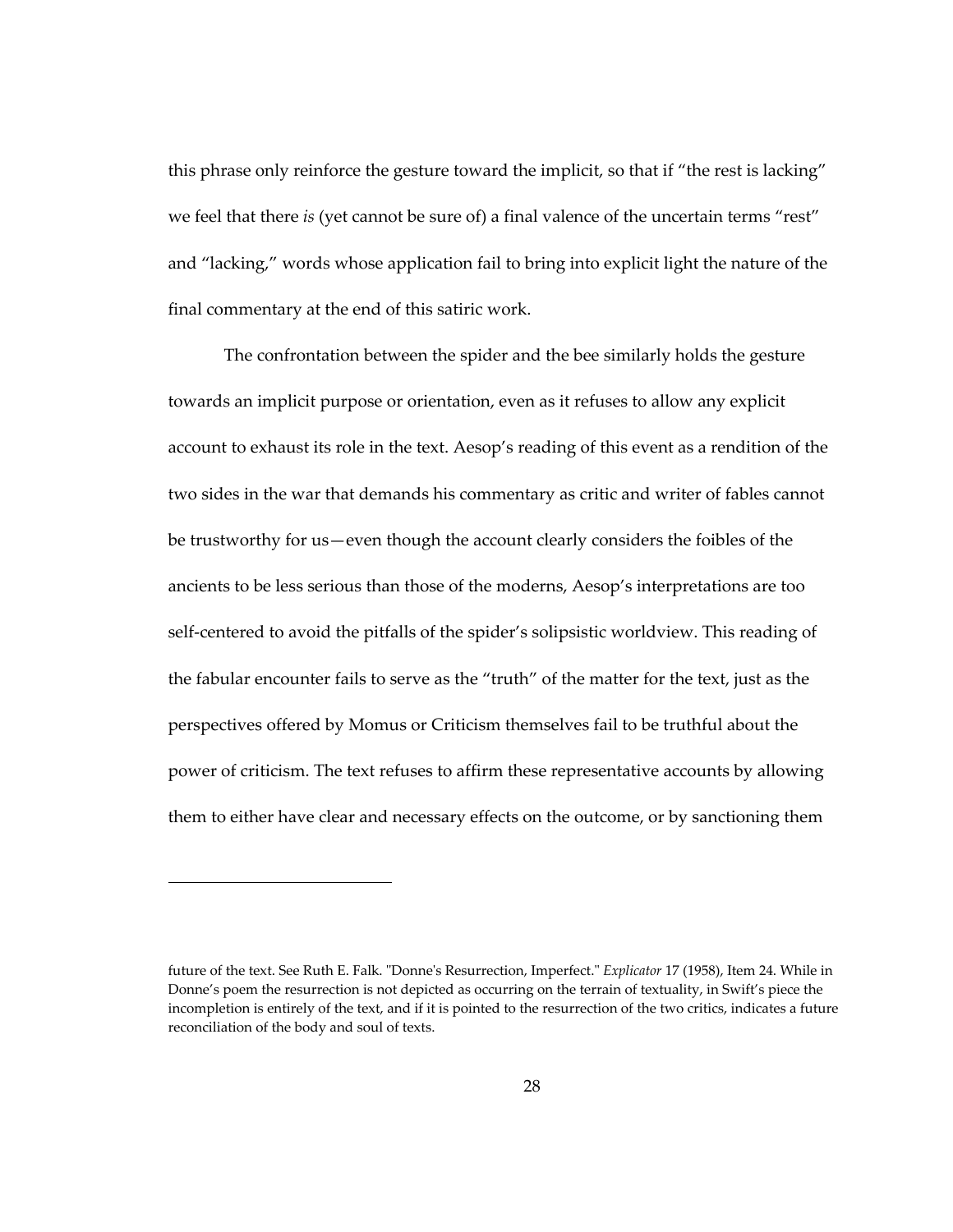this phrase only reinforce the gesture toward the implicit, so that if "the rest is lacking" we feel that there *is* (yet cannot be sure of) a final valence of the uncertain terms "rest" and "lacking," words whose application fail to bring into explicit light the nature of the final commentary at the end of this satiric work.

The confrontation between the spider and the bee similarly holds the gesture towards an implicit purpose or orientation, even as it refuses to allow any explicit account to exhaust its role in the text. Aesop's reading of this event as a rendition of the two sides in the war that demands his commentary as critic and writer of fables cannot be trustworthy for us—even though the account clearly considers the foibles of the ancients to be less serious than those of the moderns, Aesop's interpretations are too self-centered to avoid the pitfalls of the spider's solipsistic worldview. This reading of the fabular encounter fails to serve as the "truth" of the matter for the text, just as the perspectives offered by Momus or Criticism themselves fail to be truthful about the power of criticism. The text refuses to affirm these representative accounts by allowing them to either have clear and necessary effects on the outcome, or by sanctioning them

---

future of the text. See Ruth E. Falk. "Donne's Resurrection, Imperfect." *Explicator* 17 (1958), Item 24. While in Donne's poem the resurrection is not depicted as occurring on the terrain of textuality, in Swift's piece the incompletion is entirely of the text, and if it is pointed to the resurrection of the two critics, indicates a future reconciliation of the body and soul of texts.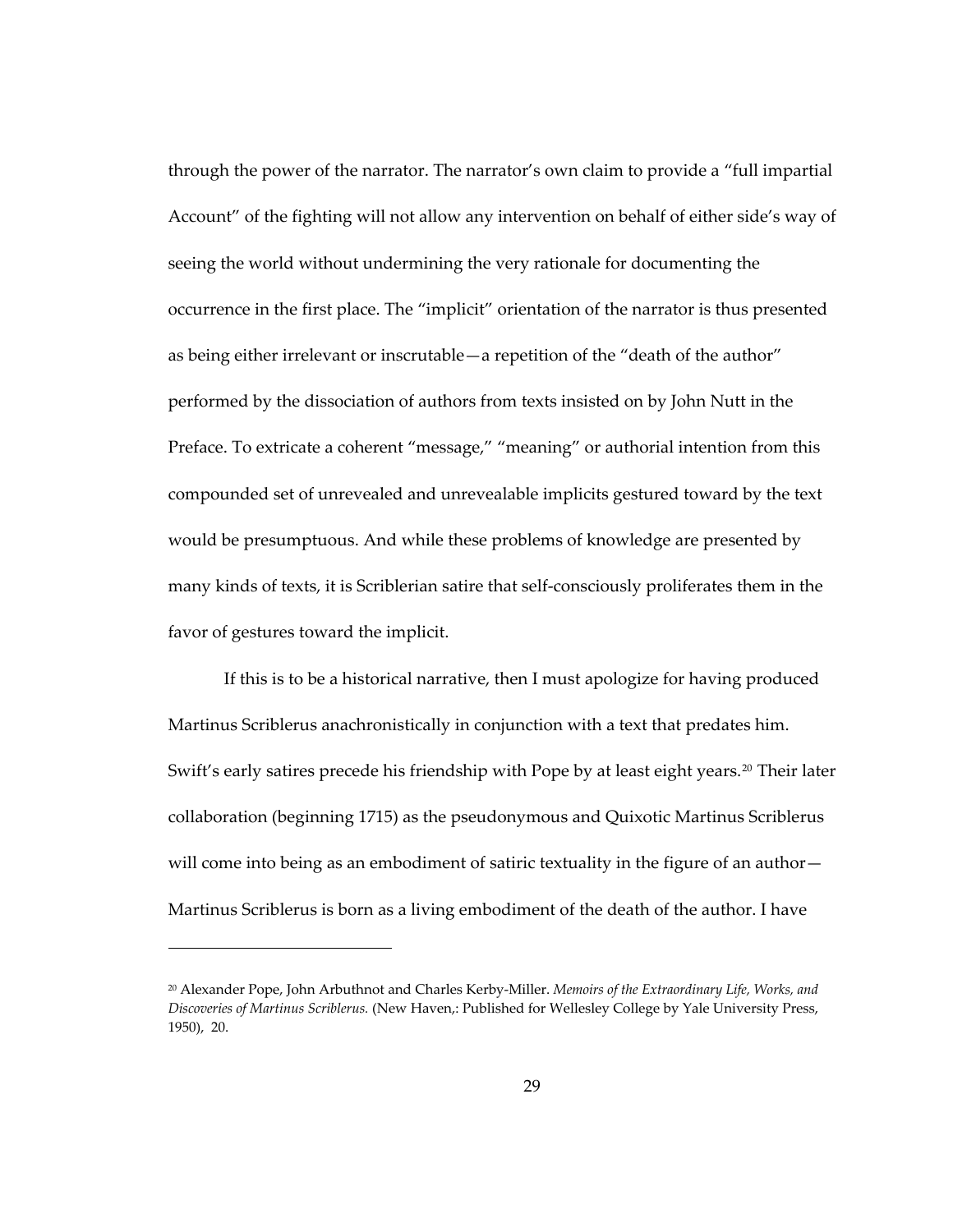through the power of the narrator. The narrator's own claim to provide a "full impartial Account" of the fighting will not allow any intervention on behalf of either side's way of seeing the world without undermining the very rationale for documenting the occurrence in the first place. The "implicit" orientation of the narrator is thus presented as being either irrelevant or inscrutable—a repetition of the "death of the author" performed by the dissociation of authors from texts insisted on by John Nutt in the Preface. To extricate a coherent "message," "meaning" or authorial intention from this compounded set of unrevealed and unrevealable implicits gestured toward by the text would be presumptuous. And while these problems of knowledge are presented by many kinds of texts, it is Scriblerian satire that self-consciously proliferates them in the favor of gestures toward the implicit.

If this is to be a historical narrative, then I must apologize for having produced Martinus Scriblerus anachronistically in conjunction with a text that predates him. Swift's early satires precede his friendship with Pope by at least eight years.[20] Their later collaboration (beginning 1715) as the pseudonymous and Quixotic Martinus Scriblerus will come into being as an embodiment of satiric textuality in the figure of an author—Martinus Scriblerus is born as a living embodiment of the death of the author. I have

---

[20] Alexander Pope, John Arbuthnot and Charles Kerby-Miller. *Memoirs of the Extraordinary Life, Works, and Discoveries of Martinus Scriblerus.* (New Haven,: Published for Wellesley College by Yale University Press, 1950), 20.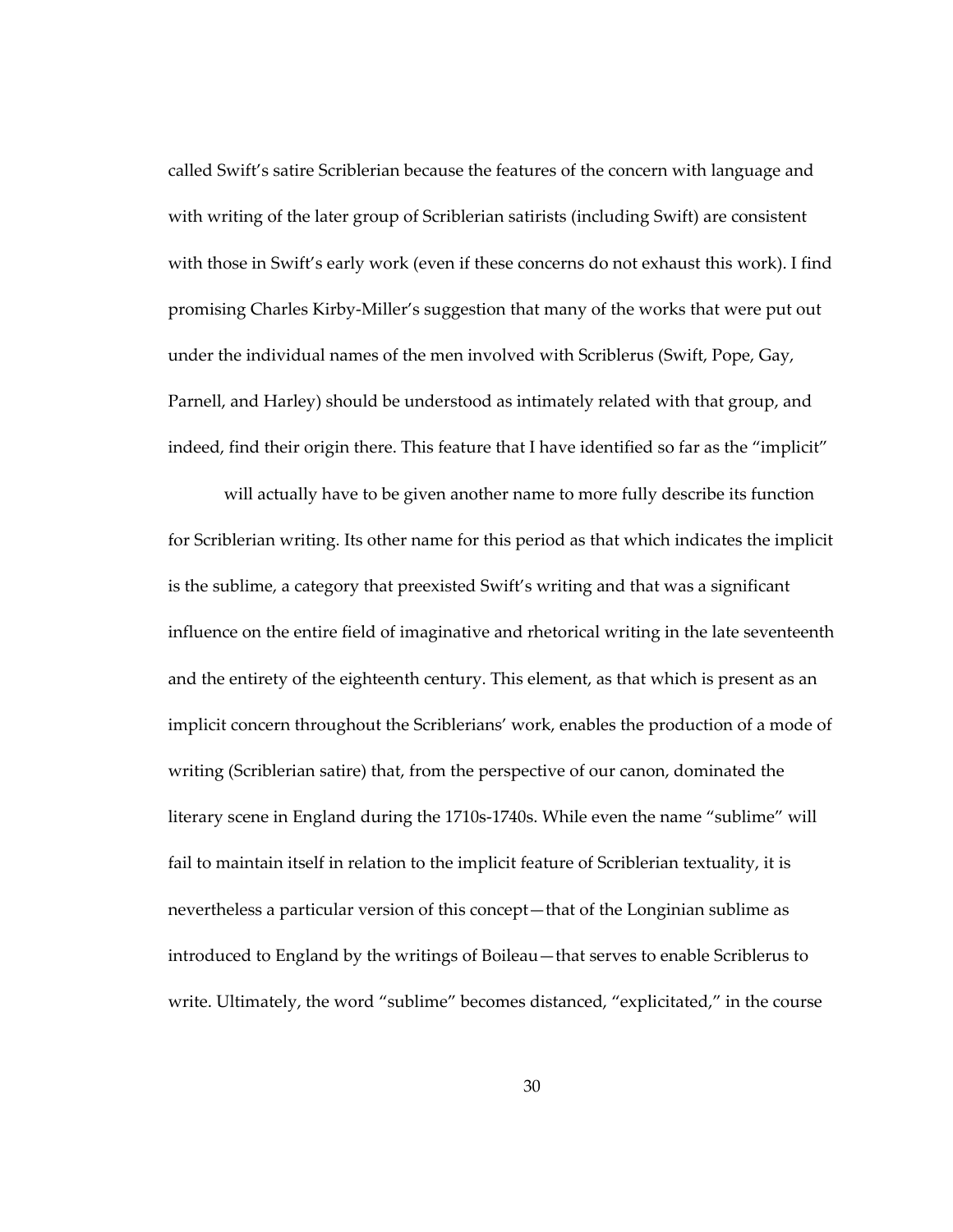called Swift's satire Scriblerian because the features of the concern with language and with writing of the later group of Scriblerian satirists (including Swift) are consistent with those in Swift's early work (even if these concerns do not exhaust this work). I find promising Charles Kirby-Miller's suggestion that many of the works that were put out under the individual names of the men involved with Scriblerus (Swift, Pope, Gay, Parnell, and Harley) should be understood as intimately related with that group, and indeed, find their origin there. This feature that I have identified so far as the "implicit"

will actually have to be given another name to more fully describe its function for Scriblerian writing. Its other name for this period as that which indicates the implicit is the sublime, a category that preexisted Swift's writing and that was a significant influence on the entire field of imaginative and rhetorical writing in the late seventeenth and the entirety of the eighteenth century. This element, as that which is present as an implicit concern throughout the Scriblerians' work, enables the production of a mode of writing (Scriblerian satire) that, from the perspective of our canon, dominated the literary scene in England during the 1710s-1740s. While even the name "sublime" will fail to maintain itself in relation to the implicit feature of Scriblerian textuality, it is nevertheless a particular version of this concept—that of the Longinian sublime as introduced to England by the writings of Boileau—that serves to enable Scriblerus to write. Ultimately, the word "sublime" becomes distanced, "explicitated," in the course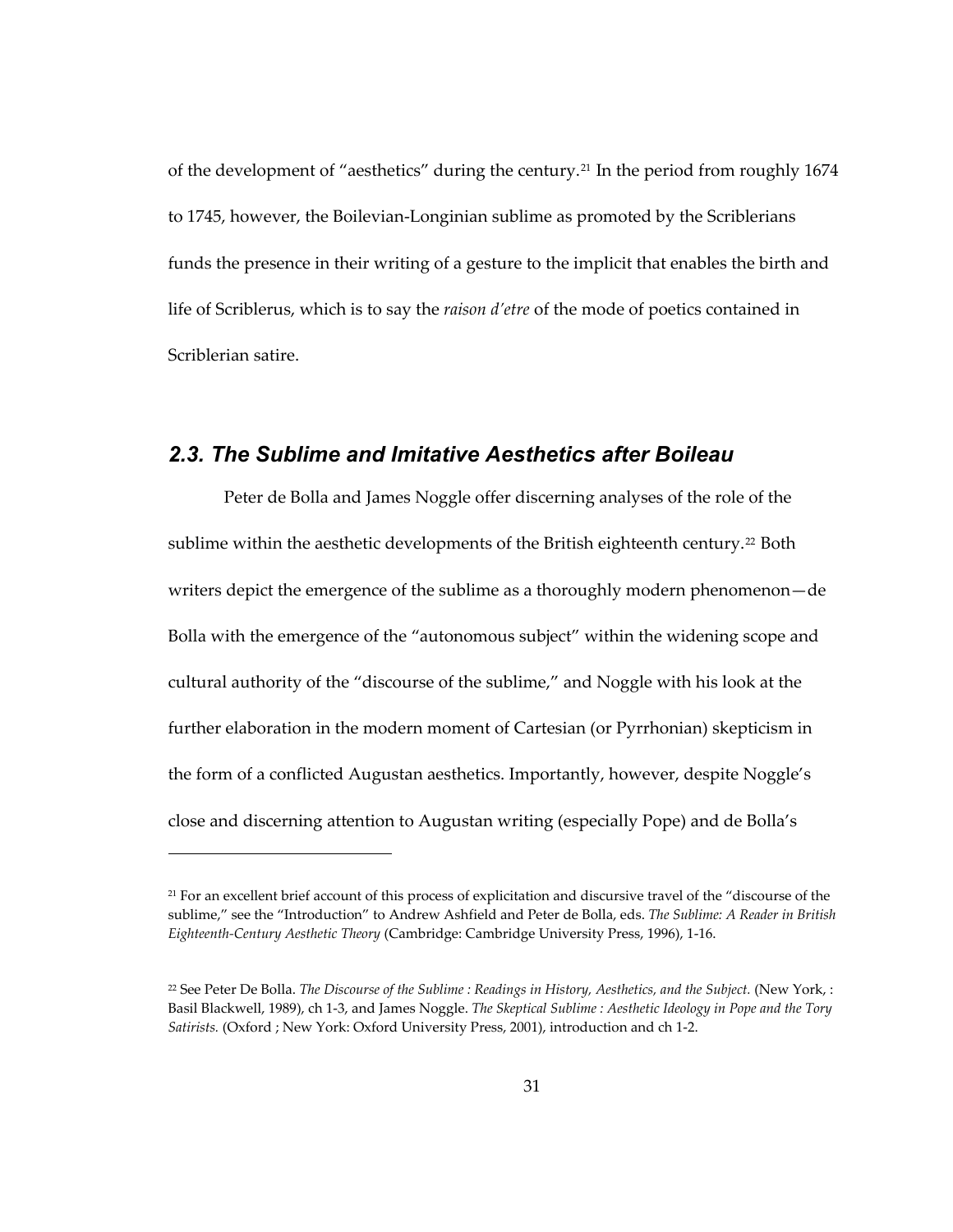of the development of "aesthetics" during the century.[21] In the period from roughly 1674 to 1745, however, the Boilevian-Longinian sublime as promoted by the Scriblerians funds the presence in their writing of a gesture to the implicit that enables the birth and life of Scriblerus, which is to say the *raison d'etre* of the mode of poetics contained in Scriblerian satire.

## 2.3. The Sublime and Imitative Aesthetics after Boileau

Peter de Bolla and James Noggle offer discerning analyses of the role of the sublime within the aesthetic developments of the British eighteenth century.[22] Both writers depict the emergence of the sublime as a thoroughly modern phenomenon—de Bolla with the emergence of the "autonomous subject" within the widening scope and cultural authority of the "discourse of the sublime," and Noggle with his look at the further elaboration in the modern moment of Cartesian (or Pyrrhonian) skepticism in the form of a conflicted Augustan aesthetics. Importantly, however, despite Noggle's close and discerning attention to Augustan writing (especially Pope) and de Bolla's

---

[21] For an excellent brief account of this process of explicitation and discursive travel of the "discourse of the sublime," see the "Introduction" to Andrew Ashfield and Peter de Bolla, eds. *The Sublime: A Reader in British Eighteenth-Century Aesthetic Theory* (Cambridge: Cambridge University Press, 1996), 1-16.

[22] See Peter De Bolla. *The Discourse of the Sublime : Readings in History, Aesthetics, and the Subject.* (New York, : Basil Blackwell, 1989), ch 1-3, and James Noggle. *The Skeptical Sublime : Aesthetic Ideology in Pope and the Tory Satirists.* (Oxford ; New York: Oxford University Press, 2001), introduction and ch 1-2.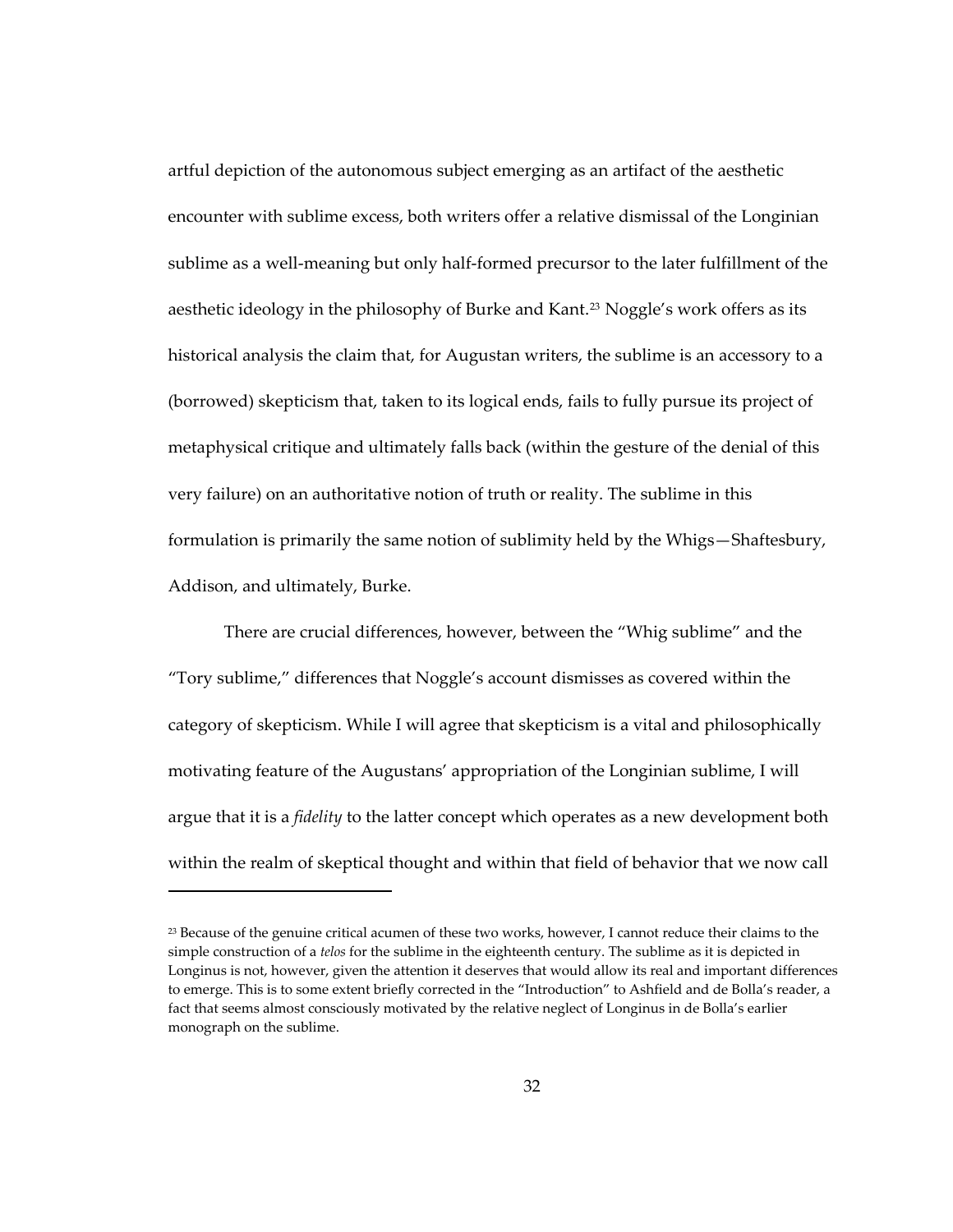artful depiction of the autonomous subject emerging as an artifact of the aesthetic encounter with sublime excess, both writers offer a relative dismissal of the Longinian sublime as a well-meaning but only half-formed precursor to the later fulfillment of the aesthetic ideology in the philosophy of Burke and Kant.[23] Noggle's work offers as its historical analysis the claim that, for Augustan writers, the sublime is an accessory to a (borrowed) skepticism that, taken to its logical ends, fails to fully pursue its project of metaphysical critique and ultimately falls back (within the gesture of the denial of this very failure) on an authoritative notion of truth or reality. The sublime in this formulation is primarily the same notion of sublimity held by the Whigs—Shaftesbury, Addison, and ultimately, Burke.

There are crucial differences, however, between the "Whig sublime" and the "Tory sublime," differences that Noggle's account dismisses as covered within the category of skepticism. While I will agree that skepticism is a vital and philosophically motivating feature of the Augustans' appropriation of the Longinian sublime, I will argue that it is a *fidelity* to the latter concept which operates as a new development both within the realm of skeptical thought and within that field of behavior that we now call

---

[23] Because of the genuine critical acumen of these two works, however, I cannot reduce their claims to the simple construction of a *telos* for the sublime in the eighteenth century. The sublime as it is depicted in Longinus is not, however, given the attention it deserves that would allow its real and important differences to emerge. This is to some extent briefly corrected in the "Introduction" to Ashfield and de Bolla's reader, a fact that seems almost consciously motivated by the relative neglect of Longinus in de Bolla's earlier monograph on the sublime.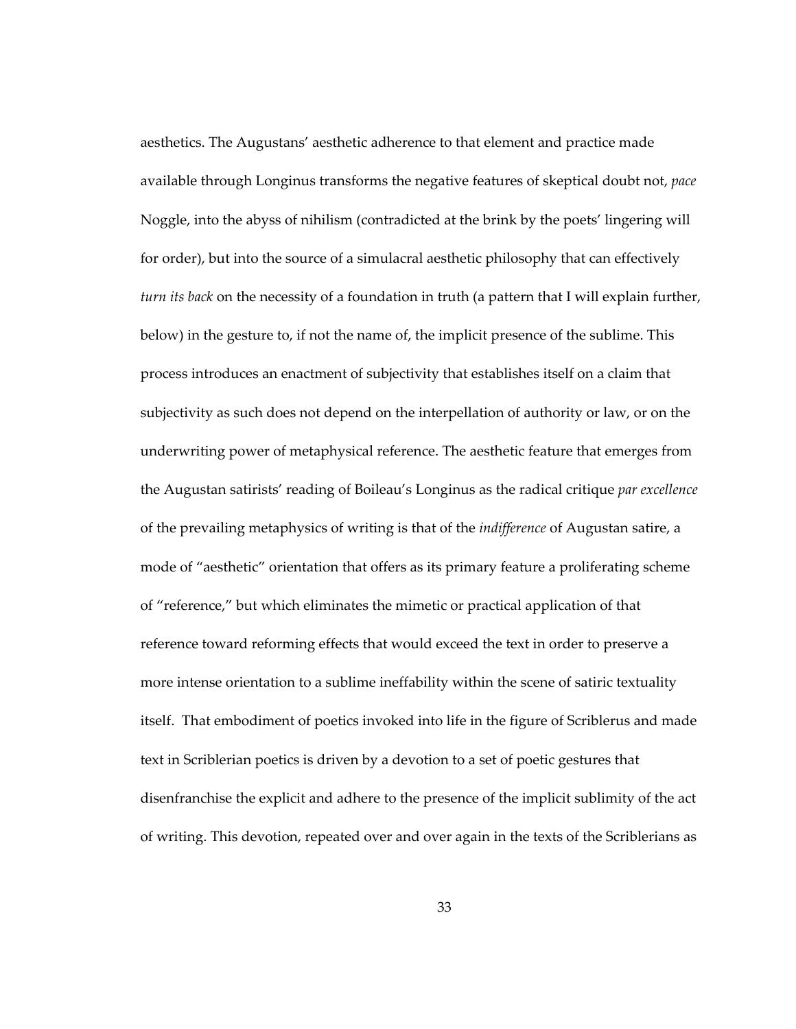aesthetics. The Augustans' aesthetic adherence to that element and practice made available through Longinus transforms the negative features of skeptical doubt not, *pace* Noggle, into the abyss of nihilism (contradicted at the brink by the poets' lingering will for order), but into the source of a simulacral aesthetic philosophy that can effectively *turn its back* on the necessity of a foundation in truth (a pattern that I will explain further, below) in the gesture to, if not the name of, the implicit presence of the sublime. This process introduces an enactment of subjectivity that establishes itself on a claim that subjectivity as such does not depend on the interpellation of authority or law, or on the underwriting power of metaphysical reference. The aesthetic feature that emerges from the Augustan satirists' reading of Boileau's Longinus as the radical critique *par excellence* of the prevailing metaphysics of writing is that of the *indifference* of Augustan satire, a mode of "aesthetic" orientation that offers as its primary feature a proliferating scheme of "reference," but which eliminates the mimetic or practical application of that reference toward reforming effects that would exceed the text in order to preserve a more intense orientation to a sublime ineffability within the scene of satiric textuality itself. That embodiment of poetics invoked into life in the figure of Scriblerus and made text in Scriblerian poetics is driven by a devotion to a set of poetic gestures that disenfranchise the explicit and adhere to the presence of the implicit sublimity of the act of writing. This devotion, repeated over and over again in the texts of the Scriblerians as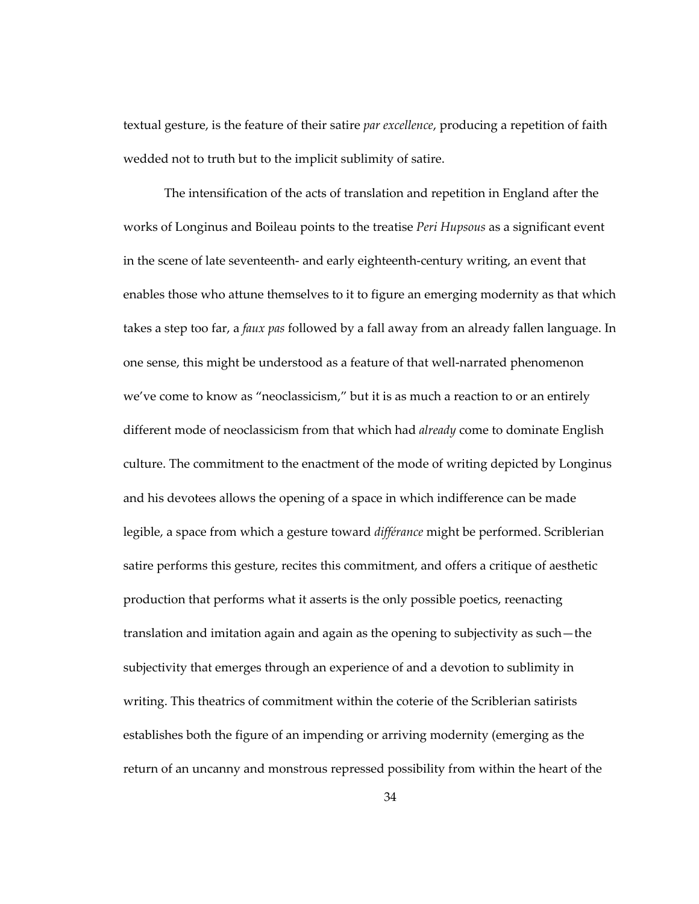textual gesture, is the feature of their satire *par excellence*, producing a repetition of faith wedded not to truth but to the implicit sublimity of satire.

The intensification of the acts of translation and repetition in England after the works of Longinus and Boileau points to the treatise *Peri Hupsous* as a significant event in the scene of late seventeenth- and early eighteenth-century writing, an event that enables those who attune themselves to it to figure an emerging modernity as that which takes a step too far, a *faux pas* followed by a fall away from an already fallen language. In one sense, this might be understood as a feature of that well-narrated phenomenon we've come to know as "neoclassicism," but it is as much a reaction to or an entirely different mode of neoclassicism from that which had *already* come to dominate English culture. The commitment to the enactment of the mode of writing depicted by Longinus and his devotees allows the opening of a space in which indifference can be made legible, a space from which a gesture toward *différance* might be performed. Scriblerian satire performs this gesture, recites this commitment, and offers a critique of aesthetic production that performs what it asserts is the only possible poetics, reenacting translation and imitation again and again as the opening to subjectivity as such—the subjectivity that emerges through an experience of and a devotion to sublimity in writing. This theatrics of commitment within the coterie of the Scriblerian satirists establishes both the figure of an impending or arriving modernity (emerging as the return of an uncanny and monstrous repressed possibility from within the heart of the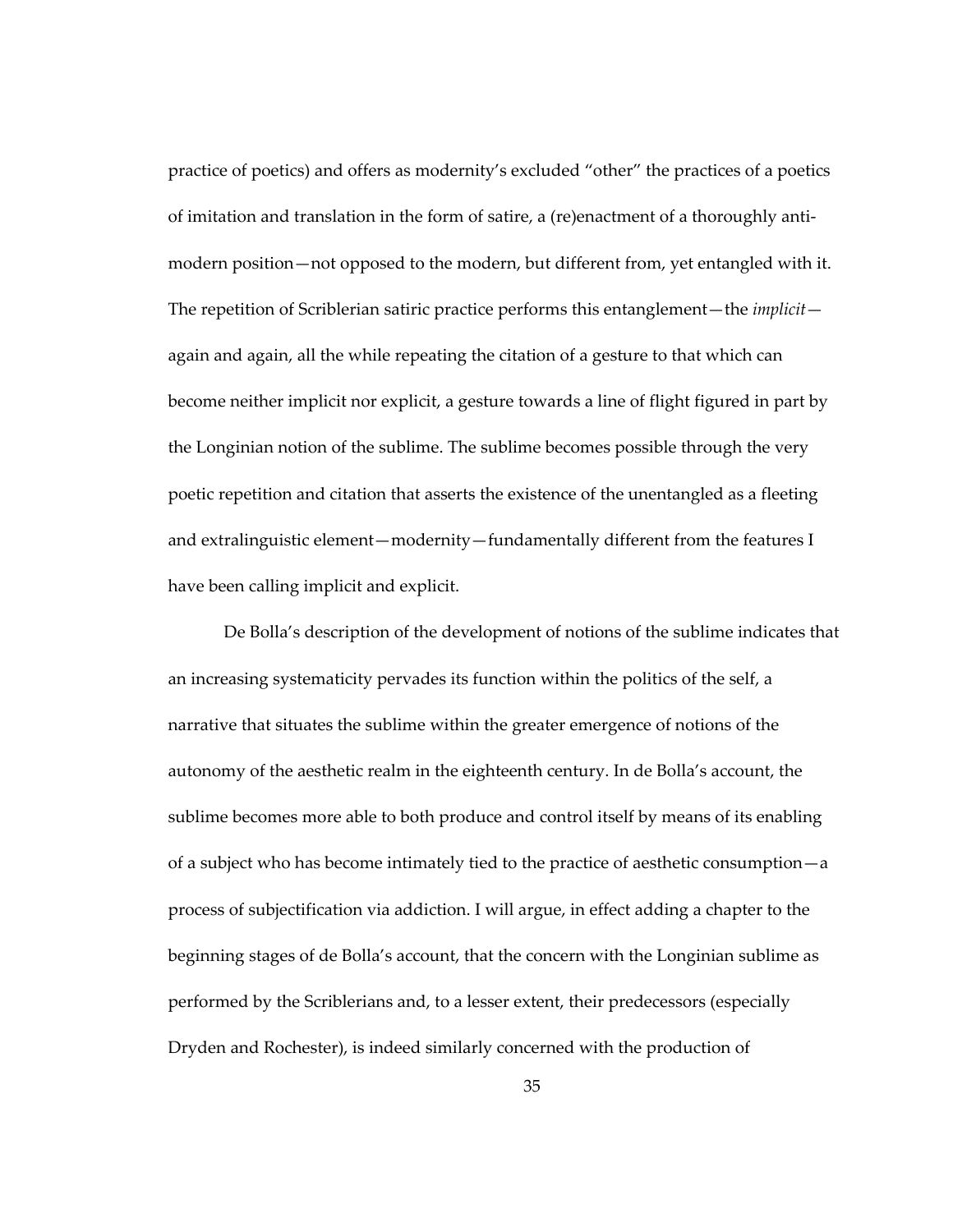practice of poetics) and offers as modernity's excluded "other" the practices of a poetics of imitation and translation in the form of satire, a (re)enactment of a thoroughly anti-modern position—not opposed to the modern, but different from, yet entangled with it. The repetition of Scriblerian satiric practice performs this entanglement—the *implicit*—again and again, all the while repeating the citation of a gesture to that which can become neither implicit nor explicit, a gesture towards a line of flight figured in part by the Longinian notion of the sublime. The sublime becomes possible through the very poetic repetition and citation that asserts the existence of the unentangled as a fleeting and extralinguistic element—modernity—fundamentally different from the features I have been calling implicit and explicit.

De Bolla's description of the development of notions of the sublime indicates that an increasing systematicity pervades its function within the politics of the self, a narrative that situates the sublime within the greater emergence of notions of the autonomy of the aesthetic realm in the eighteenth century. In de Bolla's account, the sublime becomes more able to both produce and control itself by means of its enabling of a subject who has become intimately tied to the practice of aesthetic consumption—a process of subjectification via addiction. I will argue, in effect adding a chapter to the beginning stages of de Bolla's account, that the concern with the Longinian sublime as performed by the Scriblerians and, to a lesser extent, their predecessors (especially Dryden and Rochester), is indeed similarly concerned with the production of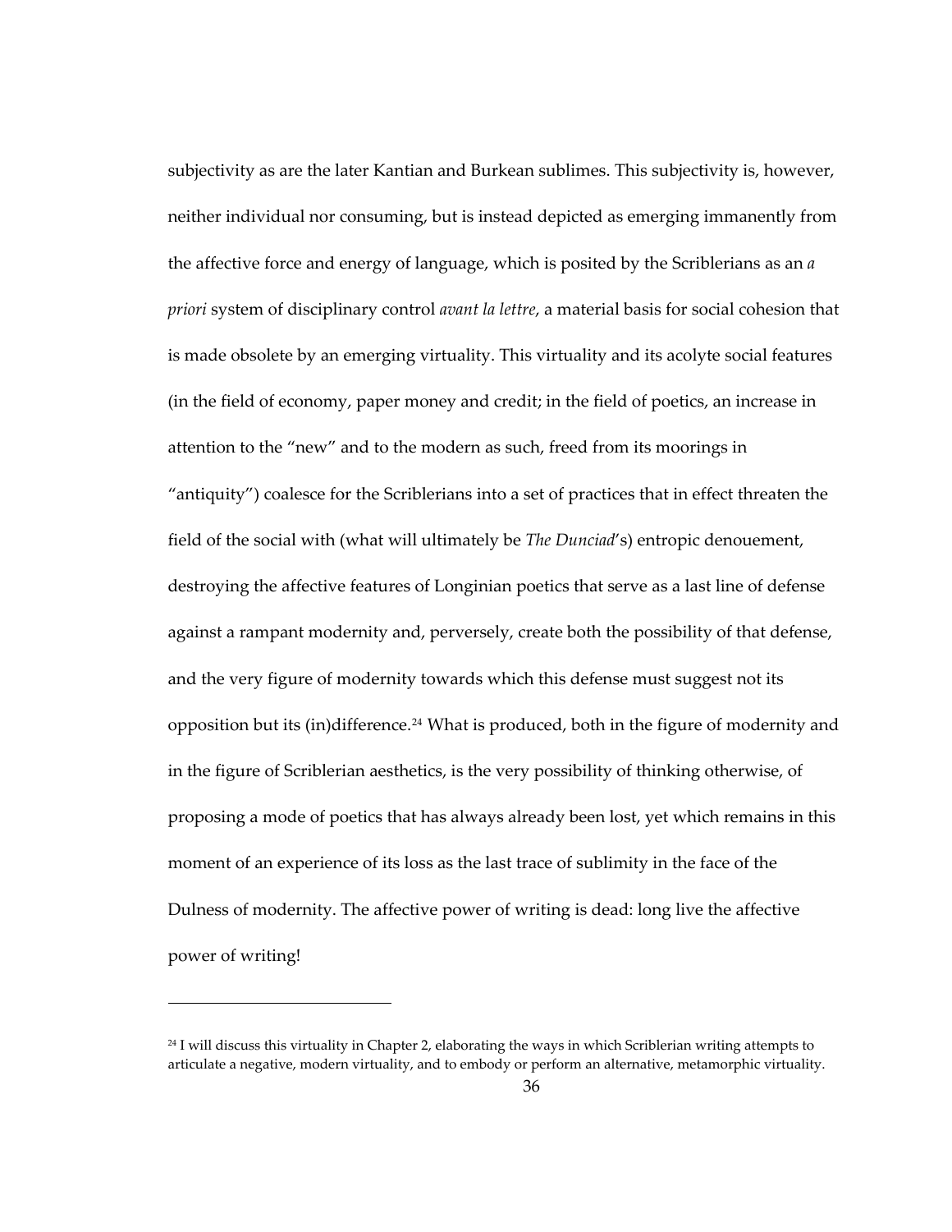subjectivity as are the later Kantian and Burkean sublimes. This subjectivity is, however, neither individual nor consuming, but is instead depicted as emerging immanently from the affective force and energy of language, which is posited by the Scriblerians as an *a priori* system of disciplinary control *avant la lettre*, a material basis for social cohesion that is made obsolete by an emerging virtuality. This virtuality and its acolyte social features (in the field of economy, paper money and credit; in the field of poetics, an increase in attention to the "new" and to the modern as such, freed from its moorings in "antiquity") coalesce for the Scriblerians into a set of practices that in effect threaten the field of the social with (what will ultimately be *The Dunciad*'s) entropic denouement, destroying the affective features of Longinian poetics that serve as a last line of defense against a rampant modernity and, perversely, create both the possibility of that defense, and the very figure of modernity towards which this defense must suggest not its opposition but its (in)difference.[24] What is produced, both in the figure of modernity and in the figure of Scriblerian aesthetics, is the very possibility of thinking otherwise, of proposing a mode of poetics that has always already been lost, yet which remains in this moment of an experience of its loss as the last trace of sublimity in the face of the Dulness of modernity. The affective power of writing is dead: long live the affective power of writing!

---

[24] I will discuss this virtuality in Chapter 2, elaborating the ways in which Scriblerian writing attempts to articulate a negative, modern virtuality, and to embody or perform an alternative, metamorphic virtuality.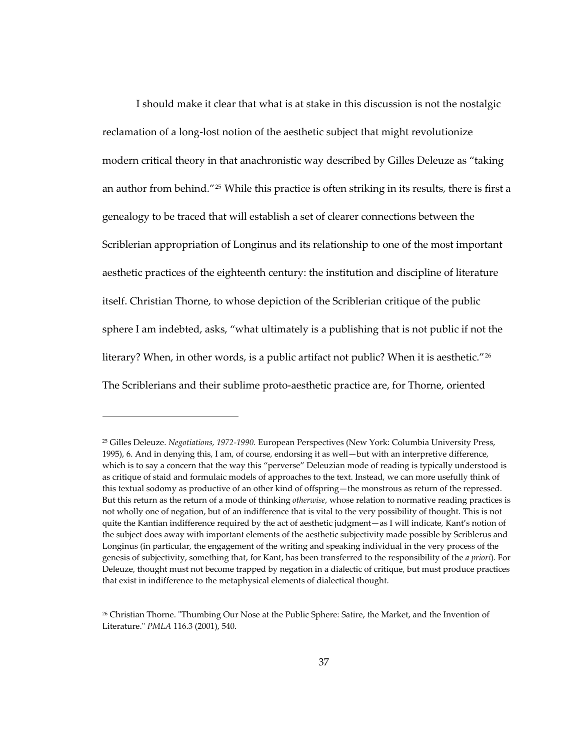I should make it clear that what is at stake in this discussion is not the nostalgic reclamation of a long-lost notion of the aesthetic subject that might revolutionize modern critical theory in that anachronistic way described by Gilles Deleuze as "taking an author from behind."[25] While this practice is often striking in its results, there is first a genealogy to be traced that will establish a set of clearer connections between the Scriblerian appropriation of Longinus and its relationship to one of the most important aesthetic practices of the eighteenth century: the institution and discipline of literature itself. Christian Thorne, to whose depiction of the Scriblerian critique of the public sphere I am indebted, asks, "what ultimately is a publishing that is not public if not the literary? When, in other words, is a public artifact not public? When it is aesthetic."[26] The Scriblerians and their sublime proto-aesthetic practice are, for Thorne, oriented

---

[25] Gilles Deleuze. *Negotiations, 1972-1990.* European Perspectives (New York: Columbia University Press, 1995), 6. And in denying this, I am, of course, endorsing it as well—but with an interpretive difference, which is to say a concern that the way this "perverse" Deleuzian mode of reading is typically understood is as critique of staid and formulaic models of approaches to the text. Instead, we can more usefully think of this textual sodomy as productive of an other kind of offspring—the monstrous as return of the repressed. But this return as the return of a mode of thinking *otherwise*, whose relation to normative reading practices is not wholly one of negation, but of an indifference that is vital to the very possibility of thought. This is not quite the Kantian indifference required by the act of aesthetic judgment—as I will indicate, Kant's notion of the subject does away with important elements of the aesthetic subjectivity made possible by Scriblerus and Longinus (in particular, the engagement of the writing and speaking individual in the very process of the genesis of subjectivity, something that, for Kant, has been transferred to the responsibility of the *a priori*). For Deleuze, thought must not become trapped by negation in a dialectic of critique, but must produce practices that exist in indifference to the metaphysical elements of dialectical thought.

[26] Christian Thorne. "Thumbing Our Nose at the Public Sphere: Satire, the Market, and the Invention of Literature." *PMLA* 116.3 (2001), 540.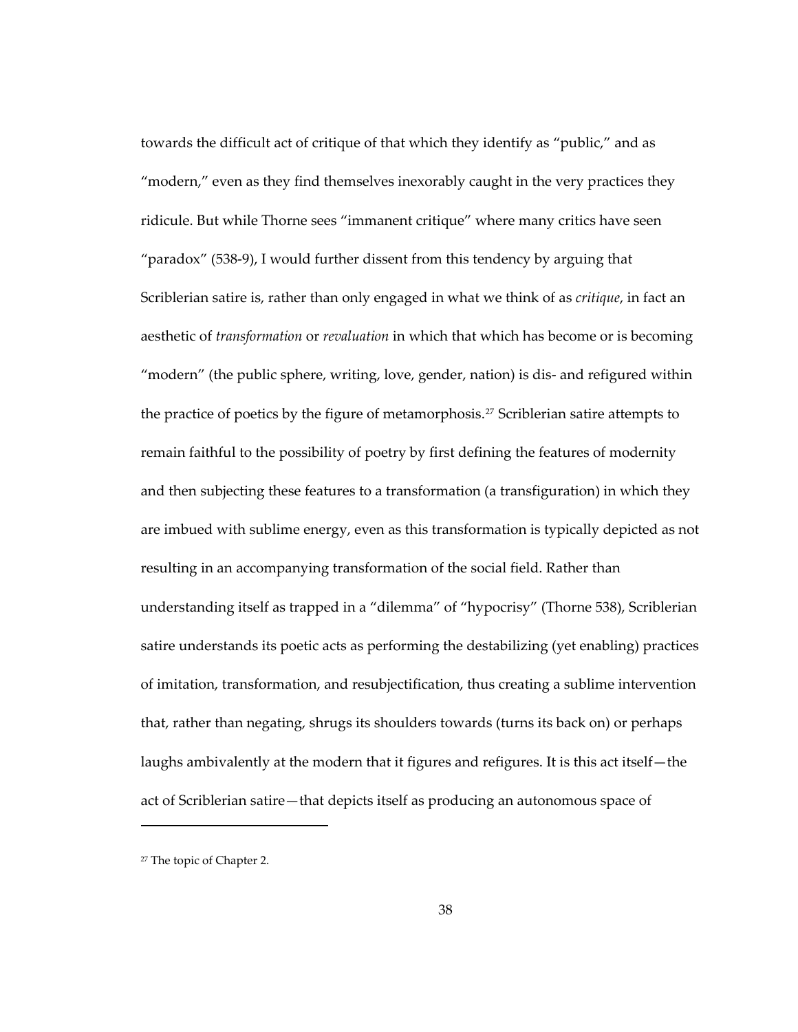towards the difficult act of critique of that which they identify as "public," and as "modern," even as they find themselves inexorably caught in the very practices they ridicule. But while Thorne sees "immanent critique" where many critics have seen "paradox" (538-9), I would further dissent from this tendency by arguing that Scriblerian satire is, rather than only engaged in what we think of as *critique*, in fact an aesthetic of *transformation* or *revaluation* in which that which has become or is becoming "modern" (the public sphere, writing, love, gender, nation) is dis- and refigured within the practice of poetics by the figure of metamorphosis.[27] Scriblerian satire attempts to remain faithful to the possibility of poetry by first defining the features of modernity and then subjecting these features to a transformation (a transfiguration) in which they are imbued with sublime energy, even as this transformation is typically depicted as not resulting in an accompanying transformation of the social field. Rather than understanding itself as trapped in a "dilemma" of "hypocrisy" (Thorne 538), Scriblerian satire understands its poetic acts as performing the destabilizing (yet enabling) practices of imitation, transformation, and resubjectification, thus creating a sublime intervention that, rather than negating, shrugs its shoulders towards (turns its back on) or perhaps laughs ambivalently at the modern that it figures and refigures. It is this act itself—the act of Scriblerian satire—that depicts itself as producing an autonomous space of

[27] The topic of Chapter 2.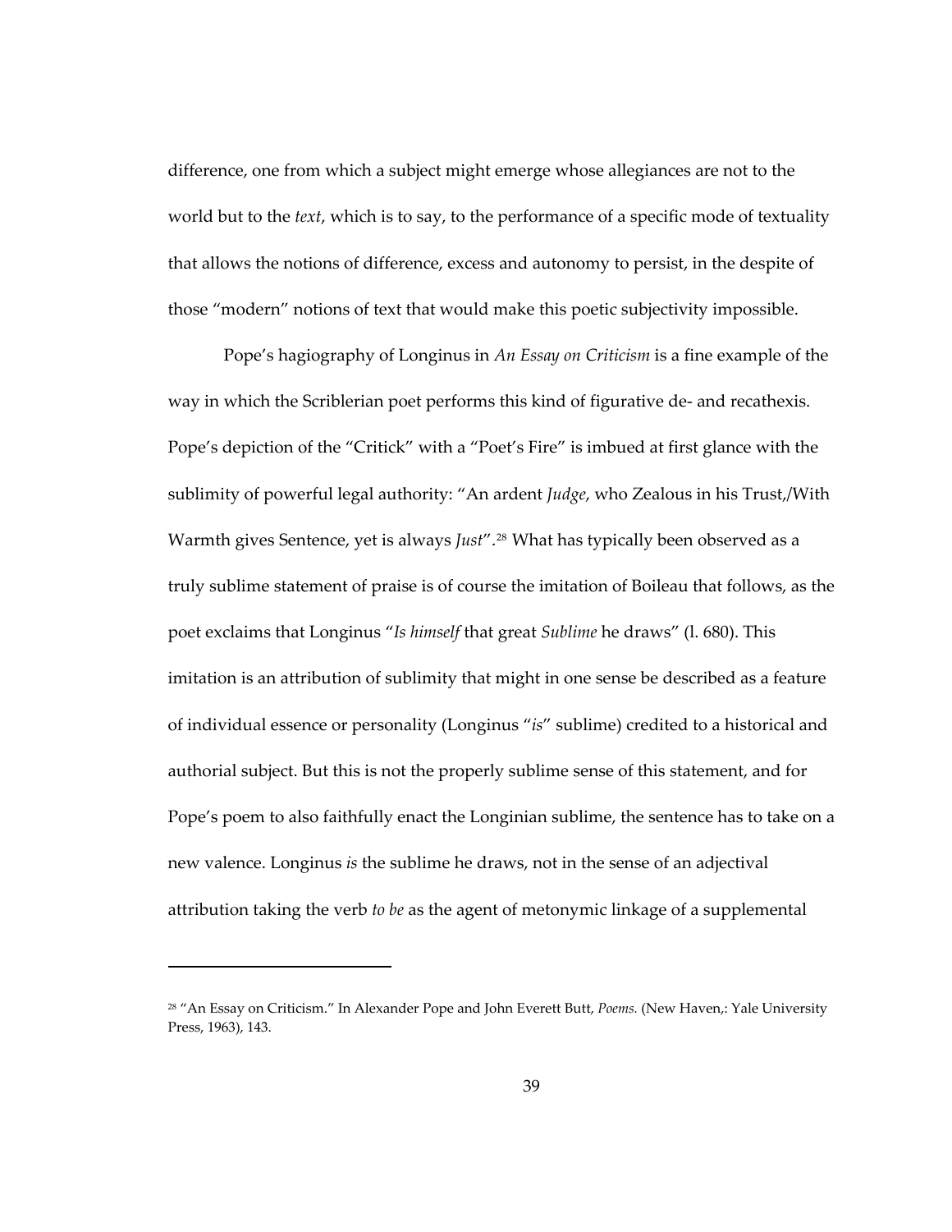difference, one from which a subject might emerge whose allegiances are not to the world but to the *text*, which is to say, to the performance of a specific mode of textuality that allows the notions of difference, excess and autonomy to persist, in the despite of those "modern" notions of text that would make this poetic subjectivity impossible.

Pope's hagiography of Longinus in *An Essay on Criticism* is a fine example of the way in which the Scriblerian poet performs this kind of figurative de- and recathexis. Pope's depiction of the "Critick" with a "Poet's Fire" is imbued at first glance with the sublimity of powerful legal authority: "An ardent *Judge*, who Zealous in his Trust,/With Warmth gives Sentence, yet is always *Just*".[28] What has typically been observed as a truly sublime statement of praise is of course the imitation of Boileau that follows, as the poet exclaims that Longinus "*Is himself* that great *Sublime* he draws" (l. 680). This imitation is an attribution of sublimity that might in one sense be described as a feature of individual essence or personality (Longinus "*is*" sublime) credited to a historical and authorial subject. But this is not the properly sublime sense of this statement, and for Pope's poem to also faithfully enact the Longinian sublime, the sentence has to take on a new valence. Longinus *is* the sublime he draws, not in the sense of an adjectival attribution taking the verb *to be* as the agent of metonymic linkage of a supplemental

---

[28] "An Essay on Criticism." In Alexander Pope and John Everett Butt, *Poems.* (New Haven,: Yale University Press, 1963), 143.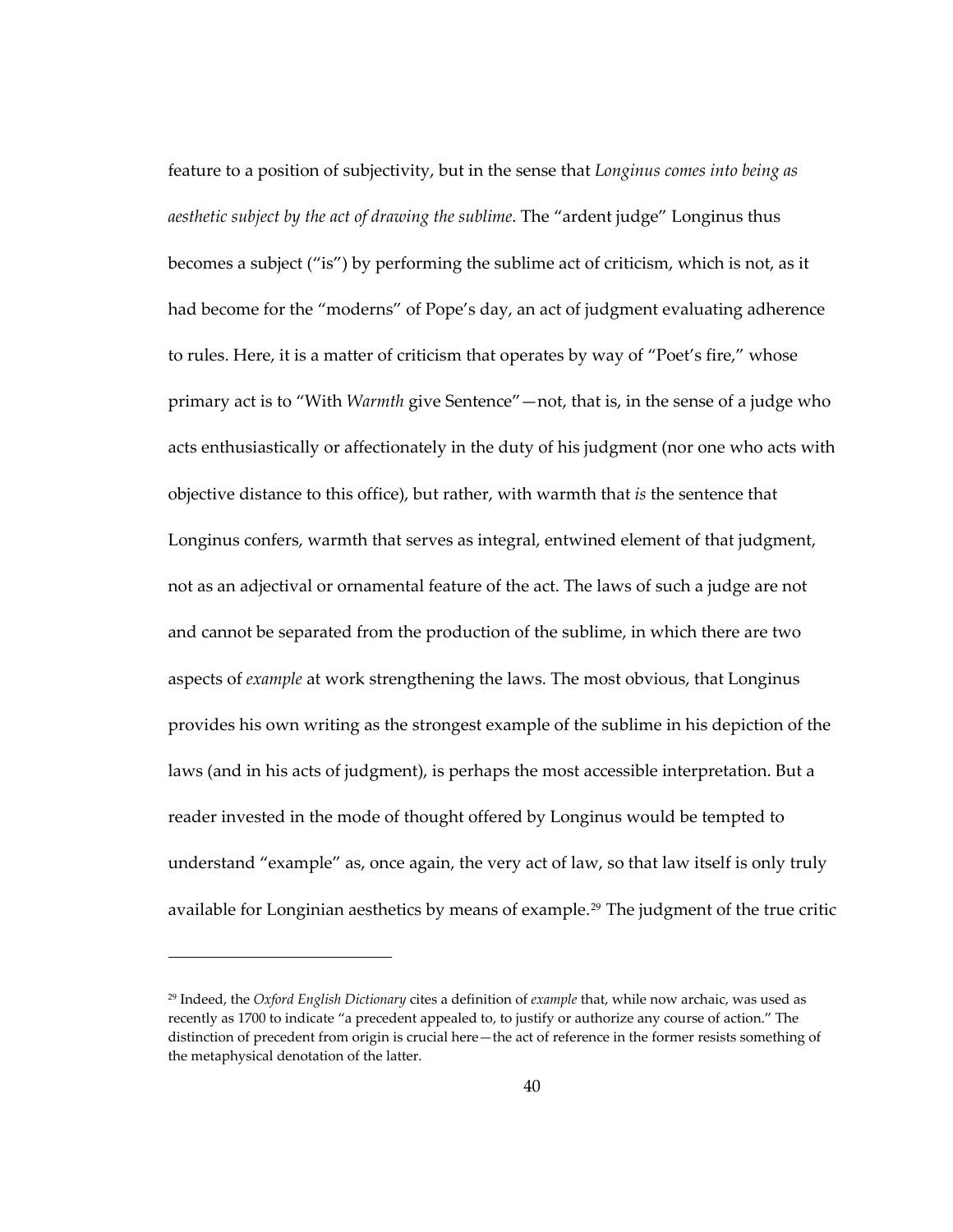feature to a position of subjectivity, but in the sense that *Longinus comes into being as aesthetic subject by the act of drawing the sublime*. The "ardent judge" Longinus thus becomes a subject ("is") by performing the sublime act of criticism, which is not, as it had become for the "moderns" of Pope's day, an act of judgment evaluating adherence to rules. Here, it is a matter of criticism that operates by way of "Poet's fire," whose primary act is to "With *Warmth* give Sentence"—not, that is, in the sense of a judge who acts enthusiastically or affectionately in the duty of his judgment (nor one who acts with objective distance to this office), but rather, with warmth that *is* the sentence that Longinus confers, warmth that serves as integral, entwined element of that judgment, not as an adjectival or ornamental feature of the act. The laws of such a judge are not and cannot be separated from the production of the sublime, in which there are two aspects of *example* at work strengthening the laws. The most obvious, that Longinus provides his own writing as the strongest example of the sublime in his depiction of the laws (and in his acts of judgment), is perhaps the most accessible interpretation. But a reader invested in the mode of thought offered by Longinus would be tempted to understand "example" as, once again, the very act of law, so that law itself is only truly available for Longinian aesthetics by means of example.[29] The judgment of the true critic

[29] Indeed, the *Oxford English Dictionary* cites a definition of *example* that, while now archaic, was used as recently as 1700 to indicate "a precedent appealed to, to justify or authorize any course of action." The distinction of precedent from origin is crucial here—the act of reference in the former resists something of the metaphysical denotation of the latter.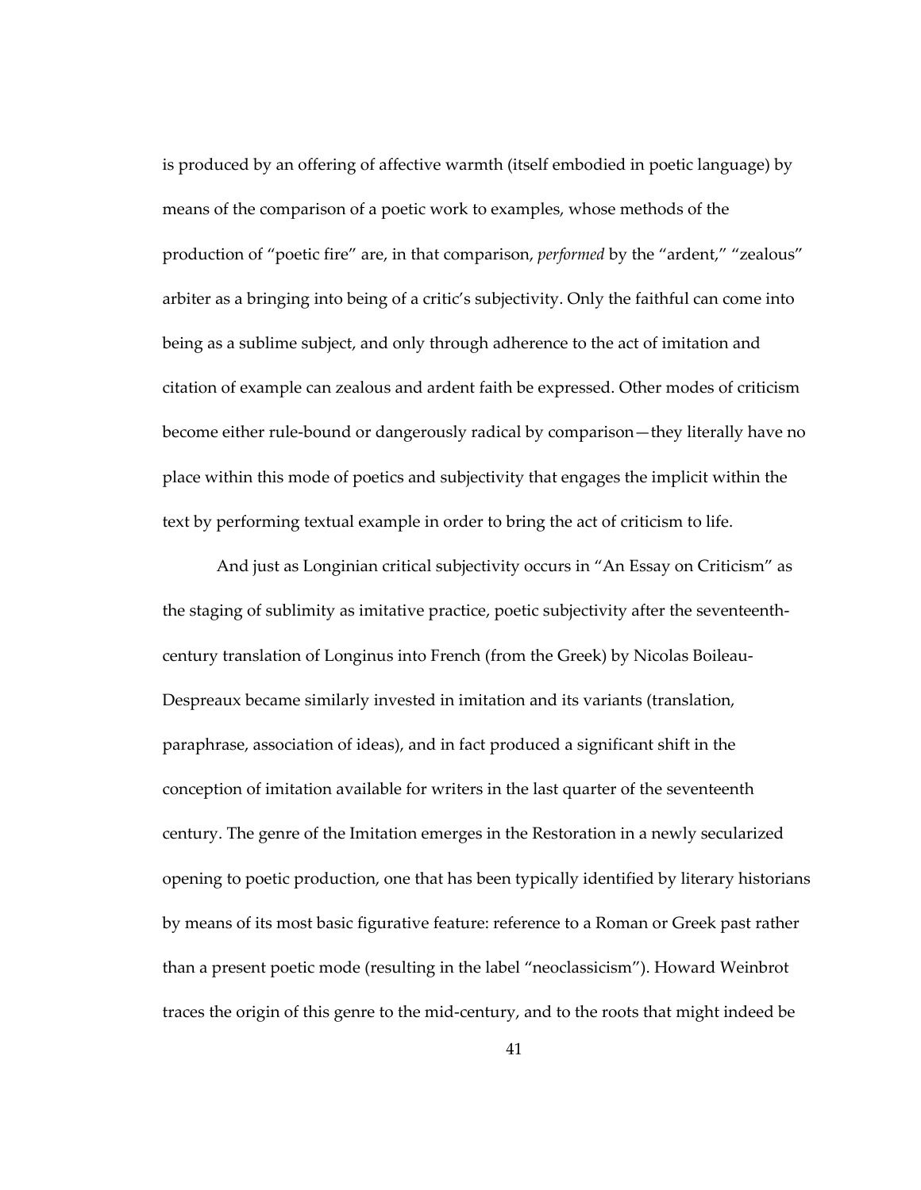is produced by an offering of affective warmth (itself embodied in poetic language) by means of the comparison of a poetic work to examples, whose methods of the production of "poetic fire" are, in that comparison, *performed* by the "ardent," "zealous" arbiter as a bringing into being of a critic's subjectivity. Only the faithful can come into being as a sublime subject, and only through adherence to the act of imitation and citation of example can zealous and ardent faith be expressed. Other modes of criticism become either rule-bound or dangerously radical by comparison—they literally have no place within this mode of poetics and subjectivity that engages the implicit within the text by performing textual example in order to bring the act of criticism to life.

And just as Longinian critical subjectivity occurs in "An Essay on Criticism" as the staging of sublimity as imitative practice, poetic subjectivity after the seventeenth-century translation of Longinus into French (from the Greek) by Nicolas Boileau-Despreaux became similarly invested in imitation and its variants (translation, paraphrase, association of ideas), and in fact produced a significant shift in the conception of imitation available for writers in the last quarter of the seventeenth century. The genre of the Imitation emerges in the Restoration in a newly secularized opening to poetic production, one that has been typically identified by literary historians by means of its most basic figurative feature: reference to a Roman or Greek past rather than a present poetic mode (resulting in the label "neoclassicism"). Howard Weinbrot traces the origin of this genre to the mid-century, and to the roots that might indeed be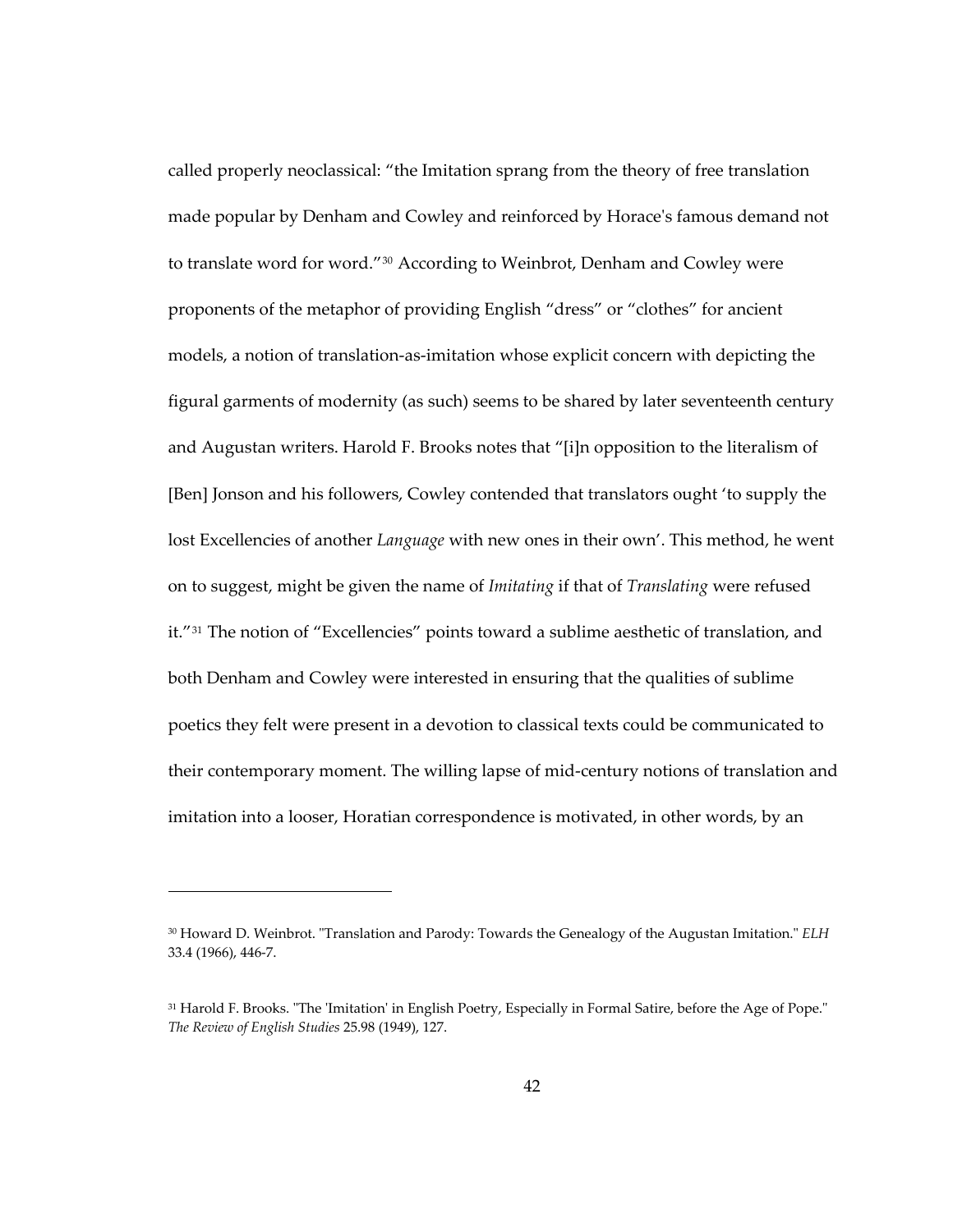called properly neoclassical: "the Imitation sprang from the theory of free translation made popular by Denham and Cowley and reinforced by Horace's famous demand not to translate word for word."[30] According to Weinbrot, Denham and Cowley were proponents of the metaphor of providing English "dress" or "clothes" for ancient models, a notion of translation-as-imitation whose explicit concern with depicting the figural garments of modernity (as such) seems to be shared by later seventeenth century and Augustan writers. Harold F. Brooks notes that "[i]n opposition to the literalism of [Ben] Jonson and his followers, Cowley contended that translators ought 'to supply the lost Excellencies of another *Language* with new ones in their own'. This method, he went on to suggest, might be given the name of *Imitating* if that of *Translating* were refused it."[31] The notion of "Excellencies" points toward a sublime aesthetic of translation, and both Denham and Cowley were interested in ensuring that the qualities of sublime poetics they felt were present in a devotion to classical texts could be communicated to their contemporary moment. The willing lapse of mid-century notions of translation and imitation into a looser, Horatian correspondence is motivated, in other words, by an

---

[30] Howard D. Weinbrot. "Translation and Parody: Towards the Genealogy of the Augustan Imitation." *ELH* 33.4 (1966), 446-7.

[31] Harold F. Brooks. "The 'Imitation' in English Poetry, Especially in Formal Satire, before the Age of Pope." *The Review of English Studies* 25.98 (1949), 127.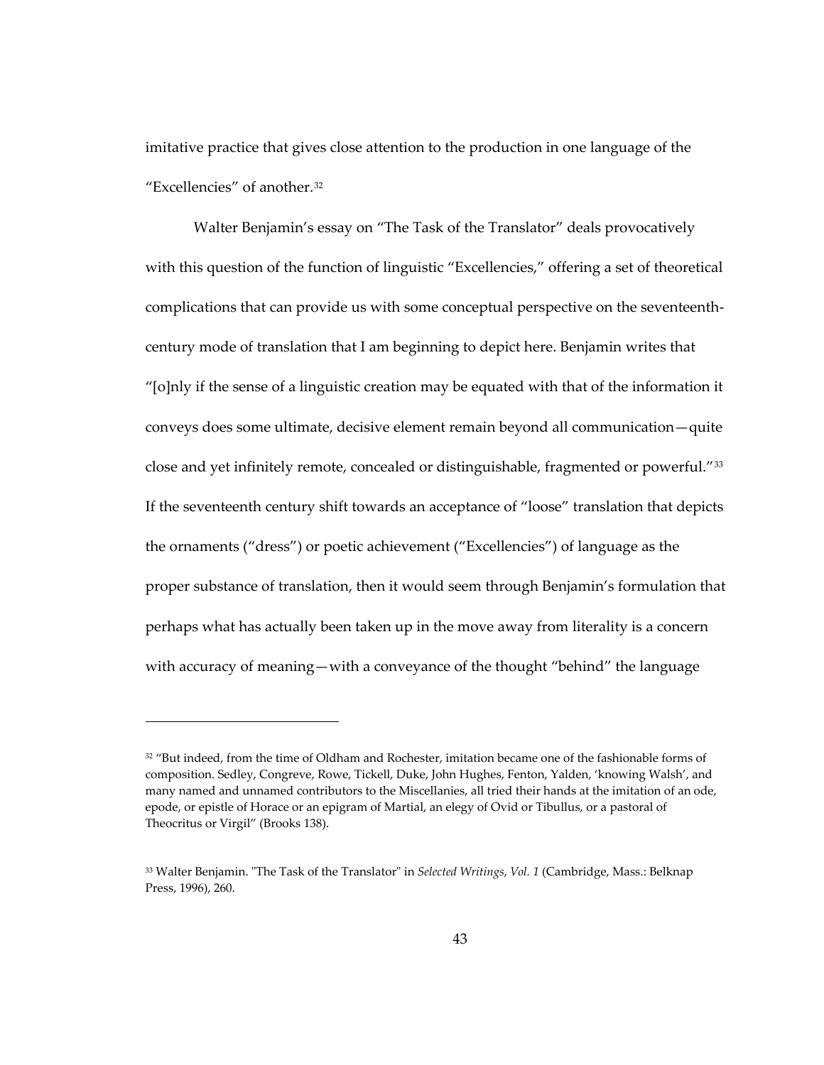imitative practice that gives close attention to the production in one language of the "Excellencies" of another.[32]

Walter Benjamin's essay on "The Task of the Translator" deals provocatively with this question of the function of linguistic "Excellencies," offering a set of theoretical complications that can provide us with some conceptual perspective on the seventeenth-century mode of translation that I am beginning to depict here. Benjamin writes that "[o]nly if the sense of a linguistic creation may be equated with that of the information it conveys does some ultimate, decisive element remain beyond all communication—quite close and yet infinitely remote, concealed or distinguishable, fragmented or powerful."[33] If the seventeenth century shift towards an acceptance of "loose" translation that depicts the ornaments ("dress") or poetic achievement ("Excellencies") of language as the proper substance of translation, then it would seem through Benjamin's formulation that perhaps what has actually been taken up in the move away from literality is a concern with accuracy of meaning—with a conveyance of the thought "behind" the language

---

[32] "But indeed, from the time of Oldham and Rochester, imitation became one of the fashionable forms of composition. Sedley, Congreve, Rowe, Tickell, Duke, John Hughes, Fenton, Yalden, 'knowing Walsh', and many named and unnamed contributors to the Miscellanies, all tried their hands at the imitation of an ode, epode, or epistle of Horace or an epigram of Martial, an elegy of Ovid or Tibullus, or a pastoral of Theocritus or Virgil" (Brooks 138).

[33] Walter Benjamin. "The Task of the Translator" in *Selected Writings, Vol. 1* (Cambridge, Mass.: Belknap Press, 1996), 260.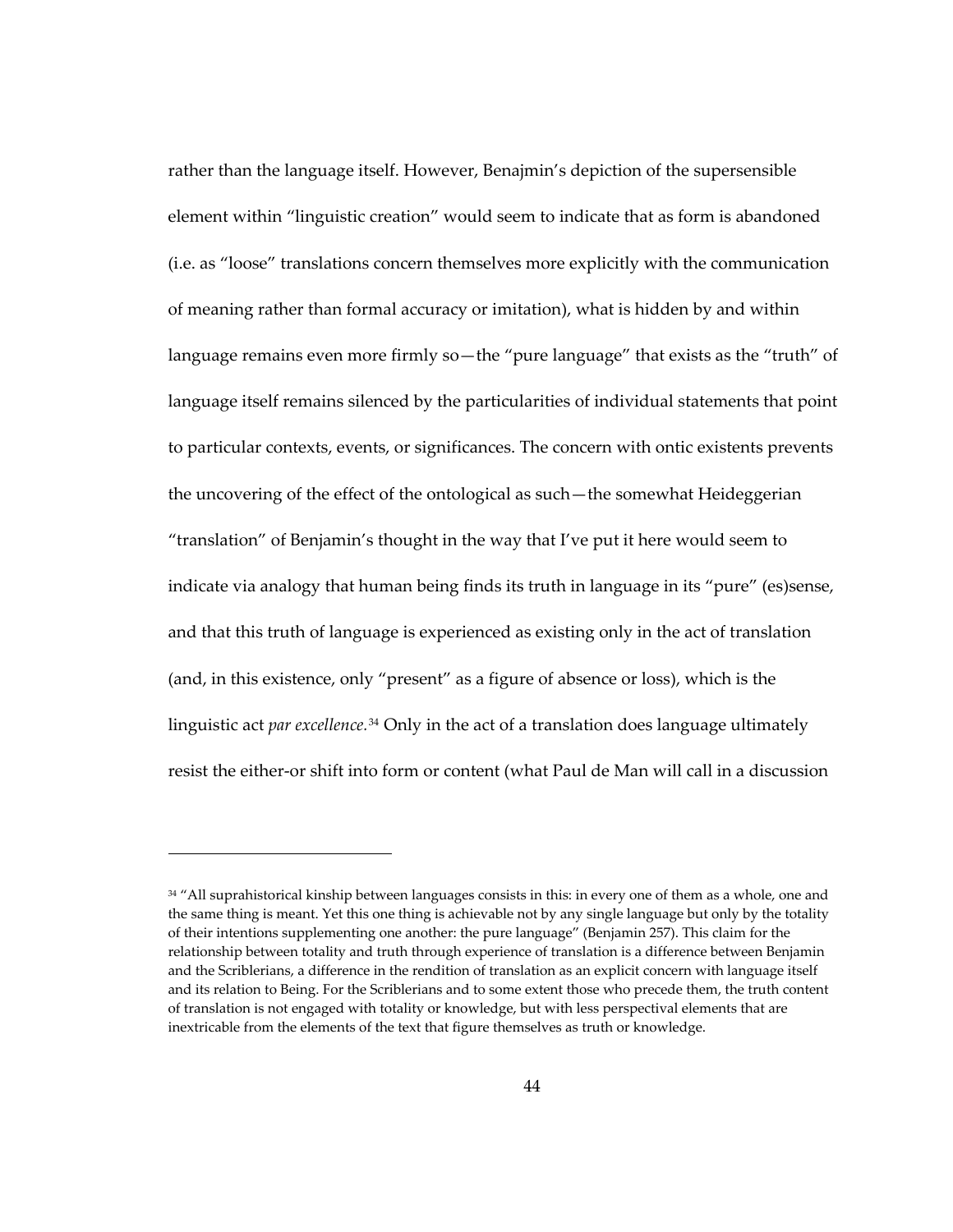rather than the language itself. However, Benajmin's depiction of the supersensible element within "linguistic creation" would seem to indicate that as form is abandoned (i.e. as "loose" translations concern themselves more explicitly with the communication of meaning rather than formal accuracy or imitation), what is hidden by and within language remains even more firmly so—the "pure language" that exists as the "truth" of language itself remains silenced by the particularities of individual statements that point to particular contexts, events, or significances. The concern with ontic existents prevents the uncovering of the effect of the ontological as such—the somewhat Heideggerian "translation" of Benjamin's thought in the way that I've put it here would seem to indicate via analogy that human being finds its truth in language in its "pure" (es)sense, and that this truth of language is experienced as existing only in the act of translation (and, in this existence, only "present" as a figure of absence or loss), which is the linguistic act *par excellence.*[34] Only in the act of a translation does language ultimately resist the either-or shift into form or content (what Paul de Man will call in a discussion

---

[34] "All suprahistorical kinship between languages consists in this: in every one of them as a whole, one and the same thing is meant. Yet this one thing is achievable not by any single language but only by the totality of their intentions supplementing one another: the pure language" (Benjamin 257). This claim for the relationship between totality and truth through experience of translation is a difference between Benjamin and the Scriblerians, a difference in the rendition of translation as an explicit concern with language itself and its relation to Being. For the Scriblerians and to some extent those who precede them, the truth content of translation is not engaged with totality or knowledge, but with less perspectival elements that are inextricable from the elements of the text that figure themselves as truth or knowledge.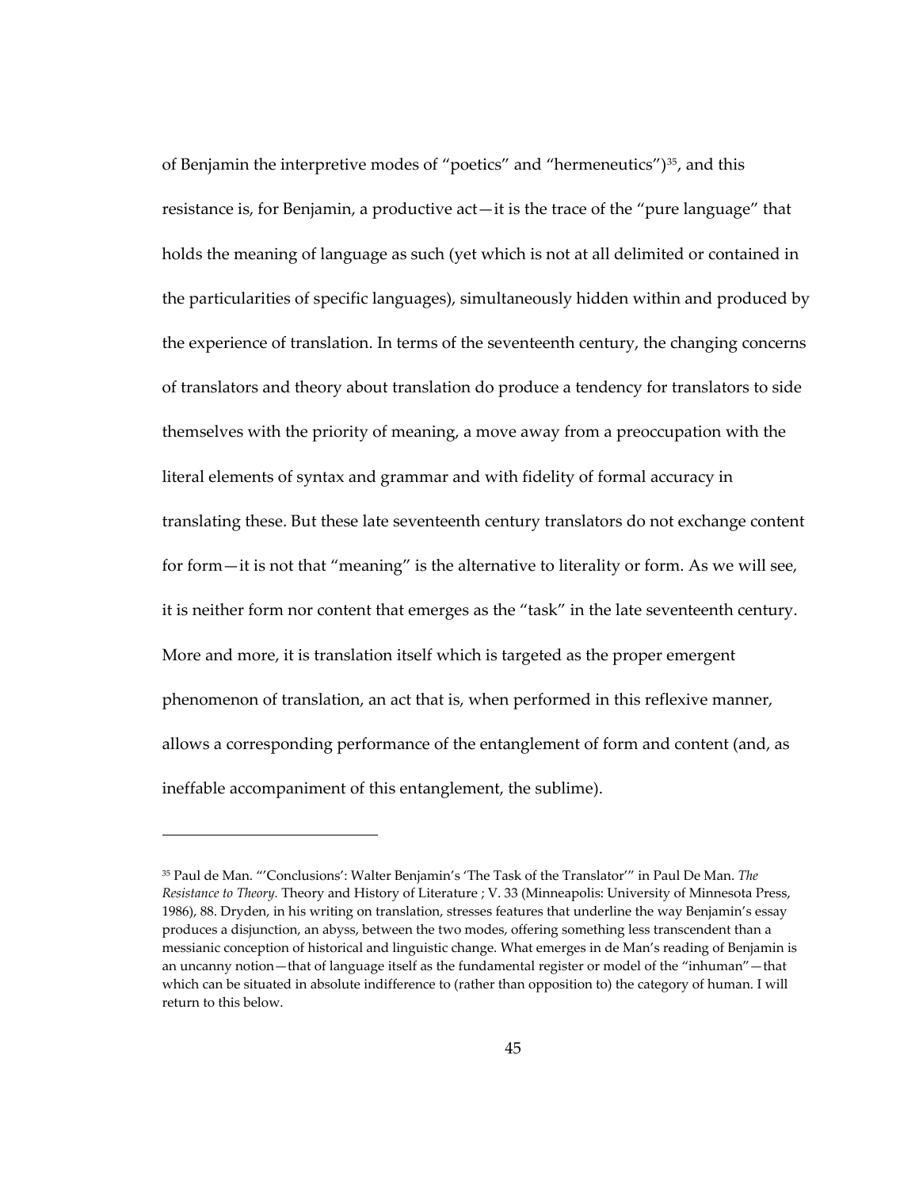of Benjamin the interpretive modes of "poetics" and "hermeneutics")[35], and this resistance is, for Benjamin, a productive act—it is the trace of the "pure language" that holds the meaning of language as such (yet which is not at all delimited or contained in the particularities of specific languages), simultaneously hidden within and produced by the experience of translation. In terms of the seventeenth century, the changing concerns of translators and theory about translation do produce a tendency for translators to side themselves with the priority of meaning, a move away from a preoccupation with the literal elements of syntax and grammar and with fidelity of formal accuracy in translating these. But these late seventeenth century translators do not exchange content for form—it is not that "meaning" is the alternative to literality or form. As we will see, it is neither form nor content that emerges as the "task" in the late seventeenth century. More and more, it is translation itself which is targeted as the proper emergent phenomenon of translation, an act that is, when performed in this reflexive manner, allows a corresponding performance of the entanglement of form and content (and, as ineffable accompaniment of this entanglement, the sublime).

---

[35] Paul de Man. "'Conclusions': Walter Benjamin's 'The Task of the Translator'" in Paul De Man. *The Resistance to Theory*. Theory and History of Literature ; V. 33 (Minneapolis: University of Minnesota Press, 1986), 88. Dryden, in his writing on translation, stresses features that underline the way Benjamin's essay produces a disjunction, an abyss, between the two modes, offering something less transcendent than a messianic conception of historical and linguistic change. What emerges in de Man's reading of Benjamin is an uncanny notion—that of language itself as the fundamental register or model of the "inhuman"—that which can be situated in absolute indifference to (rather than opposition to) the category of human. I will return to this below.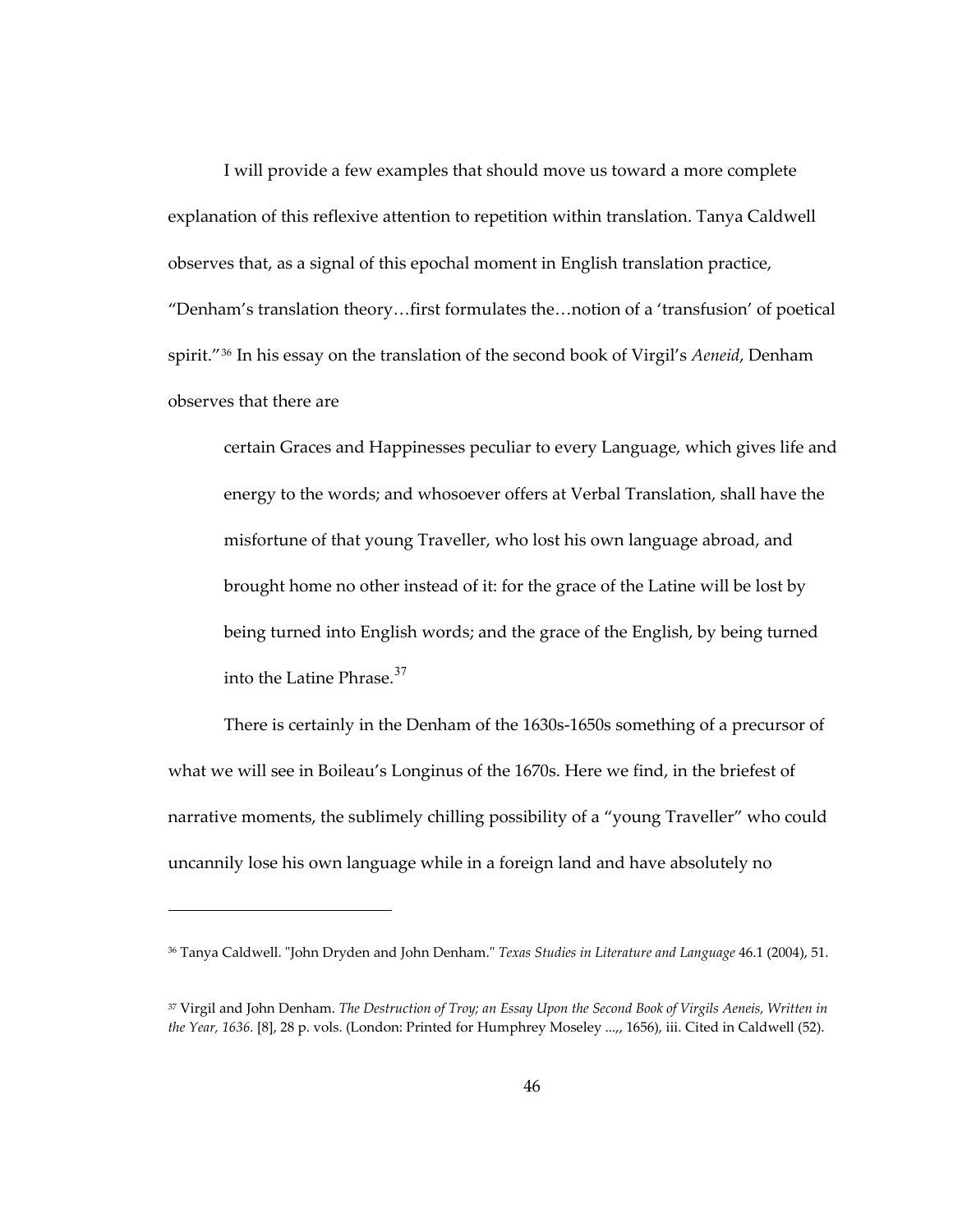I will provide a few examples that should move us toward a more complete explanation of this reflexive attention to repetition within translation. Tanya Caldwell observes that, as a signal of this epochal moment in English translation practice, "Denham's translation theory…first formulates the…notion of a 'transfusion' of poetical spirit."[36] In his essay on the translation of the second book of Virgil's *Aeneid*, Denham observes that there are

> certain Graces and Happinesses peculiar to every Language, which gives life and energy to the words; and whosoever offers at Verbal Translation, shall have the misfortune of that young Traveller, who lost his own language abroad, and brought home no other instead of it: for the grace of the Latine will be lost by being turned into English words; and the grace of the English, by being turned into the Latine Phrase.[37]

There is certainly in the Denham of the 1630s-1650s something of a precursor of what we will see in Boileau's Longinus of the 1670s. Here we find, in the briefest of narrative moments, the sublimely chilling possibility of a "young Traveller" who could uncannily lose his own language while in a foreign land and have absolutely no

---

[36] Tanya Caldwell. "John Dryden and John Denham." *Texas Studies in Literature and Language* 46.1 (2004), 51.

[37] Virgil and John Denham. *The Destruction of Troy; an Essay Upon the Second Book of Virgils Aeneis, Written in the Year, 1636.* [8], 28 p. vols. (London: Printed for Humphrey Moseley ...,, 1656), iii. Cited in Caldwell (52).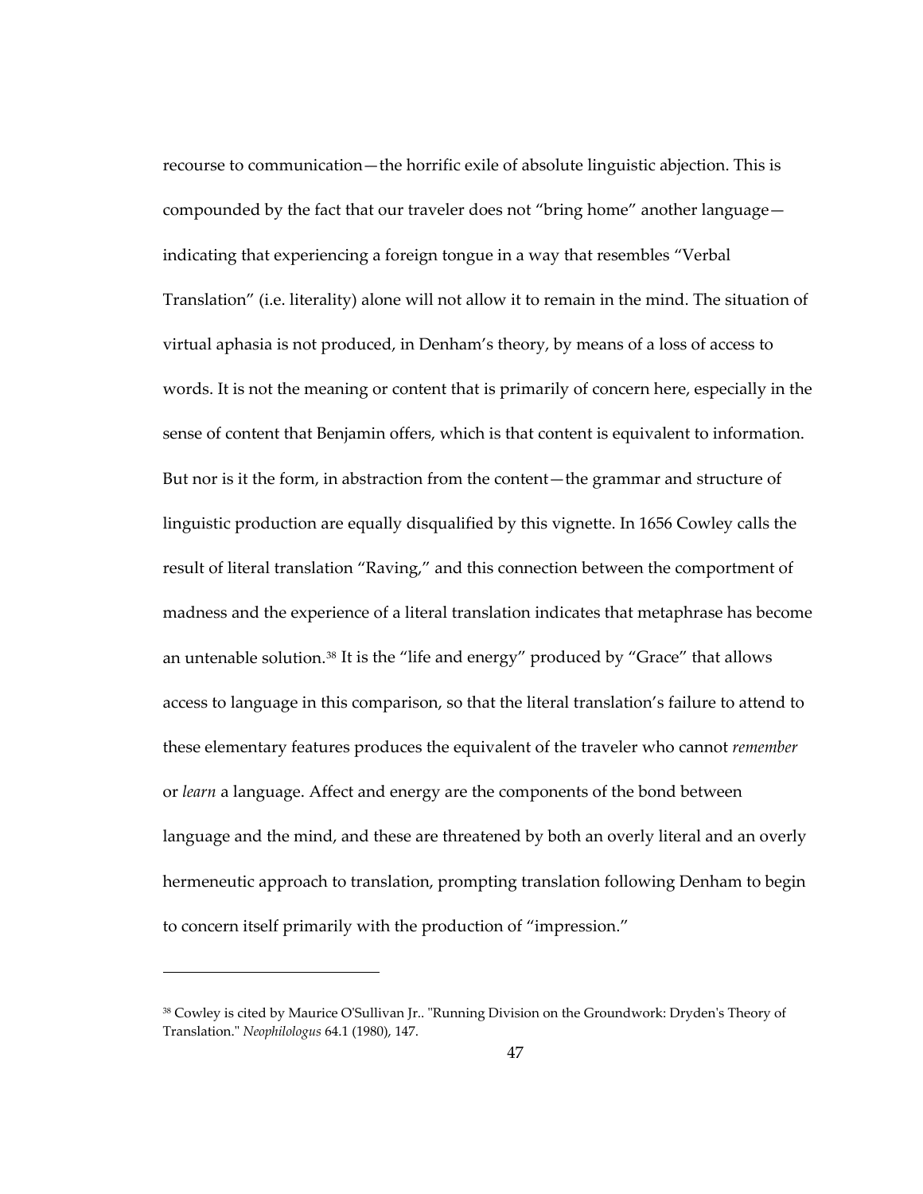recourse to communication—the horrific exile of absolute linguistic abjection. This is compounded by the fact that our traveler does not "bring home" another language—indicating that experiencing a foreign tongue in a way that resembles "Verbal Translation" (i.e. literality) alone will not allow it to remain in the mind. The situation of virtual aphasia is not produced, in Denham's theory, by means of a loss of access to words. It is not the meaning or content that is primarily of concern here, especially in the sense of content that Benjamin offers, which is that content is equivalent to information. But nor is it the form, in abstraction from the content—the grammar and structure of linguistic production are equally disqualified by this vignette. In 1656 Cowley calls the result of literal translation "Raving," and this connection between the comportment of madness and the experience of a literal translation indicates that metaphrase has become an untenable solution.[38] It is the "life and energy" produced by "Grace" that allows access to language in this comparison, so that the literal translation's failure to attend to these elementary features produces the equivalent of the traveler who cannot *remember* or *learn* a language. Affect and energy are the components of the bond between language and the mind, and these are threatened by both an overly literal and an overly hermeneutic approach to translation, prompting translation following Denham to begin to concern itself primarily with the production of "impression."

---

[38] Cowley is cited by Maurice O'Sullivan Jr.. "Running Division on the Groundwork: Dryden's Theory of Translation." *Neophilologus* 64.1 (1980), 147.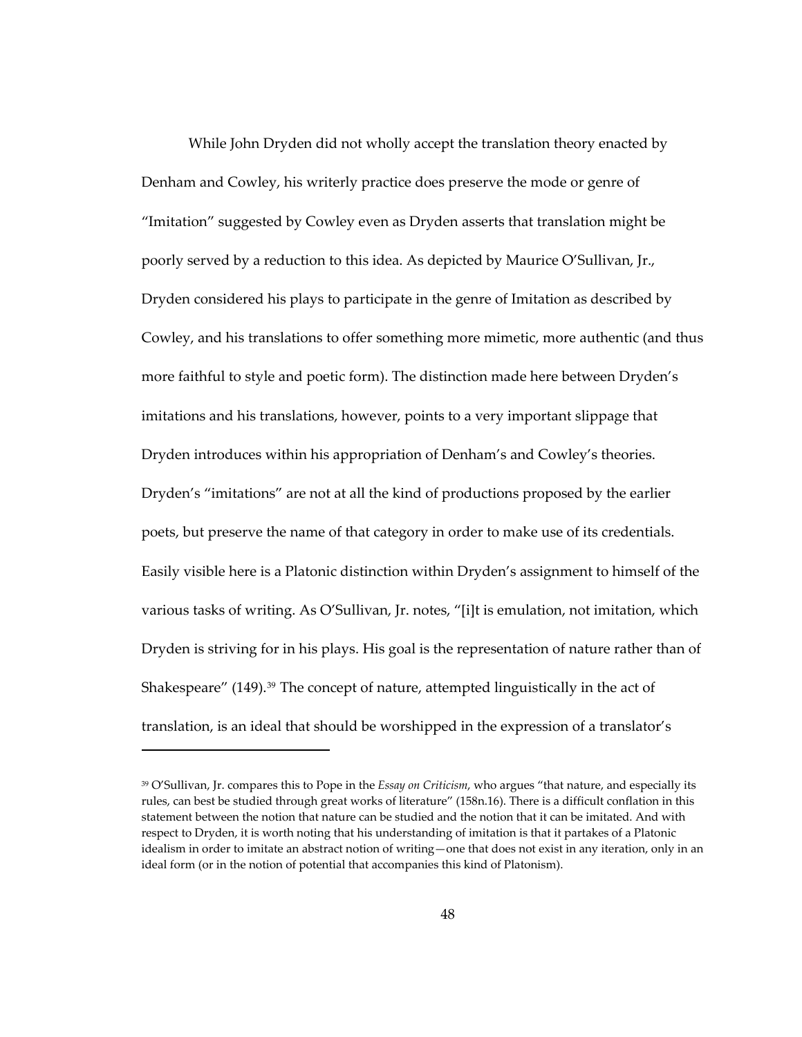While John Dryden did not wholly accept the translation theory enacted by Denham and Cowley, his writerly practice does preserve the mode or genre of "Imitation" suggested by Cowley even as Dryden asserts that translation might be poorly served by a reduction to this idea. As depicted by Maurice O'Sullivan, Jr., Dryden considered his plays to participate in the genre of Imitation as described by Cowley, and his translations to offer something more mimetic, more authentic (and thus more faithful to style and poetic form). The distinction made here between Dryden's imitations and his translations, however, points to a very important slippage that Dryden introduces within his appropriation of Denham's and Cowley's theories. Dryden's "imitations" are not at all the kind of productions proposed by the earlier poets, but preserve the name of that category in order to make use of its credentials. Easily visible here is a Platonic distinction within Dryden's assignment to himself of the various tasks of writing. As O'Sullivan, Jr. notes, "[i]t is emulation, not imitation, which Dryden is striving for in his plays. His goal is the representation of nature rather than of Shakespeare" (149).[39] The concept of nature, attempted linguistically in the act of translation, is an ideal that should be worshipped in the expression of a translator's

---

[39] O'Sullivan, Jr. compares this to Pope in the *Essay on Criticism*, who argues "that nature, and especially its rules, can best be studied through great works of literature" (158n.16). There is a difficult conflation in this statement between the notion that nature can be studied and the notion that it can be imitated. And with respect to Dryden, it is worth noting that his understanding of imitation is that it partakes of a Platonic idealism in order to imitate an abstract notion of writing—one that does not exist in any iteration, only in an ideal form (or in the notion of potential that accompanies this kind of Platonism).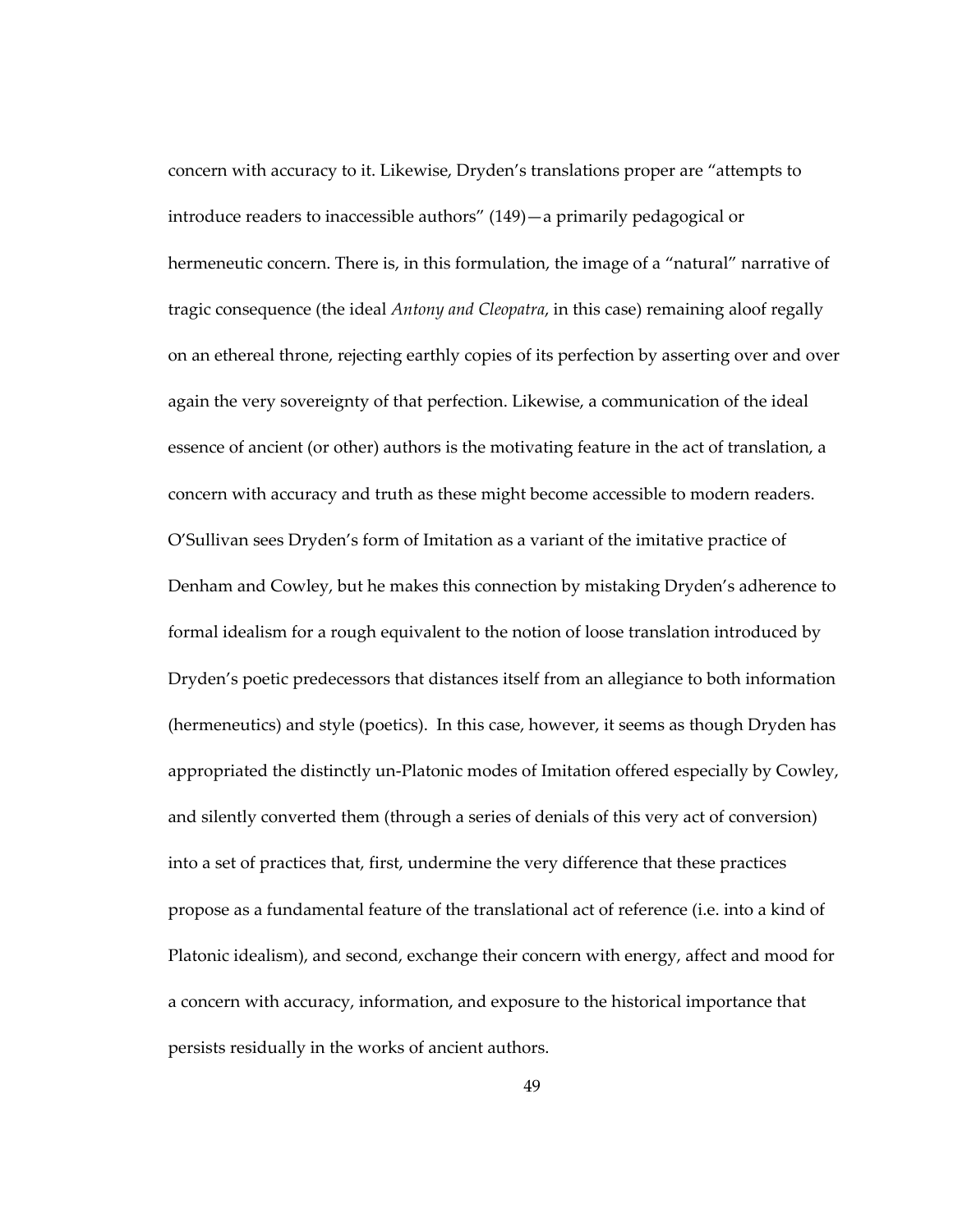concern with accuracy to it. Likewise, Dryden's translations proper are "attempts to introduce readers to inaccessible authors" (149)—a primarily pedagogical or hermeneutic concern. There is, in this formulation, the image of a "natural" narrative of tragic consequence (the ideal *Antony and Cleopatra*, in this case) remaining aloof regally on an ethereal throne, rejecting earthly copies of its perfection by asserting over and over again the very sovereignty of that perfection. Likewise, a communication of the ideal essence of ancient (or other) authors is the motivating feature in the act of translation, a concern with accuracy and truth as these might become accessible to modern readers. O'Sullivan sees Dryden's form of Imitation as a variant of the imitative practice of Denham and Cowley, but he makes this connection by mistaking Dryden's adherence to formal idealism for a rough equivalent to the notion of loose translation introduced by Dryden's poetic predecessors that distances itself from an allegiance to both information (hermeneutics) and style (poetics). In this case, however, it seems as though Dryden has appropriated the distinctly un-Platonic modes of Imitation offered especially by Cowley, and silently converted them (through a series of denials of this very act of conversion) into a set of practices that, first, undermine the very difference that these practices propose as a fundamental feature of the translational act of reference (i.e. into a kind of Platonic idealism), and second, exchange their concern with energy, affect and mood for a concern with accuracy, information, and exposure to the historical importance that persists residually in the works of ancient authors.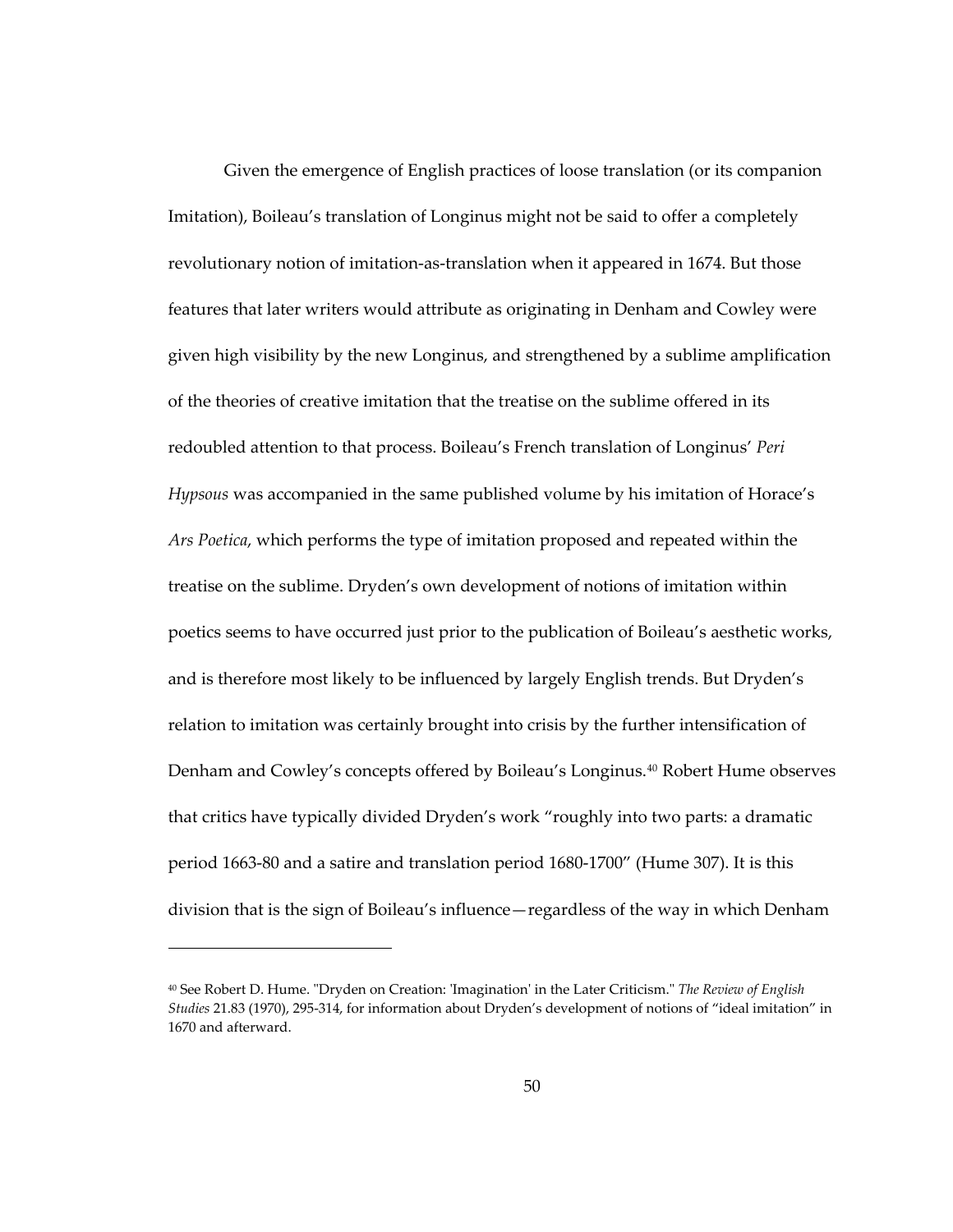Given the emergence of English practices of loose translation (or its companion Imitation), Boileau's translation of Longinus might not be said to offer a completely revolutionary notion of imitation-as-translation when it appeared in 1674. But those features that later writers would attribute as originating in Denham and Cowley were given high visibility by the new Longinus, and strengthened by a sublime amplification of the theories of creative imitation that the treatise on the sublime offered in its redoubled attention to that process. Boileau's French translation of Longinus' *Peri Hypsous* was accompanied in the same published volume by his imitation of Horace's *Ars Poetica*, which performs the type of imitation proposed and repeated within the treatise on the sublime. Dryden's own development of notions of imitation within poetics seems to have occurred just prior to the publication of Boileau's aesthetic works, and is therefore most likely to be influenced by largely English trends. But Dryden's relation to imitation was certainly brought into crisis by the further intensification of Denham and Cowley's concepts offered by Boileau's Longinus.[40] Robert Hume observes that critics have typically divided Dryden's work "roughly into two parts: a dramatic period 1663-80 and a satire and translation period 1680-1700" (Hume 307). It is this division that is the sign of Boileau's influence—regardless of the way in which Denham

---

[40] See Robert D. Hume. "Dryden on Creation: 'Imagination' in the Later Criticism." *The Review of English Studies* 21.83 (1970), 295-314, for information about Dryden's development of notions of "ideal imitation" in 1670 and afterward.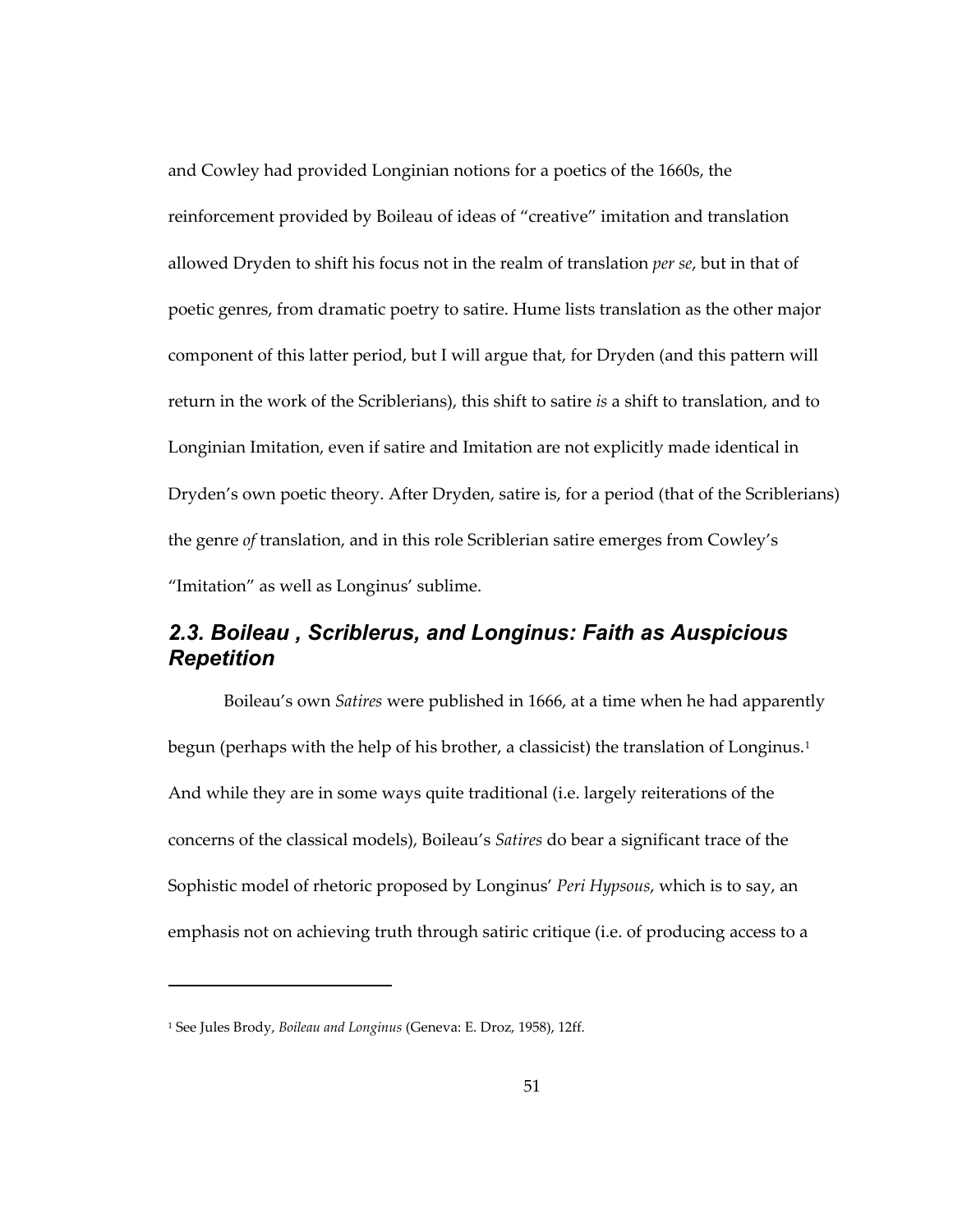and Cowley had provided Longinian notions for a poetics of the 1660s, the reinforcement provided by Boileau of ideas of "creative" imitation and translation allowed Dryden to shift his focus not in the realm of translation *per se*, but in that of poetic genres, from dramatic poetry to satire. Hume lists translation as the other major component of this latter period, but I will argue that, for Dryden (and this pattern will return in the work of the Scriblerians), this shift to satire *is* a shift to translation, and to Longinian Imitation, even if satire and Imitation are not explicitly made identical in Dryden's own poetic theory. After Dryden, satire is, for a period (that of the Scriblerians) the genre *of* translation, and in this role Scriblerian satire emerges from Cowley's "Imitation" as well as Longinus' sublime.

## 2.3. Boileau , Scriblerus, and Longinus: Faith as Auspicious Repetition

Boileau's own *Satires* were published in 1666, at a time when he had apparently begun (perhaps with the help of his brother, a classicist) the translation of Longinus.[1] And while they are in some ways quite traditional (i.e. largely reiterations of the concerns of the classical models), Boileau's *Satires* do bear a significant trace of the Sophistic model of rhetoric proposed by Longinus' *Peri Hypsous*, which is to say, an emphasis not on achieving truth through satiric critique (i.e. of producing access to a

---

[1] See Jules Brody, *Boileau and Longinus* (Geneva: E. Droz, 1958), 12ff.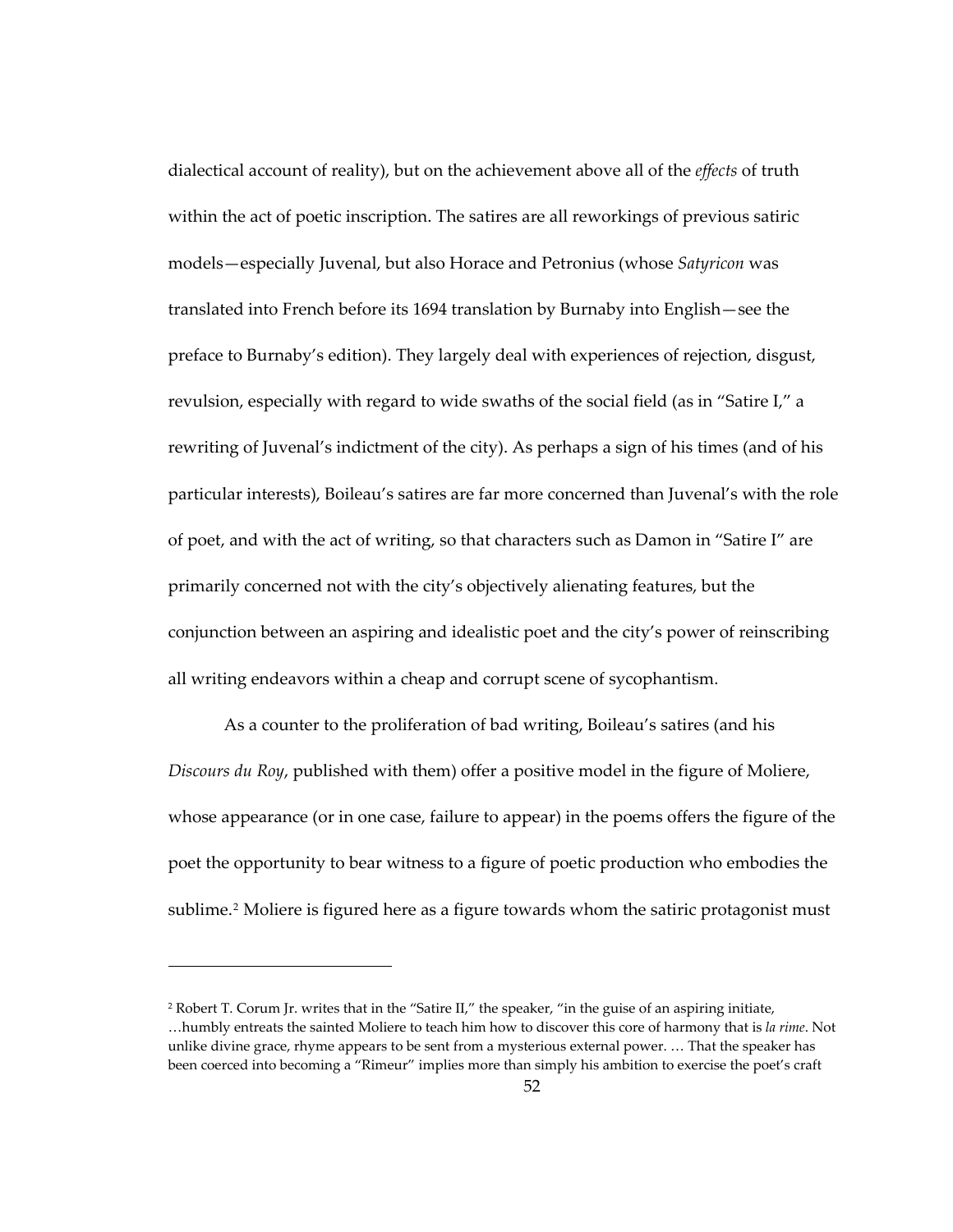dialectical account of reality), but on the achievement above all of the *effects* of truth within the act of poetic inscription. The satires are all reworkings of previous satiric models—especially Juvenal, but also Horace and Petronius (whose *Satyricon* was translated into French before its 1694 translation by Burnaby into English—see the preface to Burnaby's edition). They largely deal with experiences of rejection, disgust, revulsion, especially with regard to wide swaths of the social field (as in "Satire I," a rewriting of Juvenal's indictment of the city). As perhaps a sign of his times (and of his particular interests), Boileau's satires are far more concerned than Juvenal's with the role of poet, and with the act of writing, so that characters such as Damon in "Satire I" are primarily concerned not with the city's objectively alienating features, but the conjunction between an aspiring and idealistic poet and the city's power of reinscribing all writing endeavors within a cheap and corrupt scene of sycophantism.

As a counter to the proliferation of bad writing, Boileau's satires (and his *Discours du Roy*, published with them) offer a positive model in the figure of Moliere, whose appearance (or in one case, failure to appear) in the poems offers the figure of the poet the opportunity to bear witness to a figure of poetic production who embodies the sublime.[2] Moliere is figured here as a figure towards whom the satiric protagonist must

[2] Robert T. Corum Jr. writes that in the "Satire II," the speaker, "in the guise of an aspiring initiate, …humbly entreats the sainted Moliere to teach him how to discover this core of harmony that is *la rime*. Not unlike divine grace, rhyme appears to be sent from a mysterious external power. … That the speaker has been coerced into becoming a "Rimeur" implies more than simply his ambition to exercise the poet's craft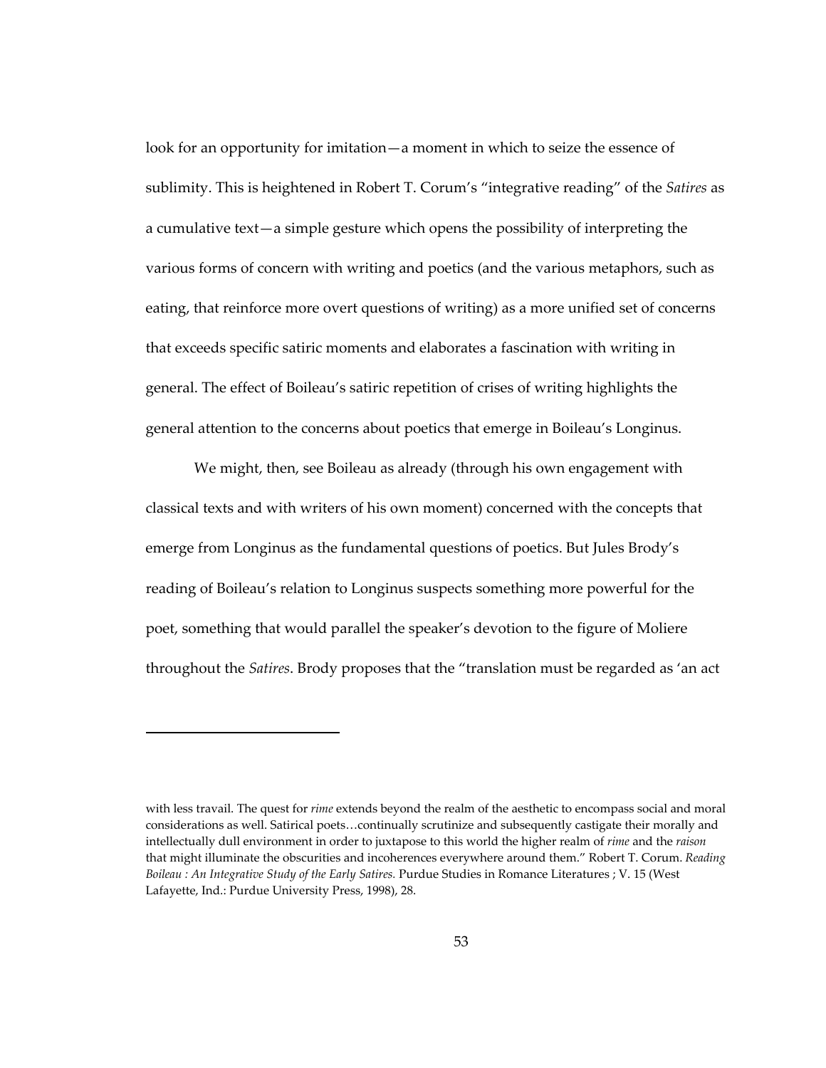look for an opportunity for imitation—a moment in which to seize the essence of sublimity. This is heightened in Robert T. Corum's "integrative reading" of the *Satires* as a cumulative text—a simple gesture which opens the possibility of interpreting the various forms of concern with writing and poetics (and the various metaphors, such as eating, that reinforce more overt questions of writing) as a more unified set of concerns that exceeds specific satiric moments and elaborates a fascination with writing in general. The effect of Boileau's satiric repetition of crises of writing highlights the general attention to the concerns about poetics that emerge in Boileau's Longinus.

We might, then, see Boileau as already (through his own engagement with classical texts and with writers of his own moment) concerned with the concepts that emerge from Longinus as the fundamental questions of poetics. But Jules Brody's reading of Boileau's relation to Longinus suspects something more powerful for the poet, something that would parallel the speaker's devotion to the figure of Moliere throughout the *Satires*. Brody proposes that the "translation must be regarded as 'an act

---

with less travail. The quest for *rime* extends beyond the realm of the aesthetic to encompass social and moral considerations as well. Satirical poets…continually scrutinize and subsequently castigate their morally and intellectually dull environment in order to juxtapose to this world the higher realm of *rime* and the *raison* that might illuminate the obscurities and incoherences everywhere around them." Robert T. Corum. *Reading Boileau : An Integrative Study of the Early Satires.* Purdue Studies in Romance Literatures ; V. 15 (West Lafayette, Ind.: Purdue University Press, 1998), 28.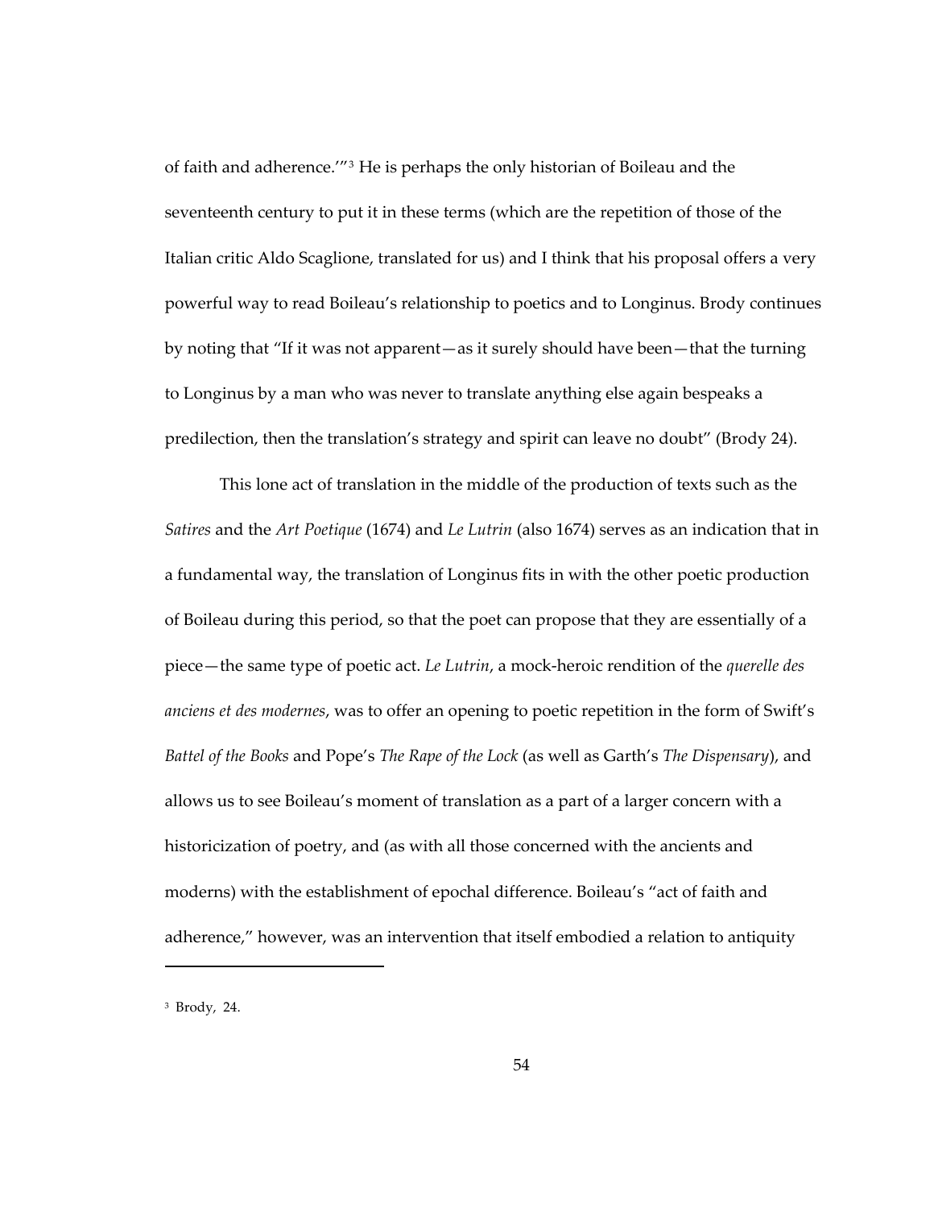of faith and adherence.'"[3] He is perhaps the only historian of Boileau and the seventeenth century to put it in these terms (which are the repetition of those of the Italian critic Aldo Scaglione, translated for us) and I think that his proposal offers a very powerful way to read Boileau's relationship to poetics and to Longinus. Brody continues by noting that "If it was not apparent—as it surely should have been—that the turning to Longinus by a man who was never to translate anything else again bespeaks a predilection, then the translation's strategy and spirit can leave no doubt" (Brody 24).

This lone act of translation in the middle of the production of texts such as the *Satires* and the *Art Poetique* (1674) and *Le Lutrin* (also 1674) serves as an indication that in a fundamental way, the translation of Longinus fits in with the other poetic production of Boileau during this period, so that the poet can propose that they are essentially of a piece—the same type of poetic act. *Le Lutrin*, a mock-heroic rendition of the *querelle des anciens et des modernes*, was to offer an opening to poetic repetition in the form of Swift's *Battel of the Books* and Pope's *The Rape of the Lock* (as well as Garth's *The Dispensary*), and allows us to see Boileau's moment of translation as a part of a larger concern with a historicization of poetry, and (as with all those concerned with the ancients and moderns) with the establishment of epochal difference. Boileau's "act of faith and adherence," however, was an intervention that itself embodied a relation to antiquity

[3] Brody, 24.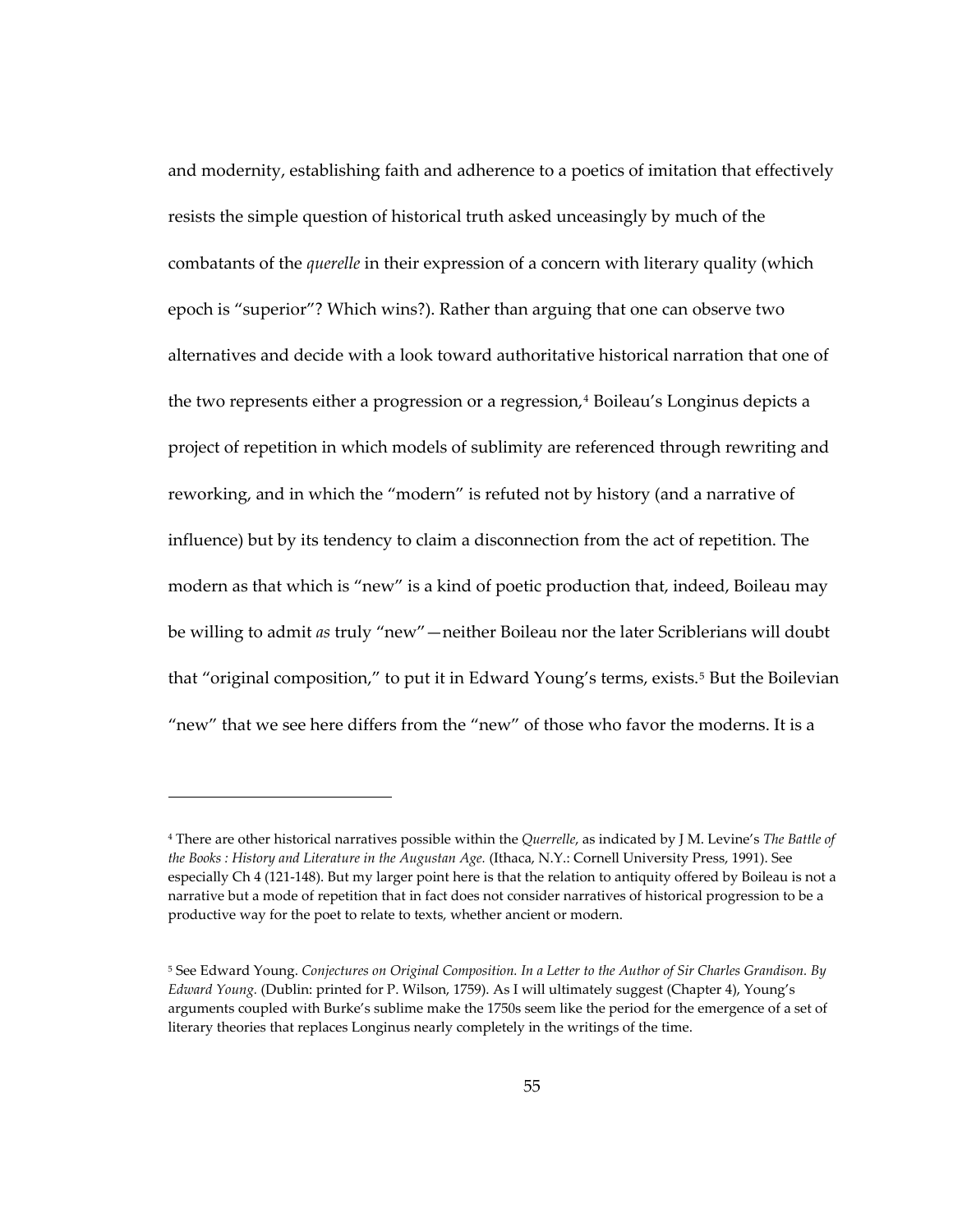and modernity, establishing faith and adherence to a poetics of imitation that effectively resists the simple question of historical truth asked unceasingly by much of the combatants of the *querelle* in their expression of a concern with literary quality (which epoch is "superior"? Which wins?). Rather than arguing that one can observe two alternatives and decide with a look toward authoritative historical narration that one of the two represents either a progression or a regression,[4] Boileau's Longinus depicts a project of repetition in which models of sublimity are referenced through rewriting and reworking, and in which the "modern" is refuted not by history (and a narrative of influence) but by its tendency to claim a disconnection from the act of repetition. The modern as that which is "new" is a kind of poetic production that, indeed, Boileau may be willing to admit *as* truly "new"—neither Boileau nor the later Scriblerians will doubt that "original composition," to put it in Edward Young's terms, exists.[5] But the Boilevian "new" that we see here differs from the "new" of those who favor the moderns. It is a

---

[4] There are other historical narratives possible within the *Querrelle*, as indicated by J M. Levine's *The Battle of the Books : History and Literature in the Augustan Age.* (Ithaca, N.Y.: Cornell University Press, 1991). See especially Ch 4 (121-148). But my larger point here is that the relation to antiquity offered by Boileau is not a narrative but a mode of repetition that in fact does not consider narratives of historical progression to be a productive way for the poet to relate to texts, whether ancient or modern.

[5] See Edward Young. *Conjectures on Original Composition. In a Letter to the Author of Sir Charles Grandison. By Edward Young.* (Dublin: printed for P. Wilson, 1759). As I will ultimately suggest (Chapter 4), Young's arguments coupled with Burke's sublime make the 1750s seem like the period for the emergence of a set of literary theories that replaces Longinus nearly completely in the writings of the time.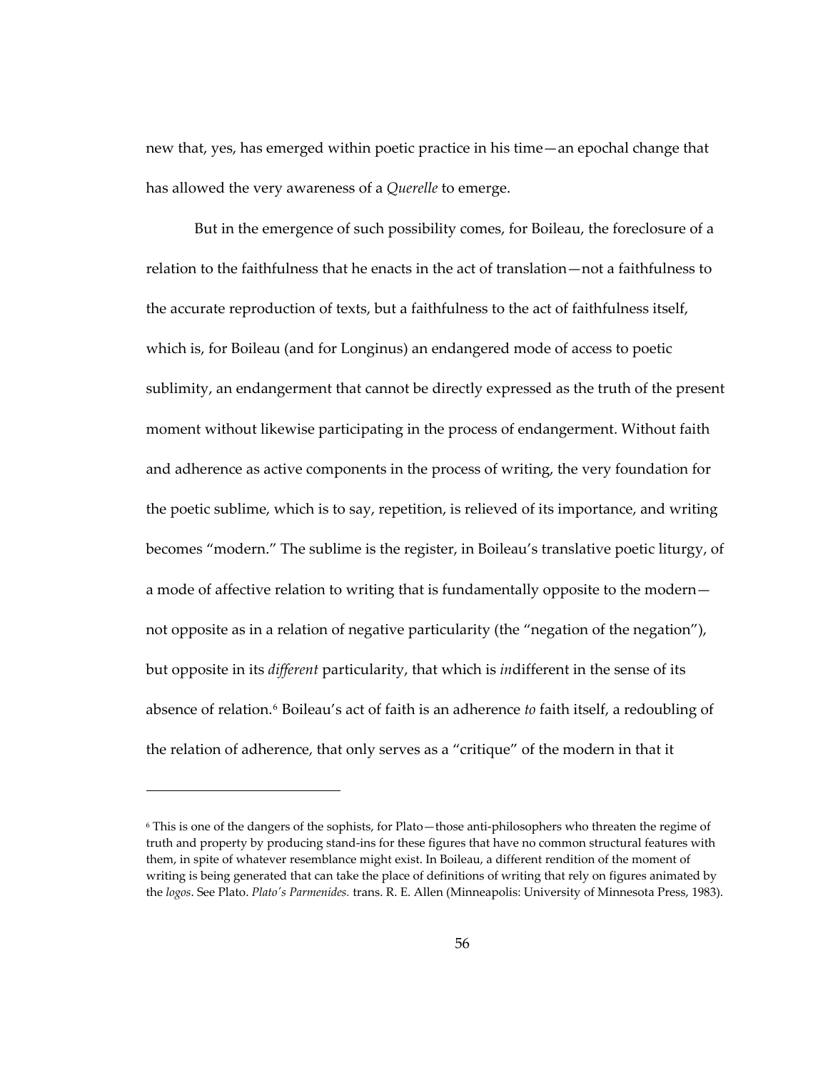new that, yes, has emerged within poetic practice in his time—an epochal change that has allowed the very awareness of a *Querelle* to emerge.

But in the emergence of such possibility comes, for Boileau, the foreclosure of a relation to the faithfulness that he enacts in the act of translation—not a faithfulness to the accurate reproduction of texts, but a faithfulness to the act of faithfulness itself, which is, for Boileau (and for Longinus) an endangered mode of access to poetic sublimity, an endangerment that cannot be directly expressed as the truth of the present moment without likewise participating in the process of endangerment. Without faith and adherence as active components in the process of writing, the very foundation for the poetic sublime, which is to say, repetition, is relieved of its importance, and writing becomes "modern." The sublime is the register, in Boileau's translative poetic liturgy, of a mode of affective relation to writing that is fundamentally opposite to the modern—not opposite as in a relation of negative particularity (the "negation of the negation"), but opposite in its *different* particularity, that which is *in*different in the sense of its absence of relation.[6] Boileau's act of faith is an adherence *to* faith itself, a redoubling of the relation of adherence, that only serves as a "critique" of the modern in that it

---

[6] This is one of the dangers of the sophists, for Plato—those anti-philosophers who threaten the regime of truth and property by producing stand-ins for these figures that have no common structural features with them, in spite of whatever resemblance might exist. In Boileau, a different rendition of the moment of writing is being generated that can take the place of definitions of writing that rely on figures animated by the *logos*. See Plato. *Plato's Parmenides.* trans. R. E. Allen (Minneapolis: University of Minnesota Press, 1983).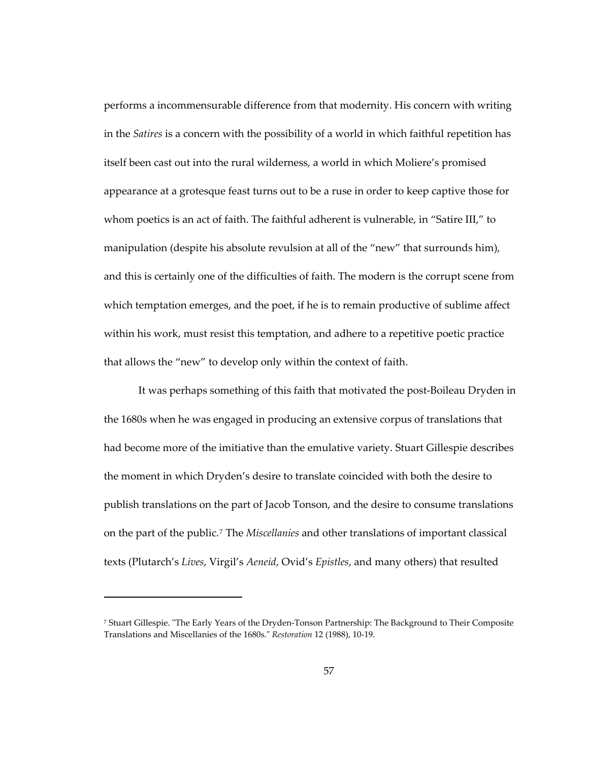performs a incommensurable difference from that modernity. His concern with writing in the *Satires* is a concern with the possibility of a world in which faithful repetition has itself been cast out into the rural wilderness, a world in which Moliere's promised appearance at a grotesque feast turns out to be a ruse in order to keep captive those for whom poetics is an act of faith. The faithful adherent is vulnerable, in "Satire III," to manipulation (despite his absolute revulsion at all of the "new" that surrounds him), and this is certainly one of the difficulties of faith. The modern is the corrupt scene from which temptation emerges, and the poet, if he is to remain productive of sublime affect within his work, must resist this temptation, and adhere to a repetitive poetic practice that allows the "new" to develop only within the context of faith.

It was perhaps something of this faith that motivated the post-Boileau Dryden in the 1680s when he was engaged in producing an extensive corpus of translations that had become more of the imitiative than the emulative variety. Stuart Gillespie describes the moment in which Dryden's desire to translate coincided with both the desire to publish translations on the part of Jacob Tonson, and the desire to consume translations on the part of the public.[7] The *Miscellanies* and other translations of important classical texts (Plutarch's *Lives*, Virgil's *Aeneid*, Ovid's *Epistles*, and many others) that resulted

---

[7] Stuart Gillespie. "The Early Years of the Dryden-Tonson Partnership: The Background to Their Composite Translations and Miscellanies of the 1680s." *Restoration* 12 (1988), 10-19.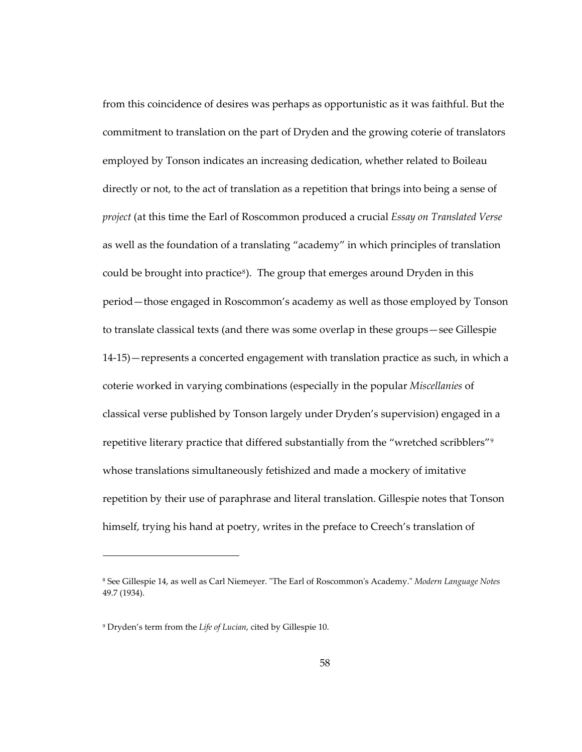from this coincidence of desires was perhaps as opportunistic as it was faithful. But the commitment to translation on the part of Dryden and the growing coterie of translators employed by Tonson indicates an increasing dedication, whether related to Boileau directly or not, to the act of translation as a repetition that brings into being a sense of *project* (at this time the Earl of Roscommon produced a crucial *Essay on Translated Verse* as well as the foundation of a translating "academy" in which principles of translation could be brought into practice[8]). The group that emerges around Dryden in this period—those engaged in Roscommon's academy as well as those employed by Tonson to translate classical texts (and there was some overlap in these groups—see Gillespie 14-15)—represents a concerted engagement with translation practice as such, in which a coterie worked in varying combinations (especially in the popular *Miscellanies* of classical verse published by Tonson largely under Dryden's supervision) engaged in a repetitive literary practice that differed substantially from the "wretched scribblers"[9] whose translations simultaneously fetishized and made a mockery of imitative repetition by their use of paraphrase and literal translation. Gillespie notes that Tonson himself, trying his hand at poetry, writes in the preface to Creech's translation of

---

[8] See Gillespie 14, as well as Carl Niemeyer. "The Earl of Roscommon's Academy." *Modern Language Notes* 49.7 (1934).

[9] Dryden's term from the *Life of Lucian*, cited by Gillespie 10.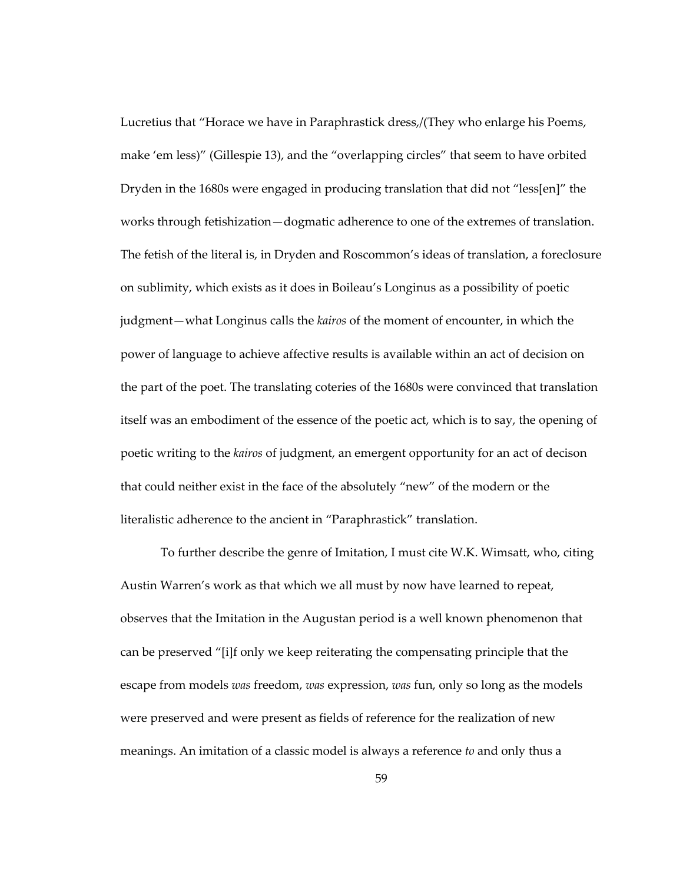Lucretius that “Horace we have in Paraphrastick dress,/(They who enlarge his Poems, make ‘em less)” (Gillespie 13), and the “overlapping circles” that seem to have orbited Dryden in the 1680s were engaged in producing translation that did not “less[en]” the works through fetishization—dogmatic adherence to one of the extremes of translation. The fetish of the literal is, in Dryden and Roscommon’s ideas of translation, a foreclosure on sublimity, which exists as it does in Boileau’s Longinus as a possibility of poetic judgment—what Longinus calls the *kairos* of the moment of encounter, in which the power of language to achieve affective results is available within an act of decision on the part of the poet. The translating coteries of the 1680s were convinced that translation itself was an embodiment of the essence of the poetic act, which is to say, the opening of poetic writing to the *kairos* of judgment, an emergent opportunity for an act of decison that could neither exist in the face of the absolutely “new” of the modern or the literalistic adherence to the ancient in “Paraphrastick” translation.

To further describe the genre of Imitation, I must cite W.K. Wimsatt, who, citing Austin Warren’s work as that which we all must by now have learned to repeat, observes that the Imitation in the Augustan period is a well known phenomenon that can be preserved “[i]f only we keep reiterating the compensating principle that the escape from models *was* freedom, *was* expression, *was* fun, only so long as the models were preserved and were present as fields of reference for the realization of new meanings. An imitation of a classic model is always a reference *to* and only thus a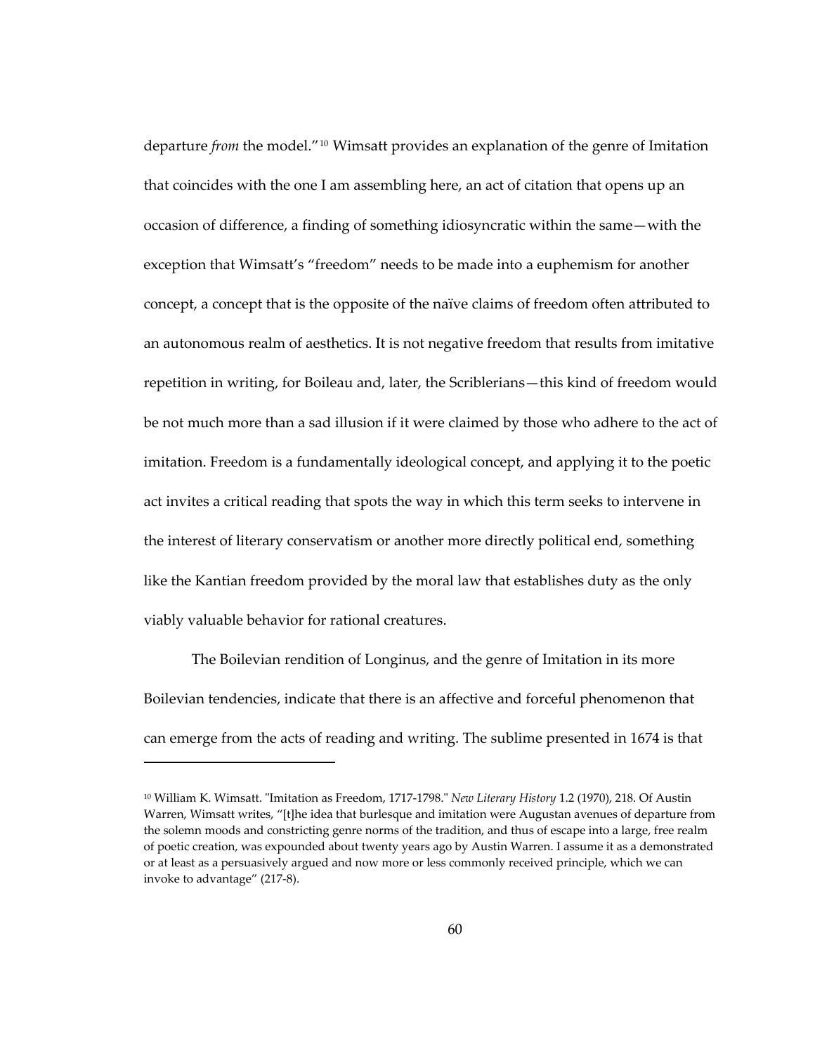departure *from* the model."[10] Wimsatt provides an explanation of the genre of Imitation that coincides with the one I am assembling here, an act of citation that opens up an occasion of difference, a finding of something idiosyncratic within the same—with the exception that Wimsatt's "freedom" needs to be made into a euphemism for another concept, a concept that is the opposite of the naïve claims of freedom often attributed to an autonomous realm of aesthetics. It is not negative freedom that results from imitative repetition in writing, for Boileau and, later, the Scriblerians—this kind of freedom would be not much more than a sad illusion if it were claimed by those who adhere to the act of imitation. Freedom is a fundamentally ideological concept, and applying it to the poetic act invites a critical reading that spots the way in which this term seeks to intervene in the interest of literary conservatism or another more directly political end, something like the Kantian freedom provided by the moral law that establishes duty as the only viably valuable behavior for rational creatures.

The Boilevian rendition of Longinus, and the genre of Imitation in its more Boilevian tendencies, indicate that there is an affective and forceful phenomenon that can emerge from the acts of reading and writing. The sublime presented in 1674 is that

---

[10] William K. Wimsatt. "Imitation as Freedom, 1717-1798." *New Literary History* 1.2 (1970), 218. Of Austin Warren, Wimsatt writes, "[t]he idea that burlesque and imitation were Augustan avenues of departure from the solemn moods and constricting genre norms of the tradition, and thus of escape into a large, free realm of poetic creation, was expounded about twenty years ago by Austin Warren. I assume it as a demonstrated or at least as a persuasively argued and now more or less commonly received principle, which we can invoke to advantage" (217-8).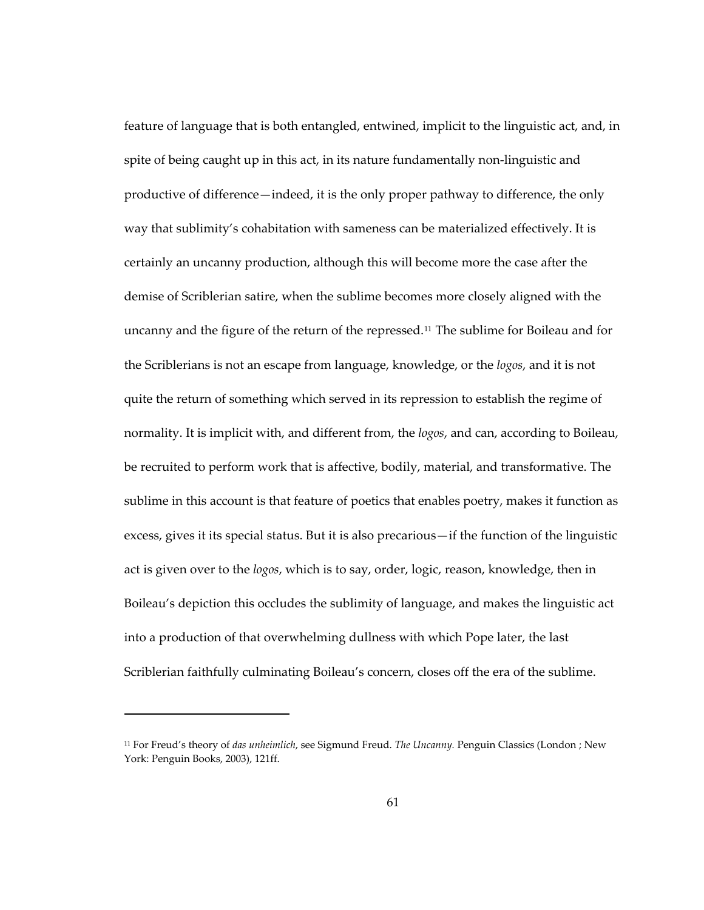feature of language that is both entangled, entwined, implicit to the linguistic act, and, in spite of being caught up in this act, in its nature fundamentally non-linguistic and productive of difference—indeed, it is the only proper pathway to difference, the only way that sublimity's cohabitation with sameness can be materialized effectively. It is certainly an uncanny production, although this will become more the case after the demise of Scriblerian satire, when the sublime becomes more closely aligned with the uncanny and the figure of the return of the repressed.[11] The sublime for Boileau and for the Scriblerians is not an escape from language, knowledge, or the *logos*, and it is not quite the return of something which served in its repression to establish the regime of normality. It is implicit with, and different from, the *logos*, and can, according to Boileau, be recruited to perform work that is affective, bodily, material, and transformative. The sublime in this account is that feature of poetics that enables poetry, makes it function as excess, gives it its special status. But it is also precarious—if the function of the linguistic act is given over to the *logos*, which is to say, order, logic, reason, knowledge, then in Boileau's depiction this occludes the sublimity of language, and makes the linguistic act into a production of that overwhelming dullness with which Pope later, the last Scriblerian faithfully culminating Boileau's concern, closes off the era of the sublime.

---

[11] For Freud's theory of *das unheimlich*, see Sigmund Freud. *The Uncanny.* Penguin Classics (London ; New York: Penguin Books, 2003), 121ff.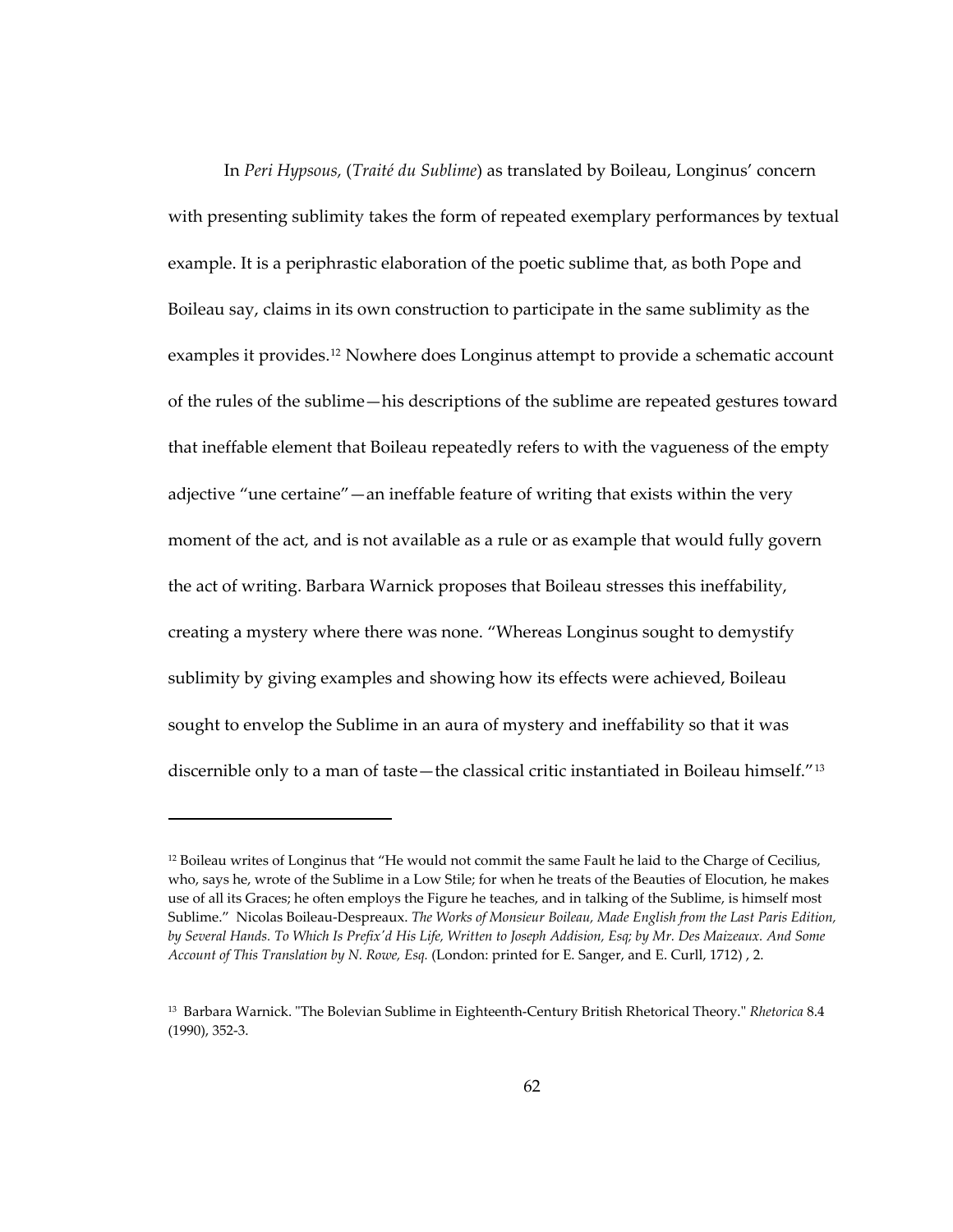In *Peri Hypsous,* (*Traité du Sublime*) as translated by Boileau, Longinus' concern with presenting sublimity takes the form of repeated exemplary performances by textual example. It is a periphrastic elaboration of the poetic sublime that, as both Pope and Boileau say, claims in its own construction to participate in the same sublimity as the examples it provides.[12] Nowhere does Longinus attempt to provide a schematic account of the rules of the sublime—his descriptions of the sublime are repeated gestures toward that ineffable element that Boileau repeatedly refers to with the vagueness of the empty adjective "une certaine"—an ineffable feature of writing that exists within the very moment of the act, and is not available as a rule or as example that would fully govern the act of writing. Barbara Warnick proposes that Boileau stresses this ineffability, creating a mystery where there was none. "Whereas Longinus sought to demystify sublimity by giving examples and showing how its effects were achieved, Boileau sought to envelop the Sublime in an aura of mystery and ineffability so that it was discernible only to a man of taste—the classical critic instantiated in Boileau himself."[13]

---

[12] Boileau writes of Longinus that "He would not commit the same Fault he laid to the Charge of Cecilius, who, says he, wrote of the Sublime in a Low Stile; for when he treats of the Beauties of Elocution, he makes use of all its Graces; he often employs the Figure he teaches, and in talking of the Sublime, is himself most Sublime." Nicolas Boileau-Despreaux. *The Works of Monsieur Boileau, Made English from the Last Paris Edition, by Several Hands. To Which Is Prefix'd His Life, Written to Joseph Addision, Esq; by Mr. Des Maizeaux. And Some Account of This Translation by N. Rowe, Esq.* (London: printed for E. Sanger, and E. Curll, 1712) , 2.

[13] Barbara Warnick. "The Bolevian Sublime in Eighteenth-Century British Rhetorical Theory." *Rhetorica* 8.4 (1990), 352-3.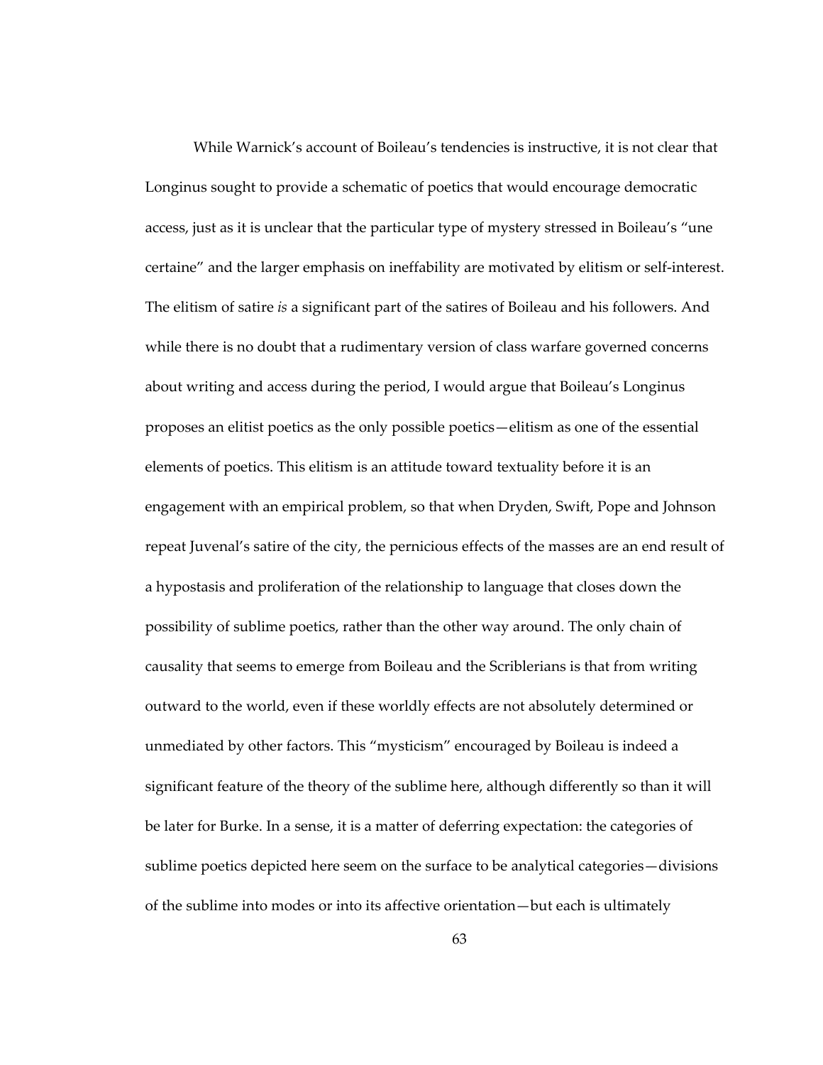While Warnick's account of Boileau's tendencies is instructive, it is not clear that Longinus sought to provide a schematic of poetics that would encourage democratic access, just as it is unclear that the particular type of mystery stressed in Boileau's "une certaine" and the larger emphasis on ineffability are motivated by elitism or self-interest. The elitism of satire *is* a significant part of the satires of Boileau and his followers. And while there is no doubt that a rudimentary version of class warfare governed concerns about writing and access during the period, I would argue that Boileau's Longinus proposes an elitist poetics as the only possible poetics—elitism as one of the essential elements of poetics. This elitism is an attitude toward textuality before it is an engagement with an empirical problem, so that when Dryden, Swift, Pope and Johnson repeat Juvenal's satire of the city, the pernicious effects of the masses are an end result of a hypostasis and proliferation of the relationship to language that closes down the possibility of sublime poetics, rather than the other way around. The only chain of causality that seems to emerge from Boileau and the Scriblerians is that from writing outward to the world, even if these worldly effects are not absolutely determined or unmediated by other factors. This "mysticism" encouraged by Boileau is indeed a significant feature of the theory of the sublime here, although differently so than it will be later for Burke. In a sense, it is a matter of deferring expectation: the categories of sublime poetics depicted here seem on the surface to be analytical categories—divisions of the sublime into modes or into its affective orientation—but each is ultimately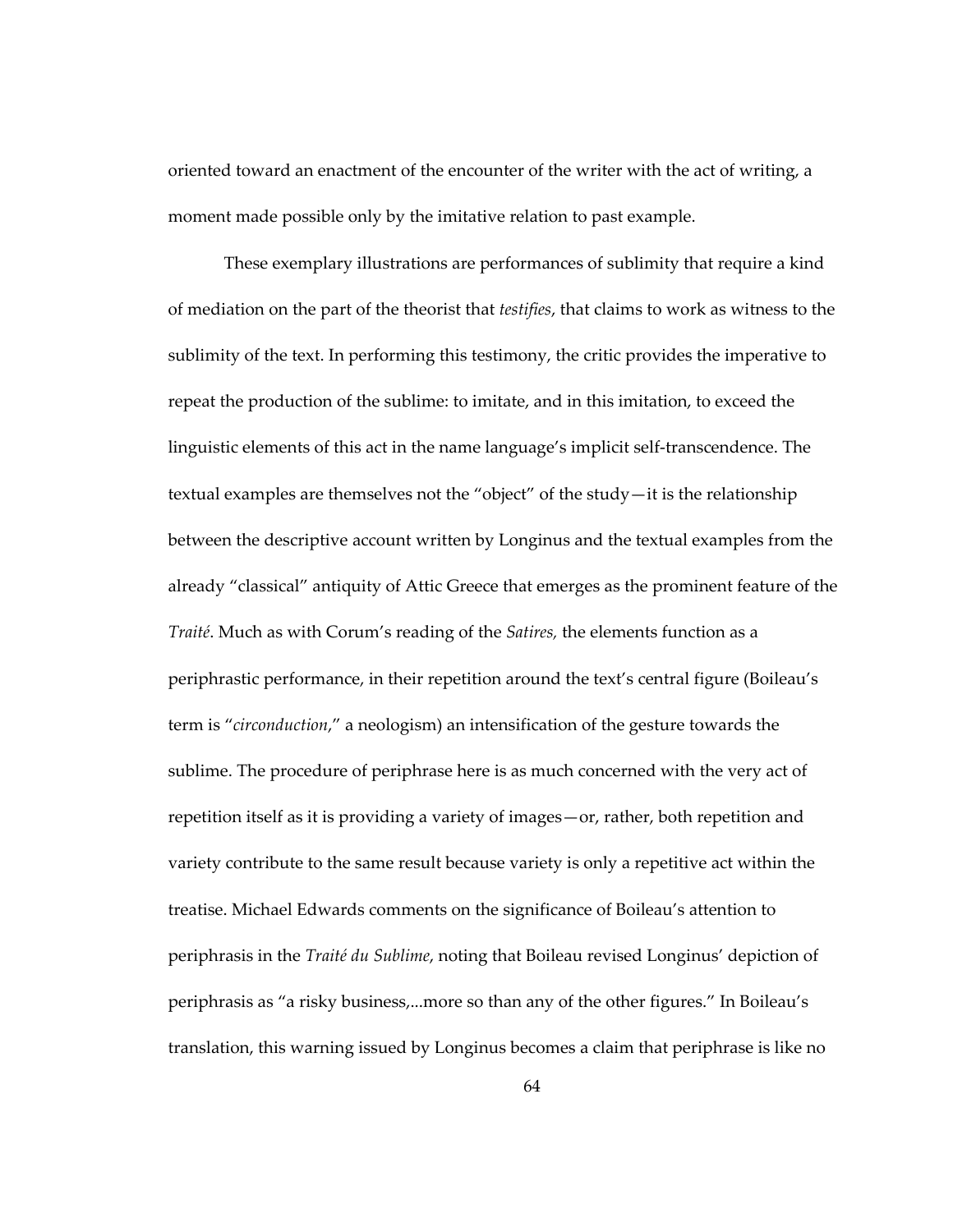oriented toward an enactment of the encounter of the writer with the act of writing, a moment made possible only by the imitative relation to past example.

These exemplary illustrations are performances of sublimity that require a kind of mediation on the part of the theorist that *testifies*, that claims to work as witness to the sublimity of the text. In performing this testimony, the critic provides the imperative to repeat the production of the sublime: to imitate, and in this imitation, to exceed the linguistic elements of this act in the name language's implicit self-transcendence. The textual examples are themselves not the "object" of the study—it is the relationship between the descriptive account written by Longinus and the textual examples from the already "classical" antiquity of Attic Greece that emerges as the prominent feature of the *Traité*. Much as with Corum's reading of the *Satires,* the elements function as a periphrastic performance, in their repetition around the text's central figure (Boileau's term is "*circonduction*," a neologism) an intensification of the gesture towards the sublime. The procedure of periphrase here is as much concerned with the very act of repetition itself as it is providing a variety of images—or, rather, both repetition and variety contribute to the same result because variety is only a repetitive act within the treatise. Michael Edwards comments on the significance of Boileau's attention to periphrasis in the *Traité du Sublime*, noting that Boileau revised Longinus' depiction of periphrasis as "a risky business,...more so than any of the other figures." In Boileau's translation, this warning issued by Longinus becomes a claim that periphrase is like no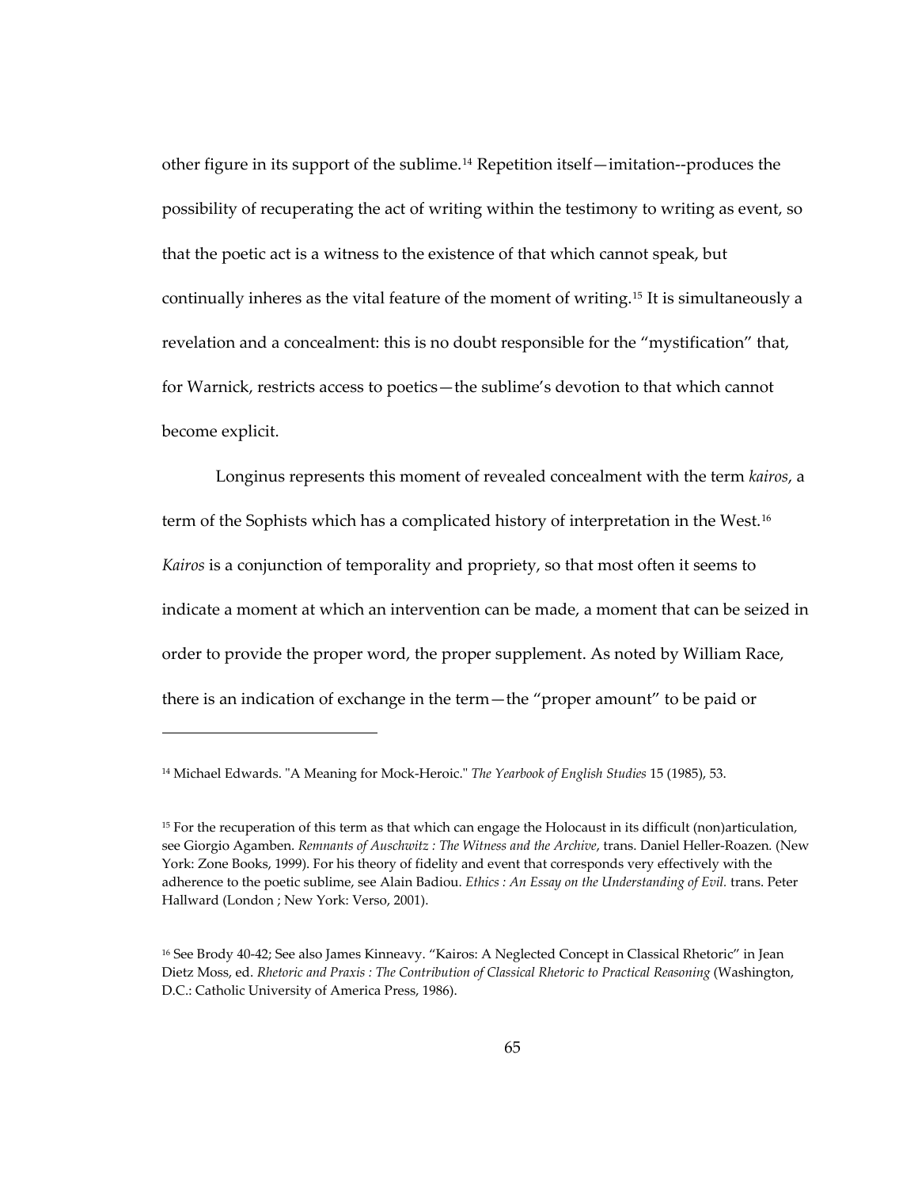other figure in its support of the sublime.[14] Repetition itself—imitation--produces the possibility of recuperating the act of writing within the testimony to writing as event, so that the poetic act is a witness to the existence of that which cannot speak, but continually inheres as the vital feature of the moment of writing.[15] It is simultaneously a revelation and a concealment: this is no doubt responsible for the "mystification" that, for Warnick, restricts access to poetics—the sublime's devotion to that which cannot become explicit.

Longinus represents this moment of revealed concealment with the term *kairos*, a term of the Sophists which has a complicated history of interpretation in the West.[16] *Kairos* is a conjunction of temporality and propriety, so that most often it seems to indicate a moment at which an intervention can be made, a moment that can be seized in order to provide the proper word, the proper supplement. As noted by William Race, there is an indication of exchange in the term—the "proper amount" to be paid or

---

[14] Michael Edwards. "A Meaning for Mock-Heroic." *The Yearbook of English Studies* 15 (1985), 53.

[15] For the recuperation of this term as that which can engage the Holocaust in its difficult (non)articulation, see Giorgio Agamben. *Remnants of Auschwitz : The Witness and the Archive*, trans. Daniel Heller-Roazen. (New York: Zone Books, 1999). For his theory of fidelity and event that corresponds very effectively with the adherence to the poetic sublime, see Alain Badiou. *Ethics : An Essay on the Understanding of Evil.* trans. Peter Hallward (London ; New York: Verso, 2001).

[16] See Brody 40-42; See also James Kinneavy. "Kairos: A Neglected Concept in Classical Rhetoric" in Jean Dietz Moss, ed. *Rhetoric and Praxis : The Contribution of Classical Rhetoric to Practical Reasoning* (Washington, D.C.: Catholic University of America Press, 1986).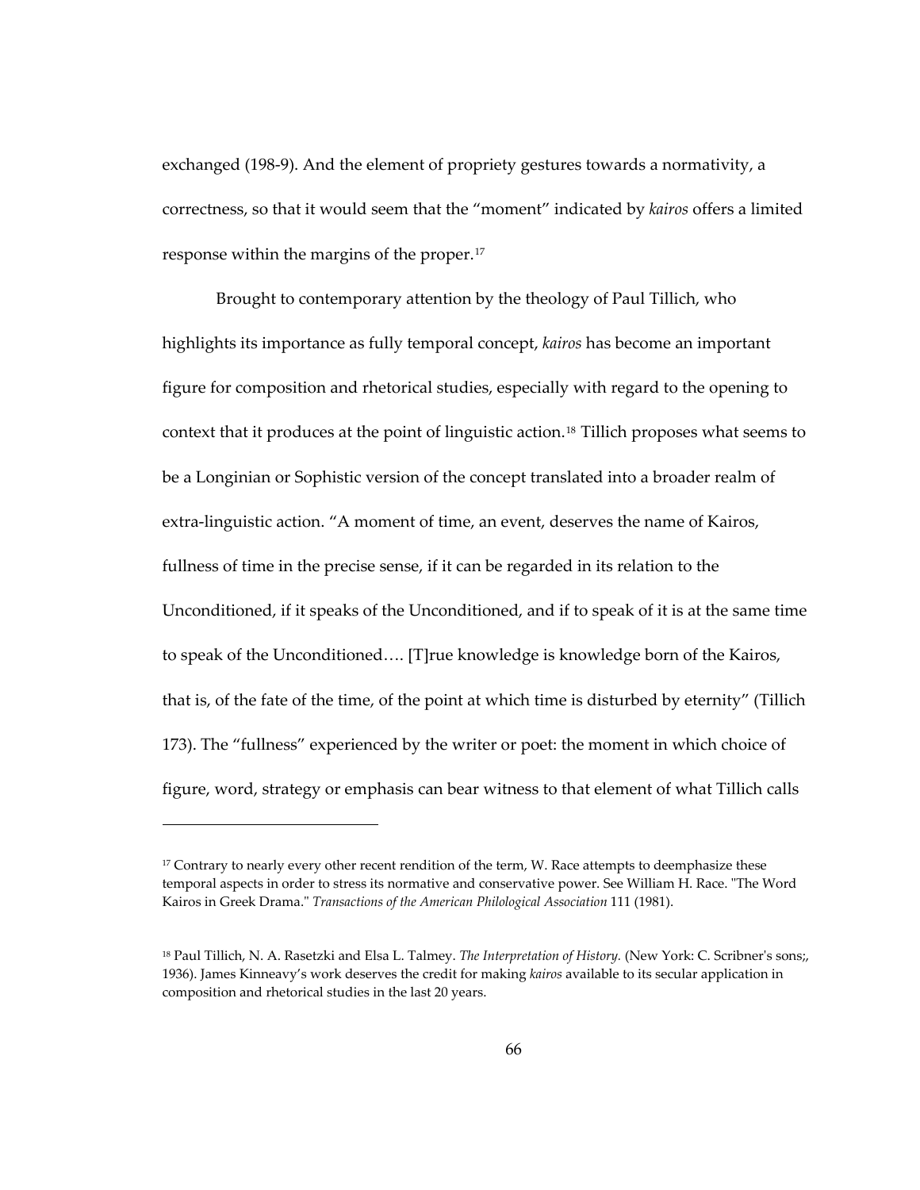exchanged (198-9). And the element of propriety gestures towards a normativity, a correctness, so that it would seem that the "moment" indicated by *kairos* offers a limited response within the margins of the proper.[17]

Brought to contemporary attention by the theology of Paul Tillich, who highlights its importance as fully temporal concept, *kairos* has become an important figure for composition and rhetorical studies, especially with regard to the opening to context that it produces at the point of linguistic action.[18] Tillich proposes what seems to be a Longinian or Sophistic version of the concept translated into a broader realm of extra-linguistic action. "A moment of time, an event, deserves the name of Kairos, fullness of time in the precise sense, if it can be regarded in its relation to the Unconditioned, if it speaks of the Unconditioned, and if to speak of it is at the same time to speak of the Unconditioned…. [T]rue knowledge is knowledge born of the Kairos, that is, of the fate of the time, of the point at which time is disturbed by eternity" (Tillich 173). The "fullness" experienced by the writer or poet: the moment in which choice of figure, word, strategy or emphasis can bear witness to that element of what Tillich calls

---

[17] Contrary to nearly every other recent rendition of the term, W. Race attempts to deemphasize these temporal aspects in order to stress its normative and conservative power. See William H. Race. "The Word Kairos in Greek Drama." *Transactions of the American Philological Association* 111 (1981).

[18] Paul Tillich, N. A. Rasetzki and Elsa L. Talmey. *The Interpretation of History.* (New York: C. Scribner's sons;, 1936). James Kinneavy's work deserves the credit for making *kairos* available to its secular application in composition and rhetorical studies in the last 20 years.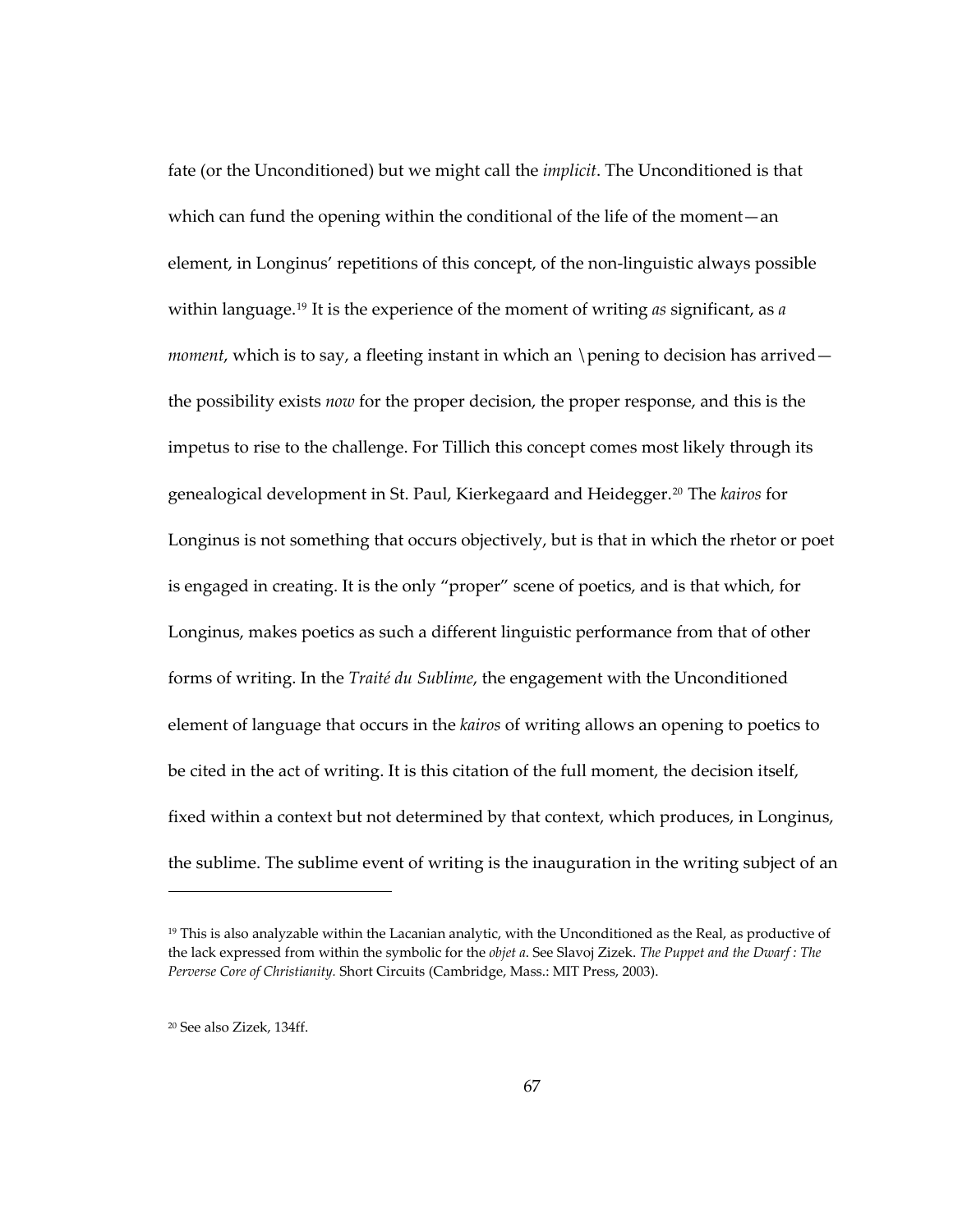fate (or the Unconditioned) but we might call the *implicit*. The Unconditioned is that which can fund the opening within the conditional of the life of the moment—an element, in Longinus' repetitions of this concept, of the non-linguistic always possible within language.[19] It is the experience of the moment of writing *as* significant, as *a moment*, which is to say, a fleeting instant in which an \pening to decision has arrived—the possibility exists *now* for the proper decision, the proper response, and this is the impetus to rise to the challenge. For Tillich this concept comes most likely through its genealogical development in St. Paul, Kierkegaard and Heidegger.[20] The *kairos* for Longinus is not something that occurs objectively, but is that in which the rhetor or poet is engaged in creating. It is the only "proper" scene of poetics, and is that which, for Longinus, makes poetics as such a different linguistic performance from that of other forms of writing. In the *Traité du Sublime*, the engagement with the Unconditioned element of language that occurs in the *kairos* of writing allows an opening to poetics to be cited in the act of writing. It is this citation of the full moment, the decision itself, fixed within a context but not determined by that context, which produces, in Longinus, the sublime. The sublime event of writing is the inauguration in the writing subject of an

---

[19] This is also analyzable within the Lacanian analytic, with the Unconditioned as the Real, as productive of the lack expressed from within the symbolic for the *objet a*. See Slavoj Zizek. *The Puppet and the Dwarf : The Perverse Core of Christianity.* Short Circuits (Cambridge, Mass.: MIT Press, 2003).

[20] See also Zizek, 134ff.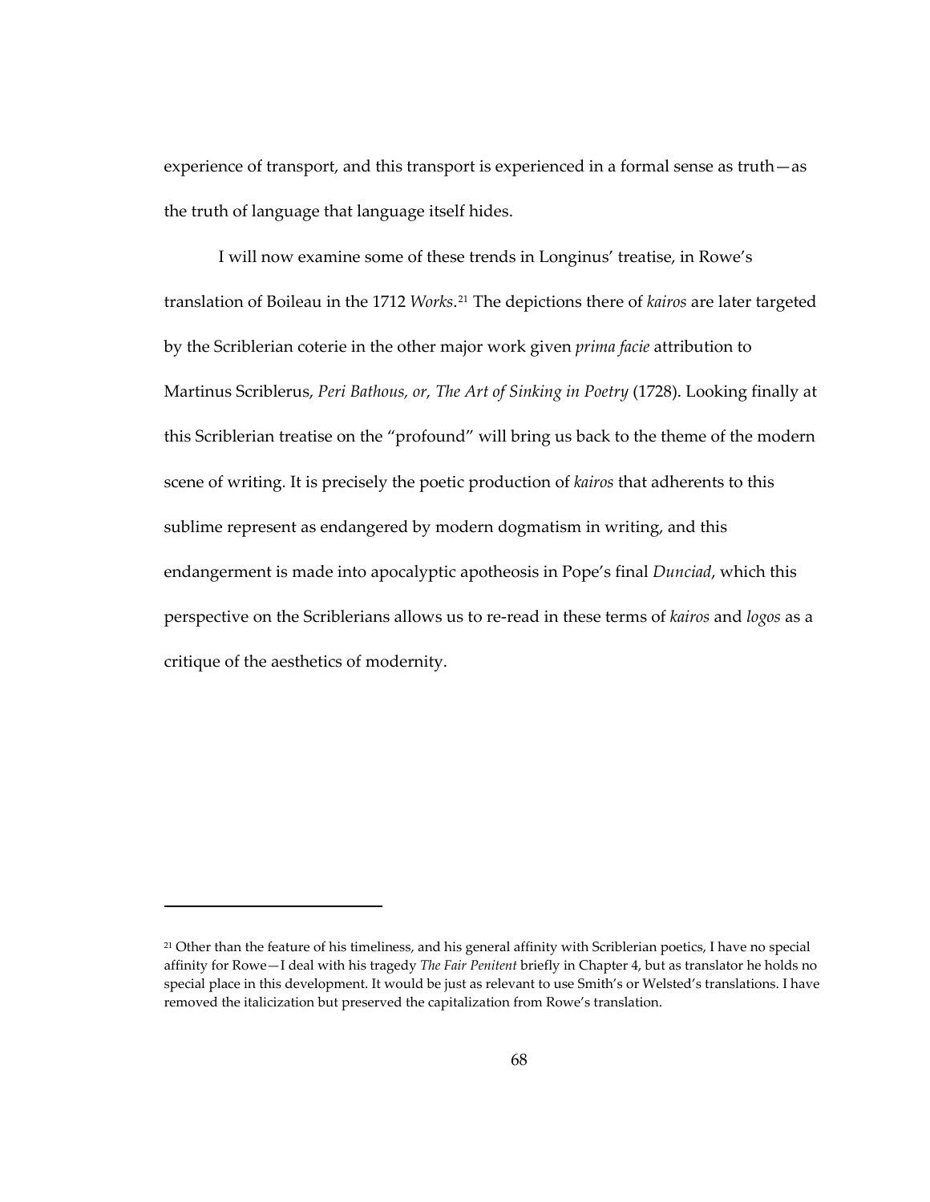experience of transport, and this transport is experienced in a formal sense as truth—as the truth of language that language itself hides.

I will now examine some of these trends in Longinus' treatise, in Rowe's translation of Boileau in the 1712 *Works*.[21] The depictions there of *kairos* are later targeted by the Scriblerian coterie in the other major work given *prima facie* attribution to Martinus Scriblerus, *Peri Bathous, or, The Art of Sinking in Poetry* (1728). Looking finally at this Scriblerian treatise on the "profound" will bring us back to the theme of the modern scene of writing. It is precisely the poetic production of *kairos* that adherents to this sublime represent as endangered by modern dogmatism in writing, and this endangerment is made into apocalyptic apotheosis in Pope's final *Dunciad*, which this perspective on the Scriblerians allows us to re-read in these terms of *kairos* and *logos* as a critique of the aesthetics of modernity.

---

[21] Other than the feature of his timeliness, and his general affinity with Scriblerian poetics, I have no special affinity for Rowe—I deal with his tragedy *The Fair Penitent* briefly in Chapter 4, but as translator he holds no special place in this development. It would be just as relevant to use Smith's or Welsted's translations. I have removed the italicization but preserved the capitalization from Rowe's translation.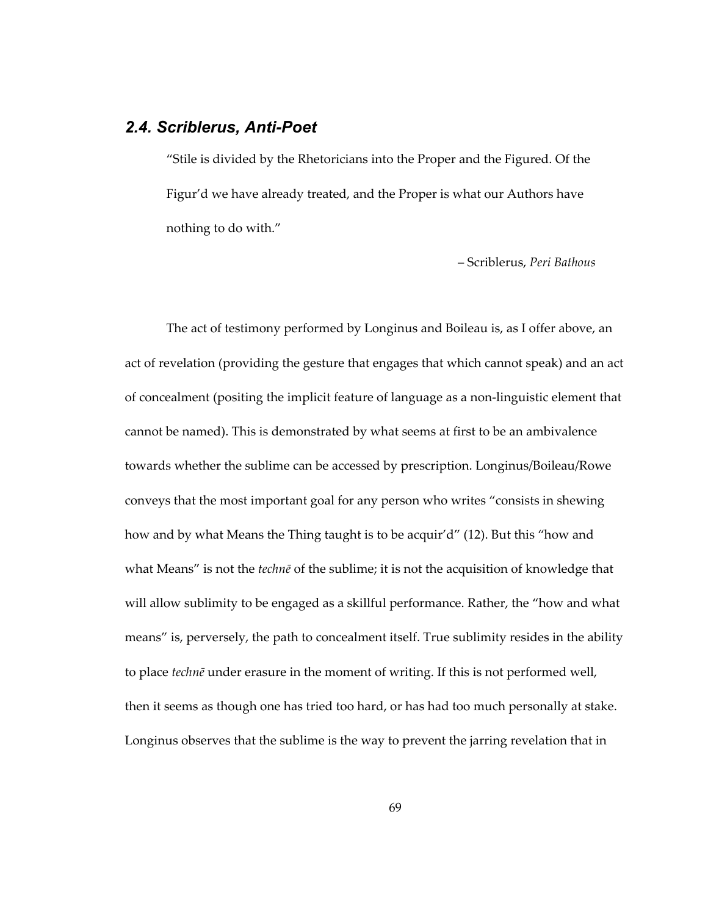### *2.4. Scriblerus, Anti-Poet*

> "Stile is divided by the Rhetoricians into the Proper and the Figured. Of the Figur'd we have already treated, and the Proper is what our Authors have nothing to do with."
>
> – Scriblerus, *Peri Bathous*

The act of testimony performed by Longinus and Boileau is, as I offer above, an act of revelation (providing the gesture that engages that which cannot speak) and an act of concealment (positing the implicit feature of language as a non-linguistic element that cannot be named). This is demonstrated by what seems at first to be an ambivalence towards whether the sublime can be accessed by prescription. Longinus/Boileau/Rowe conveys that the most important goal for any person who writes "consists in shewing how and by what Means the Thing taught is to be acquir'd" (12). But this "how and what Means" is not the *technē* of the sublime; it is not the acquisition of knowledge that will allow sublimity to be engaged as a skillful performance. Rather, the "how and what means" is, perversely, the path to concealment itself. True sublimity resides in the ability to place *technē* under erasure in the moment of writing. If this is not performed well, then it seems as though one has tried too hard, or has had too much personally at stake. Longinus observes that the sublime is the way to prevent the jarring revelation that in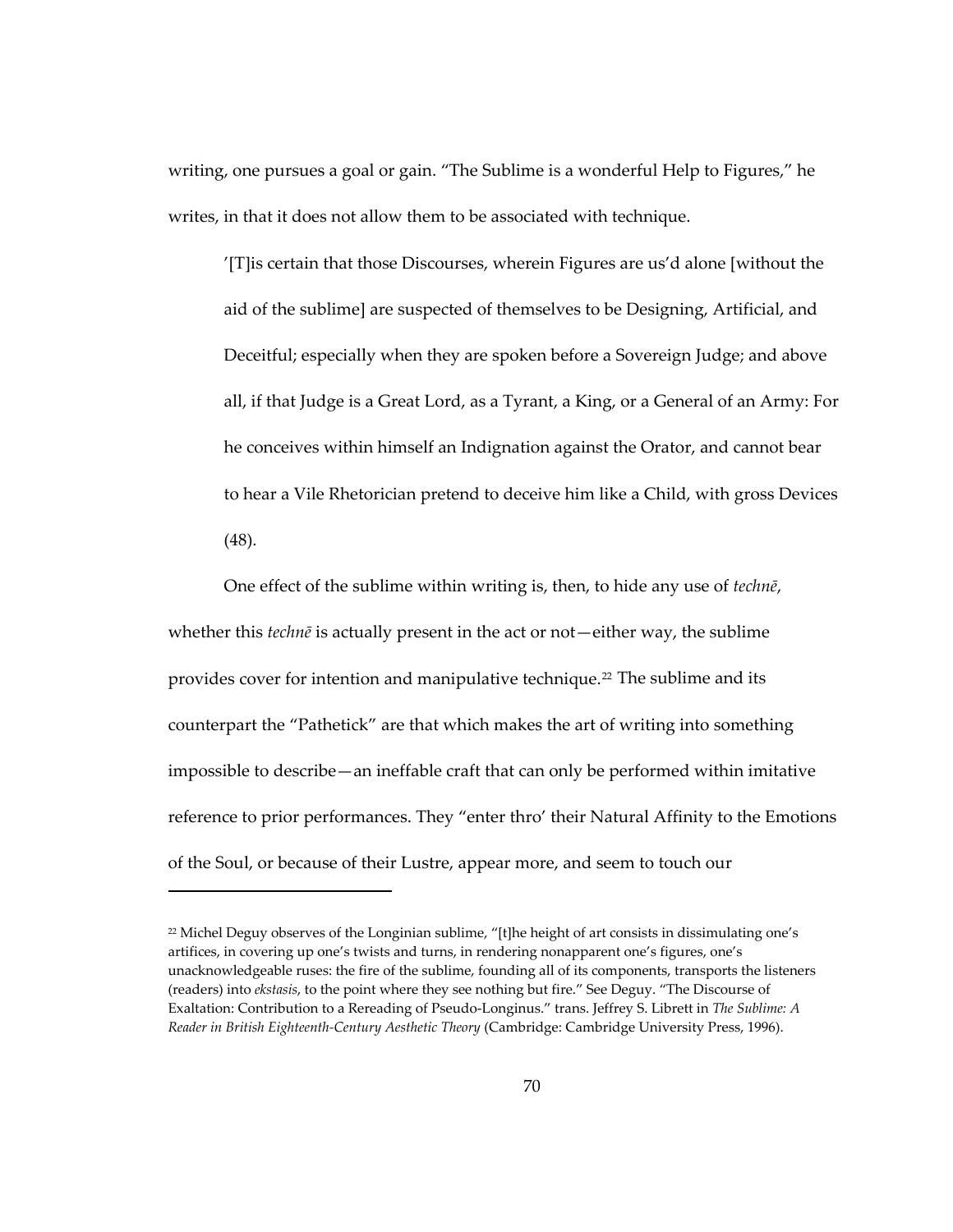writing, one pursues a goal or gain. "The Sublime is a wonderful Help to Figures," he writes, in that it does not allow them to be associated with technique.

> '[T]is certain that those Discourses, wherein Figures are us'd alone [without the aid of the sublime] are suspected of themselves to be Designing, Artificial, and Deceitful; especially when they are spoken before a Sovereign Judge; and above all, if that Judge is a Great Lord, as a Tyrant, a King, or a General of an Army: For he conceives within himself an Indignation against the Orator, and cannot bear to hear a Vile Rhetorician pretend to deceive him like a Child, with gross Devices (48).

One effect of the sublime within writing is, then, to hide any use of *technē*, whether this *technē* is actually present in the act or not—either way, the sublime provides cover for intention and manipulative technique.[22] The sublime and its counterpart the "Pathetick" are that which makes the art of writing into something impossible to describe—an ineffable craft that can only be performed within imitative reference to prior performances. They "enter thro' their Natural Affinity to the Emotions of the Soul, or because of their Lustre, appear more, and seem to touch our

[22] Michel Deguy observes of the Longinian sublime, "[t]he height of art consists in dissimulating one's artifices, in covering up one's twists and turns, in rendering nonapparent one's figures, one's unacknowledgeable ruses: the fire of the sublime, founding all of its components, transports the listeners (readers) into *ekstasis*, to the point where they see nothing but fire." See Deguy. "The Discourse of Exaltation: Contribution to a Rereading of Pseudo-Longinus." trans. Jeffrey S. Librett in *The Sublime: A Reader in British Eighteenth-Century Aesthetic Theory* (Cambridge: Cambridge University Press, 1996).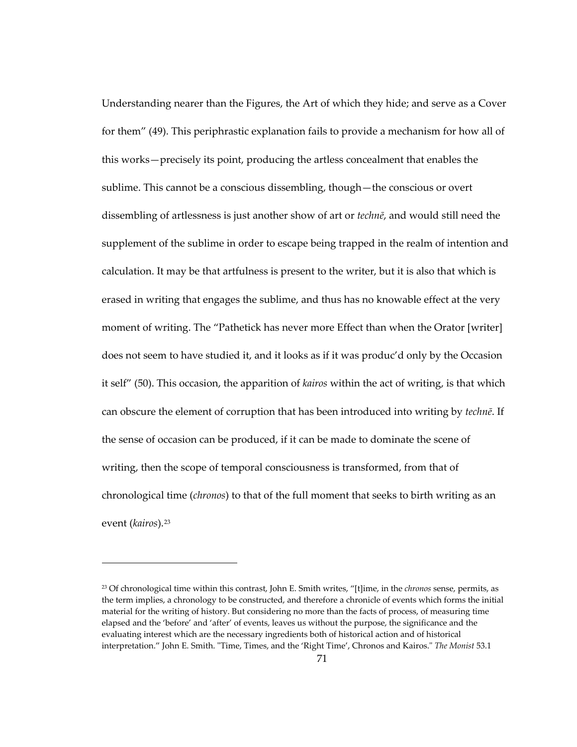Understanding nearer than the Figures, the Art of which they hide; and serve as a Cover for them" (49). This periphrastic explanation fails to provide a mechanism for how all of this works—precisely its point, producing the artless concealment that enables the sublime. This cannot be a conscious dissembling, though—the conscious or overt dissembling of artlessness is just another show of art or *technē*, and would still need the supplement of the sublime in order to escape being trapped in the realm of intention and calculation. It may be that artfulness is present to the writer, but it is also that which is erased in writing that engages the sublime, and thus has no knowable effect at the very moment of writing. The "Pathetick has never more Effect than when the Orator [writer] does not seem to have studied it, and it looks as if it was produc'd only by the Occasion it self" (50). This occasion, the apparition of *kairos* within the act of writing, is that which can obscure the element of corruption that has been introduced into writing by *technē*. If the sense of occasion can be produced, if it can be made to dominate the scene of writing, then the scope of temporal consciousness is transformed, from that of chronological time (*chronos*) to that of the full moment that seeks to birth writing as an event (*kairos*).[23]

---

[23] Of chronological time within this contrast, John E. Smith writes, "[t]ime, in the *chronos* sense, permits, as the term implies, a chronology to be constructed, and therefore a chronicle of events which forms the initial material for the writing of history. But considering no more than the facts of process, of measuring time elapsed and the 'before' and 'after' of events, leaves us without the purpose, the significance and the evaluating interest which are the necessary ingredients both of historical action and of historical interpretation." John E. Smith. "Time, Times, and the 'Right Time', Chronos and Kairos." *The Monist* 53.1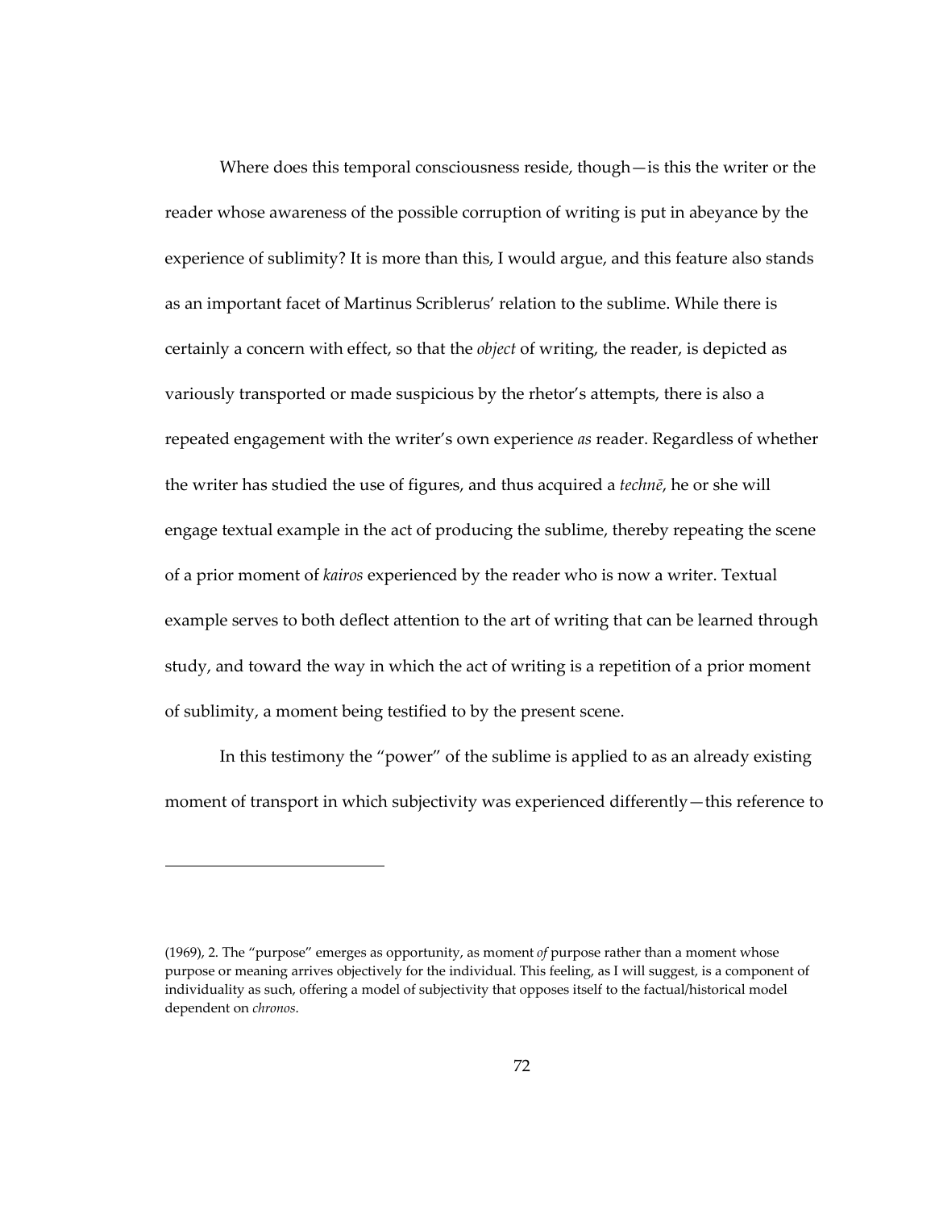Where does this temporal consciousness reside, though—is this the writer or the reader whose awareness of the possible corruption of writing is put in abeyance by the experience of sublimity? It is more than this, I would argue, and this feature also stands as an important facet of Martinus Scriblerus' relation to the sublime. While there is certainly a concern with effect, so that the *object* of writing, the reader, is depicted as variously transported or made suspicious by the rhetor's attempts, there is also a repeated engagement with the writer's own experience *as* reader. Regardless of whether the writer has studied the use of figures, and thus acquired a *technē*, he or she will engage textual example in the act of producing the sublime, thereby repeating the scene of a prior moment of *kairos* experienced by the reader who is now a writer. Textual example serves to both deflect attention to the art of writing that can be learned through study, and toward the way in which the act of writing is a repetition of a prior moment of sublimity, a moment being testified to by the present scene.

In this testimony the "power" of the sublime is applied to as an already existing moment of transport in which subjectivity was experienced differently—this reference to

---

(1969), 2. The "purpose" emerges as opportunity, as moment *of* purpose rather than a moment whose purpose or meaning arrives objectively for the individual. This feeling, as I will suggest, is a component of individuality as such, offering a model of subjectivity that opposes itself to the factual/historical model dependent on *chronos*.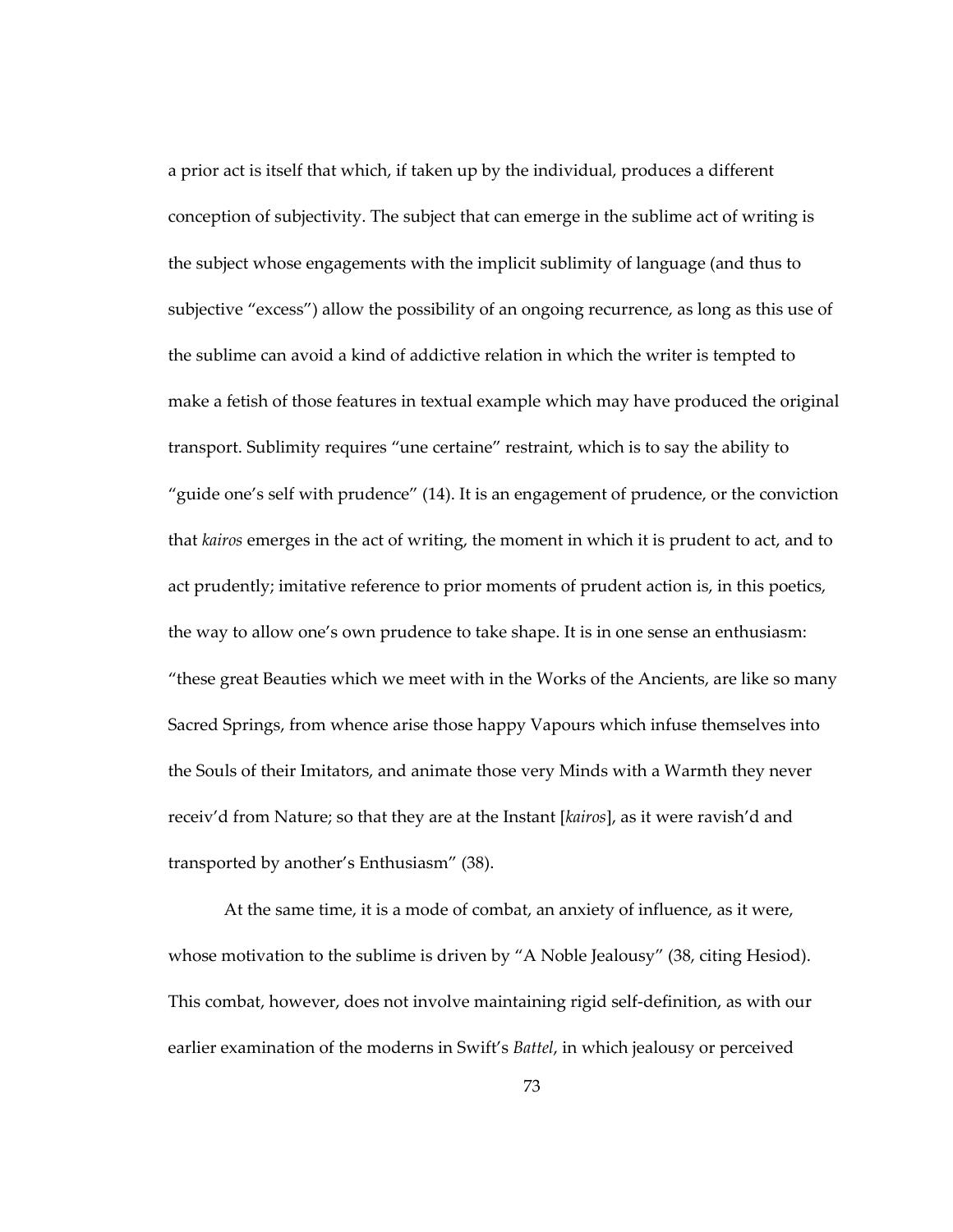a prior act is itself that which, if taken up by the individual, produces a different conception of subjectivity. The subject that can emerge in the sublime act of writing is the subject whose engagements with the implicit sublimity of language (and thus to subjective "excess") allow the possibility of an ongoing recurrence, as long as this use of the sublime can avoid a kind of addictive relation in which the writer is tempted to make a fetish of those features in textual example which may have produced the original transport. Sublimity requires "une certaine" restraint, which is to say the ability to "guide one's self with prudence" (14). It is an engagement of prudence, or the conviction that *kairos* emerges in the act of writing, the moment in which it is prudent to act, and to act prudently; imitative reference to prior moments of prudent action is, in this poetics, the way to allow one's own prudence to take shape. It is in one sense an enthusiasm: "these great Beauties which we meet with in the Works of the Ancients, are like so many Sacred Springs, from whence arise those happy Vapours which infuse themselves into the Souls of their Imitators, and animate those very Minds with a Warmth they never receiv'd from Nature; so that they are at the Instant [*kairos*], as it were ravish'd and transported by another's Enthusiasm" (38).

At the same time, it is a mode of combat, an anxiety of influence, as it were, whose motivation to the sublime is driven by "A Noble Jealousy" (38, citing Hesiod). This combat, however, does not involve maintaining rigid self-definition, as with our earlier examination of the moderns in Swift's *Battel*, in which jealousy or perceived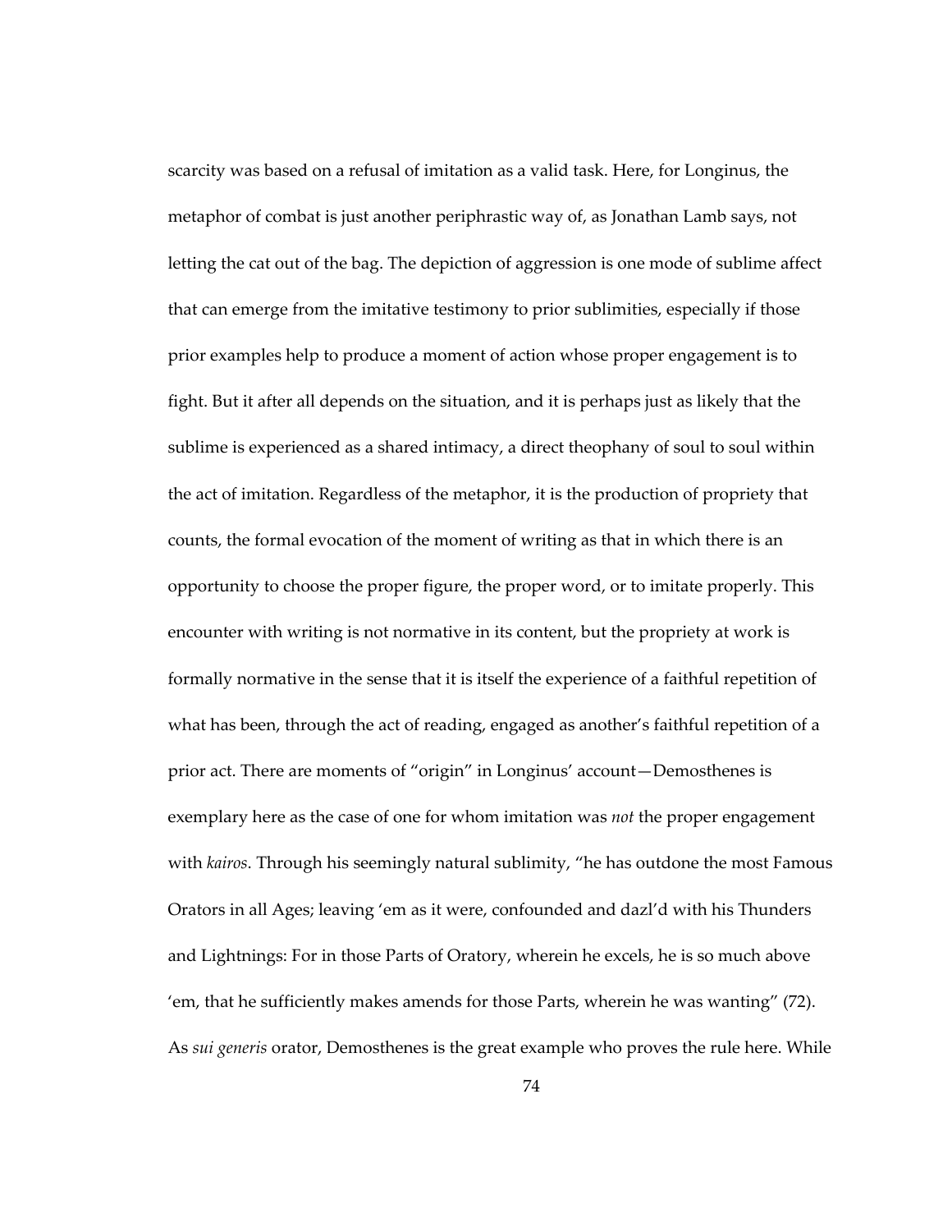scarcity was based on a refusal of imitation as a valid task. Here, for Longinus, the metaphor of combat is just another periphrastic way of, as Jonathan Lamb says, not letting the cat out of the bag. The depiction of aggression is one mode of sublime affect that can emerge from the imitative testimony to prior sublimities, especially if those prior examples help to produce a moment of action whose proper engagement is to fight. But it after all depends on the situation, and it is perhaps just as likely that the sublime is experienced as a shared intimacy, a direct theophany of soul to soul within the act of imitation. Regardless of the metaphor, it is the production of propriety that counts, the formal evocation of the moment of writing as that in which there is an opportunity to choose the proper figure, the proper word, or to imitate properly. This encounter with writing is not normative in its content, but the propriety at work is formally normative in the sense that it is itself the experience of a faithful repetition of what has been, through the act of reading, engaged as another's faithful repetition of a prior act. There are moments of "origin" in Longinus' account—Demosthenes is exemplary here as the case of one for whom imitation was *not* the proper engagement with *kairos*. Through his seemingly natural sublimity, "he has outdone the most Famous Orators in all Ages; leaving 'em as it were, confounded and dazl'd with his Thunders and Lightnings: For in those Parts of Oratory, wherein he excels, he is so much above 'em, that he sufficiently makes amends for those Parts, wherein he was wanting" (72). As *sui generis* orator, Demosthenes is the great example who proves the rule here. While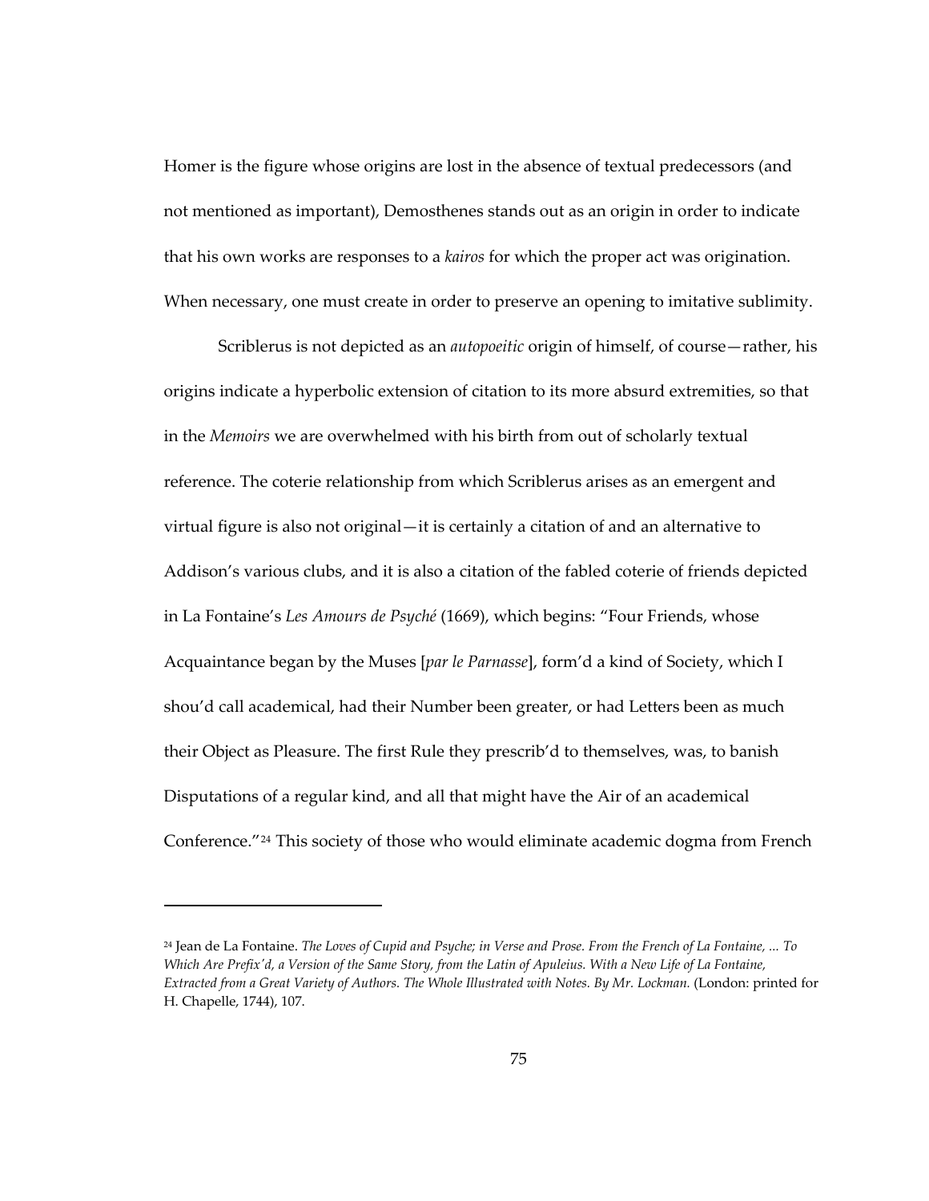Homer is the figure whose origins are lost in the absence of textual predecessors (and not mentioned as important), Demosthenes stands out as an origin in order to indicate that his own works are responses to a *kairos* for which the proper act was origination. When necessary, one must create in order to preserve an opening to imitative sublimity.

Scriblerus is not depicted as an *autopoeitic* origin of himself, of course—rather, his origins indicate a hyperbolic extension of citation to its more absurd extremities, so that in the *Memoirs* we are overwhelmed with his birth from out of scholarly textual reference. The coterie relationship from which Scriblerus arises as an emergent and virtual figure is also not original—it is certainly a citation of and an alternative to Addison's various clubs, and it is also a citation of the fabled coterie of friends depicted in La Fontaine's *Les Amours de Psyché* (1669), which begins: "Four Friends, whose Acquaintance began by the Muses [*par le Parnasse*], form'd a kind of Society, which I shou'd call academical, had their Number been greater, or had Letters been as much their Object as Pleasure. The first Rule they prescrib'd to themselves, was, to banish Disputations of a regular kind, and all that might have the Air of an academical Conference."[24] This society of those who would eliminate academic dogma from French

---

[24] Jean de La Fontaine. *The Loves of Cupid and Psyche; in Verse and Prose. From the French of La Fontaine, ... To Which Are Prefix'd, a Version of the Same Story, from the Latin of Apuleius. With a New Life of La Fontaine, Extracted from a Great Variety of Authors. The Whole Illustrated with Notes. By Mr. Lockman.* (London: printed for H. Chapelle, 1744), 107.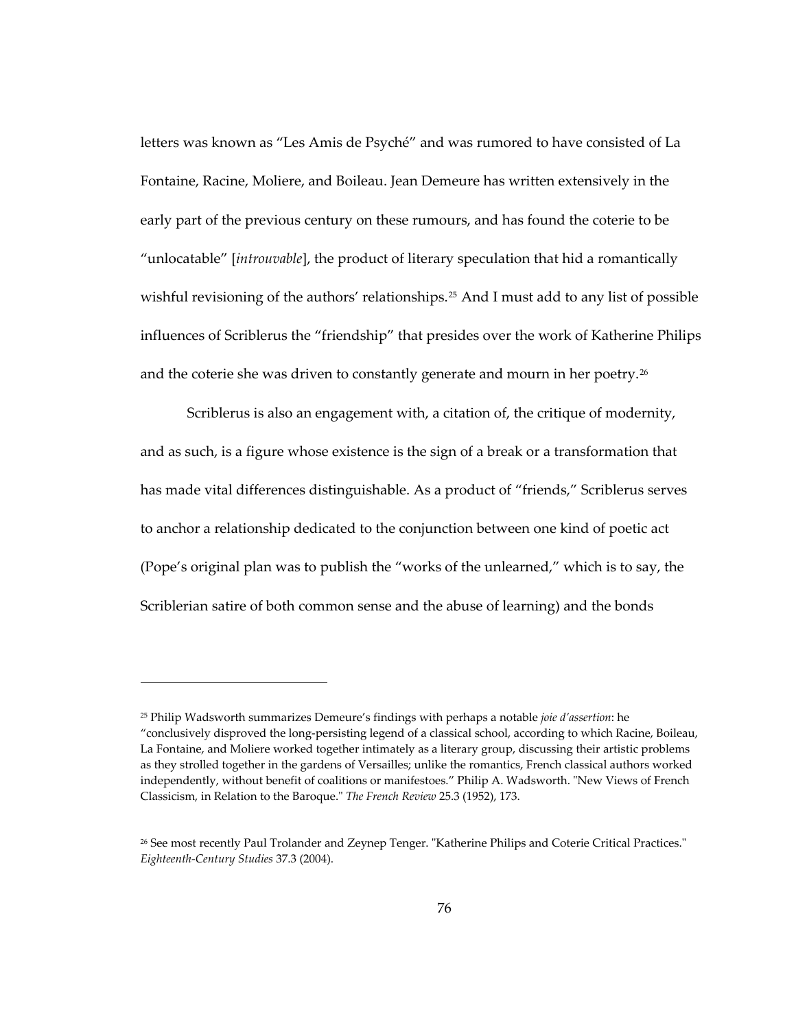letters was known as "Les Amis de Psyché" and was rumored to have consisted of La Fontaine, Racine, Moliere, and Boileau. Jean Demeure has written extensively in the early part of the previous century on these rumours, and has found the coterie to be "unlocatable" [*introuvable*], the product of literary speculation that hid a romantically wishful revisioning of the authors' relationships.[25] And I must add to any list of possible influences of Scriblerus the "friendship" that presides over the work of Katherine Philips and the coterie she was driven to constantly generate and mourn in her poetry.[26]

Scriblerus is also an engagement with, a citation of, the critique of modernity, and as such, is a figure whose existence is the sign of a break or a transformation that has made vital differences distinguishable. As a product of "friends," Scriblerus serves to anchor a relationship dedicated to the conjunction between one kind of poetic act (Pope's original plan was to publish the "works of the unlearned," which is to say, the Scriblerian satire of both common sense and the abuse of learning) and the bonds

---

[25] Philip Wadsworth summarizes Demeure's findings with perhaps a notable *joie d'assertion*: he "conclusively disproved the long-persisting legend of a classical school, according to which Racine, Boileau, La Fontaine, and Moliere worked together intimately as a literary group, discussing their artistic problems as they strolled together in the gardens of Versailles; unlike the romantics, French classical authors worked independently, without benefit of coalitions or manifestoes." Philip A. Wadsworth. "New Views of French Classicism, in Relation to the Baroque." *The French Review* 25.3 (1952), 173.

[26] See most recently Paul Trolander and Zeynep Tenger. "Katherine Philips and Coterie Critical Practices." *Eighteenth-Century Studies* 37.3 (2004).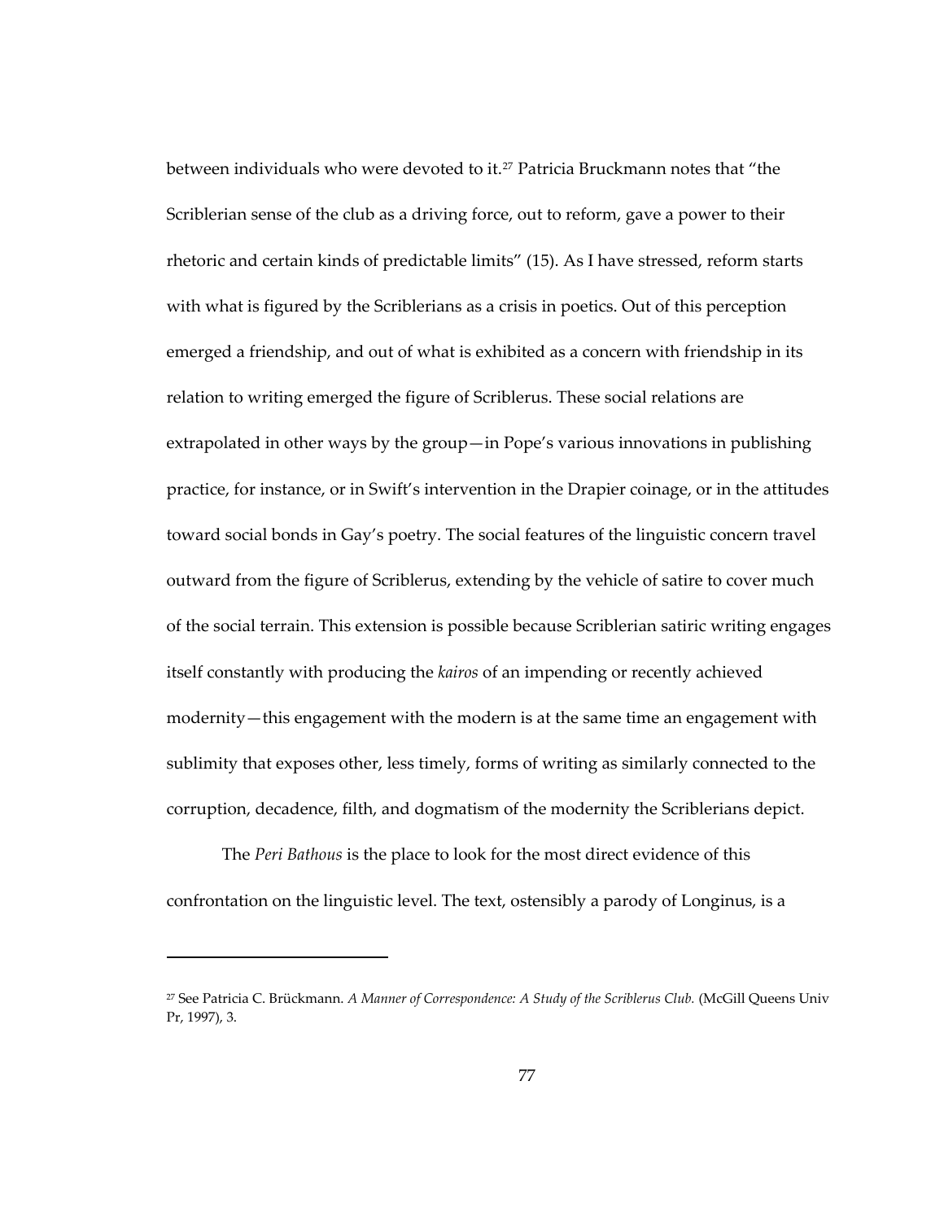between individuals who were devoted to it.[27] Patricia Bruckmann notes that "the Scriblerian sense of the club as a driving force, out to reform, gave a power to their rhetoric and certain kinds of predictable limits" (15). As I have stressed, reform starts with what is figured by the Scriblerians as a crisis in poetics. Out of this perception emerged a friendship, and out of what is exhibited as a concern with friendship in its relation to writing emerged the figure of Scriblerus. These social relations are extrapolated in other ways by the group—in Pope's various innovations in publishing practice, for instance, or in Swift's intervention in the Drapier coinage, or in the attitudes toward social bonds in Gay's poetry. The social features of the linguistic concern travel outward from the figure of Scriblerus, extending by the vehicle of satire to cover much of the social terrain. This extension is possible because Scriblerian satiric writing engages itself constantly with producing the *kairos* of an impending or recently achieved modernity—this engagement with the modern is at the same time an engagement with sublimity that exposes other, less timely, forms of writing as similarly connected to the corruption, decadence, filth, and dogmatism of the modernity the Scriblerians depict.

The *Peri Bathous* is the place to look for the most direct evidence of this confrontation on the linguistic level. The text, ostensibly a parody of Longinus, is a

---

[27] See Patricia C. Brückmann. *A Manner of Correspondence: A Study of the Scriblerus Club.* (McGill Queens Univ Pr, 1997), 3.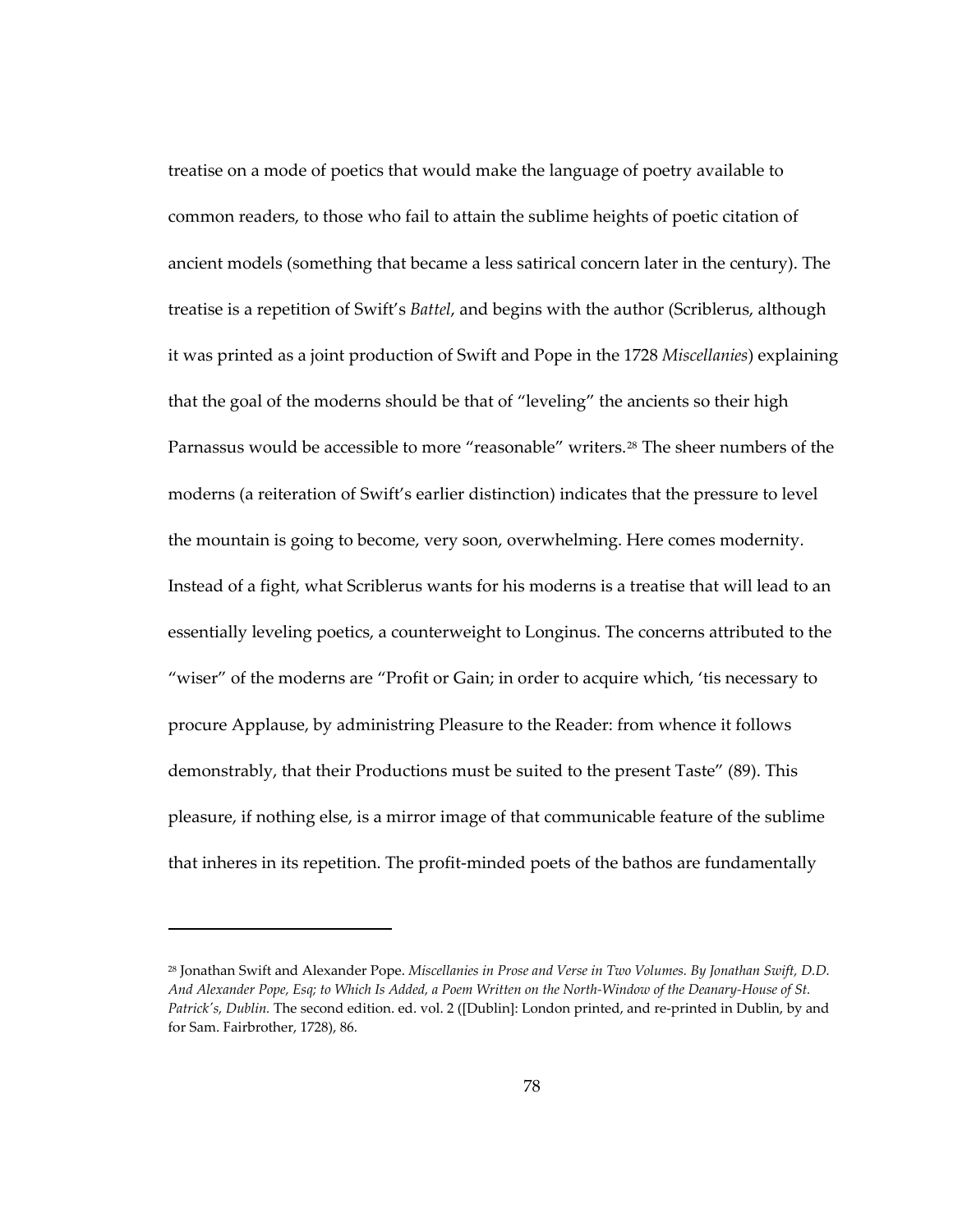treatise on a mode of poetics that would make the language of poetry available to common readers, to those who fail to attain the sublime heights of poetic citation of ancient models (something that became a less satirical concern later in the century). The treatise is a repetition of Swift's *Battel*, and begins with the author (Scriblerus, although it was printed as a joint production of Swift and Pope in the 1728 *Miscellanies*) explaining that the goal of the moderns should be that of "leveling" the ancients so their high Parnassus would be accessible to more "reasonable" writers.[28] The sheer numbers of the moderns (a reiteration of Swift's earlier distinction) indicates that the pressure to level the mountain is going to become, very soon, overwhelming. Here comes modernity. Instead of a fight, what Scriblerus wants for his moderns is a treatise that will lead to an essentially leveling poetics, a counterweight to Longinus. The concerns attributed to the "wiser" of the moderns are "Profit or Gain; in order to acquire which, 'tis necessary to procure Applause, by administring Pleasure to the Reader: from whence it follows demonstrably, that their Productions must be suited to the present Taste" (89). This pleasure, if nothing else, is a mirror image of that communicable feature of the sublime that inheres in its repetition. The profit-minded poets of the bathos are fundamentally

---

[28] Jonathan Swift and Alexander Pope. *Miscellanies in Prose and Verse in Two Volumes. By Jonathan Swift, D.D. And Alexander Pope, Esq; to Which Is Added, a Poem Written on the North-Window of the Deanary-House of St. Patrick's, Dublin.* The second edition. ed. vol. 2 ([Dublin]: London printed, and re-printed in Dublin, by and for Sam. Fairbrother, 1728), 86.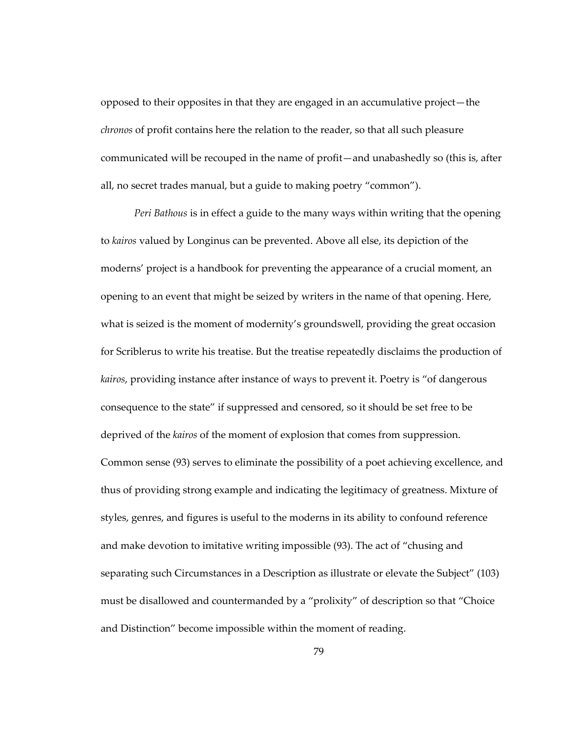opposed to their opposites in that they are engaged in an accumulative project—the *chronos* of profit contains here the relation to the reader, so that all such pleasure communicated will be recouped in the name of profit—and unabashedly so (this is, after all, no secret trades manual, but a guide to making poetry "common").

*Peri Bathous* is in effect a guide to the many ways within writing that the opening to *kairos* valued by Longinus can be prevented. Above all else, its depiction of the moderns' project is a handbook for preventing the appearance of a crucial moment, an opening to an event that might be seized by writers in the name of that opening. Here, what is seized is the moment of modernity's groundswell, providing the great occasion for Scriblerus to write his treatise. But the treatise repeatedly disclaims the production of *kairos*, providing instance after instance of ways to prevent it. Poetry is "of dangerous consequence to the state" if suppressed and censored, so it should be set free to be deprived of the *kairos* of the moment of explosion that comes from suppression. Common sense (93) serves to eliminate the possibility of a poet achieving excellence, and thus of providing strong example and indicating the legitimacy of greatness. Mixture of styles, genres, and figures is useful to the moderns in its ability to confound reference and make devotion to imitative writing impossible (93). The act of "chusing and separating such Circumstances in a Description as illustrate or elevate the Subject" (103) must be disallowed and countermanded by a "prolixity" of description so that "Choice and Distinction" become impossible within the moment of reading.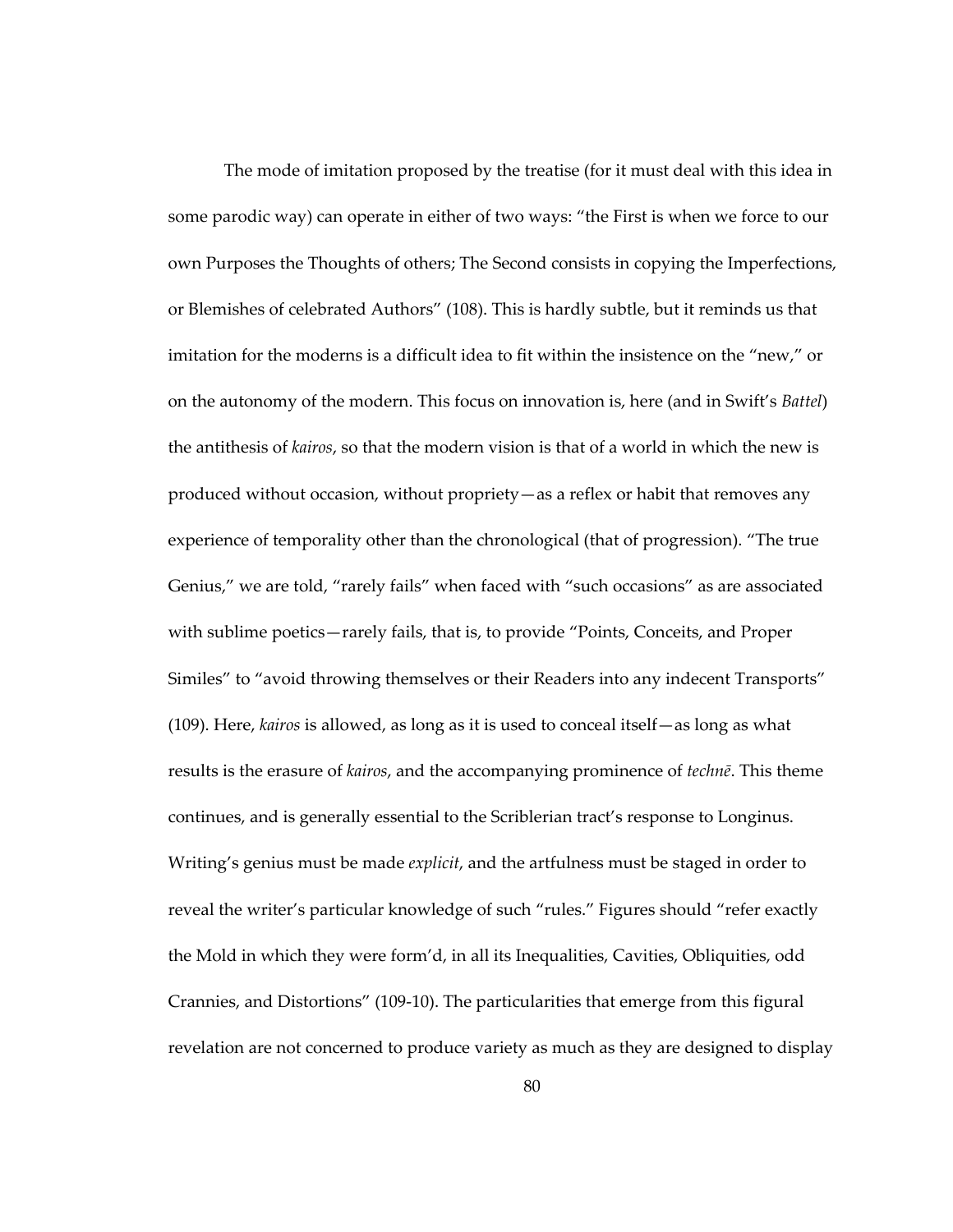The mode of imitation proposed by the treatise (for it must deal with this idea in some parodic way) can operate in either of two ways: "the First is when we force to our own Purposes the Thoughts of others; The Second consists in copying the Imperfections, or Blemishes of celebrated Authors" (108). This is hardly subtle, but it reminds us that imitation for the moderns is a difficult idea to fit within the insistence on the "new," or on the autonomy of the modern. This focus on innovation is, here (and in Swift's *Battel*) the antithesis of *kairos*, so that the modern vision is that of a world in which the new is produced without occasion, without propriety—as a reflex or habit that removes any experience of temporality other than the chronological (that of progression). "The true Genius," we are told, "rarely fails" when faced with "such occasions" as are associated with sublime poetics—rarely fails, that is, to provide "Points, Conceits, and Proper Similes" to "avoid throwing themselves or their Readers into any indecent Transports" (109). Here, *kairos* is allowed, as long as it is used to conceal itself—as long as what results is the erasure of *kairos*, and the accompanying prominence of *technē*. This theme continues, and is generally essential to the Scriblerian tract's response to Longinus. Writing's genius must be made *explicit*, and the artfulness must be staged in order to reveal the writer's particular knowledge of such "rules." Figures should "refer exactly the Mold in which they were form'd, in all its Inequalities, Cavities, Obliquities, odd Crannies, and Distortions" (109-10). The particularities that emerge from this figural revelation are not concerned to produce variety as much as they are designed to display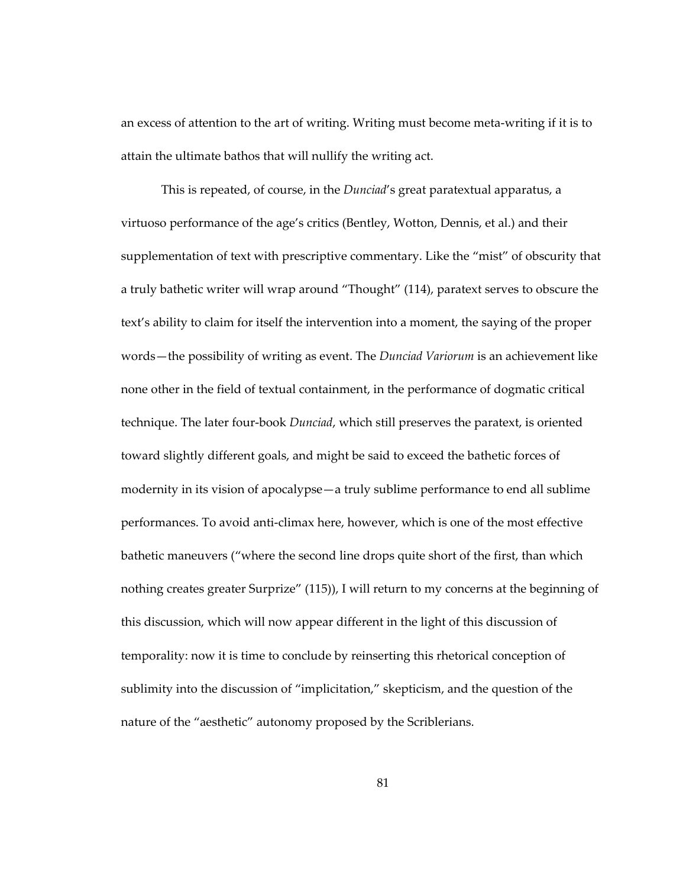an excess of attention to the art of writing. Writing must become meta-writing if it is to attain the ultimate bathos that will nullify the writing act.

This is repeated, of course, in the *Dunciad*'s great paratextual apparatus, a virtuoso performance of the age's critics (Bentley, Wotton, Dennis, et al.) and their supplementation of text with prescriptive commentary. Like the "mist" of obscurity that a truly bathetic writer will wrap around "Thought" (114), paratext serves to obscure the text's ability to claim for itself the intervention into a moment, the saying of the proper words—the possibility of writing as event. The *Dunciad Variorum* is an achievement like none other in the field of textual containment, in the performance of dogmatic critical technique. The later four-book *Dunciad*, which still preserves the paratext, is oriented toward slightly different goals, and might be said to exceed the bathetic forces of modernity in its vision of apocalypse—a truly sublime performance to end all sublime performances. To avoid anti-climax here, however, which is one of the most effective bathetic maneuvers ("where the second line drops quite short of the first, than which nothing creates greater Surprize" (115)), I will return to my concerns at the beginning of this discussion, which will now appear different in the light of this discussion of temporality: now it is time to conclude by reinserting this rhetorical conception of sublimity into the discussion of "implicitation," skepticism, and the question of the nature of the "aesthetic" autonomy proposed by the Scriblerians.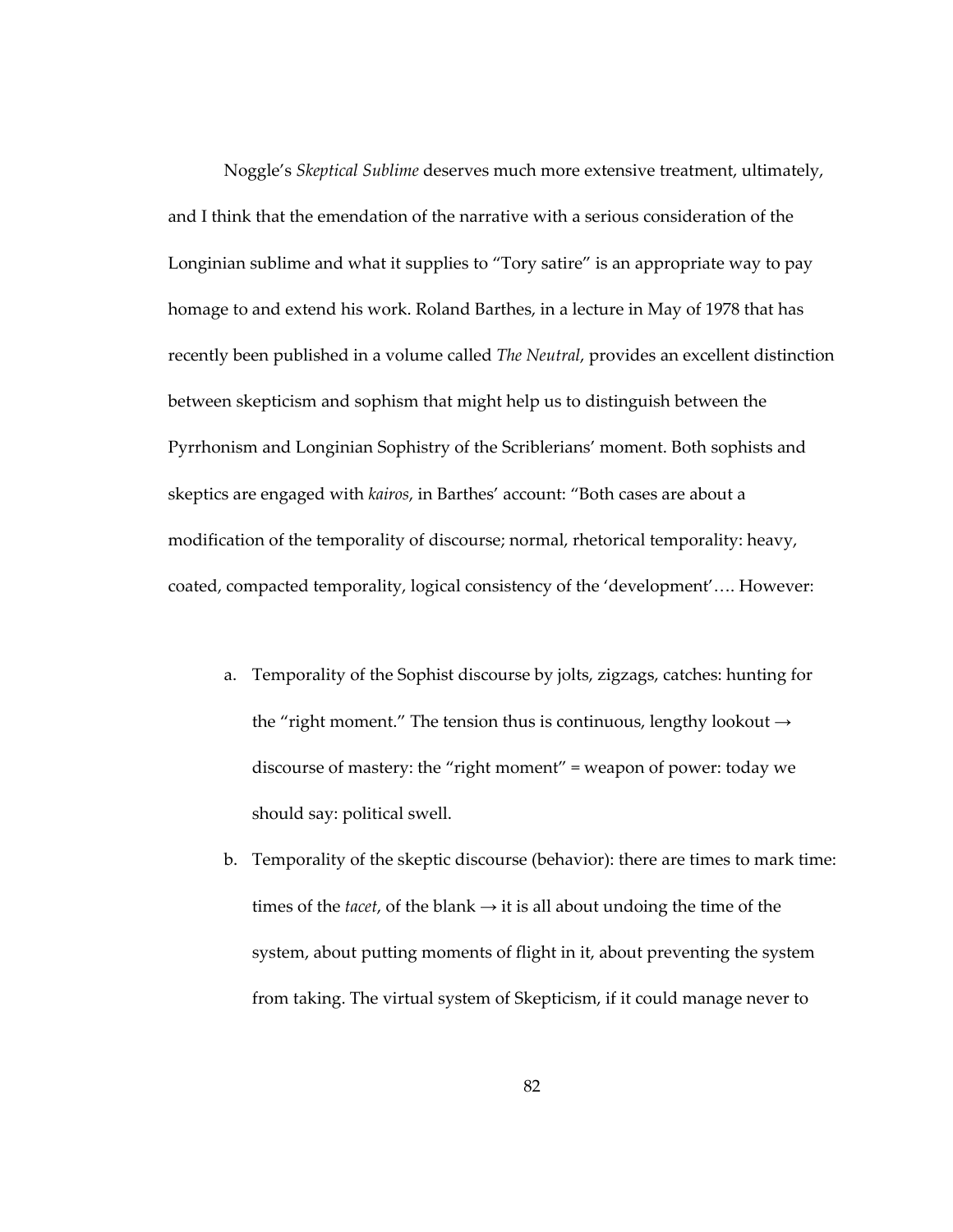Noggle's *Skeptical Sublime* deserves much more extensive treatment, ultimately, and I think that the emendation of the narrative with a serious consideration of the Longinian sublime and what it supplies to "Tory satire" is an appropriate way to pay homage to and extend his work. Roland Barthes, in a lecture in May of 1978 that has recently been published in a volume called *The Neutral*, provides an excellent distinction between skepticism and sophism that might help us to distinguish between the Pyrrhonism and Longinian Sophistry of the Scriblerians' moment. Both sophists and skeptics are engaged with *kairos*, in Barthes' account: "Both cases are about a modification of the temporality of discourse; normal, rhetorical temporality: heavy, coated, compacted temporality, logical consistency of the 'development'…. However:

a. Temporality of the Sophist discourse by jolts, zigzags, catches: hunting for the "right moment." The tension thus is continuous, lengthy lookout → discourse of mastery: the "right moment" = weapon of power: today we should say: political swell.
b. Temporality of the skeptic discourse (behavior): there are times to mark time: times of the *tacet*, of the blank → it is all about undoing the time of the system, about putting moments of flight in it, about preventing the system from taking. The virtual system of Skepticism, if it could manage never to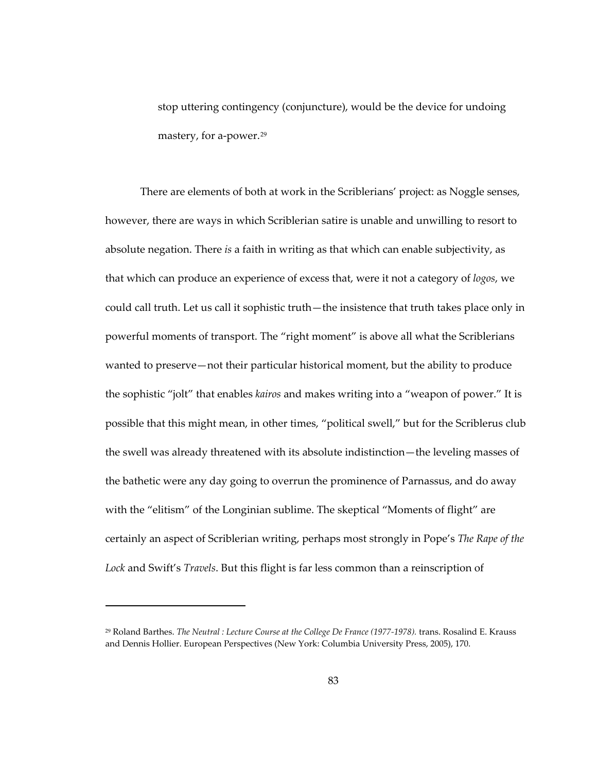stop uttering contingency (conjuncture), would be the device for undoing mastery, for a-power.[29]

There are elements of both at work in the Scriblerians' project: as Noggle senses, however, there are ways in which Scriblerian satire is unable and unwilling to resort to absolute negation. There *is* a faith in writing as that which can enable subjectivity, as that which can produce an experience of excess that, were it not a category of *logos*, we could call truth. Let us call it sophistic truth—the insistence that truth takes place only in powerful moments of transport. The "right moment" is above all what the Scriblerians wanted to preserve—not their particular historical moment, but the ability to produce the sophistic "jolt" that enables *kairos* and makes writing into a "weapon of power." It is possible that this might mean, in other times, "political swell," but for the Scriblerus club the swell was already threatened with its absolute indistinction—the leveling masses of the bathetic were any day going to overrun the prominence of Parnassus, and do away with the "elitism" of the Longinian sublime. The skeptical "Moments of flight" are certainly an aspect of Scriblerian writing, perhaps most strongly in Pope's *The Rape of the Lock* and Swift's *Travels*. But this flight is far less common than a reinscription of

---

[29] Roland Barthes. *The Neutral : Lecture Course at the College De France (1977-1978).* trans. Rosalind E. Krauss and Dennis Hollier. European Perspectives (New York: Columbia University Press, 2005), 170.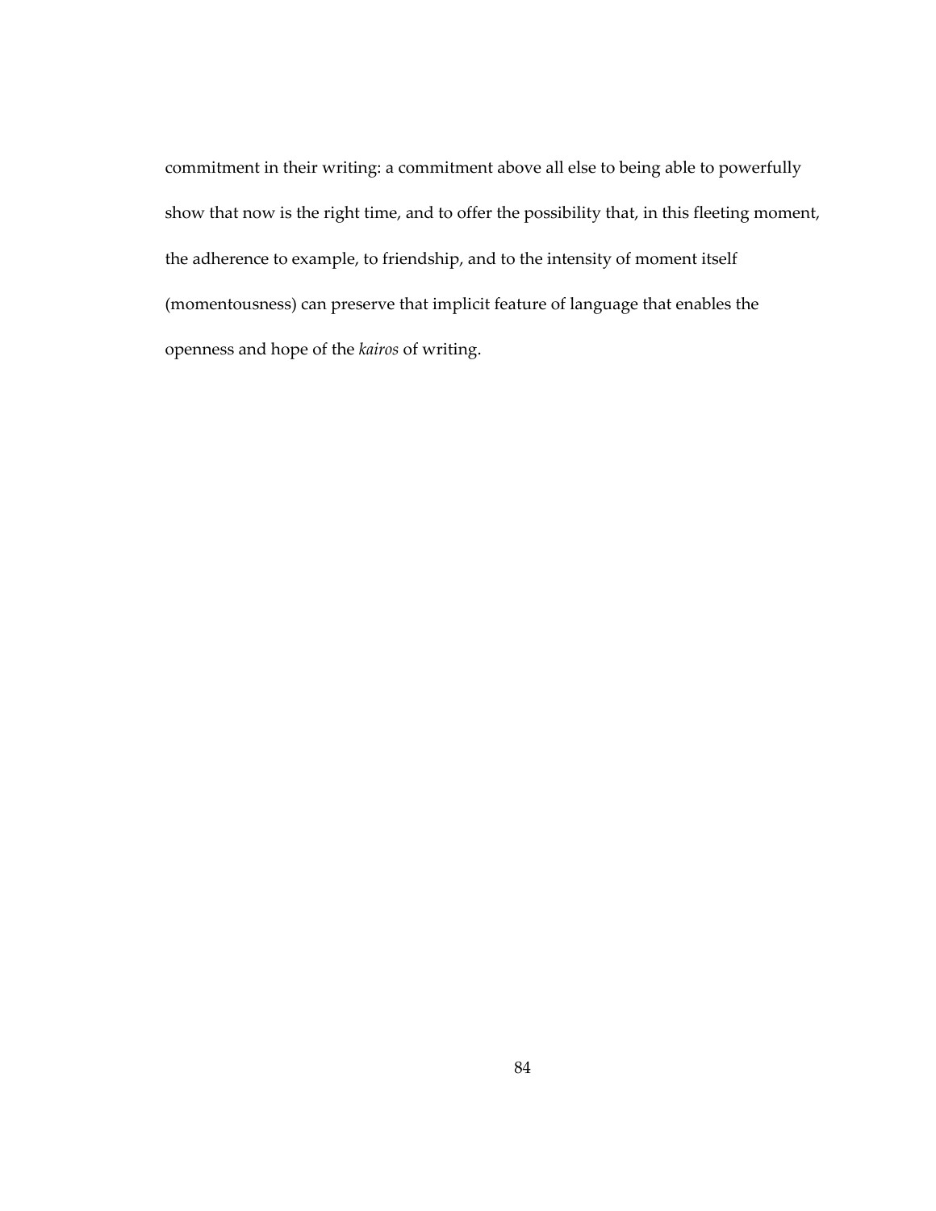commitment in their writing: a commitment above all else to being able to powerfully show that now is the right time, and to offer the possibility that, in this fleeting moment, the adherence to example, to friendship, and to the intensity of moment itself (momentousness) can preserve that implicit feature of language that enables the openness and hope of the *kairos* of writing.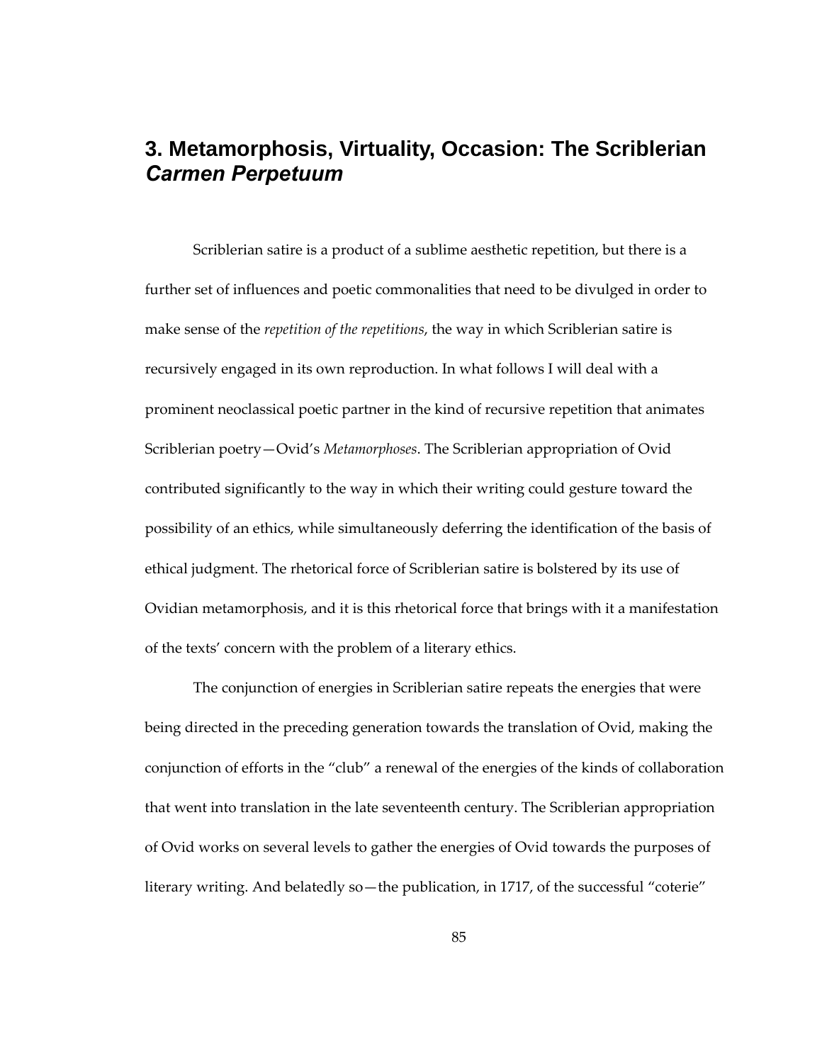## 3. Metamorphosis, Virtuality, Occasion: The Scriblerian *Carmen Perpetuum*

Scriblerian satire is a product of a sublime aesthetic repetition, but there is a further set of influences and poetic commonalities that need to be divulged in order to make sense of the *repetition of the repetitions*, the way in which Scriblerian satire is recursively engaged in its own reproduction. In what follows I will deal with a prominent neoclassical poetic partner in the kind of recursive repetition that animates Scriblerian poetry—Ovid's *Metamorphoses*. The Scriblerian appropriation of Ovid contributed significantly to the way in which their writing could gesture toward the possibility of an ethics, while simultaneously deferring the identification of the basis of ethical judgment. The rhetorical force of Scriblerian satire is bolstered by its use of Ovidian metamorphosis, and it is this rhetorical force that brings with it a manifestation of the texts' concern with the problem of a literary ethics.

The conjunction of energies in Scriblerian satire repeats the energies that were being directed in the preceding generation towards the translation of Ovid, making the conjunction of efforts in the "club" a renewal of the energies of the kinds of collaboration that went into translation in the late seventeenth century. The Scriblerian appropriation of Ovid works on several levels to gather the energies of Ovid towards the purposes of literary writing. And belatedly so—the publication, in 1717, of the successful "coterie"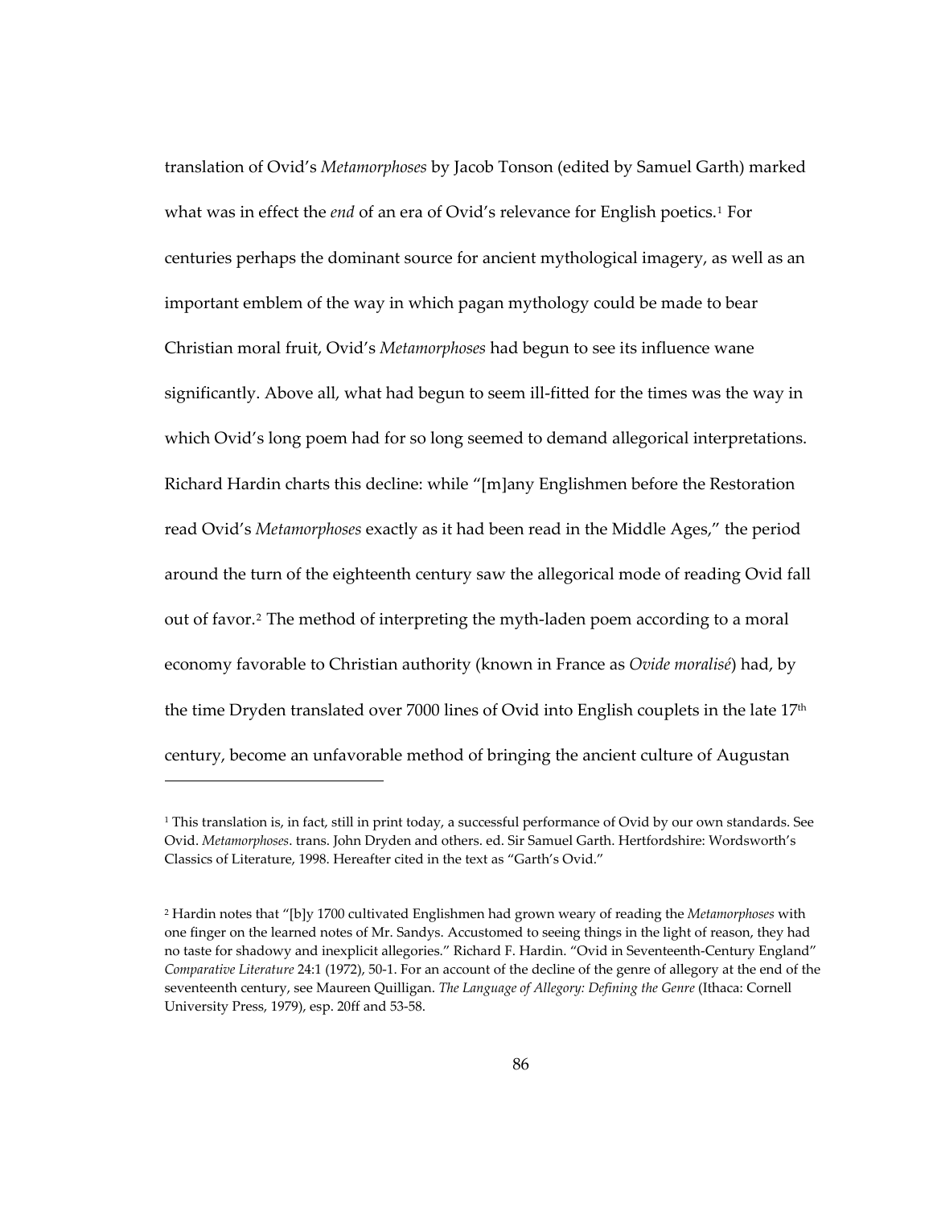translation of Ovid's *Metamorphoses* by Jacob Tonson (edited by Samuel Garth) marked what was in effect the *end* of an era of Ovid's relevance for English poetics.[1] For centuries perhaps the dominant source for ancient mythological imagery, as well as an important emblem of the way in which pagan mythology could be made to bear Christian moral fruit, Ovid's *Metamorphoses* had begun to see its influence wane significantly. Above all, what had begun to seem ill-fitted for the times was the way in which Ovid's long poem had for so long seemed to demand allegorical interpretations. Richard Hardin charts this decline: while "[m]any Englishmen before the Restoration read Ovid's *Metamorphoses* exactly as it had been read in the Middle Ages," the period around the turn of the eighteenth century saw the allegorical mode of reading Ovid fall out of favor.[2] The method of interpreting the myth-laden poem according to a moral economy favorable to Christian authority (known in France as *Ovide moralisé*) had, by the time Dryden translated over 7000 lines of Ovid into English couplets in the late 17th century, become an unfavorable method of bringing the ancient culture of Augustan

---

[1] This translation is, in fact, still in print today, a successful performance of Ovid by our own standards. See Ovid. *Metamorphoses*. trans. John Dryden and others. ed. Sir Samuel Garth. Hertfordshire: Wordsworth's Classics of Literature, 1998. Hereafter cited in the text as "Garth's Ovid."

[2] Hardin notes that "[b]y 1700 cultivated Englishmen had grown weary of reading the *Metamorphoses* with one finger on the learned notes of Mr. Sandys. Accustomed to seeing things in the light of reason, they had no taste for shadowy and inexplicit allegories." Richard F. Hardin. "Ovid in Seventeenth-Century England" *Comparative Literature* 24:1 (1972), 50-1. For an account of the decline of the genre of allegory at the end of the seventeenth century, see Maureen Quilligan. *The Language of Allegory: Defining the Genre* (Ithaca: Cornell University Press, 1979), esp. 20ff and 53-58.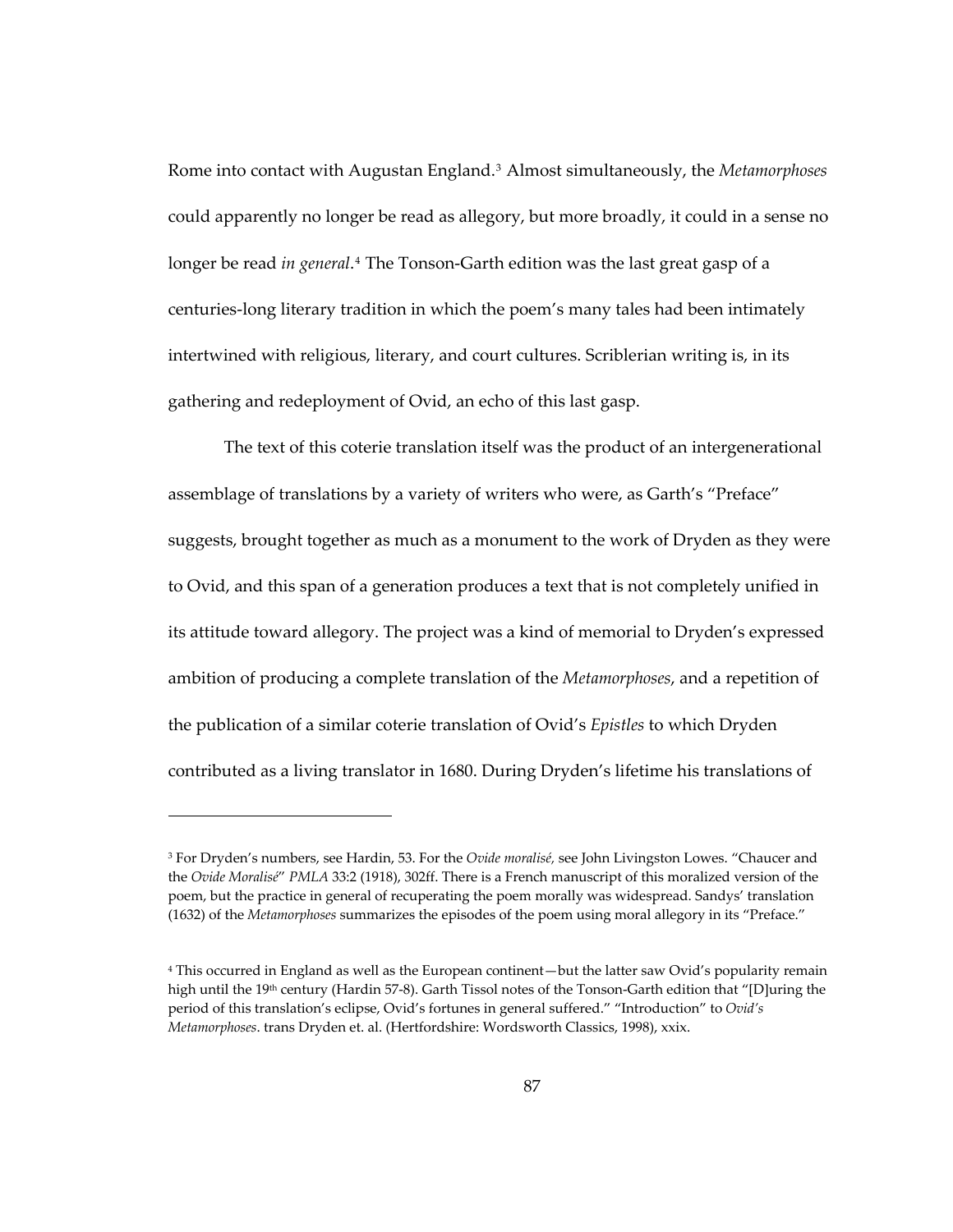Rome into contact with Augustan England.[3] Almost simultaneously, the *Metamorphoses* could apparently no longer be read as allegory, but more broadly, it could in a sense no longer be read *in general*.[4] The Tonson-Garth edition was the last great gasp of a centuries-long literary tradition in which the poem's many tales had been intimately intertwined with religious, literary, and court cultures. Scriblerian writing is, in its gathering and redeployment of Ovid, an echo of this last gasp.

The text of this coterie translation itself was the product of an intergenerational assemblage of translations by a variety of writers who were, as Garth's "Preface" suggests, brought together as much as a monument to the work of Dryden as they were to Ovid, and this span of a generation produces a text that is not completely unified in its attitude toward allegory. The project was a kind of memorial to Dryden's expressed ambition of producing a complete translation of the *Metamorphoses*, and a repetition of the publication of a similar coterie translation of Ovid's *Epistles* to which Dryden contributed as a living translator in 1680. During Dryden's lifetime his translations of

---

[3] For Dryden's numbers, see Hardin, 53. For the *Ovide moralisé,* see John Livingston Lowes. "Chaucer and the *Ovide Moralisé*" *PMLA* 33:2 (1918), 302ff. There is a French manuscript of this moralized version of the poem, but the practice in general of recuperating the poem morally was widespread. Sandys' translation (1632) of the *Metamorphoses* summarizes the episodes of the poem using moral allegory in its "Preface."

[4] This occurred in England as well as the European continent—but the latter saw Ovid's popularity remain high until the 19th century (Hardin 57-8). Garth Tissol notes of the Tonson-Garth edition that "[D]uring the period of this translation's eclipse, Ovid's fortunes in general suffered." "Introduction" to *Ovid's Metamorphoses*. trans Dryden et. al. (Hertfordshire: Wordsworth Classics, 1998), xxix.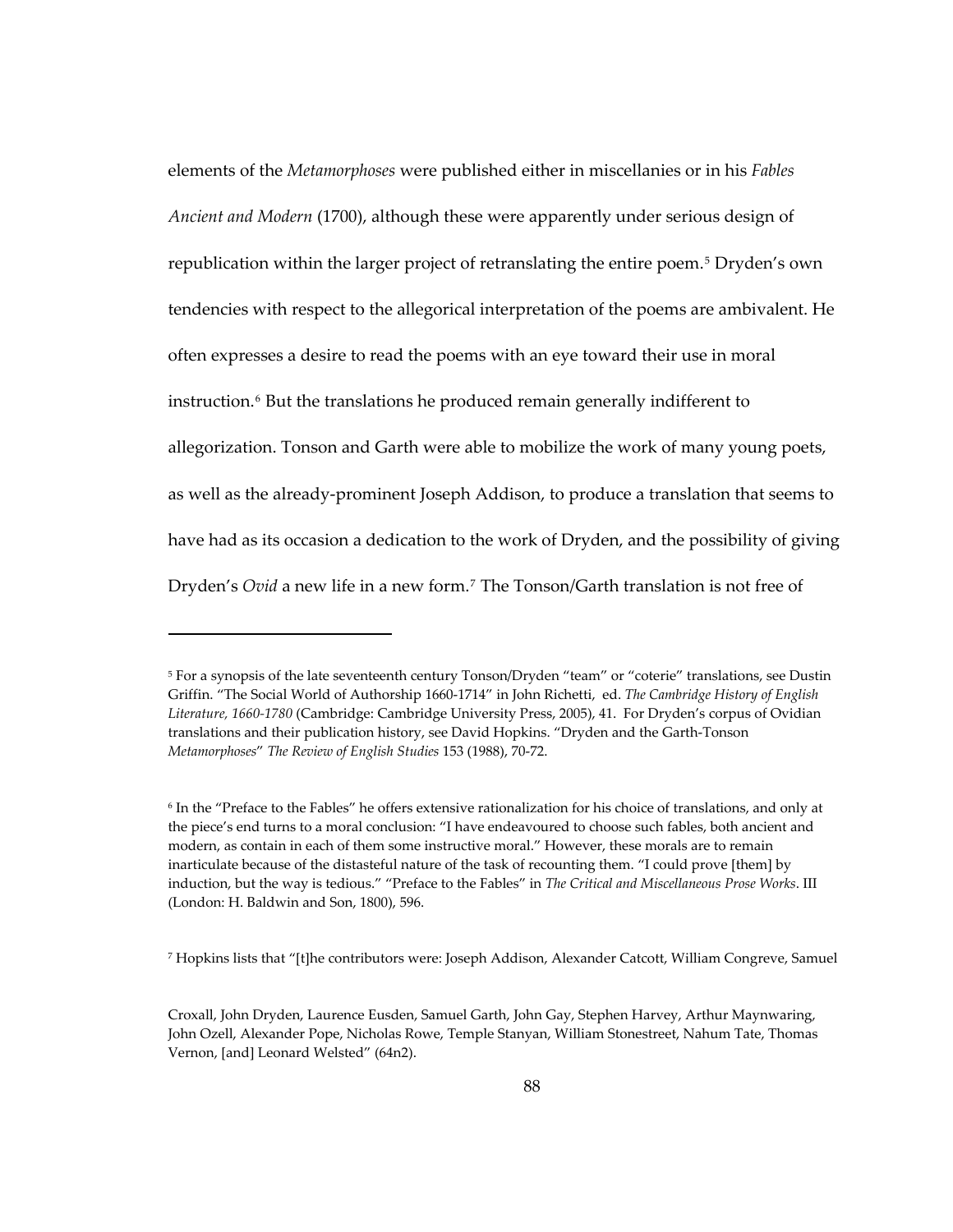elements of the *Metamorphoses* were published either in miscellanies or in his *Fables Ancient and Modern* (1700), although these were apparently under serious design of republication within the larger project of retranslating the entire poem.[5] Dryden's own tendencies with respect to the allegorical interpretation of the poems are ambivalent. He often expresses a desire to read the poems with an eye toward their use in moral instruction.[6] But the translations he produced remain generally indifferent to allegorization. Tonson and Garth were able to mobilize the work of many young poets, as well as the already-prominent Joseph Addison, to produce a translation that seems to have had as its occasion a dedication to the work of Dryden, and the possibility of giving Dryden's *Ovid* a new life in a new form.[7] The Tonson/Garth translation is not free of

---

[5] For a synopsis of the late seventeenth century Tonson/Dryden "team" or "coterie" translations, see Dustin Griffin. "The Social World of Authorship 1660-1714" in John Richetti, ed. *The Cambridge History of English Literature, 1660-1780* (Cambridge: Cambridge University Press, 2005), 41. For Dryden's corpus of Ovidian translations and their publication history, see David Hopkins. "Dryden and the Garth-Tonson *Metamorphoses*" *The Review of English Studies* 153 (1988), 70-72.

[6] In the "Preface to the Fables" he offers extensive rationalization for his choice of translations, and only at the piece's end turns to a moral conclusion: "I have endeavoured to choose such fables, both ancient and modern, as contain in each of them some instructive moral." However, these morals are to remain inarticulate because of the distasteful nature of the task of recounting them. "I could prove [them] by induction, but the way is tedious." "Preface to the Fables" in *The Critical and Miscellaneous Prose Works*. III (London: H. Baldwin and Son, 1800), 596.

[7] Hopkins lists that "[t]he contributors were: Joseph Addison, Alexander Catcott, William Congreve, Samuel Croxall, John Dryden, Laurence Eusden, Samuel Garth, John Gay, Stephen Harvey, Arthur Maynwaring, John Ozell, Alexander Pope, Nicholas Rowe, Temple Stanyan, William Stonestreet, Nahum Tate, Thomas Vernon, [and] Leonard Welsted" (64n2).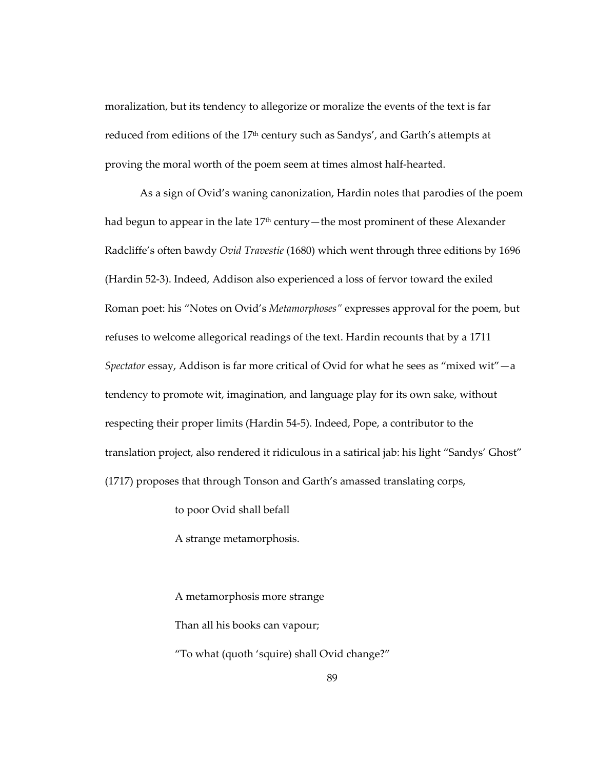moralization, but its tendency to allegorize or moralize the events of the text is far reduced from editions of the 17th century such as Sandys', and Garth's attempts at proving the moral worth of the poem seem at times almost half-hearted.

As a sign of Ovid's waning canonization, Hardin notes that parodies of the poem had begun to appear in the late 17th century—the most prominent of these Alexander Radcliffe's often bawdy *Ovid Travestie* (1680) which went through three editions by 1696 (Hardin 52-3). Indeed, Addison also experienced a loss of fervor toward the exiled Roman poet: his "Notes on Ovid's *Metamorphoses"* expresses approval for the poem, but refuses to welcome allegorical readings of the text. Hardin recounts that by a 1711 *Spectator* essay, Addison is far more critical of Ovid for what he sees as "mixed wit"—a tendency to promote wit, imagination, and language play for its own sake, without respecting their proper limits (Hardin 54-5). Indeed, Pope, a contributor to the translation project, also rendered it ridiculous in a satirical jab: his light "Sandys' Ghost" (1717) proposes that through Tonson and Garth's amassed translating corps,

> to poor Ovid shall befall
> A strange metamorphosis.
>
> A metamorphosis more strange
> Than all his books can vapour;
> "To what (quoth 'squire) shall Ovid change?"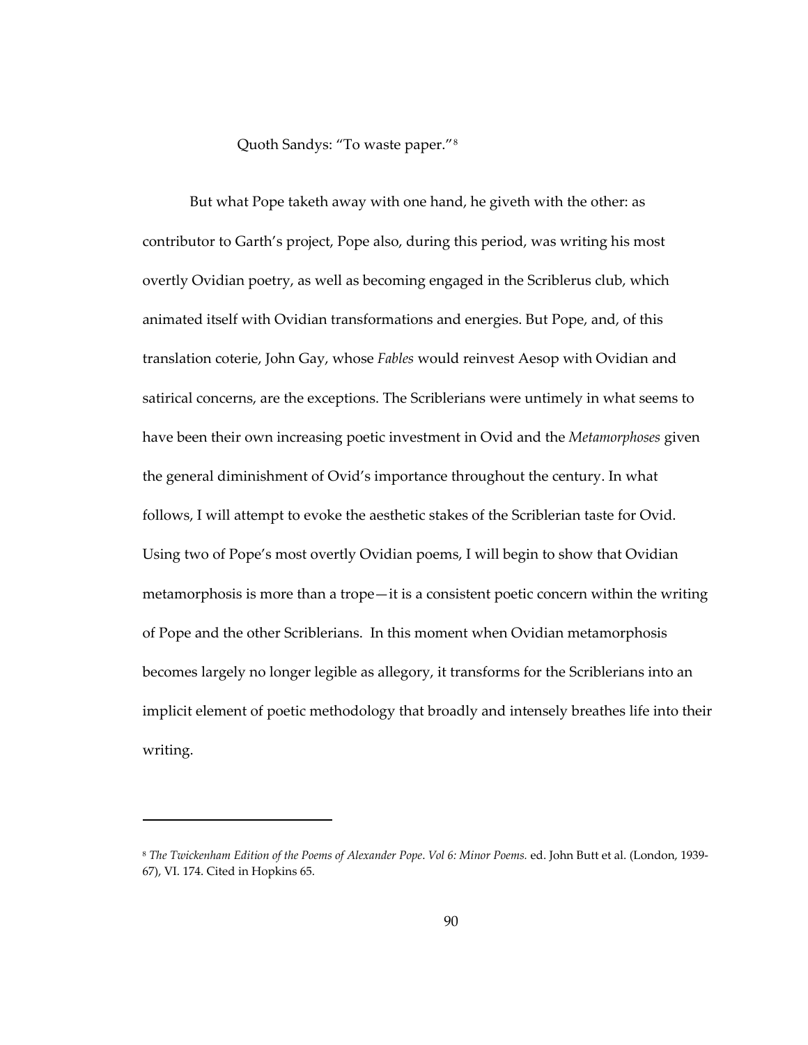Quoth Sandys: "To waste paper."[8]

But what Pope taketh away with one hand, he giveth with the other: as contributor to Garth's project, Pope also, during this period, was writing his most overtly Ovidian poetry, as well as becoming engaged in the Scriblerus club, which animated itself with Ovidian transformations and energies. But Pope, and, of this translation coterie, John Gay, whose *Fables* would reinvest Aesop with Ovidian and satirical concerns, are the exceptions. The Scriblerians were untimely in what seems to have been their own increasing poetic investment in Ovid and the *Metamorphoses* given the general diminishment of Ovid's importance throughout the century. In what follows, I will attempt to evoke the aesthetic stakes of the Scriblerian taste for Ovid. Using two of Pope's most overtly Ovidian poems, I will begin to show that Ovidian metamorphosis is more than a trope—it is a consistent poetic concern within the writing of Pope and the other Scriblerians. In this moment when Ovidian metamorphosis becomes largely no longer legible as allegory, it transforms for the Scriblerians into an implicit element of poetic methodology that broadly and intensely breathes life into their writing.

---

[8] *The Twickenham Edition of the Poems of Alexander Pope. Vol 6: Minor Poems.* ed. John Butt et al. (London, 1939-67), VI. 174. Cited in Hopkins 65.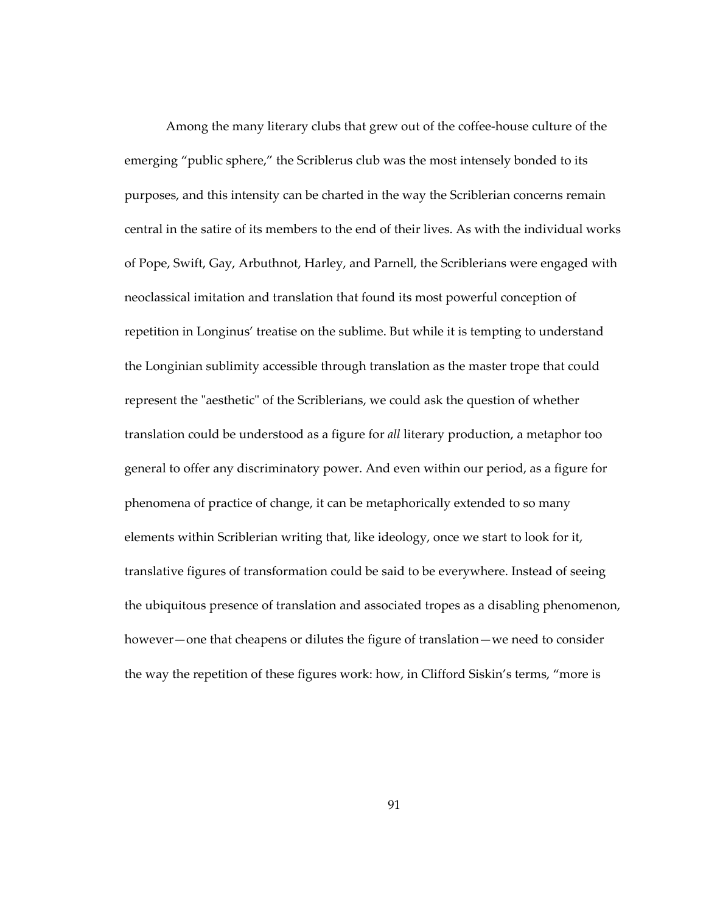Among the many literary clubs that grew out of the coffee-house culture of the emerging "public sphere," the Scriblerus club was the most intensely bonded to its purposes, and this intensity can be charted in the way the Scriblerian concerns remain central in the satire of its members to the end of their lives. As with the individual works of Pope, Swift, Gay, Arbuthnot, Harley, and Parnell, the Scriblerians were engaged with neoclassical imitation and translation that found its most powerful conception of repetition in Longinus' treatise on the sublime. But while it is tempting to understand the Longinian sublimity accessible through translation as the master trope that could represent the "aesthetic" of the Scriblerians, we could ask the question of whether translation could be understood as a figure for *all* literary production, a metaphor too general to offer any discriminatory power. And even within our period, as a figure for phenomena of practice of change, it can be metaphorically extended to so many elements within Scriblerian writing that, like ideology, once we start to look for it, translative figures of transformation could be said to be everywhere. Instead of seeing the ubiquitous presence of translation and associated tropes as a disabling phenomenon, however—one that cheapens or dilutes the figure of translation—we need to consider the way the repetition of these figures work: how, in Clifford Siskin's terms, "more is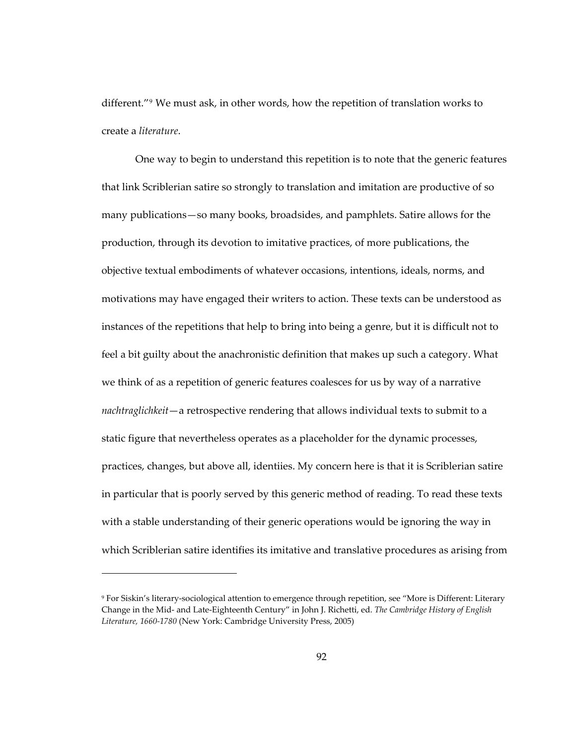different."[9] We must ask, in other words, how the repetition of translation works to create a *literature*.

One way to begin to understand this repetition is to note that the generic features that link Scriblerian satire so strongly to translation and imitation are productive of so many publications—so many books, broadsides, and pamphlets. Satire allows for the production, through its devotion to imitative practices, of more publications, the objective textual embodiments of whatever occasions, intentions, ideals, norms, and motivations may have engaged their writers to action. These texts can be understood as instances of the repetitions that help to bring into being a genre, but it is difficult not to feel a bit guilty about the anachronistic definition that makes up such a category. What we think of as a repetition of generic features coalesces for us by way of a narrative *nachtraglichkeit*—a retrospective rendering that allows individual texts to submit to a static figure that nevertheless operates as a placeholder for the dynamic processes, practices, changes, but above all, identiies. My concern here is that it is Scriblerian satire in particular that is poorly served by this generic method of reading. To read these texts with a stable understanding of their generic operations would be ignoring the way in which Scriblerian satire identifies its imitative and translative procedures as arising from

---

[9] For Siskin's literary-sociological attention to emergence through repetition, see "More is Different: Literary Change in the Mid- and Late-Eighteenth Century" in John J. Richetti, ed. *The Cambridge History of English Literature, 1660-1780* (New York: Cambridge University Press, 2005)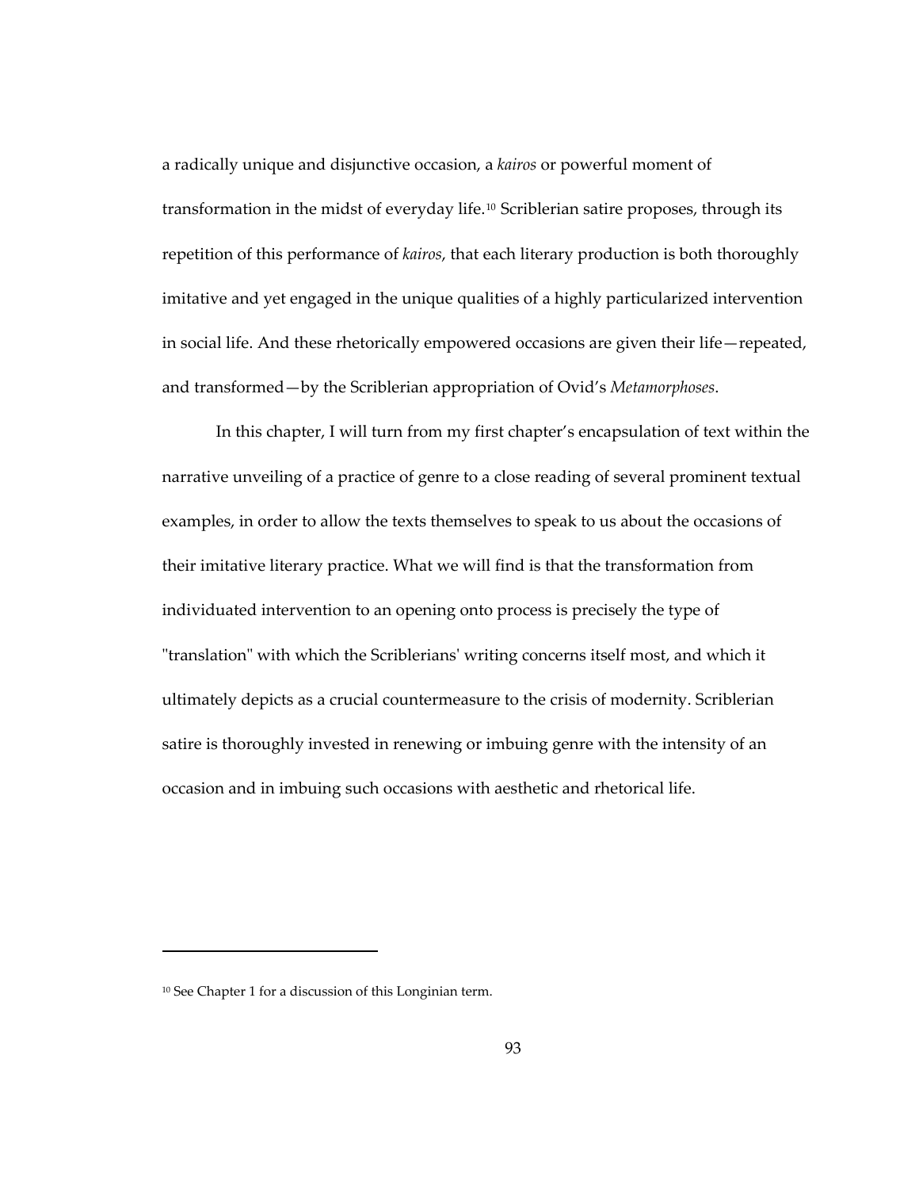a radically unique and disjunctive occasion, a *kairos* or powerful moment of transformation in the midst of everyday life.[10] Scriblerian satire proposes, through its repetition of this performance of *kairos*, that each literary production is both thoroughly imitative and yet engaged in the unique qualities of a highly particularized intervention in social life. And these rhetorically empowered occasions are given their life—repeated, and transformed—by the Scriblerian appropriation of Ovid's *Metamorphoses*.

In this chapter, I will turn from my first chapter's encapsulation of text within the narrative unveiling of a practice of genre to a close reading of several prominent textual examples, in order to allow the texts themselves to speak to us about the occasions of their imitative literary practice. What we will find is that the transformation from individuated intervention to an opening onto process is precisely the type of "translation" with which the Scriblerians' writing concerns itself most, and which it ultimately depicts as a crucial countermeasure to the crisis of modernity. Scriblerian satire is thoroughly invested in renewing or imbuing genre with the intensity of an occasion and in imbuing such occasions with aesthetic and rhetorical life.

---

[10] See Chapter 1 for a discussion of this Longinian term.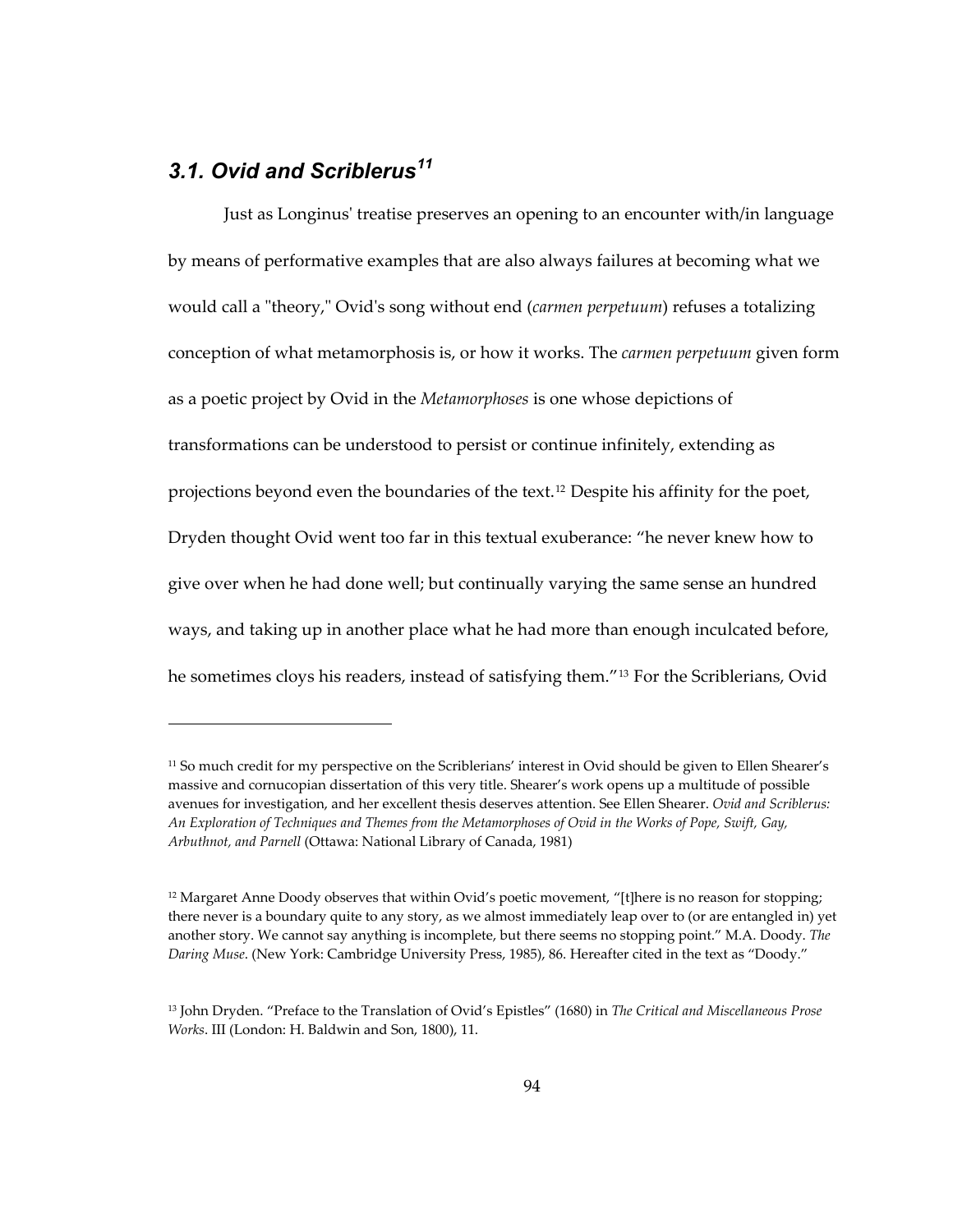### *3.1. Ovid and Scriblerus*[11]

Just as Longinus' treatise preserves an opening to an encounter with/in language by means of performative examples that are also always failures at becoming what we would call a "theory," Ovid's song without end (*carmen perpetuum*) refuses a totalizing conception of what metamorphosis is, or how it works. The *carmen perpetuum* given form as a poetic project by Ovid in the *Metamorphoses* is one whose depictions of transformations can be understood to persist or continue infinitely, extending as projections beyond even the boundaries of the text.[12] Despite his affinity for the poet, Dryden thought Ovid went too far in this textual exuberance: "he never knew how to give over when he had done well; but continually varying the same sense an hundred ways, and taking up in another place what he had more than enough inculcated before, he sometimes cloys his readers, instead of satisfying them."[13] For the Scriblerians, Ovid

---

[11] So much credit for my perspective on the Scriblerians' interest in Ovid should be given to Ellen Shearer's massive and cornucopian dissertation of this very title. Shearer's work opens up a multitude of possible avenues for investigation, and her excellent thesis deserves attention. See Ellen Shearer. *Ovid and Scriblerus: An Exploration of Techniques and Themes from the Metamorphoses of Ovid in the Works of Pope, Swift, Gay, Arbuthnot, and Parnell* (Ottawa: National Library of Canada, 1981)

[12] Margaret Anne Doody observes that within Ovid's poetic movement, "[t]here is no reason for stopping; there never is a boundary quite to any story, as we almost immediately leap over to (or are entangled in) yet another story. We cannot say anything is incomplete, but there seems no stopping point." M.A. Doody. *The Daring Muse*. (New York: Cambridge University Press, 1985), 86. Hereafter cited in the text as "Doody."

[13] John Dryden. "Preface to the Translation of Ovid's Epistles" (1680) in *The Critical and Miscellaneous Prose Works*. III (London: H. Baldwin and Son, 1800), 11.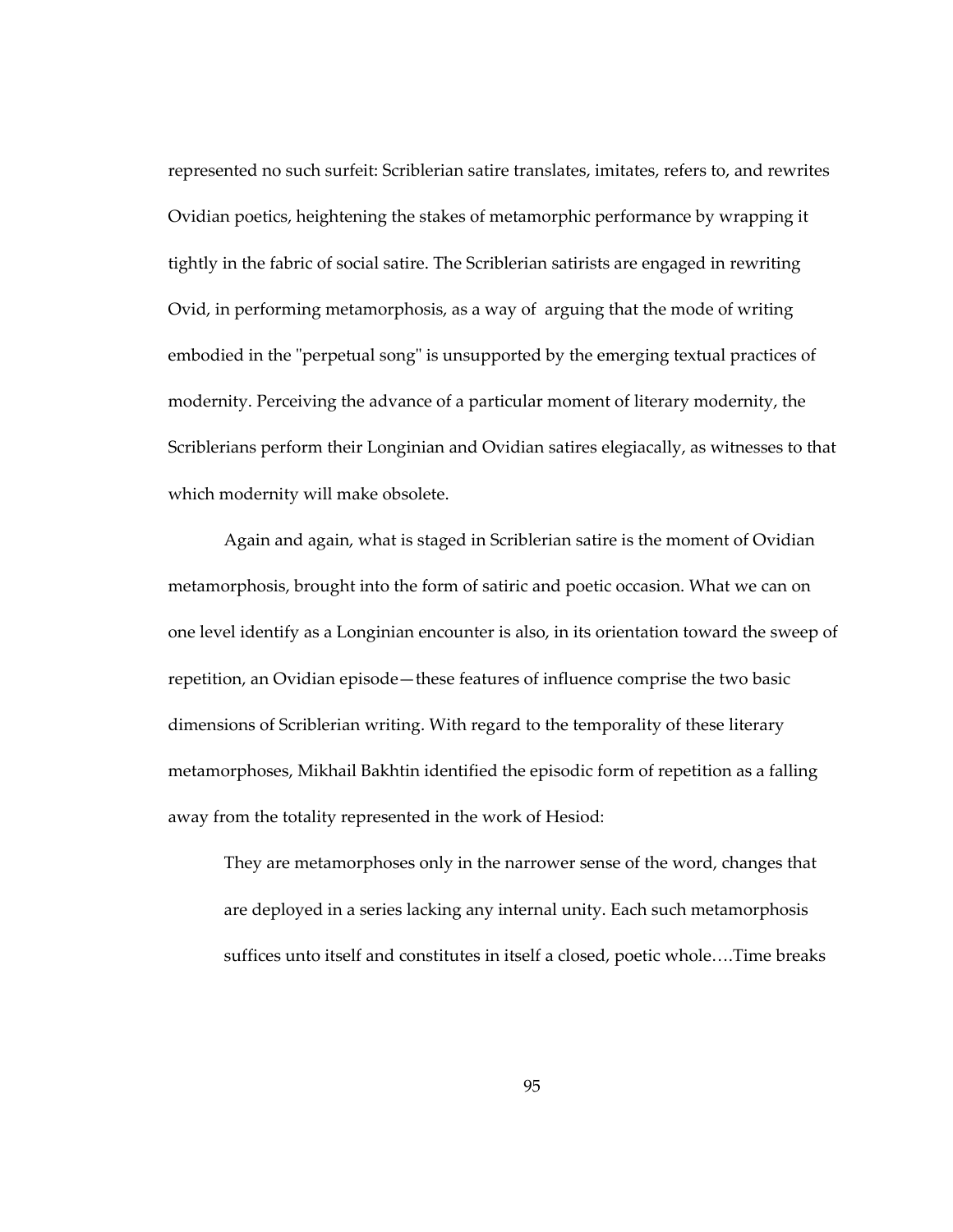represented no such surfeit: Scriblerian satire translates, imitates, refers to, and rewrites Ovidian poetics, heightening the stakes of metamorphic performance by wrapping it tightly in the fabric of social satire. The Scriblerian satirists are engaged in rewriting Ovid, in performing metamorphosis, as a way of arguing that the mode of writing embodied in the "perpetual song" is unsupported by the emerging textual practices of modernity. Perceiving the advance of a particular moment of literary modernity, the Scriblerians perform their Longinian and Ovidian satires elegiacally, as witnesses to that which modernity will make obsolete.

Again and again, what is staged in Scriblerian satire is the moment of Ovidian metamorphosis, brought into the form of satiric and poetic occasion. What we can on one level identify as a Longinian encounter is also, in its orientation toward the sweep of repetition, an Ovidian episode—these features of influence comprise the two basic dimensions of Scriblerian writing. With regard to the temporality of these literary metamorphoses, Mikhail Bakhtin identified the episodic form of repetition as a falling away from the totality represented in the work of Hesiod:

> They are metamorphoses only in the narrower sense of the word, changes that are deployed in a series lacking any internal unity. Each such metamorphosis suffices unto itself and constitutes in itself a closed, poetic whole….Time breaks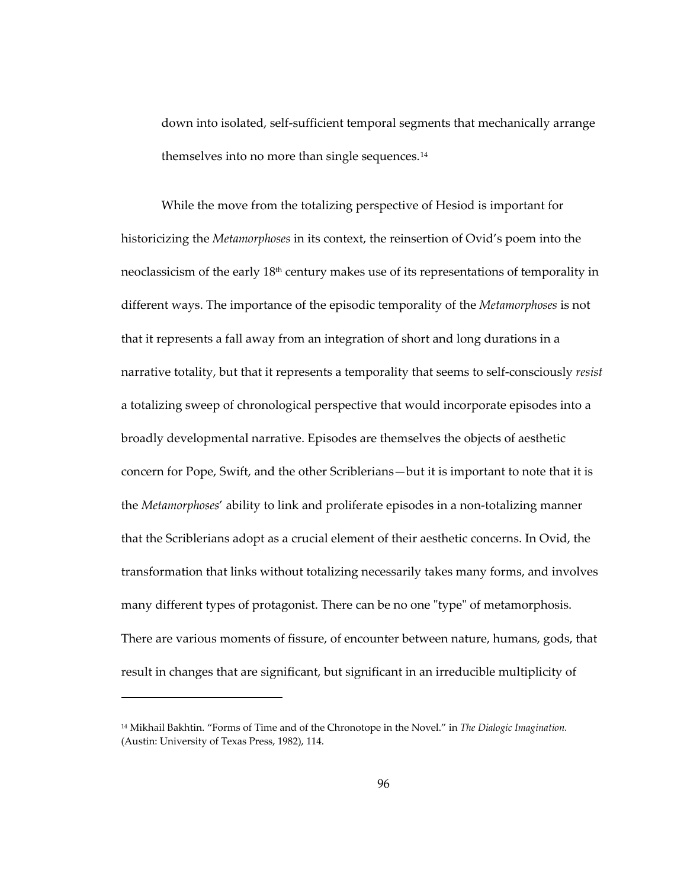down into isolated, self-sufficient temporal segments that mechanically arrange themselves into no more than single sequences.[14]

While the move from the totalizing perspective of Hesiod is important for historicizing the *Metamorphoses* in its context, the reinsertion of Ovid's poem into the neoclassicism of the early 18th century makes use of its representations of temporality in different ways. The importance of the episodic temporality of the *Metamorphoses* is not that it represents a fall away from an integration of short and long durations in a narrative totality, but that it represents a temporality that seems to self-consciously *resist* a totalizing sweep of chronological perspective that would incorporate episodes into a broadly developmental narrative. Episodes are themselves the objects of aesthetic concern for Pope, Swift, and the other Scriblerians—but it is important to note that it is the *Metamorphoses*' ability to link and proliferate episodes in a non-totalizing manner that the Scriblerians adopt as a crucial element of their aesthetic concerns. In Ovid, the transformation that links without totalizing necessarily takes many forms, and involves many different types of protagonist. There can be no one "type" of metamorphosis. There are various moments of fissure, of encounter between nature, humans, gods, that result in changes that are significant, but significant in an irreducible multiplicity of

---

[14] Mikhail Bakhtin. "Forms of Time and of the Chronotope in the Novel." in *The Dialogic Imagination.* (Austin: University of Texas Press, 1982), 114.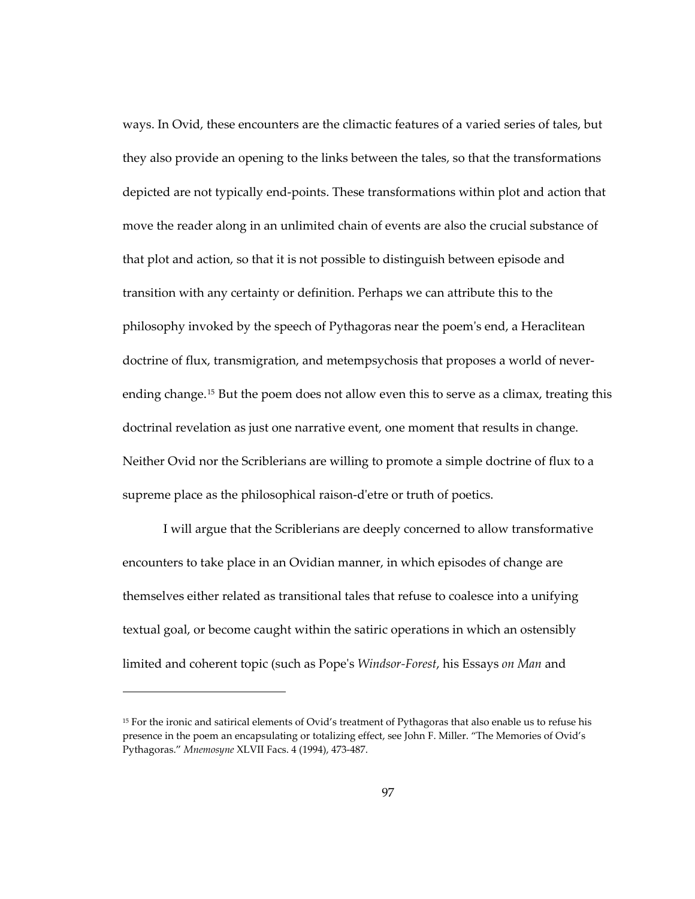ways. In Ovid, these encounters are the climactic features of a varied series of tales, but they also provide an opening to the links between the tales, so that the transformations depicted are not typically end-points. These transformations within plot and action that move the reader along in an unlimited chain of events are also the crucial substance of that plot and action, so that it is not possible to distinguish between episode and transition with any certainty or definition. Perhaps we can attribute this to the philosophy invoked by the speech of Pythagoras near the poem's end, a Heraclitean doctrine of flux, transmigration, and metempsychosis that proposes a world of never-ending change.[15] But the poem does not allow even this to serve as a climax, treating this doctrinal revelation as just one narrative event, one moment that results in change. Neither Ovid nor the Scriblerians are willing to promote a simple doctrine of flux to a supreme place as the philosophical raison-d'etre or truth of poetics.

I will argue that the Scriblerians are deeply concerned to allow transformative encounters to take place in an Ovidian manner, in which episodes of change are themselves either related as transitional tales that refuse to coalesce into a unifying textual goal, or become caught within the satiric operations in which an ostensibly limited and coherent topic (such as Pope's *Windsor-Forest*, his Essays *on Man* and

---

[15] For the ironic and satirical elements of Ovid's treatment of Pythagoras that also enable us to refuse his presence in the poem an encapsulating or totalizing effect, see John F. Miller. "The Memories of Ovid's Pythagoras." *Mnemosyne* XLVII Facs. 4 (1994), 473-487.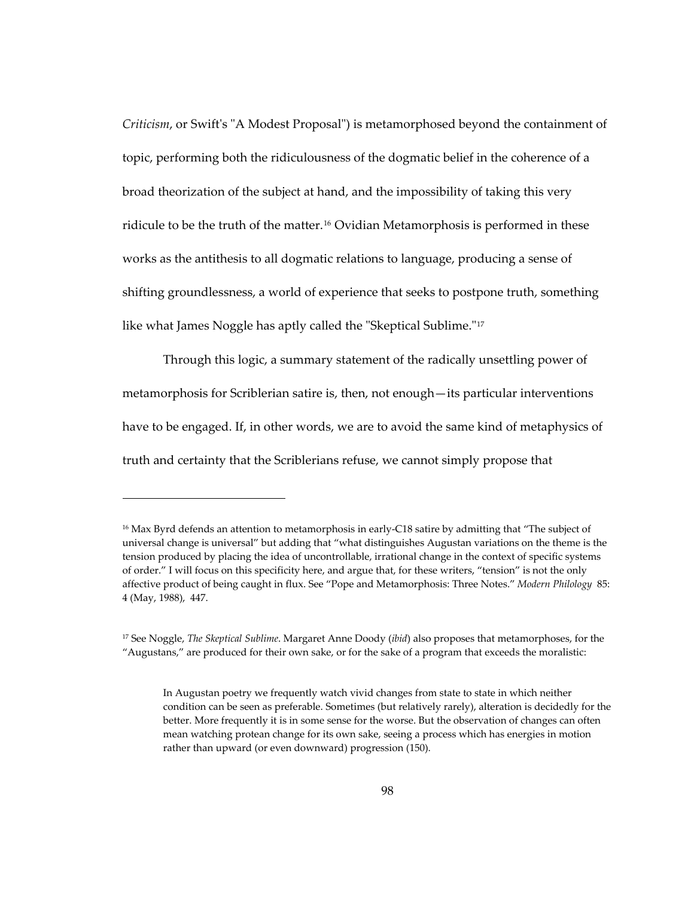*Criticism*, or Swift's "A Modest Proposal") is metamorphosed beyond the containment of topic, performing both the ridiculousness of the dogmatic belief in the coherence of a broad theorization of the subject at hand, and the impossibility of taking this very ridicule to be the truth of the matter.[16] Ovidian Metamorphosis is performed in these works as the antithesis to all dogmatic relations to language, producing a sense of shifting groundlessness, a world of experience that seeks to postpone truth, something like what James Noggle has aptly called the "Skeptical Sublime."[17]

Through this logic, a summary statement of the radically unsettling power of metamorphosis for Scriblerian satire is, then, not enough—its particular interventions have to be engaged. If, in other words, we are to avoid the same kind of metaphysics of truth and certainty that the Scriblerians refuse, we cannot simply propose that

---

[16] Max Byrd defends an attention to metamorphosis in early-C18 satire by admitting that "The subject of universal change is universal" but adding that "what distinguishes Augustan variations on the theme is the tension produced by placing the idea of uncontrollable, irrational change in the context of specific systems of order." I will focus on this specificity here, and argue that, for these writers, "tension" is not the only affective product of being caught in flux. See "Pope and Metamorphosis: Three Notes." *Modern Philology* 85: 4 (May, 1988), 447.

[17] See Noggle, *The Skeptical Sublime*. Margaret Anne Doody (*ibid*) also proposes that metamorphoses, for the "Augustans," are produced for their own sake, or for the sake of a program that exceeds the moralistic:

> In Augustan poetry we frequently watch vivid changes from state to state in which neither condition can be seen as preferable. Sometimes (but relatively rarely), alteration is decidedly for the better. More frequently it is in some sense for the worse. But the observation of changes can often mean watching protean change for its own sake, seeing a process which has energies in motion rather than upward (or even downward) progression (150).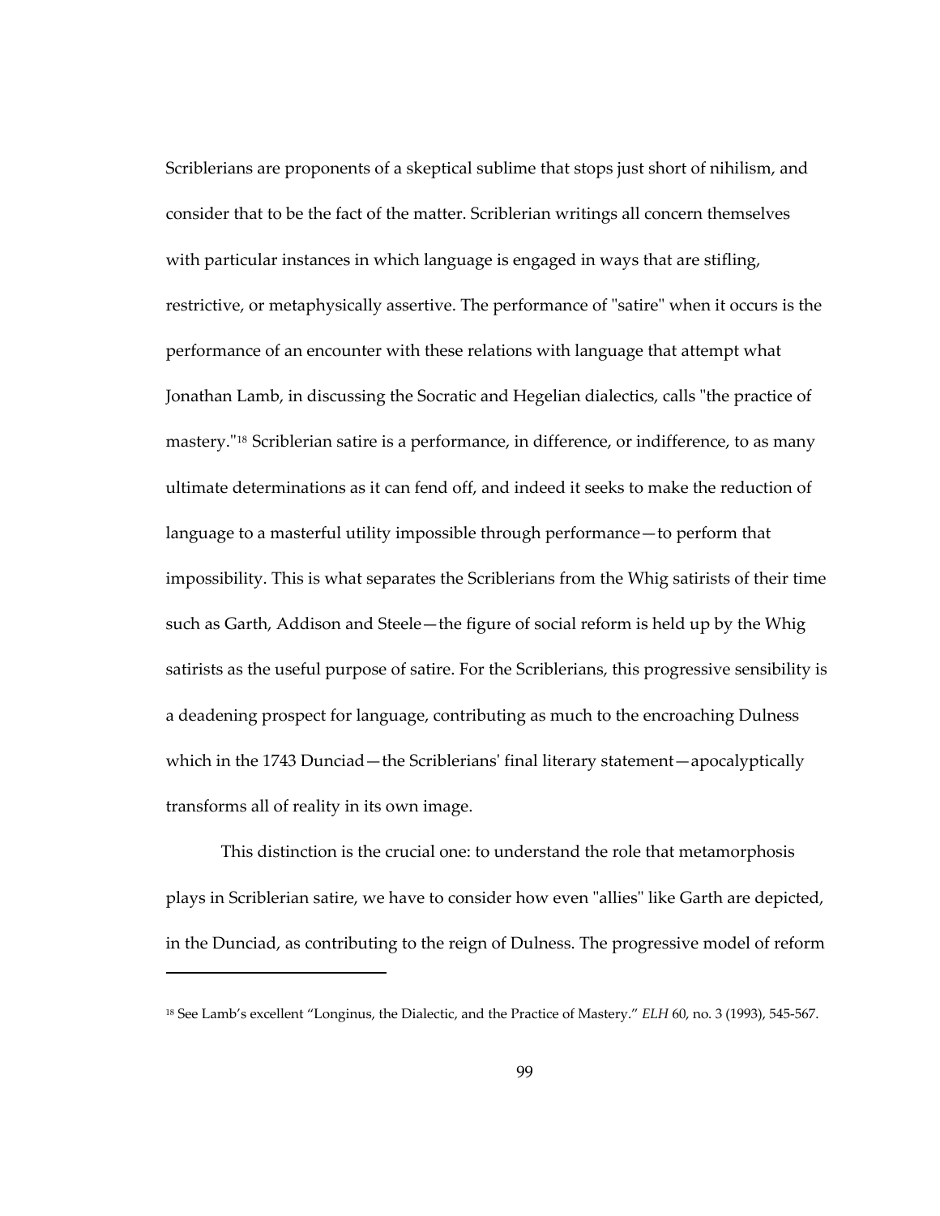Scriblerians are proponents of a skeptical sublime that stops just short of nihilism, and consider that to be the fact of the matter. Scriblerian writings all concern themselves with particular instances in which language is engaged in ways that are stifling, restrictive, or metaphysically assertive. The performance of "satire" when it occurs is the performance of an encounter with these relations with language that attempt what Jonathan Lamb, in discussing the Socratic and Hegelian dialectics, calls "the practice of mastery."[18] Scriblerian satire is a performance, in difference, or indifference, to as many ultimate determinations as it can fend off, and indeed it seeks to make the reduction of language to a masterful utility impossible through performance—to perform that impossibility. This is what separates the Scriblerians from the Whig satirists of their time such as Garth, Addison and Steele—the figure of social reform is held up by the Whig satirists as the useful purpose of satire. For the Scriblerians, this progressive sensibility is a deadening prospect for language, contributing as much to the encroaching Dulness which in the 1743 Dunciad—the Scriblerians' final literary statement—apocalyptically transforms all of reality in its own image.

This distinction is the crucial one: to understand the role that metamorphosis plays in Scriblerian satire, we have to consider how even "allies" like Garth are depicted, in the Dunciad, as contributing to the reign of Dulness. The progressive model of reform

---

[18] See Lamb's excellent "Longinus, the Dialectic, and the Practice of Mastery." *ELH* 60, no. 3 (1993), 545-567.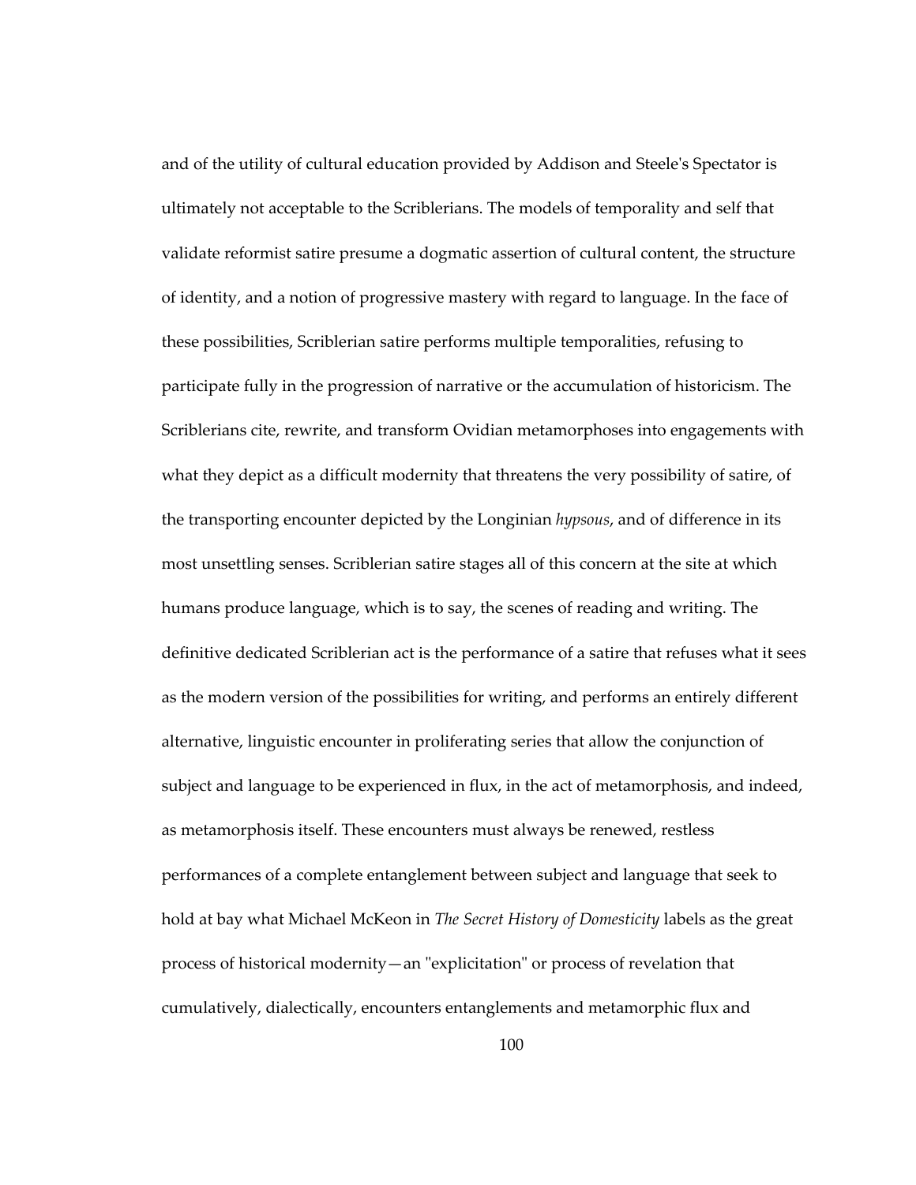and of the utility of cultural education provided by Addison and Steele's Spectator is ultimately not acceptable to the Scriblerians. The models of temporality and self that validate reformist satire presume a dogmatic assertion of cultural content, the structure of identity, and a notion of progressive mastery with regard to language. In the face of these possibilities, Scriblerian satire performs multiple temporalities, refusing to participate fully in the progression of narrative or the accumulation of historicism. The Scriblerians cite, rewrite, and transform Ovidian metamorphoses into engagements with what they depict as a difficult modernity that threatens the very possibility of satire, of the transporting encounter depicted by the Longinian *hypsous*, and of difference in its most unsettling senses. Scriblerian satire stages all of this concern at the site at which humans produce language, which is to say, the scenes of reading and writing. The definitive dedicated Scriblerian act is the performance of a satire that refuses what it sees as the modern version of the possibilities for writing, and performs an entirely different alternative, linguistic encounter in proliferating series that allow the conjunction of subject and language to be experienced in flux, in the act of metamorphosis, and indeed, as metamorphosis itself. These encounters must always be renewed, restless performances of a complete entanglement between subject and language that seek to hold at bay what Michael McKeon in *The Secret History of Domesticity* labels as the great process of historical modernity—an "explicitation" or process of revelation that cumulatively, dialectically, encounters entanglements and metamorphic flux and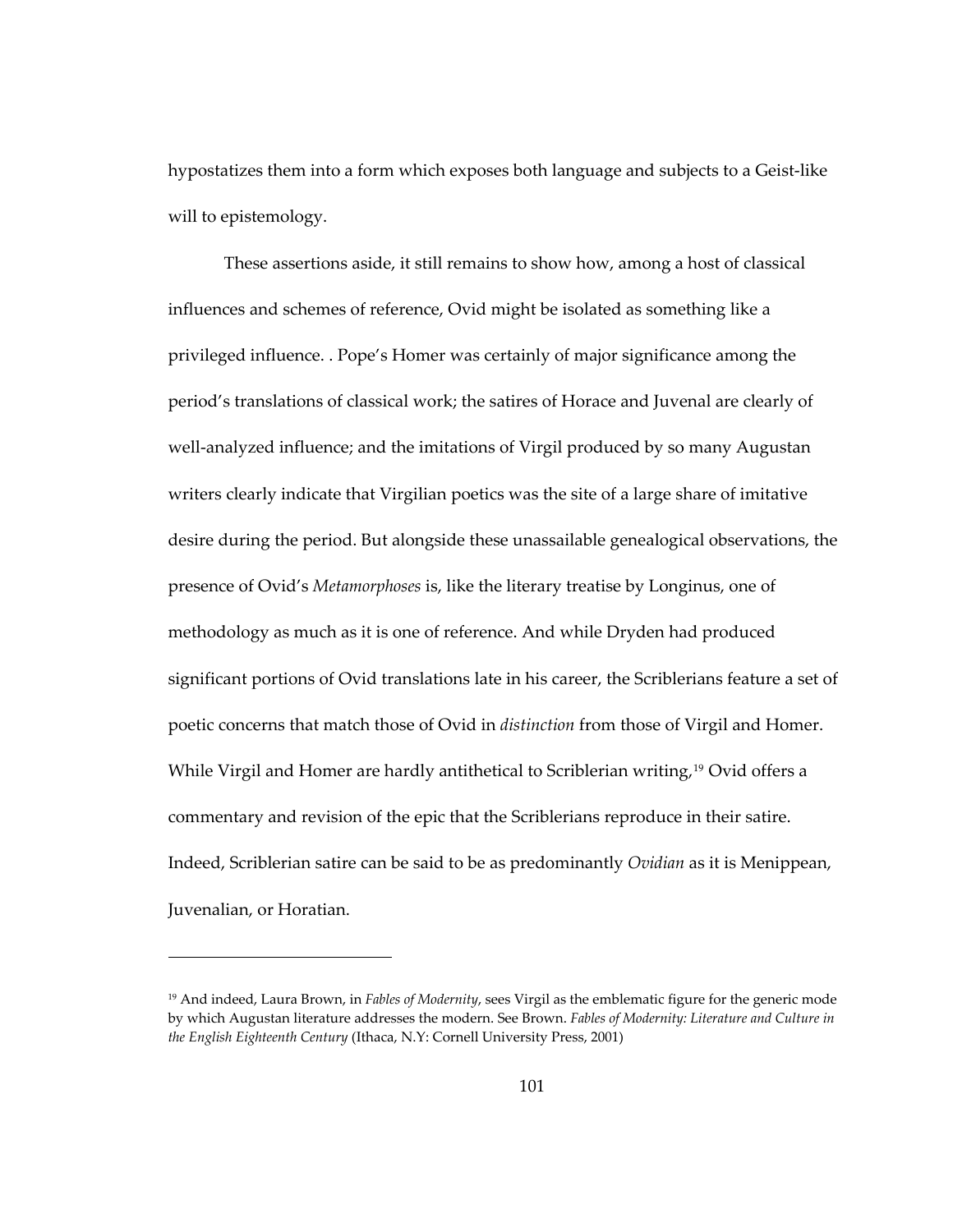hypostatizes them into a form which exposes both language and subjects to a Geist-like will to epistemology.

These assertions aside, it still remains to show how, among a host of classical influences and schemes of reference, Ovid might be isolated as something like a privileged influence. . Pope's Homer was certainly of major significance among the period's translations of classical work; the satires of Horace and Juvenal are clearly of well-analyzed influence; and the imitations of Virgil produced by so many Augustan writers clearly indicate that Virgilian poetics was the site of a large share of imitative desire during the period. But alongside these unassailable genealogical observations, the presence of Ovid's *Metamorphoses* is, like the literary treatise by Longinus, one of methodology as much as it is one of reference. And while Dryden had produced significant portions of Ovid translations late in his career, the Scriblerians feature a set of poetic concerns that match those of Ovid in *distinction* from those of Virgil and Homer. While Virgil and Homer are hardly antithetical to Scriblerian writing,[19] Ovid offers a commentary and revision of the epic that the Scriblerians reproduce in their satire. Indeed, Scriblerian satire can be said to be as predominantly *Ovidian* as it is Menippean, Juvenalian, or Horatian.

---

[19] And indeed, Laura Brown, in *Fables of Modernity*, sees Virgil as the emblematic figure for the generic mode by which Augustan literature addresses the modern. See Brown. *Fables of Modernity: Literature and Culture in the English Eighteenth Century* (Ithaca, N.Y: Cornell University Press, 2001)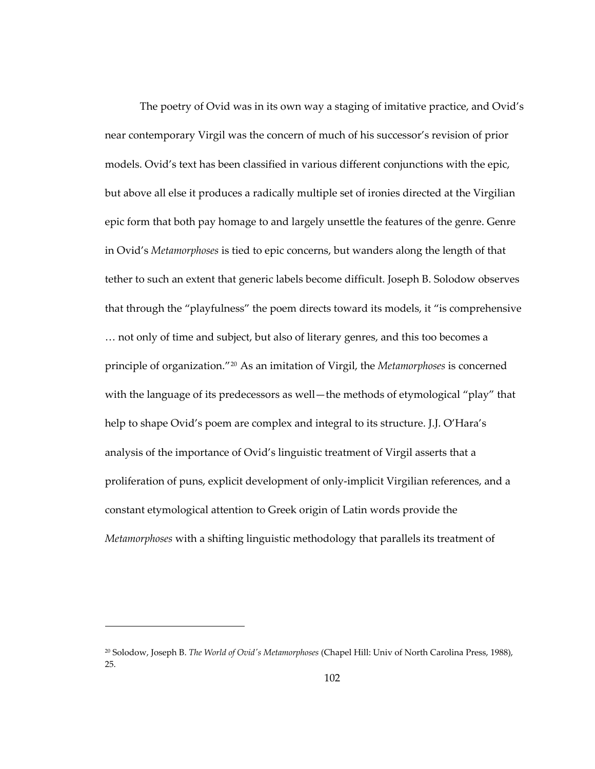The poetry of Ovid was in its own way a staging of imitative practice, and Ovid's near contemporary Virgil was the concern of much of his successor's revision of prior models. Ovid's text has been classified in various different conjunctions with the epic, but above all else it produces a radically multiple set of ironies directed at the Virgilian epic form that both pay homage to and largely unsettle the features of the genre. Genre in Ovid's *Metamorphoses* is tied to epic concerns, but wanders along the length of that tether to such an extent that generic labels become difficult. Joseph B. Solodow observes that through the "playfulness" the poem directs toward its models, it "is comprehensive … not only of time and subject, but also of literary genres, and this too becomes a principle of organization."[20] As an imitation of Virgil, the *Metamorphoses* is concerned with the language of its predecessors as well—the methods of etymological "play" that help to shape Ovid's poem are complex and integral to its structure. J.J. O'Hara's analysis of the importance of Ovid's linguistic treatment of Virgil asserts that a proliferation of puns, explicit development of only-implicit Virgilian references, and a constant etymological attention to Greek origin of Latin words provide the *Metamorphoses* with a shifting linguistic methodology that parallels its treatment of

---

[20] Solodow, Joseph B. *The World of Ovid's Metamorphoses* (Chapel Hill: Univ of North Carolina Press, 1988), 25.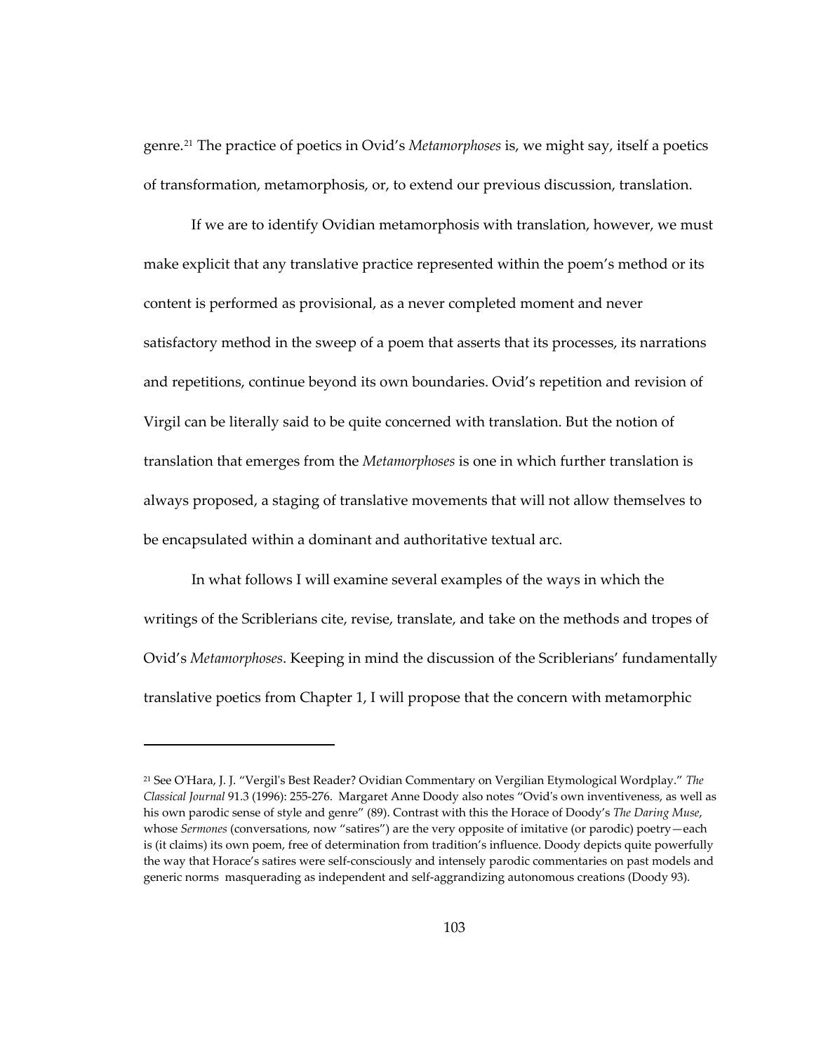genre.[21] The practice of poetics in Ovid's *Metamorphoses* is, we might say, itself a poetics of transformation, metamorphosis, or, to extend our previous discussion, translation.

If we are to identify Ovidian metamorphosis with translation, however, we must make explicit that any translative practice represented within the poem's method or its content is performed as provisional, as a never completed moment and never satisfactory method in the sweep of a poem that asserts that its processes, its narrations and repetitions, continue beyond its own boundaries. Ovid's repetition and revision of Virgil can be literally said to be quite concerned with translation. But the notion of translation that emerges from the *Metamorphoses* is one in which further translation is always proposed, a staging of translative movements that will not allow themselves to be encapsulated within a dominant and authoritative textual arc.

In what follows I will examine several examples of the ways in which the writings of the Scriblerians cite, revise, translate, and take on the methods and tropes of Ovid's *Metamorphoses*. Keeping in mind the discussion of the Scriblerians' fundamentally translative poetics from Chapter 1, I will propose that the concern with metamorphic

---

[21] See O'Hara, J. J. "Vergil's Best Reader? Ovidian Commentary on Vergilian Etymological Wordplay." *The Classical Journal* 91.3 (1996): 255-276. Margaret Anne Doody also notes "Ovid's own inventiveness, as well as his own parodic sense of style and genre" (89). Contrast with this the Horace of Doody's *The Daring Muse*, whose *Sermones* (conversations, now "satires") are the very opposite of imitative (or parodic) poetry—each is (it claims) its own poem, free of determination from tradition's influence. Doody depicts quite powerfully the way that Horace's satires were self-consciously and intensely parodic commentaries on past models and generic norms masquerading as independent and self-aggrandizing autonomous creations (Doody 93).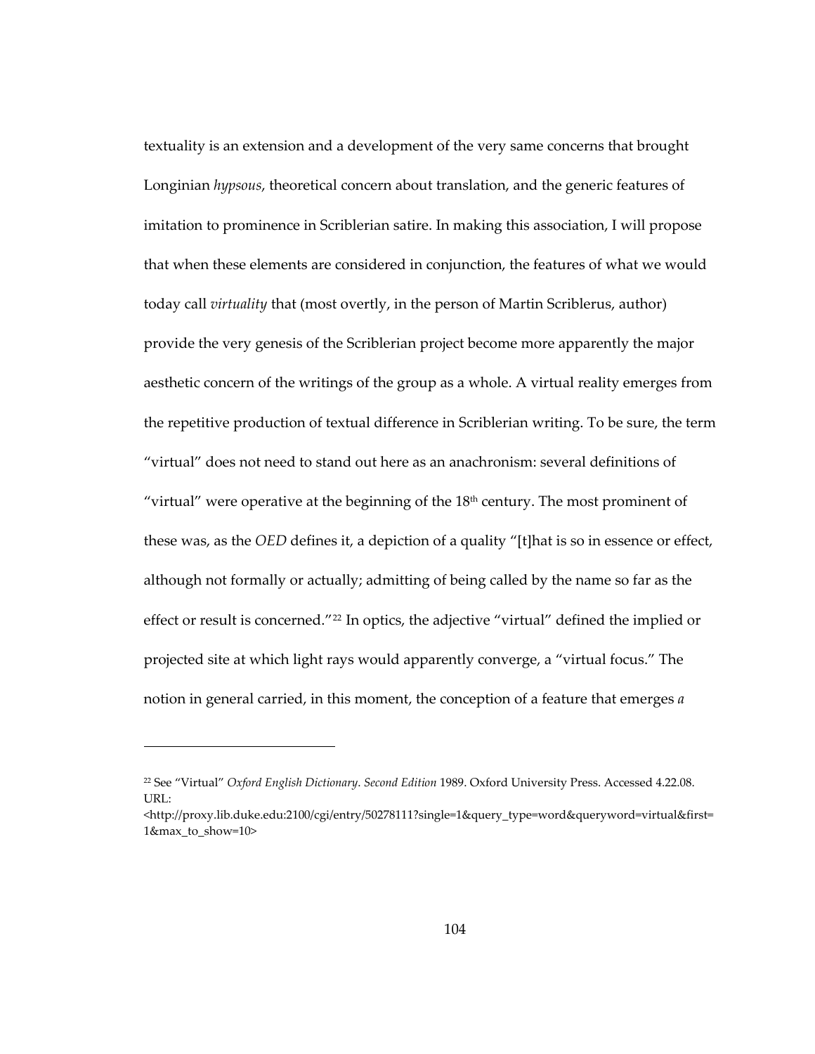textuality is an extension and a development of the very same concerns that brought Longinian *hypsous*, theoretical concern about translation, and the generic features of imitation to prominence in Scriblerian satire. In making this association, I will propose that when these elements are considered in conjunction, the features of what we would today call *virtuality* that (most overtly, in the person of Martin Scriblerus, author) provide the very genesis of the Scriblerian project become more apparently the major aesthetic concern of the writings of the group as a whole. A virtual reality emerges from the repetitive production of textual difference in Scriblerian writing. To be sure, the term "virtual" does not need to stand out here as an anachronism: several definitions of "virtual" were operative at the beginning of the 18th century. The most prominent of these was, as the *OED* defines it, a depiction of a quality "[t]hat is so in essence or effect, although not formally or actually; admitting of being called by the name so far as the effect or result is concerned."[22] In optics, the adjective "virtual" defined the implied or projected site at which light rays would apparently converge, a "virtual focus." The notion in general carried, in this moment, the conception of a feature that emerges *a*

---

[22] See "Virtual" *Oxford English Dictionary. Second Edition* 1989. Oxford University Press. Accessed 4.22.08. URL: <http://proxy.lib.duke.edu:2100/cgi/entry/50278111?single=1&query_type=word&queryword=virtual&first=1&max_to_show=10>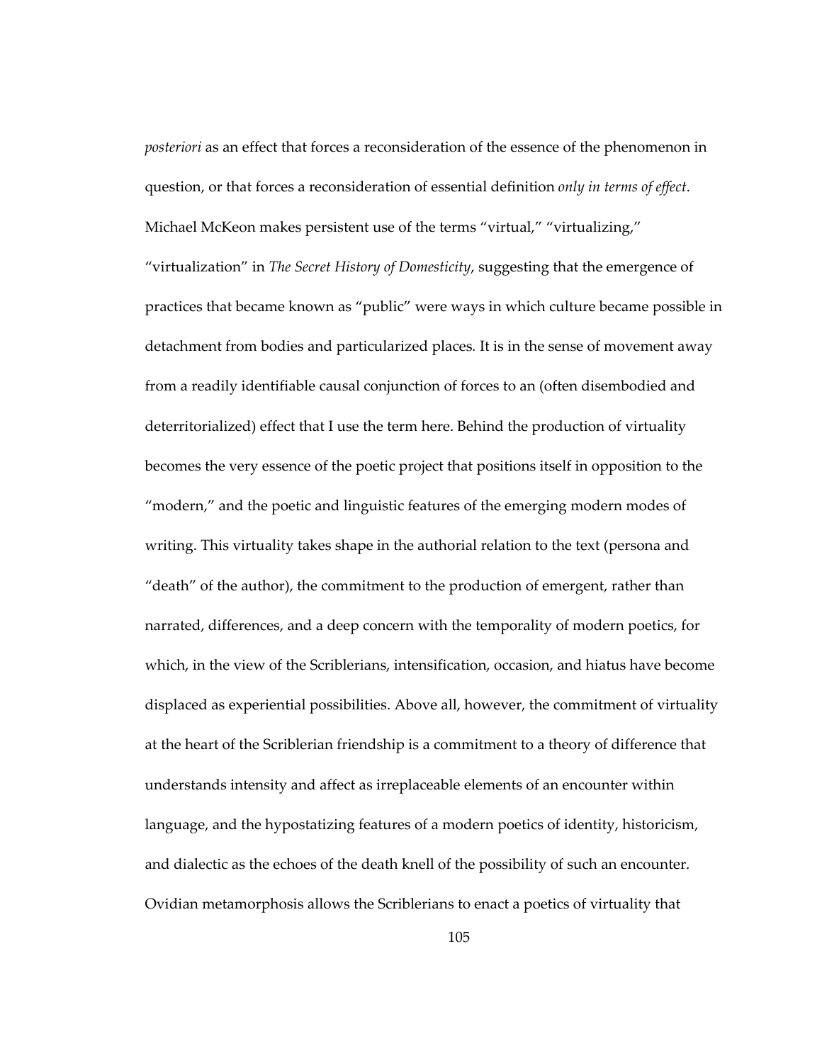*posteriori* as an effect that forces a reconsideration of the essence of the phenomenon in question, or that forces a reconsideration of essential definition *only in terms of effect*. Michael McKeon makes persistent use of the terms "virtual," "virtualizing," "virtualization" in *The Secret History of Domesticity*, suggesting that the emergence of practices that became known as "public" were ways in which culture became possible in detachment from bodies and particularized places. It is in the sense of movement away from a readily identifiable causal conjunction of forces to an (often disembodied and deterritorialized) effect that I use the term here. Behind the production of virtuality becomes the very essence of the poetic project that positions itself in opposition to the "modern," and the poetic and linguistic features of the emerging modern modes of writing. This virtuality takes shape in the authorial relation to the text (persona and "death" of the author), the commitment to the production of emergent, rather than narrated, differences, and a deep concern with the temporality of modern poetics, for which, in the view of the Scriblerians, intensification, occasion, and hiatus have become displaced as experiential possibilities. Above all, however, the commitment of virtuality at the heart of the Scriblerian friendship is a commitment to a theory of difference that understands intensity and affect as irreplaceable elements of an encounter within language, and the hypostatizing features of a modern poetics of identity, historicism, and dialectic as the echoes of the death knell of the possibility of such an encounter. Ovidian metamorphosis allows the Scriblerians to enact a poetics of virtuality that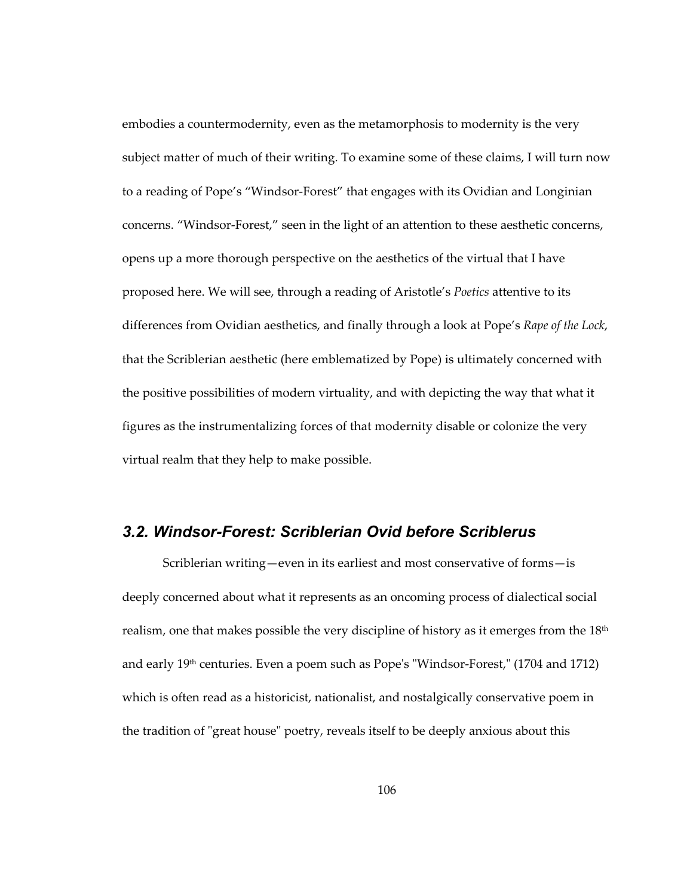embodies a countermodernity, even as the metamorphosis to modernity is the very subject matter of much of their writing. To examine some of these claims, I will turn now to a reading of Pope's "Windsor-Forest" that engages with its Ovidian and Longinian concerns. "Windsor-Forest," seen in the light of an attention to these aesthetic concerns, opens up a more thorough perspective on the aesthetics of the virtual that I have proposed here. We will see, through a reading of Aristotle's *Poetics* attentive to its differences from Ovidian aesthetics, and finally through a look at Pope's *Rape of the Lock*, that the Scriblerian aesthetic (here emblematized by Pope) is ultimately concerned with the positive possibilities of modern virtuality, and with depicting the way that what it figures as the instrumentalizing forces of that modernity disable or colonize the very virtual realm that they help to make possible.

## *3.2. Windsor-Forest: Scriblerian Ovid before Scriblerus*

Scriblerian writing—even in its earliest and most conservative of forms—is deeply concerned about what it represents as an oncoming process of dialectical social realism, one that makes possible the very discipline of history as it emerges from the 18th and early 19th centuries. Even a poem such as Pope's "Windsor-Forest," (1704 and 1712) which is often read as a historicist, nationalist, and nostalgically conservative poem in the tradition of "great house" poetry, reveals itself to be deeply anxious about this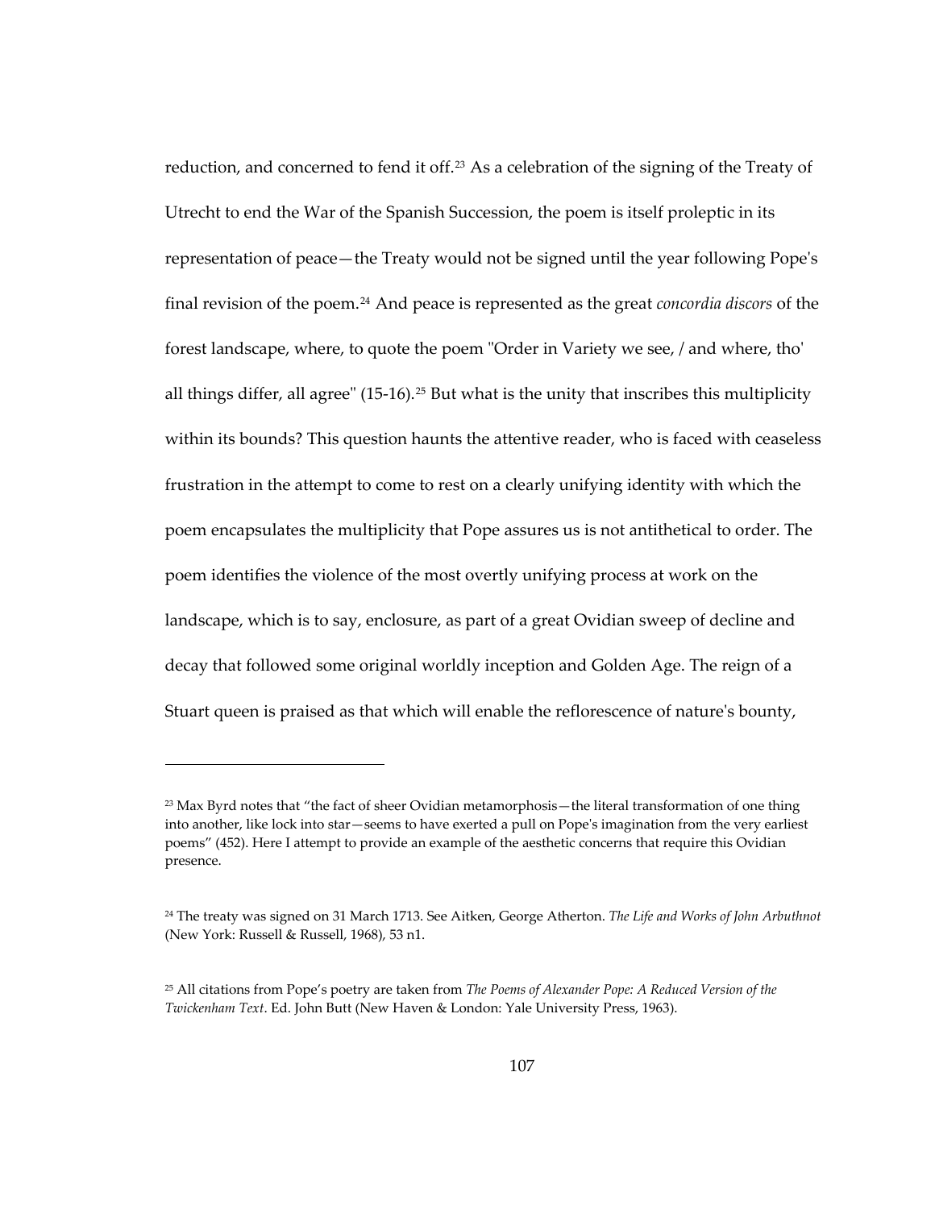reduction, and concerned to fend it off.[23] As a celebration of the signing of the Treaty of Utrecht to end the War of the Spanish Succession, the poem is itself proleptic in its representation of peace—the Treaty would not be signed until the year following Pope's final revision of the poem.[24] And peace is represented as the great *concordia discors* of the forest landscape, where, to quote the poem "Order in Variety we see, / and where, tho' all things differ, all agree" (15-16).[25] But what is the unity that inscribes this multiplicity within its bounds? This question haunts the attentive reader, who is faced with ceaseless frustration in the attempt to come to rest on a clearly unifying identity with which the poem encapsulates the multiplicity that Pope assures us is not antithetical to order. The poem identifies the violence of the most overtly unifying process at work on the landscape, which is to say, enclosure, as part of a great Ovidian sweep of decline and decay that followed some original worldly inception and Golden Age. The reign of a Stuart queen is praised as that which will enable the reflorescence of nature's bounty,

---

[23] Max Byrd notes that "the fact of sheer Ovidian metamorphosis—the literal transformation of one thing into another, like lock into star—seems to have exerted a pull on Pope's imagination from the very earliest poems" (452). Here I attempt to provide an example of the aesthetic concerns that require this Ovidian presence.

[24] The treaty was signed on 31 March 1713. See Aitken, George Atherton. *The Life and Works of John Arbuthnot* (New York: Russell & Russell, 1968), 53 n1.

[25] All citations from Pope's poetry are taken from *The Poems of Alexander Pope: A Reduced Version of the Twickenham Text*. Ed. John Butt (New Haven & London: Yale University Press, 1963).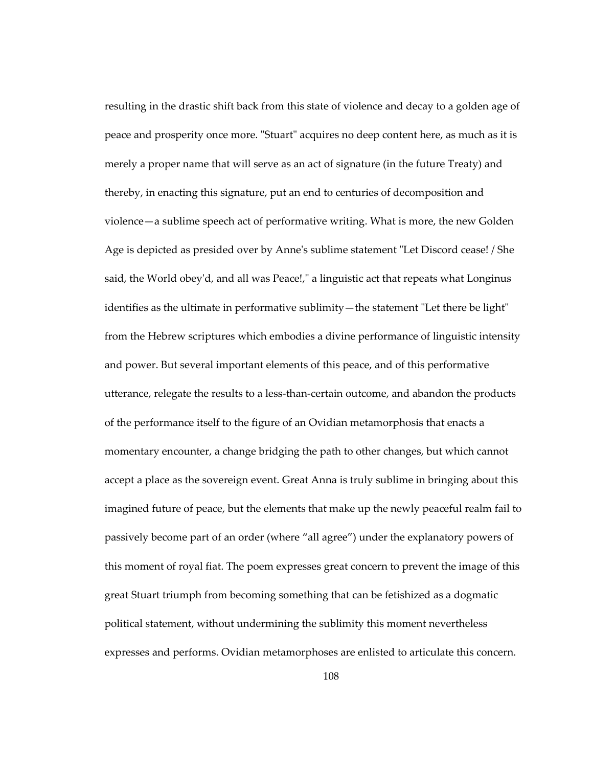resulting in the drastic shift back from this state of violence and decay to a golden age of peace and prosperity once more. "Stuart" acquires no deep content here, as much as it is merely a proper name that will serve as an act of signature (in the future Treaty) and thereby, in enacting this signature, put an end to centuries of decomposition and violence—a sublime speech act of performative writing. What is more, the new Golden Age is depicted as presided over by Anne's sublime statement "Let Discord cease! / She said, the World obey'd, and all was Peace!," a linguistic act that repeats what Longinus identifies as the ultimate in performative sublimity—the statement "Let there be light" from the Hebrew scriptures which embodies a divine performance of linguistic intensity and power. But several important elements of this peace, and of this performative utterance, relegate the results to a less-than-certain outcome, and abandon the products of the performance itself to the figure of an Ovidian metamorphosis that enacts a momentary encounter, a change bridging the path to other changes, but which cannot accept a place as the sovereign event. Great Anna is truly sublime in bringing about this imagined future of peace, but the elements that make up the newly peaceful realm fail to passively become part of an order (where "all agree") under the explanatory powers of this moment of royal fiat. The poem expresses great concern to prevent the image of this great Stuart triumph from becoming something that can be fetishized as a dogmatic political statement, without undermining the sublimity this moment nevertheless expresses and performs. Ovidian metamorphoses are enlisted to articulate this concern.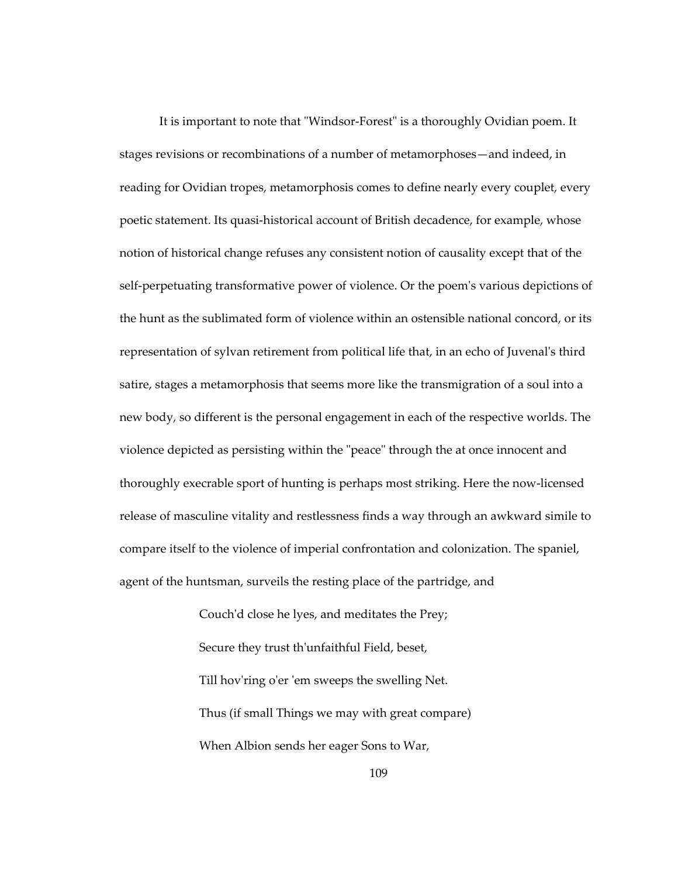It is important to note that "Windsor-Forest" is a thoroughly Ovidian poem. It stages revisions or recombinations of a number of metamorphoses—and indeed, in reading for Ovidian tropes, metamorphosis comes to define nearly every couplet, every poetic statement. Its quasi-historical account of British decadence, for example, whose notion of historical change refuses any consistent notion of causality except that of the self-perpetuating transformative power of violence. Or the poem's various depictions of the hunt as the sublimated form of violence within an ostensible national concord, or its representation of sylvan retirement from political life that, in an echo of Juvenal's third satire, stages a metamorphosis that seems more like the transmigration of a soul into a new body, so different is the personal engagement in each of the respective worlds. The violence depicted as persisting within the "peace" through the at once innocent and thoroughly execrable sport of hunting is perhaps most striking. Here the now-licensed release of masculine vitality and restlessness finds a way through an awkward simile to compare itself to the violence of imperial confrontation and colonization. The spaniel, agent of the huntsman, surveils the resting place of the partridge, and

> Couch'd close he lyes, and meditates the Prey;
> Secure they trust th'unfaithful Field, beset,
> Till hov'ring o'er 'em sweeps the swelling Net.
> Thus (if small Things we may with great compare)
> When Albion sends her eager Sons to War,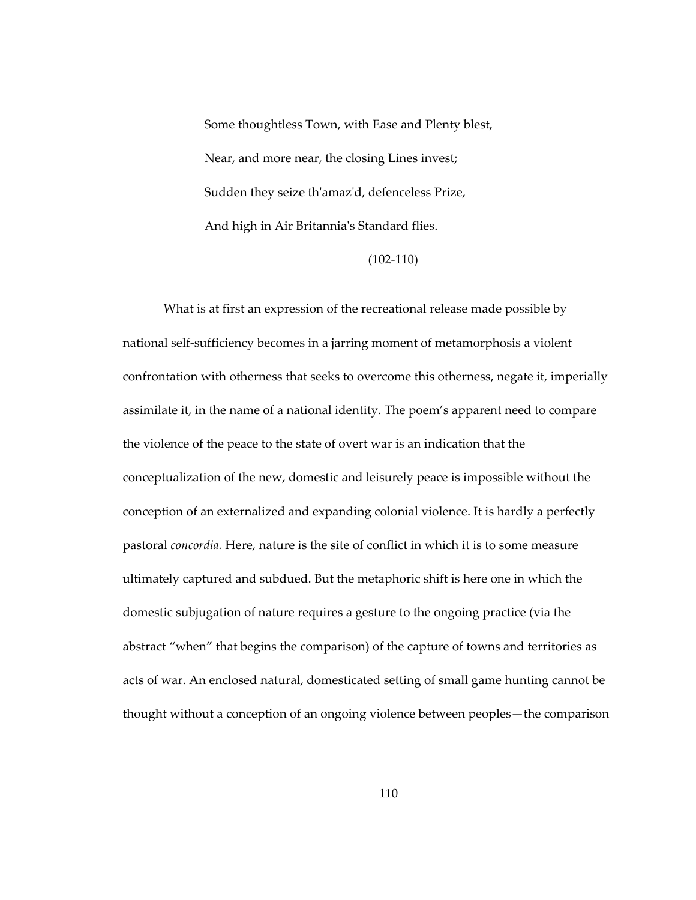> Some thoughtless Town, with Ease and Plenty blest,
>
> Near, and more near, the closing Lines invest;
>
> Sudden they seize th'amaz'd, defenceless Prize,
>
> And high in Air Britannia's Standard flies.
>
> (102-110)

What is at first an expression of the recreational release made possible by national self-sufficiency becomes in a jarring moment of metamorphosis a violent confrontation with otherness that seeks to overcome this otherness, negate it, imperially assimilate it, in the name of a national identity. The poem's apparent need to compare the violence of the peace to the state of overt war is an indication that the conceptualization of the new, domestic and leisurely peace is impossible without the conception of an externalized and expanding colonial violence. It is hardly a perfectly pastoral *concordia.* Here, nature is the site of conflict in which it is to some measure ultimately captured and subdued. But the metaphoric shift is here one in which the domestic subjugation of nature requires a gesture to the ongoing practice (via the abstract "when" that begins the comparison) of the capture of towns and territories as acts of war. An enclosed natural, domesticated setting of small game hunting cannot be thought without a conception of an ongoing violence between peoples—the comparison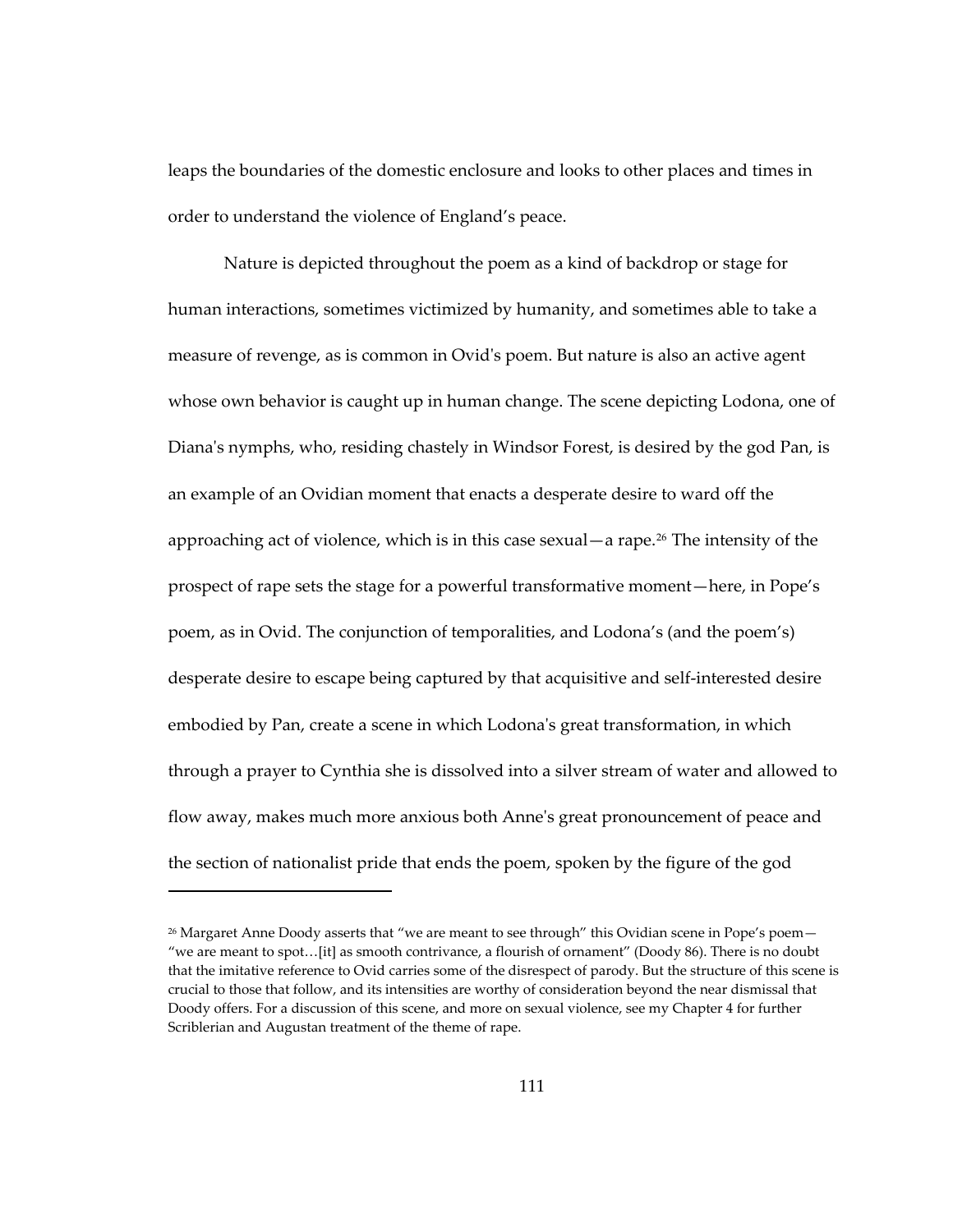leaps the boundaries of the domestic enclosure and looks to other places and times in order to understand the violence of England's peace.

Nature is depicted throughout the poem as a kind of backdrop or stage for human interactions, sometimes victimized by humanity, and sometimes able to take a measure of revenge, as is common in Ovid's poem. But nature is also an active agent whose own behavior is caught up in human change. The scene depicting Lodona, one of Diana's nymphs, who, residing chastely in Windsor Forest, is desired by the god Pan, is an example of an Ovidian moment that enacts a desperate desire to ward off the approaching act of violence, which is in this case sexual—a rape.[26] The intensity of the prospect of rape sets the stage for a powerful transformative moment—here, in Pope's poem, as in Ovid. The conjunction of temporalities, and Lodona's (and the poem's) desperate desire to escape being captured by that acquisitive and self-interested desire embodied by Pan, create a scene in which Lodona's great transformation, in which through a prayer to Cynthia she is dissolved into a silver stream of water and allowed to flow away, makes much more anxious both Anne's great pronouncement of peace and the section of nationalist pride that ends the poem, spoken by the figure of the god

---

[26] Margaret Anne Doody asserts that "we are meant to see through" this Ovidian scene in Pope's poem—"we are meant to spot…[it] as smooth contrivance, a flourish of ornament" (Doody 86). There is no doubt that the imitative reference to Ovid carries some of the disrespect of parody. But the structure of this scene is crucial to those that follow, and its intensities are worthy of consideration beyond the near dismissal that Doody offers. For a discussion of this scene, and more on sexual violence, see my Chapter 4 for further Scriblerian and Augustan treatment of the theme of rape.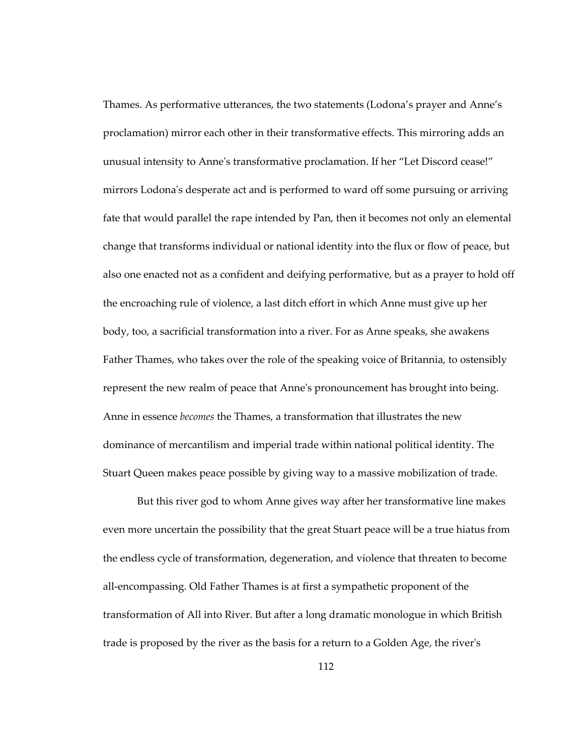Thames. As performative utterances, the two statements (Lodona's prayer and Anne's proclamation) mirror each other in their transformative effects. This mirroring adds an unusual intensity to Anne's transformative proclamation. If her "Let Discord cease!" mirrors Lodona's desperate act and is performed to ward off some pursuing or arriving fate that would parallel the rape intended by Pan, then it becomes not only an elemental change that transforms individual or national identity into the flux or flow of peace, but also one enacted not as a confident and deifying performative, but as a prayer to hold off the encroaching rule of violence, a last ditch effort in which Anne must give up her body, too, a sacrificial transformation into a river. For as Anne speaks, she awakens Father Thames, who takes over the role of the speaking voice of Britannia, to ostensibly represent the new realm of peace that Anne's pronouncement has brought into being. Anne in essence *becomes* the Thames, a transformation that illustrates the new dominance of mercantilism and imperial trade within national political identity. The Stuart Queen makes peace possible by giving way to a massive mobilization of trade.

But this river god to whom Anne gives way after her transformative line makes even more uncertain the possibility that the great Stuart peace will be a true hiatus from the endless cycle of transformation, degeneration, and violence that threaten to become all-encompassing. Old Father Thames is at first a sympathetic proponent of the transformation of All into River. But after a long dramatic monologue in which British trade is proposed by the river as the basis for a return to a Golden Age, the river's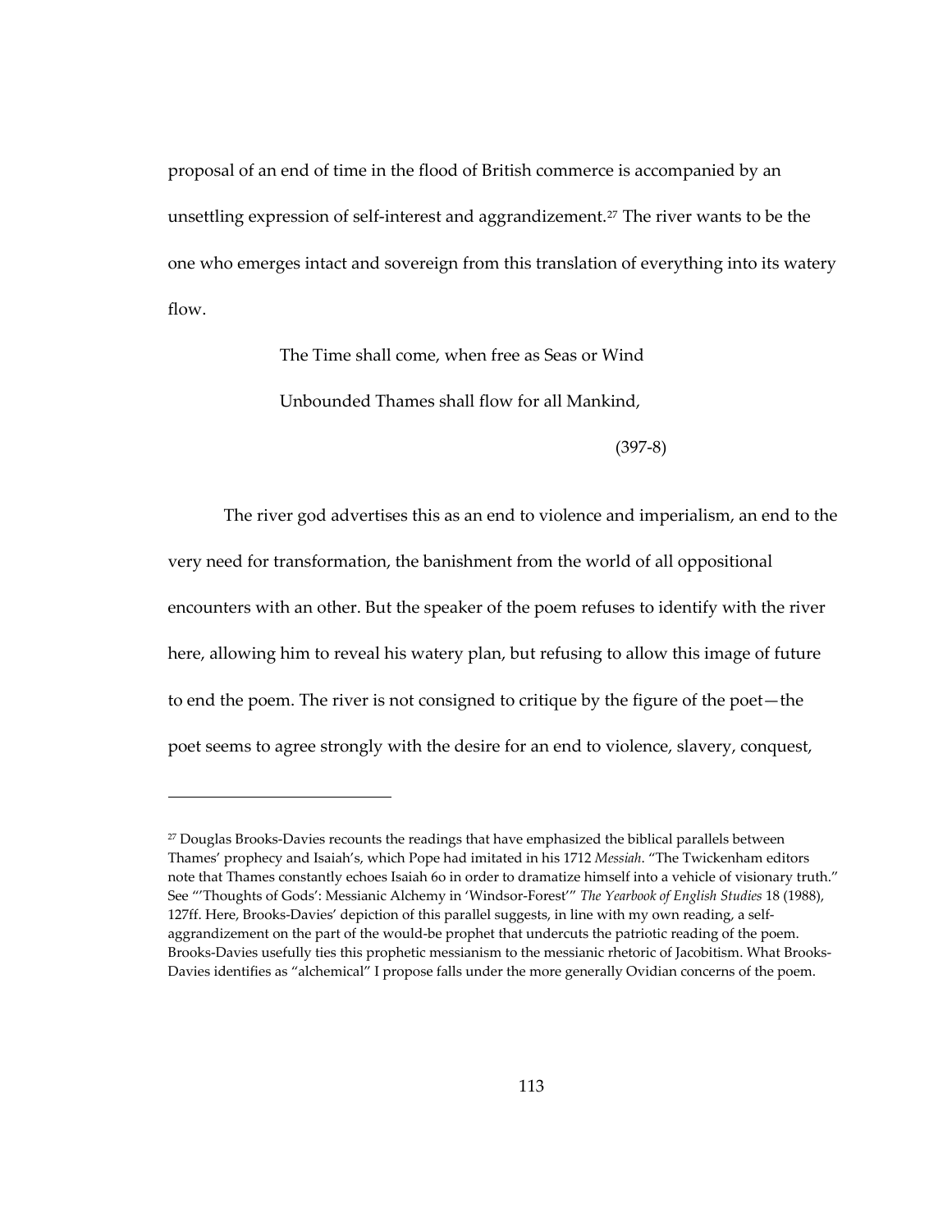proposal of an end of time in the flood of British commerce is accompanied by an unsettling expression of self-interest and aggrandizement.[27] The river wants to be the one who emerges intact and sovereign from this translation of everything into its watery flow.

> The Time shall come, when free as Seas or Wind
>
> Unbounded Thames shall flow for all Mankind,
>
> (397-8)

The river god advertises this as an end to violence and imperialism, an end to the very need for transformation, the banishment from the world of all oppositional encounters with an other. But the speaker of the poem refuses to identify with the river here, allowing him to reveal his watery plan, but refusing to allow this image of future to end the poem. The river is not consigned to critique by the figure of the poet—the poet seems to agree strongly with the desire for an end to violence, slavery, conquest,

---

[27] Douglas Brooks-Davies recounts the readings that have emphasized the biblical parallels between Thames' prophecy and Isaiah's, which Pope had imitated in his 1712 *Messiah*. "The Twickenham editors note that Thames constantly echoes Isaiah 60 in order to dramatize himself into a vehicle of visionary truth." See "'Thoughts of Gods': Messianic Alchemy in 'Windsor-Forest'" *The Yearbook of English Studies* 18 (1988), 127ff. Here, Brooks-Davies' depiction of this parallel suggests, in line with my own reading, a self-aggrandizement on the part of the would-be prophet that undercuts the patriotic reading of the poem. Brooks-Davies usefully ties this prophetic messianism to the messianic rhetoric of Jacobitism. What Brooks-Davies identifies as "alchemical" I propose falls under the more generally Ovidian concerns of the poem.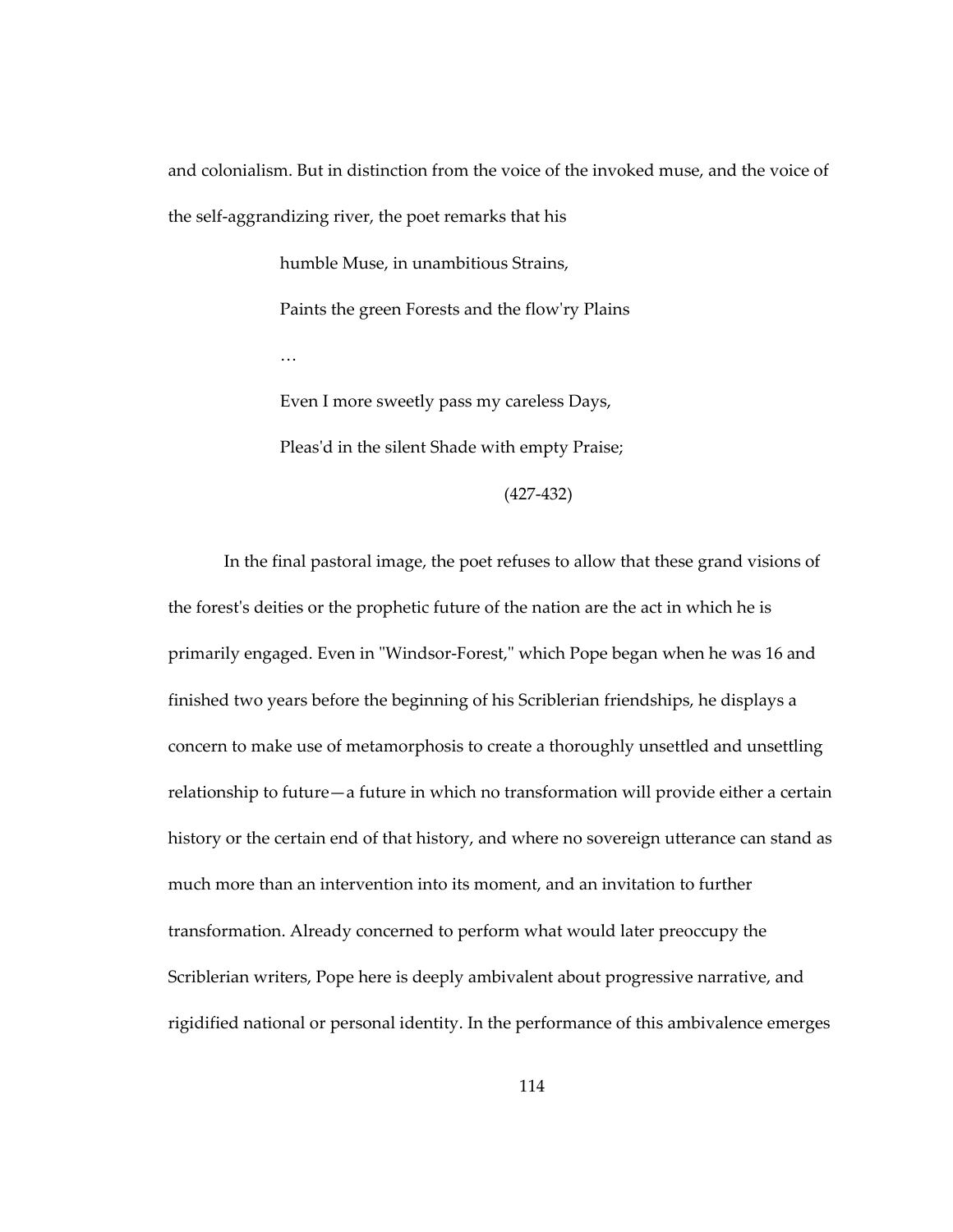and colonialism. But in distinction from the voice of the invoked muse, and the voice of the self-aggrandizing river, the poet remarks that his

> humble Muse, in unambitious Strains,
>
> Paints the green Forests and the flow'ry Plains
>
> …
>
> Even I more sweetly pass my careless Days,
>
> Pleas'd in the silent Shade with empty Praise;
>
> (427-432)

In the final pastoral image, the poet refuses to allow that these grand visions of the forest's deities or the prophetic future of the nation are the act in which he is primarily engaged. Even in "Windsor-Forest," which Pope began when he was 16 and finished two years before the beginning of his Scriblerian friendships, he displays a concern to make use of metamorphosis to create a thoroughly unsettled and unsettling relationship to future—a future in which no transformation will provide either a certain history or the certain end of that history, and where no sovereign utterance can stand as much more than an intervention into its moment, and an invitation to further transformation. Already concerned to perform what would later preoccupy the Scriblerian writers, Pope here is deeply ambivalent about progressive narrative, and rigidified national or personal identity. In the performance of this ambivalence emerges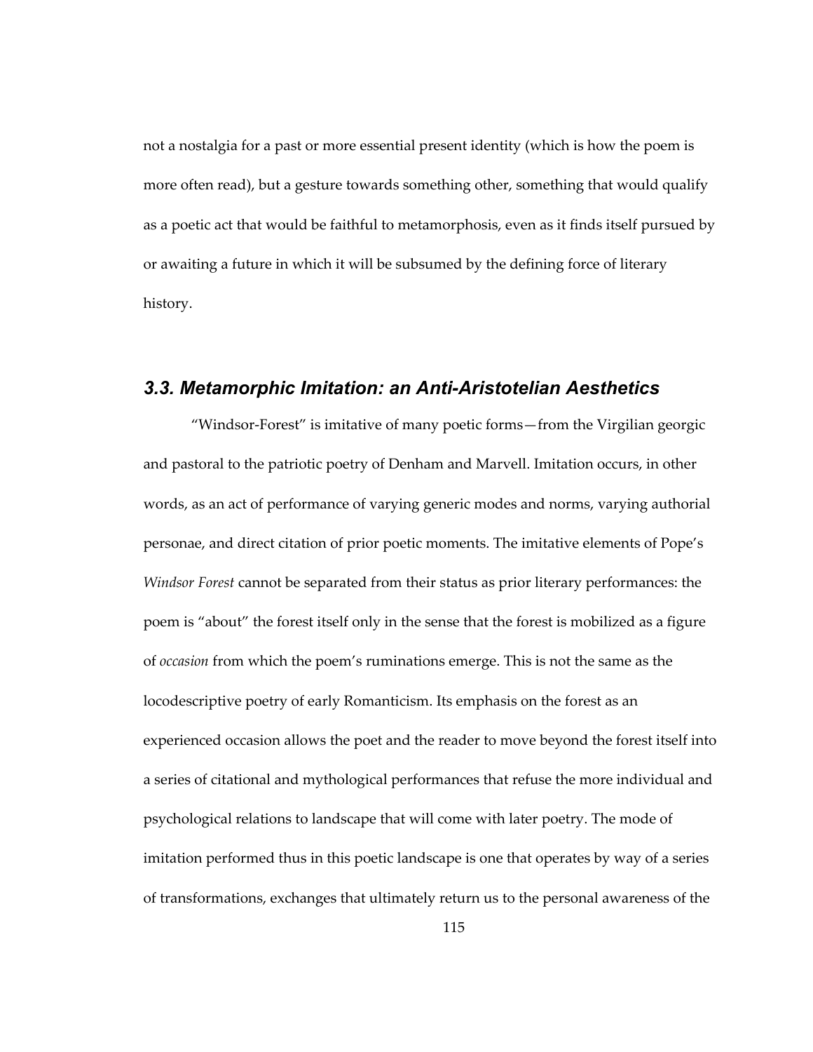not a nostalgia for a past or more essential present identity (which is how the poem is more often read), but a gesture towards something other, something that would qualify as a poetic act that would be faithful to metamorphosis, even as it finds itself pursued by or awaiting a future in which it will be subsumed by the defining force of literary history.

## *3.3. Metamorphic Imitation: an Anti-Aristotelian Aesthetics*

"Windsor-Forest" is imitative of many poetic forms—from the Virgilian georgic and pastoral to the patriotic poetry of Denham and Marvell. Imitation occurs, in other words, as an act of performance of varying generic modes and norms, varying authorial personae, and direct citation of prior poetic moments. The imitative elements of Pope's *Windsor Forest* cannot be separated from their status as prior literary performances: the poem is "about" the forest itself only in the sense that the forest is mobilized as a figure of *occasion* from which the poem's ruminations emerge. This is not the same as the locodescriptive poetry of early Romanticism. Its emphasis on the forest as an experienced occasion allows the poet and the reader to move beyond the forest itself into a series of citational and mythological performances that refuse the more individual and psychological relations to landscape that will come with later poetry. The mode of imitation performed thus in this poetic landscape is one that operates by way of a series of transformations, exchanges that ultimately return us to the personal awareness of the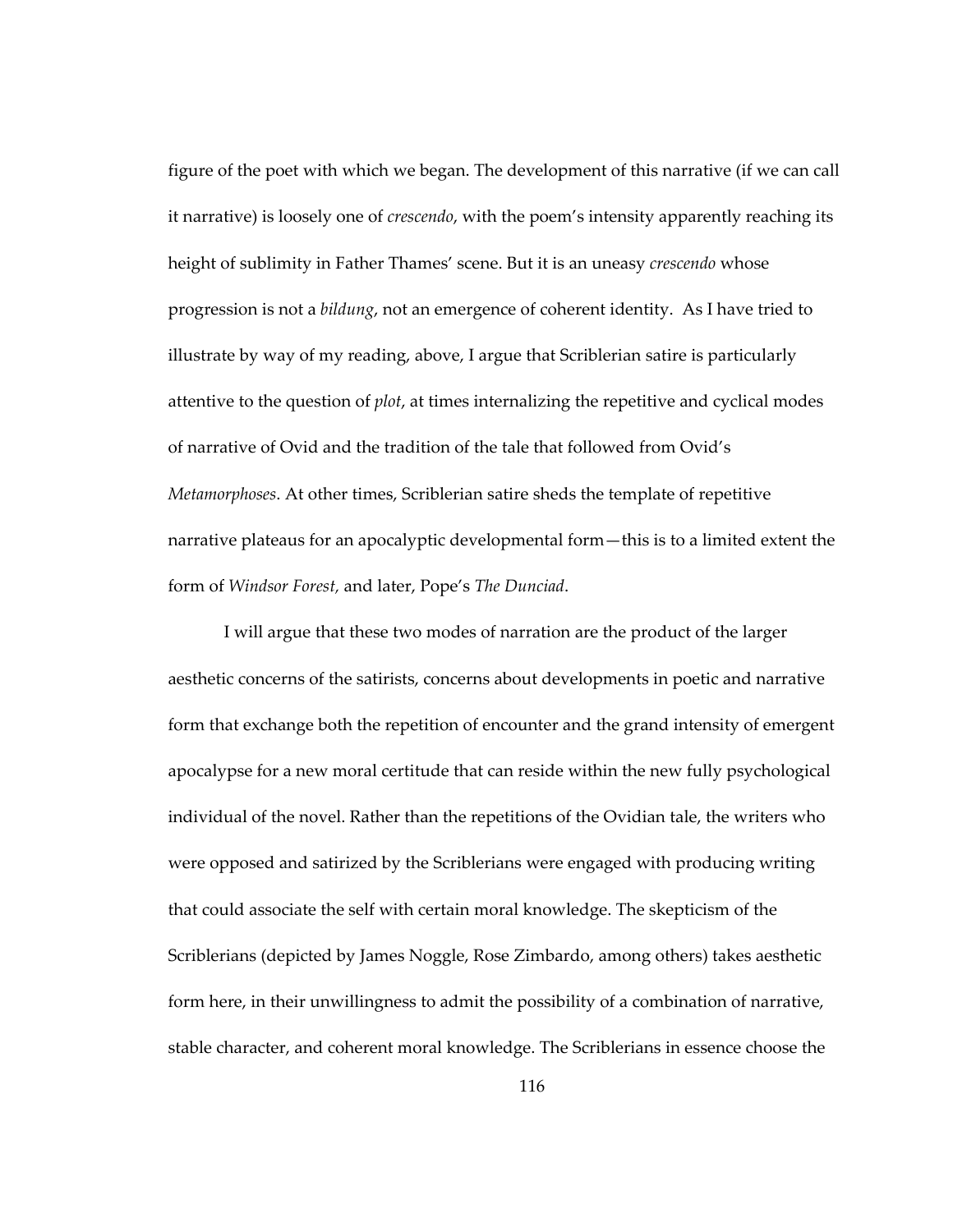figure of the poet with which we began. The development of this narrative (if we can call it narrative) is loosely one of *crescendo*, with the poem's intensity apparently reaching its height of sublimity in Father Thames' scene. But it is an uneasy *crescendo* whose progression is not a *bildung*, not an emergence of coherent identity. As I have tried to illustrate by way of my reading, above, I argue that Scriblerian satire is particularly attentive to the question of *plot*, at times internalizing the repetitive and cyclical modes of narrative of Ovid and the tradition of the tale that followed from Ovid's *Metamorphoses*. At other times, Scriblerian satire sheds the template of repetitive narrative plateaus for an apocalyptic developmental form—this is to a limited extent the form of *Windsor Forest,* and later, Pope's *The Dunciad*.

I will argue that these two modes of narration are the product of the larger aesthetic concerns of the satirists, concerns about developments in poetic and narrative form that exchange both the repetition of encounter and the grand intensity of emergent apocalypse for a new moral certitude that can reside within the new fully psychological individual of the novel. Rather than the repetitions of the Ovidian tale, the writers who were opposed and satirized by the Scriblerians were engaged with producing writing that could associate the self with certain moral knowledge. The skepticism of the Scriblerians (depicted by James Noggle, Rose Zimbardo, among others) takes aesthetic form here, in their unwillingness to admit the possibility of a combination of narrative, stable character, and coherent moral knowledge. The Scriblerians in essence choose the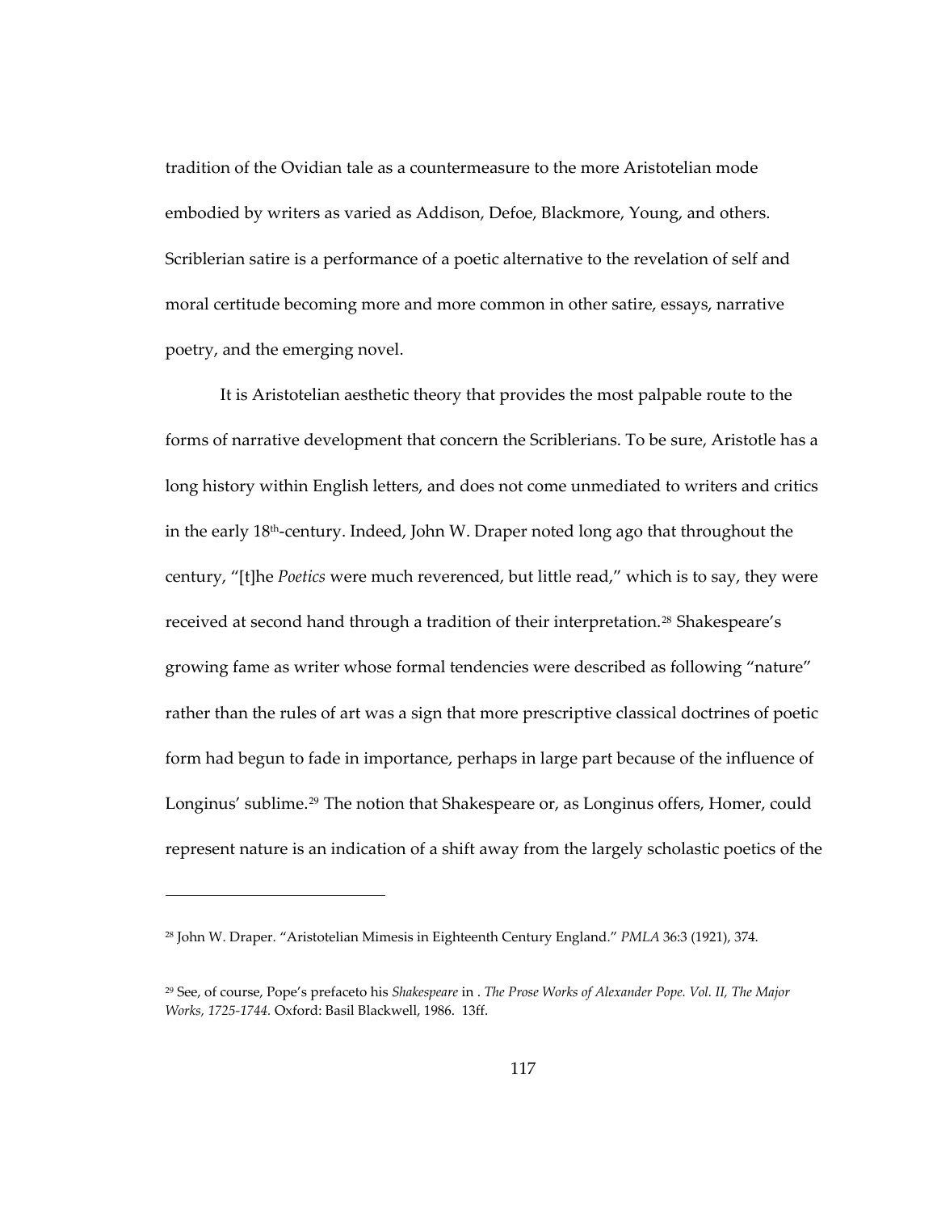tradition of the Ovidian tale as a countermeasure to the more Aristotelian mode embodied by writers as varied as Addison, Defoe, Blackmore, Young, and others. Scriblerian satire is a performance of a poetic alternative to the revelation of self and moral certitude becoming more and more common in other satire, essays, narrative poetry, and the emerging novel.

It is Aristotelian aesthetic theory that provides the most palpable route to the forms of narrative development that concern the Scriblerians. To be sure, Aristotle has a long history within English letters, and does not come unmediated to writers and critics in the early 18th-century. Indeed, John W. Draper noted long ago that throughout the century, "[t]he *Poetics* were much reverenced, but little read," which is to say, they were received at second hand through a tradition of their interpretation.[28] Shakespeare's growing fame as writer whose formal tendencies were described as following "nature" rather than the rules of art was a sign that more prescriptive classical doctrines of poetic form had begun to fade in importance, perhaps in large part because of the influence of Longinus' sublime.[29] The notion that Shakespeare or, as Longinus offers, Homer, could represent nature is an indication of a shift away from the largely scholastic poetics of the

---

[28] John W. Draper. "Aristotelian Mimesis in Eighteenth Century England." *PMLA* 36:3 (1921), 374.

[29] See, of course, Pope's prefaceto his *Shakespeare* in . *The Prose Works of Alexander Pope. Vol. II, The Major Works, 1725-1744.* Oxford: Basil Blackwell, 1986. 13ff.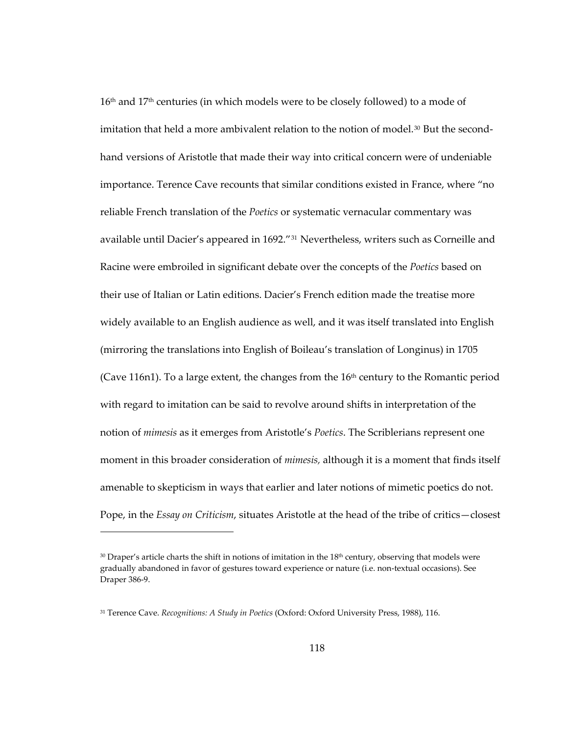16th and 17th centuries (in which models were to be closely followed) to a mode of imitation that held a more ambivalent relation to the notion of model.[30] But the second-hand versions of Aristotle that made their way into critical concern were of undeniable importance. Terence Cave recounts that similar conditions existed in France, where "no reliable French translation of the *Poetics* or systematic vernacular commentary was available until Dacier's appeared in 1692."[31] Nevertheless, writers such as Corneille and Racine were embroiled in significant debate over the concepts of the *Poetics* based on their use of Italian or Latin editions. Dacier's French edition made the treatise more widely available to an English audience as well, and it was itself translated into English (mirroring the translations into English of Boileau's translation of Longinus) in 1705 (Cave 116n1). To a large extent, the changes from the 16th century to the Romantic period with regard to imitation can be said to revolve around shifts in interpretation of the notion of *mimesis* as it emerges from Aristotle's *Poetics*. The Scriblerians represent one moment in this broader consideration of *mimesis,* although it is a moment that finds itself amenable to skepticism in ways that earlier and later notions of mimetic poetics do not. Pope, in the *Essay on Criticism*, situates Aristotle at the head of the tribe of critics—closest

---

[30] Draper's article charts the shift in notions of imitation in the 18th century, observing that models were gradually abandoned in favor of gestures toward experience or nature (i.e. non-textual occasions). See Draper 386-9.

[31] Terence Cave. *Recognitions: A Study in Poetics* (Oxford: Oxford University Press, 1988), 116.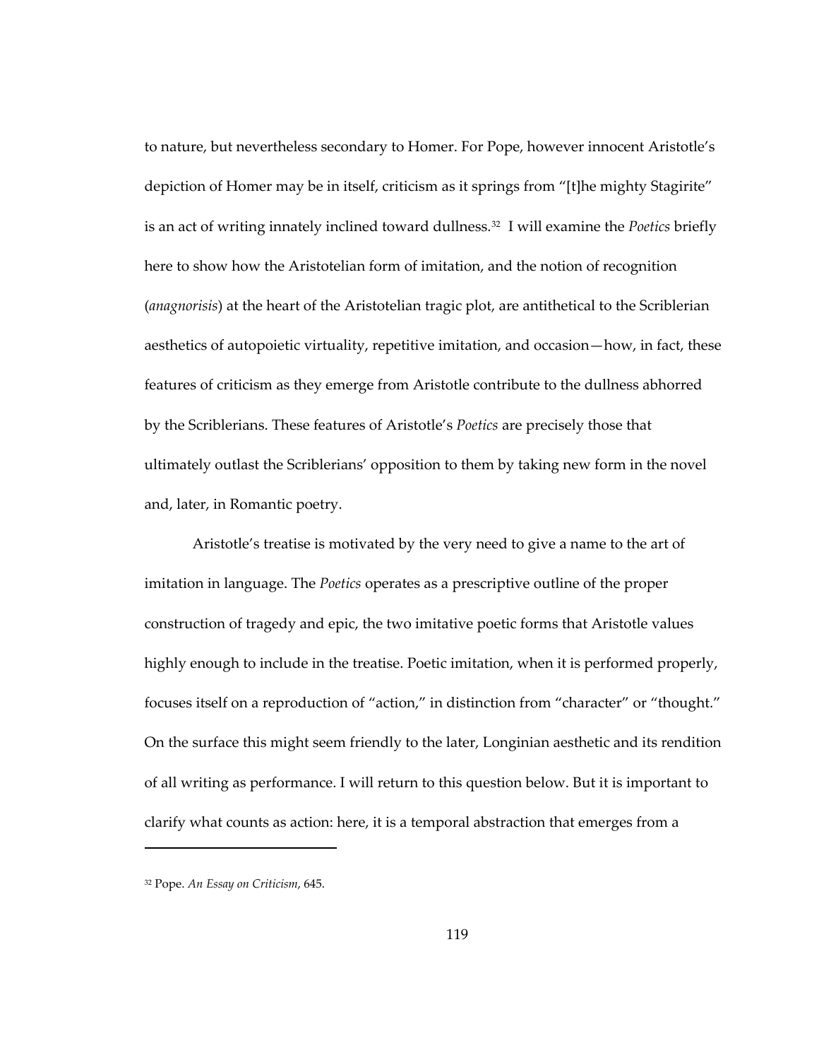to nature, but nevertheless secondary to Homer. For Pope, however innocent Aristotle's depiction of Homer may be in itself, criticism as it springs from "[t]he mighty Stagirite" is an act of writing innately inclined toward dullness.[32] I will examine the *Poetics* briefly here to show how the Aristotelian form of imitation, and the notion of recognition (*anagnorisis*) at the heart of the Aristotelian tragic plot, are antithetical to the Scriblerian aesthetics of autopoietic virtuality, repetitive imitation, and occasion—how, in fact, these features of criticism as they emerge from Aristotle contribute to the dullness abhorred by the Scriblerians. These features of Aristotle's *Poetics* are precisely those that ultimately outlast the Scriblerians' opposition to them by taking new form in the novel and, later, in Romantic poetry.

Aristotle's treatise is motivated by the very need to give a name to the art of imitation in language. The *Poetics* operates as a prescriptive outline of the proper construction of tragedy and epic, the two imitative poetic forms that Aristotle values highly enough to include in the treatise. Poetic imitation, when it is performed properly, focuses itself on a reproduction of "action," in distinction from "character" or "thought." On the surface this might seem friendly to the later, Longinian aesthetic and its rendition of all writing as performance. I will return to this question below. But it is important to clarify what counts as action: here, it is a temporal abstraction that emerges from a

[32] Pope. *An Essay on Criticism*, 645.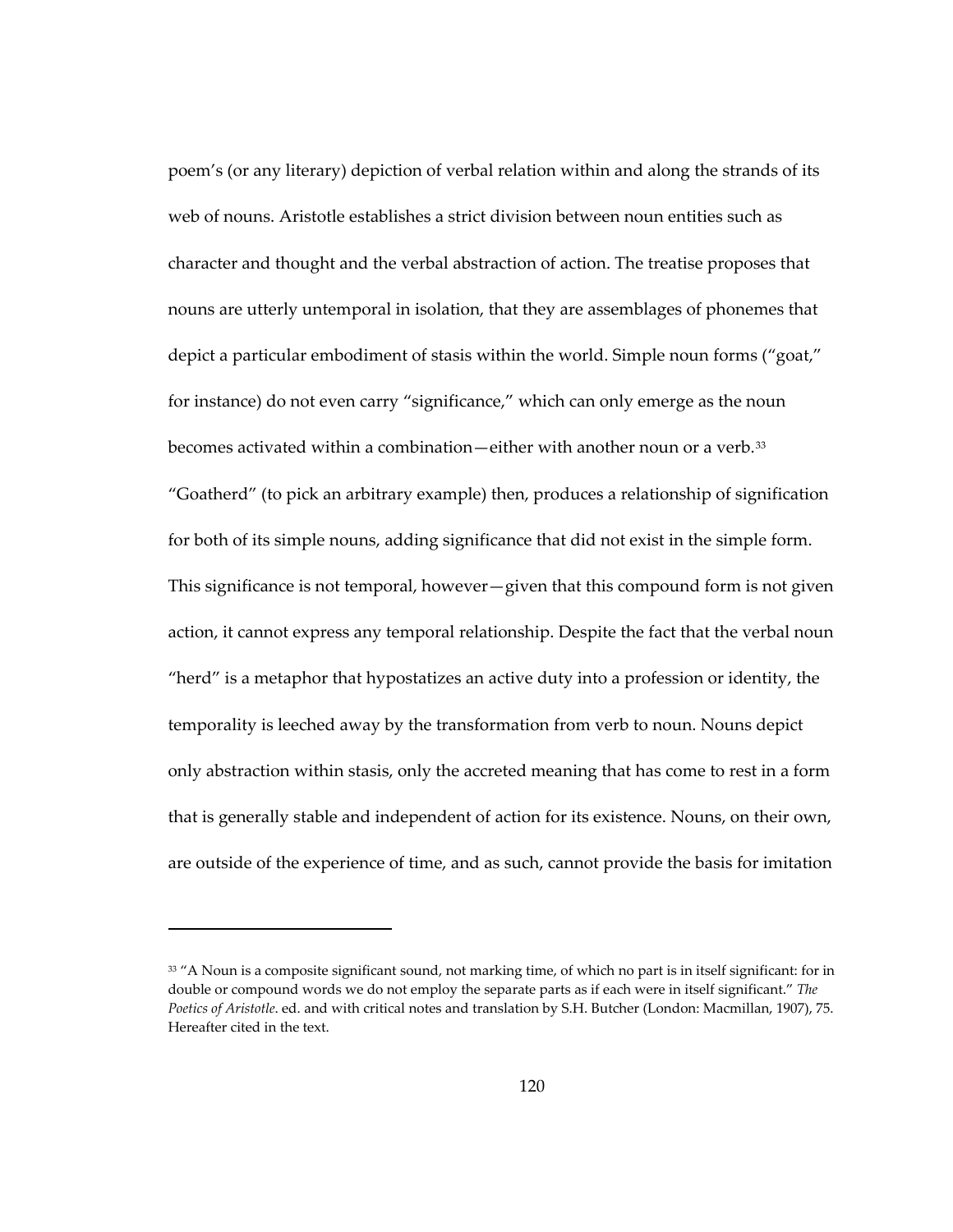poem's (or any literary) depiction of verbal relation within and along the strands of its web of nouns. Aristotle establishes a strict division between noun entities such as character and thought and the verbal abstraction of action. The treatise proposes that nouns are utterly untemporal in isolation, that they are assemblages of phonemes that depict a particular embodiment of stasis within the world. Simple noun forms ("goat," for instance) do not even carry "significance," which can only emerge as the noun becomes activated within a combination—either with another noun or a verb.[33] "Goatherd" (to pick an arbitrary example) then, produces a relationship of signification for both of its simple nouns, adding significance that did not exist in the simple form. This significance is not temporal, however—given that this compound form is not given action, it cannot express any temporal relationship. Despite the fact that the verbal noun "herd" is a metaphor that hypostatizes an active duty into a profession or identity, the temporality is leeched away by the transformation from verb to noun. Nouns depict only abstraction within stasis, only the accreted meaning that has come to rest in a form that is generally stable and independent of action for its existence. Nouns, on their own, are outside of the experience of time, and as such, cannot provide the basis for imitation

---

[33] "A Noun is a composite significant sound, not marking time, of which no part is in itself significant: for in double or compound words we do not employ the separate parts as if each were in itself significant." *The Poetics of Aristotle*. ed. and with critical notes and translation by S.H. Butcher (London: Macmillan, 1907), 75. Hereafter cited in the text.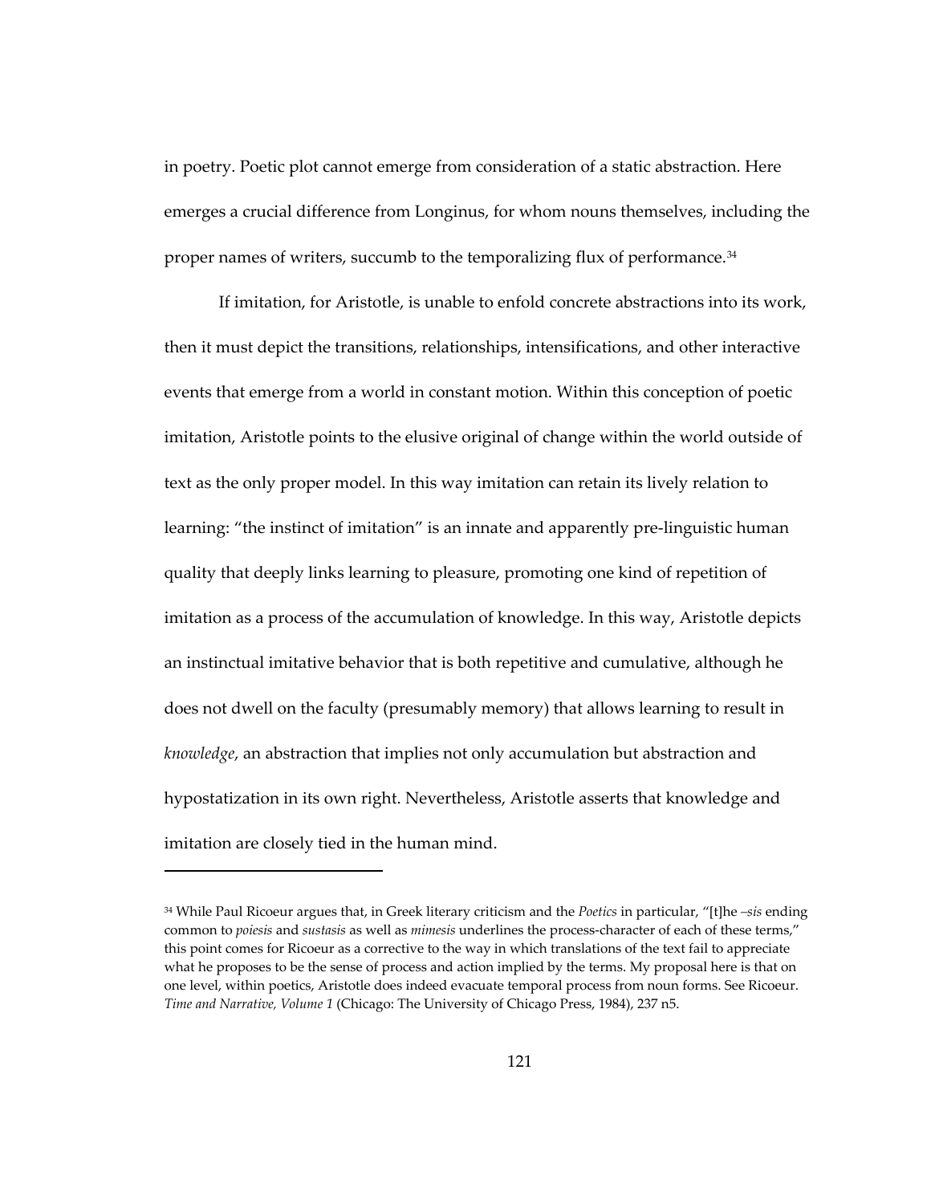in poetry. Poetic plot cannot emerge from consideration of a static abstraction. Here emerges a crucial difference from Longinus, for whom nouns themselves, including the proper names of writers, succumb to the temporalizing flux of performance.[34]

If imitation, for Aristotle, is unable to enfold concrete abstractions into its work, then it must depict the transitions, relationships, intensifications, and other interactive events that emerge from a world in constant motion. Within this conception of poetic imitation, Aristotle points to the elusive original of change within the world outside of text as the only proper model. In this way imitation can retain its lively relation to learning: "the instinct of imitation" is an innate and apparently pre-linguistic human quality that deeply links learning to pleasure, promoting one kind of repetition of imitation as a process of the accumulation of knowledge. In this way, Aristotle depicts an instinctual imitative behavior that is both repetitive and cumulative, although he does not dwell on the faculty (presumably memory) that allows learning to result in *knowledge*, an abstraction that implies not only accumulation but abstraction and hypostatization in its own right. Nevertheless, Aristotle asserts that knowledge and imitation are closely tied in the human mind.

---

[34] While Paul Ricoeur argues that, in Greek literary criticism and the *Poetics* in particular, "[t]he *–sis* ending common to *poiesis* and *sustasis* as well as *mimesis* underlines the process-character of each of these terms," this point comes for Ricoeur as a corrective to the way in which translations of the text fail to appreciate what he proposes to be the sense of process and action implied by the terms. My proposal here is that on one level, within poetics, Aristotle does indeed evacuate temporal process from noun forms. See Ricoeur. *Time and Narrative, Volume 1* (Chicago: The University of Chicago Press, 1984), 237 n5.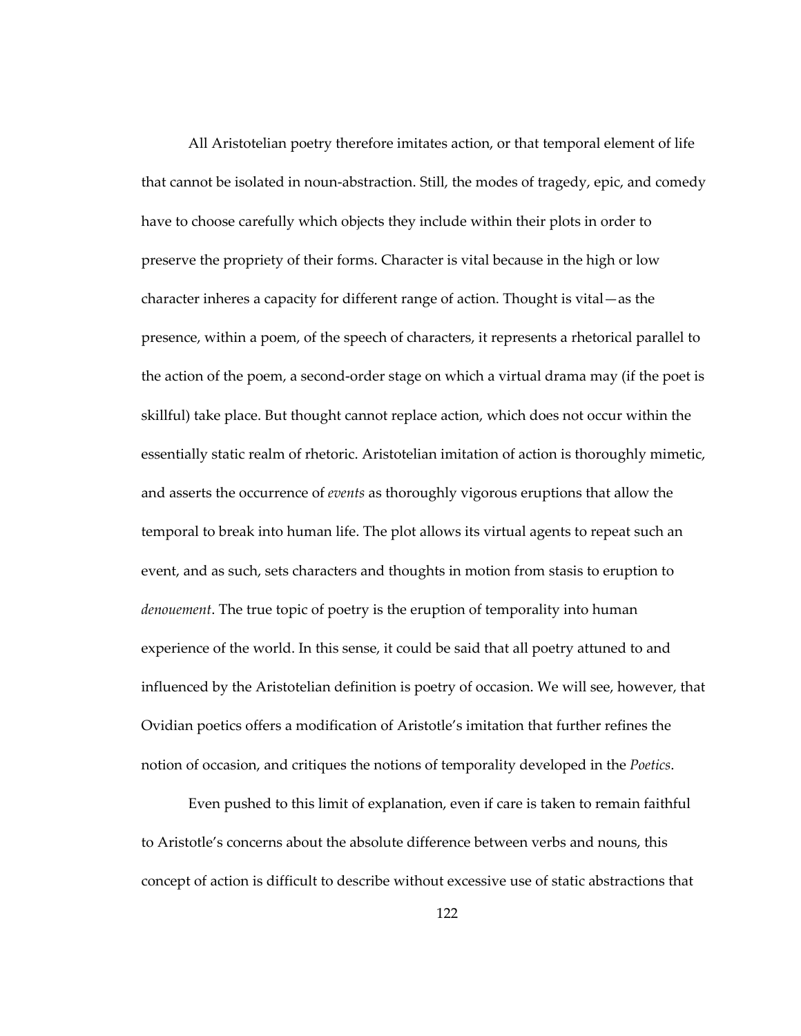All Aristotelian poetry therefore imitates action, or that temporal element of life that cannot be isolated in noun-abstraction. Still, the modes of tragedy, epic, and comedy have to choose carefully which objects they include within their plots in order to preserve the propriety of their forms. Character is vital because in the high or low character inheres a capacity for different range of action. Thought is vital—as the presence, within a poem, of the speech of characters, it represents a rhetorical parallel to the action of the poem, a second-order stage on which a virtual drama may (if the poet is skillful) take place. But thought cannot replace action, which does not occur within the essentially static realm of rhetoric. Aristotelian imitation of action is thoroughly mimetic, and asserts the occurrence of *events* as thoroughly vigorous eruptions that allow the temporal to break into human life. The plot allows its virtual agents to repeat such an event, and as such, sets characters and thoughts in motion from stasis to eruption to *denouement*. The true topic of poetry is the eruption of temporality into human experience of the world. In this sense, it could be said that all poetry attuned to and influenced by the Aristotelian definition is poetry of occasion. We will see, however, that Ovidian poetics offers a modification of Aristotle's imitation that further refines the notion of occasion, and critiques the notions of temporality developed in the *Poetics*.

Even pushed to this limit of explanation, even if care is taken to remain faithful to Aristotle's concerns about the absolute difference between verbs and nouns, this concept of action is difficult to describe without excessive use of static abstractions that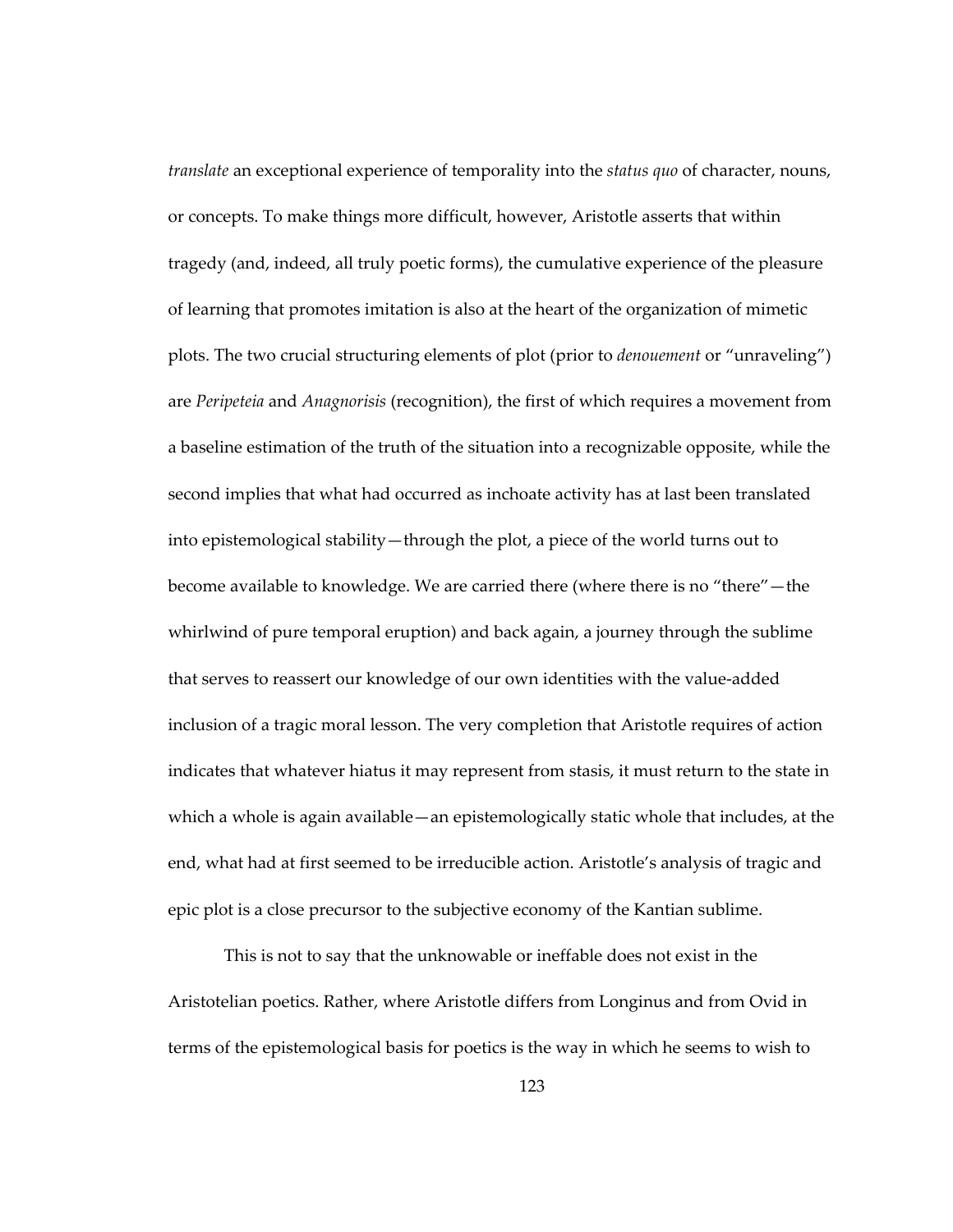*translate* an exceptional experience of temporality into the *status quo* of character, nouns, or concepts. To make things more difficult, however, Aristotle asserts that within tragedy (and, indeed, all truly poetic forms), the cumulative experience of the pleasure of learning that promotes imitation is also at the heart of the organization of mimetic plots. The two crucial structuring elements of plot (prior to *denouement* or "unraveling") are *Peripeteia* and *Anagnorisis* (recognition), the first of which requires a movement from a baseline estimation of the truth of the situation into a recognizable opposite, while the second implies that what had occurred as inchoate activity has at last been translated into epistemological stability—through the plot, a piece of the world turns out to become available to knowledge. We are carried there (where there is no "there"—the whirlwind of pure temporal eruption) and back again, a journey through the sublime that serves to reassert our knowledge of our own identities with the value-added inclusion of a tragic moral lesson. The very completion that Aristotle requires of action indicates that whatever hiatus it may represent from stasis, it must return to the state in which a whole is again available—an epistemologically static whole that includes, at the end, what had at first seemed to be irreducible action. Aristotle's analysis of tragic and epic plot is a close precursor to the subjective economy of the Kantian sublime.

This is not to say that the unknowable or ineffable does not exist in the Aristotelian poetics. Rather, where Aristotle differs from Longinus and from Ovid in terms of the epistemological basis for poetics is the way in which he seems to wish to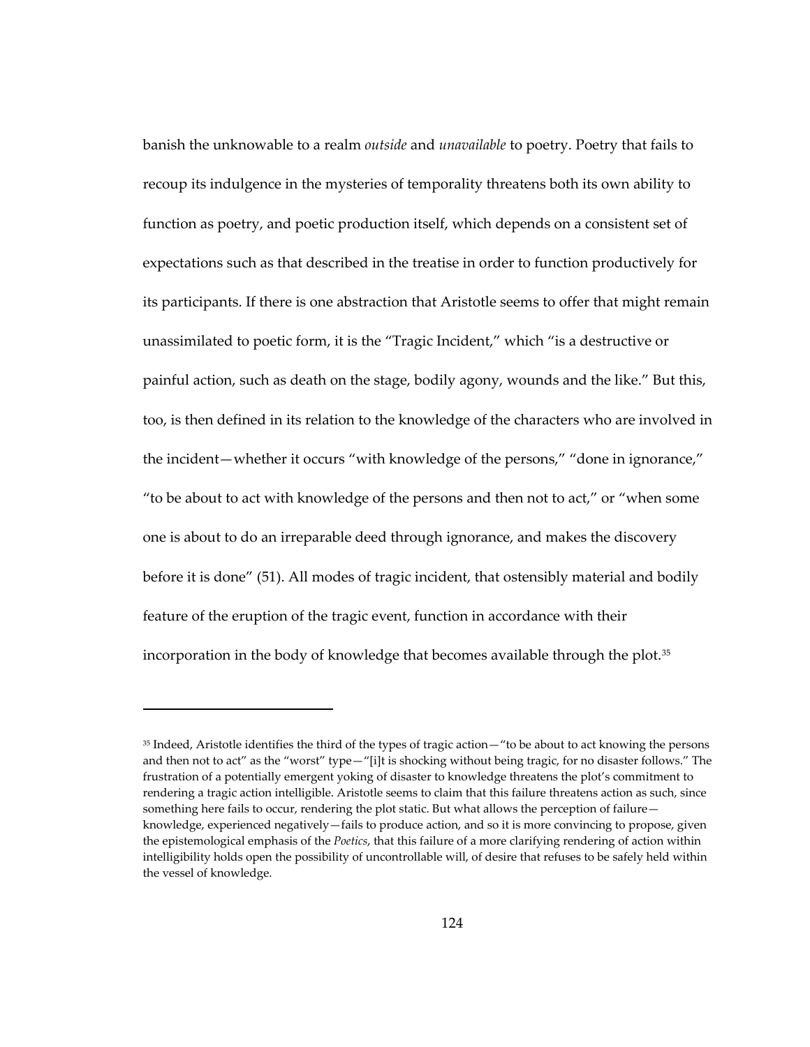banish the unknowable to a realm *outside* and *unavailable* to poetry. Poetry that fails to recoup its indulgence in the mysteries of temporality threatens both its own ability to function as poetry, and poetic production itself, which depends on a consistent set of expectations such as that described in the treatise in order to function productively for its participants. If there is one abstraction that Aristotle seems to offer that might remain unassimilated to poetic form, it is the "Tragic Incident," which "is a destructive or painful action, such as death on the stage, bodily agony, wounds and the like." But this, too, is then defined in its relation to the knowledge of the characters who are involved in the incident—whether it occurs "with knowledge of the persons," "done in ignorance," "to be about to act with knowledge of the persons and then not to act," or "when some one is about to do an irreparable deed through ignorance, and makes the discovery before it is done" (51). All modes of tragic incident, that ostensibly material and bodily feature of the eruption of the tragic event, function in accordance with their incorporation in the body of knowledge that becomes available through the plot.[35]

[35] Indeed, Aristotle identifies the third of the types of tragic action—"to be about to act knowing the persons and then not to act" as the "worst" type—"[i]t is shocking without being tragic, for no disaster follows." The frustration of a potentially emergent yoking of disaster to knowledge threatens the plot's commitment to rendering a tragic action intelligible. Aristotle seems to claim that this failure threatens action as such, since something here fails to occur, rendering the plot static. But what allows the perception of failure—knowledge, experienced negatively—fails to produce action, and so it is more convincing to propose, given the epistemological emphasis of the *Poetics*, that this failure of a more clarifying rendering of action within intelligibility holds open the possibility of uncontrollable will, of desire that refuses to be safely held within the vessel of knowledge.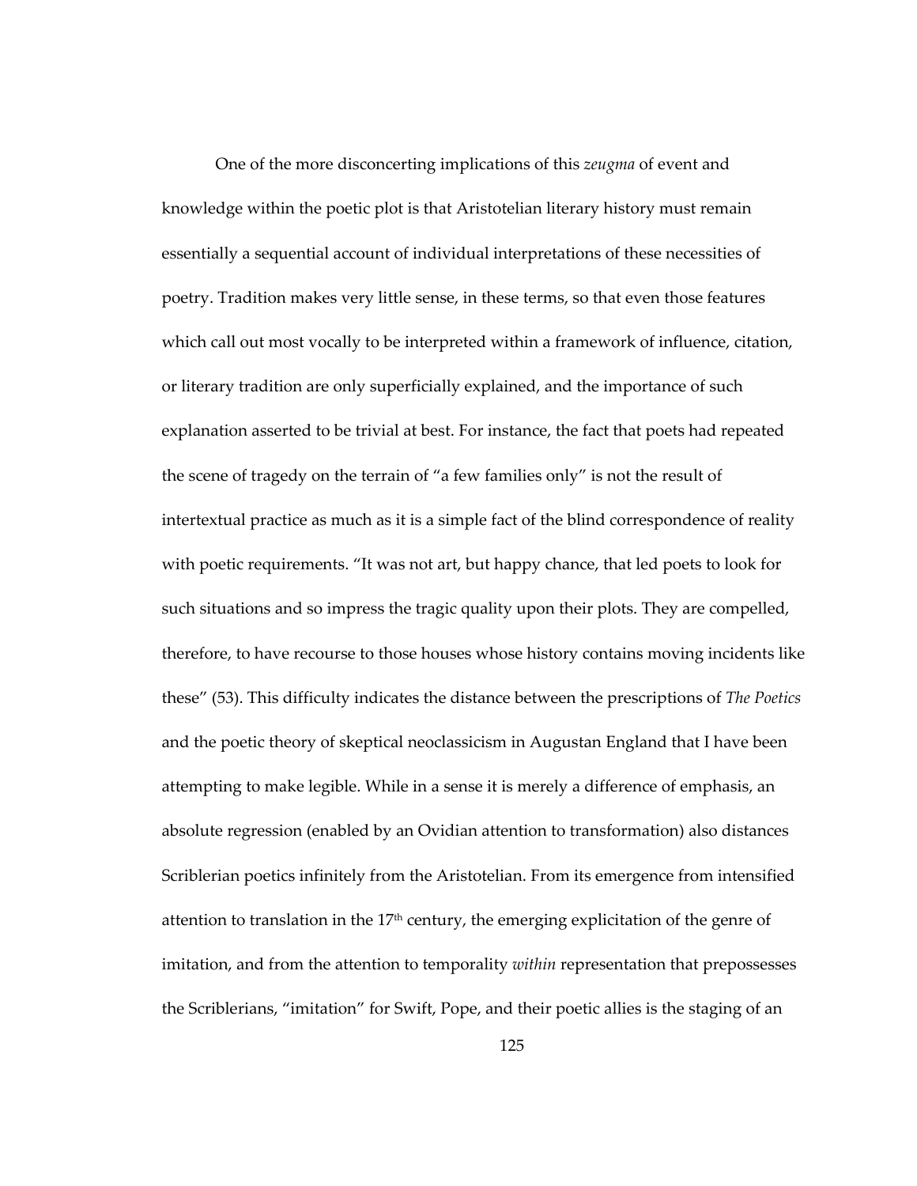One of the more disconcerting implications of this *zeugma* of event and knowledge within the poetic plot is that Aristotelian literary history must remain essentially a sequential account of individual interpretations of these necessities of poetry. Tradition makes very little sense, in these terms, so that even those features which call out most vocally to be interpreted within a framework of influence, citation, or literary tradition are only superficially explained, and the importance of such explanation asserted to be trivial at best. For instance, the fact that poets had repeated the scene of tragedy on the terrain of "a few families only" is not the result of intertextual practice as much as it is a simple fact of the blind correspondence of reality with poetic requirements. "It was not art, but happy chance, that led poets to look for such situations and so impress the tragic quality upon their plots. They are compelled, therefore, to have recourse to those houses whose history contains moving incidents like these" (53). This difficulty indicates the distance between the prescriptions of *The Poetics* and the poetic theory of skeptical neoclassicism in Augustan England that I have been attempting to make legible. While in a sense it is merely a difference of emphasis, an absolute regression (enabled by an Ovidian attention to transformation) also distances Scriblerian poetics infinitely from the Aristotelian. From its emergence from intensified attention to translation in the 17th century, the emerging explicitation of the genre of imitation, and from the attention to temporality *within* representation that prepossesses the Scriblerians, "imitation" for Swift, Pope, and their poetic allies is the staging of an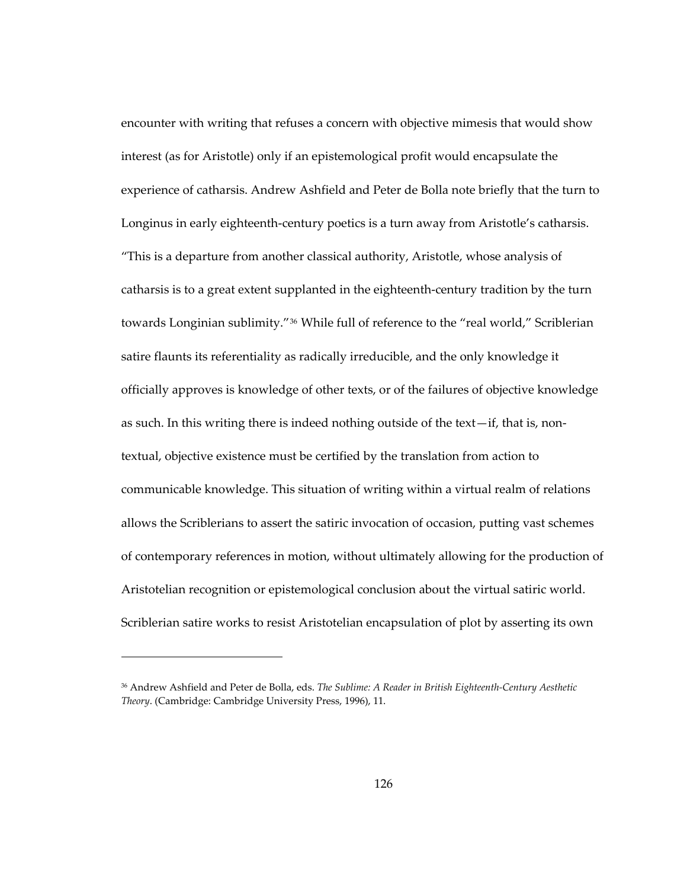encounter with writing that refuses a concern with objective mimesis that would show interest (as for Aristotle) only if an epistemological profit would encapsulate the experience of catharsis. Andrew Ashfield and Peter de Bolla note briefly that the turn to Longinus in early eighteenth-century poetics is a turn away from Aristotle's catharsis. "This is a departure from another classical authority, Aristotle, whose analysis of catharsis is to a great extent supplanted in the eighteenth-century tradition by the turn towards Longinian sublimity."[36] While full of reference to the "real world," Scriblerian satire flaunts its referentiality as radically irreducible, and the only knowledge it officially approves is knowledge of other texts, or of the failures of objective knowledge as such. In this writing there is indeed nothing outside of the text—if, that is, non-textual, objective existence must be certified by the translation from action to communicable knowledge. This situation of writing within a virtual realm of relations allows the Scriblerians to assert the satiric invocation of occasion, putting vast schemes of contemporary references in motion, without ultimately allowing for the production of Aristotelian recognition or epistemological conclusion about the virtual satiric world. Scriblerian satire works to resist Aristotelian encapsulation of plot by asserting its own

---

[36] Andrew Ashfield and Peter de Bolla, eds. *The Sublime: A Reader in British Eighteenth-Century Aesthetic Theory*. (Cambridge: Cambridge University Press, 1996), 11.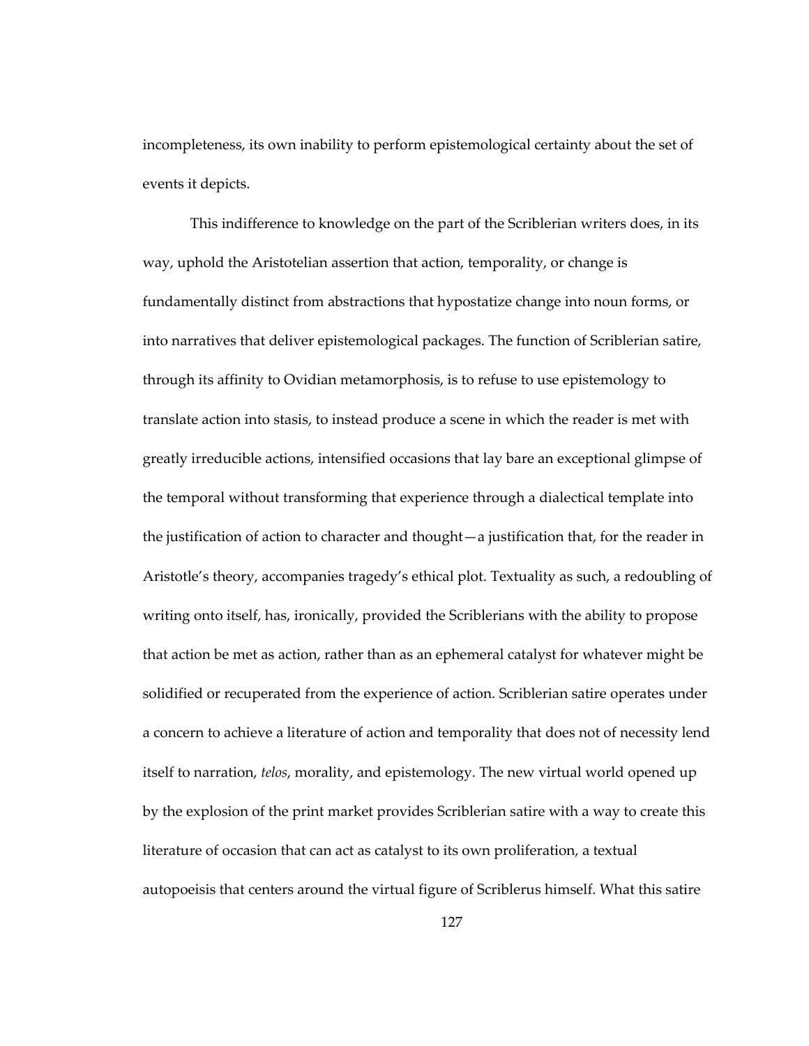incompleteness, its own inability to perform epistemological certainty about the set of events it depicts.

This indifference to knowledge on the part of the Scriblerian writers does, in its way, uphold the Aristotelian assertion that action, temporality, or change is fundamentally distinct from abstractions that hypostatize change into noun forms, or into narratives that deliver epistemological packages. The function of Scriblerian satire, through its affinity to Ovidian metamorphosis, is to refuse to use epistemology to translate action into stasis, to instead produce a scene in which the reader is met with greatly irreducible actions, intensified occasions that lay bare an exceptional glimpse of the temporal without transforming that experience through a dialectical template into the justification of action to character and thought—a justification that, for the reader in Aristotle's theory, accompanies tragedy's ethical plot. Textuality as such, a redoubling of writing onto itself, has, ironically, provided the Scriblerians with the ability to propose that action be met as action, rather than as an ephemeral catalyst for whatever might be solidified or recuperated from the experience of action. Scriblerian satire operates under a concern to achieve a literature of action and temporality that does not of necessity lend itself to narration, *telos*, morality, and epistemology. The new virtual world opened up by the explosion of the print market provides Scriblerian satire with a way to create this literature of occasion that can act as catalyst to its own proliferation, a textual autopoeisis that centers around the virtual figure of Scriblerus himself. What this satire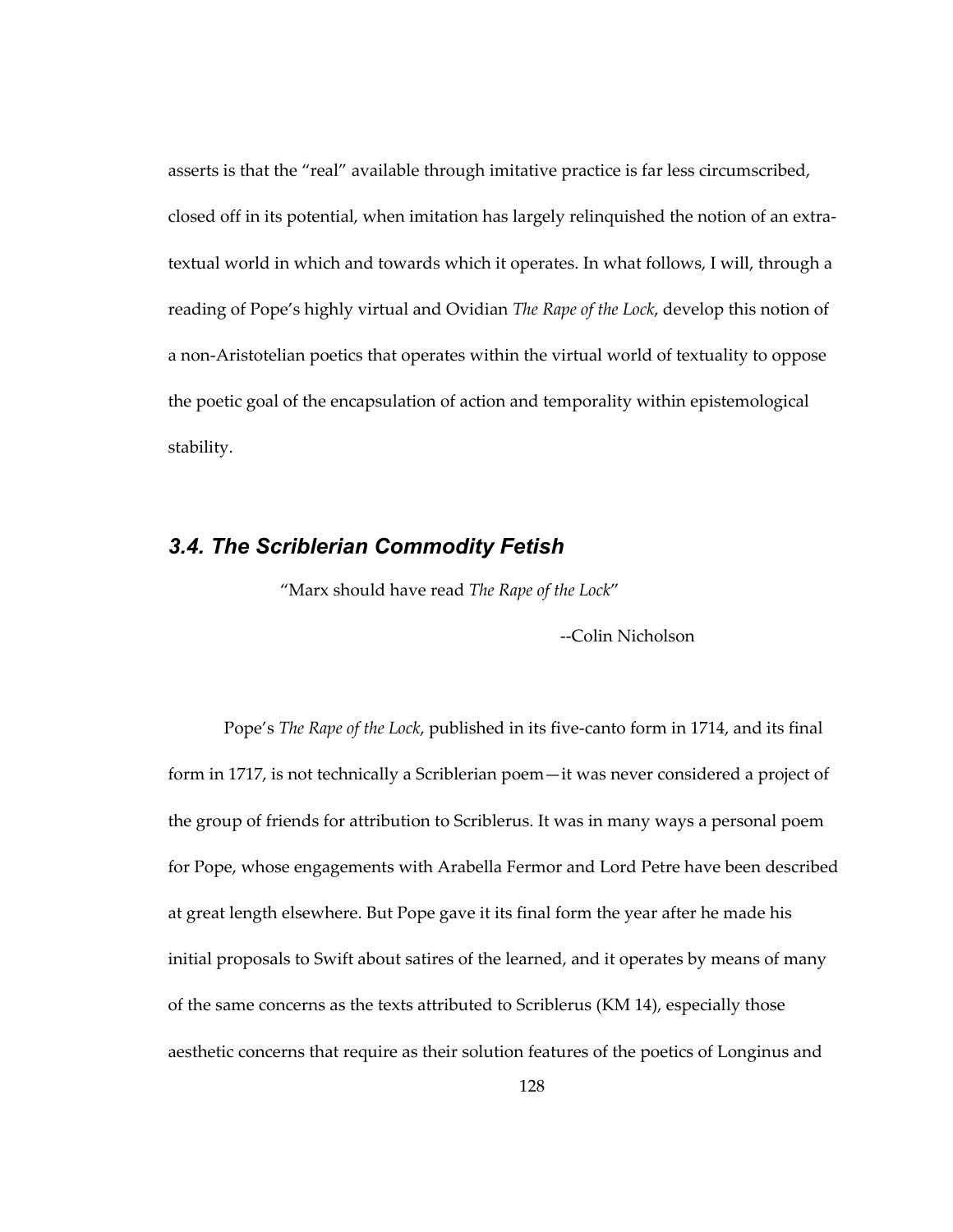asserts is that the "real" available through imitative practice is far less circumscribed, closed off in its potential, when imitation has largely relinquished the notion of an extra-textual world in which and towards which it operates. In what follows, I will, through a reading of Pope's highly virtual and Ovidian *The Rape of the Lock*, develop this notion of a non-Aristotelian poetics that operates within the virtual world of textuality to oppose the poetic goal of the encapsulation of action and temporality within epistemological stability.

### *3.4. The Scriblerian Commodity Fetish*

> "Marx should have read *The Rape of the Lock*"
>
> --Colin Nicholson

Pope's *The Rape of the Lock*, published in its five-canto form in 1714, and its final form in 1717, is not technically a Scriblerian poem—it was never considered a project of the group of friends for attribution to Scriblerus. It was in many ways a personal poem for Pope, whose engagements with Arabella Fermor and Lord Petre have been described at great length elsewhere. But Pope gave it its final form the year after he made his initial proposals to Swift about satires of the learned, and it operates by means of many of the same concerns as the texts attributed to Scriblerus (KM 14), especially those aesthetic concerns that require as their solution features of the poetics of Longinus and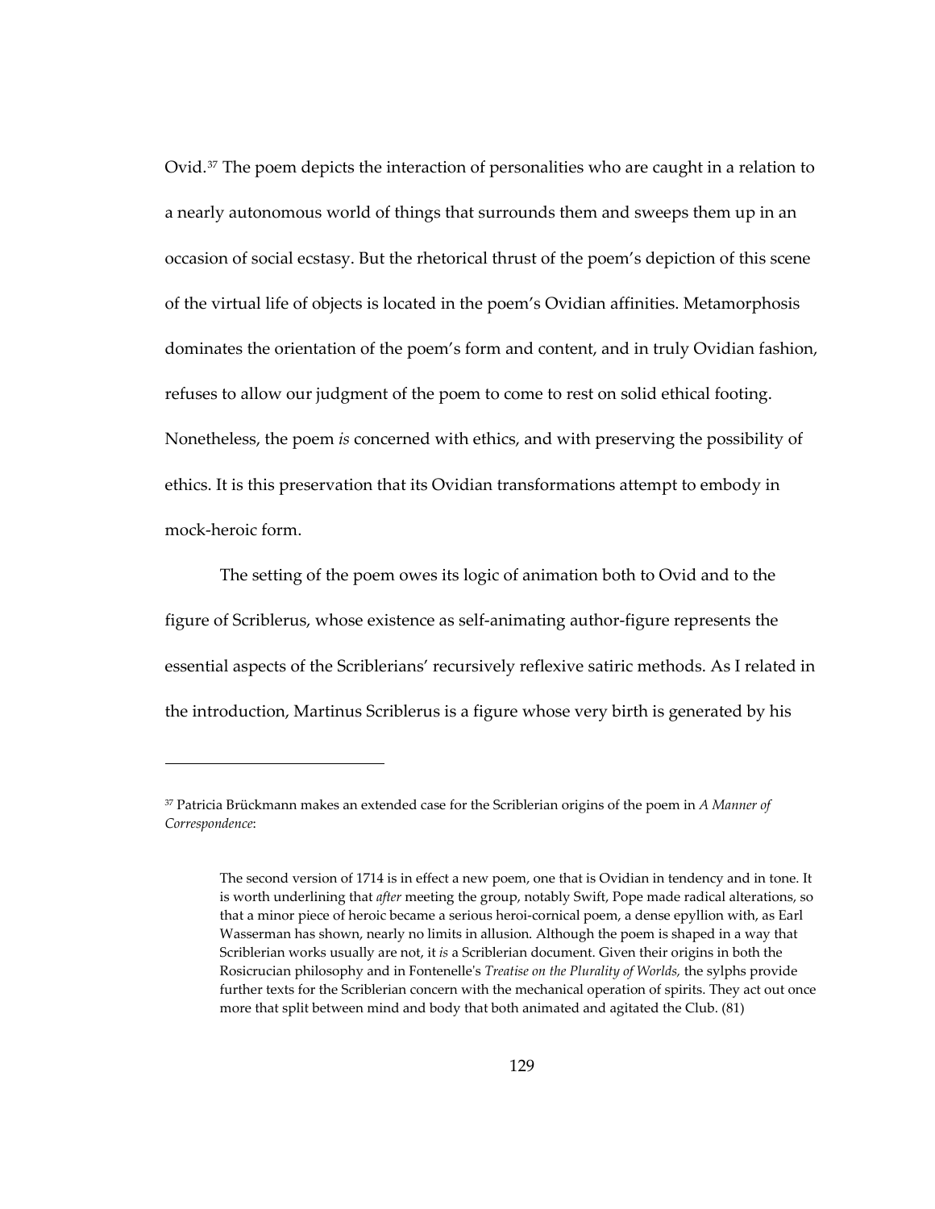Ovid.[37] The poem depicts the interaction of personalities who are caught in a relation to a nearly autonomous world of things that surrounds them and sweeps them up in an occasion of social ecstasy. But the rhetorical thrust of the poem's depiction of this scene of the virtual life of objects is located in the poem's Ovidian affinities. Metamorphosis dominates the orientation of the poem's form and content, and in truly Ovidian fashion, refuses to allow our judgment of the poem to come to rest on solid ethical footing. Nonetheless, the poem *is* concerned with ethics, and with preserving the possibility of ethics. It is this preservation that its Ovidian transformations attempt to embody in mock-heroic form.

The setting of the poem owes its logic of animation both to Ovid and to the figure of Scriblerus, whose existence as self-animating author-figure represents the essential aspects of the Scriblerians' recursively reflexive satiric methods. As I related in the introduction, Martinus Scriblerus is a figure whose very birth is generated by his

---

[37] Patricia Brückmann makes an extended case for the Scriblerian origins of the poem in *A Manner of Correspondence*:

> The second version of 1714 is in effect a new poem, one that is Ovidian in tendency and in tone. It is worth underlining that *after* meeting the group, notably Swift, Pope made radical alterations, so that a minor piece of heroic became a serious heroi-cornical poem, a dense epyllion with, as Earl Wasserman has shown, nearly no limits in allusion. Although the poem is shaped in a way that Scriblerian works usually are not, it *is* a Scriblerian document. Given their origins in both the Rosicrucian philosophy and in Fontenelle's *Treatise on the Plurality of Worlds,* the sylphs provide further texts for the Scriblerian concern with the mechanical operation of spirits. They act out once more that split between mind and body that both animated and agitated the Club. (81)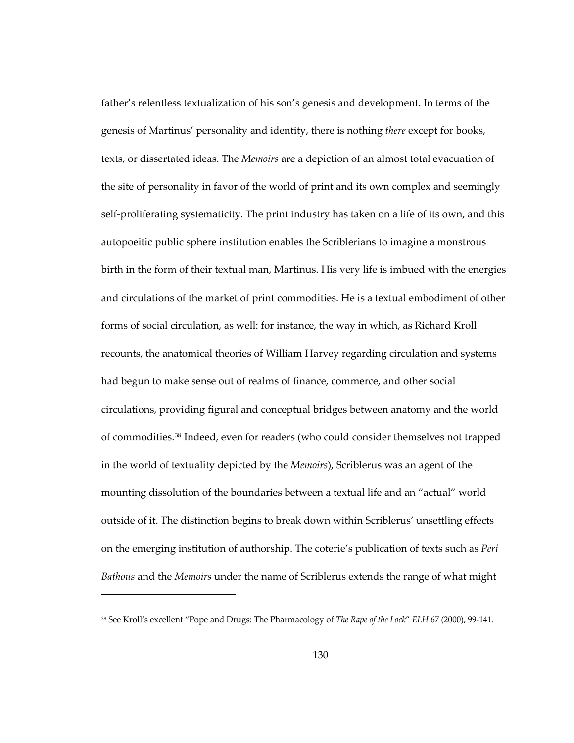father's relentless textualization of his son's genesis and development. In terms of the genesis of Martinus' personality and identity, there is nothing *there* except for books, texts, or dissertated ideas. The *Memoirs* are a depiction of an almost total evacuation of the site of personality in favor of the world of print and its own complex and seemingly self-proliferating systematicity. The print industry has taken on a life of its own, and this autopoeitic public sphere institution enables the Scriblerians to imagine a monstrous birth in the form of their textual man, Martinus. His very life is imbued with the energies and circulations of the market of print commodities. He is a textual embodiment of other forms of social circulation, as well: for instance, the way in which, as Richard Kroll recounts, the anatomical theories of William Harvey regarding circulation and systems had begun to make sense out of realms of finance, commerce, and other social circulations, providing figural and conceptual bridges between anatomy and the world of commodities.[38] Indeed, even for readers (who could consider themselves not trapped in the world of textuality depicted by the *Memoirs*), Scriblerus was an agent of the mounting dissolution of the boundaries between a textual life and an "actual" world outside of it. The distinction begins to break down within Scriblerus' unsettling effects on the emerging institution of authorship. The coterie's publication of texts such as *Peri Bathous* and the *Memoirs* under the name of Scriblerus extends the range of what might

---

[38] See Kroll's excellent "Pope and Drugs: The Pharmacology of *The Rape of the Lock*" *ELH* 67 (2000), 99-141.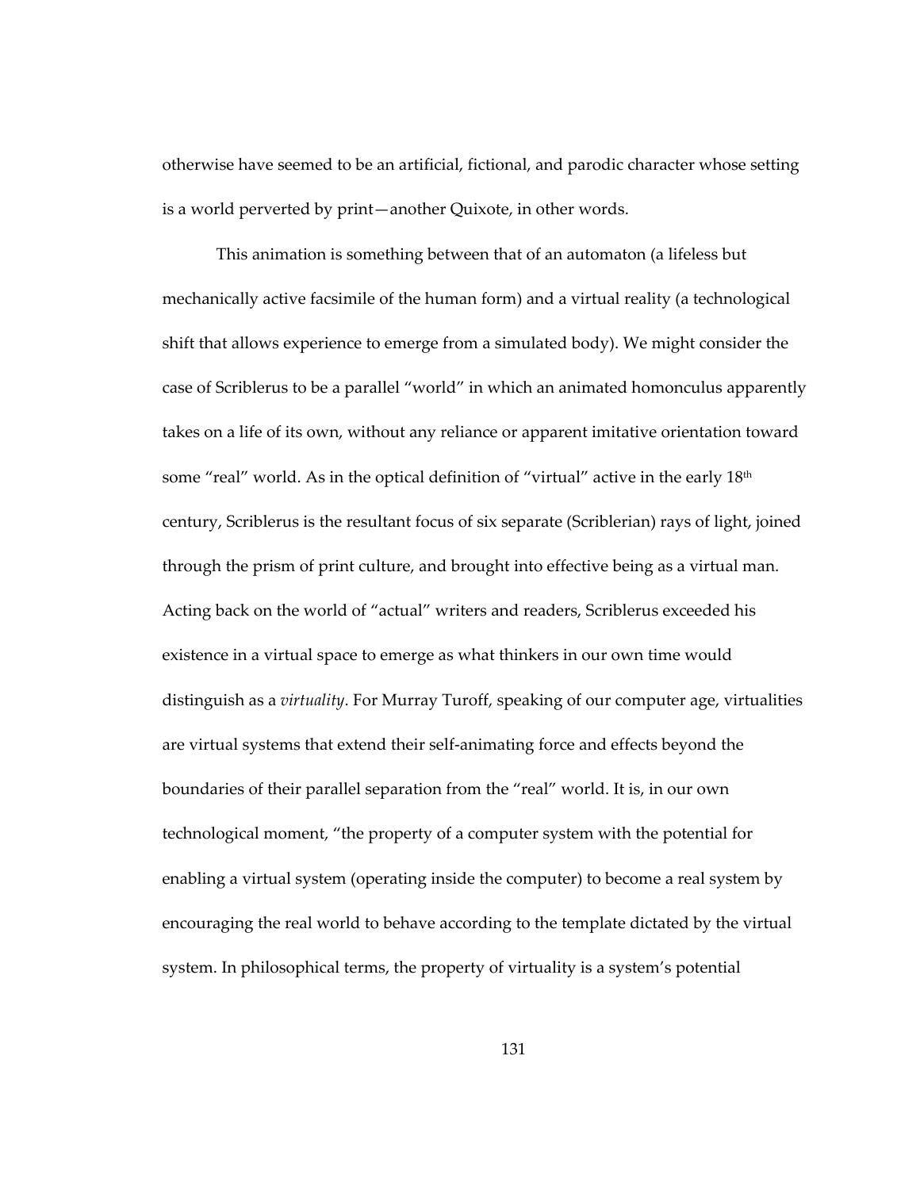otherwise have seemed to be an artificial, fictional, and parodic character whose setting is a world perverted by print—another Quixote, in other words.

This animation is something between that of an automaton (a lifeless but mechanically active facsimile of the human form) and a virtual reality (a technological shift that allows experience to emerge from a simulated body). We might consider the case of Scriblerus to be a parallel "world" in which an animated homonculus apparently takes on a life of its own, without any reliance or apparent imitative orientation toward some "real" world. As in the optical definition of "virtual" active in the early 18th century, Scriblerus is the resultant focus of six separate (Scriblerian) rays of light, joined through the prism of print culture, and brought into effective being as a virtual man. Acting back on the world of "actual" writers and readers, Scriblerus exceeded his existence in a virtual space to emerge as what thinkers in our own time would distinguish as a *virtuality*. For Murray Turoff, speaking of our computer age, virtualities are virtual systems that extend their self-animating force and effects beyond the boundaries of their parallel separation from the "real" world. It is, in our own technological moment, "the property of a computer system with the potential for enabling a virtual system (operating inside the computer) to become a real system by encouraging the real world to behave according to the template dictated by the virtual system. In philosophical terms, the property of virtuality is a system's potential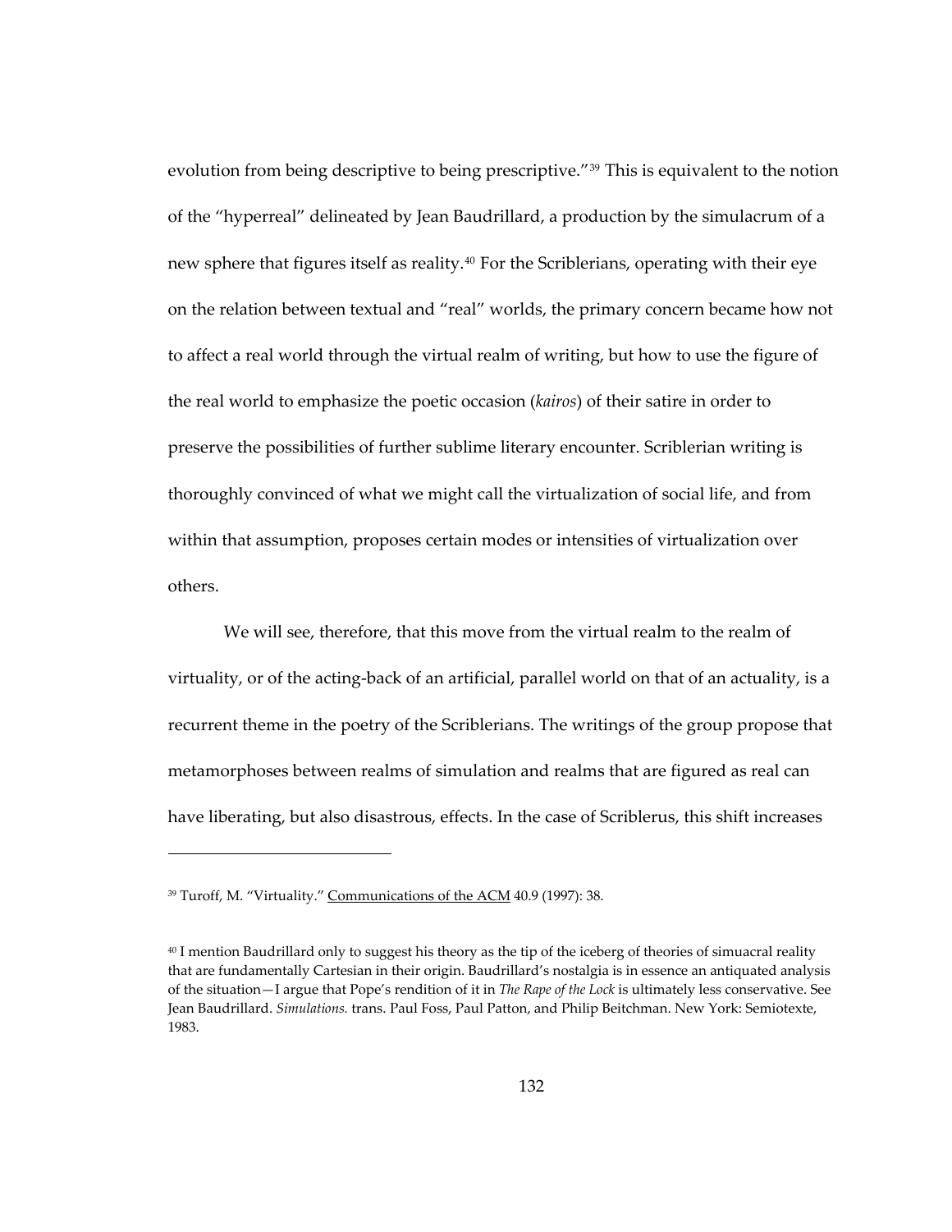evolution from being descriptive to being prescriptive."[39] This is equivalent to the notion of the "hyperreal" delineated by Jean Baudrillard, a production by the simulacrum of a new sphere that figures itself as reality.[40] For the Scriblerians, operating with their eye on the relation between textual and "real" worlds, the primary concern became how not to affect a real world through the virtual realm of writing, but how to use the figure of the real world to emphasize the poetic occasion (*kairos*) of their satire in order to preserve the possibilities of further sublime literary encounter. Scriblerian writing is thoroughly convinced of what we might call the virtualization of social life, and from within that assumption, proposes certain modes or intensities of virtualization over others.

We will see, therefore, that this move from the virtual realm to the realm of virtuality, or of the acting-back of an artificial, parallel world on that of an actuality, is a recurrent theme in the poetry of the Scriblerians. The writings of the group propose that metamorphoses between realms of simulation and realms that are figured as real can have liberating, but also disastrous, effects. In the case of Scriblerus, this shift increases

---

[39] Turoff, M. "Virtuality." Communications of the ACM 40.9 (1997): 38.

[40] I mention Baudrillard only to suggest his theory as the tip of the iceberg of theories of simuacral reality that are fundamentally Cartesian in their origin. Baudrillard's nostalgia is in essence an antiquated analysis of the situation—I argue that Pope's rendition of it in *The Rape of the Lock* is ultimately less conservative. See Jean Baudrillard. *Simulations.* trans. Paul Foss, Paul Patton, and Philip Beitchman. New York: Semiotexte, 1983.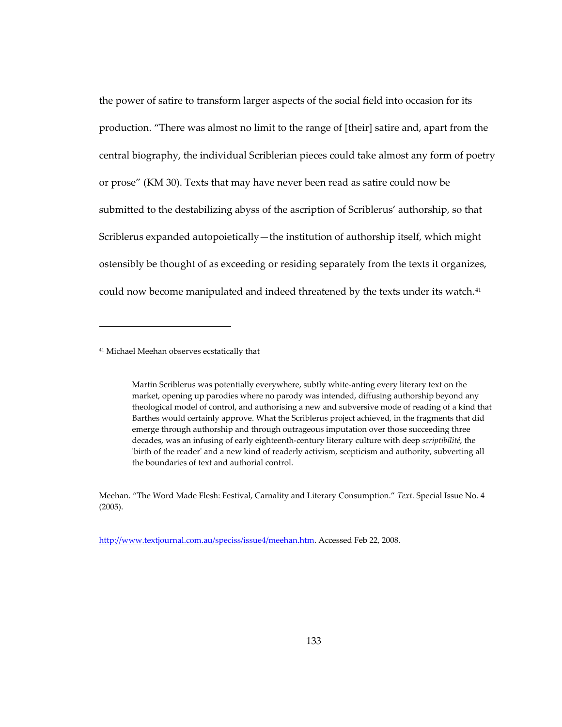the power of satire to transform larger aspects of the social field into occasion for its production. "There was almost no limit to the range of [their] satire and, apart from the central biography, the individual Scriblerian pieces could take almost any form of poetry or prose" (KM 30). Texts that may have never been read as satire could now be submitted to the destabilizing abyss of the ascription of Scriblerus' authorship, so that Scriblerus expanded autopoietically—the institution of authorship itself, which might ostensibly be thought of as exceeding or residing separately from the texts it organizes, could now become manipulated and indeed threatened by the texts under its watch.[41]

---

[41] Michael Meehan observes ecstatically that

> Martin Scriblerus was potentially everywhere, subtly white-anting every literary text on the market, opening up parodies where no parody was intended, diffusing authorship beyond any theological model of control, and authorising a new and subversive mode of reading of a kind that Barthes would certainly approve. What the Scriblerus project achieved, in the fragments that did emerge through authorship and through outrageous imputation over those succeeding three decades, was an infusing of early eighteenth-century literary culture with deep *scriptibilité*, the 'birth of the reader' and a new kind of readerly activism, scepticism and authority, subverting all the boundaries of text and authorial control.

Meehan. "The Word Made Flesh: Festival, Carnality and Literary Consumption." *Text*. Special Issue No. 4 (2005).

http://www.textjournal.com.au/speciss/issue4/meehan.htm. Accessed Feb 22, 2008.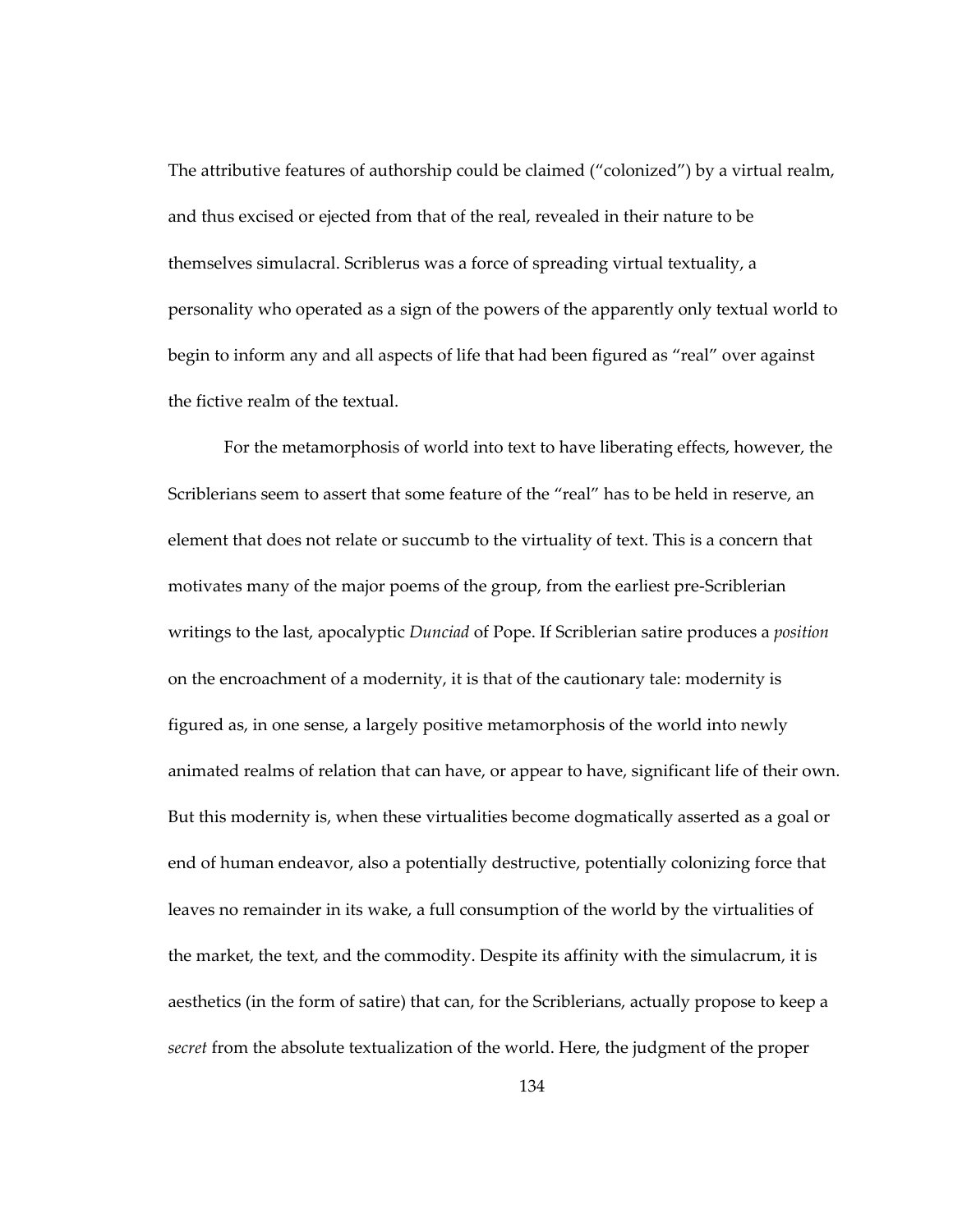The attributive features of authorship could be claimed ("colonized") by a virtual realm, and thus excised or ejected from that of the real, revealed in their nature to be themselves simulacral. Scriblerus was a force of spreading virtual textuality, a personality who operated as a sign of the powers of the apparently only textual world to begin to inform any and all aspects of life that had been figured as "real" over against the fictive realm of the textual.

For the metamorphosis of world into text to have liberating effects, however, the Scriblerians seem to assert that some feature of the "real" has to be held in reserve, an element that does not relate or succumb to the virtuality of text. This is a concern that motivates many of the major poems of the group, from the earliest pre-Scriblerian writings to the last, apocalyptic *Dunciad* of Pope. If Scriblerian satire produces a *position* on the encroachment of a modernity, it is that of the cautionary tale: modernity is figured as, in one sense, a largely positive metamorphosis of the world into newly animated realms of relation that can have, or appear to have, significant life of their own. But this modernity is, when these virtualities become dogmatically asserted as a goal or end of human endeavor, also a potentially destructive, potentially colonizing force that leaves no remainder in its wake, a full consumption of the world by the virtualities of the market, the text, and the commodity. Despite its affinity with the simulacrum, it is aesthetics (in the form of satire) that can, for the Scriblerians, actually propose to keep a *secret* from the absolute textualization of the world. Here, the judgment of the proper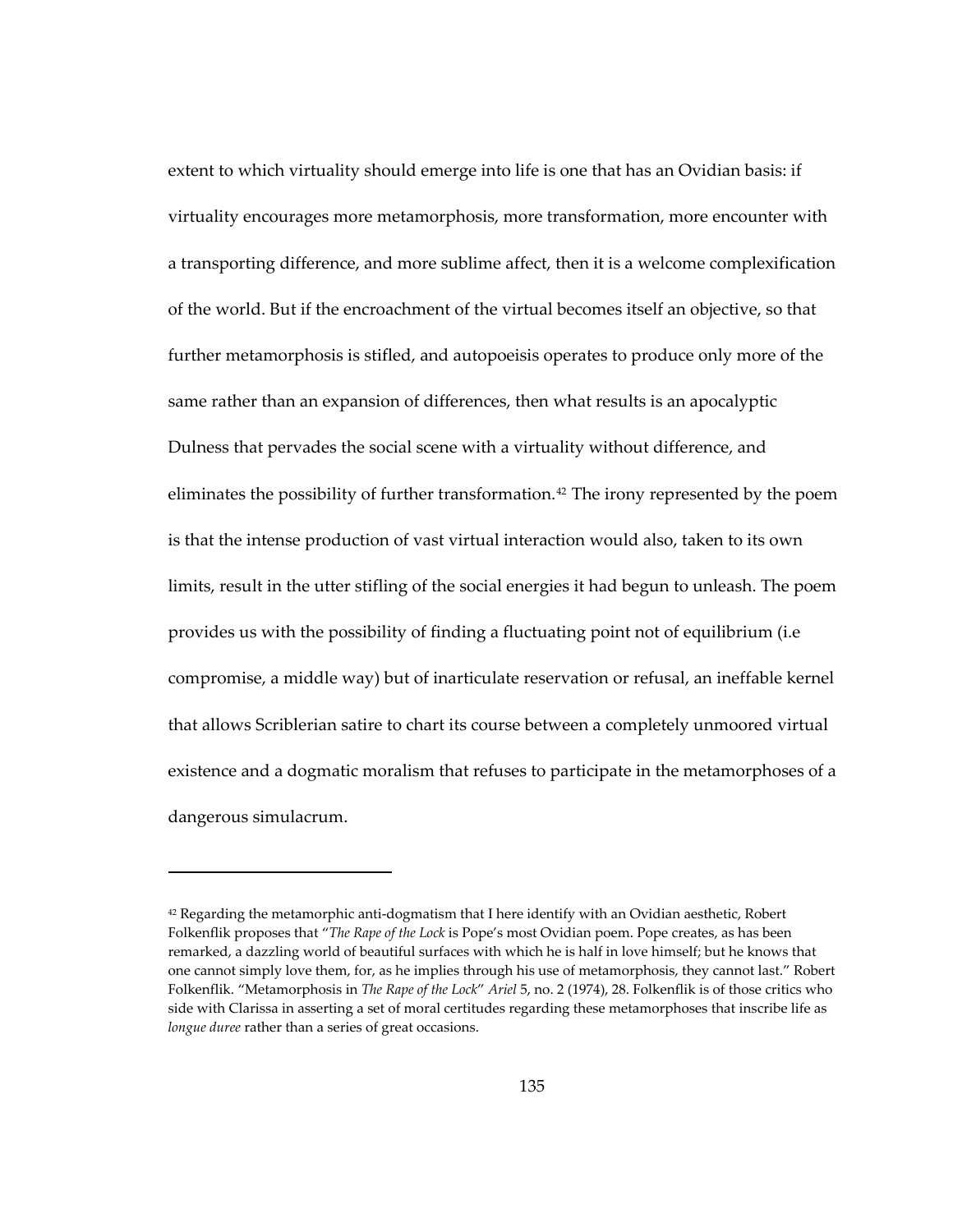extent to which virtuality should emerge into life is one that has an Ovidian basis: if virtuality encourages more metamorphosis, more transformation, more encounter with a transporting difference, and more sublime affect, then it is a welcome complexification of the world. But if the encroachment of the virtual becomes itself an objective, so that further metamorphosis is stifled, and autopoeisis operates to produce only more of the same rather than an expansion of differences, then what results is an apocalyptic Dulness that pervades the social scene with a virtuality without difference, and eliminates the possibility of further transformation.[42] The irony represented by the poem is that the intense production of vast virtual interaction would also, taken to its own limits, result in the utter stifling of the social energies it had begun to unleash. The poem provides us with the possibility of finding a fluctuating point not of equilibrium (i.e compromise, a middle way) but of inarticulate reservation or refusal, an ineffable kernel that allows Scriblerian satire to chart its course between a completely unmoored virtual existence and a dogmatic moralism that refuses to participate in the metamorphoses of a dangerous simulacrum.

---

[42] Regarding the metamorphic anti-dogmatism that I here identify with an Ovidian aesthetic, Robert Folkenflik proposes that "*The Rape of the Lock* is Pope's most Ovidian poem. Pope creates, as has been remarked, a dazzling world of beautiful surfaces with which he is half in love himself; but he knows that one cannot simply love them, for, as he implies through his use of metamorphosis, they cannot last." Robert Folkenflik. "Metamorphosis in *The Rape of the Lock*" *Ariel* 5, no. 2 (1974), 28. Folkenflik is of those critics who side with Clarissa in asserting a set of moral certitudes regarding these metamorphoses that inscribe life as *longue duree* rather than a series of great occasions.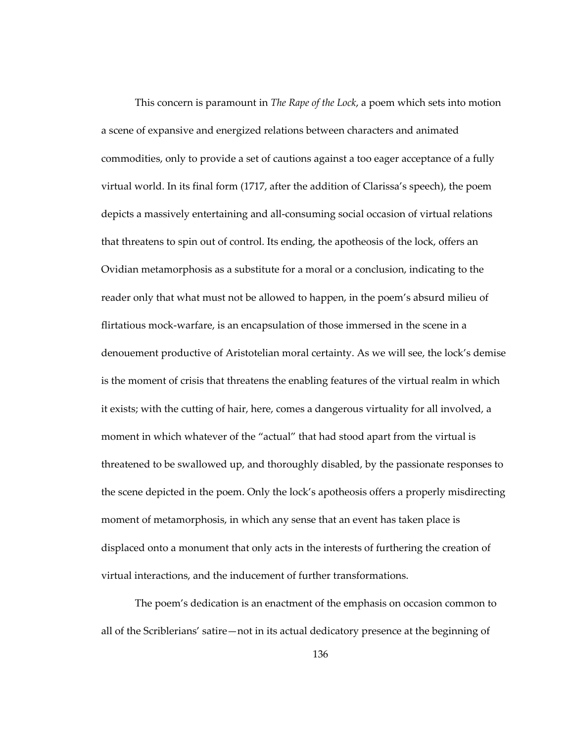This concern is paramount in *The Rape of the Lock*, a poem which sets into motion a scene of expansive and energized relations between characters and animated commodities, only to provide a set of cautions against a too eager acceptance of a fully virtual world. In its final form (1717, after the addition of Clarissa's speech), the poem depicts a massively entertaining and all-consuming social occasion of virtual relations that threatens to spin out of control. Its ending, the apotheosis of the lock, offers an Ovidian metamorphosis as a substitute for a moral or a conclusion, indicating to the reader only that what must not be allowed to happen, in the poem's absurd milieu of flirtatious mock-warfare, is an encapsulation of those immersed in the scene in a denouement productive of Aristotelian moral certainty. As we will see, the lock's demise is the moment of crisis that threatens the enabling features of the virtual realm in which it exists; with the cutting of hair, here, comes a dangerous virtuality for all involved, a moment in which whatever of the "actual" that had stood apart from the virtual is threatened to be swallowed up, and thoroughly disabled, by the passionate responses to the scene depicted in the poem. Only the lock's apotheosis offers a properly misdirecting moment of metamorphosis, in which any sense that an event has taken place is displaced onto a monument that only acts in the interests of furthering the creation of virtual interactions, and the inducement of further transformations.

The poem's dedication is an enactment of the emphasis on occasion common to all of the Scriblerians' satire—not in its actual dedicatory presence at the beginning of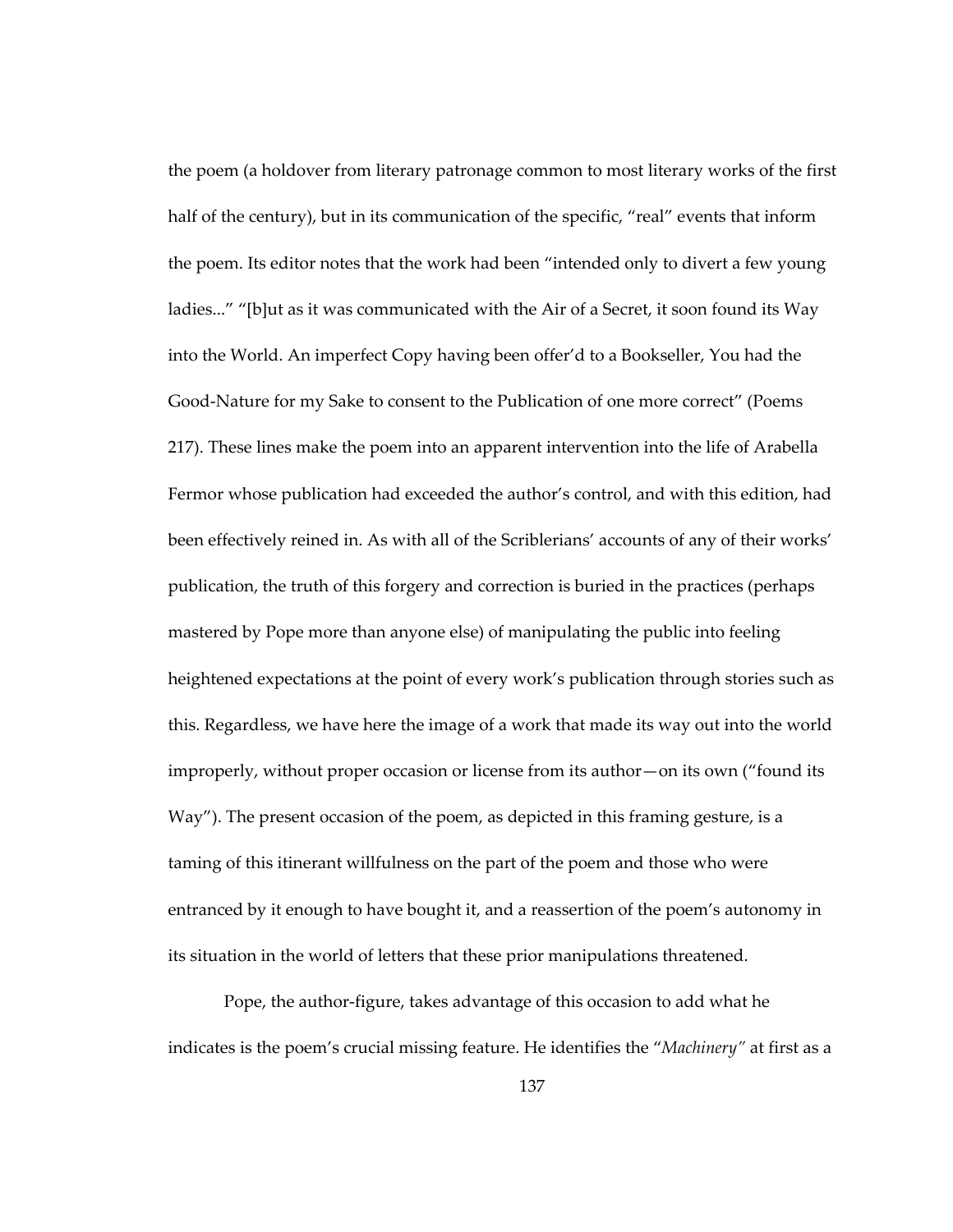the poem (a holdover from literary patronage common to most literary works of the first half of the century), but in its communication of the specific, "real" events that inform the poem. Its editor notes that the work had been "intended only to divert a few young ladies..." "[b]ut as it was communicated with the Air of a Secret, it soon found its Way into the World. An imperfect Copy having been offer'd to a Bookseller, You had the Good-Nature for my Sake to consent to the Publication of one more correct" (Poems 217). These lines make the poem into an apparent intervention into the life of Arabella Fermor whose publication had exceeded the author's control, and with this edition, had been effectively reined in. As with all of the Scriblerians' accounts of any of their works' publication, the truth of this forgery and correction is buried in the practices (perhaps mastered by Pope more than anyone else) of manipulating the public into feeling heightened expectations at the point of every work's publication through stories such as this. Regardless, we have here the image of a work that made its way out into the world improperly, without proper occasion or license from its author—on its own ("found its Way"). The present occasion of the poem, as depicted in this framing gesture, is a taming of this itinerant willfulness on the part of the poem and those who were entranced by it enough to have bought it, and a reassertion of the poem's autonomy in its situation in the world of letters that these prior manipulations threatened.

Pope, the author-figure, takes advantage of this occasion to add what he indicates is the poem's crucial missing feature. He identifies the "*Machinery*" at first as a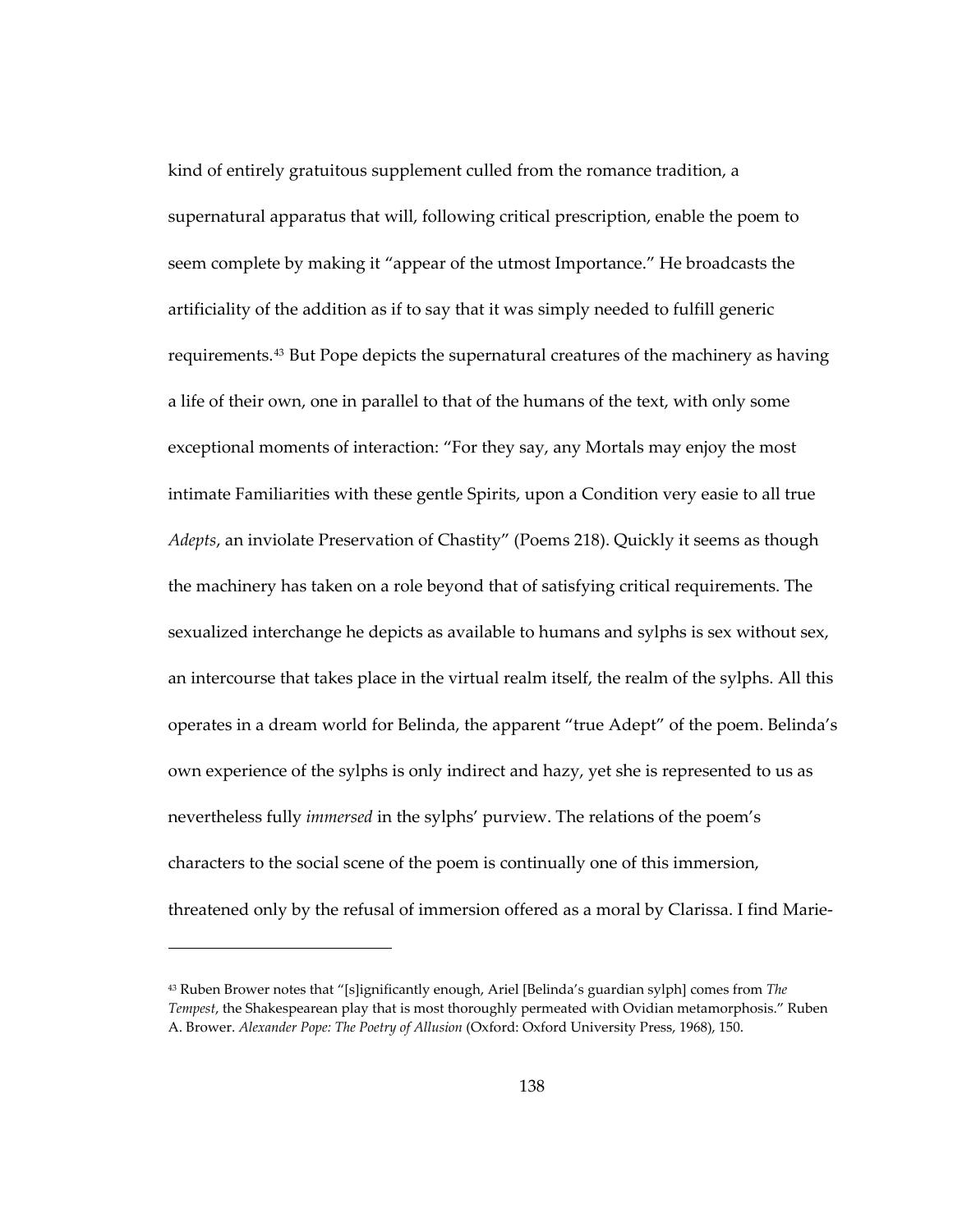kind of entirely gratuitous supplement culled from the romance tradition, a supernatural apparatus that will, following critical prescription, enable the poem to seem complete by making it "appear of the utmost Importance." He broadcasts the artificiality of the addition as if to say that it was simply needed to fulfill generic requirements.[43] But Pope depicts the supernatural creatures of the machinery as having a life of their own, one in parallel to that of the humans of the text, with only some exceptional moments of interaction: "For they say, any Mortals may enjoy the most intimate Familiarities with these gentle Spirits, upon a Condition very easie to all true *Adepts*, an inviolate Preservation of Chastity" (Poems 218). Quickly it seems as though the machinery has taken on a role beyond that of satisfying critical requirements. The sexualized interchange he depicts as available to humans and sylphs is sex without sex, an intercourse that takes place in the virtual realm itself, the realm of the sylphs. All this operates in a dream world for Belinda, the apparent "true Adept" of the poem. Belinda's own experience of the sylphs is only indirect and hazy, yet she is represented to us as nevertheless fully *immersed* in the sylphs' purview. The relations of the poem's characters to the social scene of the poem is continually one of this immersion, threatened only by the refusal of immersion offered as a moral by Clarissa. I find Marie-

---

[43] Ruben Brower notes that "[s]ignificantly enough, Ariel [Belinda's guardian sylph] comes from *The Tempest*, the Shakespearean play that is most thoroughly permeated with Ovidian metamorphosis." Ruben A. Brower. *Alexander Pope: The Poetry of Allusion* (Oxford: Oxford University Press, 1968), 150.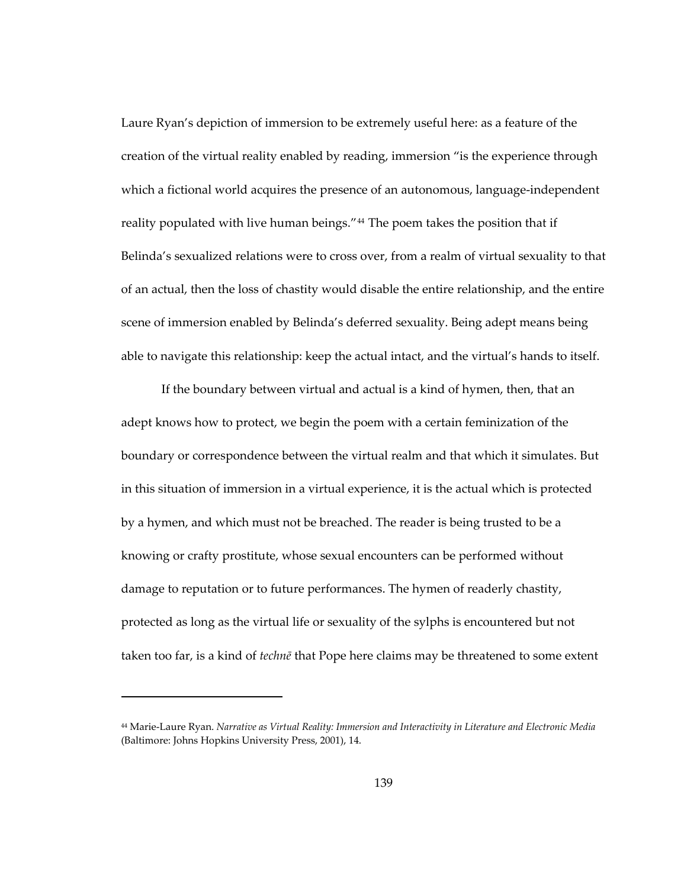Laure Ryan's depiction of immersion to be extremely useful here: as a feature of the creation of the virtual reality enabled by reading, immersion "is the experience through which a fictional world acquires the presence of an autonomous, language-independent reality populated with live human beings."[44] The poem takes the position that if Belinda's sexualized relations were to cross over, from a realm of virtual sexuality to that of an actual, then the loss of chastity would disable the entire relationship, and the entire scene of immersion enabled by Belinda's deferred sexuality. Being adept means being able to navigate this relationship: keep the actual intact, and the virtual's hands to itself.

If the boundary between virtual and actual is a kind of hymen, then, that an adept knows how to protect, we begin the poem with a certain feminization of the boundary or correspondence between the virtual realm and that which it simulates. But in this situation of immersion in a virtual experience, it is the actual which is protected by a hymen, and which must not be breached. The reader is being trusted to be a knowing or crafty prostitute, whose sexual encounters can be performed without damage to reputation or to future performances. The hymen of readerly chastity, protected as long as the virtual life or sexuality of the sylphs is encountered but not taken too far, is a kind of *technē* that Pope here claims may be threatened to some extent

---

[44] Marie-Laure Ryan. *Narrative as Virtual Reality: Immersion and Interactivity in Literature and Electronic Media* (Baltimore: Johns Hopkins University Press, 2001), 14.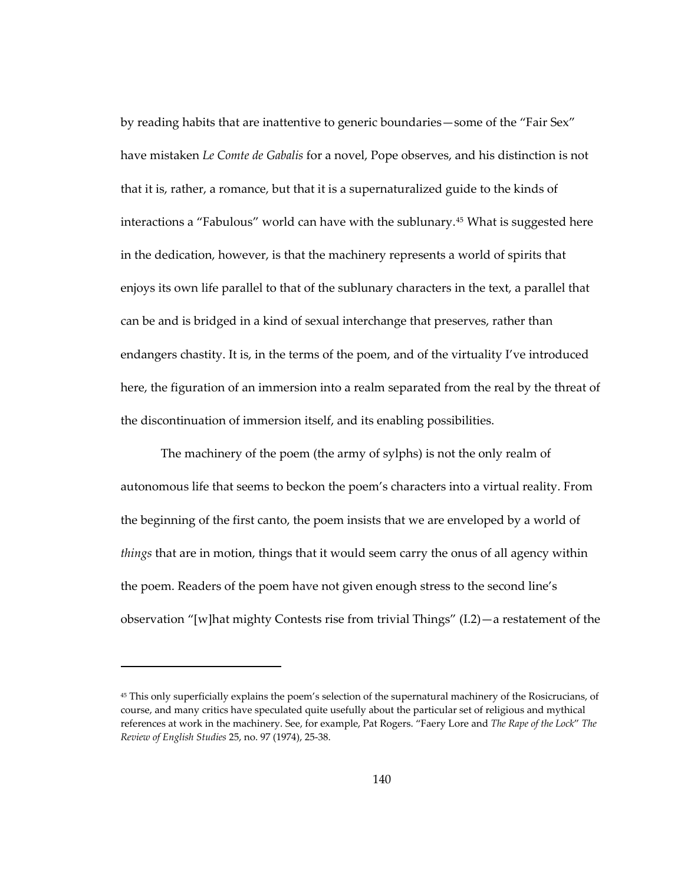by reading habits that are inattentive to generic boundaries—some of the "Fair Sex" have mistaken *Le Comte de Gabalis* for a novel, Pope observes, and his distinction is not that it is, rather, a romance, but that it is a supernaturalized guide to the kinds of interactions a "Fabulous" world can have with the sublunary.[45] What is suggested here in the dedication, however, is that the machinery represents a world of spirits that enjoys its own life parallel to that of the sublunary characters in the text, a parallel that can be and is bridged in a kind of sexual interchange that preserves, rather than endangers chastity. It is, in the terms of the poem, and of the virtuality I've introduced here, the figuration of an immersion into a realm separated from the real by the threat of the discontinuation of immersion itself, and its enabling possibilities.

The machinery of the poem (the army of sylphs) is not the only realm of autonomous life that seems to beckon the poem's characters into a virtual reality. From the beginning of the first canto, the poem insists that we are enveloped by a world of *things* that are in motion, things that it would seem carry the onus of all agency within the poem. Readers of the poem have not given enough stress to the second line's observation "[w]hat mighty Contests rise from trivial Things" (I.2)—a restatement of the

---

[45] This only superficially explains the poem's selection of the supernatural machinery of the Rosicrucians, of course, and many critics have speculated quite usefully about the particular set of religious and mythical references at work in the machinery. See, for example, Pat Rogers. "Faery Lore and *The Rape of the Lock*" *The Review of English Studies* 25, no. 97 (1974), 25-38.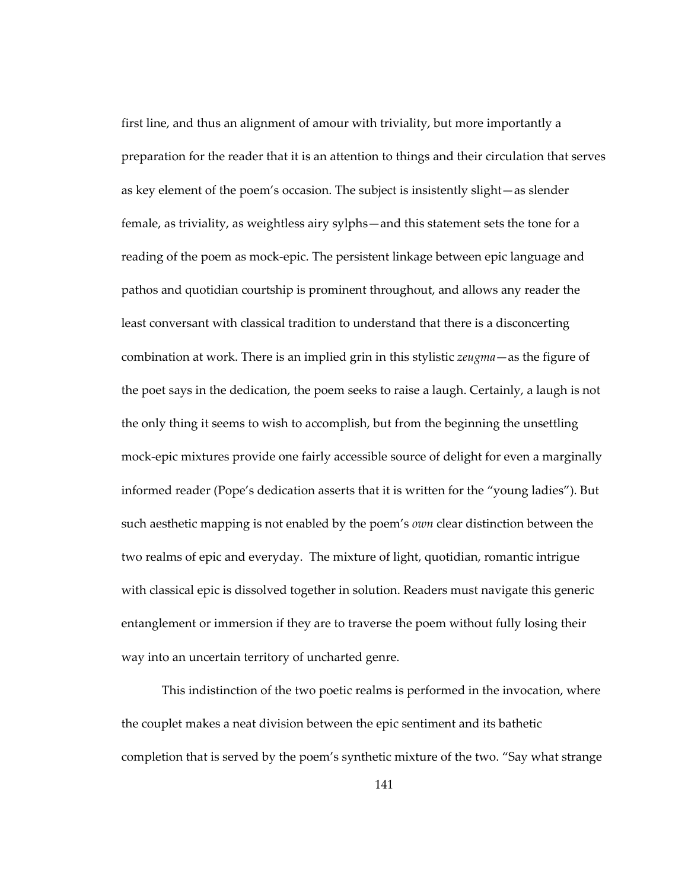first line, and thus an alignment of amour with triviality, but more importantly a preparation for the reader that it is an attention to things and their circulation that serves as key element of the poem's occasion. The subject is insistently slight—as slender female, as triviality, as weightless airy sylphs—and this statement sets the tone for a reading of the poem as mock-epic. The persistent linkage between epic language and pathos and quotidian courtship is prominent throughout, and allows any reader the least conversant with classical tradition to understand that there is a disconcerting combination at work. There is an implied grin in this stylistic *zeugma*—as the figure of the poet says in the dedication, the poem seeks to raise a laugh. Certainly, a laugh is not the only thing it seems to wish to accomplish, but from the beginning the unsettling mock-epic mixtures provide one fairly accessible source of delight for even a marginally informed reader (Pope's dedication asserts that it is written for the "young ladies"). But such aesthetic mapping is not enabled by the poem's *own* clear distinction between the two realms of epic and everyday. The mixture of light, quotidian, romantic intrigue with classical epic is dissolved together in solution. Readers must navigate this generic entanglement or immersion if they are to traverse the poem without fully losing their way into an uncertain territory of uncharted genre.

This indistinction of the two poetic realms is performed in the invocation, where the couplet makes a neat division between the epic sentiment and its bathetic completion that is served by the poem's synthetic mixture of the two. "Say what strange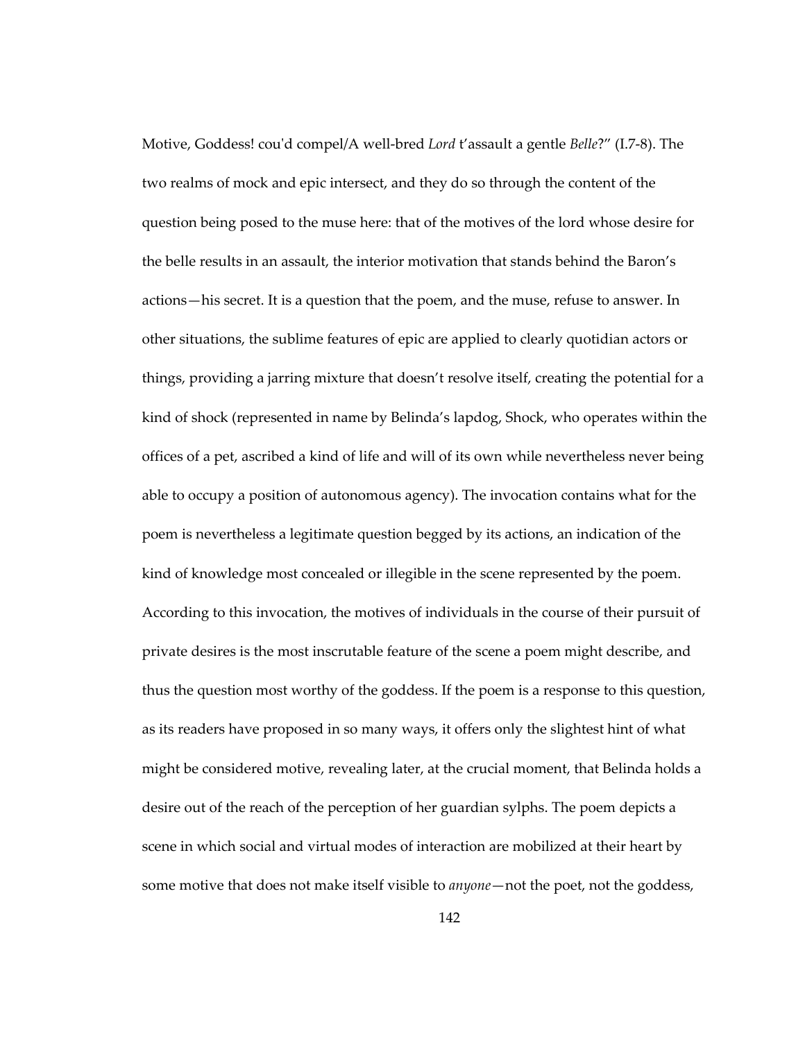Motive, Goddess! cou'd compel/A well-bred *Lord* t'assault a gentle *Belle*?" (I.7-8). The two realms of mock and epic intersect, and they do so through the content of the question being posed to the muse here: that of the motives of the lord whose desire for the belle results in an assault, the interior motivation that stands behind the Baron's actions—his secret. It is a question that the poem, and the muse, refuse to answer. In other situations, the sublime features of epic are applied to clearly quotidian actors or things, providing a jarring mixture that doesn't resolve itself, creating the potential for a kind of shock (represented in name by Belinda's lapdog, Shock, who operates within the offices of a pet, ascribed a kind of life and will of its own while nevertheless never being able to occupy a position of autonomous agency). The invocation contains what for the poem is nevertheless a legitimate question begged by its actions, an indication of the kind of knowledge most concealed or illegible in the scene represented by the poem. According to this invocation, the motives of individuals in the course of their pursuit of private desires is the most inscrutable feature of the scene a poem might describe, and thus the question most worthy of the goddess. If the poem is a response to this question, as its readers have proposed in so many ways, it offers only the slightest hint of what might be considered motive, revealing later, at the crucial moment, that Belinda holds a desire out of the reach of the perception of her guardian sylphs. The poem depicts a scene in which social and virtual modes of interaction are mobilized at their heart by some motive that does not make itself visible to *anyone*—not the poet, not the goddess,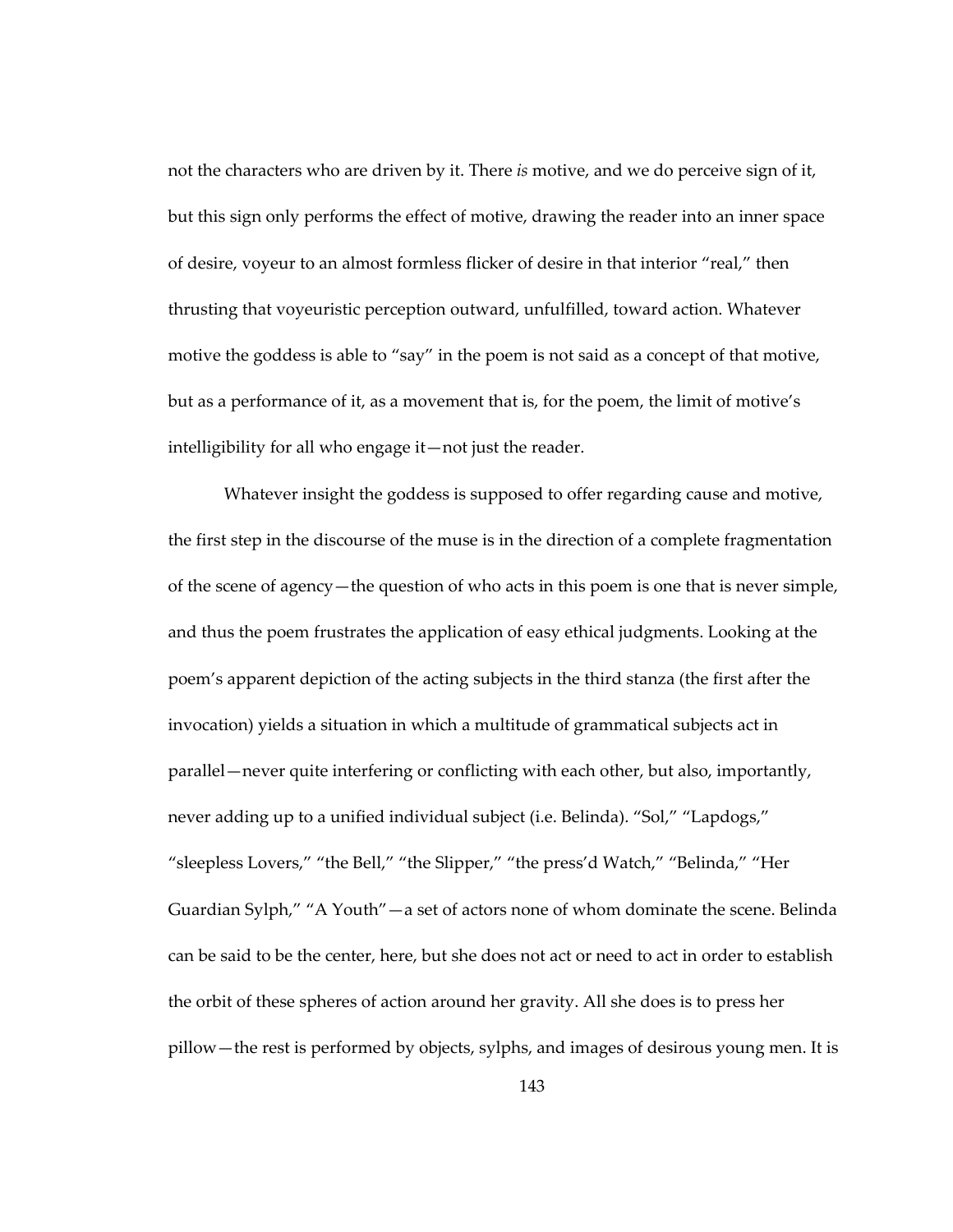not the characters who are driven by it. There *is* motive, and we do perceive sign of it, but this sign only performs the effect of motive, drawing the reader into an inner space of desire, voyeur to an almost formless flicker of desire in that interior "real," then thrusting that voyeuristic perception outward, unfulfilled, toward action. Whatever motive the goddess is able to "say" in the poem is not said as a concept of that motive, but as a performance of it, as a movement that is, for the poem, the limit of motive's intelligibility for all who engage it—not just the reader.

Whatever insight the goddess is supposed to offer regarding cause and motive, the first step in the discourse of the muse is in the direction of a complete fragmentation of the scene of agency—the question of who acts in this poem is one that is never simple, and thus the poem frustrates the application of easy ethical judgments. Looking at the poem's apparent depiction of the acting subjects in the third stanza (the first after the invocation) yields a situation in which a multitude of grammatical subjects act in parallel—never quite interfering or conflicting with each other, but also, importantly, never adding up to a unified individual subject (i.e. Belinda). "Sol," "Lapdogs," "sleepless Lovers," "the Bell," "the Slipper," "the press'd Watch," "Belinda," "Her Guardian Sylph," "A Youth"—a set of actors none of whom dominate the scene. Belinda can be said to be the center, here, but she does not act or need to act in order to establish the orbit of these spheres of action around her gravity. All she does is to press her pillow—the rest is performed by objects, sylphs, and images of desirous young men. It is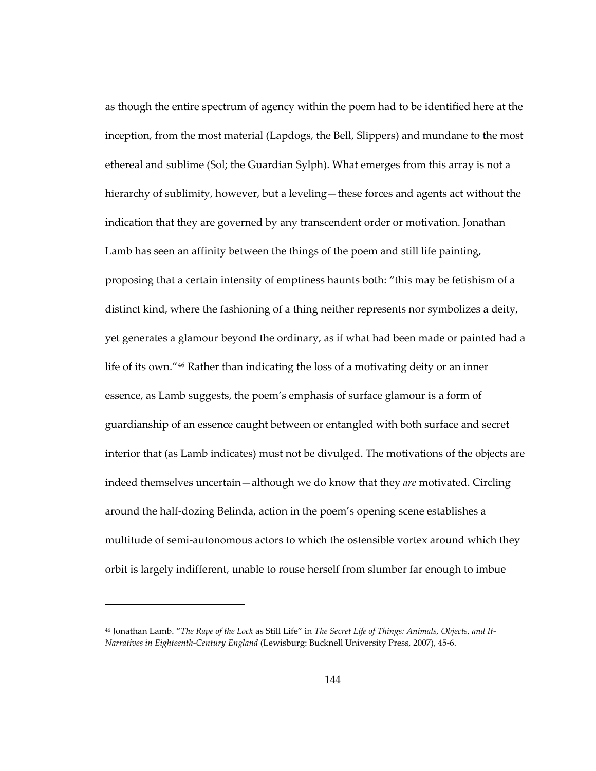as though the entire spectrum of agency within the poem had to be identified here at the inception, from the most material (Lapdogs, the Bell, Slippers) and mundane to the most ethereal and sublime (Sol; the Guardian Sylph). What emerges from this array is not a hierarchy of sublimity, however, but a leveling—these forces and agents act without the indication that they are governed by any transcendent order or motivation. Jonathan Lamb has seen an affinity between the things of the poem and still life painting, proposing that a certain intensity of emptiness haunts both: "this may be fetishism of a distinct kind, where the fashioning of a thing neither represents nor symbolizes a deity, yet generates a glamour beyond the ordinary, as if what had been made or painted had a life of its own."[46] Rather than indicating the loss of a motivating deity or an inner essence, as Lamb suggests, the poem's emphasis of surface glamour is a form of guardianship of an essence caught between or entangled with both surface and secret interior that (as Lamb indicates) must not be divulged. The motivations of the objects are indeed themselves uncertain—although we do know that they *are* motivated. Circling around the half-dozing Belinda, action in the poem's opening scene establishes a multitude of semi-autonomous actors to which the ostensible vortex around which they orbit is largely indifferent, unable to rouse herself from slumber far enough to imbue

---

[46] Jonathan Lamb. "*The Rape of the Lock* as Still Life" in *The Secret Life of Things: Animals, Objects, and It-Narratives in Eighteenth-Century England* (Lewisburg: Bucknell University Press, 2007), 45-6.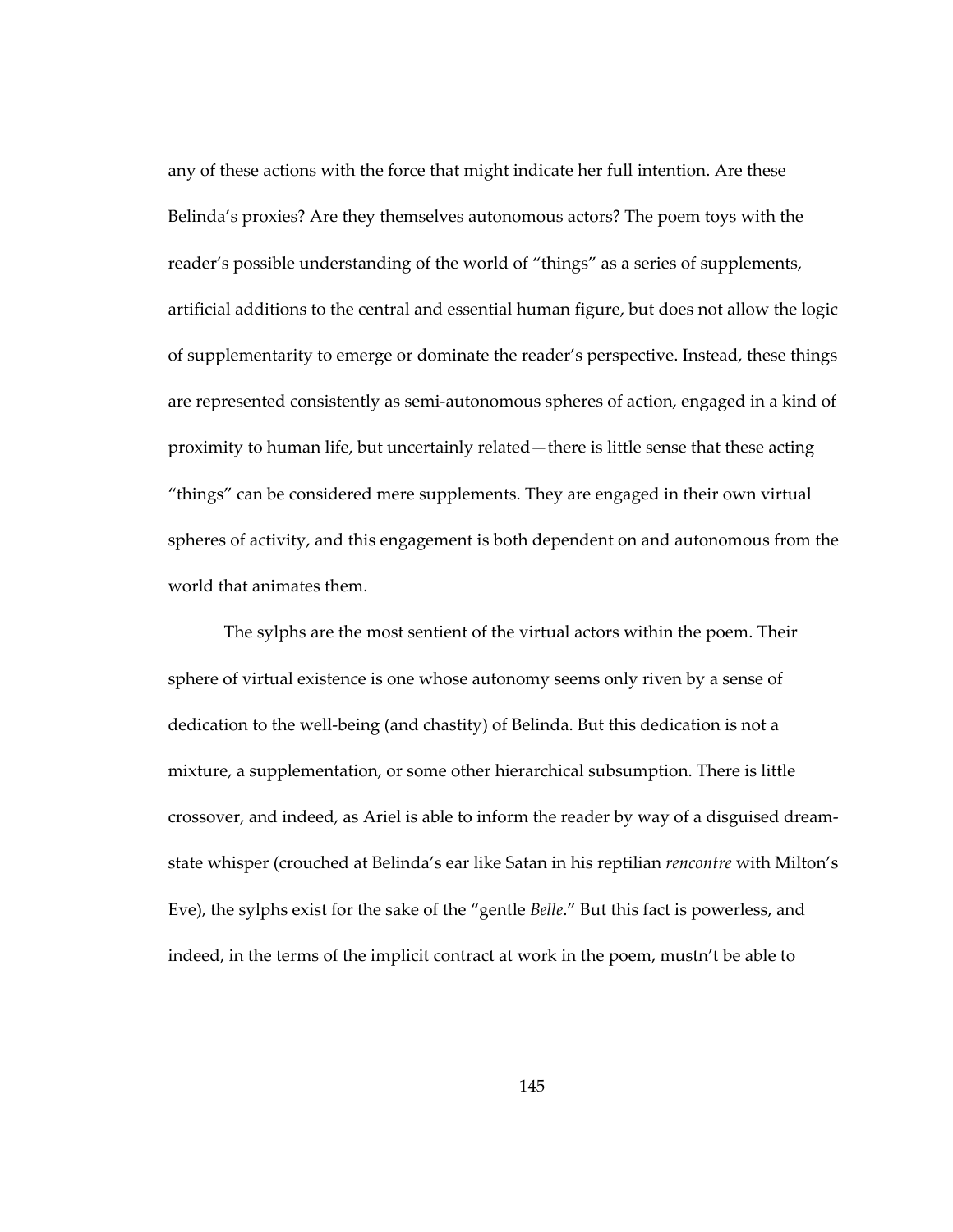any of these actions with the force that might indicate her full intention. Are these Belinda's proxies? Are they themselves autonomous actors? The poem toys with the reader's possible understanding of the world of "things" as a series of supplements, artificial additions to the central and essential human figure, but does not allow the logic of supplementarity to emerge or dominate the reader's perspective. Instead, these things are represented consistently as semi-autonomous spheres of action, engaged in a kind of proximity to human life, but uncertainly related—there is little sense that these acting "things" can be considered mere supplements. They are engaged in their own virtual spheres of activity, and this engagement is both dependent on and autonomous from the world that animates them.

The sylphs are the most sentient of the virtual actors within the poem. Their sphere of virtual existence is one whose autonomy seems only riven by a sense of dedication to the well-being (and chastity) of Belinda. But this dedication is not a mixture, a supplementation, or some other hierarchical subsumption. There is little crossover, and indeed, as Ariel is able to inform the reader by way of a disguised dream-state whisper (crouched at Belinda's ear like Satan in his reptilian *rencontre* with Milton's Eve), the sylphs exist for the sake of the "gentle *Belle*." But this fact is powerless, and indeed, in the terms of the implicit contract at work in the poem, mustn't be able to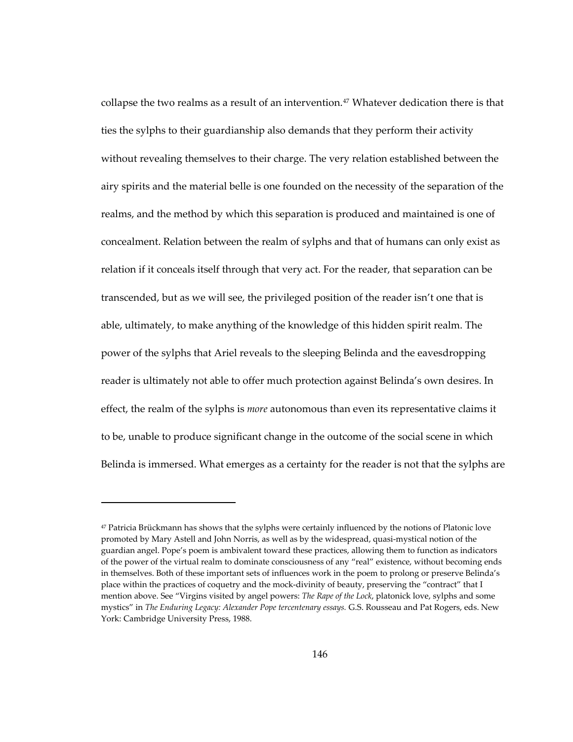collapse the two realms as a result of an intervention.[47] Whatever dedication there is that ties the sylphs to their guardianship also demands that they perform their activity without revealing themselves to their charge. The very relation established between the airy spirits and the material belle is one founded on the necessity of the separation of the realms, and the method by which this separation is produced and maintained is one of concealment. Relation between the realm of sylphs and that of humans can only exist as relation if it conceals itself through that very act. For the reader, that separation can be transcended, but as we will see, the privileged position of the reader isn't one that is able, ultimately, to make anything of the knowledge of this hidden spirit realm. The power of the sylphs that Ariel reveals to the sleeping Belinda and the eavesdropping reader is ultimately not able to offer much protection against Belinda's own desires. In effect, the realm of the sylphs is *more* autonomous than even its representative claims it to be, unable to produce significant change in the outcome of the social scene in which Belinda is immersed. What emerges as a certainty for the reader is not that the sylphs are

---

[47] Patricia Brückmann has shows that the sylphs were certainly influenced by the notions of Platonic love promoted by Mary Astell and John Norris, as well as by the widespread, quasi-mystical notion of the guardian angel. Pope's poem is ambivalent toward these practices, allowing them to function as indicators of the power of the virtual realm to dominate consciousness of any "real" existence, without becoming ends in themselves. Both of these important sets of influences work in the poem to prolong or preserve Belinda's place within the practices of coquetry and the mock-divinity of beauty, preserving the "contract" that I mention above. See "Virgins visited by angel powers: *The Rape of the Lock*, platonick love, sylphs and some mystics" in *The Enduring Legacy: Alexander Pope tercentenary essays.* G.S. Rousseau and Pat Rogers, eds. New York: Cambridge University Press, 1988.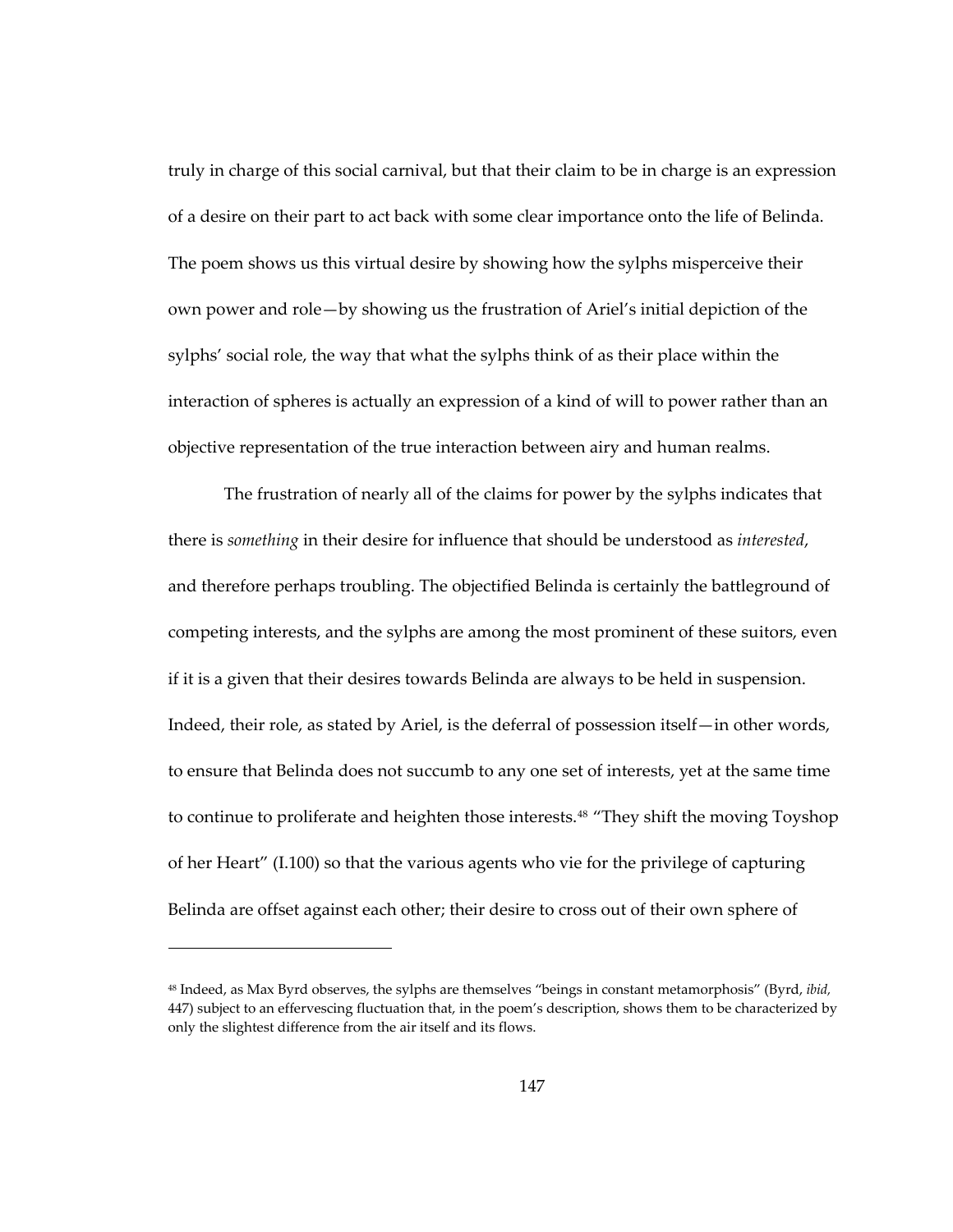truly in charge of this social carnival, but that their claim to be in charge is an expression of a desire on their part to act back with some clear importance onto the life of Belinda. The poem shows us this virtual desire by showing how the sylphs misperceive their own power and role—by showing us the frustration of Ariel's initial depiction of the sylphs' social role, the way that what the sylphs think of as their place within the interaction of spheres is actually an expression of a kind of will to power rather than an objective representation of the true interaction between airy and human realms.

The frustration of nearly all of the claims for power by the sylphs indicates that there is *something* in their desire for influence that should be understood as *interested*, and therefore perhaps troubling. The objectified Belinda is certainly the battleground of competing interests, and the sylphs are among the most prominent of these suitors, even if it is a given that their desires towards Belinda are always to be held in suspension. Indeed, their role, as stated by Ariel, is the deferral of possession itself—in other words, to ensure that Belinda does not succumb to any one set of interests, yet at the same time to continue to proliferate and heighten those interests.[48] "They shift the moving Toyshop of her Heart" (I.100) so that the various agents who vie for the privilege of capturing Belinda are offset against each other; their desire to cross out of their own sphere of

---

[48] Indeed, as Max Byrd observes, the sylphs are themselves "beings in constant metamorphosis" (Byrd, *ibid,* 447) subject to an effervescing fluctuation that, in the poem's description, shows them to be characterized by only the slightest difference from the air itself and its flows.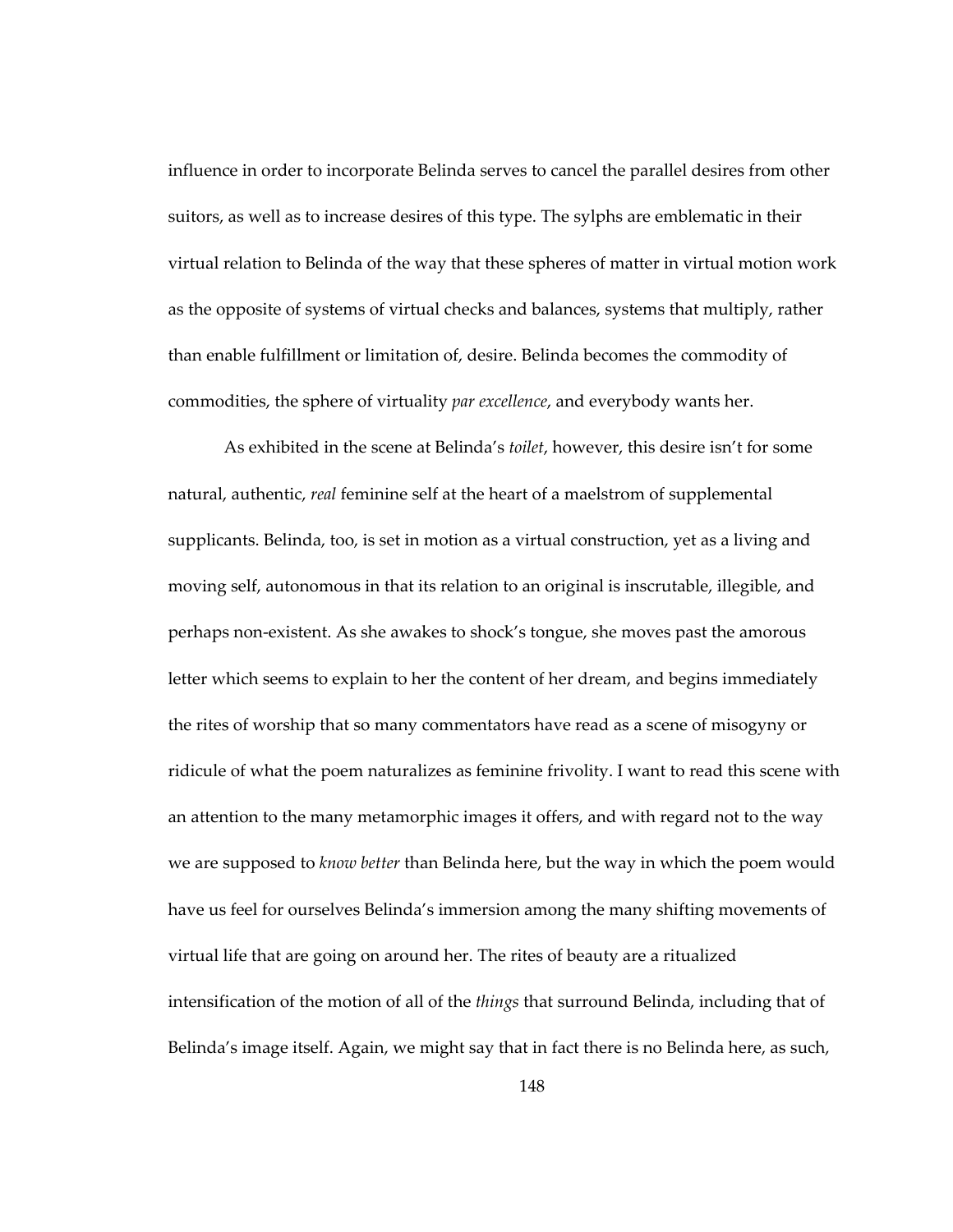influence in order to incorporate Belinda serves to cancel the parallel desires from other suitors, as well as to increase desires of this type. The sylphs are emblematic in their virtual relation to Belinda of the way that these spheres of matter in virtual motion work as the opposite of systems of virtual checks and balances, systems that multiply, rather than enable fulfillment or limitation of, desire. Belinda becomes the commodity of commodities, the sphere of virtuality *par excellence*, and everybody wants her.

As exhibited in the scene at Belinda's *toilet*, however, this desire isn't for some natural, authentic, *real* feminine self at the heart of a maelstrom of supplemental supplicants. Belinda, too, is set in motion as a virtual construction, yet as a living and moving self, autonomous in that its relation to an original is inscrutable, illegible, and perhaps non-existent. As she awakes to shock's tongue, she moves past the amorous letter which seems to explain to her the content of her dream, and begins immediately the rites of worship that so many commentators have read as a scene of misogyny or ridicule of what the poem naturalizes as feminine frivolity. I want to read this scene with an attention to the many metamorphic images it offers, and with regard not to the way we are supposed to *know better* than Belinda here, but the way in which the poem would have us feel for ourselves Belinda's immersion among the many shifting movements of virtual life that are going on around her. The rites of beauty are a ritualized intensification of the motion of all of the *things* that surround Belinda, including that of Belinda's image itself. Again, we might say that in fact there is no Belinda here, as such,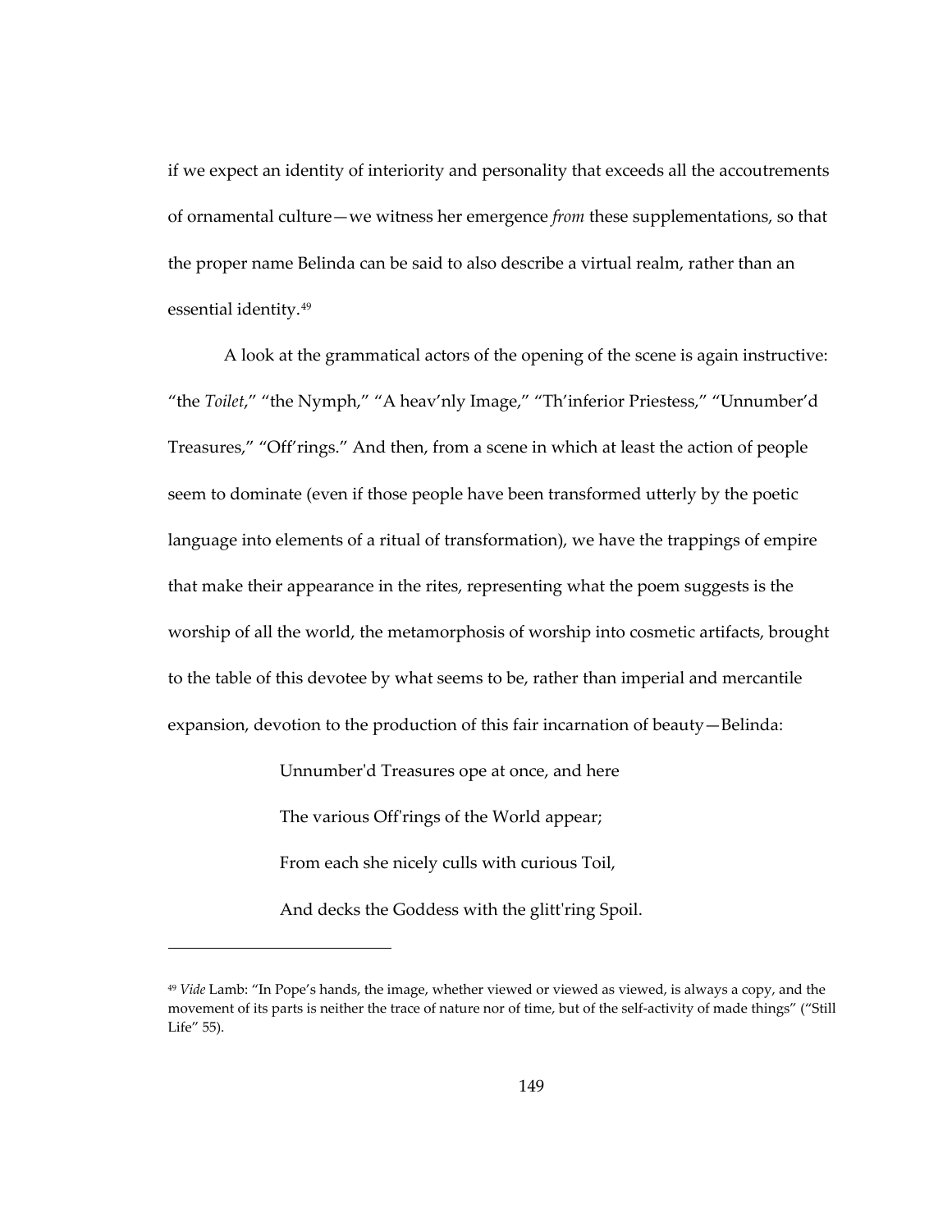if we expect an identity of interiority and personality that exceeds all the accoutrements of ornamental culture—we witness her emergence *from* these supplementations, so that the proper name Belinda can be said to also describe a virtual realm, rather than an essential identity.[49]

A look at the grammatical actors of the opening of the scene is again instructive: "the *Toilet*," "the Nymph," "A heav'nly Image," "Th'inferior Priestess," "Unnumber'd Treasures," "Off'rings." And then, from a scene in which at least the action of people seem to dominate (even if those people have been transformed utterly by the poetic language into elements of a ritual of transformation), we have the trappings of empire that make their appearance in the rites, representing what the poem suggests is the worship of all the world, the metamorphosis of worship into cosmetic artifacts, brought to the table of this devotee by what seems to be, rather than imperial and mercantile expansion, devotion to the production of this fair incarnation of beauty—Belinda:

> Unnumber'd Treasures ope at once, and here
> The various Off'rings of the World appear;
> From each she nicely culls with curious Toil,
> And decks the Goddess with the glitt'ring Spoil.

---

[49] *Vide* Lamb: "In Pope's hands, the image, whether viewed or viewed as viewed, is always a copy, and the movement of its parts is neither the trace of nature nor of time, but of the self-activity of made things" ("Still Life" 55).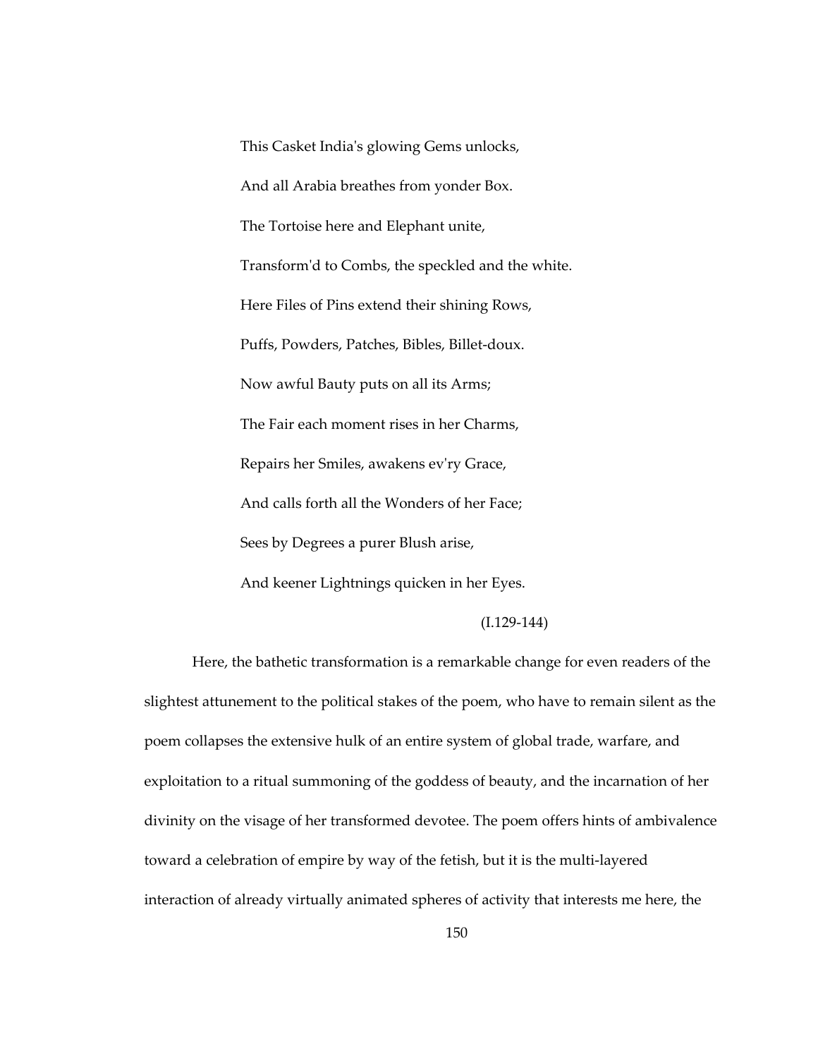This Casket India's glowing Gems unlocks,

And all Arabia breathes from yonder Box.

The Tortoise here and Elephant unite,

Transform'd to Combs, the speckled and the white.

Here Files of Pins extend their shining Rows,

Puffs, Powders, Patches, Bibles, Billet-doux.

Now awful Bauty puts on all its Arms;

The Fair each moment rises in her Charms,

Repairs her Smiles, awakens ev'ry Grace,

And calls forth all the Wonders of her Face;

Sees by Degrees a purer Blush arise,

And keener Lightnings quicken in her Eyes.

(I.129-144)

Here, the bathetic transformation is a remarkable change for even readers of the slightest attunement to the political stakes of the poem, who have to remain silent as the poem collapses the extensive hulk of an entire system of global trade, warfare, and exploitation to a ritual summoning of the goddess of beauty, and the incarnation of her divinity on the visage of her transformed devotee. The poem offers hints of ambivalence toward a celebration of empire by way of the fetish, but it is the multi-layered interaction of already virtually animated spheres of activity that interests me here, the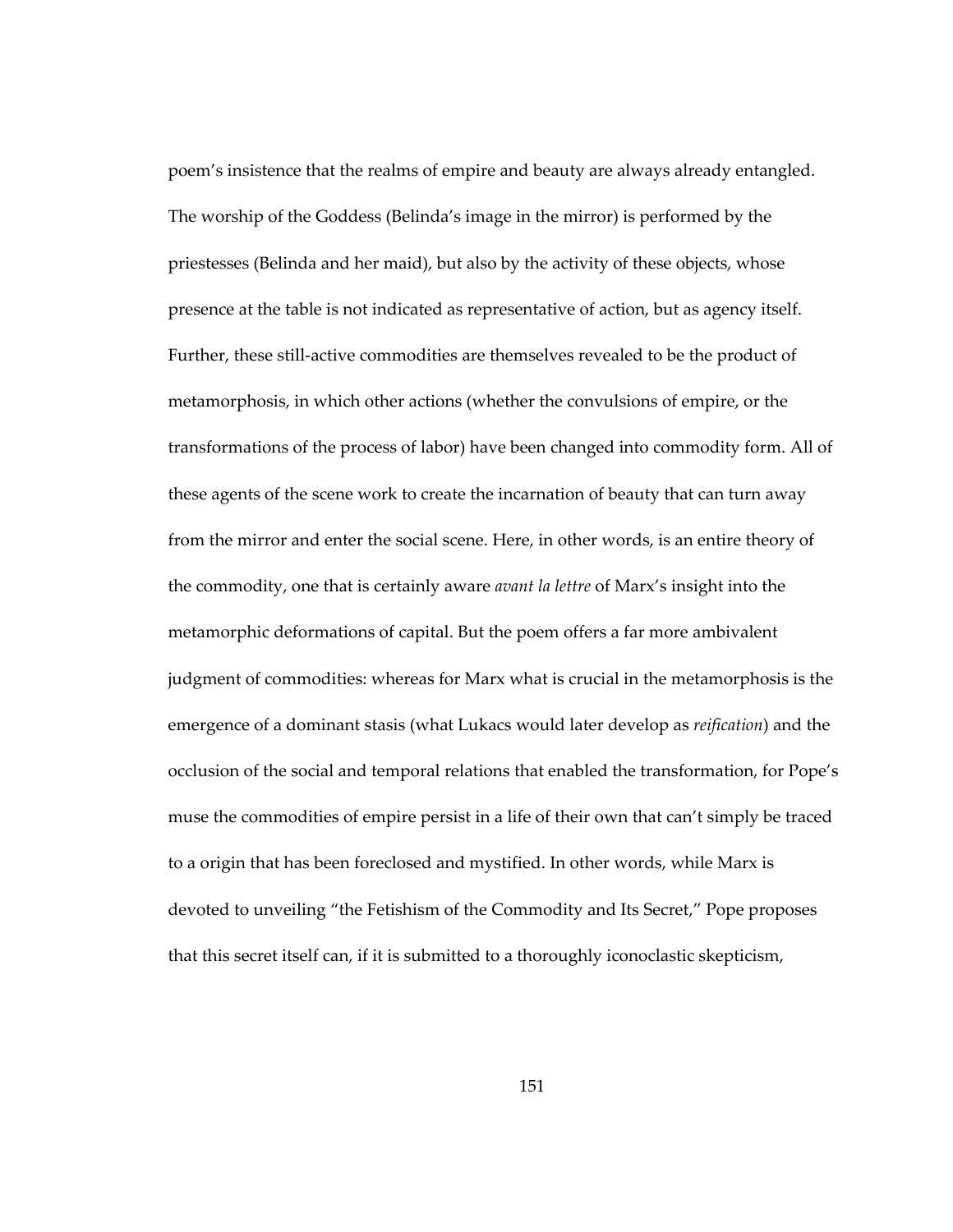poem's insistence that the realms of empire and beauty are always already entangled. The worship of the Goddess (Belinda's image in the mirror) is performed by the priestesses (Belinda and her maid), but also by the activity of these objects, whose presence at the table is not indicated as representative of action, but as agency itself. Further, these still-active commodities are themselves revealed to be the product of metamorphosis, in which other actions (whether the convulsions of empire, or the transformations of the process of labor) have been changed into commodity form. All of these agents of the scene work to create the incarnation of beauty that can turn away from the mirror and enter the social scene. Here, in other words, is an entire theory of the commodity, one that is certainly aware *avant la lettre* of Marx's insight into the metamorphic deformations of capital. But the poem offers a far more ambivalent judgment of commodities: whereas for Marx what is crucial in the metamorphosis is the emergence of a dominant stasis (what Lukacs would later develop as *reification*) and the occlusion of the social and temporal relations that enabled the transformation, for Pope's muse the commodities of empire persist in a life of their own that can't simply be traced to a origin that has been foreclosed and mystified. In other words, while Marx is devoted to unveiling "the Fetishism of the Commodity and Its Secret," Pope proposes that this secret itself can, if it is submitted to a thoroughly iconoclastic skepticism,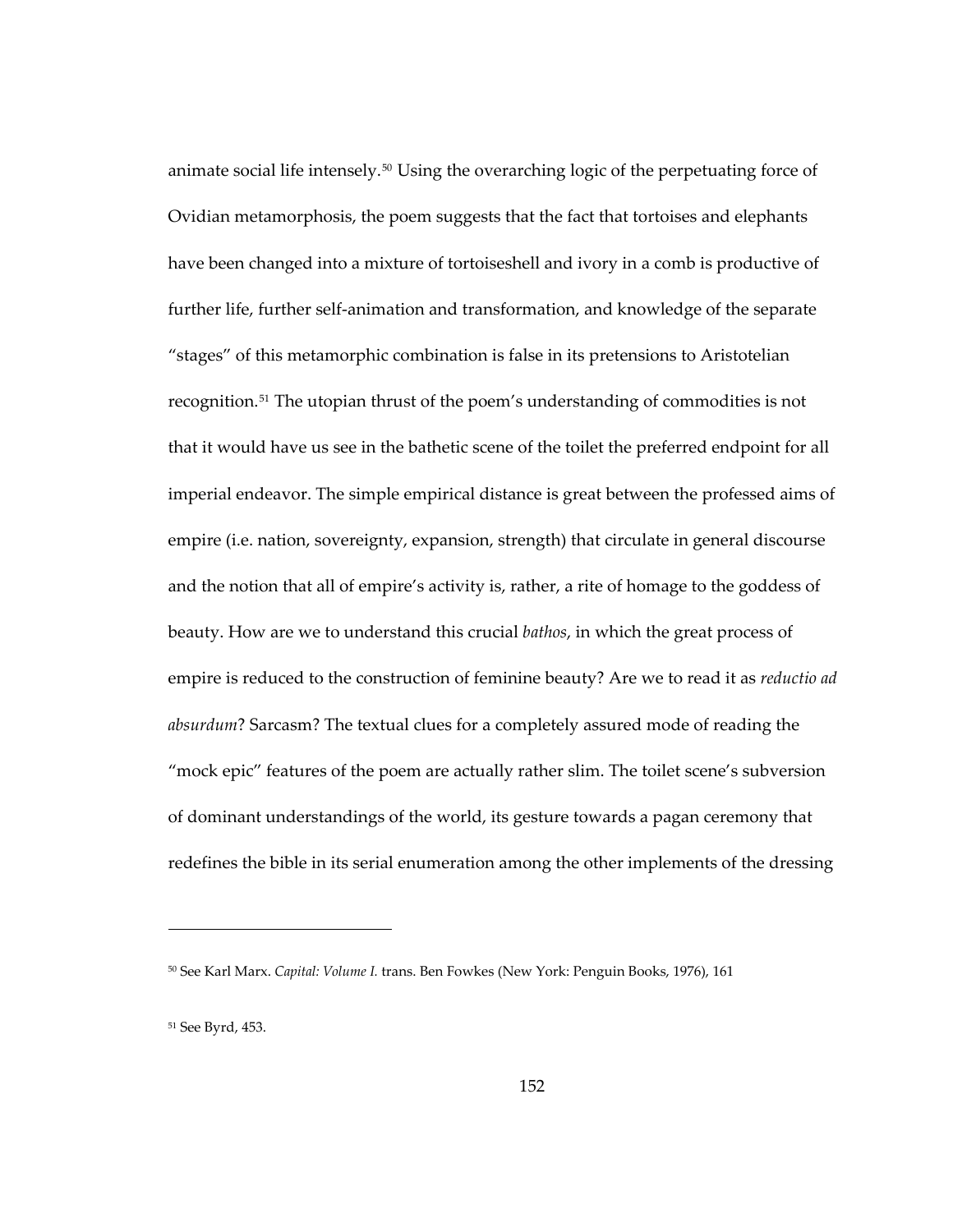animate social life intensely.[50] Using the overarching logic of the perpetuating force of Ovidian metamorphosis, the poem suggests that the fact that tortoises and elephants have been changed into a mixture of tortoiseshell and ivory in a comb is productive of further life, further self-animation and transformation, and knowledge of the separate "stages" of this metamorphic combination is false in its pretensions to Aristotelian recognition.[51] The utopian thrust of the poem's understanding of commodities is not that it would have us see in the bathetic scene of the toilet the preferred endpoint for all imperial endeavor. The simple empirical distance is great between the professed aims of empire (i.e. nation, sovereignty, expansion, strength) that circulate in general discourse and the notion that all of empire's activity is, rather, a rite of homage to the goddess of beauty. How are we to understand this crucial *bathos*, in which the great process of empire is reduced to the construction of feminine beauty? Are we to read it as *reductio ad absurdum*? Sarcasm? The textual clues for a completely assured mode of reading the "mock epic" features of the poem are actually rather slim. The toilet scene's subversion of dominant understandings of the world, its gesture towards a pagan ceremony that redefines the bible in its serial enumeration among the other implements of the dressing

---

[50] See Karl Marx. *Capital: Volume I.* trans. Ben Fowkes (New York: Penguin Books, 1976), 161

[51] See Byrd, 453.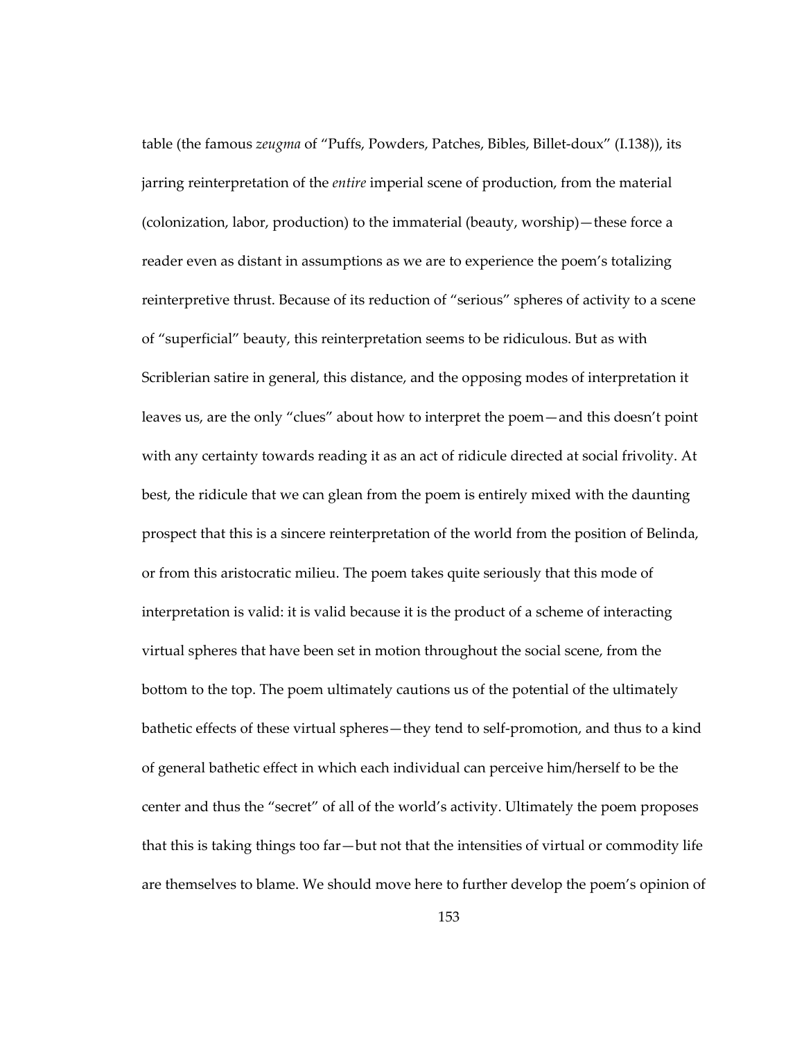table (the famous *zeugma* of "Puffs, Powders, Patches, Bibles, Billet-doux" (I.138)), its jarring reinterpretation of the *entire* imperial scene of production, from the material (colonization, labor, production) to the immaterial (beauty, worship)—these force a reader even as distant in assumptions as we are to experience the poem's totalizing reinterpretive thrust. Because of its reduction of "serious" spheres of activity to a scene of "superficial" beauty, this reinterpretation seems to be ridiculous. But as with Scriblerian satire in general, this distance, and the opposing modes of interpretation it leaves us, are the only "clues" about how to interpret the poem—and this doesn't point with any certainty towards reading it as an act of ridicule directed at social frivolity. At best, the ridicule that we can glean from the poem is entirely mixed with the daunting prospect that this is a sincere reinterpretation of the world from the position of Belinda, or from this aristocratic milieu. The poem takes quite seriously that this mode of interpretation is valid: it is valid because it is the product of a scheme of interacting virtual spheres that have been set in motion throughout the social scene, from the bottom to the top. The poem ultimately cautions us of the potential of the ultimately bathetic effects of these virtual spheres—they tend to self-promotion, and thus to a kind of general bathetic effect in which each individual can perceive him/herself to be the center and thus the "secret" of all of the world's activity. Ultimately the poem proposes that this is taking things too far—but not that the intensities of virtual or commodity life are themselves to blame. We should move here to further develop the poem's opinion of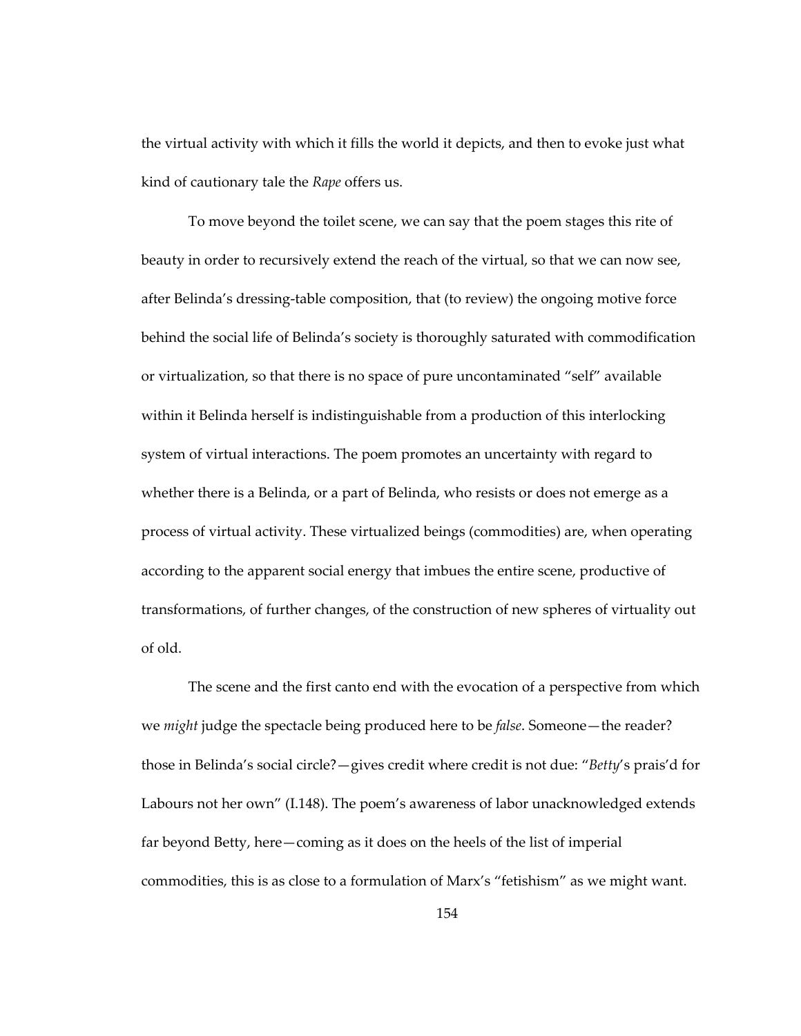the virtual activity with which it fills the world it depicts, and then to evoke just what kind of cautionary tale the *Rape* offers us.

To move beyond the toilet scene, we can say that the poem stages this rite of beauty in order to recursively extend the reach of the virtual, so that we can now see, after Belinda's dressing-table composition, that (to review) the ongoing motive force behind the social life of Belinda's society is thoroughly saturated with commodification or virtualization, so that there is no space of pure uncontaminated "self" available within it Belinda herself is indistinguishable from a production of this interlocking system of virtual interactions. The poem promotes an uncertainty with regard to whether there is a Belinda, or a part of Belinda, who resists or does not emerge as a process of virtual activity. These virtualized beings (commodities) are, when operating according to the apparent social energy that imbues the entire scene, productive of transformations, of further changes, of the construction of new spheres of virtuality out of old.

The scene and the first canto end with the evocation of a perspective from which we *might* judge the spectacle being produced here to be *false*. Someone—the reader? those in Belinda's social circle?—gives credit where credit is not due: "*Betty*'s prais'd for Labours not her own" (I.148). The poem's awareness of labor unacknowledged extends far beyond Betty, here—coming as it does on the heels of the list of imperial commodities, this is as close to a formulation of Marx's "fetishism" as we might want.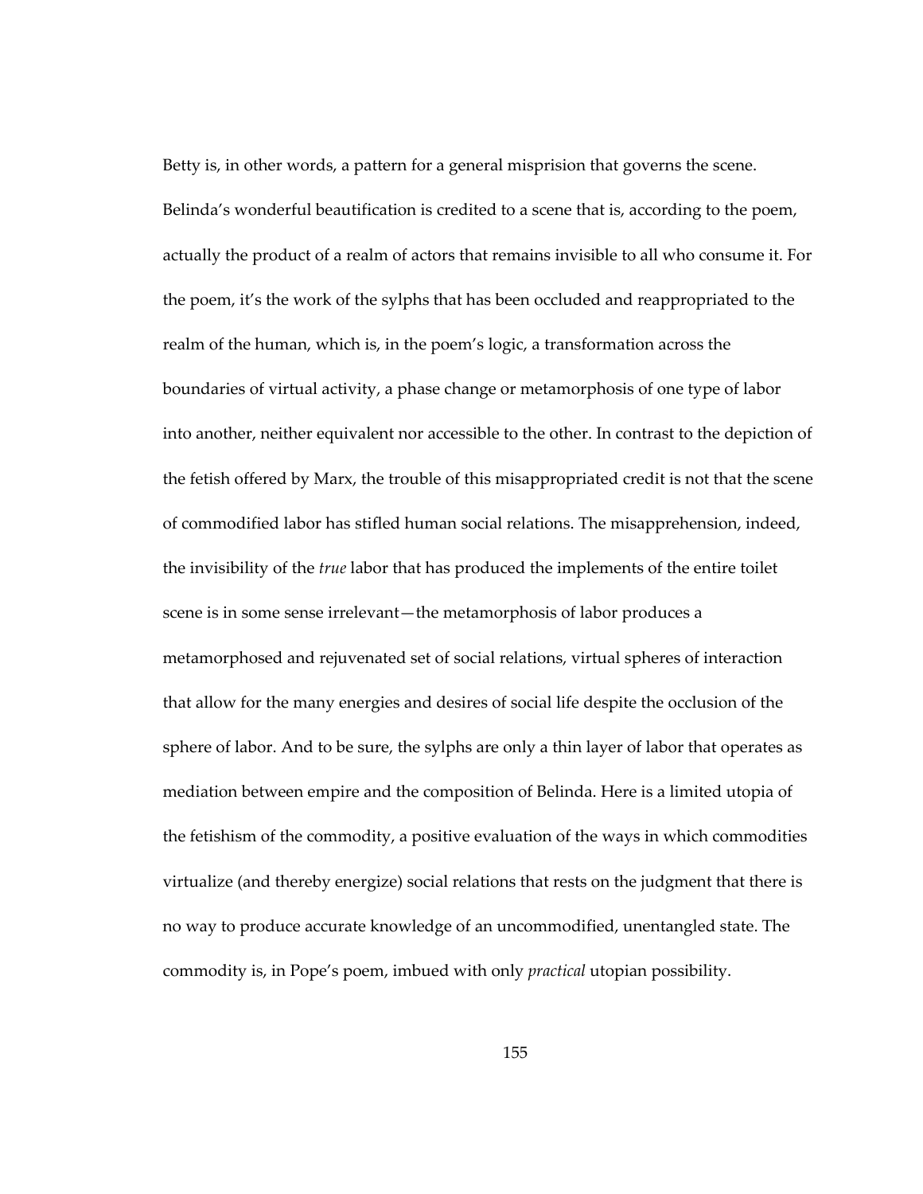Betty is, in other words, a pattern for a general misprision that governs the scene. Belinda's wonderful beautification is credited to a scene that is, according to the poem, actually the product of a realm of actors that remains invisible to all who consume it. For the poem, it's the work of the sylphs that has been occluded and reappropriated to the realm of the human, which is, in the poem's logic, a transformation across the boundaries of virtual activity, a phase change or metamorphosis of one type of labor into another, neither equivalent nor accessible to the other. In contrast to the depiction of the fetish offered by Marx, the trouble of this misappropriated credit is not that the scene of commodified labor has stifled human social relations. The misapprehension, indeed, the invisibility of the *true* labor that has produced the implements of the entire toilet scene is in some sense irrelevant—the metamorphosis of labor produces a metamorphosed and rejuvenated set of social relations, virtual spheres of interaction that allow for the many energies and desires of social life despite the occlusion of the sphere of labor. And to be sure, the sylphs are only a thin layer of labor that operates as mediation between empire and the composition of Belinda. Here is a limited utopia of the fetishism of the commodity, a positive evaluation of the ways in which commodities virtualize (and thereby energize) social relations that rests on the judgment that there is no way to produce accurate knowledge of an uncommodified, unentangled state. The commodity is, in Pope's poem, imbued with only *practical* utopian possibility.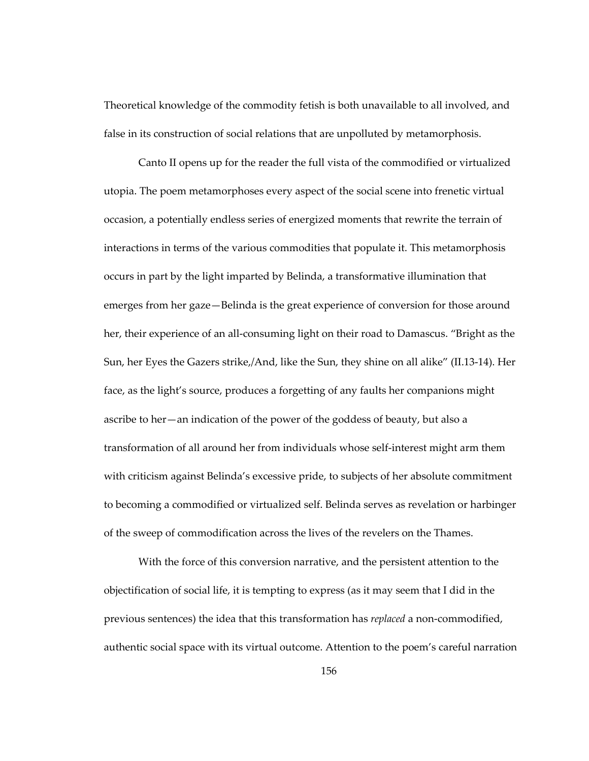Theoretical knowledge of the commodity fetish is both unavailable to all involved, and false in its construction of social relations that are unpolluted by metamorphosis.

Canto II opens up for the reader the full vista of the commodified or virtualized utopia. The poem metamorphoses every aspect of the social scene into frenetic virtual occasion, a potentially endless series of energized moments that rewrite the terrain of interactions in terms of the various commodities that populate it. This metamorphosis occurs in part by the light imparted by Belinda, a transformative illumination that emerges from her gaze—Belinda is the great experience of conversion for those around her, their experience of an all-consuming light on their road to Damascus. "Bright as the Sun, her Eyes the Gazers strike,/And, like the Sun, they shine on all alike" (II.13-14). Her face, as the light's source, produces a forgetting of any faults her companions might ascribe to her—an indication of the power of the goddess of beauty, but also a transformation of all around her from individuals whose self-interest might arm them with criticism against Belinda's excessive pride, to subjects of her absolute commitment to becoming a commodified or virtualized self. Belinda serves as revelation or harbinger of the sweep of commodification across the lives of the revelers on the Thames.

With the force of this conversion narrative, and the persistent attention to the objectification of social life, it is tempting to express (as it may seem that I did in the previous sentences) the idea that this transformation has *replaced* a non-commodified, authentic social space with its virtual outcome. Attention to the poem's careful narration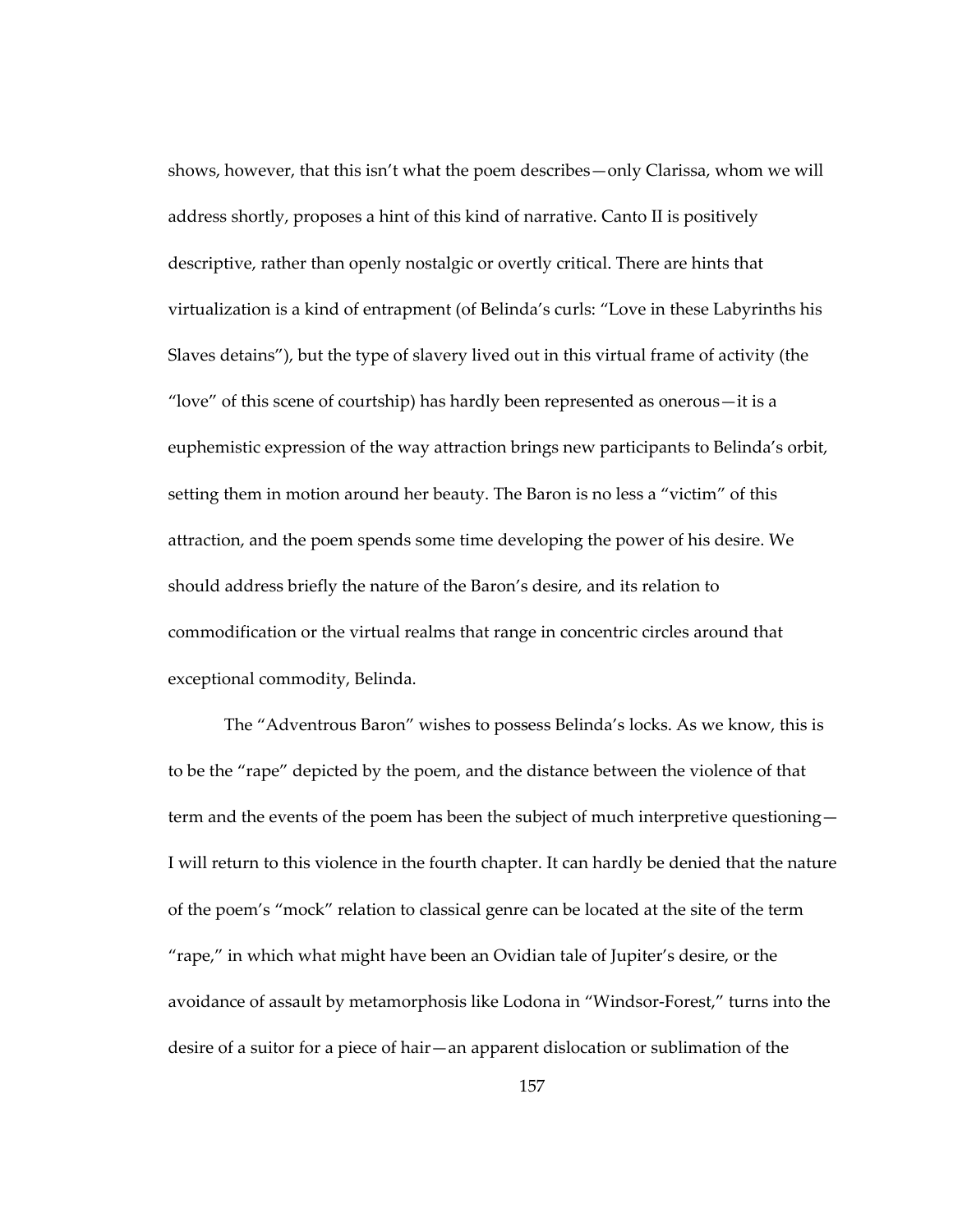shows, however, that this isn't what the poem describes—only Clarissa, whom we will address shortly, proposes a hint of this kind of narrative. Canto II is positively descriptive, rather than openly nostalgic or overtly critical. There are hints that virtualization is a kind of entrapment (of Belinda's curls: "Love in these Labyrinths his Slaves detains"), but the type of slavery lived out in this virtual frame of activity (the "love" of this scene of courtship) has hardly been represented as onerous—it is a euphemistic expression of the way attraction brings new participants to Belinda's orbit, setting them in motion around her beauty. The Baron is no less a "victim" of this attraction, and the poem spends some time developing the power of his desire. We should address briefly the nature of the Baron's desire, and its relation to commodification or the virtual realms that range in concentric circles around that exceptional commodity, Belinda.

The "Adventrous Baron" wishes to possess Belinda's locks. As we know, this is to be the "rape" depicted by the poem, and the distance between the violence of that term and the events of the poem has been the subject of much interpretive questioning—I will return to this violence in the fourth chapter. It can hardly be denied that the nature of the poem's "mock" relation to classical genre can be located at the site of the term "rape," in which what might have been an Ovidian tale of Jupiter's desire, or the avoidance of assault by metamorphosis like Lodona in "Windsor-Forest," turns into the desire of a suitor for a piece of hair—an apparent dislocation or sublimation of the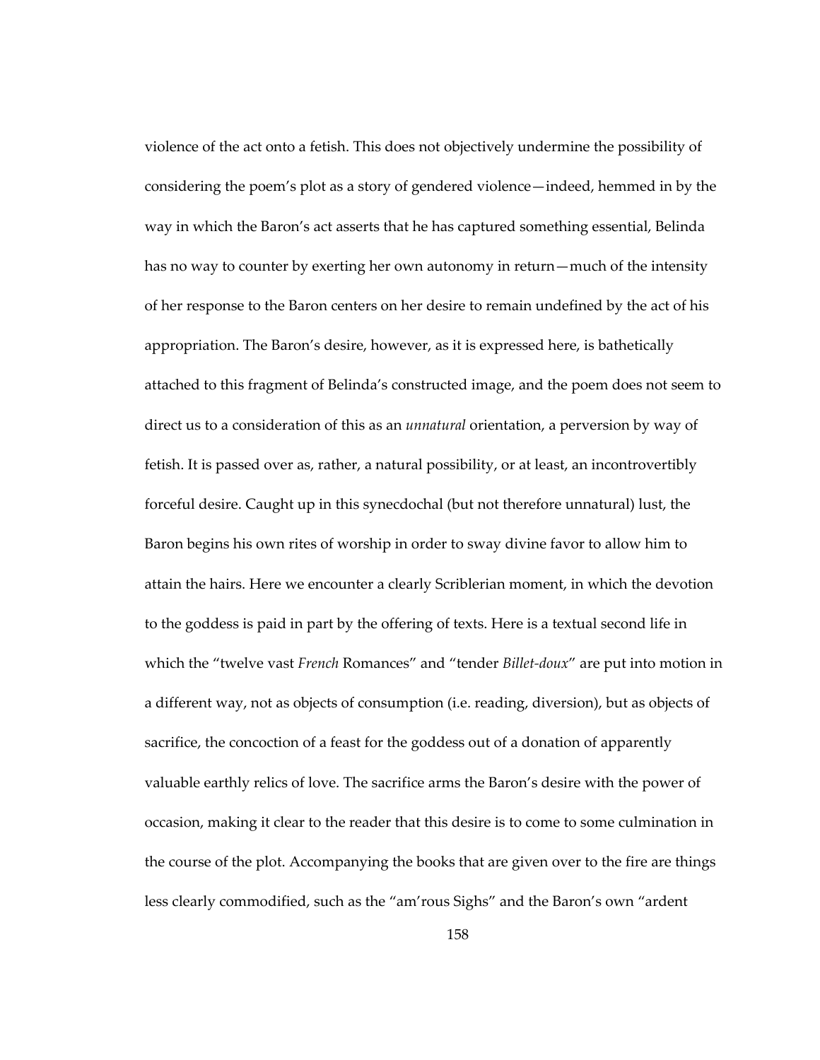violence of the act onto a fetish. This does not objectively undermine the possibility of considering the poem's plot as a story of gendered violence—indeed, hemmed in by the way in which the Baron's act asserts that he has captured something essential, Belinda has no way to counter by exerting her own autonomy in return—much of the intensity of her response to the Baron centers on her desire to remain undefined by the act of his appropriation. The Baron's desire, however, as it is expressed here, is bathetically attached to this fragment of Belinda's constructed image, and the poem does not seem to direct us to a consideration of this as an *unnatural* orientation, a perversion by way of fetish. It is passed over as, rather, a natural possibility, or at least, an incontrovertibly forceful desire. Caught up in this synecdochal (but not therefore unnatural) lust, the Baron begins his own rites of worship in order to sway divine favor to allow him to attain the hairs. Here we encounter a clearly Scriblerian moment, in which the devotion to the goddess is paid in part by the offering of texts. Here is a textual second life in which the "twelve vast *French* Romances" and "tender *Billet-doux*" are put into motion in a different way, not as objects of consumption (i.e. reading, diversion), but as objects of sacrifice, the concoction of a feast for the goddess out of a donation of apparently valuable earthly relics of love. The sacrifice arms the Baron's desire with the power of occasion, making it clear to the reader that this desire is to come to some culmination in the course of the plot. Accompanying the books that are given over to the fire are things less clearly commodified, such as the "am'rous Sighs" and the Baron's own "ardent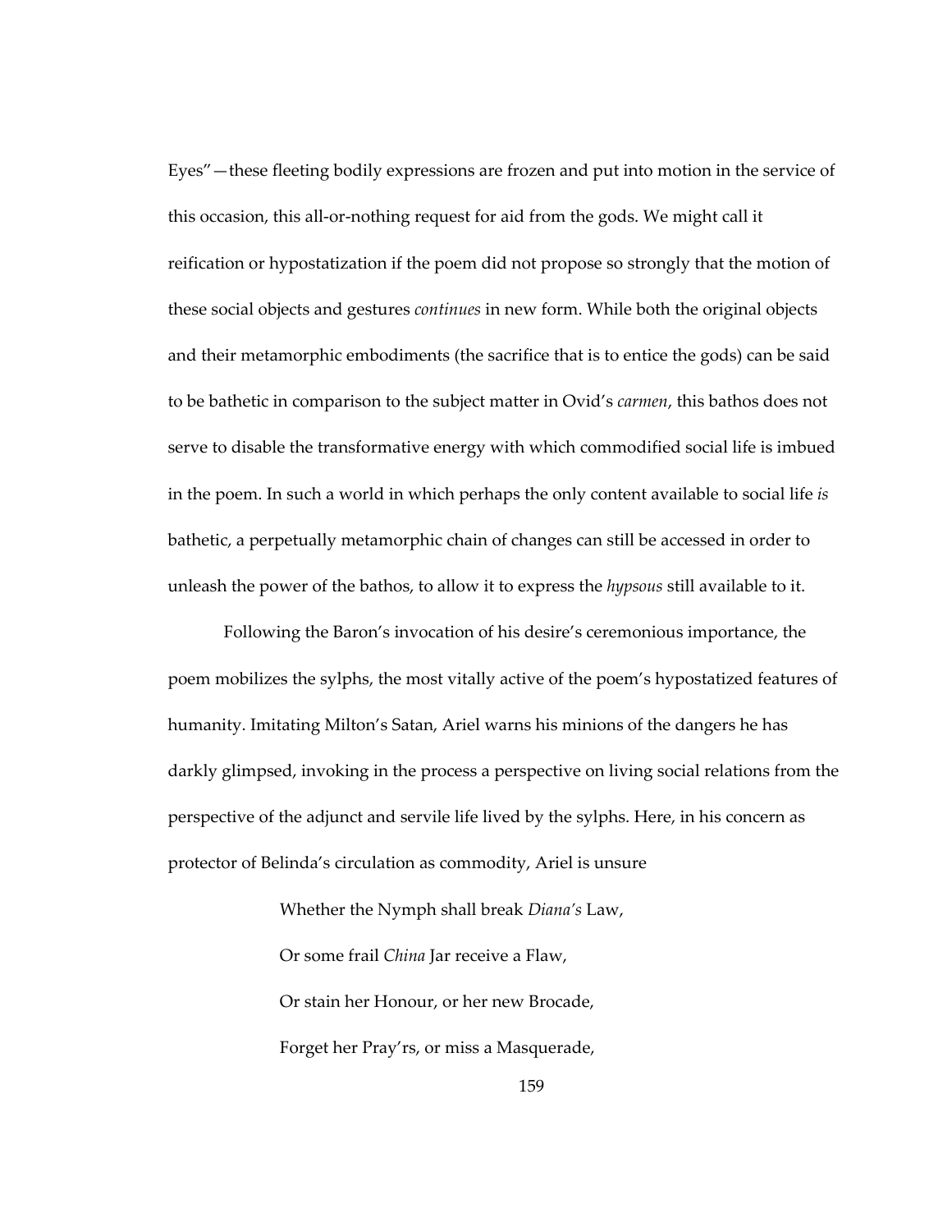Eyes"—these fleeting bodily expressions are frozen and put into motion in the service of this occasion, this all-or-nothing request for aid from the gods. We might call it reification or hypostatization if the poem did not propose so strongly that the motion of these social objects and gestures *continues* in new form. While both the original objects and their metamorphic embodiments (the sacrifice that is to entice the gods) can be said to be bathetic in comparison to the subject matter in Ovid's *carmen*, this bathos does not serve to disable the transformative energy with which commodified social life is imbued in the poem. In such a world in which perhaps the only content available to social life *is* bathetic, a perpetually metamorphic chain of changes can still be accessed in order to unleash the power of the bathos, to allow it to express the *hypsous* still available to it.

Following the Baron's invocation of his desire's ceremonious importance, the poem mobilizes the sylphs, the most vitally active of the poem's hypostatized features of humanity. Imitating Milton's Satan, Ariel warns his minions of the dangers he has darkly glimpsed, invoking in the process a perspective on living social relations from the perspective of the adjunct and servile life lived by the sylphs. Here, in his concern as protector of Belinda's circulation as commodity, Ariel is unsure

> Whether the Nymph shall break *Diana's* Law,
> Or some frail *China* Jar receive a Flaw,
> Or stain her Honour, or her new Brocade,
> Forget her Pray'rs, or miss a Masquerade,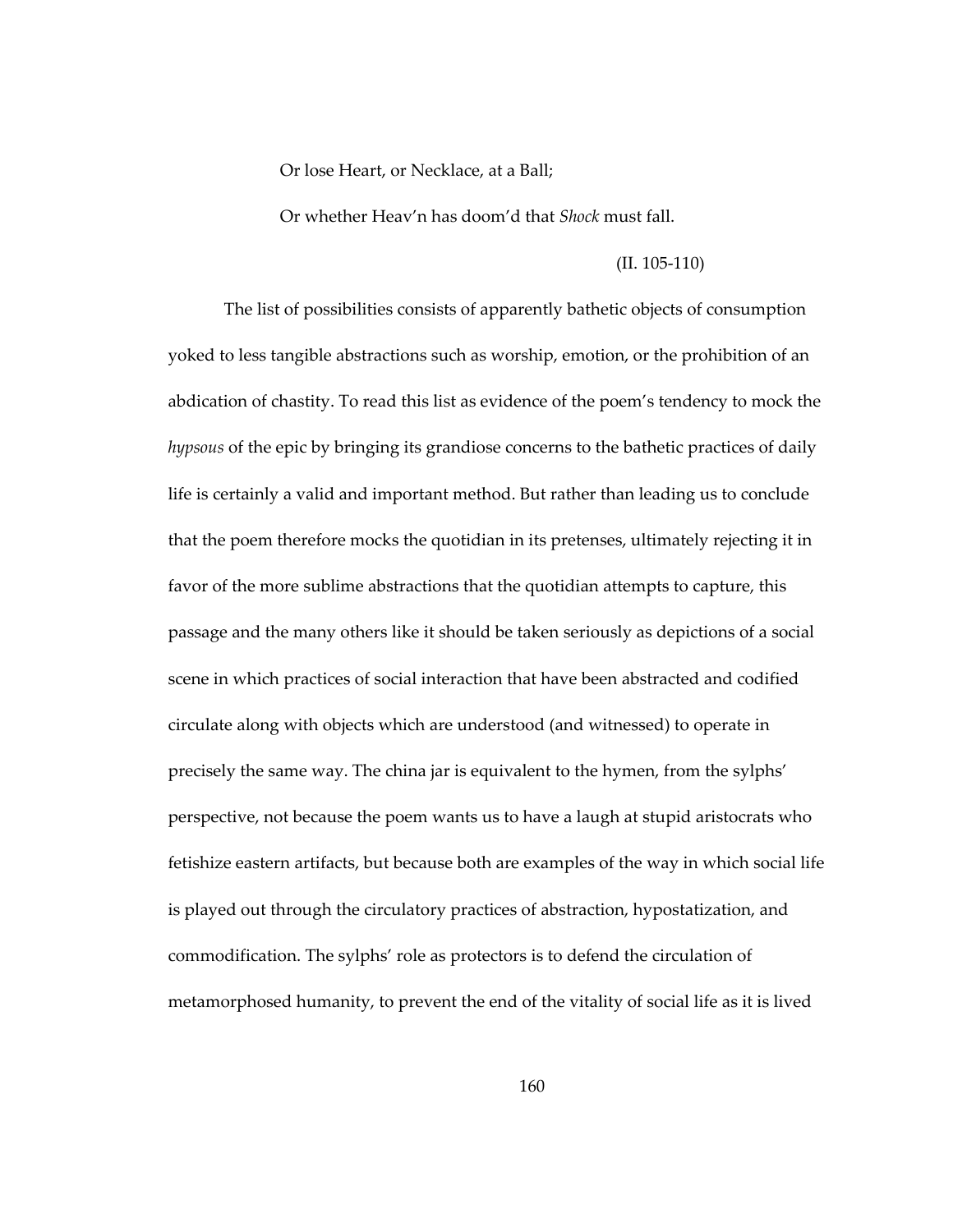> Or lose Heart, or Necklace, at a Ball;
>
> Or whether Heav'n has doom'd that *Shock* must fall.
>
> (II. 105-110)

The list of possibilities consists of apparently bathetic objects of consumption yoked to less tangible abstractions such as worship, emotion, or the prohibition of an abdication of chastity. To read this list as evidence of the poem's tendency to mock the *hypsous* of the epic by bringing its grandiose concerns to the bathetic practices of daily life is certainly a valid and important method. But rather than leading us to conclude that the poem therefore mocks the quotidian in its pretenses, ultimately rejecting it in favor of the more sublime abstractions that the quotidian attempts to capture, this passage and the many others like it should be taken seriously as depictions of a social scene in which practices of social interaction that have been abstracted and codified circulate along with objects which are understood (and witnessed) to operate in precisely the same way. The china jar is equivalent to the hymen, from the sylphs' perspective, not because the poem wants us to have a laugh at stupid aristocrats who fetishize eastern artifacts, but because both are examples of the way in which social life is played out through the circulatory practices of abstraction, hypostatization, and commodification. The sylphs' role as protectors is to defend the circulation of metamorphosed humanity, to prevent the end of the vitality of social life as it is lived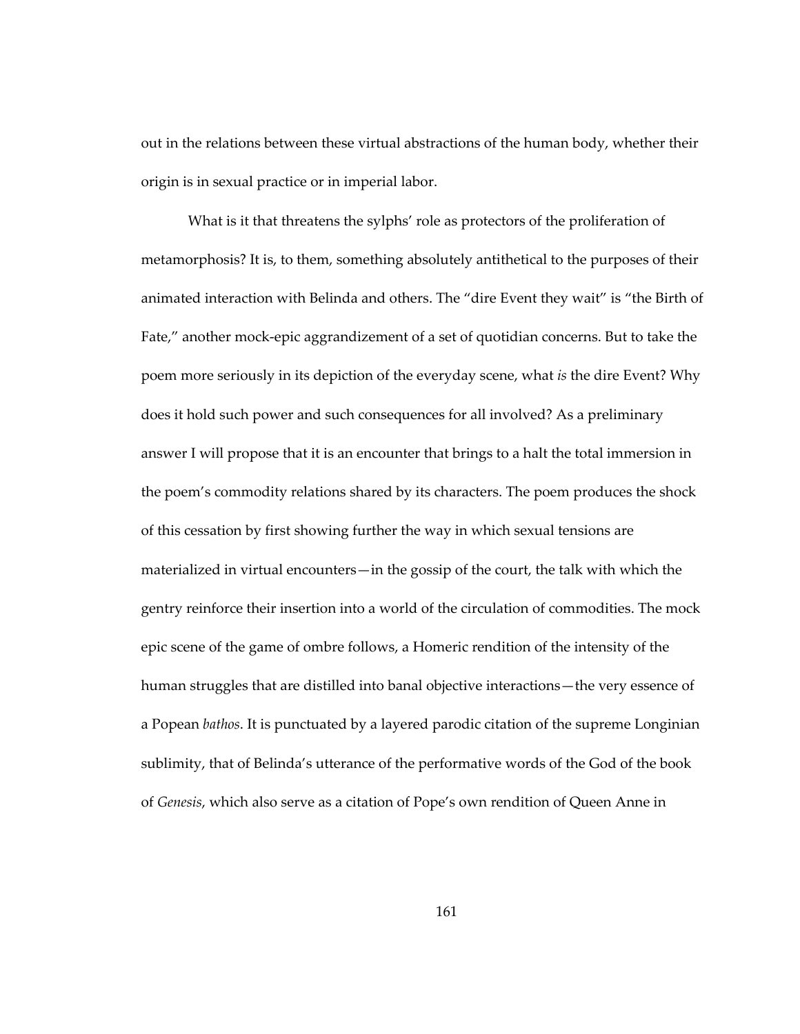out in the relations between these virtual abstractions of the human body, whether their origin is in sexual practice or in imperial labor.

What is it that threatens the sylphs' role as protectors of the proliferation of metamorphosis? It is, to them, something absolutely antithetical to the purposes of their animated interaction with Belinda and others. The "dire Event they wait" is "the Birth of Fate," another mock-epic aggrandizement of a set of quotidian concerns. But to take the poem more seriously in its depiction of the everyday scene, what *is* the dire Event? Why does it hold such power and such consequences for all involved? As a preliminary answer I will propose that it is an encounter that brings to a halt the total immersion in the poem's commodity relations shared by its characters. The poem produces the shock of this cessation by first showing further the way in which sexual tensions are materialized in virtual encounters—in the gossip of the court, the talk with which the gentry reinforce their insertion into a world of the circulation of commodities. The mock epic scene of the game of ombre follows, a Homeric rendition of the intensity of the human struggles that are distilled into banal objective interactions—the very essence of a Popean *bathos*. It is punctuated by a layered parodic citation of the supreme Longinian sublimity, that of Belinda's utterance of the performative words of the God of the book of *Genesis*, which also serve as a citation of Pope's own rendition of Queen Anne in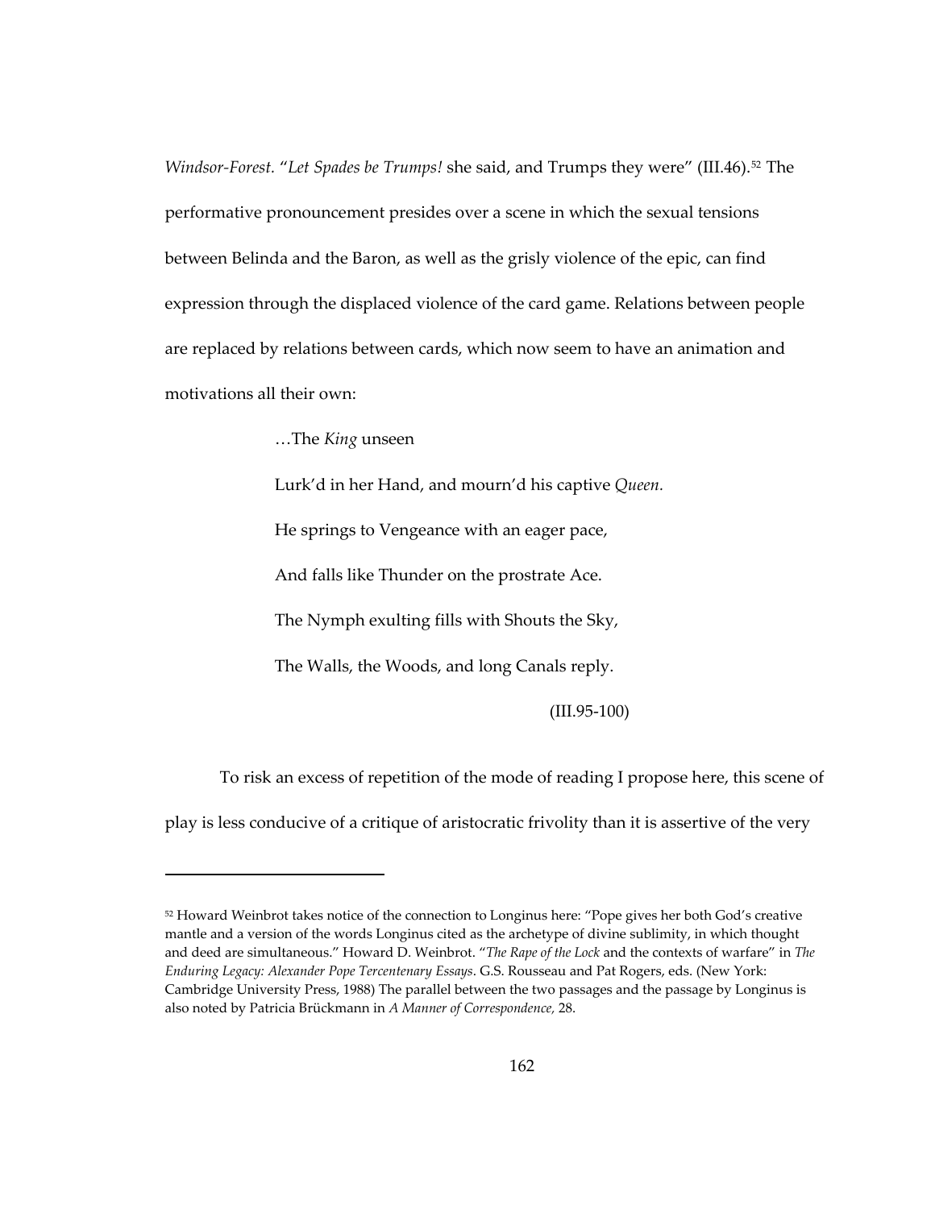*Windsor-Forest*. "*Let Spades be Trumps!* she said, and Trumps they were" (III.46).[52] The performative pronouncement presides over a scene in which the sexual tensions between Belinda and the Baron, as well as the grisly violence of the epic, can find expression through the displaced violence of the card game. Relations between people are replaced by relations between cards, which now seem to have an animation and motivations all their own:

> …The *King* unseen
>
> Lurk'd in her Hand, and mourn'd his captive *Queen.*
>
> He springs to Vengeance with an eager pace,
>
> And falls like Thunder on the prostrate Ace.
>
> The Nymph exulting fills with Shouts the Sky,
>
> The Walls, the Woods, and long Canals reply.
>
> (III.95-100)

To risk an excess of repetition of the mode of reading I propose here, this scene of play is less conducive of a critique of aristocratic frivolity than it is assertive of the very

---

[52] Howard Weinbrot takes notice of the connection to Longinus here: "Pope gives her both God's creative mantle and a version of the words Longinus cited as the archetype of divine sublimity, in which thought and deed are simultaneous." Howard D. Weinbrot. "*The Rape of the Lock* and the contexts of warfare" in *The Enduring Legacy: Alexander Pope Tercentenary Essays*. G.S. Rousseau and Pat Rogers, eds. (New York: Cambridge University Press, 1988) The parallel between the two passages and the passage by Longinus is also noted by Patricia Brückmann in *A Manner of Correspondence,* 28.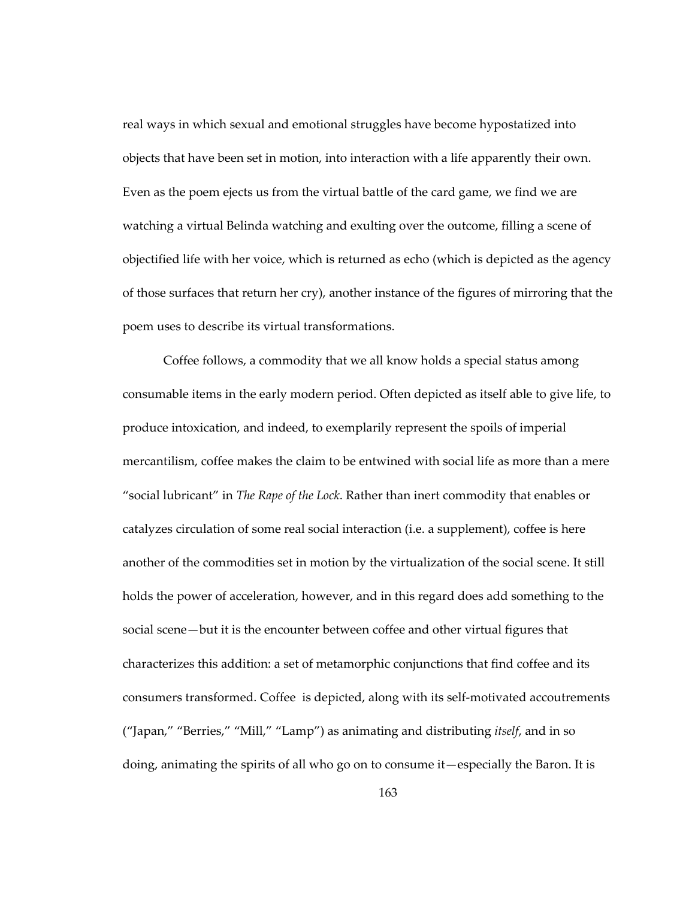real ways in which sexual and emotional struggles have become hypostatized into objects that have been set in motion, into interaction with a life apparently their own. Even as the poem ejects us from the virtual battle of the card game, we find we are watching a virtual Belinda watching and exulting over the outcome, filling a scene of objectified life with her voice, which is returned as echo (which is depicted as the agency of those surfaces that return her cry), another instance of the figures of mirroring that the poem uses to describe its virtual transformations.

Coffee follows, a commodity that we all know holds a special status among consumable items in the early modern period. Often depicted as itself able to give life, to produce intoxication, and indeed, to exemplarily represent the spoils of imperial mercantilism, coffee makes the claim to be entwined with social life as more than a mere "social lubricant" in *The Rape of the Lock*. Rather than inert commodity that enables or catalyzes circulation of some real social interaction (i.e. a supplement), coffee is here another of the commodities set in motion by the virtualization of the social scene. It still holds the power of acceleration, however, and in this regard does add something to the social scene—but it is the encounter between coffee and other virtual figures that characterizes this addition: a set of metamorphic conjunctions that find coffee and its consumers transformed. Coffee is depicted, along with its self-motivated accoutrements ("Japan," "Berries," "Mill," "Lamp") as animating and distributing *itself*, and in so doing, animating the spirits of all who go on to consume it—especially the Baron. It is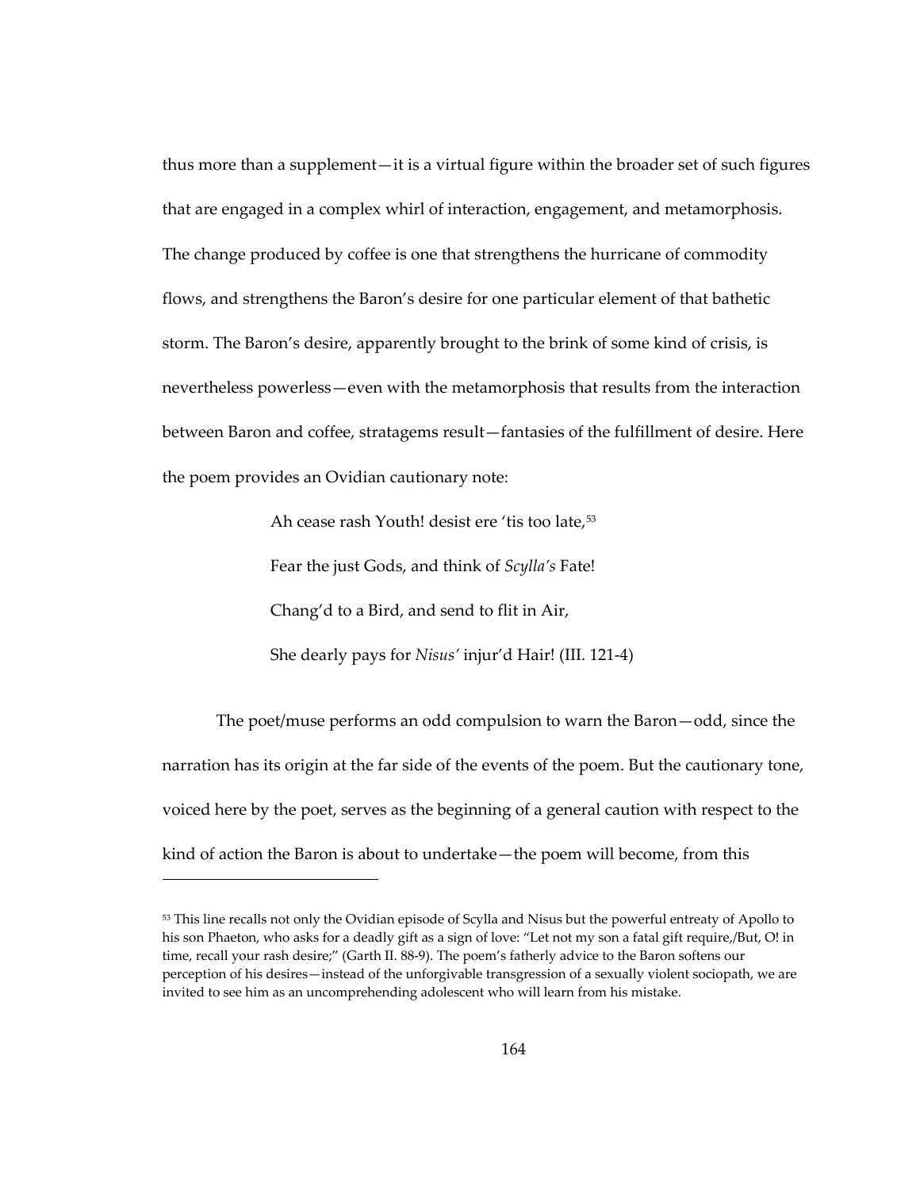thus more than a supplement—it is a virtual figure within the broader set of such figures that are engaged in a complex whirl of interaction, engagement, and metamorphosis. The change produced by coffee is one that strengthens the hurricane of commodity flows, and strengthens the Baron's desire for one particular element of that bathetic storm. The Baron's desire, apparently brought to the brink of some kind of crisis, is nevertheless powerless—even with the metamorphosis that results from the interaction between Baron and coffee, stratagems result—fantasies of the fulfillment of desire. Here the poem provides an Ovidian cautionary note:

> Ah cease rash Youth! desist ere 'tis too late,[53]
>
> Fear the just Gods, and think of *Scylla's* Fate!
>
> Chang'd to a Bird, and send to flit in Air,
>
> She dearly pays for *Nisus'* injur'd Hair! (III. 121-4)

The poet/muse performs an odd compulsion to warn the Baron—odd, since the narration has its origin at the far side of the events of the poem. But the cautionary tone, voiced here by the poet, serves as the beginning of a general caution with respect to the kind of action the Baron is about to undertake—the poem will become, from this

---

[53] This line recalls not only the Ovidian episode of Scylla and Nisus but the powerful entreaty of Apollo to his son Phaeton, who asks for a deadly gift as a sign of love: "Let not my son a fatal gift require,/But, O! in time, recall your rash desire;" (Garth II. 88-9). The poem's fatherly advice to the Baron softens our perception of his desires—instead of the unforgivable transgression of a sexually violent sociopath, we are invited to see him as an uncomprehending adolescent who will learn from his mistake.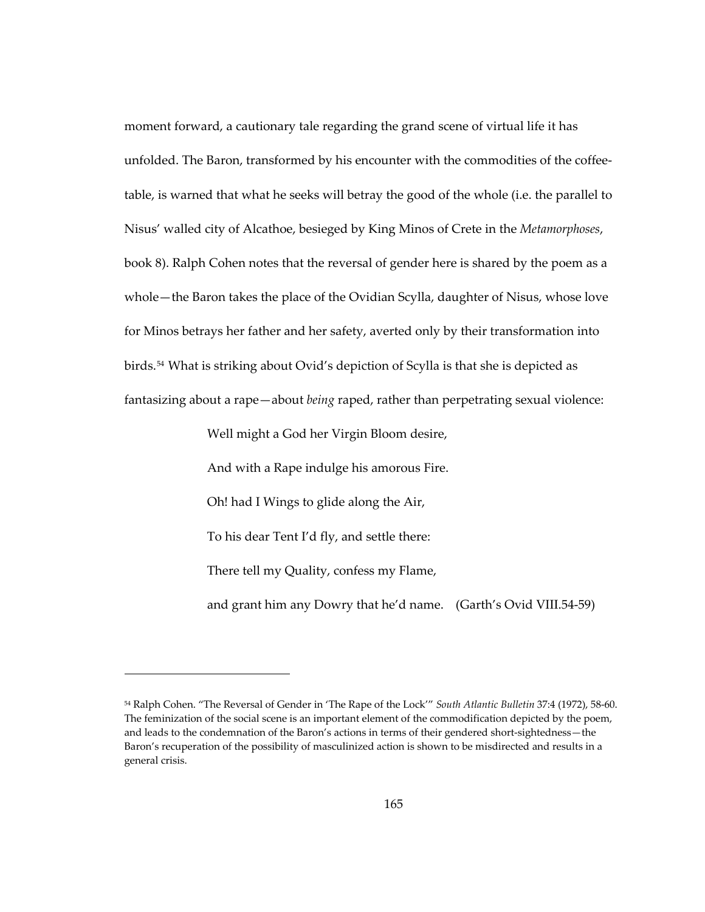moment forward, a cautionary tale regarding the grand scene of virtual life it has unfolded. The Baron, transformed by his encounter with the commodities of the coffee-table, is warned that what he seeks will betray the good of the whole (i.e. the parallel to Nisus' walled city of Alcathoe, besieged by King Minos of Crete in the *Metamorphoses*, book 8). Ralph Cohen notes that the reversal of gender here is shared by the poem as a whole—the Baron takes the place of the Ovidian Scylla, daughter of Nisus, whose love for Minos betrays her father and her safety, averted only by their transformation into birds.[54] What is striking about Ovid's depiction of Scylla is that she is depicted as fantasizing about a rape—about *being* raped, rather than perpetrating sexual violence:

> Well might a God her Virgin Bloom desire,
>
> And with a Rape indulge his amorous Fire.
>
> Oh! had I Wings to glide along the Air,
>
> To his dear Tent I'd fly, and settle there:
>
> There tell my Quality, confess my Flame,
>
> and grant him any Dowry that he'd name. (Garth's Ovid VIII.54-59)

---

[54] Ralph Cohen. "The Reversal of Gender in 'The Rape of the Lock'" *South Atlantic Bulletin* 37:4 (1972), 58-60. The feminization of the social scene is an important element of the commodification depicted by the poem, and leads to the condemnation of the Baron's actions in terms of their gendered short-sightedness—the Baron's recuperation of the possibility of masculinized action is shown to be misdirected and results in a general crisis.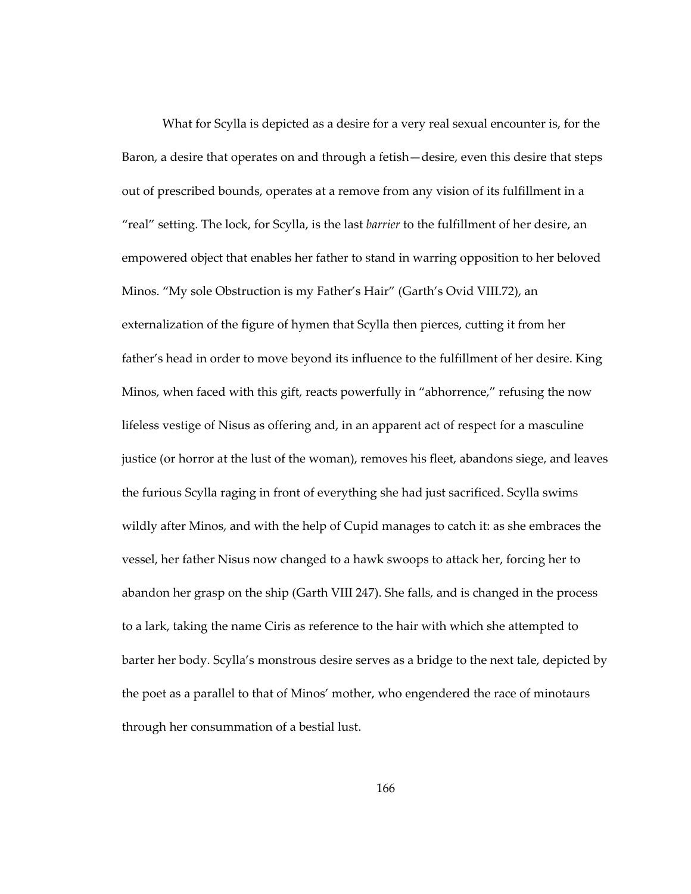What for Scylla is depicted as a desire for a very real sexual encounter is, for the Baron, a desire that operates on and through a fetish—desire, even this desire that steps out of prescribed bounds, operates at a remove from any vision of its fulfillment in a "real" setting. The lock, for Scylla, is the last *barrier* to the fulfillment of her desire, an empowered object that enables her father to stand in warring opposition to her beloved Minos. "My sole Obstruction is my Father's Hair" (Garth's Ovid VIII.72), an externalization of the figure of hymen that Scylla then pierces, cutting it from her father's head in order to move beyond its influence to the fulfillment of her desire. King Minos, when faced with this gift, reacts powerfully in "abhorrence," refusing the now lifeless vestige of Nisus as offering and, in an apparent act of respect for a masculine justice (or horror at the lust of the woman), removes his fleet, abandons siege, and leaves the furious Scylla raging in front of everything she had just sacrificed. Scylla swims wildly after Minos, and with the help of Cupid manages to catch it: as she embraces the vessel, her father Nisus now changed to a hawk swoops to attack her, forcing her to abandon her grasp on the ship (Garth VIII 247). She falls, and is changed in the process to a lark, taking the name Ciris as reference to the hair with which she attempted to barter her body. Scylla's monstrous desire serves as a bridge to the next tale, depicted by the poet as a parallel to that of Minos' mother, who engendered the race of minotaurs through her consummation of a bestial lust.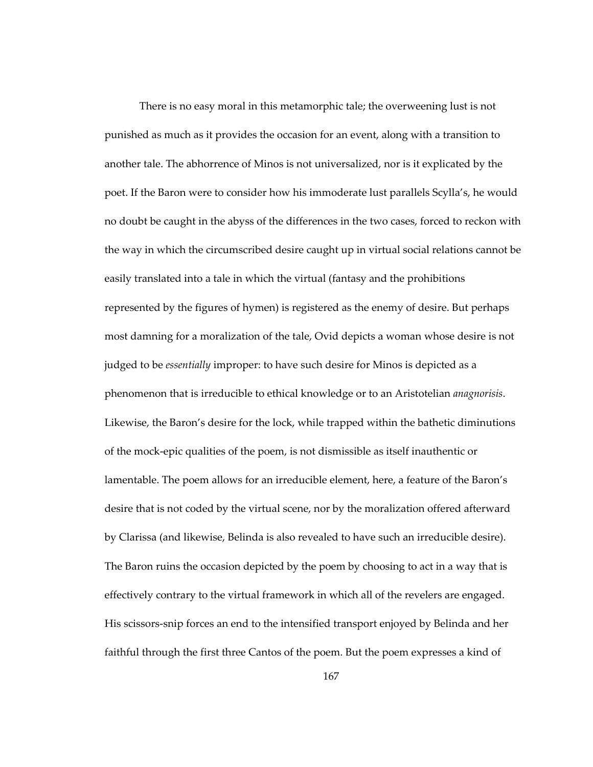There is no easy moral in this metamorphic tale; the overweening lust is not punished as much as it provides the occasion for an event, along with a transition to another tale. The abhorrence of Minos is not universalized, nor is it explicated by the poet. If the Baron were to consider how his immoderate lust parallels Scylla's, he would no doubt be caught in the abyss of the differences in the two cases, forced to reckon with the way in which the circumscribed desire caught up in virtual social relations cannot be easily translated into a tale in which the virtual (fantasy and the prohibitions represented by the figures of hymen) is registered as the enemy of desire. But perhaps most damning for a moralization of the tale, Ovid depicts a woman whose desire is not judged to be *essentially* improper: to have such desire for Minos is depicted as a phenomenon that is irreducible to ethical knowledge or to an Aristotelian *anagnorisis*. Likewise, the Baron's desire for the lock, while trapped within the bathetic diminutions of the mock-epic qualities of the poem, is not dismissible as itself inauthentic or lamentable. The poem allows for an irreducible element, here, a feature of the Baron's desire that is not coded by the virtual scene, nor by the moralization offered afterward by Clarissa (and likewise, Belinda is also revealed to have such an irreducible desire). The Baron ruins the occasion depicted by the poem by choosing to act in a way that is effectively contrary to the virtual framework in which all of the revelers are engaged. His scissors-snip forces an end to the intensified transport enjoyed by Belinda and her faithful through the first three Cantos of the poem. But the poem expresses a kind of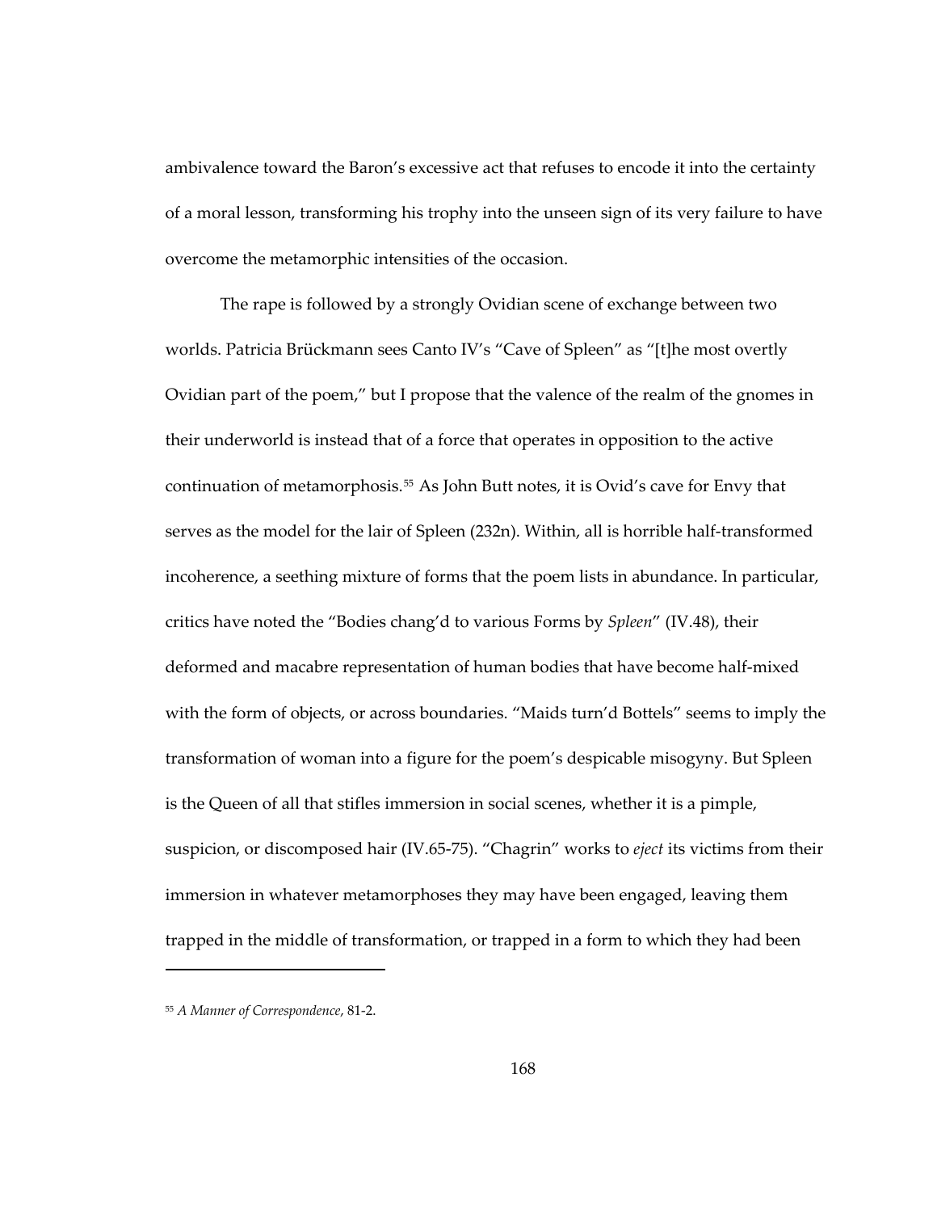ambivalence toward the Baron's excessive act that refuses to encode it into the certainty of a moral lesson, transforming his trophy into the unseen sign of its very failure to have overcome the metamorphic intensities of the occasion.

The rape is followed by a strongly Ovidian scene of exchange between two worlds. Patricia Brückmann sees Canto IV's "Cave of Spleen" as "[t]he most overtly Ovidian part of the poem," but I propose that the valence of the realm of the gnomes in their underworld is instead that of a force that operates in opposition to the active continuation of metamorphosis.[55] As John Butt notes, it is Ovid's cave for Envy that serves as the model for the lair of Spleen (232n). Within, all is horrible half-transformed incoherence, a seething mixture of forms that the poem lists in abundance. In particular, critics have noted the "Bodies chang'd to various Forms by *Spleen*" (IV.48), their deformed and macabre representation of human bodies that have become half-mixed with the form of objects, or across boundaries. "Maids turn'd Bottels" seems to imply the transformation of woman into a figure for the poem's despicable misogyny. But Spleen is the Queen of all that stifles immersion in social scenes, whether it is a pimple, suspicion, or discomposed hair (IV.65-75). "Chagrin" works to *eject* its victims from their immersion in whatever metamorphoses they may have been engaged, leaving them trapped in the middle of transformation, or trapped in a form to which they had been

---

[55] *A Manner of Correspondence*, 81-2.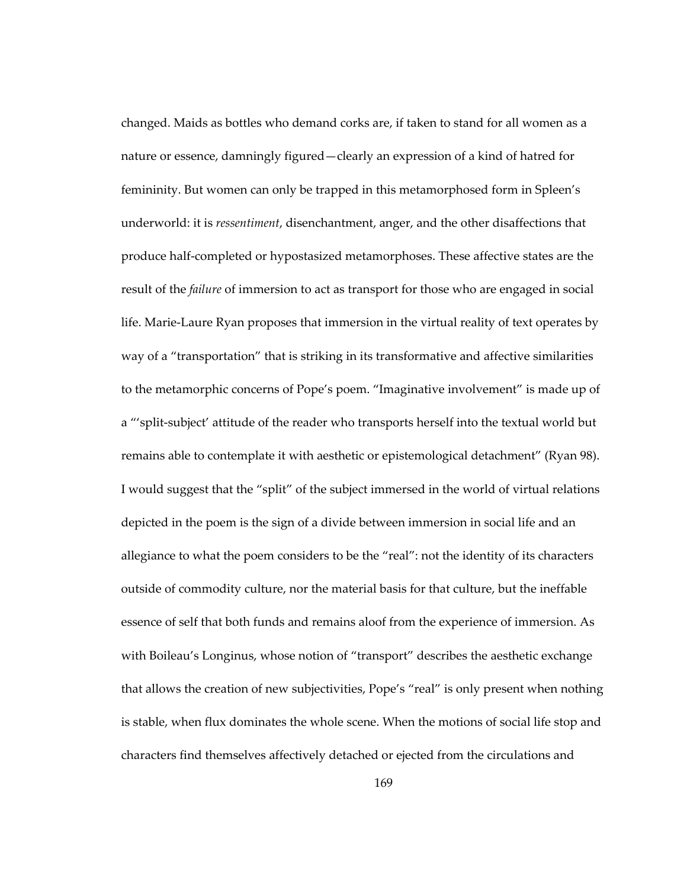changed. Maids as bottles who demand corks are, if taken to stand for all women as a nature or essence, damningly figured—clearly an expression of a kind of hatred for femininity. But women can only be trapped in this metamorphosed form in Spleen's underworld: it is *ressentiment*, disenchantment, anger, and the other disaffections that produce half-completed or hypostasized metamorphoses. These affective states are the result of the *failure* of immersion to act as transport for those who are engaged in social life. Marie-Laure Ryan proposes that immersion in the virtual reality of text operates by way of a "transportation" that is striking in its transformative and affective similarities to the metamorphic concerns of Pope's poem. "Imaginative involvement" is made up of a "'split-subject' attitude of the reader who transports herself into the textual world but remains able to contemplate it with aesthetic or epistemological detachment" (Ryan 98). I would suggest that the "split" of the subject immersed in the world of virtual relations depicted in the poem is the sign of a divide between immersion in social life and an allegiance to what the poem considers to be the "real": not the identity of its characters outside of commodity culture, nor the material basis for that culture, but the ineffable essence of self that both funds and remains aloof from the experience of immersion. As with Boileau's Longinus, whose notion of "transport" describes the aesthetic exchange that allows the creation of new subjectivities, Pope's "real" is only present when nothing is stable, when flux dominates the whole scene. When the motions of social life stop and characters find themselves affectively detached or ejected from the circulations and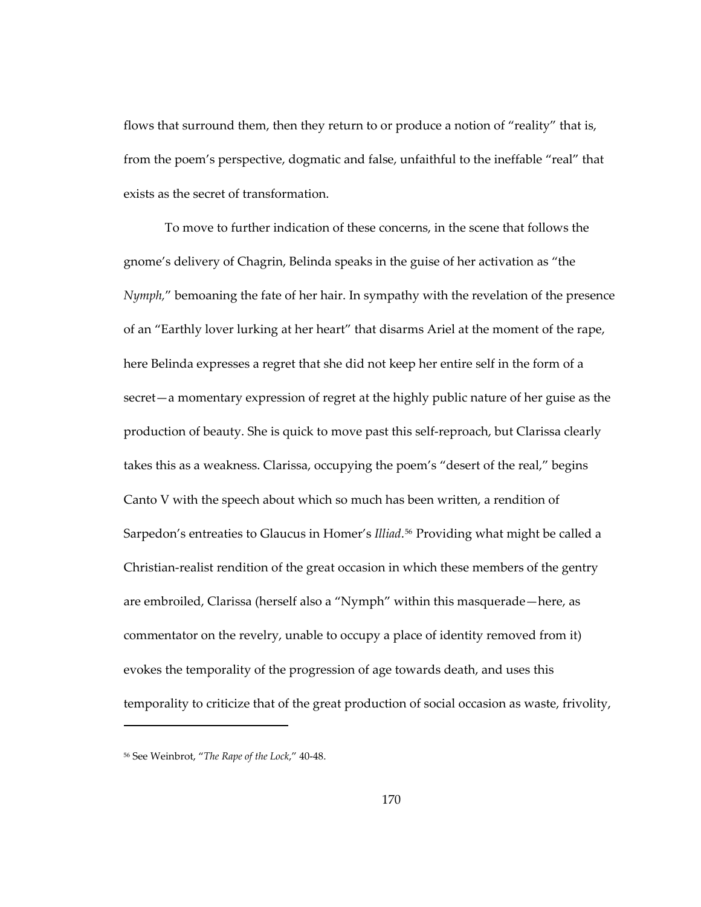flows that surround them, then they return to or produce a notion of "reality" that is, from the poem's perspective, dogmatic and false, unfaithful to the ineffable "real" that exists as the secret of transformation.

To move to further indication of these concerns, in the scene that follows the gnome's delivery of Chagrin, Belinda speaks in the guise of her activation as "the *Nymph*," bemoaning the fate of her hair. In sympathy with the revelation of the presence of an "Earthly lover lurking at her heart" that disarms Ariel at the moment of the rape, here Belinda expresses a regret that she did not keep her entire self in the form of a secret—a momentary expression of regret at the highly public nature of her guise as the production of beauty. She is quick to move past this self-reproach, but Clarissa clearly takes this as a weakness. Clarissa, occupying the poem's "desert of the real," begins Canto V with the speech about which so much has been written, a rendition of Sarpedon's entreaties to Glaucus in Homer's *Illiad*.[56] Providing what might be called a Christian-realist rendition of the great occasion in which these members of the gentry are embroiled, Clarissa (herself also a "Nymph" within this masquerade—here, as commentator on the revelry, unable to occupy a place of identity removed from it) evokes the temporality of the progression of age towards death, and uses this temporality to criticize that of the great production of social occasion as waste, frivolity,

[56] See Weinbrot, "*The Rape of the Lock*," 40-48.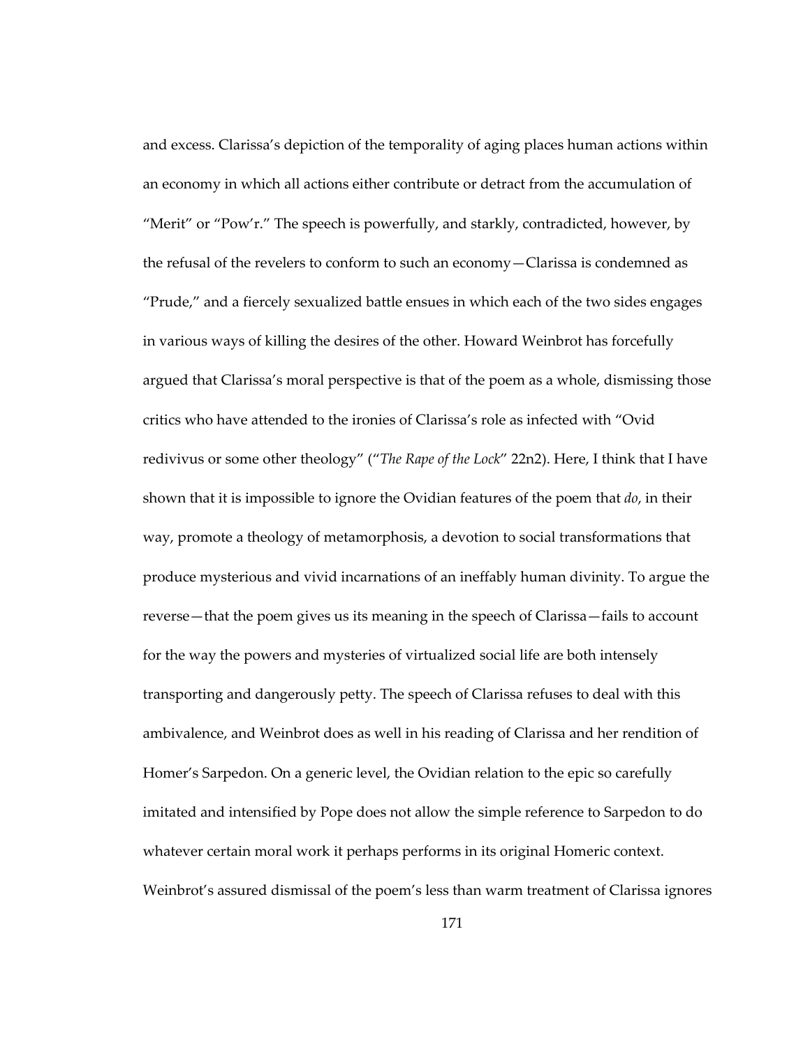and excess. Clarissa's depiction of the temporality of aging places human actions within an economy in which all actions either contribute or detract from the accumulation of "Merit" or "Pow'r." The speech is powerfully, and starkly, contradicted, however, by the refusal of the revelers to conform to such an economy—Clarissa is condemned as "Prude," and a fiercely sexualized battle ensues in which each of the two sides engages in various ways of killing the desires of the other. Howard Weinbrot has forcefully argued that Clarissa's moral perspective is that of the poem as a whole, dismissing those critics who have attended to the ironies of Clarissa's role as infected with "Ovid redivivus or some other theology" ("*The Rape of the Lock*" 22n2). Here, I think that I have shown that it is impossible to ignore the Ovidian features of the poem that *do*, in their way, promote a theology of metamorphosis, a devotion to social transformations that produce mysterious and vivid incarnations of an ineffably human divinity. To argue the reverse—that the poem gives us its meaning in the speech of Clarissa—fails to account for the way the powers and mysteries of virtualized social life are both intensely transporting and dangerously petty. The speech of Clarissa refuses to deal with this ambivalence, and Weinbrot does as well in his reading of Clarissa and her rendition of Homer's Sarpedon. On a generic level, the Ovidian relation to the epic so carefully imitated and intensified by Pope does not allow the simple reference to Sarpedon to do whatever certain moral work it perhaps performs in its original Homeric context. Weinbrot's assured dismissal of the poem's less than warm treatment of Clarissa ignores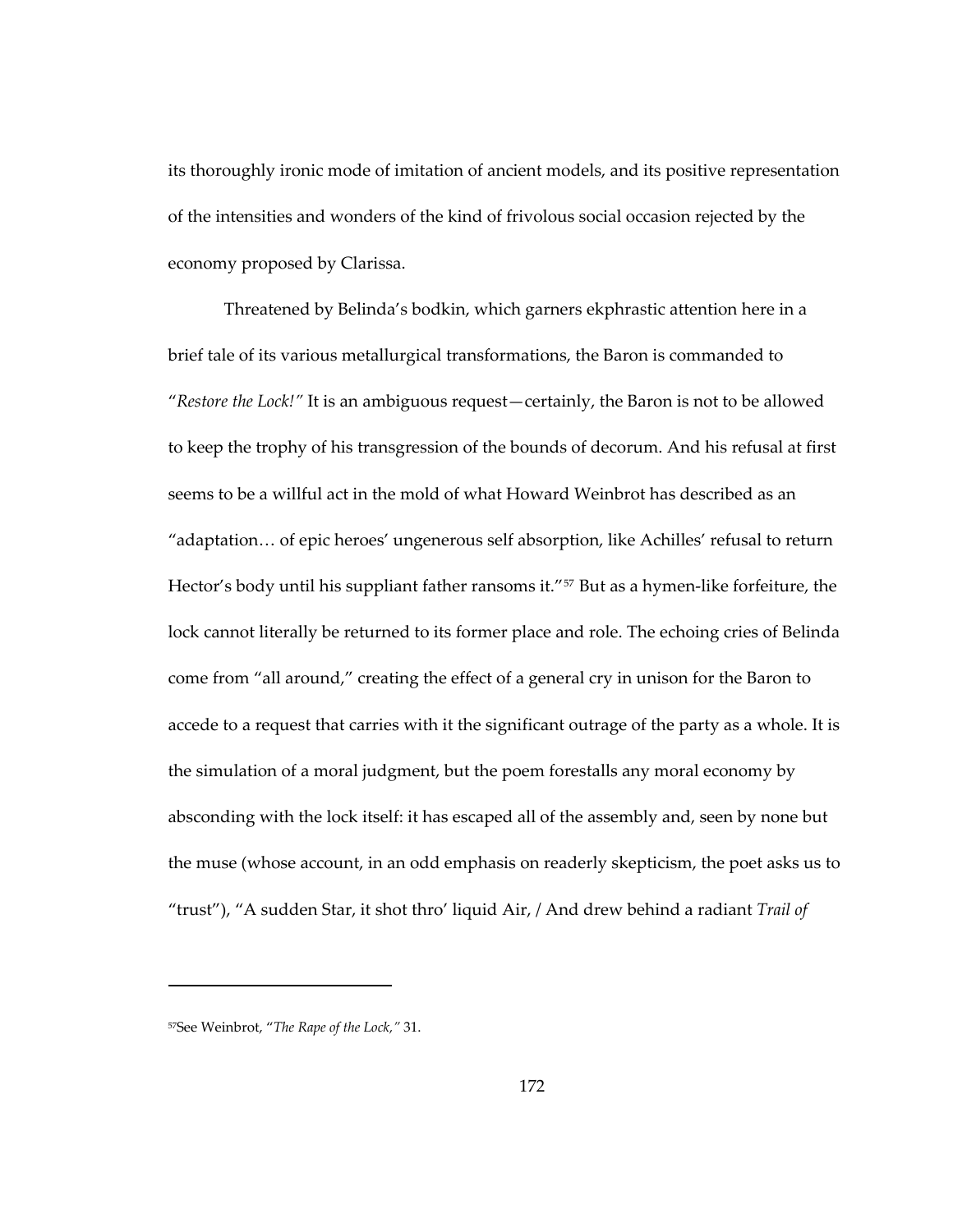its thoroughly ironic mode of imitation of ancient models, and its positive representation of the intensities and wonders of the kind of frivolous social occasion rejected by the economy proposed by Clarissa.

Threatened by Belinda's bodkin, which garners ekphrastic attention here in a brief tale of its various metallurgical transformations, the Baron is commanded to "*Restore the Lock!"* It is an ambiguous request—certainly, the Baron is not to be allowed to keep the trophy of his transgression of the bounds of decorum. And his refusal at first seems to be a willful act in the mold of what Howard Weinbrot has described as an "adaptation… of epic heroes' ungenerous self absorption, like Achilles' refusal to return Hector's body until his suppliant father ransoms it."[57] But as a hymen-like forfeiture, the lock cannot literally be returned to its former place and role. The echoing cries of Belinda come from "all around," creating the effect of a general cry in unison for the Baron to accede to a request that carries with it the significant outrage of the party as a whole. It is the simulation of a moral judgment, but the poem forestalls any moral economy by absconding with the lock itself: it has escaped all of the assembly and, seen by none but the muse (whose account, in an odd emphasis on readerly skepticism, the poet asks us to "trust"), "A sudden Star, it shot thro' liquid Air, / And drew behind a radiant *Trail of*

---

[57]See Weinbrot, "*The Rape of the Lock,"* 31.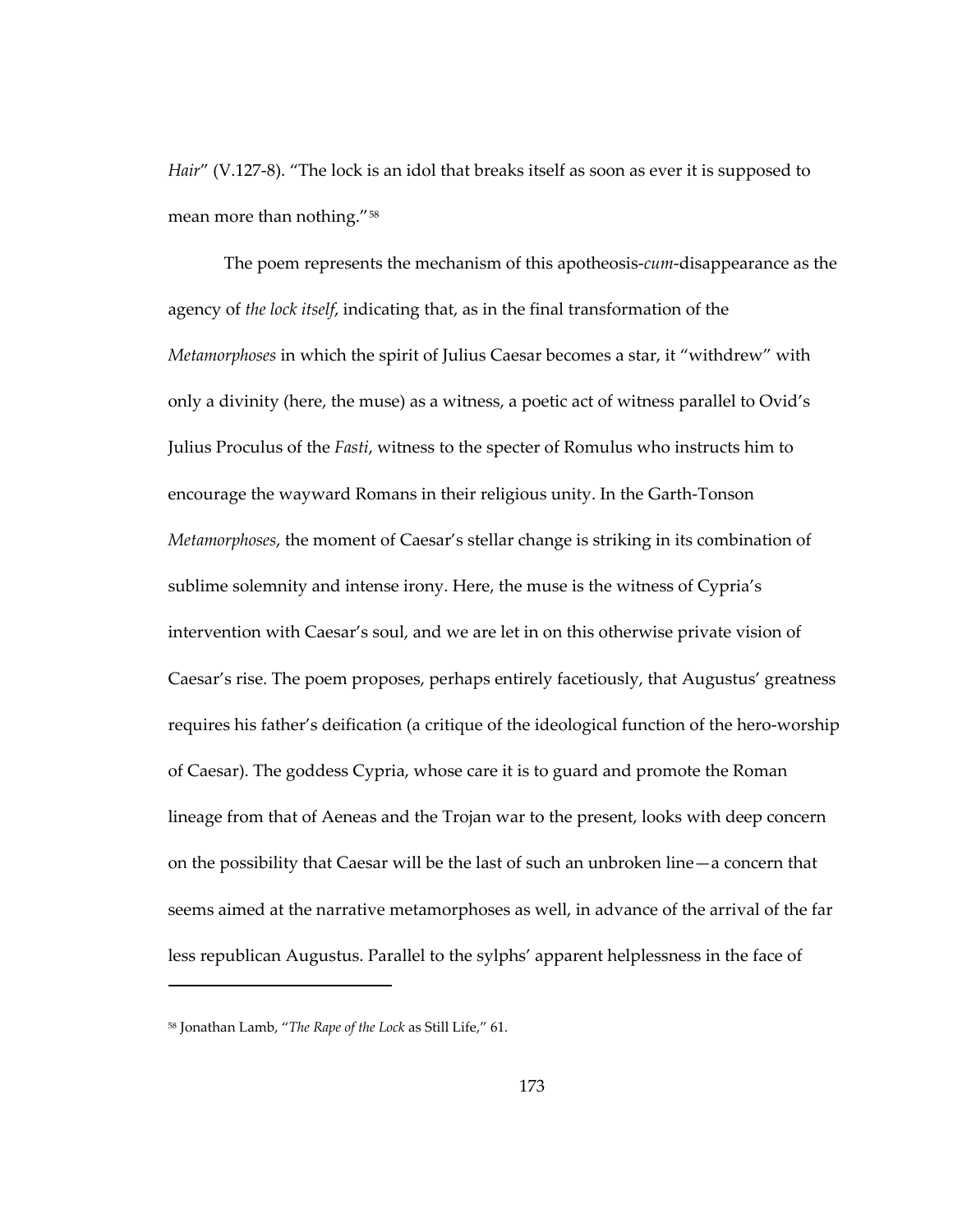*Hair*" (V.127-8). "The lock is an idol that breaks itself as soon as ever it is supposed to mean more than nothing."[58]

The poem represents the mechanism of this apotheosis-*cum*-disappearance as the agency of *the lock itself*, indicating that, as in the final transformation of the *Metamorphoses* in which the spirit of Julius Caesar becomes a star, it "withdrew" with only a divinity (here, the muse) as a witness, a poetic act of witness parallel to Ovid's Julius Proculus of the *Fasti*, witness to the specter of Romulus who instructs him to encourage the wayward Romans in their religious unity. In the Garth-Tonson *Metamorphoses*, the moment of Caesar's stellar change is striking in its combination of sublime solemnity and intense irony. Here, the muse is the witness of Cypria's intervention with Caesar's soul, and we are let in on this otherwise private vision of Caesar's rise. The poem proposes, perhaps entirely facetiously, that Augustus' greatness requires his father's deification (a critique of the ideological function of the hero-worship of Caesar). The goddess Cypria, whose care it is to guard and promote the Roman lineage from that of Aeneas and the Trojan war to the present, looks with deep concern on the possibility that Caesar will be the last of such an unbroken line—a concern that seems aimed at the narrative metamorphoses as well, in advance of the arrival of the far less republican Augustus. Parallel to the sylphs' apparent helplessness in the face of

---

[58] Jonathan Lamb, "*The Rape of the Lock* as Still Life," 61.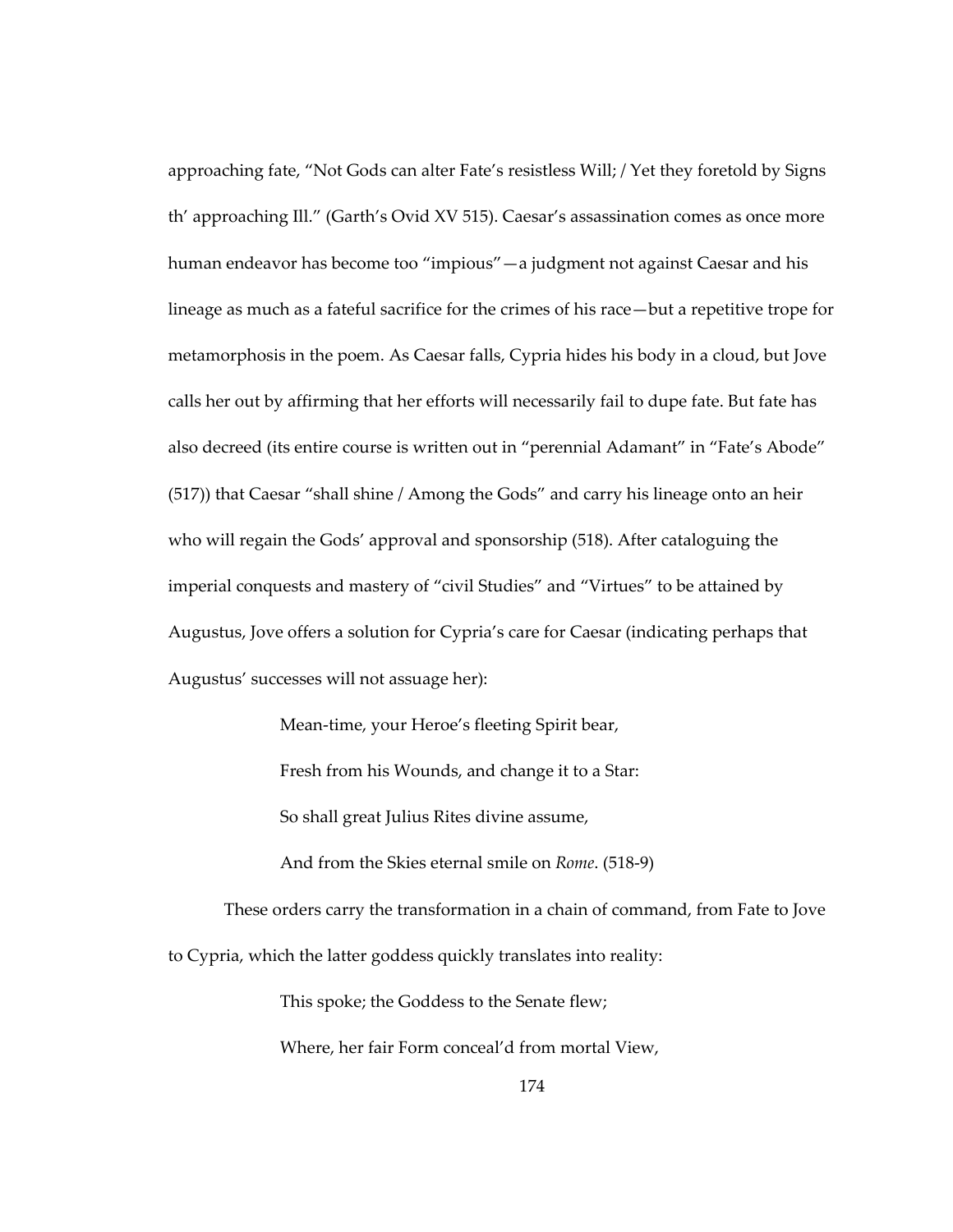approaching fate, "Not Gods can alter Fate's resistless Will; / Yet they foretold by Signs th' approaching Ill." (Garth's Ovid XV 515). Caesar's assassination comes as once more human endeavor has become too "impious"—a judgment not against Caesar and his lineage as much as a fateful sacrifice for the crimes of his race—but a repetitive trope for metamorphosis in the poem. As Caesar falls, Cypria hides his body in a cloud, but Jove calls her out by affirming that her efforts will necessarily fail to dupe fate. But fate has also decreed (its entire course is written out in "perennial Adamant" in "Fate's Abode" (517)) that Caesar "shall shine / Among the Gods" and carry his lineage onto an heir who will regain the Gods' approval and sponsorship (518). After cataloguing the imperial conquests and mastery of "civil Studies" and "Virtues" to be attained by Augustus, Jove offers a solution for Cypria's care for Caesar (indicating perhaps that Augustus' successes will not assuage her):

> Mean-time, your Heroe's fleeting Spirit bear,
>
> Fresh from his Wounds, and change it to a Star:
>
> So shall great Julius Rites divine assume,
>
> And from the Skies eternal smile on *Rome*. (518-9)

These orders carry the transformation in a chain of command, from Fate to Jove to Cypria, which the latter goddess quickly translates into reality:

> This spoke; the Goddess to the Senate flew;
>
> Where, her fair Form conceal'd from mortal View,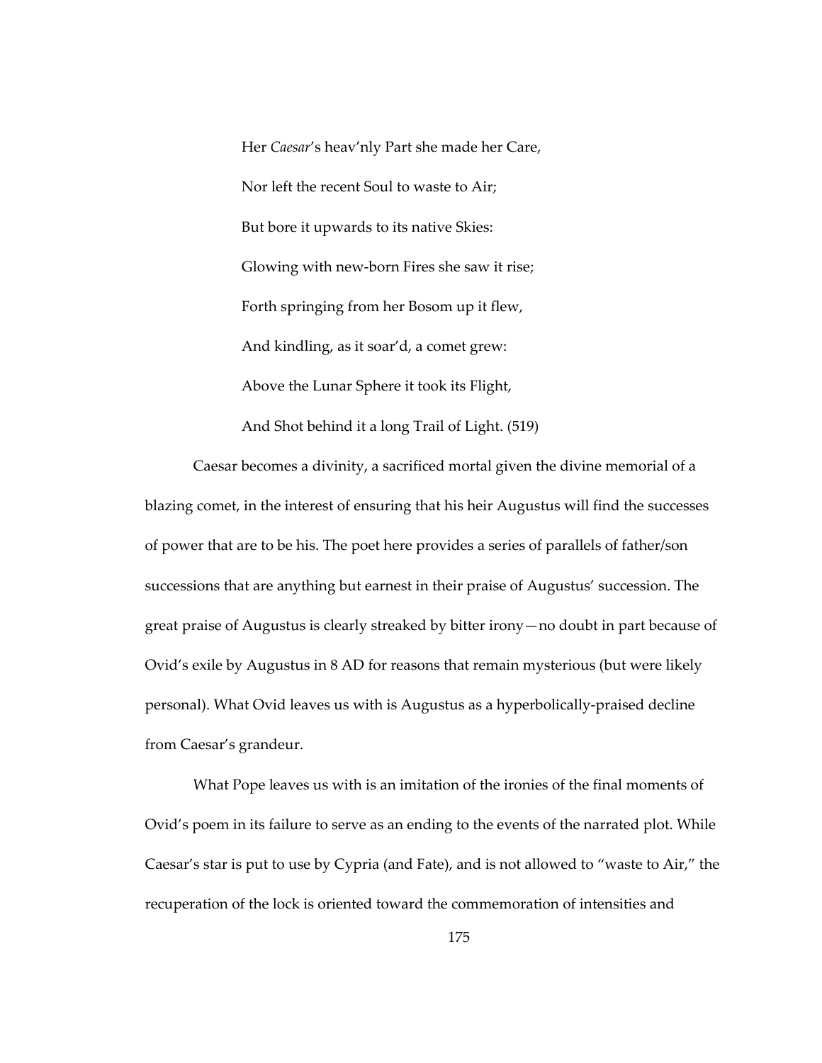> Her *Caesar*'s heav'nly Part she made her Care,
>
> Nor left the recent Soul to waste to Air;
>
> But bore it upwards to its native Skies:
>
> Glowing with new-born Fires she saw it rise;
>
> Forth springing from her Bosom up it flew,
>
> And kindling, as it soar'd, a comet grew:
>
> Above the Lunar Sphere it took its Flight,
>
> And Shot behind it a long Trail of Light. (519)

Caesar becomes a divinity, a sacrificed mortal given the divine memorial of a blazing comet, in the interest of ensuring that his heir Augustus will find the successes of power that are to be his. The poet here provides a series of parallels of father/son successions that are anything but earnest in their praise of Augustus' succession. The great praise of Augustus is clearly streaked by bitter irony—no doubt in part because of Ovid's exile by Augustus in 8 AD for reasons that remain mysterious (but were likely personal). What Ovid leaves us with is Augustus as a hyperbolically-praised decline from Caesar's grandeur.

What Pope leaves us with is an imitation of the ironies of the final moments of Ovid's poem in its failure to serve as an ending to the events of the narrated plot. While Caesar's star is put to use by Cypria (and Fate), and is not allowed to "waste to Air," the recuperation of the lock is oriented toward the commemoration of intensities and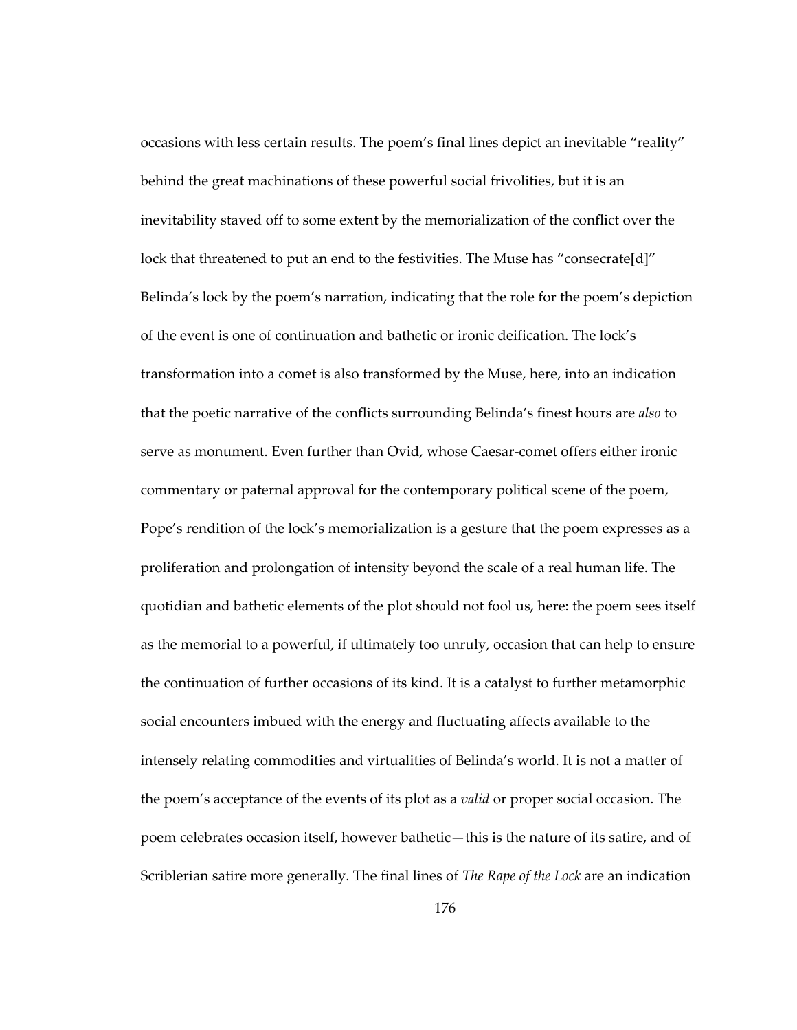occasions with less certain results. The poem's final lines depict an inevitable "reality" behind the great machinations of these powerful social frivolities, but it is an inevitability staved off to some extent by the memorialization of the conflict over the lock that threatened to put an end to the festivities. The Muse has "consecrate[d]" Belinda's lock by the poem's narration, indicating that the role for the poem's depiction of the event is one of continuation and bathetic or ironic deification. The lock's transformation into a comet is also transformed by the Muse, here, into an indication that the poetic narrative of the conflicts surrounding Belinda's finest hours are *also* to serve as monument. Even further than Ovid, whose Caesar-comet offers either ironic commentary or paternal approval for the contemporary political scene of the poem, Pope's rendition of the lock's memorialization is a gesture that the poem expresses as a proliferation and prolongation of intensity beyond the scale of a real human life. The quotidian and bathetic elements of the plot should not fool us, here: the poem sees itself as the memorial to a powerful, if ultimately too unruly, occasion that can help to ensure the continuation of further occasions of its kind. It is a catalyst to further metamorphic social encounters imbued with the energy and fluctuating affects available to the intensely relating commodities and virtualities of Belinda's world. It is not a matter of the poem's acceptance of the events of its plot as a *valid* or proper social occasion. The poem celebrates occasion itself, however bathetic—this is the nature of its satire, and of Scriblerian satire more generally. The final lines of *The Rape of the Lock* are an indication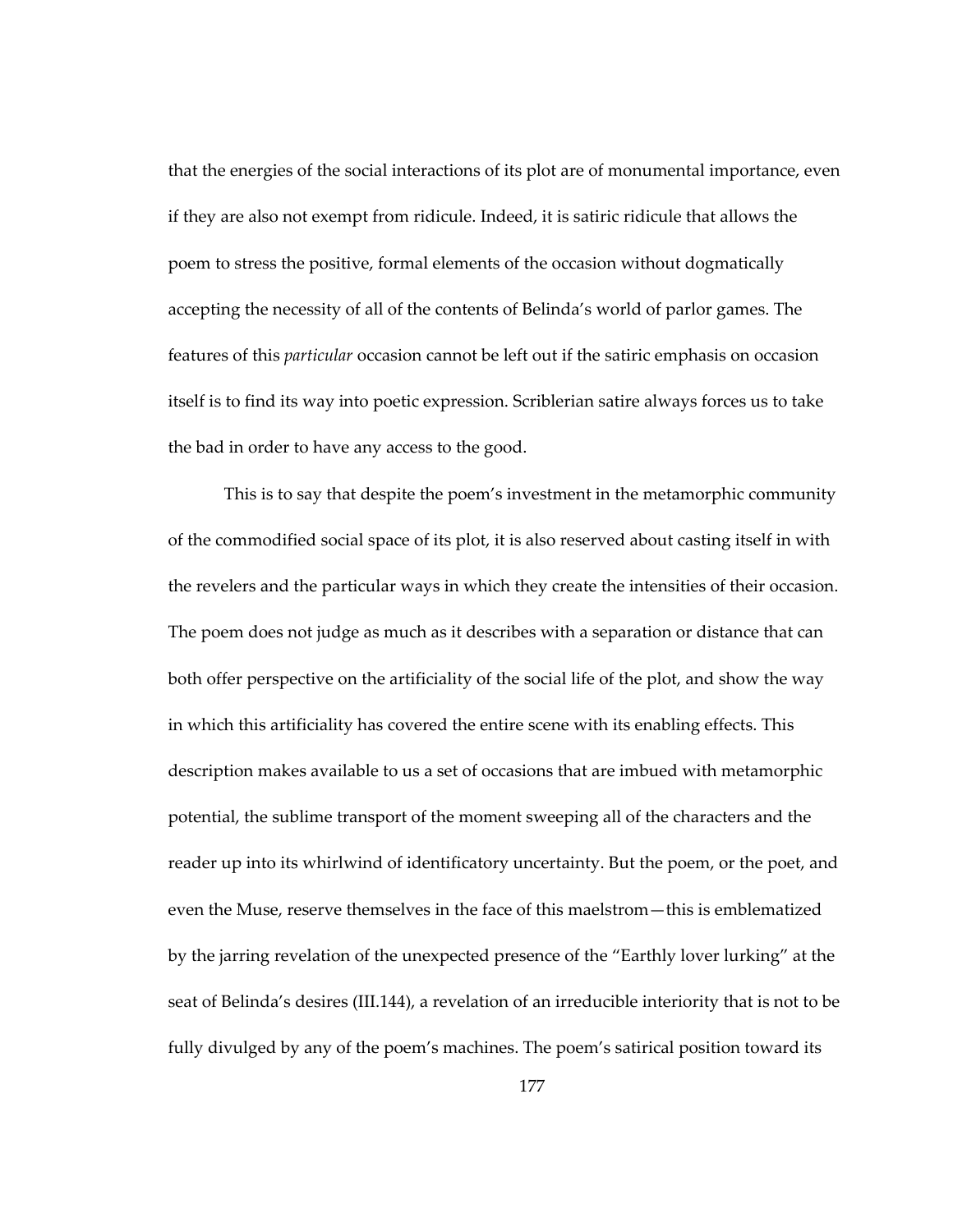that the energies of the social interactions of its plot are of monumental importance, even if they are also not exempt from ridicule. Indeed, it is satiric ridicule that allows the poem to stress the positive, formal elements of the occasion without dogmatically accepting the necessity of all of the contents of Belinda's world of parlor games. The features of this *particular* occasion cannot be left out if the satiric emphasis on occasion itself is to find its way into poetic expression. Scriblerian satire always forces us to take the bad in order to have any access to the good.

This is to say that despite the poem's investment in the metamorphic community of the commodified social space of its plot, it is also reserved about casting itself in with the revelers and the particular ways in which they create the intensities of their occasion. The poem does not judge as much as it describes with a separation or distance that can both offer perspective on the artificiality of the social life of the plot, and show the way in which this artificiality has covered the entire scene with its enabling effects. This description makes available to us a set of occasions that are imbued with metamorphic potential, the sublime transport of the moment sweeping all of the characters and the reader up into its whirlwind of identificatory uncertainty. But the poem, or the poet, and even the Muse, reserve themselves in the face of this maelstrom—this is emblematized by the jarring revelation of the unexpected presence of the "Earthly lover lurking" at the seat of Belinda's desires (III.144), a revelation of an irreducible interiority that is not to be fully divulged by any of the poem's machines. The poem's satirical position toward its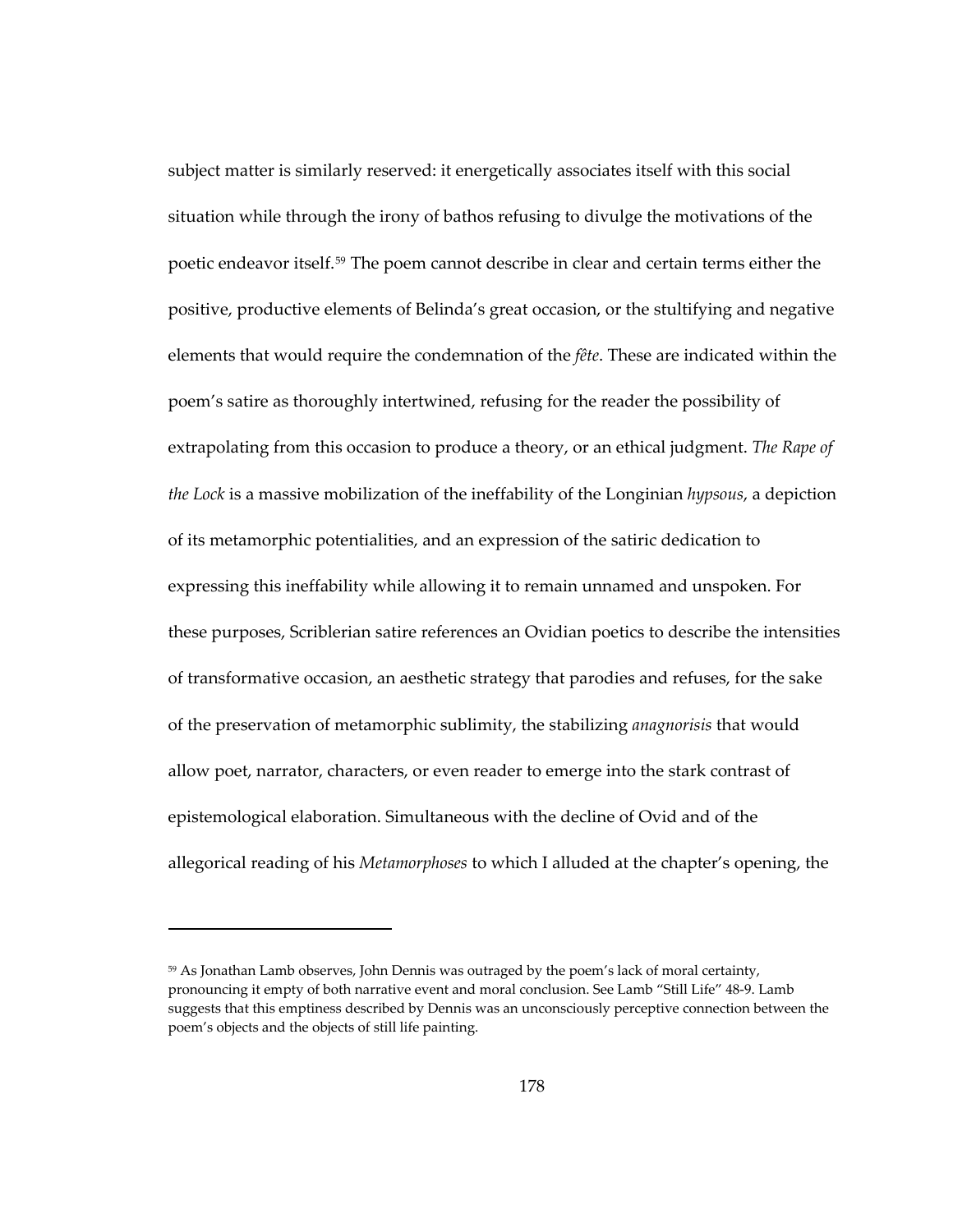subject matter is similarly reserved: it energetically associates itself with this social situation while through the irony of bathos refusing to divulge the motivations of the poetic endeavor itself.[59] The poem cannot describe in clear and certain terms either the positive, productive elements of Belinda's great occasion, or the stultifying and negative elements that would require the condemnation of the *fête*. These are indicated within the poem's satire as thoroughly intertwined, refusing for the reader the possibility of extrapolating from this occasion to produce a theory, or an ethical judgment. *The Rape of the Lock* is a massive mobilization of the ineffability of the Longinian *hypsous*, a depiction of its metamorphic potentialities, and an expression of the satiric dedication to expressing this ineffability while allowing it to remain unnamed and unspoken. For these purposes, Scriblerian satire references an Ovidian poetics to describe the intensities of transformative occasion, an aesthetic strategy that parodies and refuses, for the sake of the preservation of metamorphic sublimity, the stabilizing *anagnorisis* that would allow poet, narrator, characters, or even reader to emerge into the stark contrast of epistemological elaboration. Simultaneous with the decline of Ovid and of the allegorical reading of his *Metamorphoses* to which I alluded at the chapter's opening, the

---

[59] As Jonathan Lamb observes, John Dennis was outraged by the poem's lack of moral certainty, pronouncing it empty of both narrative event and moral conclusion. See Lamb "Still Life" 48-9. Lamb suggests that this emptiness described by Dennis was an unconsciously perceptive connection between the poem's objects and the objects of still life painting.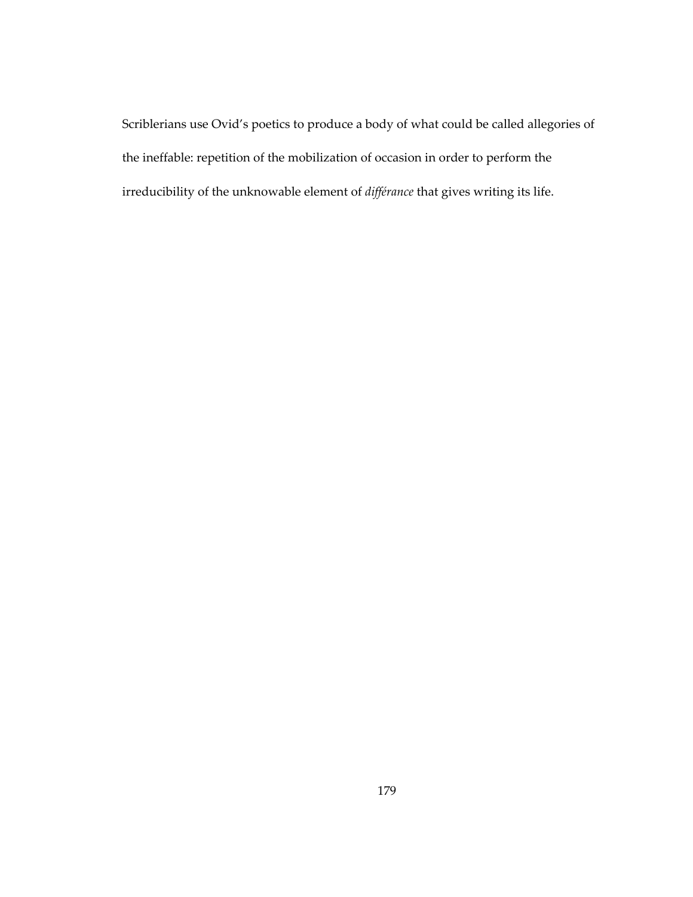Scriblerians use Ovid's poetics to produce a body of what could be called allegories of the ineffable: repetition of the mobilization of occasion in order to perform the irreducibility of the unknowable element of *différance* that gives writing its life.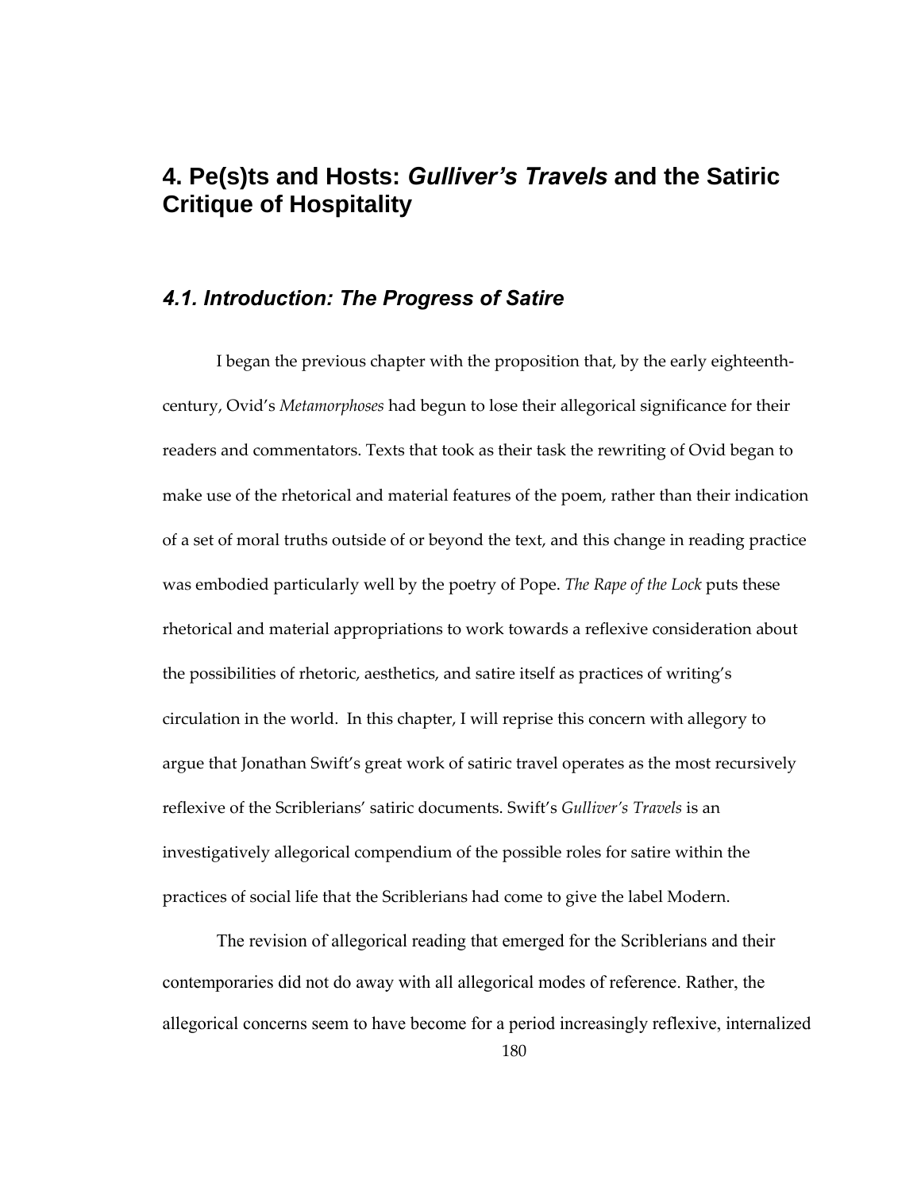# 4. Pe(s)ts and Hosts: *Gulliver's Travels* and the Satiric Critique of Hospitality

## *4.1. Introduction: The Progress of Satire*

I began the previous chapter with the proposition that, by the early eighteenth-century, Ovid's *Metamorphoses* had begun to lose their allegorical significance for their readers and commentators. Texts that took as their task the rewriting of Ovid began to make use of the rhetorical and material features of the poem, rather than their indication of a set of moral truths outside of or beyond the text, and this change in reading practice was embodied particularly well by the poetry of Pope. *The Rape of the Lock* puts these rhetorical and material appropriations to work towards a reflexive consideration about the possibilities of rhetoric, aesthetics, and satire itself as practices of writing's circulation in the world. In this chapter, I will reprise this concern with allegory to argue that Jonathan Swift's great work of satiric travel operates as the most recursively reflexive of the Scriblerians' satiric documents. Swift's *Gulliver's Travels* is an investigatively allegorical compendium of the possible roles for satire within the practices of social life that the Scriblerians had come to give the label Modern.

The revision of allegorical reading that emerged for the Scriblerians and their contemporaries did not do away with all allegorical modes of reference. Rather, the allegorical concerns seem to have become for a period increasingly reflexive, internalized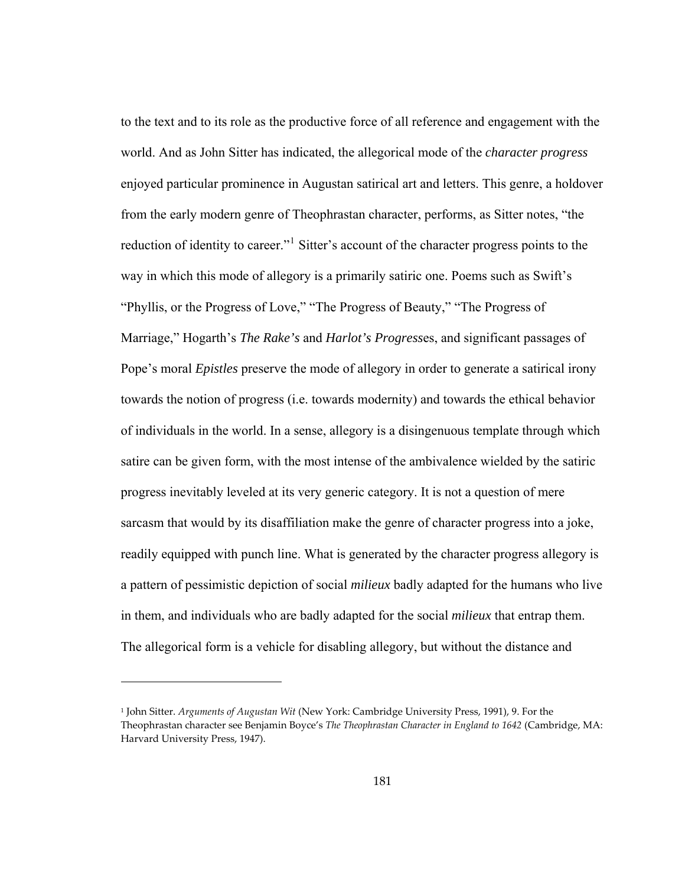to the text and to its role as the productive force of all reference and engagement with the world. And as John Sitter has indicated, the allegorical mode of the *character progress* enjoyed particular prominence in Augustan satirical art and letters. This genre, a holdover from the early modern genre of Theophrastan character, performs, as Sitter notes, "the reduction of identity to career."[1] Sitter's account of the character progress points to the way in which this mode of allegory is a primarily satiric one. Poems such as Swift's "Phyllis, or the Progress of Love," "The Progress of Beauty," "The Progress of Marriage," Hogarth's *The Rake's* and *Harlot's Progress*es, and significant passages of Pope's moral *Epistles* preserve the mode of allegory in order to generate a satirical irony towards the notion of progress (i.e. towards modernity) and towards the ethical behavior of individuals in the world. In a sense, allegory is a disingenuous template through which satire can be given form, with the most intense of the ambivalence wielded by the satiric progress inevitably leveled at its very generic category. It is not a question of mere sarcasm that would by its disaffiliation make the genre of character progress into a joke, readily equipped with punch line. What is generated by the character progress allegory is a pattern of pessimistic depiction of social *milieux* badly adapted for the humans who live in them, and individuals who are badly adapted for the social *milieux* that entrap them. The allegorical form is a vehicle for disabling allegory, but without the distance and

---

[1] John Sitter. *Arguments of Augustan Wit* (New York: Cambridge University Press, 1991), 9. For the Theophrastan character see Benjamin Boyce's *The Theophrastan Character in England to 1642* (Cambridge, MA: Harvard University Press, 1947).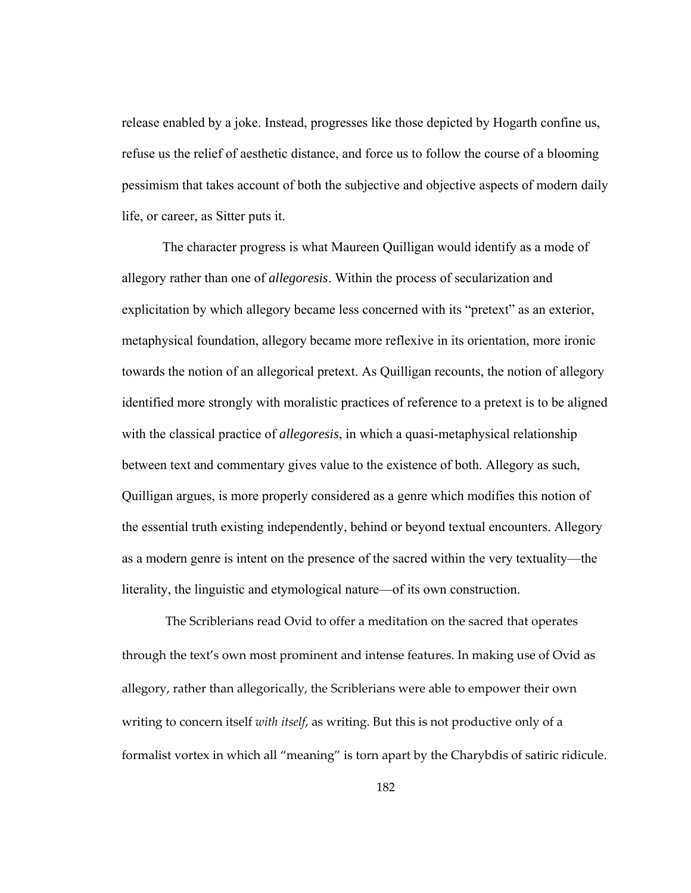release enabled by a joke. Instead, progresses like those depicted by Hogarth confine us, refuse us the relief of aesthetic distance, and force us to follow the course of a blooming pessimism that takes account of both the subjective and objective aspects of modern daily life, or career, as Sitter puts it.

The character progress is what Maureen Quilligan would identify as a mode of allegory rather than one of *allegoresis*. Within the process of secularization and explicitation by which allegory became less concerned with its "pretext" as an exterior, metaphysical foundation, allegory became more reflexive in its orientation, more ironic towards the notion of an allegorical pretext. As Quilligan recounts, the notion of allegory identified more strongly with moralistic practices of reference to a pretext is to be aligned with the classical practice of *allegoresis*, in which a quasi-metaphysical relationship between text and commentary gives value to the existence of both. Allegory as such, Quilligan argues, is more properly considered as a genre which modifies this notion of the essential truth existing independently, behind or beyond textual encounters. Allegory as a modern genre is intent on the presence of the sacred within the very textuality—the literality, the linguistic and etymological nature—of its own construction.

The Scriblerians read Ovid to offer a meditation on the sacred that operates through the text's own most prominent and intense features. In making use of Ovid as allegory, rather than allegorically, the Scriblerians were able to empower their own writing to concern itself *with itself*, as writing. But this is not productive only of a formalist vortex in which all "meaning" is torn apart by the Charybdis of satiric ridicule.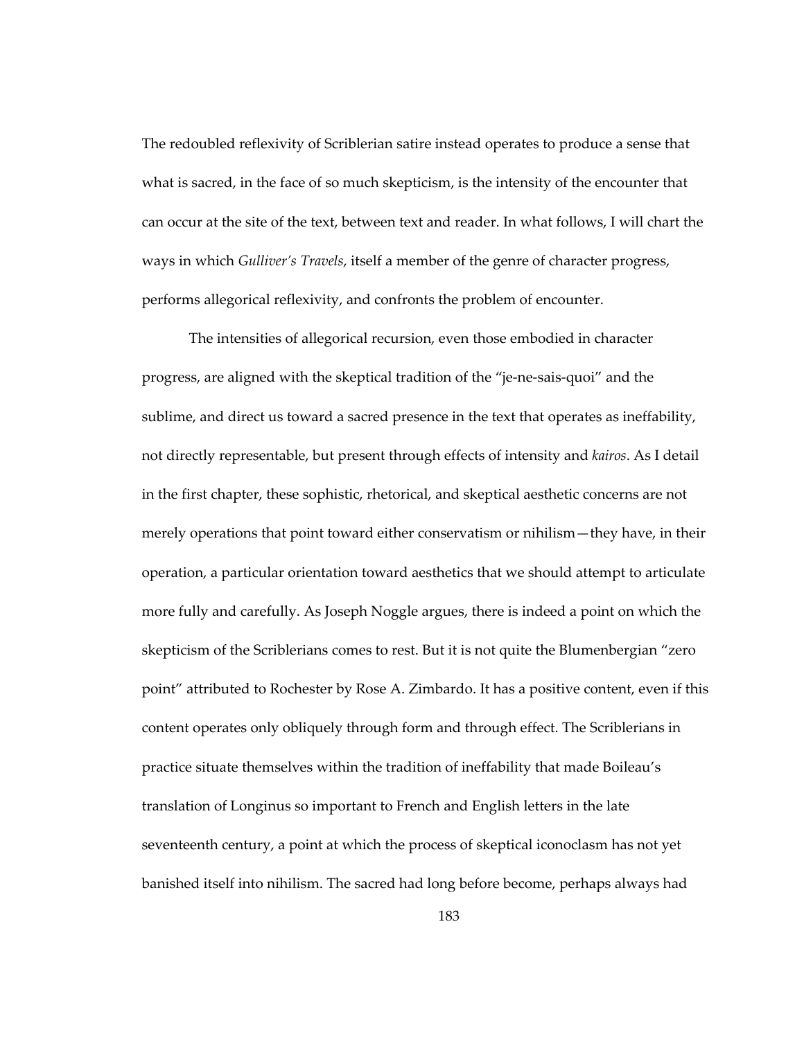The redoubled reflexivity of Scriblerian satire instead operates to produce a sense that what is sacred, in the face of so much skepticism, is the intensity of the encounter that can occur at the site of the text, between text and reader. In what follows, I will chart the ways in which *Gulliver's Travels*, itself a member of the genre of character progress, performs allegorical reflexivity, and confronts the problem of encounter.

The intensities of allegorical recursion, even those embodied in character progress, are aligned with the skeptical tradition of the "je-ne-sais-quoi" and the sublime, and direct us toward a sacred presence in the text that operates as ineffability, not directly representable, but present through effects of intensity and *kairos*. As I detail in the first chapter, these sophistic, rhetorical, and skeptical aesthetic concerns are not merely operations that point toward either conservatism or nihilism—they have, in their operation, a particular orientation toward aesthetics that we should attempt to articulate more fully and carefully. As Joseph Noggle argues, there is indeed a point on which the skepticism of the Scriblerians comes to rest. But it is not quite the Blumenbergian "zero point" attributed to Rochester by Rose A. Zimbardo. It has a positive content, even if this content operates only obliquely through form and through effect. The Scriblerians in practice situate themselves within the tradition of ineffability that made Boileau's translation of Longinus so important to French and English letters in the late seventeenth century, a point at which the process of skeptical iconoclasm has not yet banished itself into nihilism. The sacred had long before become, perhaps always had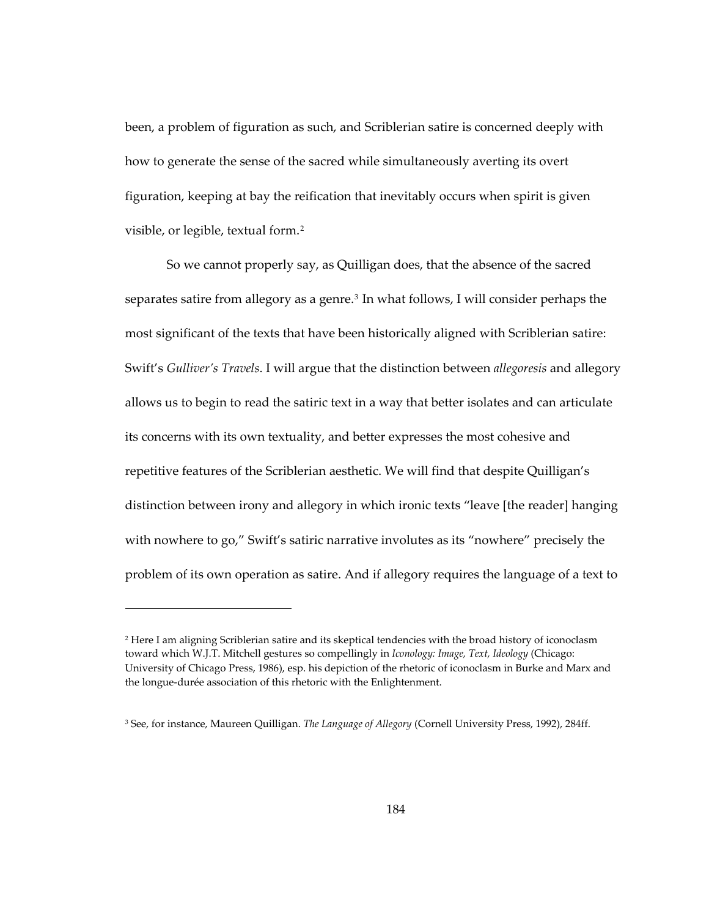been, a problem of figuration as such, and Scriblerian satire is concerned deeply with how to generate the sense of the sacred while simultaneously averting its overt figuration, keeping at bay the reification that inevitably occurs when spirit is given visible, or legible, textual form.[2]

So we cannot properly say, as Quilligan does, that the absence of the sacred separates satire from allegory as a genre.[3] In what follows, I will consider perhaps the most significant of the texts that have been historically aligned with Scriblerian satire: Swift's *Gulliver's Travels*. I will argue that the distinction between *allegoresis* and allegory allows us to begin to read the satiric text in a way that better isolates and can articulate its concerns with its own textuality, and better expresses the most cohesive and repetitive features of the Scriblerian aesthetic. We will find that despite Quilligan's distinction between irony and allegory in which ironic texts "leave [the reader] hanging with nowhere to go," Swift's satiric narrative involutes as its "nowhere" precisely the problem of its own operation as satire. And if allegory requires the language of a text to

---

[2] Here I am aligning Scriblerian satire and its skeptical tendencies with the broad history of iconoclasm toward which W.J.T. Mitchell gestures so compellingly in *Iconology: Image, Text, Ideology* (Chicago: University of Chicago Press, 1986), esp. his depiction of the rhetoric of iconoclasm in Burke and Marx and the longue-durée association of this rhetoric with the Enlightenment.

[3] See, for instance, Maureen Quilligan. *The Language of Allegory* (Cornell University Press, 1992), 284ff.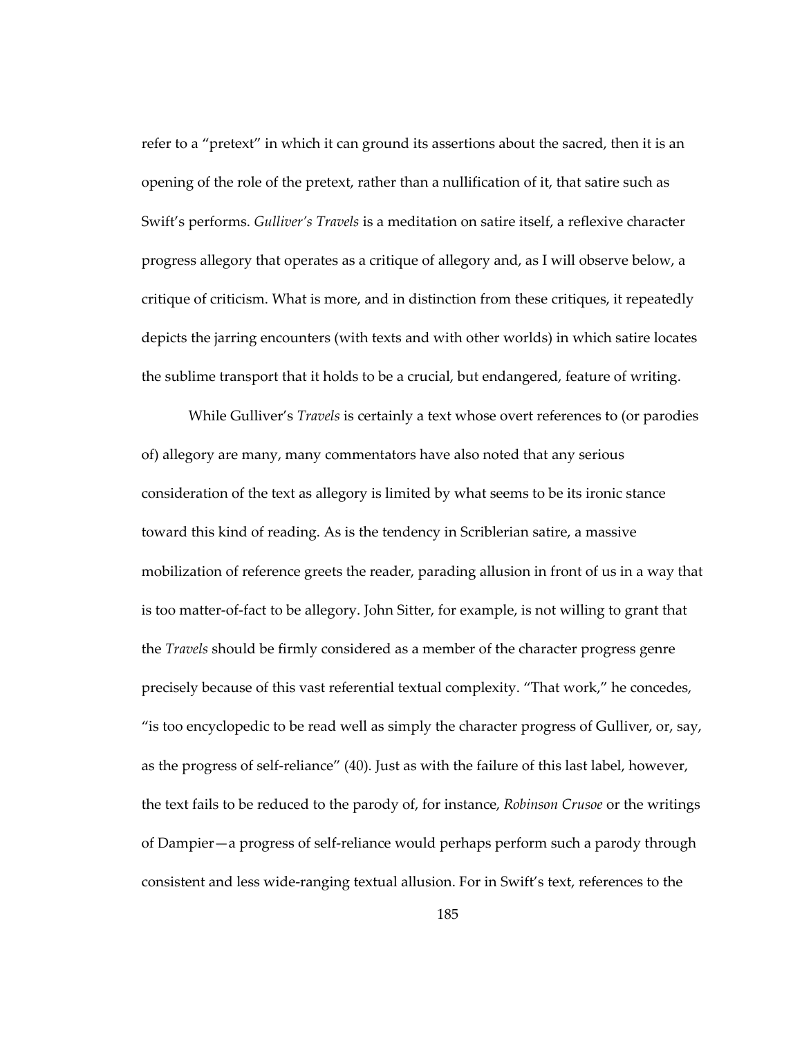refer to a "pretext" in which it can ground its assertions about the sacred, then it is an opening of the role of the pretext, rather than a nullification of it, that satire such as Swift's performs. *Gulliver's Travels* is a meditation on satire itself, a reflexive character progress allegory that operates as a critique of allegory and, as I will observe below, a critique of criticism. What is more, and in distinction from these critiques, it repeatedly depicts the jarring encounters (with texts and with other worlds) in which satire locates the sublime transport that it holds to be a crucial, but endangered, feature of writing.

While Gulliver's *Travels* is certainly a text whose overt references to (or parodies of) allegory are many, many commentators have also noted that any serious consideration of the text as allegory is limited by what seems to be its ironic stance toward this kind of reading. As is the tendency in Scriblerian satire, a massive mobilization of reference greets the reader, parading allusion in front of us in a way that is too matter-of-fact to be allegory. John Sitter, for example, is not willing to grant that the *Travels* should be firmly considered as a member of the character progress genre precisely because of this vast referential textual complexity. "That work," he concedes, "is too encyclopedic to be read well as simply the character progress of Gulliver, or, say, as the progress of self-reliance" (40). Just as with the failure of this last label, however, the text fails to be reduced to the parody of, for instance, *Robinson Crusoe* or the writings of Dampier—a progress of self-reliance would perhaps perform such a parody through consistent and less wide-ranging textual allusion. For in Swift's text, references to the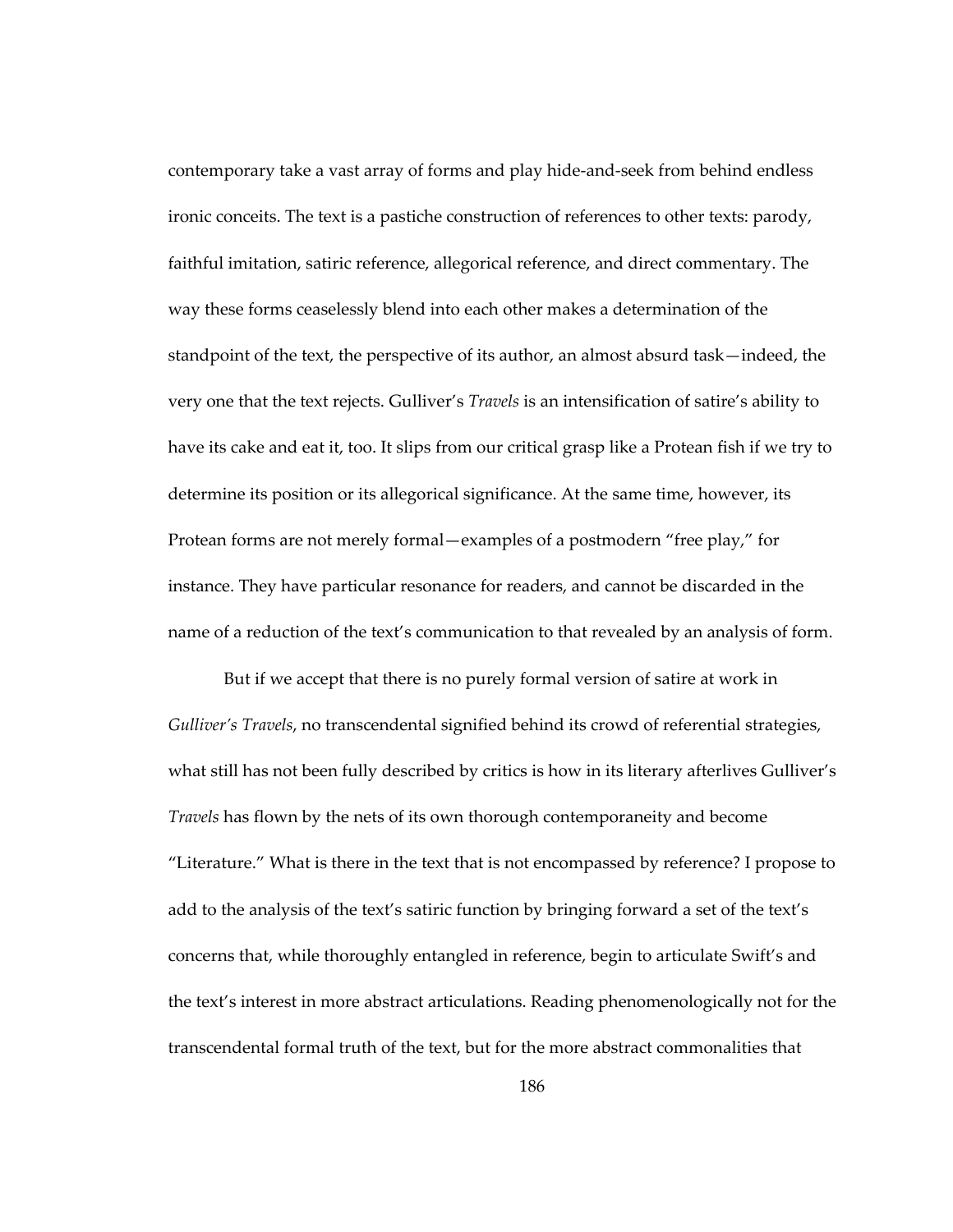contemporary take a vast array of forms and play hide-and-seek from behind endless ironic conceits. The text is a pastiche construction of references to other texts: parody, faithful imitation, satiric reference, allegorical reference, and direct commentary. The way these forms ceaselessly blend into each other makes a determination of the standpoint of the text, the perspective of its author, an almost absurd task—indeed, the very one that the text rejects. Gulliver's *Travels* is an intensification of satire's ability to have its cake and eat it, too. It slips from our critical grasp like a Protean fish if we try to determine its position or its allegorical significance. At the same time, however, its Protean forms are not merely formal—examples of a postmodern "free play," for instance. They have particular resonance for readers, and cannot be discarded in the name of a reduction of the text's communication to that revealed by an analysis of form.

But if we accept that there is no purely formal version of satire at work in *Gulliver's Travels*, no transcendental signified behind its crowd of referential strategies, what still has not been fully described by critics is how in its literary afterlives Gulliver's *Travels* has flown by the nets of its own thorough contemporaneity and become "Literature." What is there in the text that is not encompassed by reference? I propose to add to the analysis of the text's satiric function by bringing forward a set of the text's concerns that, while thoroughly entangled in reference, begin to articulate Swift's and the text's interest in more abstract articulations. Reading phenomenologically not for the transcendental formal truth of the text, but for the more abstract commonalities that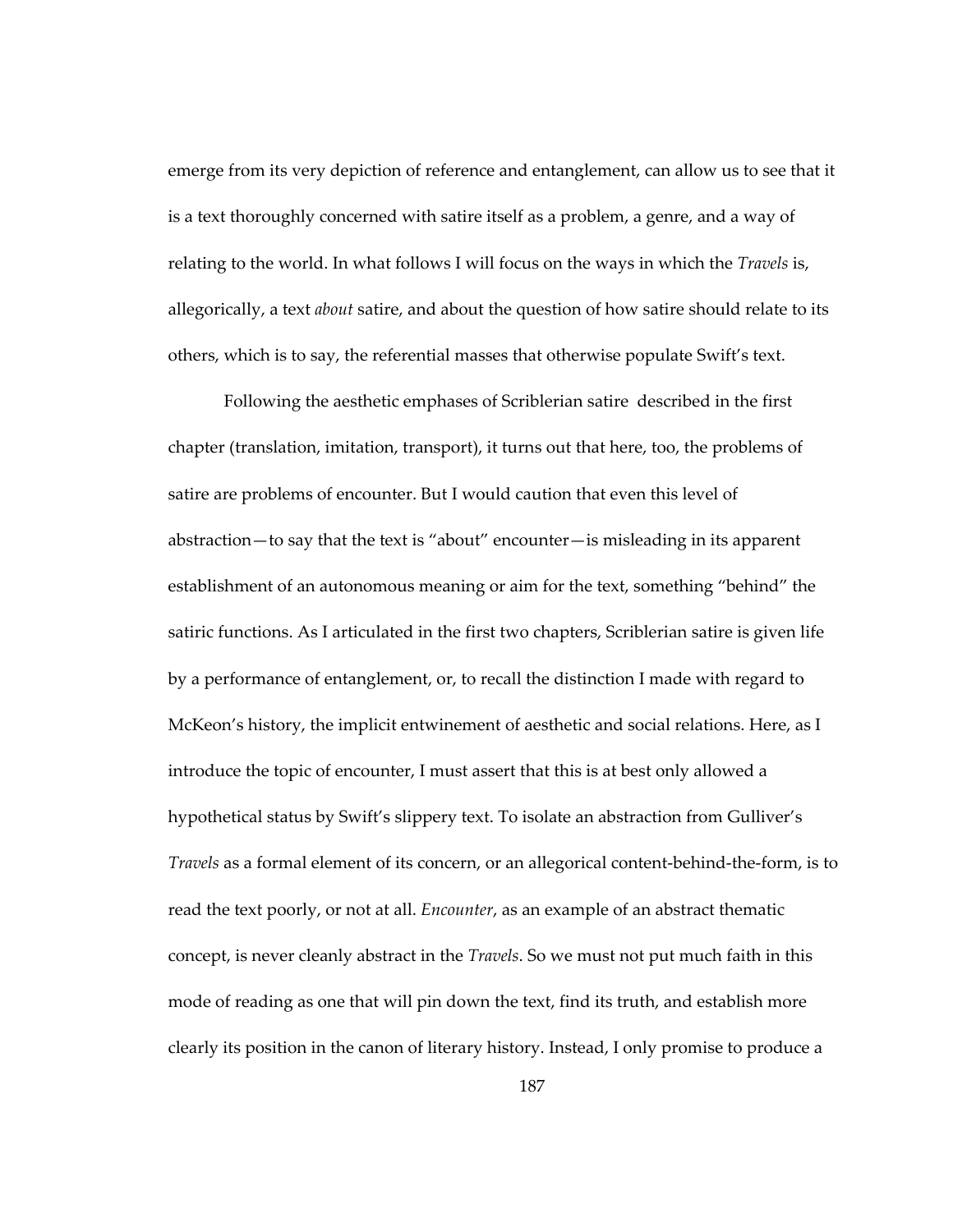emerge from its very depiction of reference and entanglement, can allow us to see that it is a text thoroughly concerned with satire itself as a problem, a genre, and a way of relating to the world. In what follows I will focus on the ways in which the *Travels* is, allegorically, a text *about* satire, and about the question of how satire should relate to its others, which is to say, the referential masses that otherwise populate Swift's text.

Following the aesthetic emphases of Scriblerian satire described in the first chapter (translation, imitation, transport), it turns out that here, too, the problems of satire are problems of encounter. But I would caution that even this level of abstraction—to say that the text is "about" encounter—is misleading in its apparent establishment of an autonomous meaning or aim for the text, something "behind" the satiric functions. As I articulated in the first two chapters, Scriblerian satire is given life by a performance of entanglement, or, to recall the distinction I made with regard to McKeon's history, the implicit entwinement of aesthetic and social relations. Here, as I introduce the topic of encounter, I must assert that this is at best only allowed a hypothetical status by Swift's slippery text. To isolate an abstraction from Gulliver's *Travels* as a formal element of its concern, or an allegorical content-behind-the-form, is to read the text poorly, or not at all. *Encounter*, as an example of an abstract thematic concept, is never cleanly abstract in the *Travels*. So we must not put much faith in this mode of reading as one that will pin down the text, find its truth, and establish more clearly its position in the canon of literary history. Instead, I only promise to produce a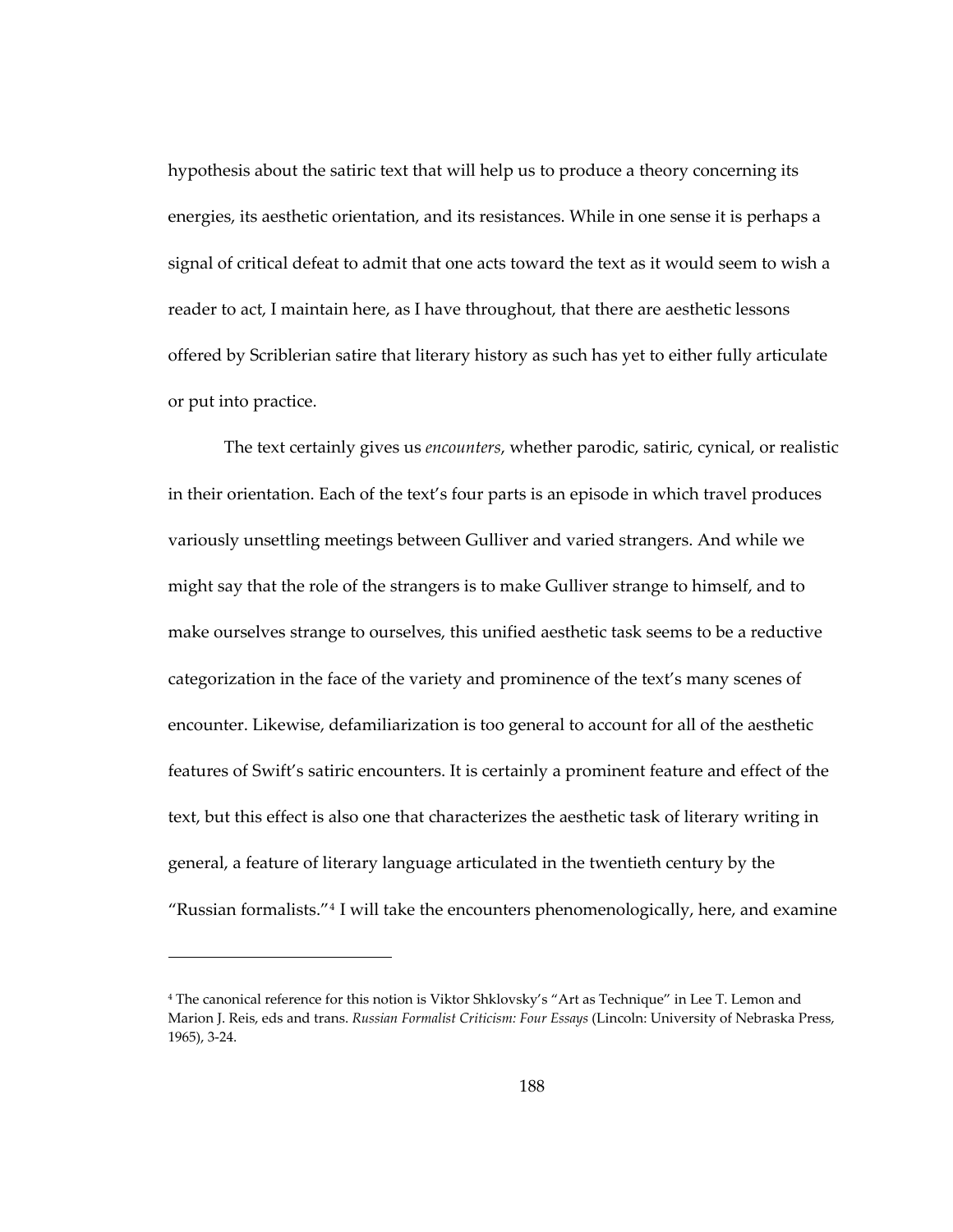hypothesis about the satiric text that will help us to produce a theory concerning its energies, its aesthetic orientation, and its resistances. While in one sense it is perhaps a signal of critical defeat to admit that one acts toward the text as it would seem to wish a reader to act, I maintain here, as I have throughout, that there are aesthetic lessons offered by Scriblerian satire that literary history as such has yet to either fully articulate or put into practice.

The text certainly gives us *encounters*, whether parodic, satiric, cynical, or realistic in their orientation. Each of the text's four parts is an episode in which travel produces variously unsettling meetings between Gulliver and varied strangers. And while we might say that the role of the strangers is to make Gulliver strange to himself, and to make ourselves strange to ourselves, this unified aesthetic task seems to be a reductive categorization in the face of the variety and prominence of the text's many scenes of encounter. Likewise, defamiliarization is too general to account for all of the aesthetic features of Swift's satiric encounters. It is certainly a prominent feature and effect of the text, but this effect is also one that characterizes the aesthetic task of literary writing in general, a feature of literary language articulated in the twentieth century by the "Russian formalists."[4] I will take the encounters phenomenologically, here, and examine

---

[4] The canonical reference for this notion is Viktor Shklovsky's "Art as Technique" in Lee T. Lemon and Marion J. Reis, eds and trans. *Russian Formalist Criticism: Four Essays* (Lincoln: University of Nebraska Press, 1965), 3-24.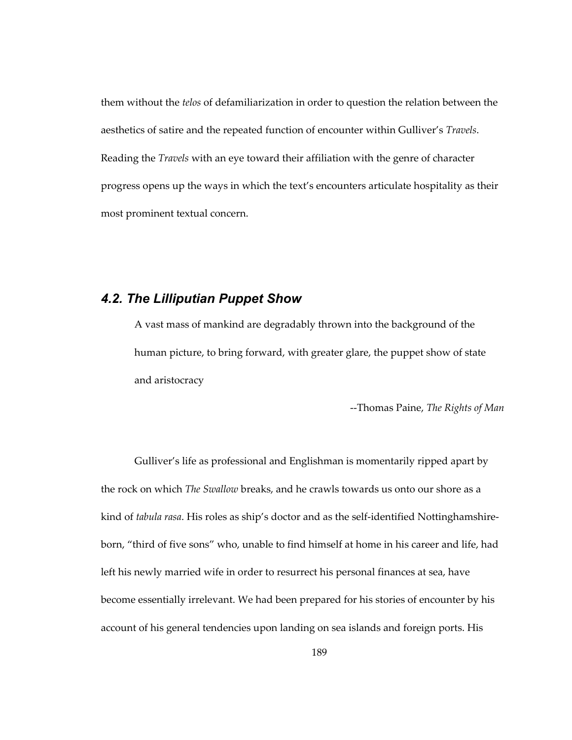them without the *telos* of defamiliarization in order to question the relation between the aesthetics of satire and the repeated function of encounter within Gulliver's *Travels*. Reading the *Travels* with an eye toward their affiliation with the genre of character progress opens up the ways in which the text's encounters articulate hospitality as their most prominent textual concern.

## 4.2. The Lilliputian Puppet Show

> A vast mass of mankind are degradably thrown into the background of the human picture, to bring forward, with greater glare, the puppet show of state and aristocracy
>
> --Thomas Paine, *The Rights of Man*

Gulliver's life as professional and Englishman is momentarily ripped apart by the rock on which *The Swallow* breaks, and he crawls towards us onto our shore as a kind of *tabula rasa*. His roles as ship's doctor and as the self-identified Nottinghamshire-born, "third of five sons" who, unable to find himself at home in his career and life, had left his newly married wife in order to resurrect his personal finances at sea, have become essentially irrelevant. We had been prepared for his stories of encounter by his account of his general tendencies upon landing on sea islands and foreign ports. His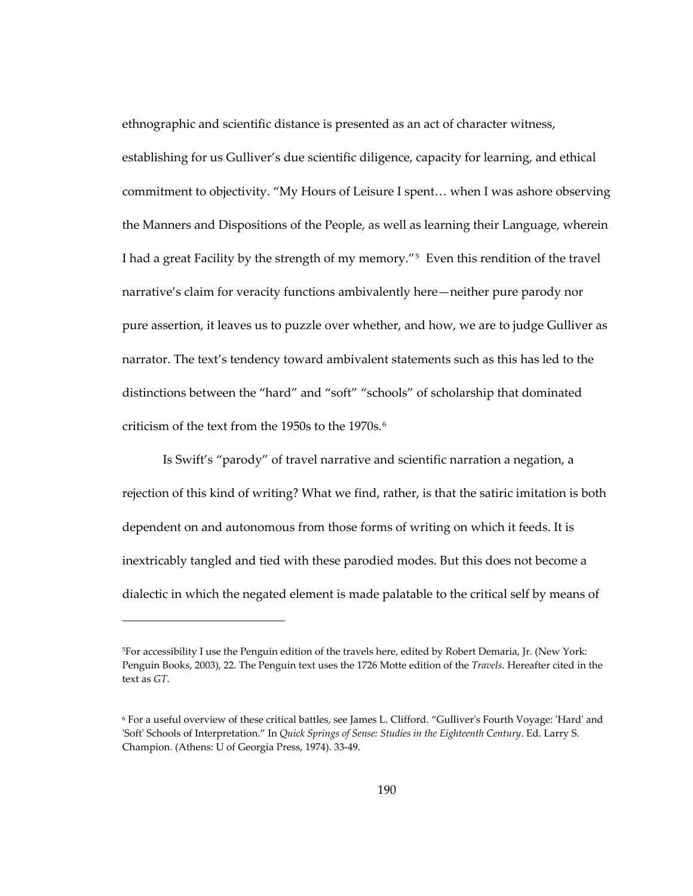ethnographic and scientific distance is presented as an act of character witness, establishing for us Gulliver's due scientific diligence, capacity for learning, and ethical commitment to objectivity. "My Hours of Leisure I spent… when I was ashore observing the Manners and Dispositions of the People, as well as learning their Language, wherein I had a great Facility by the strength of my memory."[5] Even this rendition of the travel narrative's claim for veracity functions ambivalently here—neither pure parody nor pure assertion, it leaves us to puzzle over whether, and how, we are to judge Gulliver as narrator. The text's tendency toward ambivalent statements such as this has led to the distinctions between the "hard" and "soft" "schools" of scholarship that dominated criticism of the text from the 1950s to the 1970s.[6]

Is Swift's "parody" of travel narrative and scientific narration a negation, a rejection of this kind of writing? What we find, rather, is that the satiric imitation is both dependent on and autonomous from those forms of writing on which it feeds. It is inextricably tangled and tied with these parodied modes. But this does not become a dialectic in which the negated element is made palatable to the critical self by means of

---

[5]For accessibility I use the Penguin edition of the travels here, edited by Robert Demaria, Jr. (New York: Penguin Books, 2003), 22. The Penguin text uses the 1726 Motte edition of the *Travels*. Hereafter cited in the text as *GT*.

[6] For a useful overview of these critical battles, see James L. Clifford. "Gulliver's Fourth Voyage: 'Hard' and 'Soft' Schools of Interpretation." In *Quick Springs of Sense: Studies in the Eighteenth Century*. Ed. Larry S. Champion. (Athens: U of Georgia Press, 1974). 33-49.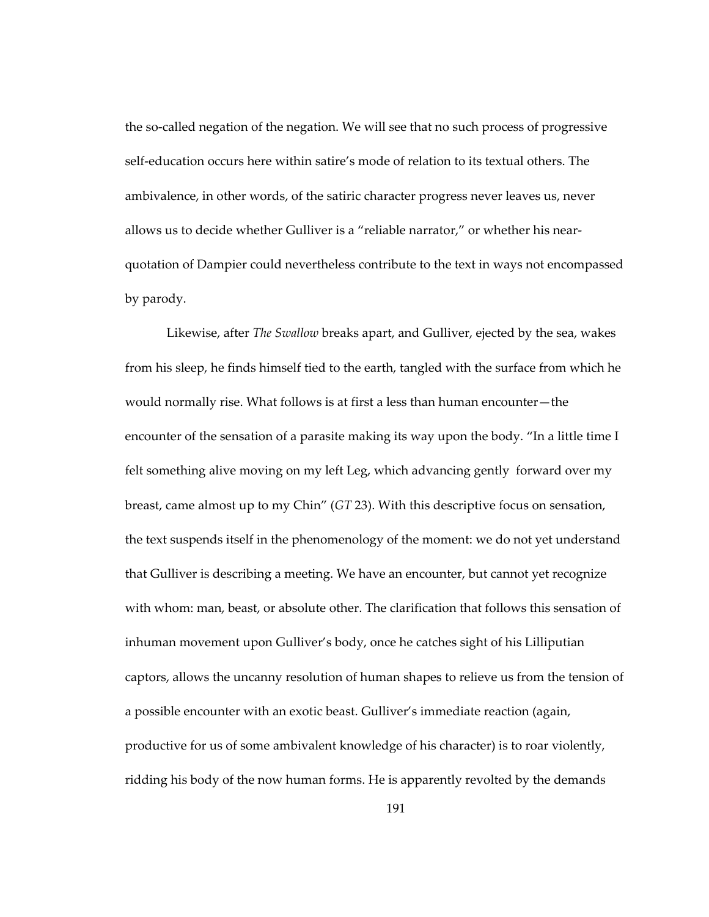the so-called negation of the negation. We will see that no such process of progressive self-education occurs here within satire's mode of relation to its textual others. The ambivalence, in other words, of the satiric character progress never leaves us, never allows us to decide whether Gulliver is a "reliable narrator," or whether his near-quotation of Dampier could nevertheless contribute to the text in ways not encompassed by parody.

Likewise, after *The Swallow* breaks apart, and Gulliver, ejected by the sea, wakes from his sleep, he finds himself tied to the earth, tangled with the surface from which he would normally rise. What follows is at first a less than human encounter—the encounter of the sensation of a parasite making its way upon the body. "In a little time I felt something alive moving on my left Leg, which advancing gently forward over my breast, came almost up to my Chin" (*GT* 23). With this descriptive focus on sensation, the text suspends itself in the phenomenology of the moment: we do not yet understand that Gulliver is describing a meeting. We have an encounter, but cannot yet recognize with whom: man, beast, or absolute other. The clarification that follows this sensation of inhuman movement upon Gulliver's body, once he catches sight of his Lilliputian captors, allows the uncanny resolution of human shapes to relieve us from the tension of a possible encounter with an exotic beast. Gulliver's immediate reaction (again, productive for us of some ambivalent knowledge of his character) is to roar violently, ridding his body of the now human forms. He is apparently revolted by the demands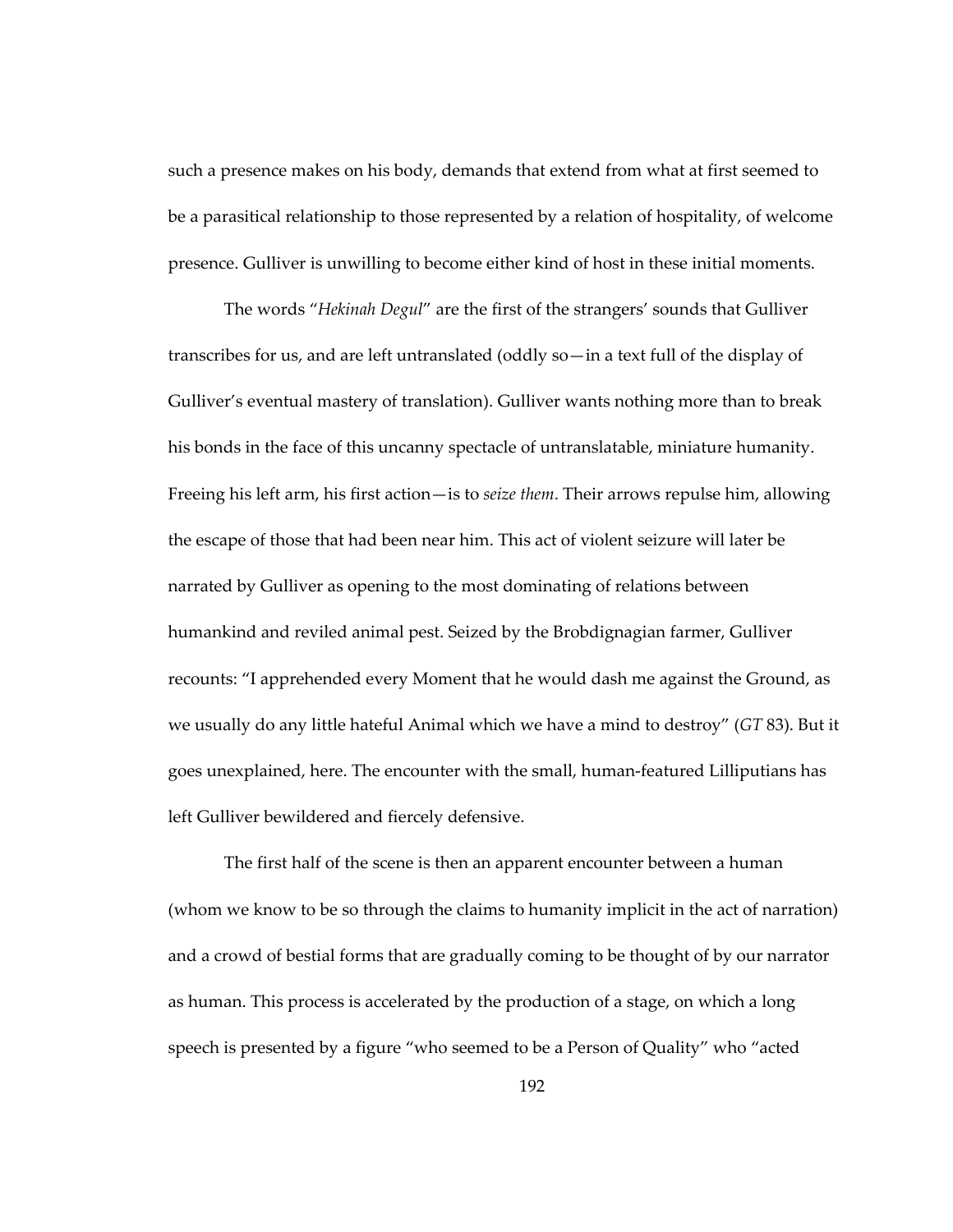such a presence makes on his body, demands that extend from what at first seemed to be a parasitical relationship to those represented by a relation of hospitality, of welcome presence. Gulliver is unwilling to become either kind of host in these initial moments.

The words "*Hekinah Degul*" are the first of the strangers' sounds that Gulliver transcribes for us, and are left untranslated (oddly so—in a text full of the display of Gulliver's eventual mastery of translation). Gulliver wants nothing more than to break his bonds in the face of this uncanny spectacle of untranslatable, miniature humanity. Freeing his left arm, his first action—is to *seize them*. Their arrows repulse him, allowing the escape of those that had been near him. This act of violent seizure will later be narrated by Gulliver as opening to the most dominating of relations between humankind and reviled animal pest. Seized by the Brobdignagian farmer, Gulliver recounts: "I apprehended every Moment that he would dash me against the Ground, as we usually do any little hateful Animal which we have a mind to destroy" (*GT* 83). But it goes unexplained, here. The encounter with the small, human-featured Lilliputians has left Gulliver bewildered and fiercely defensive.

The first half of the scene is then an apparent encounter between a human (whom we know to be so through the claims to humanity implicit in the act of narration) and a crowd of bestial forms that are gradually coming to be thought of by our narrator as human. This process is accelerated by the production of a stage, on which a long speech is presented by a figure "who seemed to be a Person of Quality" who "acted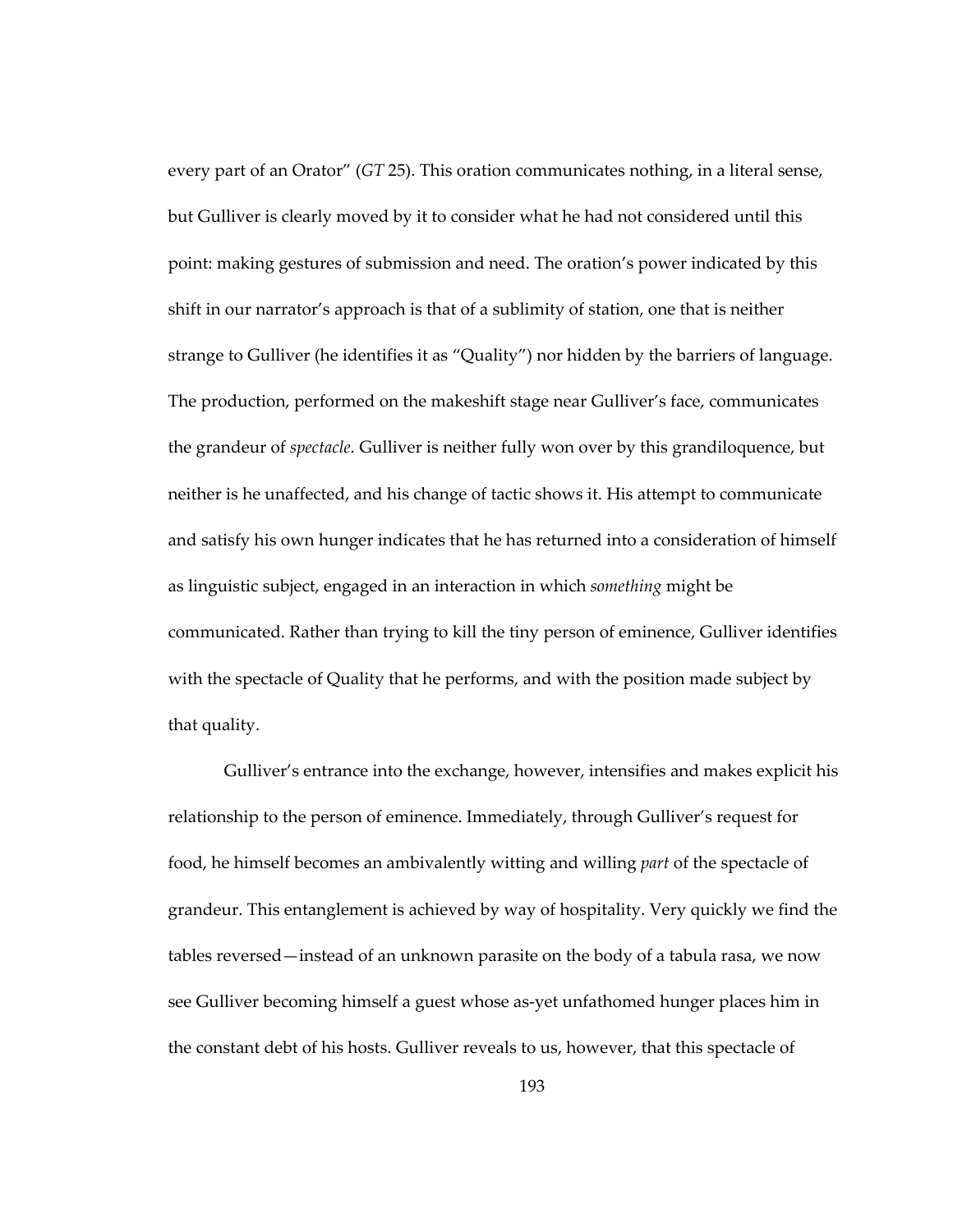every part of an Orator" (*GT* 25). This oration communicates nothing, in a literal sense, but Gulliver is clearly moved by it to consider what he had not considered until this point: making gestures of submission and need. The oration's power indicated by this shift in our narrator's approach is that of a sublimity of station, one that is neither strange to Gulliver (he identifies it as "Quality") nor hidden by the barriers of language. The production, performed on the makeshift stage near Gulliver's face, communicates the grandeur of *spectacle*. Gulliver is neither fully won over by this grandiloquence, but neither is he unaffected, and his change of tactic shows it. His attempt to communicate and satisfy his own hunger indicates that he has returned into a consideration of himself as linguistic subject, engaged in an interaction in which *something* might be communicated. Rather than trying to kill the tiny person of eminence, Gulliver identifies with the spectacle of Quality that he performs, and with the position made subject by that quality.

Gulliver's entrance into the exchange, however, intensifies and makes explicit his relationship to the person of eminence. Immediately, through Gulliver's request for food, he himself becomes an ambivalently witting and willing *part* of the spectacle of grandeur. This entanglement is achieved by way of hospitality. Very quickly we find the tables reversed—instead of an unknown parasite on the body of a tabula rasa, we now see Gulliver becoming himself a guest whose as-yet unfathomed hunger places him in the constant debt of his hosts. Gulliver reveals to us, however, that this spectacle of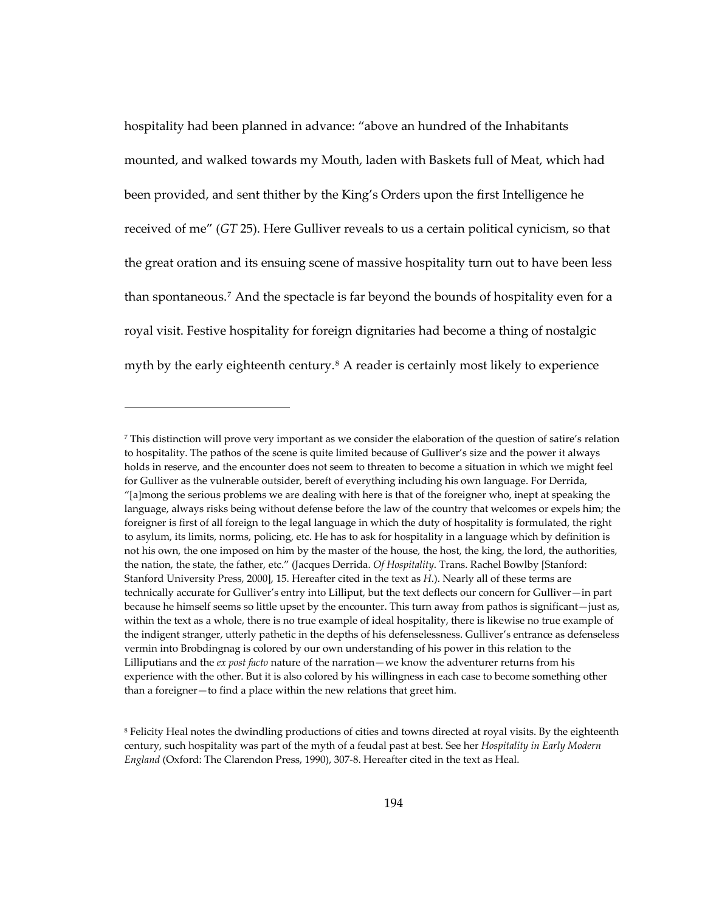hospitality had been planned in advance: "above an hundred of the Inhabitants mounted, and walked towards my Mouth, laden with Baskets full of Meat, which had been provided, and sent thither by the King's Orders upon the first Intelligence he received of me" (*GT* 25). Here Gulliver reveals to us a certain political cynicism, so that the great oration and its ensuing scene of massive hospitality turn out to have been less than spontaneous.[7] And the spectacle is far beyond the bounds of hospitality even for a royal visit. Festive hospitality for foreign dignitaries had become a thing of nostalgic myth by the early eighteenth century.[8] A reader is certainly most likely to experience

---

[7] This distinction will prove very important as we consider the elaboration of the question of satire's relation to hospitality. The pathos of the scene is quite limited because of Gulliver's size and the power it always holds in reserve, and the encounter does not seem to threaten to become a situation in which we might feel for Gulliver as the vulnerable outsider, bereft of everything including his own language. For Derrida, "[a]mong the serious problems we are dealing with here is that of the foreigner who, inept at speaking the language, always risks being without defense before the law of the country that welcomes or expels him; the foreigner is first of all foreign to the legal language in which the duty of hospitality is formulated, the right to asylum, its limits, norms, policing, etc. He has to ask for hospitality in a language which by definition is not his own, the one imposed on him by the master of the house, the host, the king, the lord, the authorities, the nation, the state, the father, etc." (Jacques Derrida. *Of Hospitality*. Trans. Rachel Bowlby [Stanford: Stanford University Press, 2000], 15. Hereafter cited in the text as *H*.). Nearly all of these terms are technically accurate for Gulliver's entry into Lilliput, but the text deflects our concern for Gulliver—in part because he himself seems so little upset by the encounter. This turn away from pathos is significant—just as, within the text as a whole, there is no true example of ideal hospitality, there is likewise no true example of the indigent stranger, utterly pathetic in the depths of his defenselessness. Gulliver's entrance as defenseless vermin into Brobdingnag is colored by our own understanding of his power in this relation to the Lilliputians and the *ex post facto* nature of the narration—we know the adventurer returns from his experience with the other. But it is also colored by his willingness in each case to become something other than a foreigner—to find a place within the new relations that greet him.

[8] Felicity Heal notes the dwindling productions of cities and towns directed at royal visits. By the eighteenth century, such hospitality was part of the myth of a feudal past at best. See her *Hospitality in Early Modern England* (Oxford: The Clarendon Press, 1990), 307-8. Hereafter cited in the text as Heal.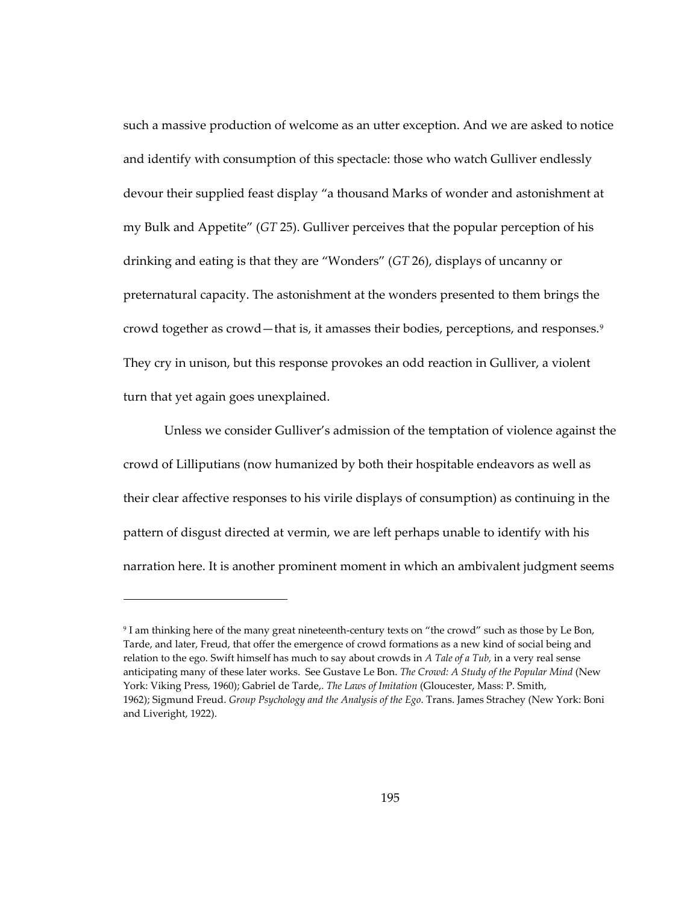such a massive production of welcome as an utter exception. And we are asked to notice and identify with consumption of this spectacle: those who watch Gulliver endlessly devour their supplied feast display "a thousand Marks of wonder and astonishment at my Bulk and Appetite" (*GT* 25). Gulliver perceives that the popular perception of his drinking and eating is that they are "Wonders" (*GT* 26), displays of uncanny or preternatural capacity. The astonishment at the wonders presented to them brings the crowd together as crowd—that is, it amasses their bodies, perceptions, and responses.[9] They cry in unison, but this response provokes an odd reaction in Gulliver, a violent turn that yet again goes unexplained.

Unless we consider Gulliver's admission of the temptation of violence against the crowd of Lilliputians (now humanized by both their hospitable endeavors as well as their clear affective responses to his virile displays of consumption) as continuing in the pattern of disgust directed at vermin, we are left perhaps unable to identify with his narration here. It is another prominent moment in which an ambivalent judgment seems

---

[9] I am thinking here of the many great nineteenth-century texts on "the crowd" such as those by Le Bon, Tarde, and later, Freud, that offer the emergence of crowd formations as a new kind of social being and relation to the ego. Swift himself has much to say about crowds in *A Tale of a Tub,* in a very real sense anticipating many of these later works. See Gustave Le Bon. *The Crowd: A Study of the Popular Mind* (New York: Viking Press, 1960); Gabriel de Tarde,. *The Laws of Imitation* (Gloucester, Mass: P. Smith, 1962); Sigmund Freud. *Group Psychology and the Analysis of the Ego*. Trans. James Strachey (New York: Boni and Liveright, 1922).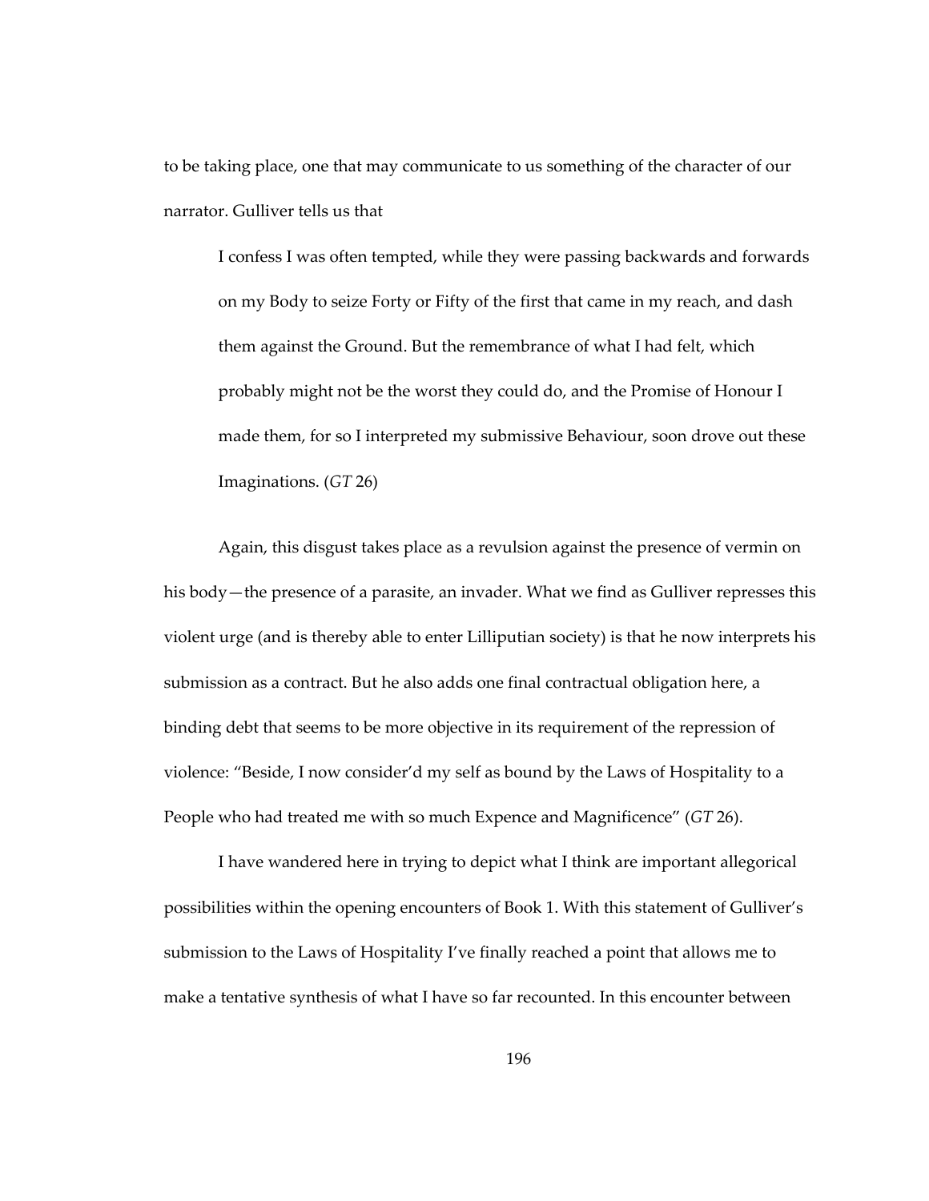to be taking place, one that may communicate to us something of the character of our narrator. Gulliver tells us that

> I confess I was often tempted, while they were passing backwards and forwards on my Body to seize Forty or Fifty of the first that came in my reach, and dash them against the Ground. But the remembrance of what I had felt, which probably might not be the worst they could do, and the Promise of Honour I made them, for so I interpreted my submissive Behaviour, soon drove out these Imaginations. (*GT* 26)

Again, this disgust takes place as a revulsion against the presence of vermin on his body—the presence of a parasite, an invader. What we find as Gulliver represses this violent urge (and is thereby able to enter Lilliputian society) is that he now interprets his submission as a contract. But he also adds one final contractual obligation here, a binding debt that seems to be more objective in its requirement of the repression of violence: "Beside, I now consider'd my self as bound by the Laws of Hospitality to a People who had treated me with so much Expence and Magnificence" (*GT* 26).

I have wandered here in trying to depict what I think are important allegorical possibilities within the opening encounters of Book 1. With this statement of Gulliver's submission to the Laws of Hospitality I've finally reached a point that allows me to make a tentative synthesis of what I have so far recounted. In this encounter between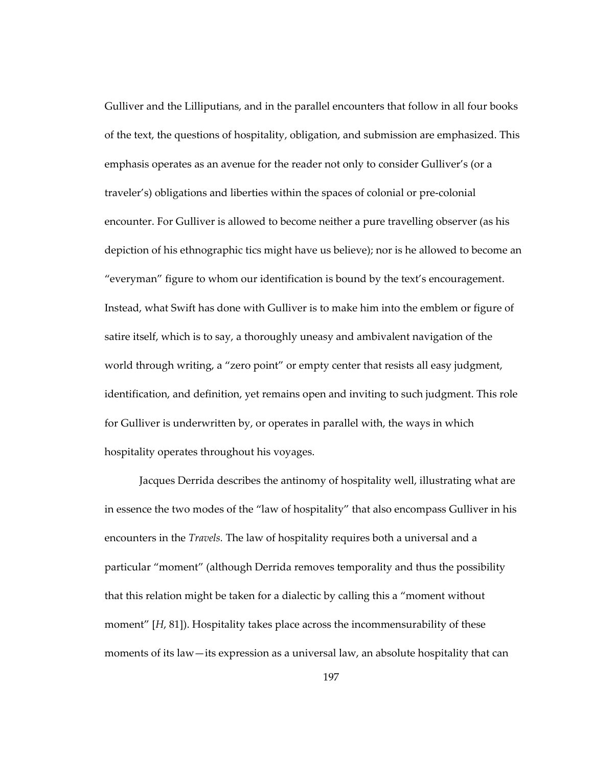Gulliver and the Lilliputians, and in the parallel encounters that follow in all four books of the text, the questions of hospitality, obligation, and submission are emphasized. This emphasis operates as an avenue for the reader not only to consider Gulliver's (or a traveler's) obligations and liberties within the spaces of colonial or pre-colonial encounter. For Gulliver is allowed to become neither a pure travelling observer (as his depiction of his ethnographic tics might have us believe); nor is he allowed to become an "everyman" figure to whom our identification is bound by the text's encouragement. Instead, what Swift has done with Gulliver is to make him into the emblem or figure of satire itself, which is to say, a thoroughly uneasy and ambivalent navigation of the world through writing, a "zero point" or empty center that resists all easy judgment, identification, and definition, yet remains open and inviting to such judgment. This role for Gulliver is underwritten by, or operates in parallel with, the ways in which hospitality operates throughout his voyages.

Jacques Derrida describes the antinomy of hospitality well, illustrating what are in essence the two modes of the "law of hospitality" that also encompass Gulliver in his encounters in the *Travels.* The law of hospitality requires both a universal and a particular "moment" (although Derrida removes temporality and thus the possibility that this relation might be taken for a dialectic by calling this a "moment without moment" [*H*, 81]). Hospitality takes place across the incommensurability of these moments of its law—its expression as a universal law, an absolute hospitality that can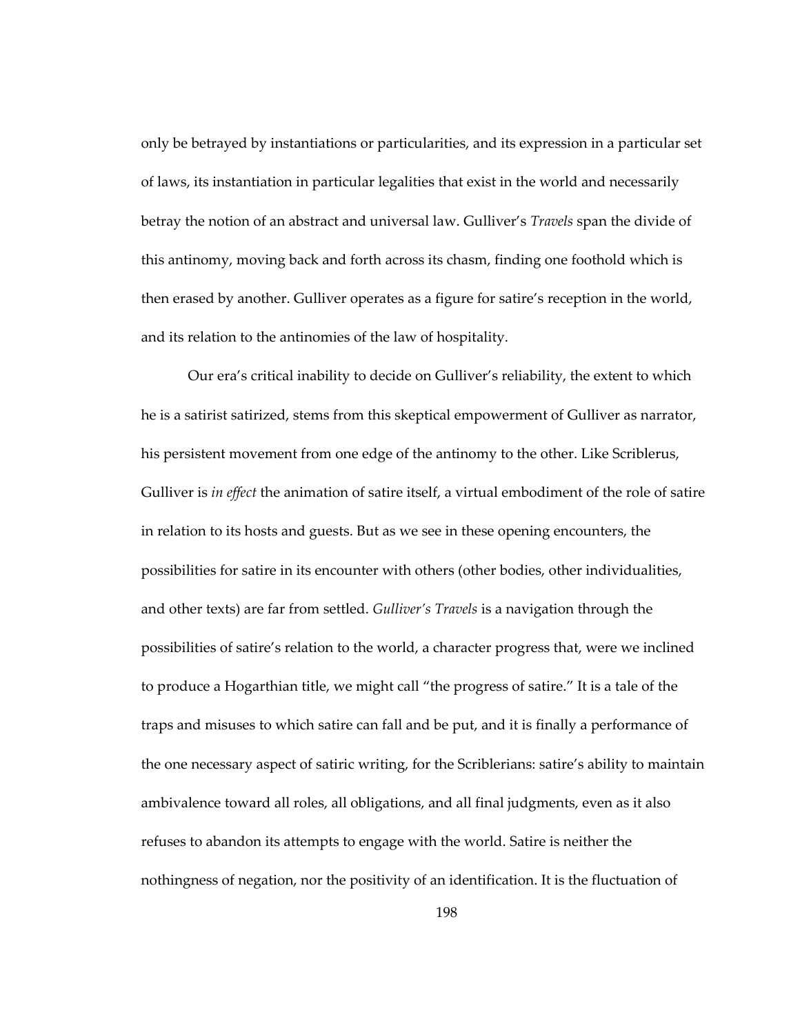only be betrayed by instantiations or particularities, and its expression in a particular set of laws, its instantiation in particular legalities that exist in the world and necessarily betray the notion of an abstract and universal law. Gulliver's *Travels* span the divide of this antinomy, moving back and forth across its chasm, finding one foothold which is then erased by another. Gulliver operates as a figure for satire's reception in the world, and its relation to the antinomies of the law of hospitality.

Our era's critical inability to decide on Gulliver's reliability, the extent to which he is a satirist satirized, stems from this skeptical empowerment of Gulliver as narrator, his persistent movement from one edge of the antinomy to the other. Like Scriblerus, Gulliver is *in effect* the animation of satire itself, a virtual embodiment of the role of satire in relation to its hosts and guests. But as we see in these opening encounters, the possibilities for satire in its encounter with others (other bodies, other individualities, and other texts) are far from settled. *Gulliver's Travels* is a navigation through the possibilities of satire's relation to the world, a character progress that, were we inclined to produce a Hogarthian title, we might call "the progress of satire." It is a tale of the traps and misuses to which satire can fall and be put, and it is finally a performance of the one necessary aspect of satiric writing, for the Scriblerians: satire's ability to maintain ambivalence toward all roles, all obligations, and all final judgments, even as it also refuses to abandon its attempts to engage with the world. Satire is neither the nothingness of negation, nor the positivity of an identification. It is the fluctuation of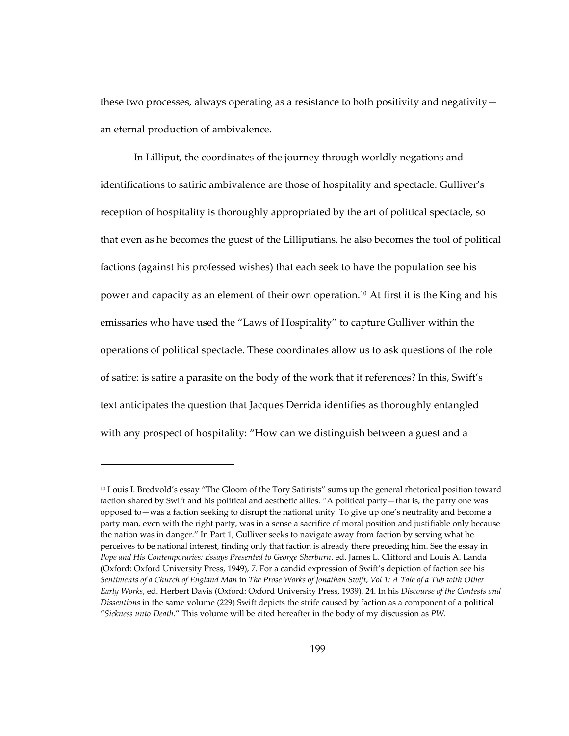these two processes, always operating as a resistance to both positivity and negativity—an eternal production of ambivalence.

In Lilliput, the coordinates of the journey through worldly negations and identifications to satiric ambivalence are those of hospitality and spectacle. Gulliver's reception of hospitality is thoroughly appropriated by the art of political spectacle, so that even as he becomes the guest of the Lilliputians, he also becomes the tool of political factions (against his professed wishes) that each seek to have the population see his power and capacity as an element of their own operation.[10] At first it is the King and his emissaries who have used the "Laws of Hospitality" to capture Gulliver within the operations of political spectacle. These coordinates allow us to ask questions of the role of satire: is satire a parasite on the body of the work that it references? In this, Swift's text anticipates the question that Jacques Derrida identifies as thoroughly entangled with any prospect of hospitality: "How can we distinguish between a guest and a

---

[10] Louis I. Bredvold's essay "The Gloom of the Tory Satirists" sums up the general rhetorical position toward faction shared by Swift and his political and aesthetic allies. "A political party—that is, the party one was opposed to—was a faction seeking to disrupt the national unity. To give up one's neutrality and become a party man, even with the right party, was in a sense a sacrifice of moral position and justifiable only because the nation was in danger." In Part 1, Gulliver seeks to navigate away from faction by serving what he perceives to be national interest, finding only that faction is already there preceding him. See the essay in *Pope and His Contemporaries: Essays Presented to George Sherburn*. ed. James L. Clifford and Louis A. Landa (Oxford: Oxford University Press, 1949), 7. For a candid expression of Swift's depiction of faction see his *Sentiments of a Church of England Man* in *The Prose Works of Jonathan Swift, Vol 1: A Tale of a Tub with Other Early Works*, ed. Herbert Davis (Oxford: Oxford University Press, 1939), 24. In his *Discourse of the Contests and Dissentions* in the same volume (229) Swift depicts the strife caused by faction as a component of a political "*Sickness unto Death*." This volume will be cited hereafter in the body of my discussion as *PW*.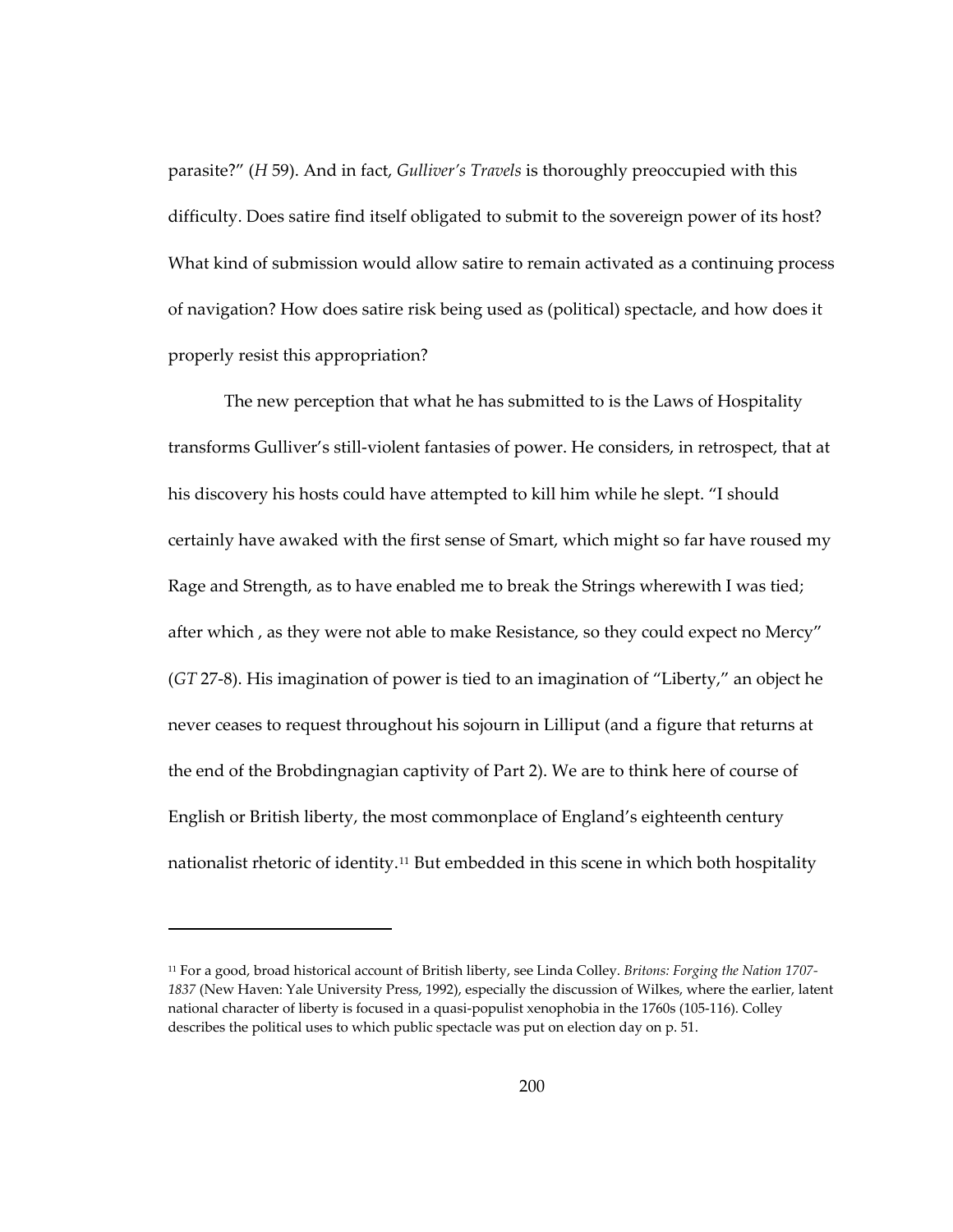parasite?" (*H* 59). And in fact, *Gulliver's Travels* is thoroughly preoccupied with this difficulty. Does satire find itself obligated to submit to the sovereign power of its host? What kind of submission would allow satire to remain activated as a continuing process of navigation? How does satire risk being used as (political) spectacle, and how does it properly resist this appropriation?

The new perception that what he has submitted to is the Laws of Hospitality transforms Gulliver's still-violent fantasies of power. He considers, in retrospect, that at his discovery his hosts could have attempted to kill him while he slept. "I should certainly have awaked with the first sense of Smart, which might so far have roused my Rage and Strength, as to have enabled me to break the Strings wherewith I was tied; after which , as they were not able to make Resistance, so they could expect no Mercy" (*GT* 27-8). His imagination of power is tied to an imagination of "Liberty," an object he never ceases to request throughout his sojourn in Lilliput (and a figure that returns at the end of the Brobdingnagian captivity of Part 2). We are to think here of course of English or British liberty, the most commonplace of England's eighteenth century nationalist rhetoric of identity.[11] But embedded in this scene in which both hospitality

---

[11] For a good, broad historical account of British liberty, see Linda Colley. *Britons: Forging the Nation 1707-1837* (New Haven: Yale University Press, 1992), especially the discussion of Wilkes, where the earlier, latent national character of liberty is focused in a quasi-populist xenophobia in the 1760s (105-116). Colley describes the political uses to which public spectacle was put on election day on p. 51.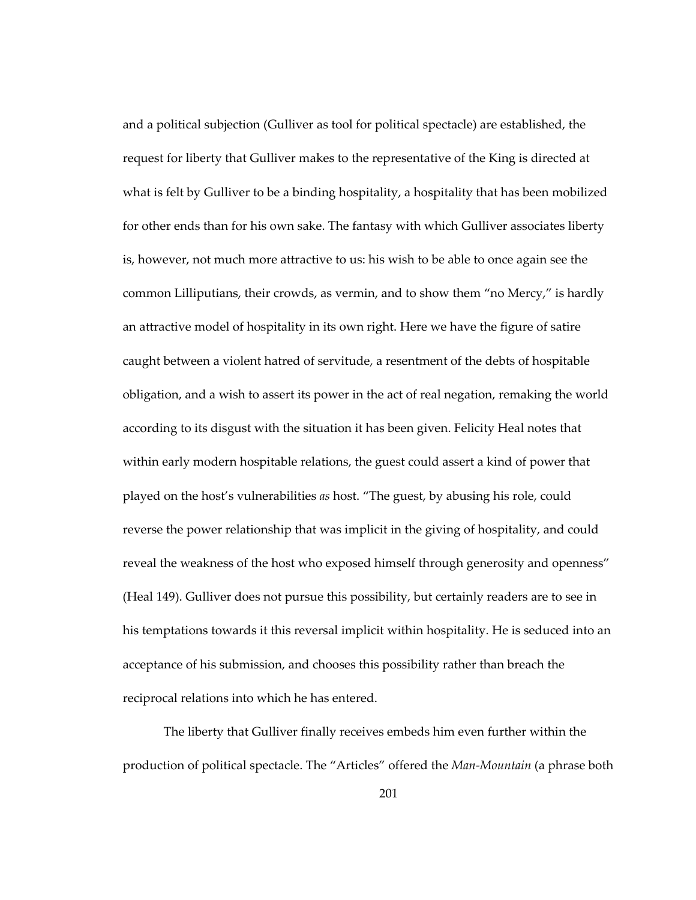and a political subjection (Gulliver as tool for political spectacle) are established, the request for liberty that Gulliver makes to the representative of the King is directed at what is felt by Gulliver to be a binding hospitality, a hospitality that has been mobilized for other ends than for his own sake. The fantasy with which Gulliver associates liberty is, however, not much more attractive to us: his wish to be able to once again see the common Lilliputians, their crowds, as vermin, and to show them "no Mercy," is hardly an attractive model of hospitality in its own right. Here we have the figure of satire caught between a violent hatred of servitude, a resentment of the debts of hospitable obligation, and a wish to assert its power in the act of real negation, remaking the world according to its disgust with the situation it has been given. Felicity Heal notes that within early modern hospitable relations, the guest could assert a kind of power that played on the host's vulnerabilities *as* host. "The guest, by abusing his role, could reverse the power relationship that was implicit in the giving of hospitality, and could reveal the weakness of the host who exposed himself through generosity and openness" (Heal 149). Gulliver does not pursue this possibility, but certainly readers are to see in his temptations towards it this reversal implicit within hospitality. He is seduced into an acceptance of his submission, and chooses this possibility rather than breach the reciprocal relations into which he has entered.

The liberty that Gulliver finally receives embeds him even further within the production of political spectacle. The "Articles" offered the *Man-Mountain* (a phrase both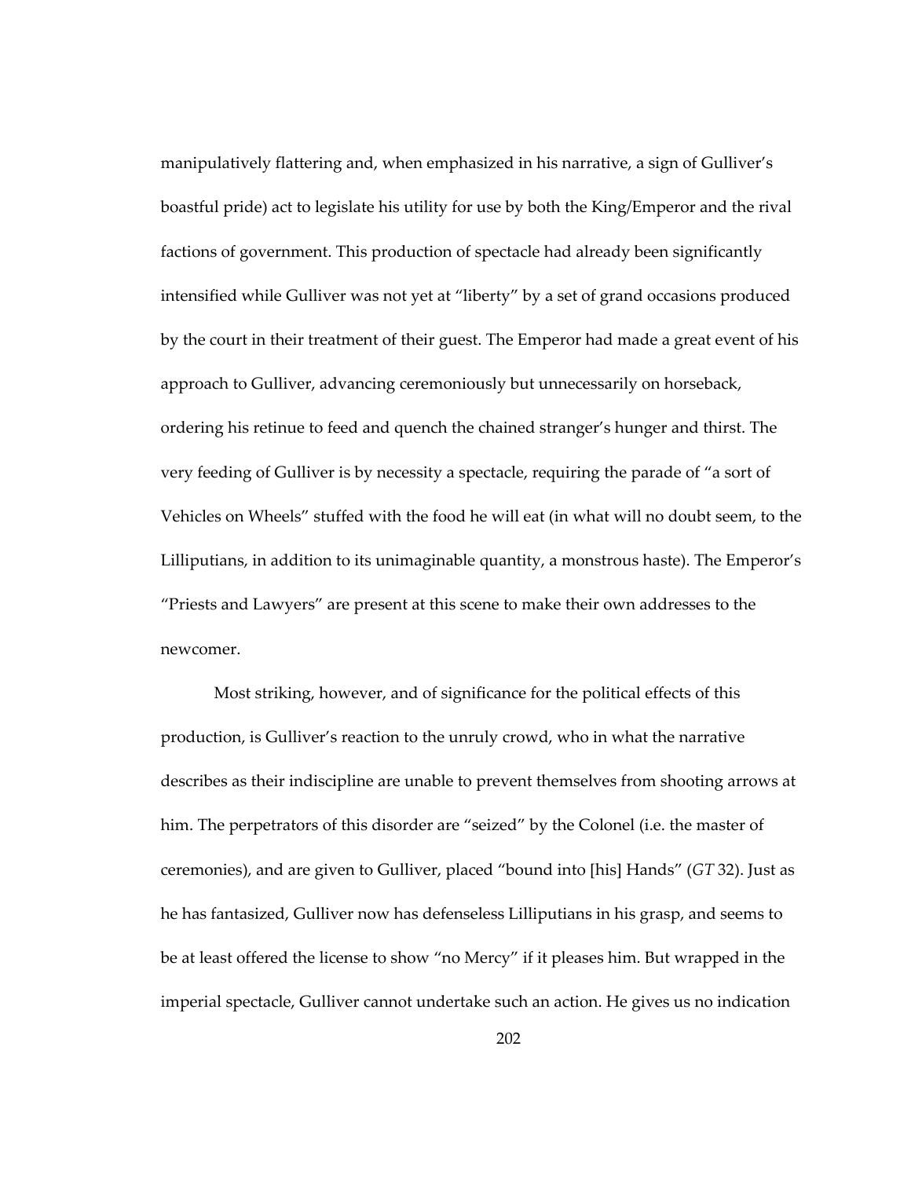manipulatively flattering and, when emphasized in his narrative, a sign of Gulliver's boastful pride) act to legislate his utility for use by both the King/Emperor and the rival factions of government. This production of spectacle had already been significantly intensified while Gulliver was not yet at "liberty" by a set of grand occasions produced by the court in their treatment of their guest. The Emperor had made a great event of his approach to Gulliver, advancing ceremoniously but unnecessarily on horseback, ordering his retinue to feed and quench the chained stranger's hunger and thirst. The very feeding of Gulliver is by necessity a spectacle, requiring the parade of "a sort of Vehicles on Wheels" stuffed with the food he will eat (in what will no doubt seem, to the Lilliputians, in addition to its unimaginable quantity, a monstrous haste). The Emperor's "Priests and Lawyers" are present at this scene to make their own addresses to the newcomer.

Most striking, however, and of significance for the political effects of this production, is Gulliver's reaction to the unruly crowd, who in what the narrative describes as their indiscipline are unable to prevent themselves from shooting arrows at him. The perpetrators of this disorder are "seized" by the Colonel (i.e. the master of ceremonies), and are given to Gulliver, placed "bound into [his] Hands" (*GT* 32). Just as he has fantasized, Gulliver now has defenseless Lilliputians in his grasp, and seems to be at least offered the license to show "no Mercy" if it pleases him. But wrapped in the imperial spectacle, Gulliver cannot undertake such an action. He gives us no indication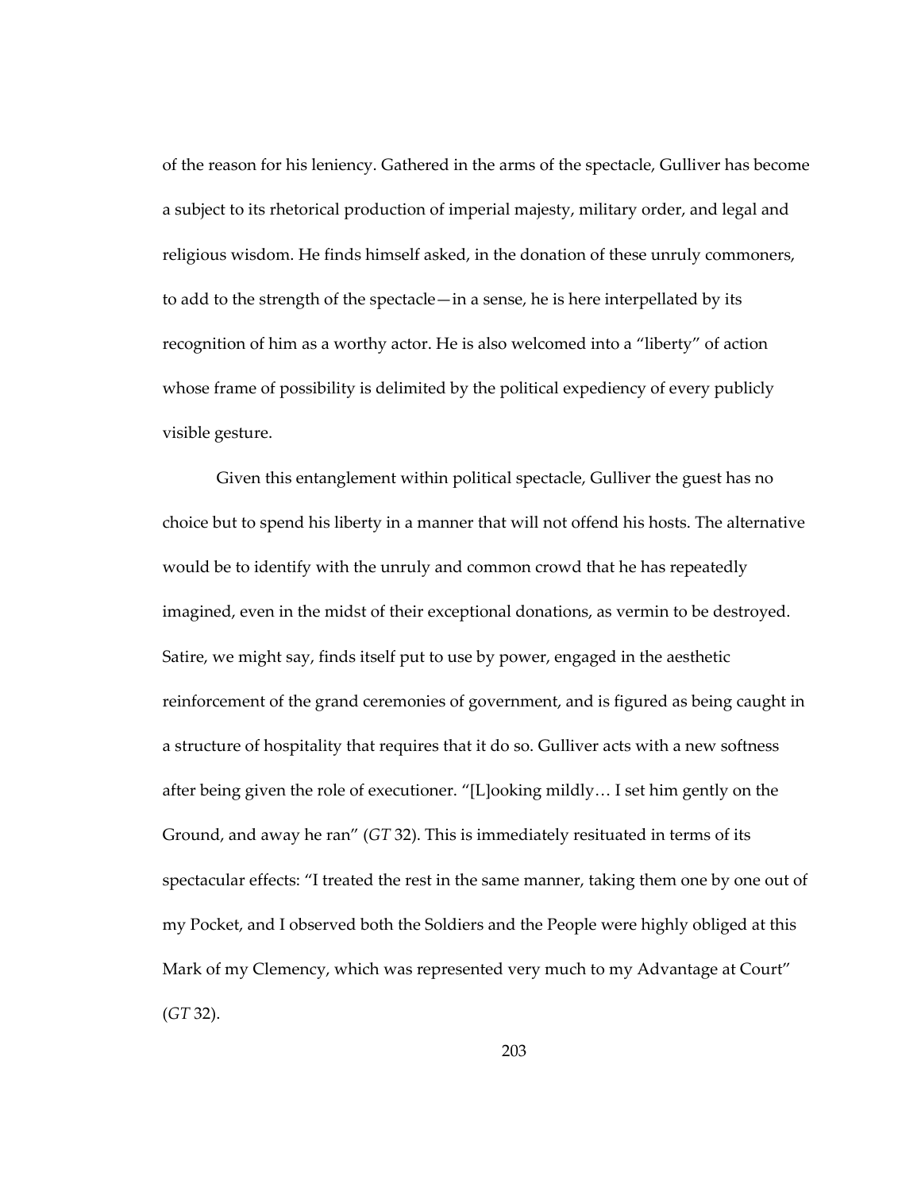of the reason for his leniency. Gathered in the arms of the spectacle, Gulliver has become a subject to its rhetorical production of imperial majesty, military order, and legal and religious wisdom. He finds himself asked, in the donation of these unruly commoners, to add to the strength of the spectacle—in a sense, he is here interpellated by its recognition of him as a worthy actor. He is also welcomed into a "liberty" of action whose frame of possibility is delimited by the political expediency of every publicly visible gesture.

Given this entanglement within political spectacle, Gulliver the guest has no choice but to spend his liberty in a manner that will not offend his hosts. The alternative would be to identify with the unruly and common crowd that he has repeatedly imagined, even in the midst of their exceptional donations, as vermin to be destroyed. Satire, we might say, finds itself put to use by power, engaged in the aesthetic reinforcement of the grand ceremonies of government, and is figured as being caught in a structure of hospitality that requires that it do so. Gulliver acts with a new softness after being given the role of executioner. "[L]ooking mildly… I set him gently on the Ground, and away he ran" (*GT* 32). This is immediately resituated in terms of its spectacular effects: "I treated the rest in the same manner, taking them one by one out of my Pocket, and I observed both the Soldiers and the People were highly obliged at this Mark of my Clemency, which was represented very much to my Advantage at Court" (*GT* 32).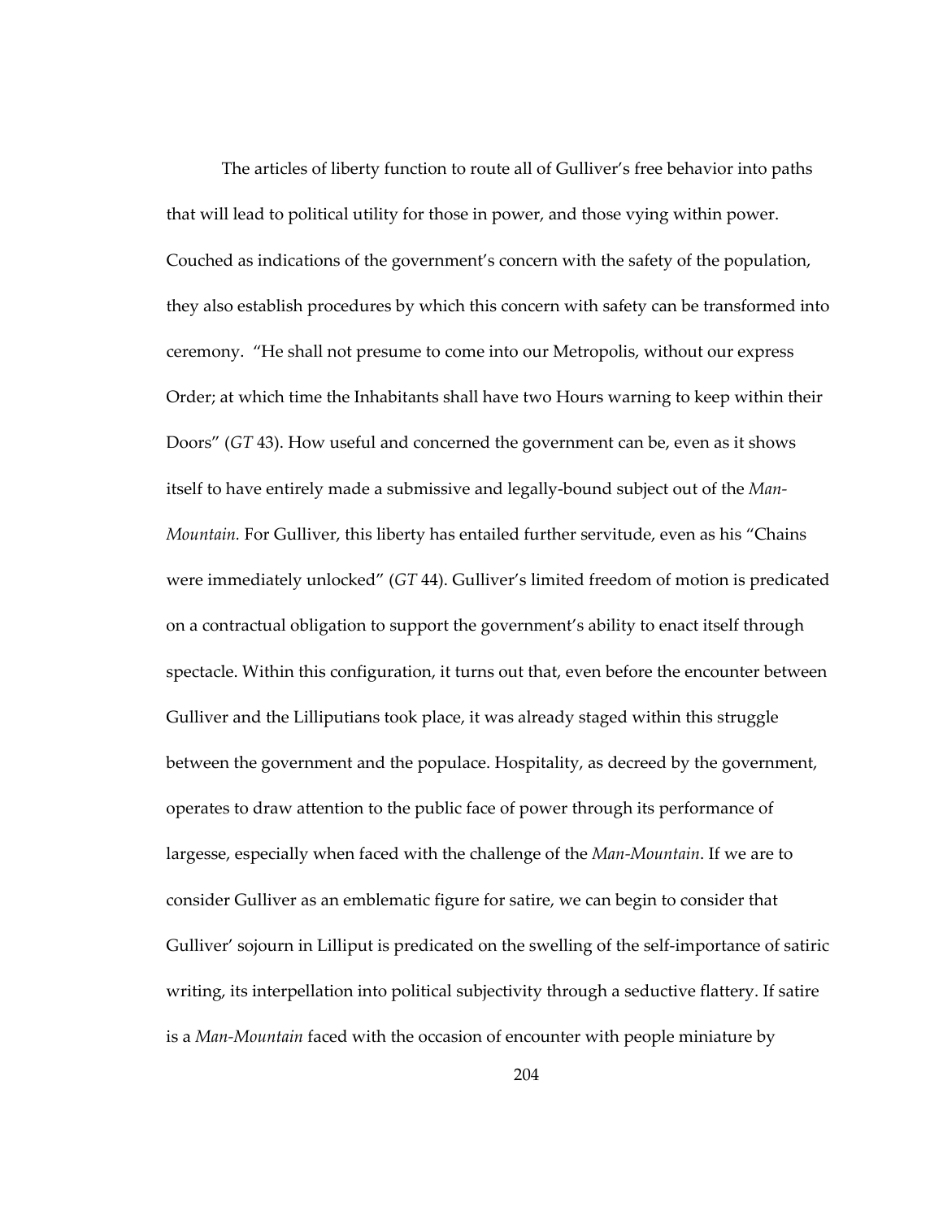The articles of liberty function to route all of Gulliver's free behavior into paths that will lead to political utility for those in power, and those vying within power. Couched as indications of the government's concern with the safety of the population, they also establish procedures by which this concern with safety can be transformed into ceremony. "He shall not presume to come into our Metropolis, without our express Order; at which time the Inhabitants shall have two Hours warning to keep within their Doors" (*GT* 43). How useful and concerned the government can be, even as it shows itself to have entirely made a submissive and legally-bound subject out of the *Man-Mountain.* For Gulliver, this liberty has entailed further servitude, even as his "Chains were immediately unlocked" (*GT* 44). Gulliver's limited freedom of motion is predicated on a contractual obligation to support the government's ability to enact itself through spectacle. Within this configuration, it turns out that, even before the encounter between Gulliver and the Lilliputians took place, it was already staged within this struggle between the government and the populace. Hospitality, as decreed by the government, operates to draw attention to the public face of power through its performance of largesse, especially when faced with the challenge of the *Man-Mountain*. If we are to consider Gulliver as an emblematic figure for satire, we can begin to consider that Gulliver' sojourn in Lilliput is predicated on the swelling of the self-importance of satiric writing, its interpellation into political subjectivity through a seductive flattery. If satire is a *Man-Mountain* faced with the occasion of encounter with people miniature by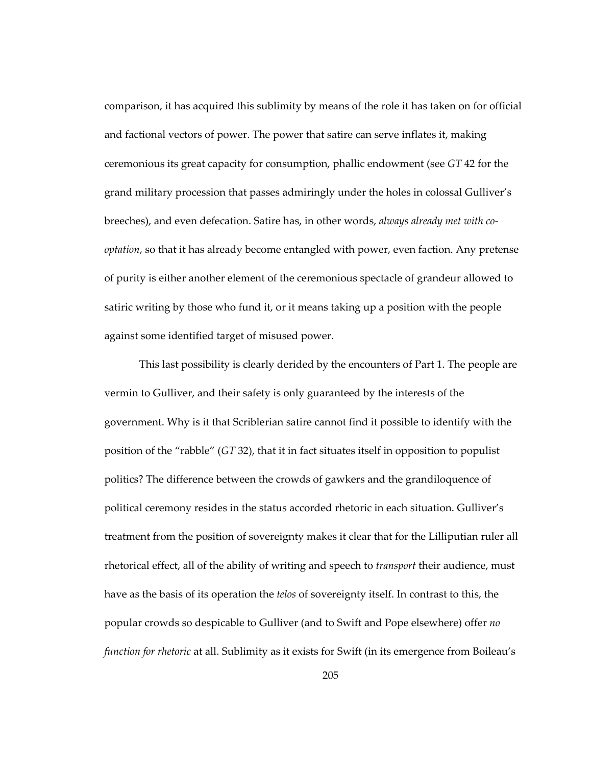comparison, it has acquired this sublimity by means of the role it has taken on for official and factional vectors of power. The power that satire can serve inflates it, making ceremonious its great capacity for consumption, phallic endowment (see *GT* 42 for the grand military procession that passes admiringly under the holes in colossal Gulliver's breeches), and even defecation. Satire has, in other words, *always already met with co-optation*, so that it has already become entangled with power, even faction. Any pretense of purity is either another element of the ceremonious spectacle of grandeur allowed to satiric writing by those who fund it, or it means taking up a position with the people against some identified target of misused power.

This last possibility is clearly derided by the encounters of Part 1. The people are vermin to Gulliver, and their safety is only guaranteed by the interests of the government. Why is it that Scriblerian satire cannot find it possible to identify with the position of the "rabble" (*GT* 32), that it in fact situates itself in opposition to populist politics? The difference between the crowds of gawkers and the grandiloquence of political ceremony resides in the status accorded rhetoric in each situation. Gulliver's treatment from the position of sovereignty makes it clear that for the Lilliputian ruler all rhetorical effect, all of the ability of writing and speech to *transport* their audience, must have as the basis of its operation the *telos* of sovereignty itself. In contrast to this, the popular crowds so despicable to Gulliver (and to Swift and Pope elsewhere) offer *no function for rhetoric* at all. Sublimity as it exists for Swift (in its emergence from Boileau's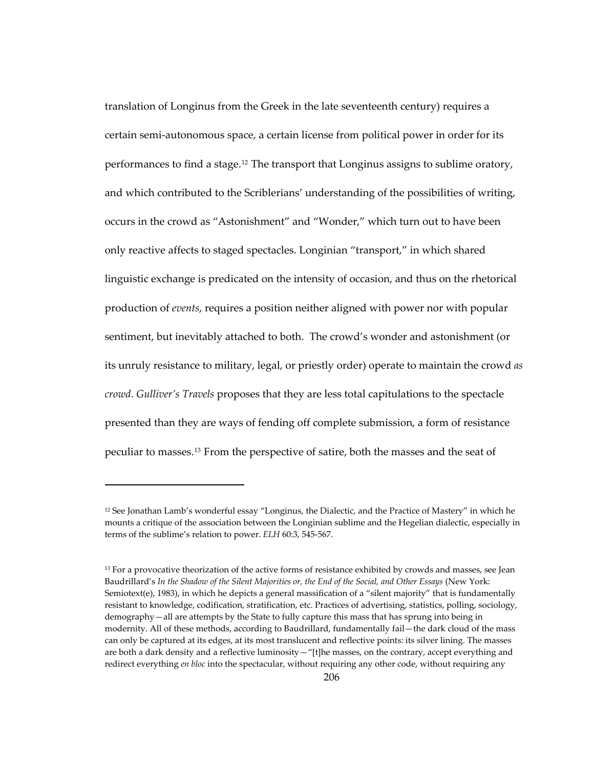translation of Longinus from the Greek in the late seventeenth century) requires a certain semi-autonomous space, a certain license from political power in order for its performances to find a stage.[12] The transport that Longinus assigns to sublime oratory, and which contributed to the Scriblerians' understanding of the possibilities of writing, occurs in the crowd as "Astonishment" and "Wonder," which turn out to have been only reactive affects to staged spectacles. Longinian "transport," in which shared linguistic exchange is predicated on the intensity of occasion, and thus on the rhetorical production of *events*, requires a position neither aligned with power nor with popular sentiment, but inevitably attached to both. The crowd's wonder and astonishment (or its unruly resistance to military, legal, or priestly order) operate to maintain the crowd *as crowd*. *Gulliver's Travels* proposes that they are less total capitulations to the spectacle presented than they are ways of fending off complete submission, a form of resistance peculiar to masses.[13] From the perspective of satire, both the masses and the seat of

---

[12] See Jonathan Lamb's wonderful essay "Longinus, the Dialectic, and the Practice of Mastery" in which he mounts a critique of the association between the Longinian sublime and the Hegelian dialectic, especially in terms of the sublime's relation to power. *ELH* 60:3, 545-567.

[13] For a provocative theorization of the active forms of resistance exhibited by crowds and masses, see Jean Baudrillard's *In the Shadow of the Silent Majorities or, the End of the Social, and Other Essays* (New York: Semiotext(e), 1983), in which he depicts a general massification of a "silent majority" that is fundamentally resistant to knowledge, codification, stratification, etc. Practices of advertising, statistics, polling, sociology, demography—all are attempts by the State to fully capture this mass that has sprung into being in modernity. All of these methods, according to Baudrillard, fundamentally fail—the dark cloud of the mass can only be captured at its edges, at its most translucent and reflective points: its silver lining. The masses are both a dark density and a reflective luminosity—"[t]he masses, on the contrary, accept everything and redirect everything *en bloc* into the spectacular, without requiring any other code, without requiring any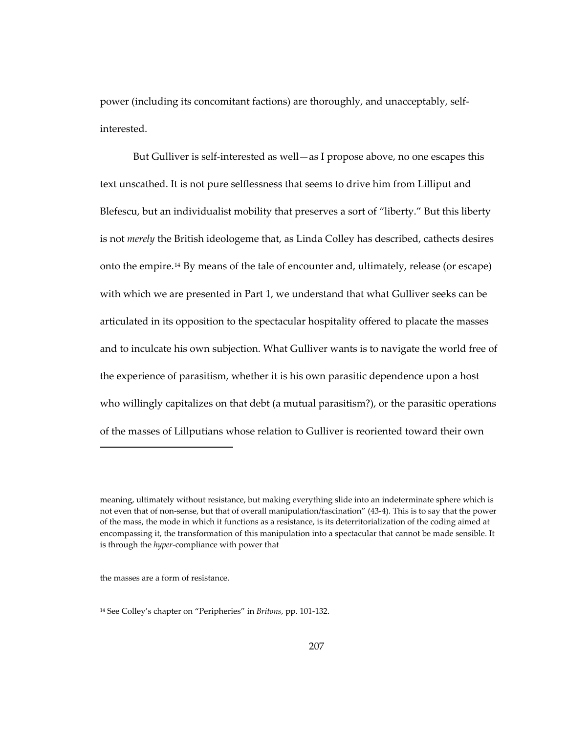power (including its concomitant factions) are thoroughly, and unacceptably, self-interested.

But Gulliver is self-interested as well—as I propose above, no one escapes this text unscathed. It is not pure selflessness that seems to drive him from Lilliput and Blefescu, but an individualist mobility that preserves a sort of "liberty." But this liberty is not *merely* the British ideologeme that, as Linda Colley has described, cathects desires onto the empire.[14] By means of the tale of encounter and, ultimately, release (or escape) with which we are presented in Part 1, we understand that what Gulliver seeks can be articulated in its opposition to the spectacular hospitality offered to placate the masses and to inculcate his own subjection. What Gulliver wants is to navigate the world free of the experience of parasitism, whether it is his own parasitic dependence upon a host who willingly capitalizes on that debt (a mutual parasitism?), or the parasitic operations of the masses of Lillputians whose relation to Gulliver is reoriented toward their own

---

meaning, ultimately without resistance, but making everything slide into an indeterminate sphere which is not even that of non-sense, but that of overall manipulation/fascination" (43-4). This is to say that the power of the mass, the mode in which it functions as a resistance, is its deterritorialization of the coding aimed at encompassing it, the transformation of this manipulation into a spectacular that cannot be made sensible. It is through the *hyper*-compliance with power that

the masses are a form of resistance.

[14] See Colley's chapter on "Peripheries" in *Britons*, pp. 101-132.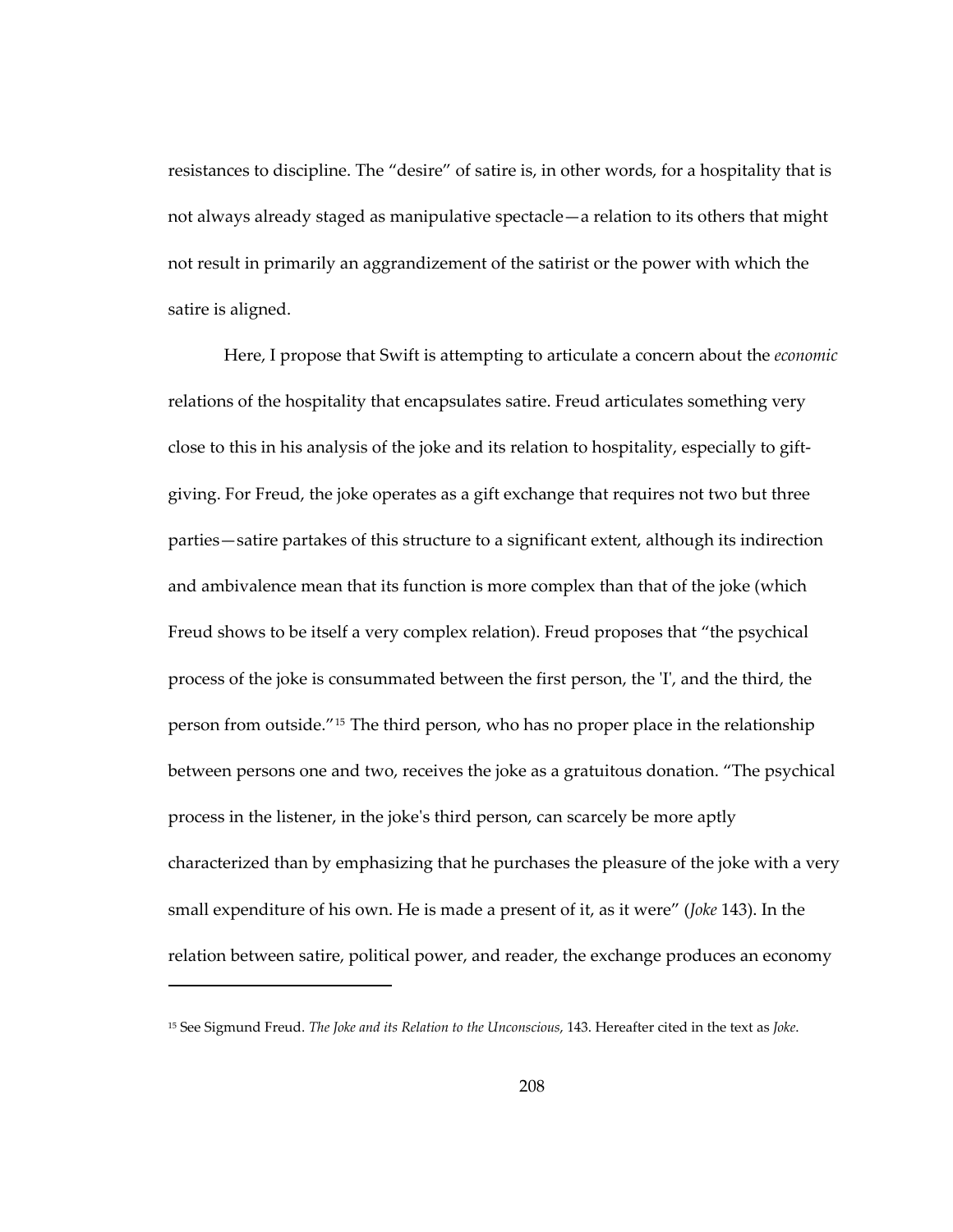resistances to discipline. The "desire" of satire is, in other words, for a hospitality that is not always already staged as manipulative spectacle—a relation to its others that might not result in primarily an aggrandizement of the satirist or the power with which the satire is aligned.

Here, I propose that Swift is attempting to articulate a concern about the *economic* relations of the hospitality that encapsulates satire. Freud articulates something very close to this in his analysis of the joke and its relation to hospitality, especially to gift-giving. For Freud, the joke operates as a gift exchange that requires not two but three parties—satire partakes of this structure to a significant extent, although its indirection and ambivalence mean that its function is more complex than that of the joke (which Freud shows to be itself a very complex relation). Freud proposes that "the psychical process of the joke is consummated between the first person, the 'I', and the third, the person from outside."[15] The third person, who has no proper place in the relationship between persons one and two, receives the joke as a gratuitous donation. "The psychical process in the listener, in the joke's third person, can scarcely be more aptly characterized than by emphasizing that he purchases the pleasure of the joke with a very small expenditure of his own. He is made a present of it, as it were" (*Joke* 143). In the relation between satire, political power, and reader, the exchange produces an economy

---

[15] See Sigmund Freud. *The Joke and its Relation to the Unconscious*, 143. Hereafter cited in the text as *Joke*.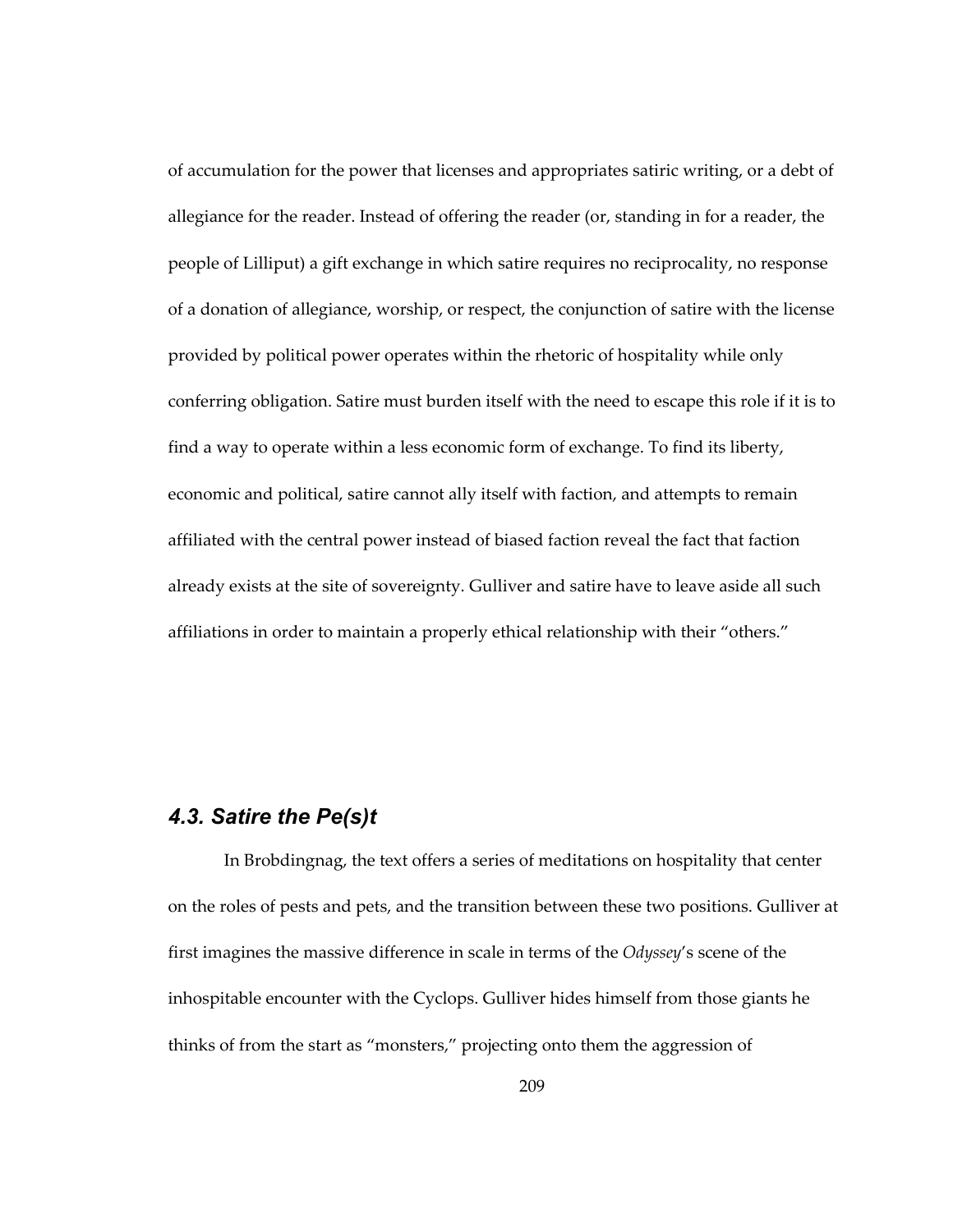of accumulation for the power that licenses and appropriates satiric writing, or a debt of allegiance for the reader. Instead of offering the reader (or, standing in for a reader, the people of Lilliput) a gift exchange in which satire requires no reciprocality, no response of a donation of allegiance, worship, or respect, the conjunction of satire with the license provided by political power operates within the rhetoric of hospitality while only conferring obligation. Satire must burden itself with the need to escape this role if it is to find a way to operate within a less economic form of exchange. To find its liberty, economic and political, satire cannot ally itself with faction, and attempts to remain affiliated with the central power instead of biased faction reveal the fact that faction already exists at the site of sovereignty. Gulliver and satire have to leave aside all such affiliations in order to maintain a properly ethical relationship with their "others."

## *4.3. Satire the Pe(s)t*

In Brobdingnag, the text offers a series of meditations on hospitality that center on the roles of pests and pets, and the transition between these two positions. Gulliver at first imagines the massive difference in scale in terms of the *Odyssey*'s scene of the inhospitable encounter with the Cyclops. Gulliver hides himself from those giants he thinks of from the start as "monsters," projecting onto them the aggression of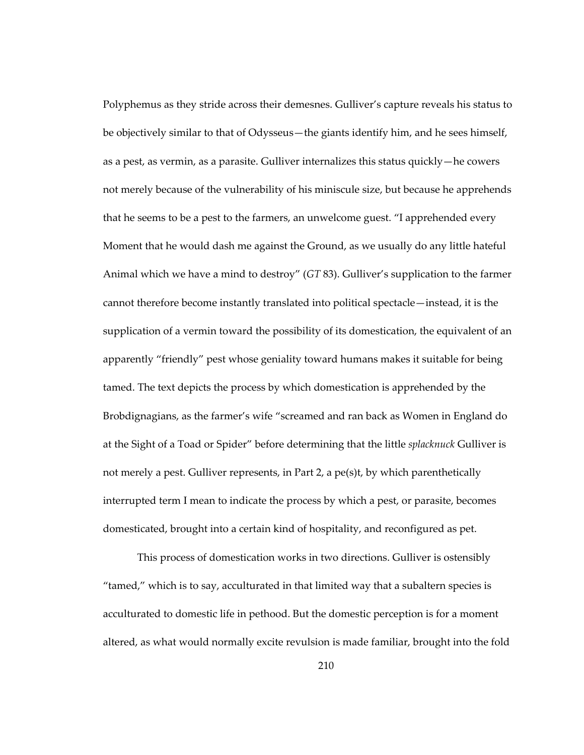Polyphemus as they stride across their demesnes. Gulliver's capture reveals his status to be objectively similar to that of Odysseus—the giants identify him, and he sees himself, as a pest, as vermin, as a parasite. Gulliver internalizes this status quickly—he cowers not merely because of the vulnerability of his miniscule size, but because he apprehends that he seems to be a pest to the farmers, an unwelcome guest. "I apprehended every Moment that he would dash me against the Ground, as we usually do any little hateful Animal which we have a mind to destroy" (*GT* 83). Gulliver's supplication to the farmer cannot therefore become instantly translated into political spectacle—instead, it is the supplication of a vermin toward the possibility of its domestication, the equivalent of an apparently "friendly" pest whose geniality toward humans makes it suitable for being tamed. The text depicts the process by which domestication is apprehended by the Brobdignagians, as the farmer's wife "screamed and ran back as Women in England do at the Sight of a Toad or Spider" before determining that the little *splacknuck* Gulliver is not merely a pest. Gulliver represents, in Part 2, a pe(s)t, by which parenthetically interrupted term I mean to indicate the process by which a pest, or parasite, becomes domesticated, brought into a certain kind of hospitality, and reconfigured as pet.

This process of domestication works in two directions. Gulliver is ostensibly "tamed," which is to say, acculturated in that limited way that a subaltern species is acculturated to domestic life in pethood. But the domestic perception is for a moment altered, as what would normally excite revulsion is made familiar, brought into the fold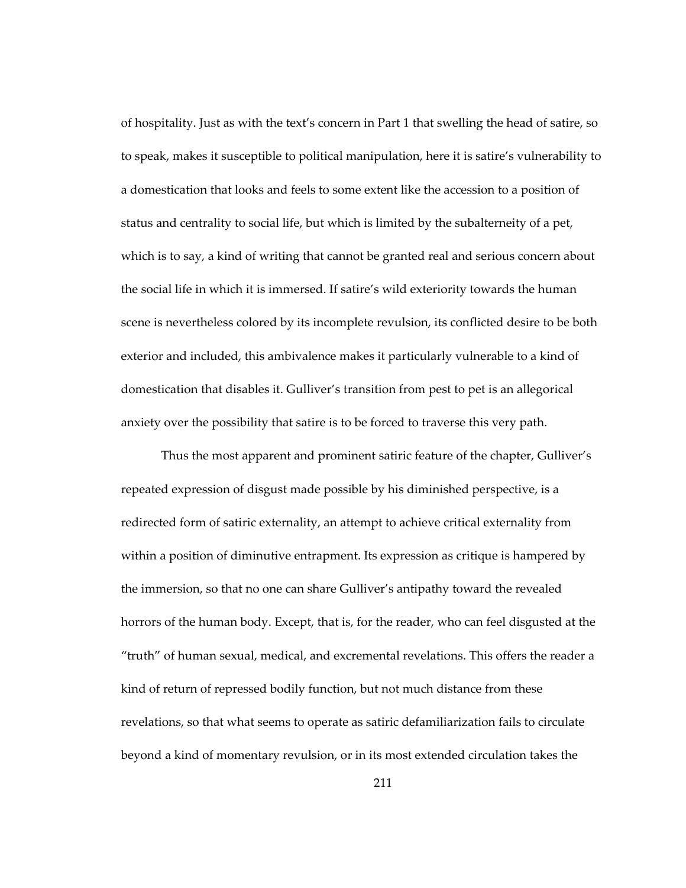of hospitality. Just as with the text's concern in Part 1 that swelling the head of satire, so to speak, makes it susceptible to political manipulation, here it is satire's vulnerability to a domestication that looks and feels to some extent like the accession to a position of status and centrality to social life, but which is limited by the subalterneity of a pet, which is to say, a kind of writing that cannot be granted real and serious concern about the social life in which it is immersed. If satire's wild exteriority towards the human scene is nevertheless colored by its incomplete revulsion, its conflicted desire to be both exterior and included, this ambivalence makes it particularly vulnerable to a kind of domestication that disables it. Gulliver's transition from pest to pet is an allegorical anxiety over the possibility that satire is to be forced to traverse this very path.

Thus the most apparent and prominent satiric feature of the chapter, Gulliver's repeated expression of disgust made possible by his diminished perspective, is a redirected form of satiric externality, an attempt to achieve critical externality from within a position of diminutive entrapment. Its expression as critique is hampered by the immersion, so that no one can share Gulliver's antipathy toward the revealed horrors of the human body. Except, that is, for the reader, who can feel disgusted at the "truth" of human sexual, medical, and excremental revelations. This offers the reader a kind of return of repressed bodily function, but not much distance from these revelations, so that what seems to operate as satiric defamiliarization fails to circulate beyond a kind of momentary revulsion, or in its most extended circulation takes the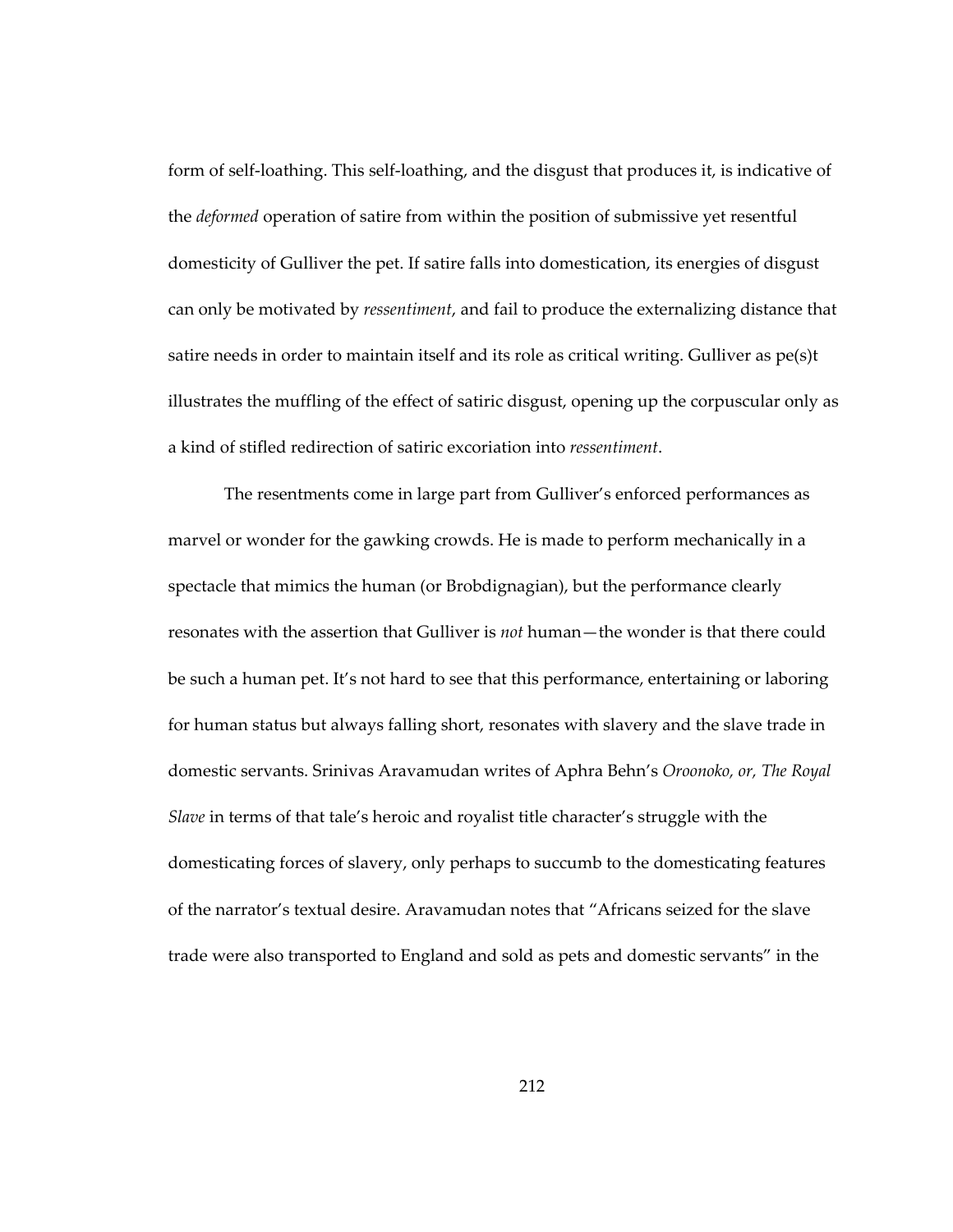form of self-loathing. This self-loathing, and the disgust that produces it, is indicative of the *deformed* operation of satire from within the position of submissive yet resentful domesticity of Gulliver the pet. If satire falls into domestication, its energies of disgust can only be motivated by *ressentiment*, and fail to produce the externalizing distance that satire needs in order to maintain itself and its role as critical writing. Gulliver as pe(s)t illustrates the muffling of the effect of satiric disgust, opening up the corpuscular only as a kind of stifled redirection of satiric excoriation into *ressentiment*.

The resentments come in large part from Gulliver's enforced performances as marvel or wonder for the gawking crowds. He is made to perform mechanically in a spectacle that mimics the human (or Brobdignagian), but the performance clearly resonates with the assertion that Gulliver is *not* human—the wonder is that there could be such a human pet. It's not hard to see that this performance, entertaining or laboring for human status but always falling short, resonates with slavery and the slave trade in domestic servants. Srinivas Aravamudan writes of Aphra Behn's *Oroonoko, or, The Royal Slave* in terms of that tale's heroic and royalist title character's struggle with the domesticating forces of slavery, only perhaps to succumb to the domesticating features of the narrator's textual desire. Aravamudan notes that "Africans seized for the slave trade were also transported to England and sold as pets and domestic servants" in the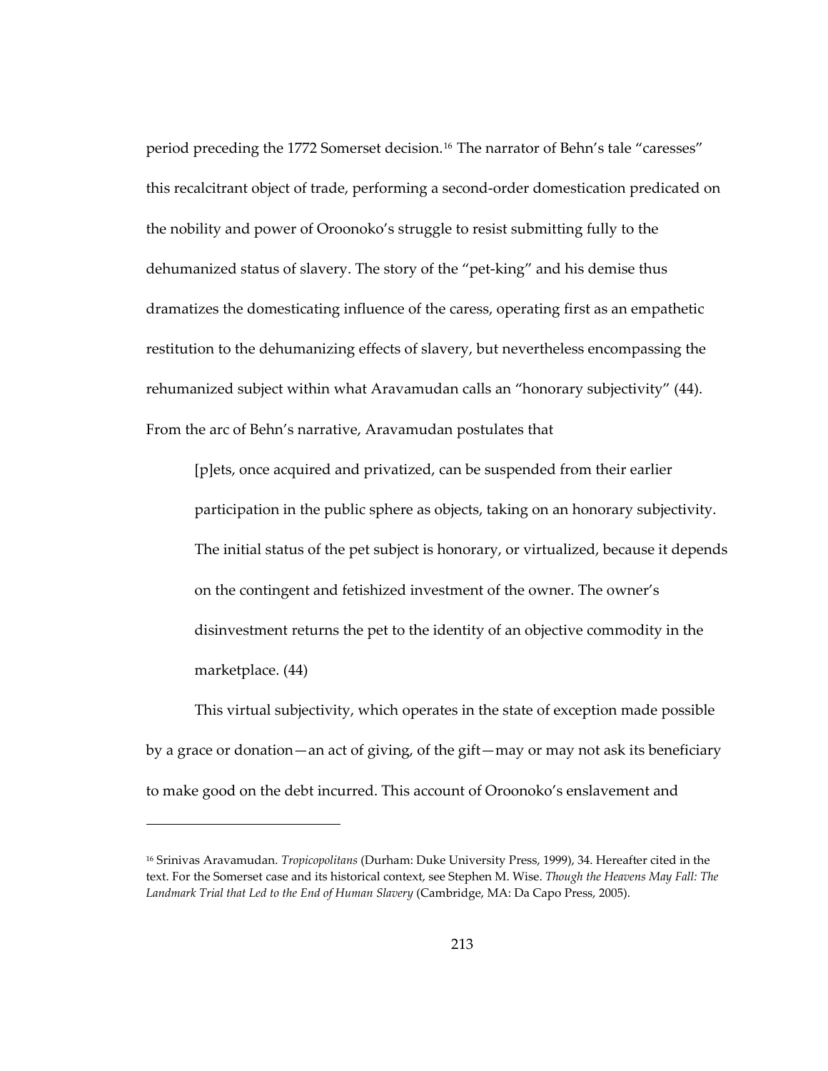period preceding the 1772 Somerset decision.[16] The narrator of Behn's tale "caresses" this recalcitrant object of trade, performing a second-order domestication predicated on the nobility and power of Oroonoko's struggle to resist submitting fully to the dehumanized status of slavery. The story of the "pet-king" and his demise thus dramatizes the domesticating influence of the caress, operating first as an empathetic restitution to the dehumanizing effects of slavery, but nevertheless encompassing the rehumanized subject within what Aravamudan calls an "honorary subjectivity" (44). From the arc of Behn's narrative, Aravamudan postulates that

> [p]ets, once acquired and privatized, can be suspended from their earlier participation in the public sphere as objects, taking on an honorary subjectivity. The initial status of the pet subject is honorary, or virtualized, because it depends on the contingent and fetishized investment of the owner. The owner's disinvestment returns the pet to the identity of an objective commodity in the marketplace. (44)

This virtual subjectivity, which operates in the state of exception made possible by a grace or donation—an act of giving, of the gift—may or may not ask its beneficiary to make good on the debt incurred. This account of Oroonoko's enslavement and

---

[16] Srinivas Aravamudan. *Tropicopolitans* (Durham: Duke University Press, 1999), 34. Hereafter cited in the text. For the Somerset case and its historical context, see Stephen M. Wise. *Though the Heavens May Fall: The Landmark Trial that Led to the End of Human Slavery* (Cambridge, MA: Da Capo Press, 2005).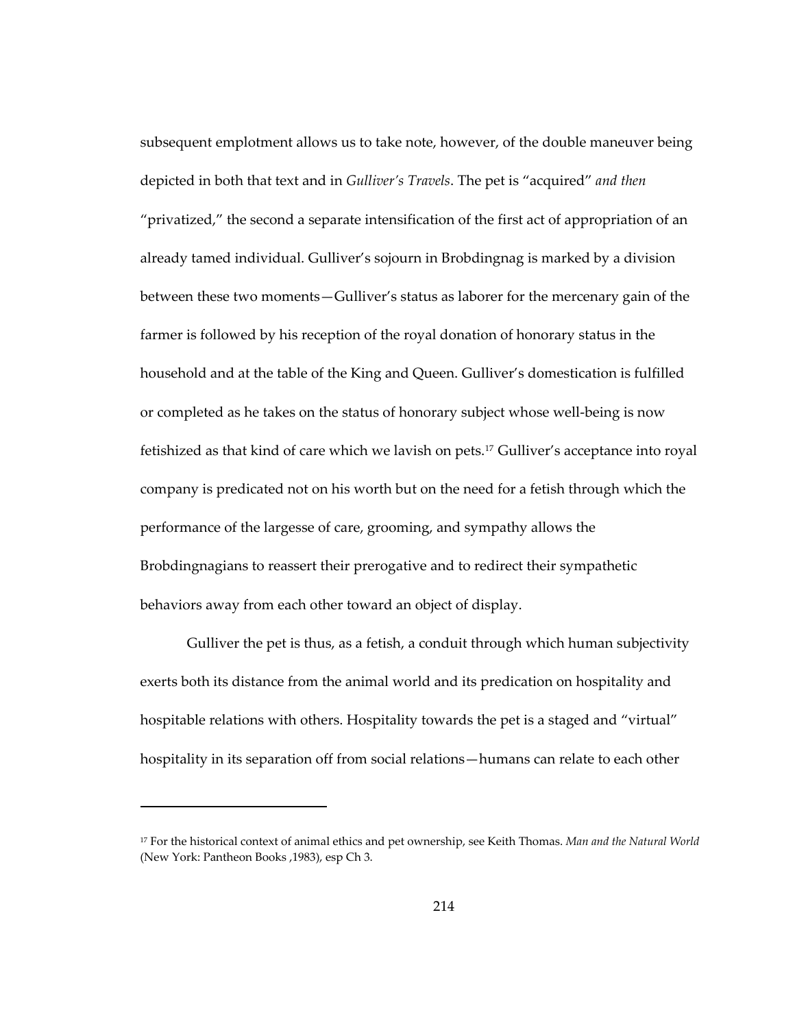subsequent emplotment allows us to take note, however, of the double maneuver being depicted in both that text and in *Gulliver's Travels*. The pet is "acquired" *and then* "privatized," the second a separate intensification of the first act of appropriation of an already tamed individual. Gulliver's sojourn in Brobdingnag is marked by a division between these two moments—Gulliver's status as laborer for the mercenary gain of the farmer is followed by his reception of the royal donation of honorary status in the household and at the table of the King and Queen. Gulliver's domestication is fulfilled or completed as he takes on the status of honorary subject whose well-being is now fetishized as that kind of care which we lavish on pets.[17] Gulliver's acceptance into royal company is predicated not on his worth but on the need for a fetish through which the performance of the largesse of care, grooming, and sympathy allows the Brobdingnagians to reassert their prerogative and to redirect their sympathetic behaviors away from each other toward an object of display.

Gulliver the pet is thus, as a fetish, a conduit through which human subjectivity exerts both its distance from the animal world and its predication on hospitality and hospitable relations with others. Hospitality towards the pet is a staged and "virtual" hospitality in its separation off from social relations—humans can relate to each other

---

[17] For the historical context of animal ethics and pet ownership, see Keith Thomas. *Man and the Natural World* (New York: Pantheon Books ,1983), esp Ch 3.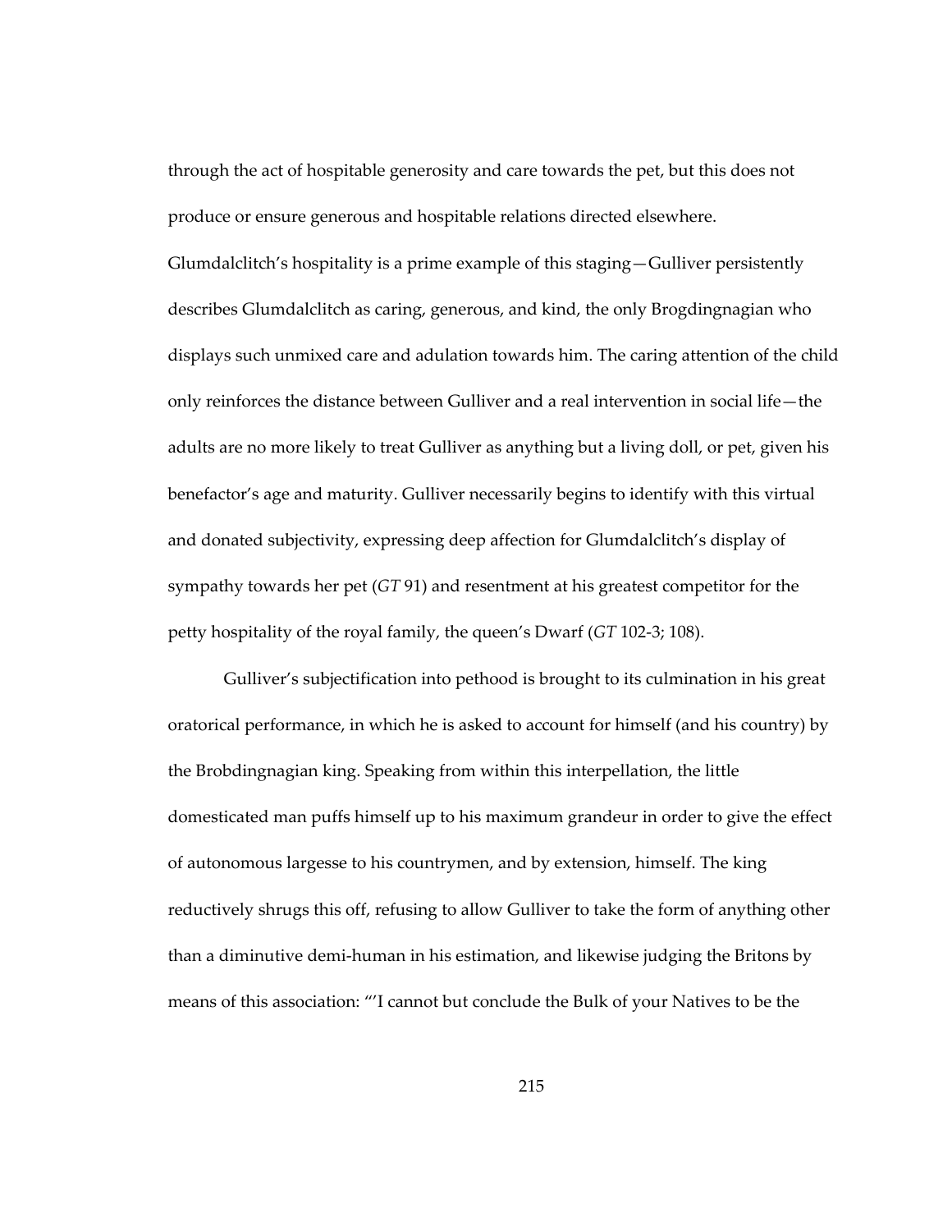through the act of hospitable generosity and care towards the pet, but this does not produce or ensure generous and hospitable relations directed elsewhere. Glumdalclitch's hospitality is a prime example of this staging—Gulliver persistently describes Glumdalclitch as caring, generous, and kind, the only Brogdingnagian who displays such unmixed care and adulation towards him. The caring attention of the child only reinforces the distance between Gulliver and a real intervention in social life—the adults are no more likely to treat Gulliver as anything but a living doll, or pet, given his benefactor's age and maturity. Gulliver necessarily begins to identify with this virtual and donated subjectivity, expressing deep affection for Glumdalclitch's display of sympathy towards her pet (*GT* 91) and resentment at his greatest competitor for the petty hospitality of the royal family, the queen's Dwarf (*GT* 102-3; 108).

Gulliver's subjectification into pethood is brought to its culmination in his great oratorical performance, in which he is asked to account for himself (and his country) by the Brobdingnagian king. Speaking from within this interpellation, the little domesticated man puffs himself up to his maximum grandeur in order to give the effect of autonomous largesse to his countrymen, and by extension, himself. The king reductively shrugs this off, refusing to allow Gulliver to take the form of anything other than a diminutive demi-human in his estimation, and likewise judging the Britons by means of this association: "'I cannot but conclude the Bulk of your Natives to be the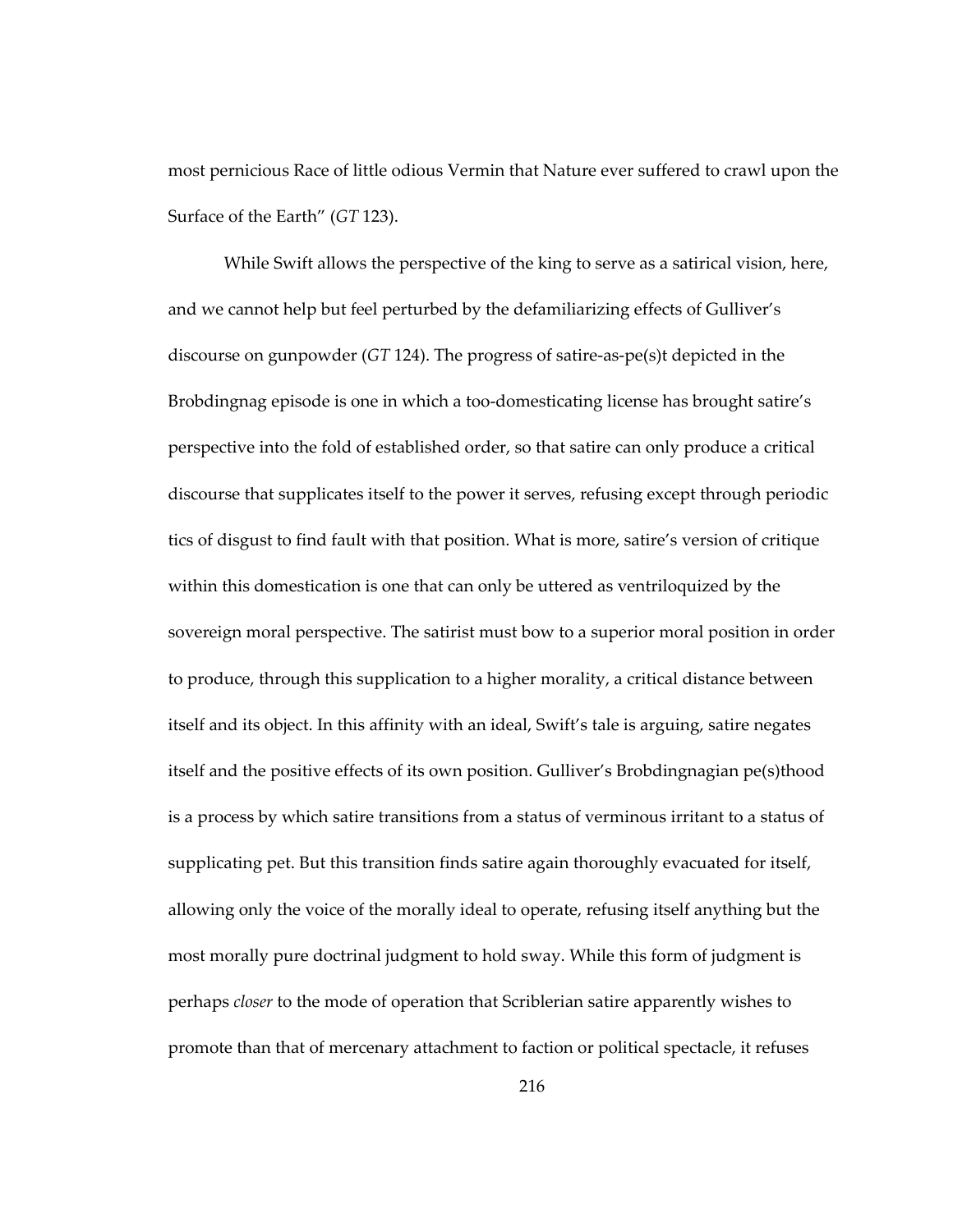most pernicious Race of little odious Vermin that Nature ever suffered to crawl upon the Surface of the Earth" (*GT* 123).

While Swift allows the perspective of the king to serve as a satirical vision, here, and we cannot help but feel perturbed by the defamiliarizing effects of Gulliver's discourse on gunpowder (*GT* 124). The progress of satire-as-pe(s)t depicted in the Brobdingnag episode is one in which a too-domesticating license has brought satire's perspective into the fold of established order, so that satire can only produce a critical discourse that supplicates itself to the power it serves, refusing except through periodic tics of disgust to find fault with that position. What is more, satire's version of critique within this domestication is one that can only be uttered as ventriloquized by the sovereign moral perspective. The satirist must bow to a superior moral position in order to produce, through this supplication to a higher morality, a critical distance between itself and its object. In this affinity with an ideal, Swift's tale is arguing, satire negates itself and the positive effects of its own position. Gulliver's Brobdingnagian pe(s)thood is a process by which satire transitions from a status of verminous irritant to a status of supplicating pet. But this transition finds satire again thoroughly evacuated for itself, allowing only the voice of the morally ideal to operate, refusing itself anything but the most morally pure doctrinal judgment to hold sway. While this form of judgment is perhaps *closer* to the mode of operation that Scriblerian satire apparently wishes to promote than that of mercenary attachment to faction or political spectacle, it refuses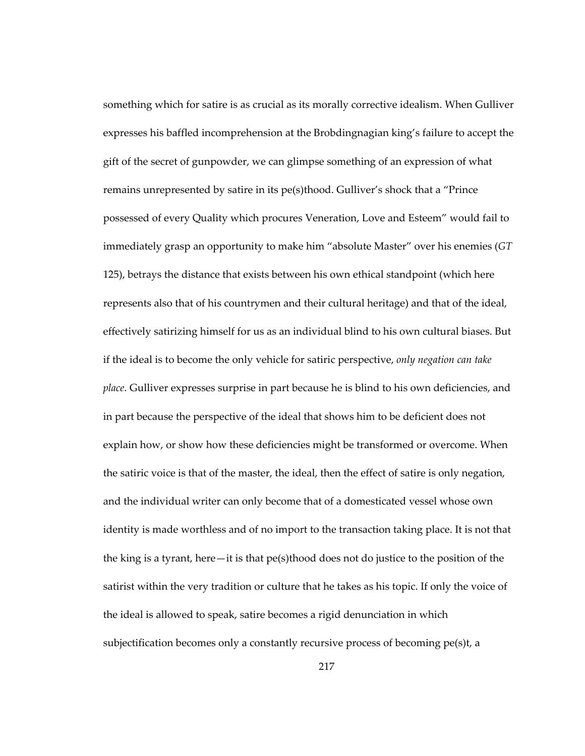something which for satire is as crucial as its morally corrective idealism. When Gulliver expresses his baffled incomprehension at the Brobdingnagian king's failure to accept the gift of the secret of gunpowder, we can glimpse something of an expression of what remains unrepresented by satire in its pe(s)thood. Gulliver's shock that a "Prince possessed of every Quality which procures Veneration, Love and Esteem" would fail to immediately grasp an opportunity to make him "absolute Master" over his enemies (*GT* 125), betrays the distance that exists between his own ethical standpoint (which here represents also that of his countrymen and their cultural heritage) and that of the ideal, effectively satirizing himself for us as an individual blind to his own cultural biases. But if the ideal is to become the only vehicle for satiric perspective, *only negation can take place*. Gulliver expresses surprise in part because he is blind to his own deficiencies, and in part because the perspective of the ideal that shows him to be deficient does not explain how, or show how these deficiencies might be transformed or overcome. When the satiric voice is that of the master, the ideal, then the effect of satire is only negation, and the individual writer can only become that of a domesticated vessel whose own identity is made worthless and of no import to the transaction taking place. It is not that the king is a tyrant, here—it is that pe(s)thood does not do justice to the position of the satirist within the very tradition or culture that he takes as his topic. If only the voice of the ideal is allowed to speak, satire becomes a rigid denunciation in which subjectification becomes only a constantly recursive process of becoming pe(s)t, a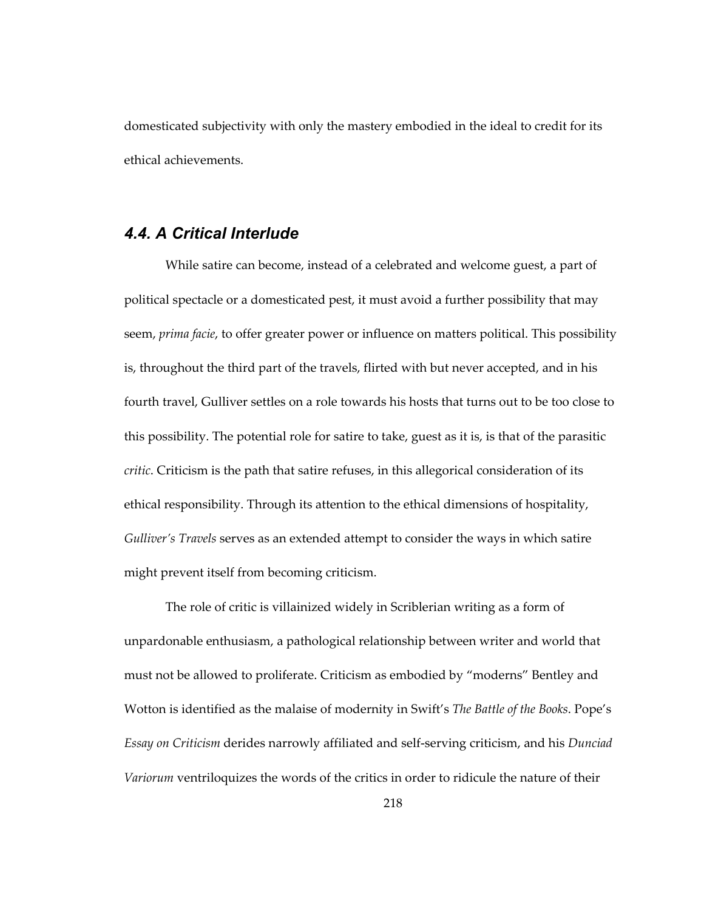domesticated subjectivity with only the mastery embodied in the ideal to credit for its ethical achievements.

### *4.4. A Critical Interlude*

While satire can become, instead of a celebrated and welcome guest, a part of political spectacle or a domesticated pest, it must avoid a further possibility that may seem, *prima facie*, to offer greater power or influence on matters political. This possibility is, throughout the third part of the travels, flirted with but never accepted, and in his fourth travel, Gulliver settles on a role towards his hosts that turns out to be too close to this possibility. The potential role for satire to take, guest as it is, is that of the parasitic *critic*. Criticism is the path that satire refuses, in this allegorical consideration of its ethical responsibility. Through its attention to the ethical dimensions of hospitality, *Gulliver's Travels* serves as an extended attempt to consider the ways in which satire might prevent itself from becoming criticism.

The role of critic is villainized widely in Scriblerian writing as a form of unpardonable enthusiasm, a pathological relationship between writer and world that must not be allowed to proliferate. Criticism as embodied by "moderns" Bentley and Wotton is identified as the malaise of modernity in Swift's *The Battle of the Books*. Pope's *Essay on Criticism* derides narrowly affiliated and self-serving criticism, and his *Dunciad Variorum* ventriloquizes the words of the critics in order to ridicule the nature of their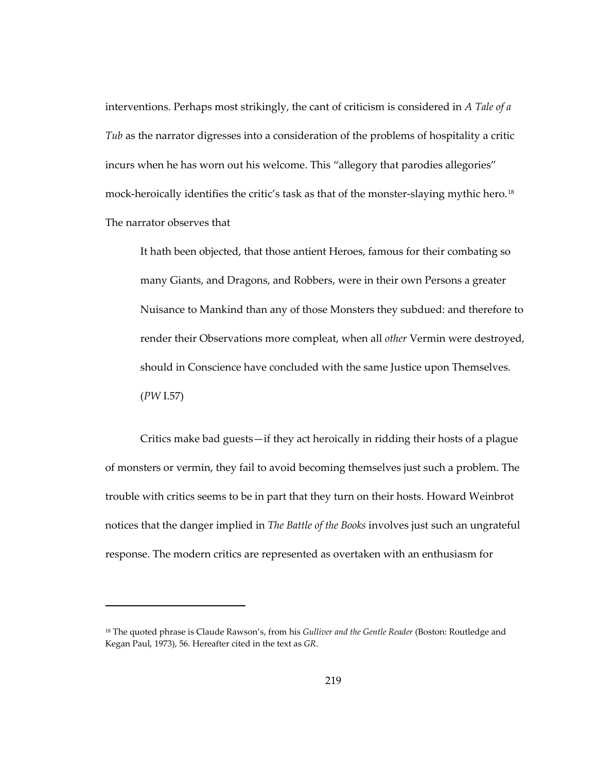interventions. Perhaps most strikingly, the cant of criticism is considered in *A Tale of a Tub* as the narrator digresses into a consideration of the problems of hospitality a critic incurs when he has worn out his welcome. This "allegory that parodies allegories" mock-heroically identifies the critic's task as that of the monster-slaying mythic hero.[18] The narrator observes that

> It hath been objected, that those antient Heroes, famous for their combating so many Giants, and Dragons, and Robbers, were in their own Persons a greater Nuisance to Mankind than any of those Monsters they subdued: and therefore to render their Observations more compleat, when all *other* Vermin were destroyed, should in Conscience have concluded with the same Justice upon Themselves. (*PW* I.57)

Critics make bad guests—if they act heroically in ridding their hosts of a plague of monsters or vermin, they fail to avoid becoming themselves just such a problem. The trouble with critics seems to be in part that they turn on their hosts. Howard Weinbrot notices that the danger implied in *The Battle of the Books* involves just such an ungrateful response. The modern critics are represented as overtaken with an enthusiasm for

---

[18] The quoted phrase is Claude Rawson's, from his *Gulliver and the Gentle Reader* (Boston: Routledge and Kegan Paul, 1973), 56. Hereafter cited in the text as *GR*.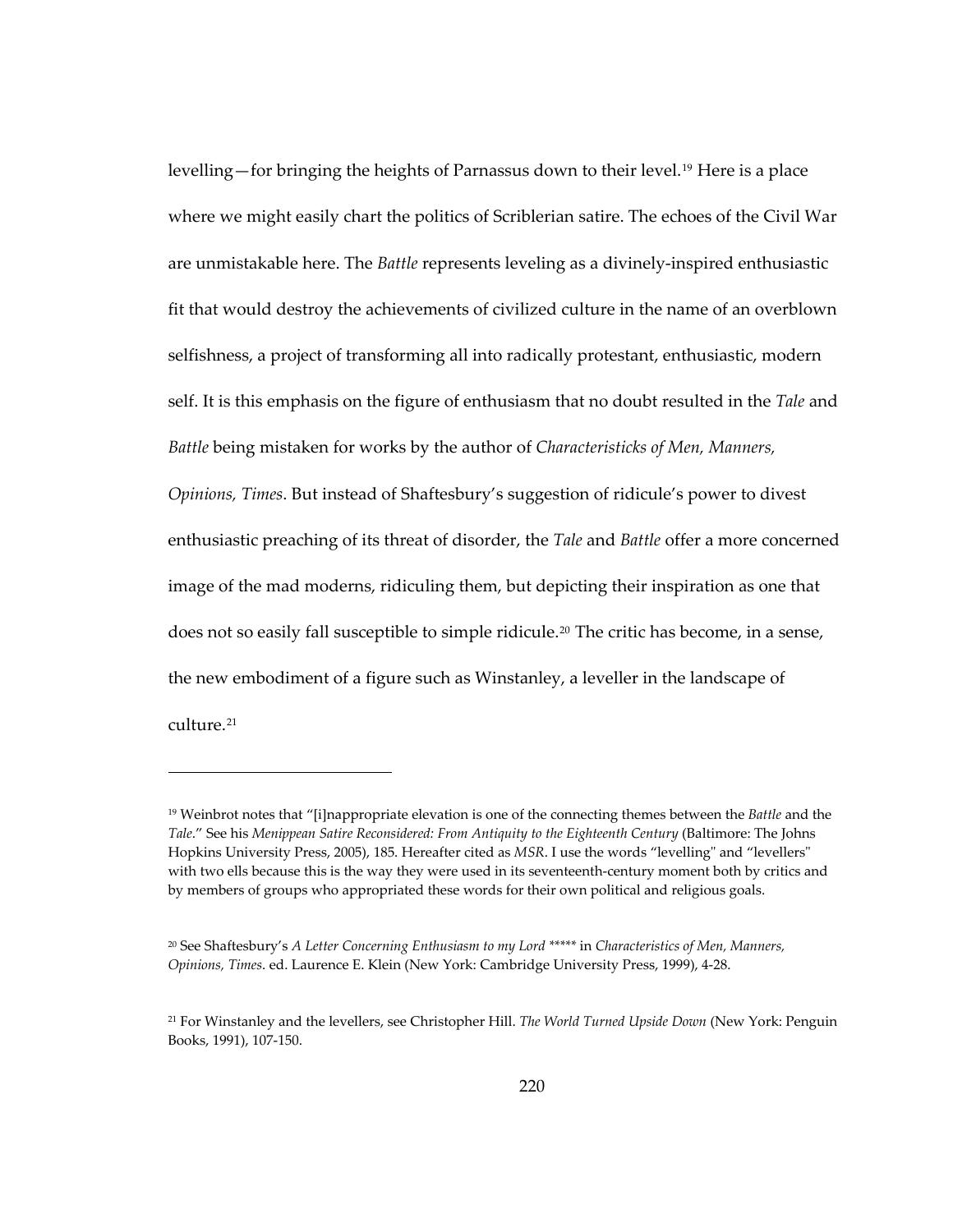levelling—for bringing the heights of Parnassus down to their level.[19] Here is a place where we might easily chart the politics of Scriblerian satire. The echoes of the Civil War are unmistakable here. The *Battle* represents leveling as a divinely-inspired enthusiastic fit that would destroy the achievements of civilized culture in the name of an overblown selfishness, a project of transforming all into radically protestant, enthusiastic, modern self. It is this emphasis on the figure of enthusiasm that no doubt resulted in the *Tale* and *Battle* being mistaken for works by the author of *Characteristicks of Men, Manners, Opinions, Times*. But instead of Shaftesbury's suggestion of ridicule's power to divest enthusiastic preaching of its threat of disorder, the *Tale* and *Battle* offer a more concerned image of the mad moderns, ridiculing them, but depicting their inspiration as one that does not so easily fall susceptible to simple ridicule.[20] The critic has become, in a sense, the new embodiment of a figure such as Winstanley, a leveller in the landscape of culture.[21]

---

[19] Weinbrot notes that "[i]nappropriate elevation is one of the connecting themes between the *Battle* and the *Tale*." See his *Menippean Satire Reconsidered: From Antiquity to the Eighteenth Century* (Baltimore: The Johns Hopkins University Press, 2005), 185. Hereafter cited as *MSR*. I use the words "levelling" and "levellers" with two ells because this is the way they were used in its seventeenth-century moment both by critics and by members of groups who appropriated these words for their own political and religious goals.

[20] See Shaftesbury's *A Letter Concerning Enthusiasm to my Lord ****** in *Characteristics of Men, Manners, Opinions, Times*. ed. Laurence E. Klein (New York: Cambridge University Press, 1999), 4-28.

[21] For Winstanley and the levellers, see Christopher Hill. *The World Turned Upside Down* (New York: Penguin Books, 1991), 107-150.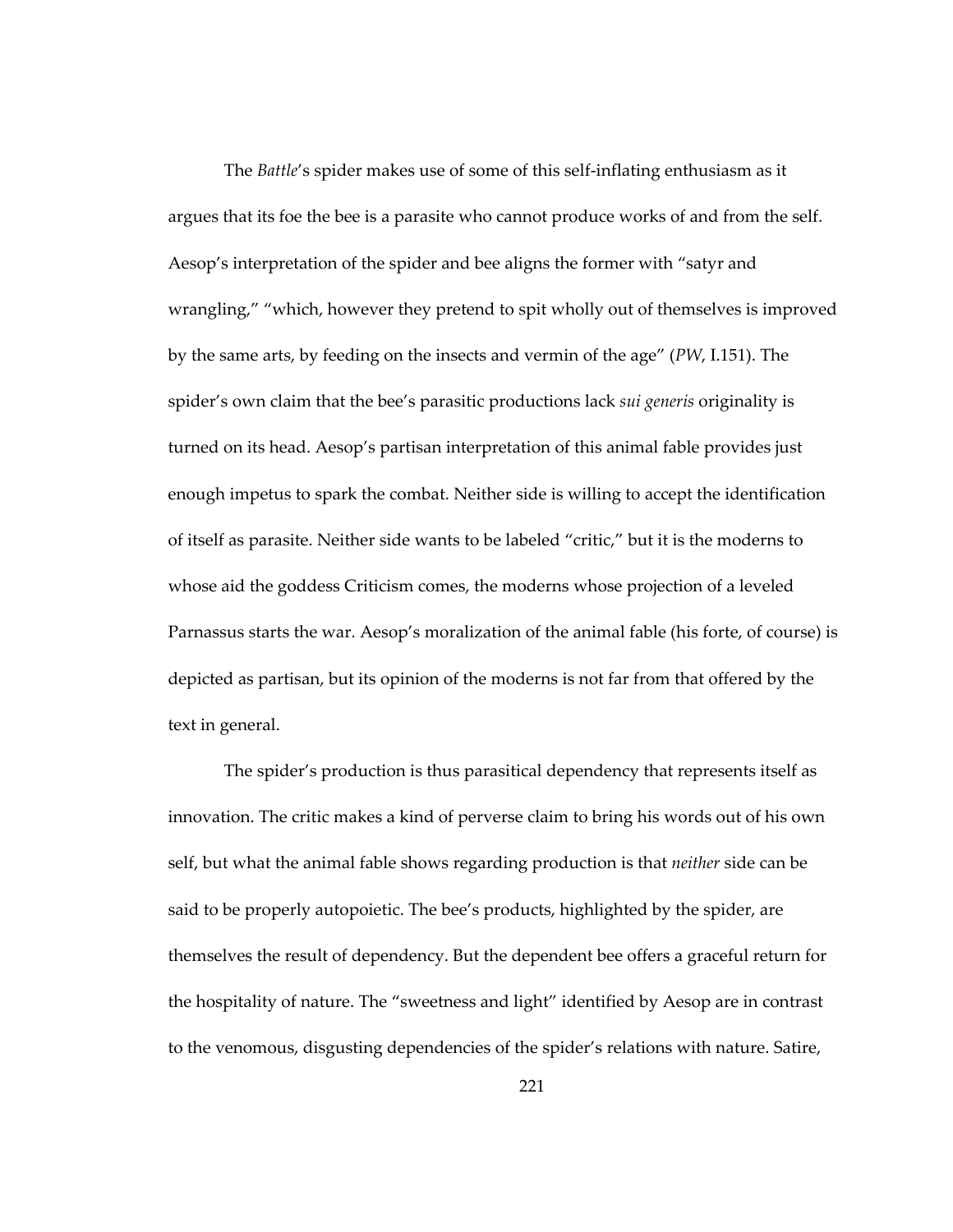The *Battle*'s spider makes use of some of this self-inflating enthusiasm as it argues that its foe the bee is a parasite who cannot produce works of and from the self. Aesop's interpretation of the spider and bee aligns the former with "satyr and wrangling," "which, however they pretend to spit wholly out of themselves is improved by the same arts, by feeding on the insects and vermin of the age" (*PW*, I.151). The spider's own claim that the bee's parasitic productions lack *sui generis* originality is turned on its head. Aesop's partisan interpretation of this animal fable provides just enough impetus to spark the combat. Neither side is willing to accept the identification of itself as parasite. Neither side wants to be labeled "critic," but it is the moderns to whose aid the goddess Criticism comes, the moderns whose projection of a leveled Parnassus starts the war. Aesop's moralization of the animal fable (his forte, of course) is depicted as partisan, but its opinion of the moderns is not far from that offered by the text in general.

The spider's production is thus parasitical dependency that represents itself as innovation. The critic makes a kind of perverse claim to bring his words out of his own self, but what the animal fable shows regarding production is that *neither* side can be said to be properly autopoietic. The bee's products, highlighted by the spider, are themselves the result of dependency. But the dependent bee offers a graceful return for the hospitality of nature. The "sweetness and light" identified by Aesop are in contrast to the venomous, disgusting dependencies of the spider's relations with nature. Satire,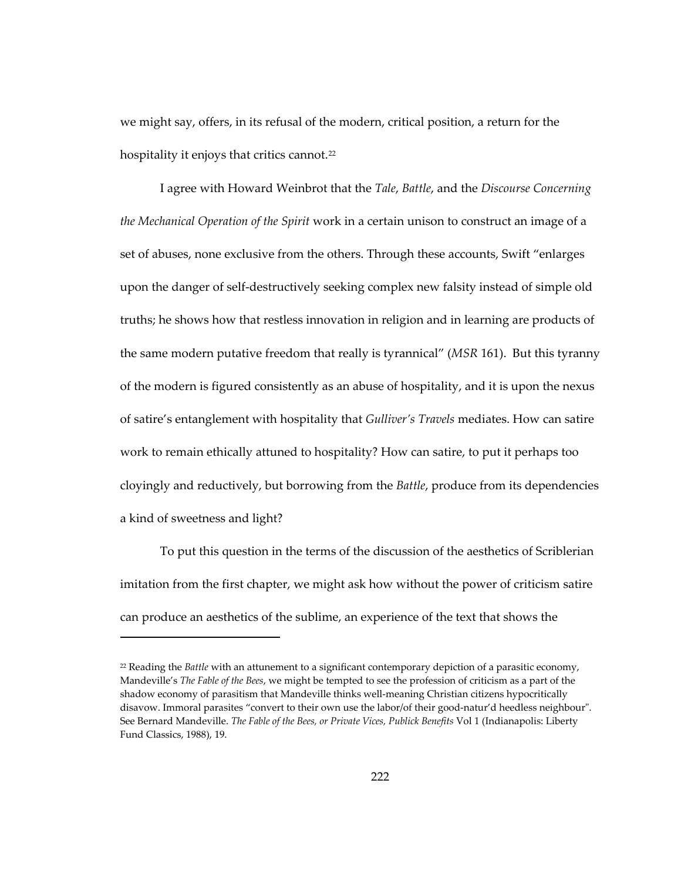we might say, offers, in its refusal of the modern, critical position, a return for the hospitality it enjoys that critics cannot.[22]

I agree with Howard Weinbrot that the *Tale*, *Battle*, and the *Discourse Concerning the Mechanical Operation of the Spirit* work in a certain unison to construct an image of a set of abuses, none exclusive from the others. Through these accounts, Swift "enlarges upon the danger of self-destructively seeking complex new falsity instead of simple old truths; he shows how that restless innovation in religion and in learning are products of the same modern putative freedom that really is tyrannical" (*MSR* 161). But this tyranny of the modern is figured consistently as an abuse of hospitality, and it is upon the nexus of satire's entanglement with hospitality that *Gulliver's Travels* mediates. How can satire work to remain ethically attuned to hospitality? How can satire, to put it perhaps too cloyingly and reductively, but borrowing from the *Battle*, produce from its dependencies a kind of sweetness and light?

To put this question in the terms of the discussion of the aesthetics of Scriblerian imitation from the first chapter, we might ask how without the power of criticism satire can produce an aesthetics of the sublime, an experience of the text that shows the

---

[22] Reading the *Battle* with an attunement to a significant contemporary depiction of a parasitic economy, Mandeville's *The Fable of the Bees*, we might be tempted to see the profession of criticism as a part of the shadow economy of parasitism that Mandeville thinks well-meaning Christian citizens hypocritically disavow. Immoral parasites "convert to their own use the labor/of their good-natur'd heedless neighbour". See Bernard Mandeville. *The Fable of the Bees, or Private Vices, Publick Benefits* Vol 1 (Indianapolis: Liberty Fund Classics, 1988), 19.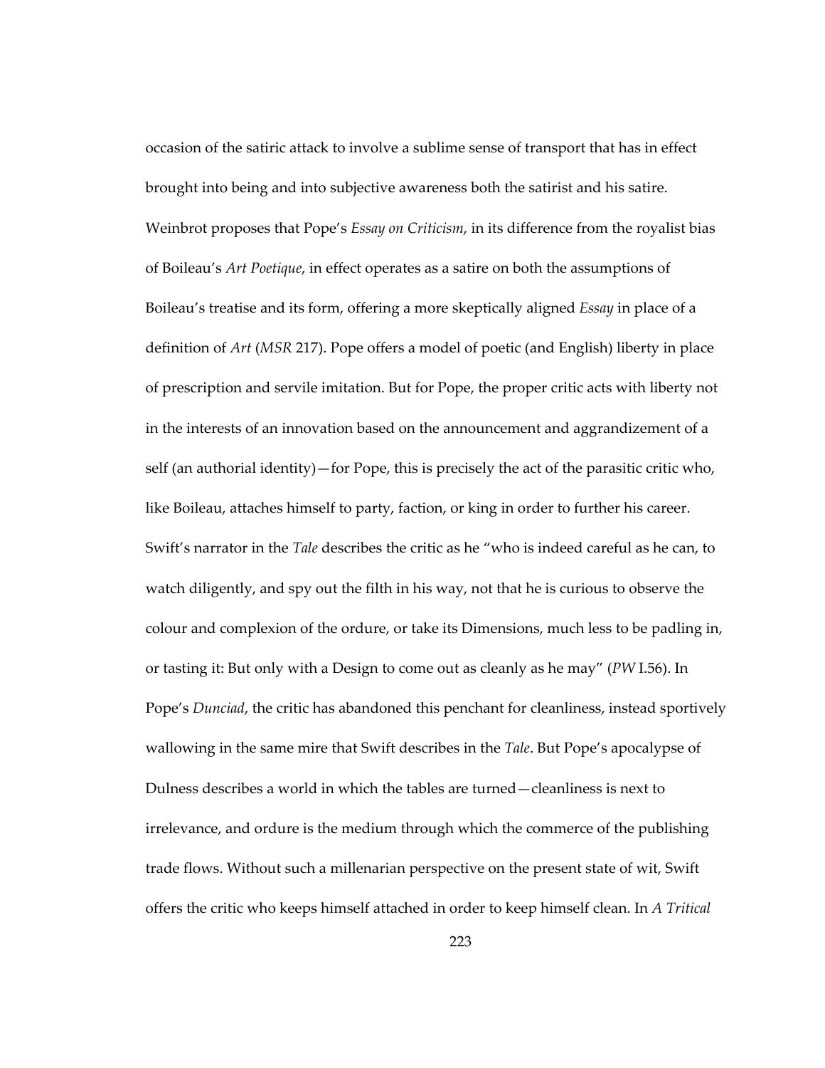occasion of the satiric attack to involve a sublime sense of transport that has in effect brought into being and into subjective awareness both the satirist and his satire. Weinbrot proposes that Pope's *Essay on Criticism*, in its difference from the royalist bias of Boileau's *Art Poetique*, in effect operates as a satire on both the assumptions of Boileau's treatise and its form, offering a more skeptically aligned *Essay* in place of a definition of *Art* (*MSR* 217). Pope offers a model of poetic (and English) liberty in place of prescription and servile imitation. But for Pope, the proper critic acts with liberty not in the interests of an innovation based on the announcement and aggrandizement of a self (an authorial identity)—for Pope, this is precisely the act of the parasitic critic who, like Boileau, attaches himself to party, faction, or king in order to further his career. Swift's narrator in the *Tale* describes the critic as he "who is indeed careful as he can, to watch diligently, and spy out the filth in his way, not that he is curious to observe the colour and complexion of the ordure, or take its Dimensions, much less to be padling in, or tasting it: But only with a Design to come out as cleanly as he may" (*PW* I.56). In Pope's *Dunciad*, the critic has abandoned this penchant for cleanliness, instead sportively wallowing in the same mire that Swift describes in the *Tale*. But Pope's apocalypse of Dulness describes a world in which the tables are turned—cleanliness is next to irrelevance, and ordure is the medium through which the commerce of the publishing trade flows. Without such a millenarian perspective on the present state of wit, Swift offers the critic who keeps himself attached in order to keep himself clean. In *A Tritical*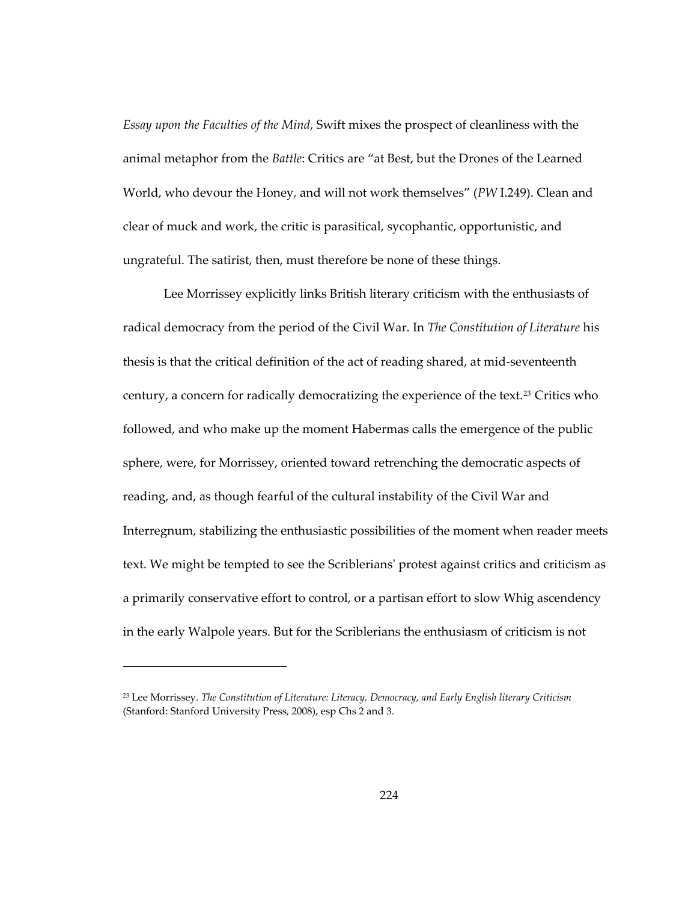*Essay upon the Faculties of the Mind*, Swift mixes the prospect of cleanliness with the animal metaphor from the *Battle*: Critics are "at Best, but the Drones of the Learned World, who devour the Honey, and will not work themselves" (*PW* I.249). Clean and clear of muck and work, the critic is parasitical, sycophantic, opportunistic, and ungrateful. The satirist, then, must therefore be none of these things.

Lee Morrissey explicitly links British literary criticism with the enthusiasts of radical democracy from the period of the Civil War. In *The Constitution of Literature* his thesis is that the critical definition of the act of reading shared, at mid-seventeenth century, a concern for radically democratizing the experience of the text.[23] Critics who followed, and who make up the moment Habermas calls the emergence of the public sphere, were, for Morrissey, oriented toward retrenching the democratic aspects of reading, and, as though fearful of the cultural instability of the Civil War and Interregnum, stabilizing the enthusiastic possibilities of the moment when reader meets text. We might be tempted to see the Scriblerians' protest against critics and criticism as a primarily conservative effort to control, or a partisan effort to slow Whig ascendency in the early Walpole years. But for the Scriblerians the enthusiasm of criticism is not

---

[23] Lee Morrissey. *The Constitution of Literature: Literacy, Democracy, and Early English literary Criticism* (Stanford: Stanford University Press, 2008), esp Chs 2 and 3.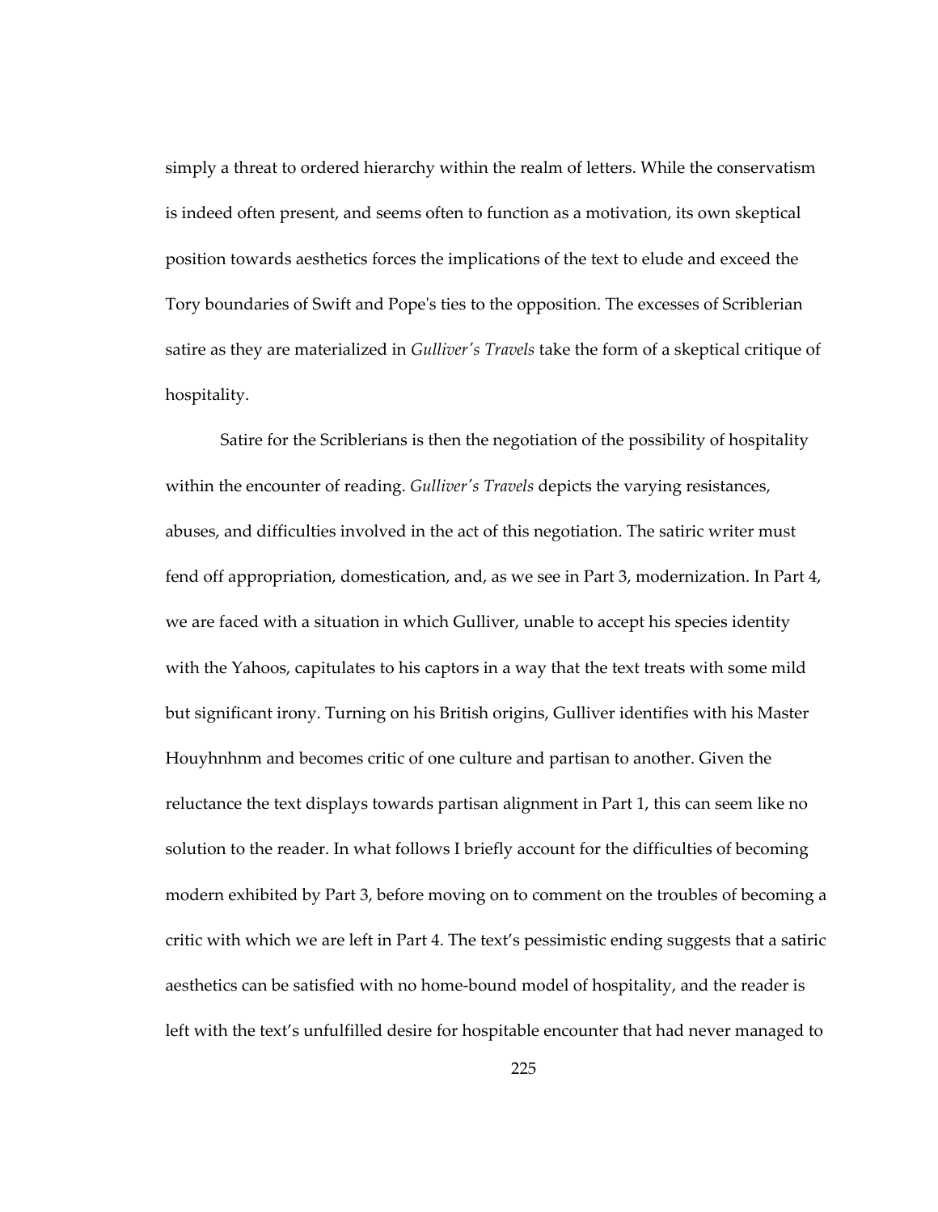simply a threat to ordered hierarchy within the realm of letters. While the conservatism is indeed often present, and seems often to function as a motivation, its own skeptical position towards aesthetics forces the implications of the text to elude and exceed the Tory boundaries of Swift and Pope's ties to the opposition. The excesses of Scriblerian satire as they are materialized in *Gulliver's Travels* take the form of a skeptical critique of hospitality.

Satire for the Scriblerians is then the negotiation of the possibility of hospitality within the encounter of reading. *Gulliver's Travels* depicts the varying resistances, abuses, and difficulties involved in the act of this negotiation. The satiric writer must fend off appropriation, domestication, and, as we see in Part 3, modernization. In Part 4, we are faced with a situation in which Gulliver, unable to accept his species identity with the Yahoos, capitulates to his captors in a way that the text treats with some mild but significant irony. Turning on his British origins, Gulliver identifies with his Master Houyhnhnm and becomes critic of one culture and partisan to another. Given the reluctance the text displays towards partisan alignment in Part 1, this can seem like no solution to the reader. In what follows I briefly account for the difficulties of becoming modern exhibited by Part 3, before moving on to comment on the troubles of becoming a critic with which we are left in Part 4. The text's pessimistic ending suggests that a satiric aesthetics can be satisfied with no home-bound model of hospitality, and the reader is left with the text's unfulfilled desire for hospitable encounter that had never managed to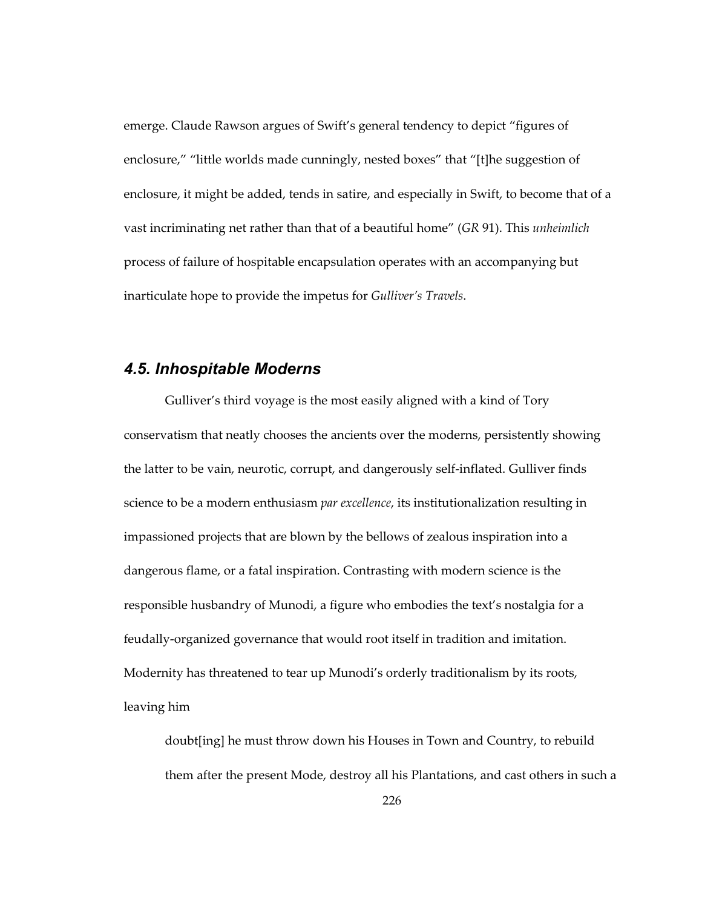emerge. Claude Rawson argues of Swift's general tendency to depict "figures of enclosure," "little worlds made cunningly, nested boxes" that "[t]he suggestion of enclosure, it might be added, tends in satire, and especially in Swift, to become that of a vast incriminating net rather than that of a beautiful home" (*GR* 91). This *unheimlich* process of failure of hospitable encapsulation operates with an accompanying but inarticulate hope to provide the impetus for *Gulliver's Travels*.

### *4.5. Inhospitable Moderns*

Gulliver's third voyage is the most easily aligned with a kind of Tory conservatism that neatly chooses the ancients over the moderns, persistently showing the latter to be vain, neurotic, corrupt, and dangerously self-inflated. Gulliver finds science to be a modern enthusiasm *par excellence*, its institutionalization resulting in impassioned projects that are blown by the bellows of zealous inspiration into a dangerous flame, or a fatal inspiration. Contrasting with modern science is the responsible husbandry of Munodi, a figure who embodies the text's nostalgia for a feudally-organized governance that would root itself in tradition and imitation. Modernity has threatened to tear up Munodi's orderly traditionalism by its roots, leaving him

> doubt[ing] he must throw down his Houses in Town and Country, to rebuild them after the present Mode, destroy all his Plantations, and cast others in such a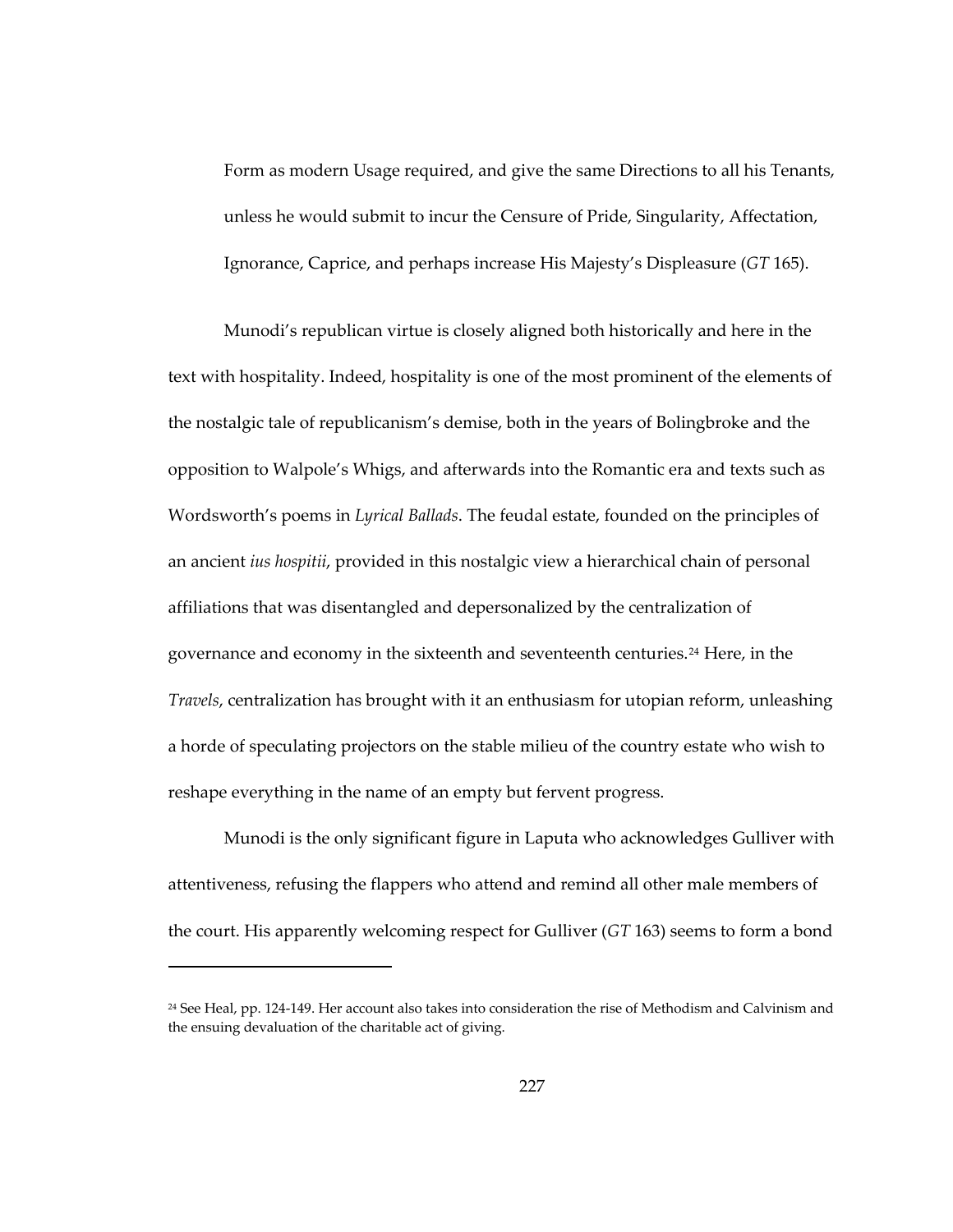> Form as modern Usage required, and give the same Directions to all his Tenants, unless he would submit to incur the Censure of Pride, Singularity, Affectation, Ignorance, Caprice, and perhaps increase His Majesty's Displeasure (*GT* 165).

Munodi's republican virtue is closely aligned both historically and here in the text with hospitality. Indeed, hospitality is one of the most prominent of the elements of the nostalgic tale of republicanism's demise, both in the years of Bolingbroke and the opposition to Walpole's Whigs, and afterwards into the Romantic era and texts such as Wordsworth's poems in *Lyrical Ballads*. The feudal estate, founded on the principles of an ancient *ius hospitii*, provided in this nostalgic view a hierarchical chain of personal affiliations that was disentangled and depersonalized by the centralization of governance and economy in the sixteenth and seventeenth centuries.[24] Here, in the *Travels*, centralization has brought with it an enthusiasm for utopian reform, unleashing a horde of speculating projectors on the stable milieu of the country estate who wish to reshape everything in the name of an empty but fervent progress.

Munodi is the only significant figure in Laputa who acknowledges Gulliver with attentiveness, refusing the flappers who attend and remind all other male members of the court. His apparently welcoming respect for Gulliver (*GT* 163) seems to form a bond

---

[24] See Heal, pp. 124-149. Her account also takes into consideration the rise of Methodism and Calvinism and the ensuing devaluation of the charitable act of giving.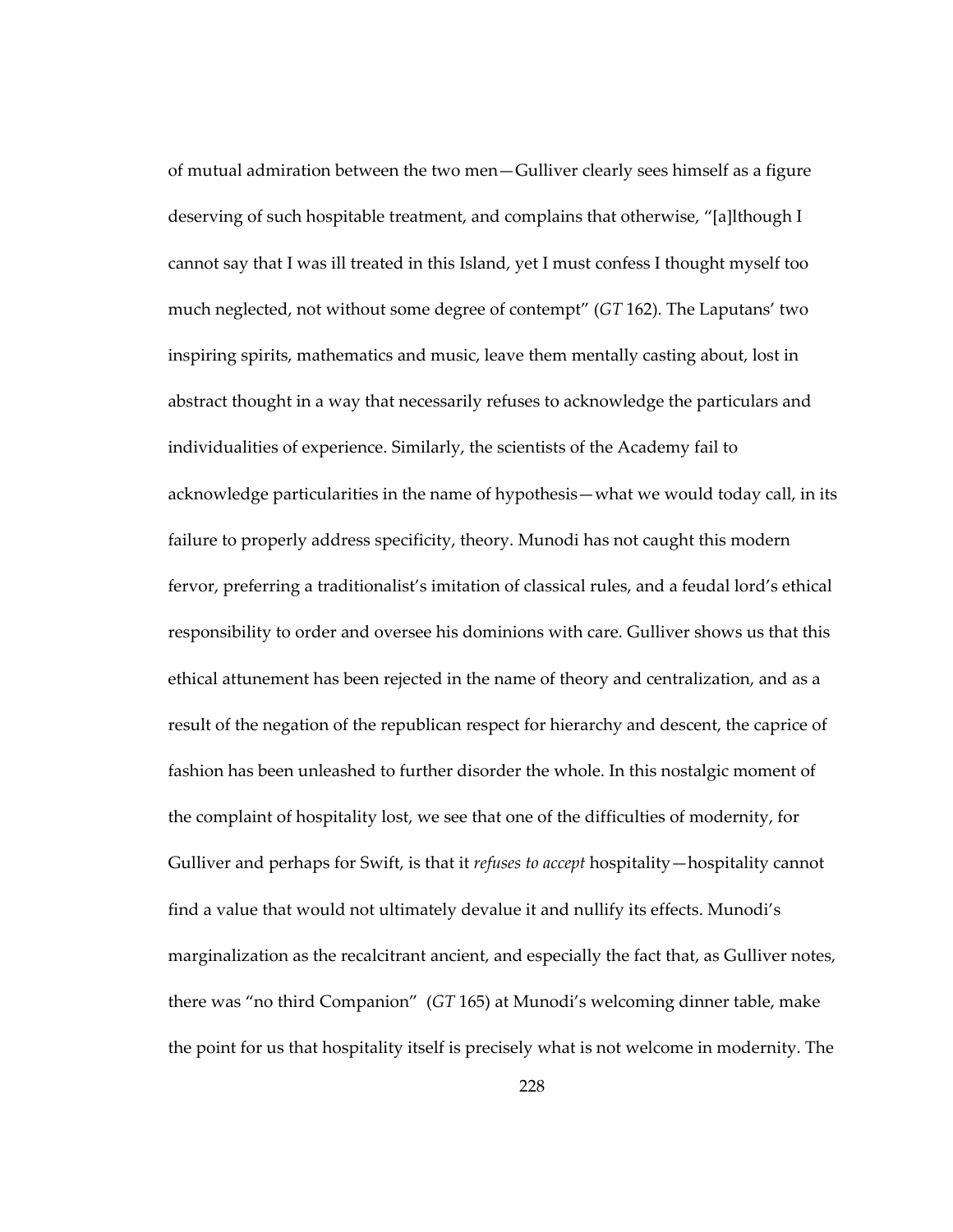of mutual admiration between the two men—Gulliver clearly sees himself as a figure deserving of such hospitable treatment, and complains that otherwise, "[a]lthough I cannot say that I was ill treated in this Island, yet I must confess I thought myself too much neglected, not without some degree of contempt" (*GT* 162). The Laputans' two inspiring spirits, mathematics and music, leave them mentally casting about, lost in abstract thought in a way that necessarily refuses to acknowledge the particulars and individualities of experience. Similarly, the scientists of the Academy fail to acknowledge particularities in the name of hypothesis—what we would today call, in its failure to properly address specificity, theory. Munodi has not caught this modern fervor, preferring a traditionalist's imitation of classical rules, and a feudal lord's ethical responsibility to order and oversee his dominions with care. Gulliver shows us that this ethical attunement has been rejected in the name of theory and centralization, and as a result of the negation of the republican respect for hierarchy and descent, the caprice of fashion has been unleashed to further disorder the whole. In this nostalgic moment of the complaint of hospitality lost, we see that one of the difficulties of modernity, for Gulliver and perhaps for Swift, is that it *refuses to accept* hospitality—hospitality cannot find a value that would not ultimately devalue it and nullify its effects. Munodi's marginalization as the recalcitrant ancient, and especially the fact that, as Gulliver notes, there was "no third Companion" (*GT* 165) at Munodi's welcoming dinner table, make the point for us that hospitality itself is precisely what is not welcome in modernity. The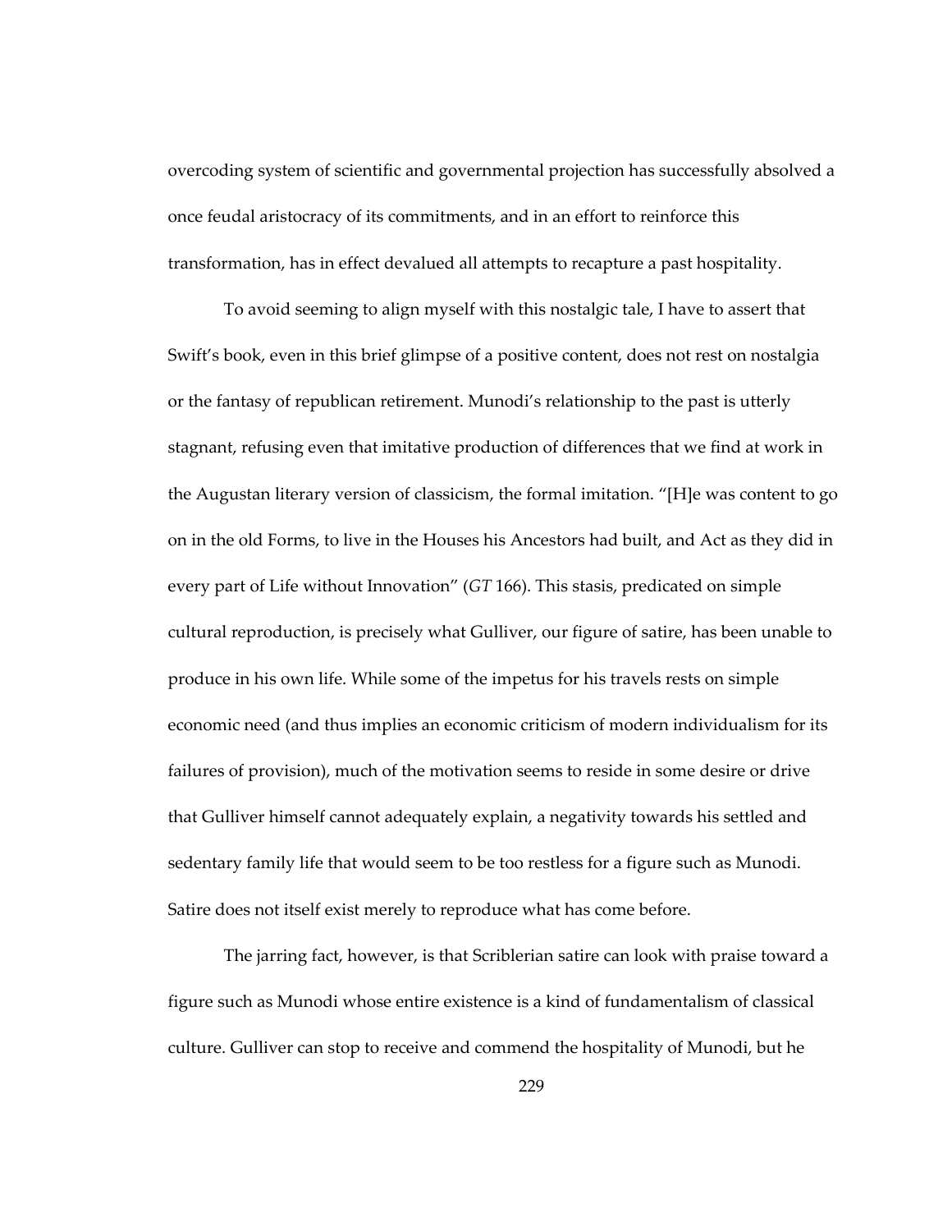overcoding system of scientific and governmental projection has successfully absolved a once feudal aristocracy of its commitments, and in an effort to reinforce this transformation, has in effect devalued all attempts to recapture a past hospitality.

To avoid seeming to align myself with this nostalgic tale, I have to assert that Swift's book, even in this brief glimpse of a positive content, does not rest on nostalgia or the fantasy of republican retirement. Munodi's relationship to the past is utterly stagnant, refusing even that imitative production of differences that we find at work in the Augustan literary version of classicism, the formal imitation. "[H]e was content to go on in the old Forms, to live in the Houses his Ancestors had built, and Act as they did in every part of Life without Innovation" (*GT* 166). This stasis, predicated on simple cultural reproduction, is precisely what Gulliver, our figure of satire, has been unable to produce in his own life. While some of the impetus for his travels rests on simple economic need (and thus implies an economic criticism of modern individualism for its failures of provision), much of the motivation seems to reside in some desire or drive that Gulliver himself cannot adequately explain, a negativity towards his settled and sedentary family life that would seem to be too restless for a figure such as Munodi. Satire does not itself exist merely to reproduce what has come before.

The jarring fact, however, is that Scriblerian satire can look with praise toward a figure such as Munodi whose entire existence is a kind of fundamentalism of classical culture. Gulliver can stop to receive and commend the hospitality of Munodi, but he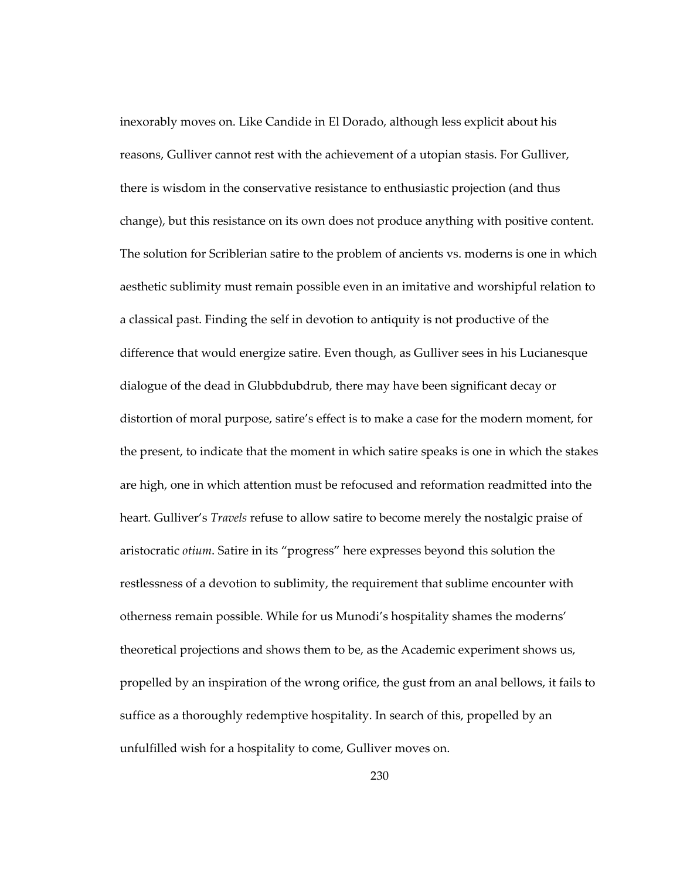inexorably moves on. Like Candide in El Dorado, although less explicit about his reasons, Gulliver cannot rest with the achievement of a utopian stasis. For Gulliver, there is wisdom in the conservative resistance to enthusiastic projection (and thus change), but this resistance on its own does not produce anything with positive content. The solution for Scriblerian satire to the problem of ancients vs. moderns is one in which aesthetic sublimity must remain possible even in an imitative and worshipful relation to a classical past. Finding the self in devotion to antiquity is not productive of the difference that would energize satire. Even though, as Gulliver sees in his Lucianesque dialogue of the dead in Glubbdubdrub, there may have been significant decay or distortion of moral purpose, satire's effect is to make a case for the modern moment, for the present, to indicate that the moment in which satire speaks is one in which the stakes are high, one in which attention must be refocused and reformation readmitted into the heart. Gulliver's *Travels* refuse to allow satire to become merely the nostalgic praise of aristocratic *otium*. Satire in its "progress" here expresses beyond this solution the restlessness of a devotion to sublimity, the requirement that sublime encounter with otherness remain possible. While for us Munodi's hospitality shames the moderns' theoretical projections and shows them to be, as the Academic experiment shows us, propelled by an inspiration of the wrong orifice, the gust from an anal bellows, it fails to suffice as a thoroughly redemptive hospitality. In search of this, propelled by an unfulfilled wish for a hospitality to come, Gulliver moves on.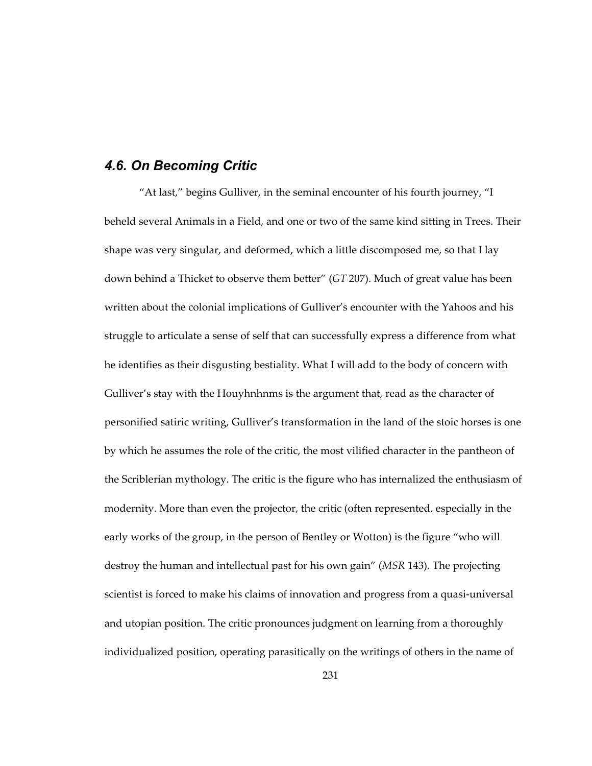## *4.6. On Becoming Critic*

"At last," begins Gulliver, in the seminal encounter of his fourth journey, "I beheld several Animals in a Field, and one or two of the same kind sitting in Trees. Their shape was very singular, and deformed, which a little discomposed me, so that I lay down behind a Thicket to observe them better" (*GT* 207). Much of great value has been written about the colonial implications of Gulliver's encounter with the Yahoos and his struggle to articulate a sense of self that can successfully express a difference from what he identifies as their disgusting bestiality. What I will add to the body of concern with Gulliver's stay with the Houyhnhnms is the argument that, read as the character of personified satiric writing, Gulliver's transformation in the land of the stoic horses is one by which he assumes the role of the critic, the most vilified character in the pantheon of the Scriblerian mythology. The critic is the figure who has internalized the enthusiasm of modernity. More than even the projector, the critic (often represented, especially in the early works of the group, in the person of Bentley or Wotton) is the figure "who will destroy the human and intellectual past for his own gain" (*MSR* 143). The projecting scientist is forced to make his claims of innovation and progress from a quasi-universal and utopian position. The critic pronounces judgment on learning from a thoroughly individualized position, operating parasitically on the writings of others in the name of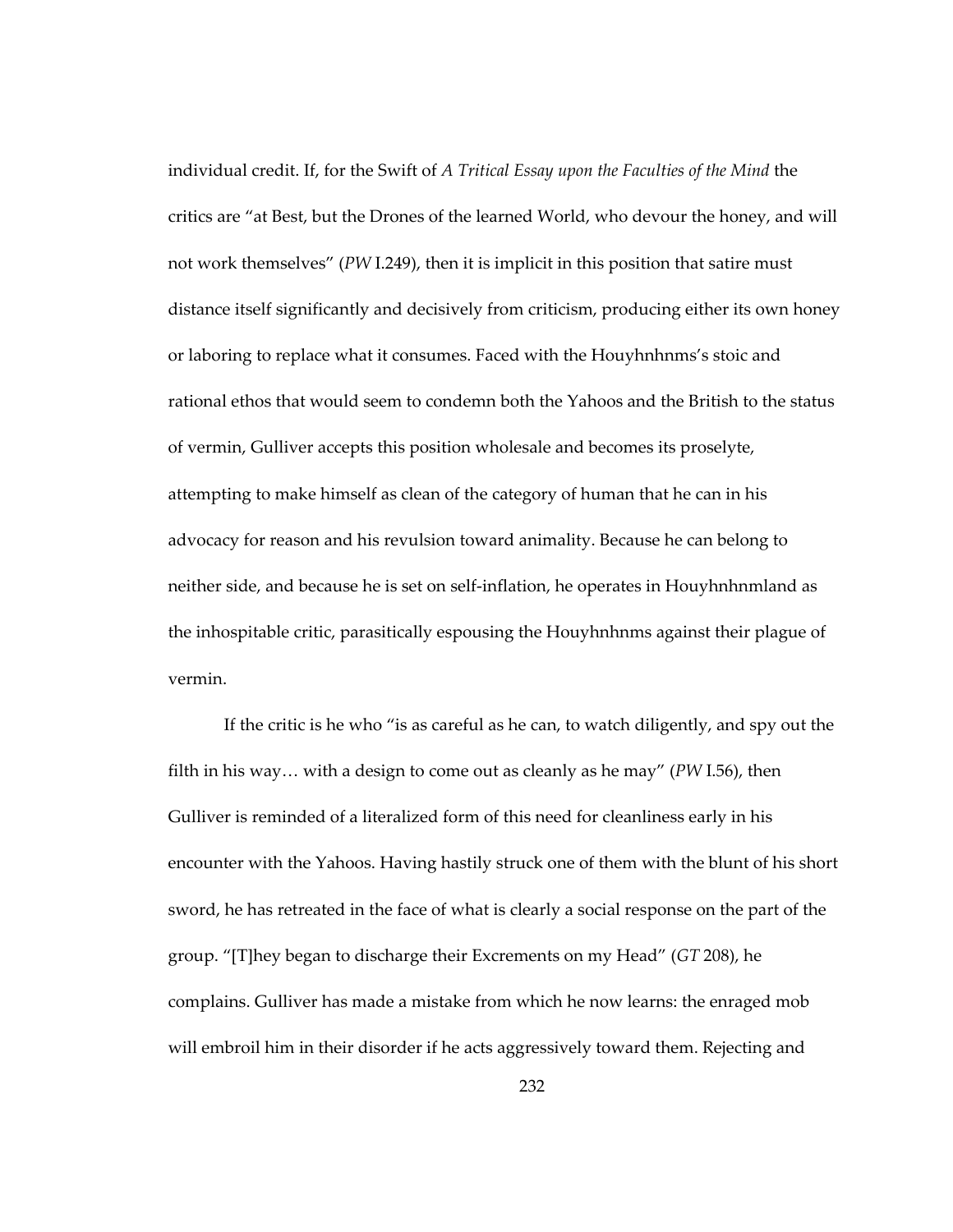individual credit. If, for the Swift of *A Tritical Essay upon the Faculties of the Mind* the critics are "at Best, but the Drones of the learned World, who devour the honey, and will not work themselves" (*PW* I.249), then it is implicit in this position that satire must distance itself significantly and decisively from criticism, producing either its own honey or laboring to replace what it consumes. Faced with the Houyhnhnms's stoic and rational ethos that would seem to condemn both the Yahoos and the British to the status of vermin, Gulliver accepts this position wholesale and becomes its proselyte, attempting to make himself as clean of the category of human that he can in his advocacy for reason and his revulsion toward animality. Because he can belong to neither side, and because he is set on self-inflation, he operates in Houyhnhnmland as the inhospitable critic, parasitically espousing the Houyhnhnms against their plague of vermin.

If the critic is he who "is as careful as he can, to watch diligently, and spy out the filth in his way… with a design to come out as cleanly as he may" (*PW* I.56), then Gulliver is reminded of a literalized form of this need for cleanliness early in his encounter with the Yahoos. Having hastily struck one of them with the blunt of his short sword, he has retreated in the face of what is clearly a social response on the part of the group. "[T]hey began to discharge their Excrements on my Head" (*GT* 208), he complains. Gulliver has made a mistake from which he now learns: the enraged mob will embroil him in their disorder if he acts aggressively toward them. Rejecting and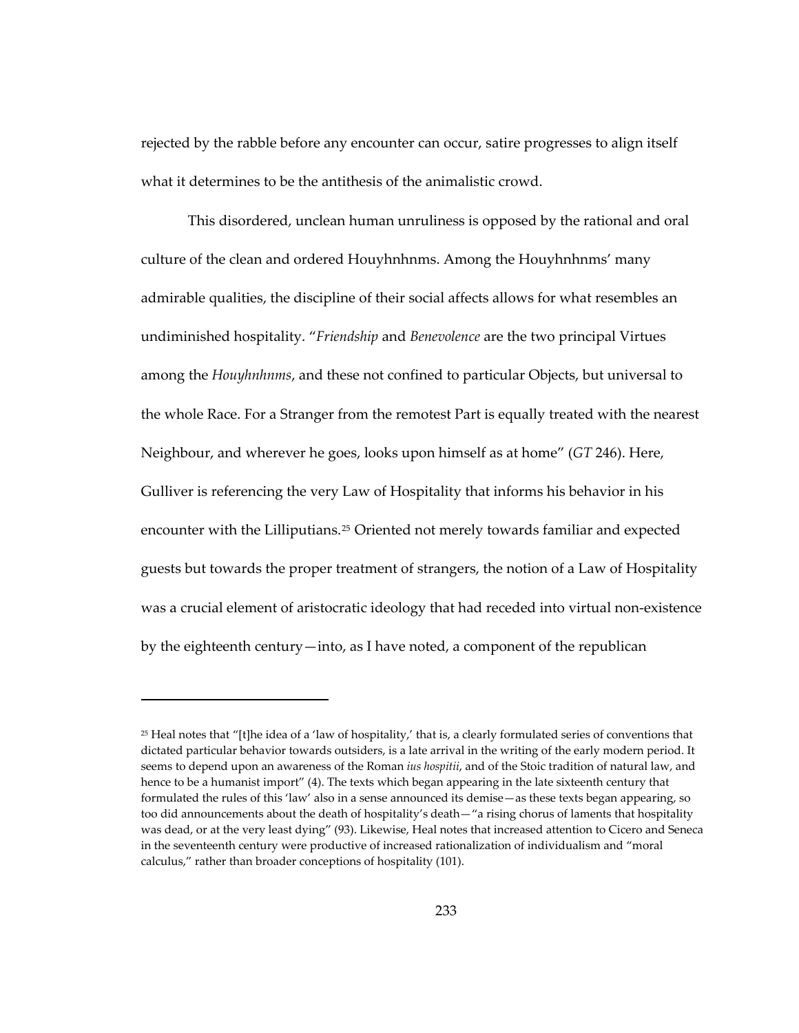rejected by the rabble before any encounter can occur, satire progresses to align itself what it determines to be the antithesis of the animalistic crowd.

This disordered, unclean human unruliness is opposed by the rational and oral culture of the clean and ordered Houyhnhnms. Among the Houyhnhnms' many admirable qualities, the discipline of their social affects allows for what resembles an undiminished hospitality. "*Friendship* and *Benevolence* are the two principal Virtues among the *Houyhnhnms*, and these not confined to particular Objects, but universal to the whole Race. For a Stranger from the remotest Part is equally treated with the nearest Neighbour, and wherever he goes, looks upon himself as at home" (*GT* 246). Here, Gulliver is referencing the very Law of Hospitality that informs his behavior in his encounter with the Lilliputians.[25] Oriented not merely towards familiar and expected guests but towards the proper treatment of strangers, the notion of a Law of Hospitality was a crucial element of aristocratic ideology that had receded into virtual non-existence by the eighteenth century—into, as I have noted, a component of the republican

---

[25] Heal notes that "[t]he idea of a 'law of hospitality,' that is, a clearly formulated series of conventions that dictated particular behavior towards outsiders, is a late arrival in the writing of the early modern period. It seems to depend upon an awareness of the Roman *ius hospitii*, and of the Stoic tradition of natural law, and hence to be a humanist import" (4). The texts which began appearing in the late sixteenth century that formulated the rules of this 'law' also in a sense announced its demise—as these texts began appearing, so too did announcements about the death of hospitality's death—"a rising chorus of laments that hospitality was dead, or at the very least dying" (93). Likewise, Heal notes that increased attention to Cicero and Seneca in the seventeenth century were productive of increased rationalization of individualism and "moral calculus," rather than broader conceptions of hospitality (101).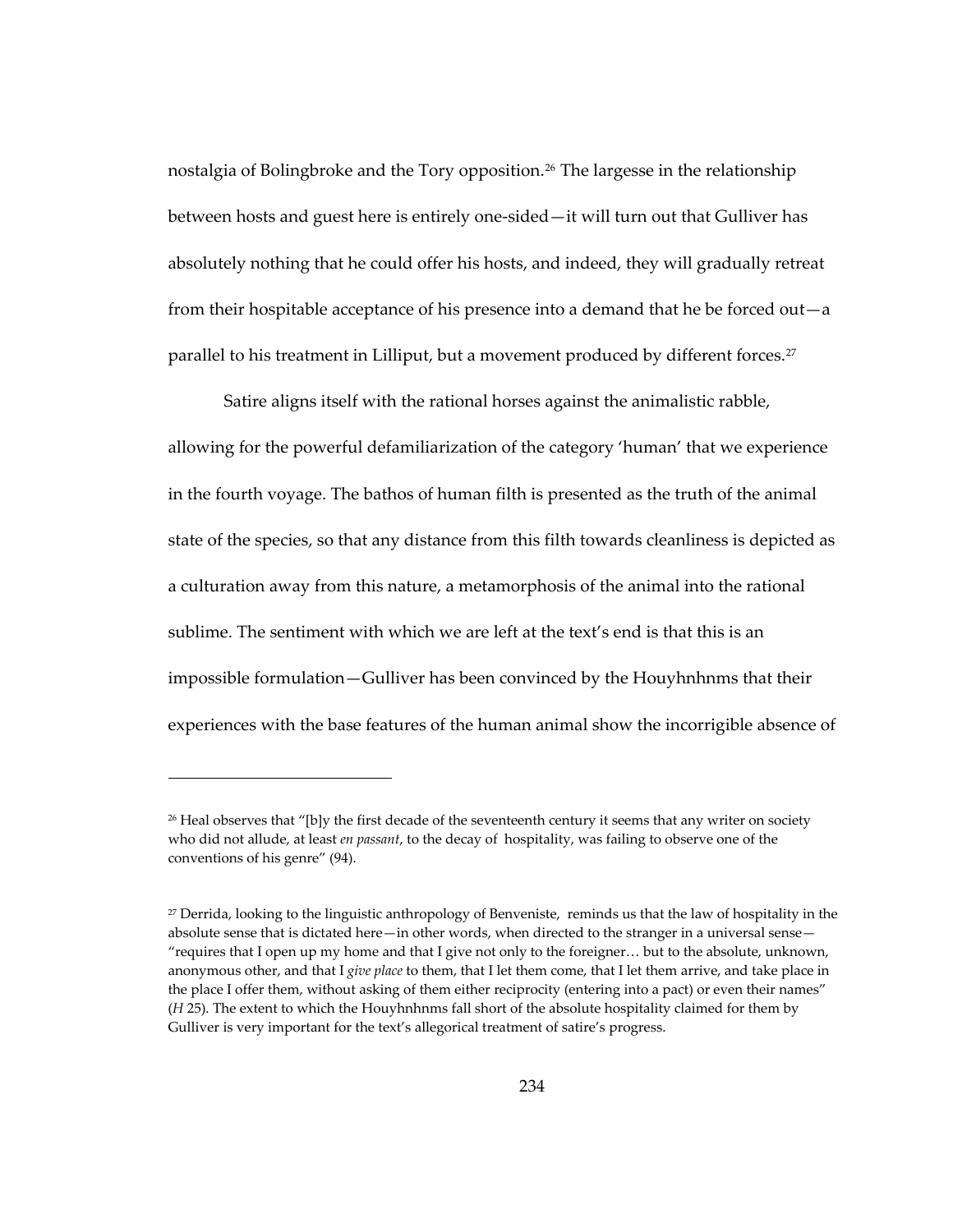nostalgia of Bolingbroke and the Tory opposition.[26] The largesse in the relationship between hosts and guest here is entirely one-sided—it will turn out that Gulliver has absolutely nothing that he could offer his hosts, and indeed, they will gradually retreat from their hospitable acceptance of his presence into a demand that he be forced out—a parallel to his treatment in Lilliput, but a movement produced by different forces.[27]

Satire aligns itself with the rational horses against the animalistic rabble, allowing for the powerful defamiliarization of the category 'human' that we experience in the fourth voyage. The bathos of human filth is presented as the truth of the animal state of the species, so that any distance from this filth towards cleanliness is depicted as a culturation away from this nature, a metamorphosis of the animal into the rational sublime. The sentiment with which we are left at the text's end is that this is an impossible formulation—Gulliver has been convinced by the Houyhnhnms that their experiences with the base features of the human animal show the incorrigible absence of

---

[26] Heal observes that "[b]y the first decade of the seventeenth century it seems that any writer on society who did not allude, at least *en passant*, to the decay of hospitality, was failing to observe one of the conventions of his genre" (94).

[27] Derrida, looking to the linguistic anthropology of Benveniste, reminds us that the law of hospitality in the absolute sense that is dictated here—in other words, when directed to the stranger in a universal sense—"requires that I open up my home and that I give not only to the foreigner… but to the absolute, unknown, anonymous other, and that I *give place* to them, that I let them come, that I let them arrive, and take place in the place I offer them, without asking of them either reciprocity (entering into a pact) or even their names" (*H* 25). The extent to which the Houyhnhnms fall short of the absolute hospitality claimed for them by Gulliver is very important for the text's allegorical treatment of satire's progress.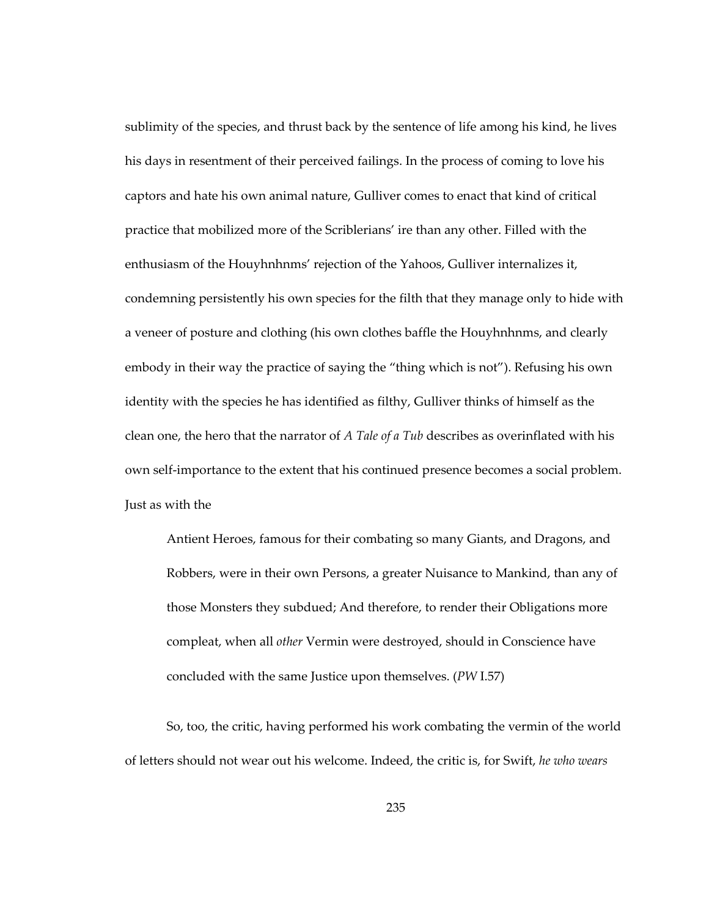sublimity of the species, and thrust back by the sentence of life among his kind, he lives his days in resentment of their perceived failings. In the process of coming to love his captors and hate his own animal nature, Gulliver comes to enact that kind of critical practice that mobilized more of the Scriblerians' ire than any other. Filled with the enthusiasm of the Houyhnhnms' rejection of the Yahoos, Gulliver internalizes it, condemning persistently his own species for the filth that they manage only to hide with a veneer of posture and clothing (his own clothes baffle the Houyhnhnms, and clearly embody in their way the practice of saying the "thing which is not"). Refusing his own identity with the species he has identified as filthy, Gulliver thinks of himself as the clean one, the hero that the narrator of *A Tale of a Tub* describes as overinflated with his own self-importance to the extent that his continued presence becomes a social problem. Just as with the

> Antient Heroes, famous for their combating so many Giants, and Dragons, and Robbers, were in their own Persons, a greater Nuisance to Mankind, than any of those Monsters they subdued; And therefore, to render their Obligations more compleat, when all *other* Vermin were destroyed, should in Conscience have concluded with the same Justice upon themselves. (*PW* I.57)

So, too, the critic, having performed his work combating the vermin of the world of letters should not wear out his welcome. Indeed, the critic is, for Swift, *he who wears*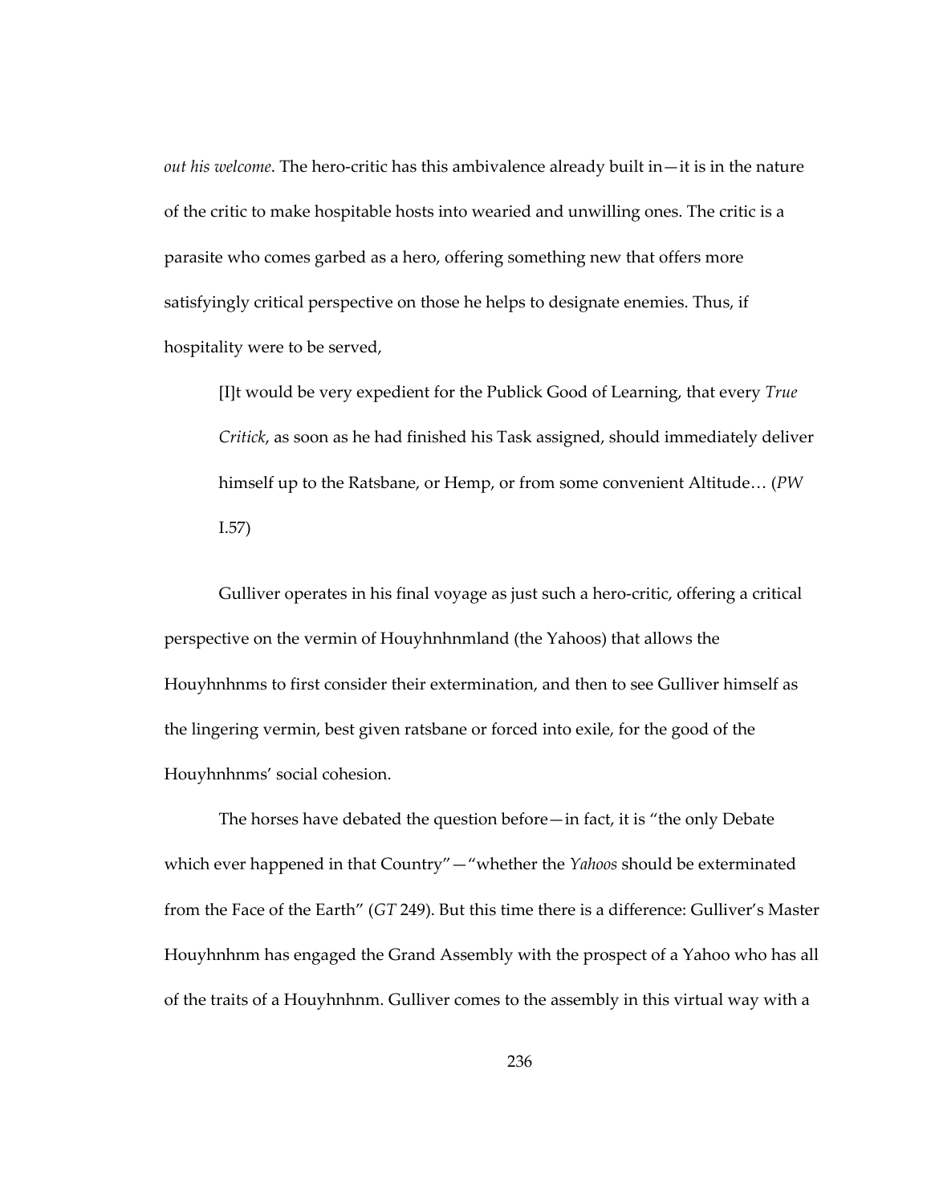*out his welcome*. The hero-critic has this ambivalence already built in—it is in the nature of the critic to make hospitable hosts into wearied and unwilling ones. The critic is a parasite who comes garbed as a hero, offering something new that offers more satisfyingly critical perspective on those he helps to designate enemies. Thus, if hospitality were to be served,

> [I]t would be very expedient for the Publick Good of Learning, that every *True Critick*, as soon as he had finished his Task assigned, should immediately deliver himself up to the Ratsbane, or Hemp, or from some convenient Altitude… (*PW* I.57)

Gulliver operates in his final voyage as just such a hero-critic, offering a critical perspective on the vermin of Houyhnhnmland (the Yahoos) that allows the Houyhnhnms to first consider their extermination, and then to see Gulliver himself as the lingering vermin, best given ratsbane or forced into exile, for the good of the Houyhnhnms' social cohesion.

The horses have debated the question before—in fact, it is "the only Debate which ever happened in that Country"—"whether the *Yahoos* should be exterminated from the Face of the Earth" (*GT* 249). But this time there is a difference: Gulliver's Master Houyhnhnm has engaged the Grand Assembly with the prospect of a Yahoo who has all of the traits of a Houyhnhnm. Gulliver comes to the assembly in this virtual way with a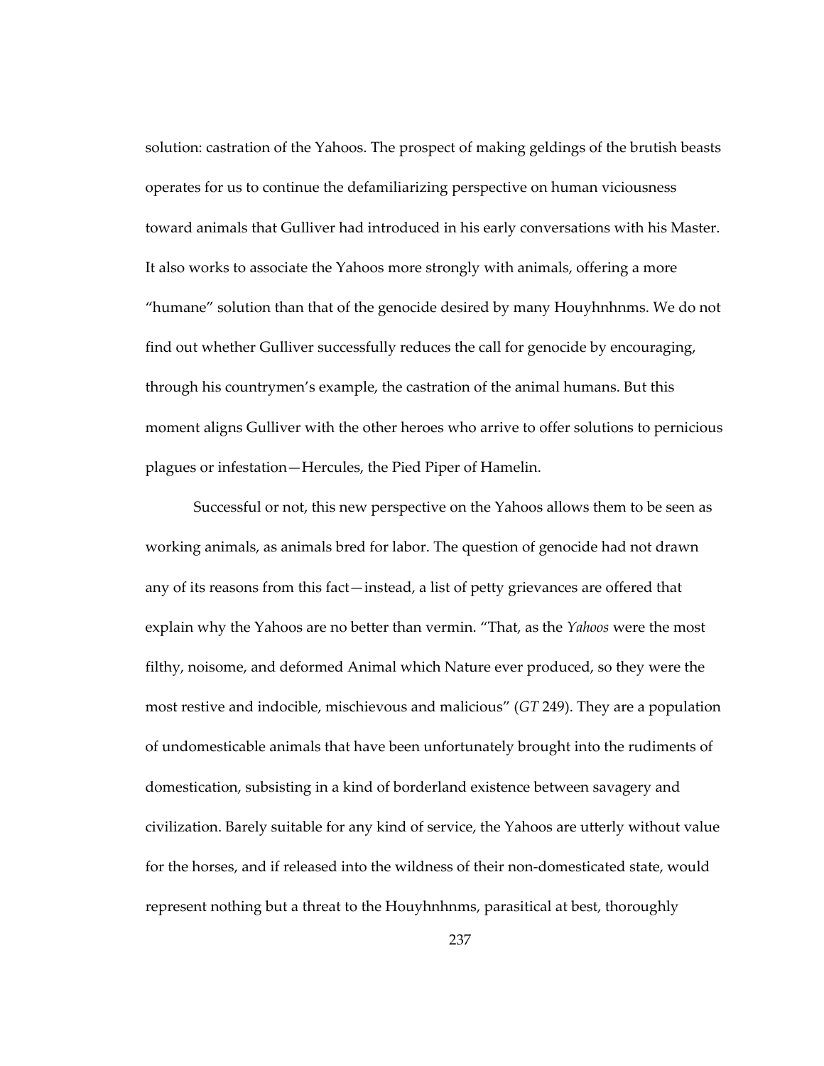solution: castration of the Yahoos. The prospect of making geldings of the brutish beasts operates for us to continue the defamiliarizing perspective on human viciousness toward animals that Gulliver had introduced in his early conversations with his Master. It also works to associate the Yahoos more strongly with animals, offering a more "humane" solution than that of the genocide desired by many Houyhnhnms. We do not find out whether Gulliver successfully reduces the call for genocide by encouraging, through his countrymen's example, the castration of the animal humans. But this moment aligns Gulliver with the other heroes who arrive to offer solutions to pernicious plagues or infestation—Hercules, the Pied Piper of Hamelin.

Successful or not, this new perspective on the Yahoos allows them to be seen as working animals, as animals bred for labor. The question of genocide had not drawn any of its reasons from this fact—instead, a list of petty grievances are offered that explain why the Yahoos are no better than vermin. "That, as the *Yahoos* were the most filthy, noisome, and deformed Animal which Nature ever produced, so they were the most restive and indocible, mischievous and malicious" (*GT* 249). They are a population of undomesticable animals that have been unfortunately brought into the rudiments of domestication, subsisting in a kind of borderland existence between savagery and civilization. Barely suitable for any kind of service, the Yahoos are utterly without value for the horses, and if released into the wildness of their non-domesticated state, would represent nothing but a threat to the Houyhnhnms, parasitical at best, thoroughly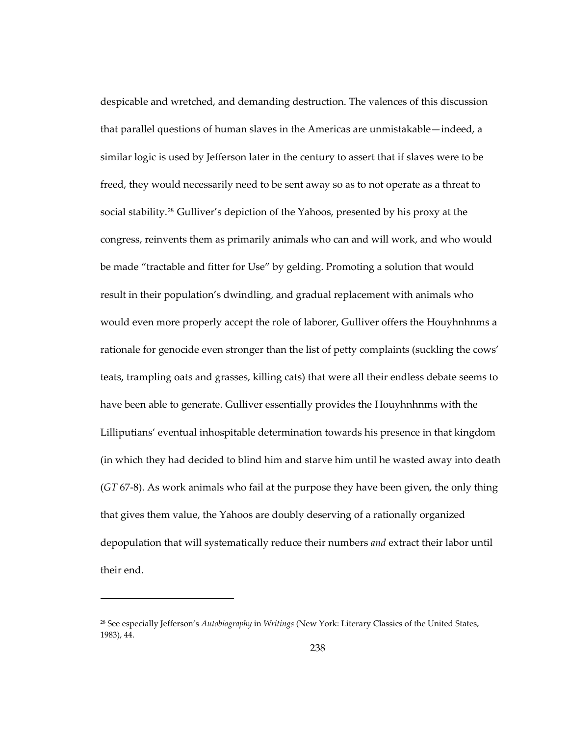despicable and wretched, and demanding destruction. The valences of this discussion that parallel questions of human slaves in the Americas are unmistakable—indeed, a similar logic is used by Jefferson later in the century to assert that if slaves were to be freed, they would necessarily need to be sent away so as to not operate as a threat to social stability.[28] Gulliver's depiction of the Yahoos, presented by his proxy at the congress, reinvents them as primarily animals who can and will work, and who would be made "tractable and fitter for Use" by gelding. Promoting a solution that would result in their population's dwindling, and gradual replacement with animals who would even more properly accept the role of laborer, Gulliver offers the Houyhnhnms a rationale for genocide even stronger than the list of petty complaints (suckling the cows' teats, trampling oats and grasses, killing cats) that were all their endless debate seems to have been able to generate. Gulliver essentially provides the Houyhnhnms with the Lilliputians' eventual inhospitable determination towards his presence in that kingdom (in which they had decided to blind him and starve him until he wasted away into death (*GT* 67-8). As work animals who fail at the purpose they have been given, the only thing that gives them value, the Yahoos are doubly deserving of a rationally organized depopulation that will systematically reduce their numbers *and* extract their labor until their end.

---

[28] See especially Jefferson's *Autobiography* in *Writings* (New York: Literary Classics of the United States, 1983), 44.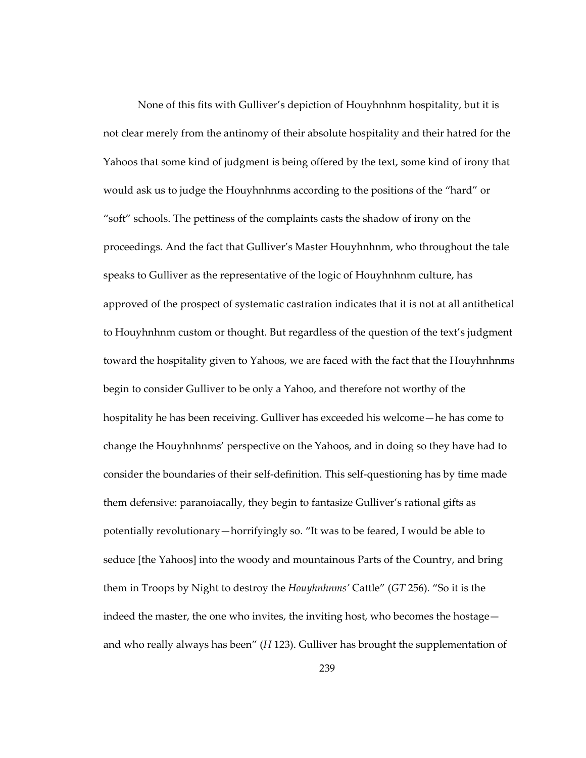None of this fits with Gulliver's depiction of Houyhnhnm hospitality, but it is not clear merely from the antinomy of their absolute hospitality and their hatred for the Yahoos that some kind of judgment is being offered by the text, some kind of irony that would ask us to judge the Houyhnhnms according to the positions of the "hard" or "soft" schools. The pettiness of the complaints casts the shadow of irony on the proceedings. And the fact that Gulliver's Master Houyhnhnm, who throughout the tale speaks to Gulliver as the representative of the logic of Houyhnhnm culture, has approved of the prospect of systematic castration indicates that it is not at all antithetical to Houyhnhnm custom or thought. But regardless of the question of the text's judgment toward the hospitality given to Yahoos, we are faced with the fact that the Houyhnhnms begin to consider Gulliver to be only a Yahoo, and therefore not worthy of the hospitality he has been receiving. Gulliver has exceeded his welcome—he has come to change the Houyhnhnms' perspective on the Yahoos, and in doing so they have had to consider the boundaries of their self-definition. This self-questioning has by time made them defensive: paranoiacally, they begin to fantasize Gulliver's rational gifts as potentially revolutionary—horrifyingly so. "It was to be feared, I would be able to seduce [the Yahoos] into the woody and mountainous Parts of the Country, and bring them in Troops by Night to destroy the *Houyhnhnms'* Cattle" (*GT* 256). "So it is the indeed the master, the one who invites, the inviting host, who becomes the hostage—and who really always has been" (*H* 123). Gulliver has brought the supplementation of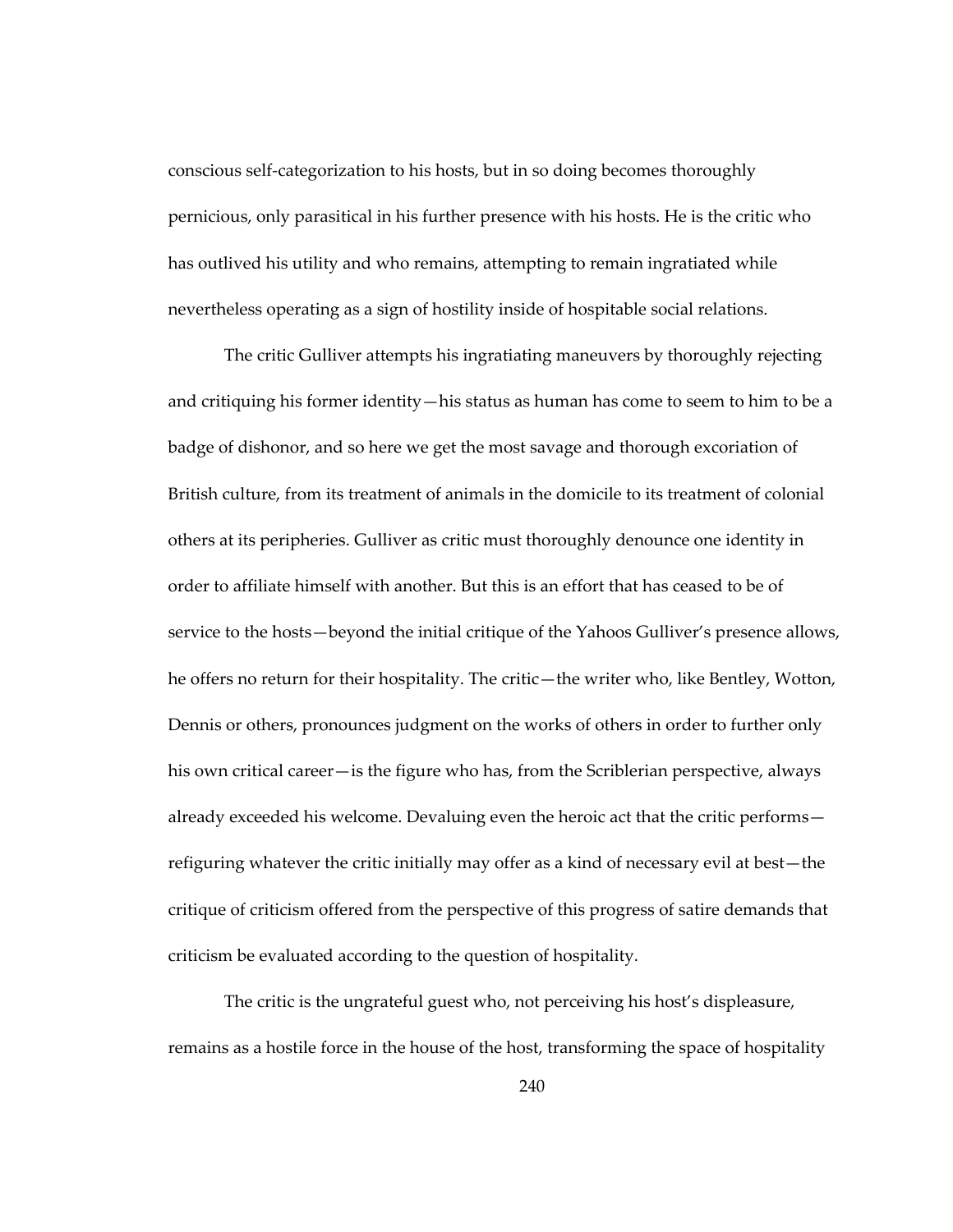conscious self-categorization to his hosts, but in so doing becomes thoroughly pernicious, only parasitical in his further presence with his hosts. He is the critic who has outlived his utility and who remains, attempting to remain ingratiated while nevertheless operating as a sign of hostility inside of hospitable social relations.

The critic Gulliver attempts his ingratiating maneuvers by thoroughly rejecting and critiquing his former identity—his status as human has come to seem to him to be a badge of dishonor, and so here we get the most savage and thorough excoriation of British culture, from its treatment of animals in the domicile to its treatment of colonial others at its peripheries. Gulliver as critic must thoroughly denounce one identity in order to affiliate himself with another. But this is an effort that has ceased to be of service to the hosts—beyond the initial critique of the Yahoos Gulliver's presence allows, he offers no return for their hospitality. The critic—the writer who, like Bentley, Wotton, Dennis or others, pronounces judgment on the works of others in order to further only his own critical career—is the figure who has, from the Scriblerian perspective, always already exceeded his welcome. Devaluing even the heroic act that the critic performs—refiguring whatever the critic initially may offer as a kind of necessary evil at best—the critique of criticism offered from the perspective of this progress of satire demands that criticism be evaluated according to the question of hospitality.

The critic is the ungrateful guest who, not perceiving his host's displeasure, remains as a hostile force in the house of the host, transforming the space of hospitality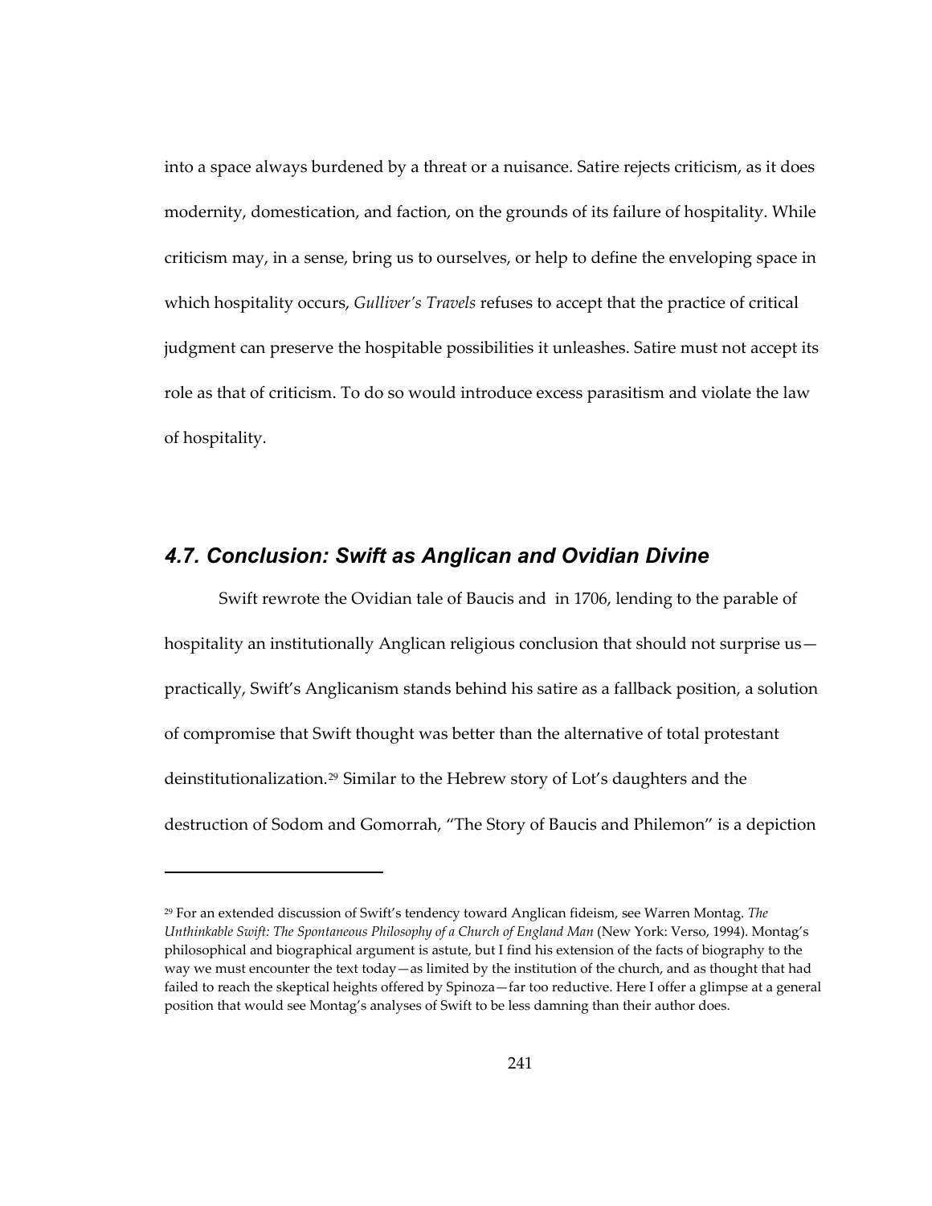into a space always burdened by a threat or a nuisance. Satire rejects criticism, as it does modernity, domestication, and faction, on the grounds of its failure of hospitality. While criticism may, in a sense, bring us to ourselves, or help to define the enveloping space in which hospitality occurs, *Gulliver's Travels* refuses to accept that the practice of critical judgment can preserve the hospitable possibilities it unleashes. Satire must not accept its role as that of criticism. To do so would introduce excess parasitism and violate the law of hospitality.

## 4.7. Conclusion: Swift as Anglican and Ovidian Divine

Swift rewrote the Ovidian tale of Baucis and  in 1706, lending to the parable of hospitality an institutionally Anglican religious conclusion that should not surprise us—practically, Swift's Anglicanism stands behind his satire as a fallback position, a solution of compromise that Swift thought was better than the alternative of total protestant deinstitutionalization.[29] Similar to the Hebrew story of Lot's daughters and the destruction of Sodom and Gomorrah, "The Story of Baucis and Philemon" is a depiction

---

[29] For an extended discussion of Swift's tendency toward Anglican fideism, see Warren Montag. *The Unthinkable Swift: The Spontaneous Philosophy of a Church of England Man* (New York: Verso, 1994). Montag's philosophical and biographical argument is astute, but I find his extension of the facts of biography to the way we must encounter the text today—as limited by the institution of the church, and as thought that had failed to reach the skeptical heights offered by Spinoza—far too reductive. Here I offer a glimpse at a general position that would see Montag's analyses of Swift to be less damning than their author does.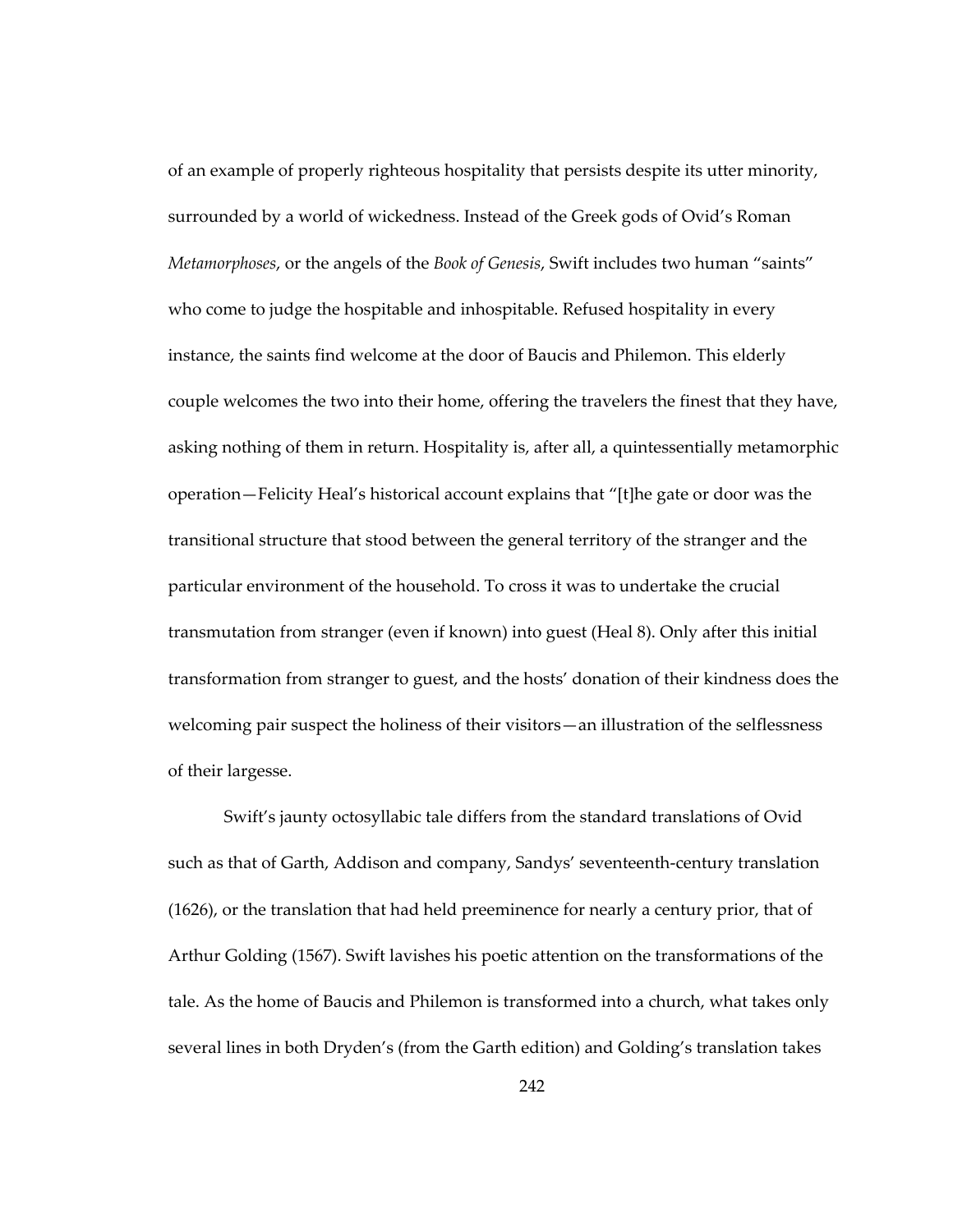of an example of properly righteous hospitality that persists despite its utter minority, surrounded by a world of wickedness. Instead of the Greek gods of Ovid's Roman *Metamorphoses*, or the angels of the *Book of Genesis*, Swift includes two human "saints" who come to judge the hospitable and inhospitable. Refused hospitality in every instance, the saints find welcome at the door of Baucis and Philemon. This elderly couple welcomes the two into their home, offering the travelers the finest that they have, asking nothing of them in return. Hospitality is, after all, a quintessentially metamorphic operation—Felicity Heal's historical account explains that "[t]he gate or door was the transitional structure that stood between the general territory of the stranger and the particular environment of the household. To cross it was to undertake the crucial transmutation from stranger (even if known) into guest (Heal 8). Only after this initial transformation from stranger to guest, and the hosts' donation of their kindness does the welcoming pair suspect the holiness of their visitors—an illustration of the selflessness of their largesse.

Swift's jaunty octosyllabic tale differs from the standard translations of Ovid such as that of Garth, Addison and company, Sandys' seventeenth-century translation (1626), or the translation that had held preeminence for nearly a century prior, that of Arthur Golding (1567). Swift lavishes his poetic attention on the transformations of the tale. As the home of Baucis and Philemon is transformed into a church, what takes only several lines in both Dryden's (from the Garth edition) and Golding's translation takes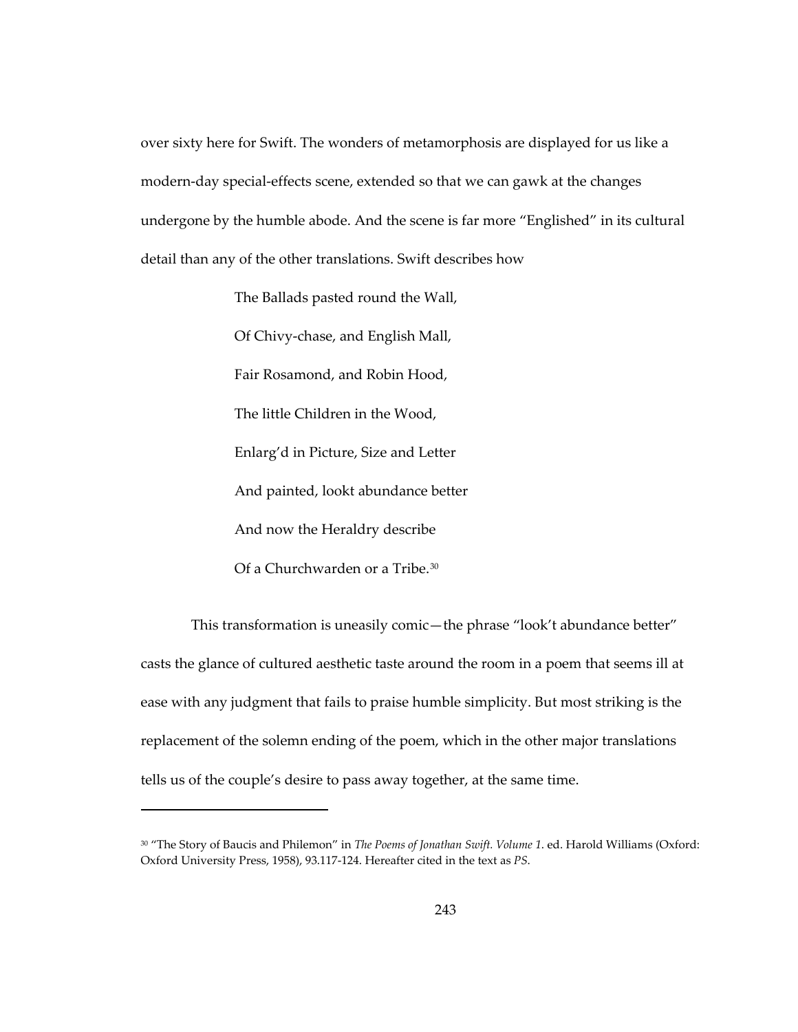over sixty here for Swift. The wonders of metamorphosis are displayed for us like a modern-day special-effects scene, extended so that we can gawk at the changes undergone by the humble abode. And the scene is far more "Englished" in its cultural detail than any of the other translations. Swift describes how

> The Ballads pasted round the Wall,
> Of Chivy-chase, and English Mall,
> Fair Rosamond, and Robin Hood,
> The little Children in the Wood,
> Enlarg'd in Picture, Size and Letter
> And painted, lookt abundance better
> And now the Heraldry describe
> Of a Churchwarden or a Tribe.[30]

This transformation is uneasily comic—the phrase "look't abundance better" casts the glance of cultured aesthetic taste around the room in a poem that seems ill at ease with any judgment that fails to praise humble simplicity. But most striking is the replacement of the solemn ending of the poem, which in the other major translations tells us of the couple's desire to pass away together, at the same time.

---

[30] "The Story of Baucis and Philemon" in *The Poems of Jonathan Swift. Volume 1*. ed. Harold Williams (Oxford: Oxford University Press, 1958), 93.117-124. Hereafter cited in the text as *PS*.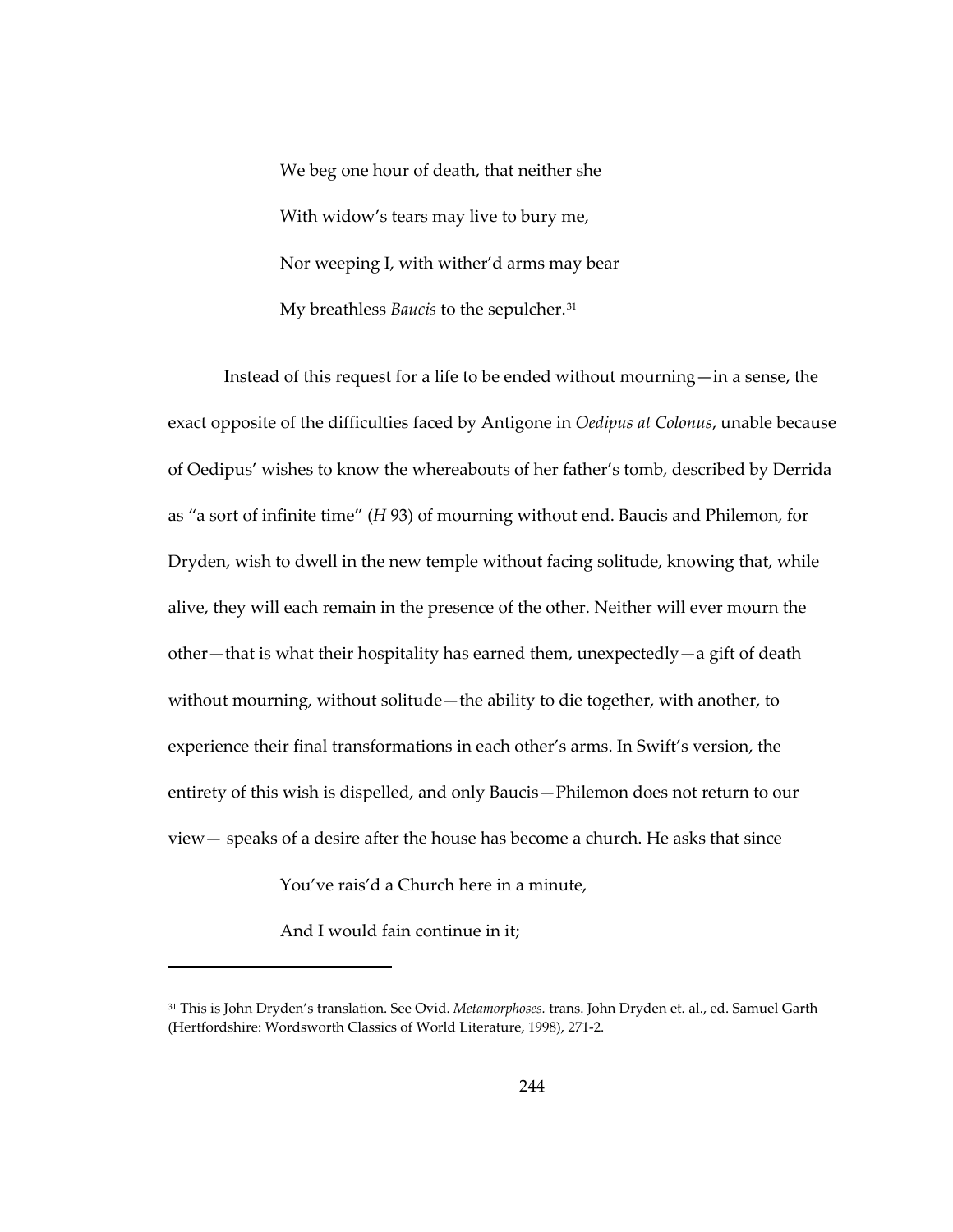> We beg one hour of death, that neither she
>
> With widow's tears may live to bury me,
>
> Nor weeping I, with wither'd arms may bear
>
> My breathless *Baucis* to the sepulcher.[31]

Instead of this request for a life to be ended without mourning—in a sense, the exact opposite of the difficulties faced by Antigone in *Oedipus at Colonus*, unable because of Oedipus' wishes to know the whereabouts of her father's tomb, described by Derrida as "a sort of infinite time" (*H* 93) of mourning without end. Baucis and Philemon, for Dryden, wish to dwell in the new temple without facing solitude, knowing that, while alive, they will each remain in the presence of the other. Neither will ever mourn the other—that is what their hospitality has earned them, unexpectedly—a gift of death without mourning, without solitude—the ability to die together, with another, to experience their final transformations in each other's arms. In Swift's version, the entirety of this wish is dispelled, and only Baucis—Philemon does not return to our view— speaks of a desire after the house has become a church. He asks that since

> You've rais'd a Church here in a minute,
>
> And I would fain continue in it;

---

[31] This is John Dryden's translation. See Ovid. *Metamorphoses.* trans. John Dryden et. al., ed. Samuel Garth (Hertfordshire: Wordsworth Classics of World Literature, 1998), 271-2.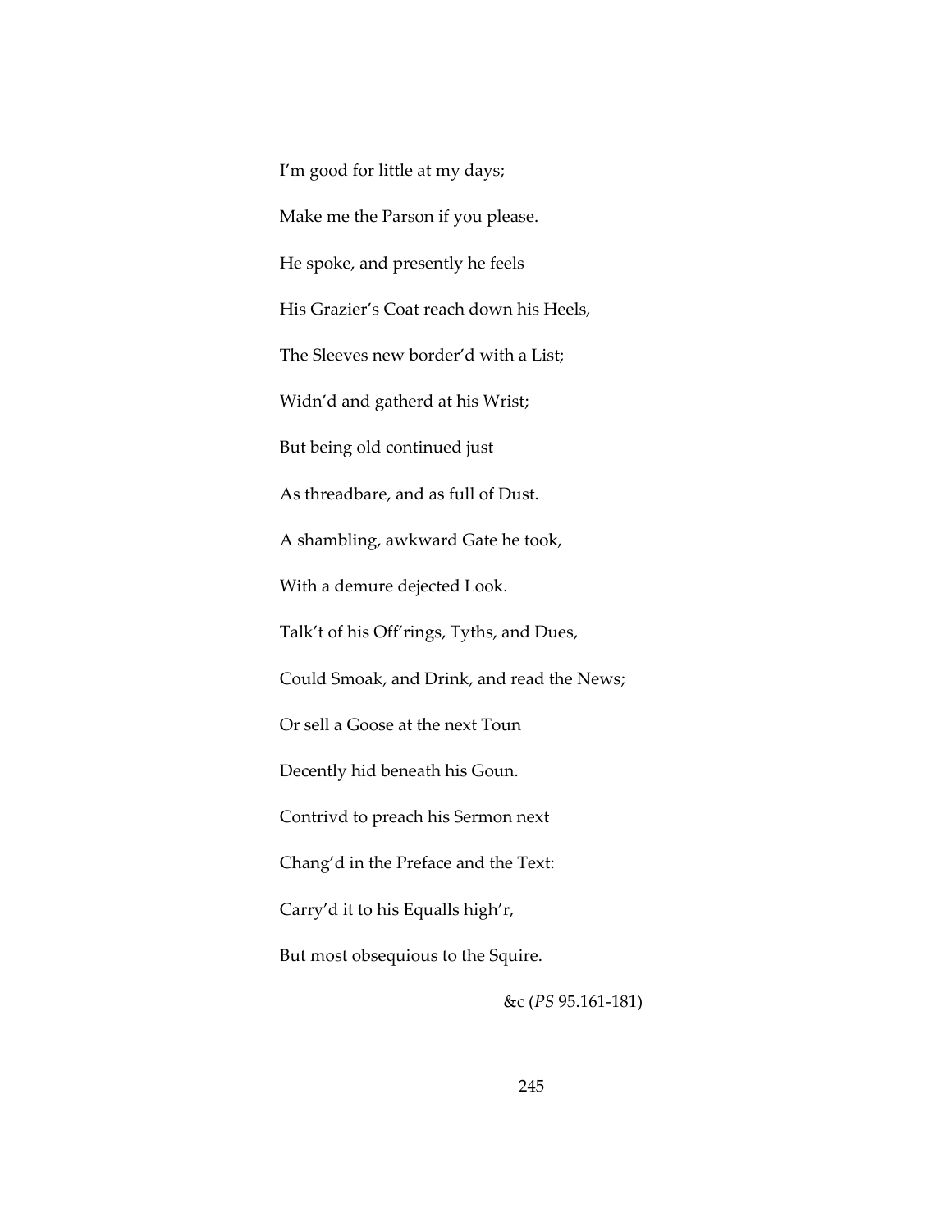I'm good for little at my days;

Make me the Parson if you please.

He spoke, and presently he feels

His Grazier's Coat reach down his Heels,

The Sleeves new border'd with a List;

Widn'd and gatherd at his Wrist;

But being old continued just

As threadbare, and as full of Dust.

A shambling, awkward Gate he took,

With a demure dejected Look.

Talk't of his Off'rings, Tyths, and Dues,

Could Smoak, and Drink, and read the News;

Or sell a Goose at the next Toun

Decently hid beneath his Goun.

Contrivd to preach his Sermon next

Chang'd in the Preface and the Text:

Carry'd it to his Equalls high'r,

But most obsequious to the Squire.

&c (*PS* 95.161-181)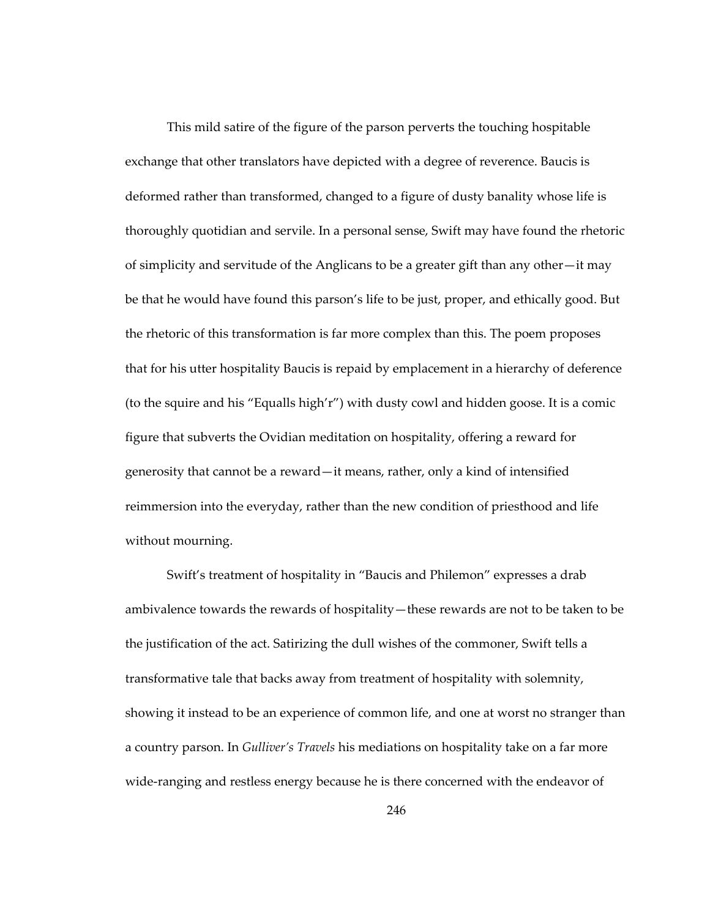This mild satire of the figure of the parson perverts the touching hospitable exchange that other translators have depicted with a degree of reverence. Baucis is deformed rather than transformed, changed to a figure of dusty banality whose life is thoroughly quotidian and servile. In a personal sense, Swift may have found the rhetoric of simplicity and servitude of the Anglicans to be a greater gift than any other—it may be that he would have found this parson's life to be just, proper, and ethically good. But the rhetoric of this transformation is far more complex than this. The poem proposes that for his utter hospitality Baucis is repaid by emplacement in a hierarchy of deference (to the squire and his "Equalls high'r") with dusty cowl and hidden goose. It is a comic figure that subverts the Ovidian meditation on hospitality, offering a reward for generosity that cannot be a reward—it means, rather, only a kind of intensified reimmersion into the everyday, rather than the new condition of priesthood and life without mourning.

Swift's treatment of hospitality in "Baucis and Philemon" expresses a drab ambivalence towards the rewards of hospitality—these rewards are not to be taken to be the justification of the act. Satirizing the dull wishes of the commoner, Swift tells a transformative tale that backs away from treatment of hospitality with solemnity, showing it instead to be an experience of common life, and one at worst no stranger than a country parson. In *Gulliver's Travels* his mediations on hospitality take on a far more wide-ranging and restless energy because he is there concerned with the endeavor of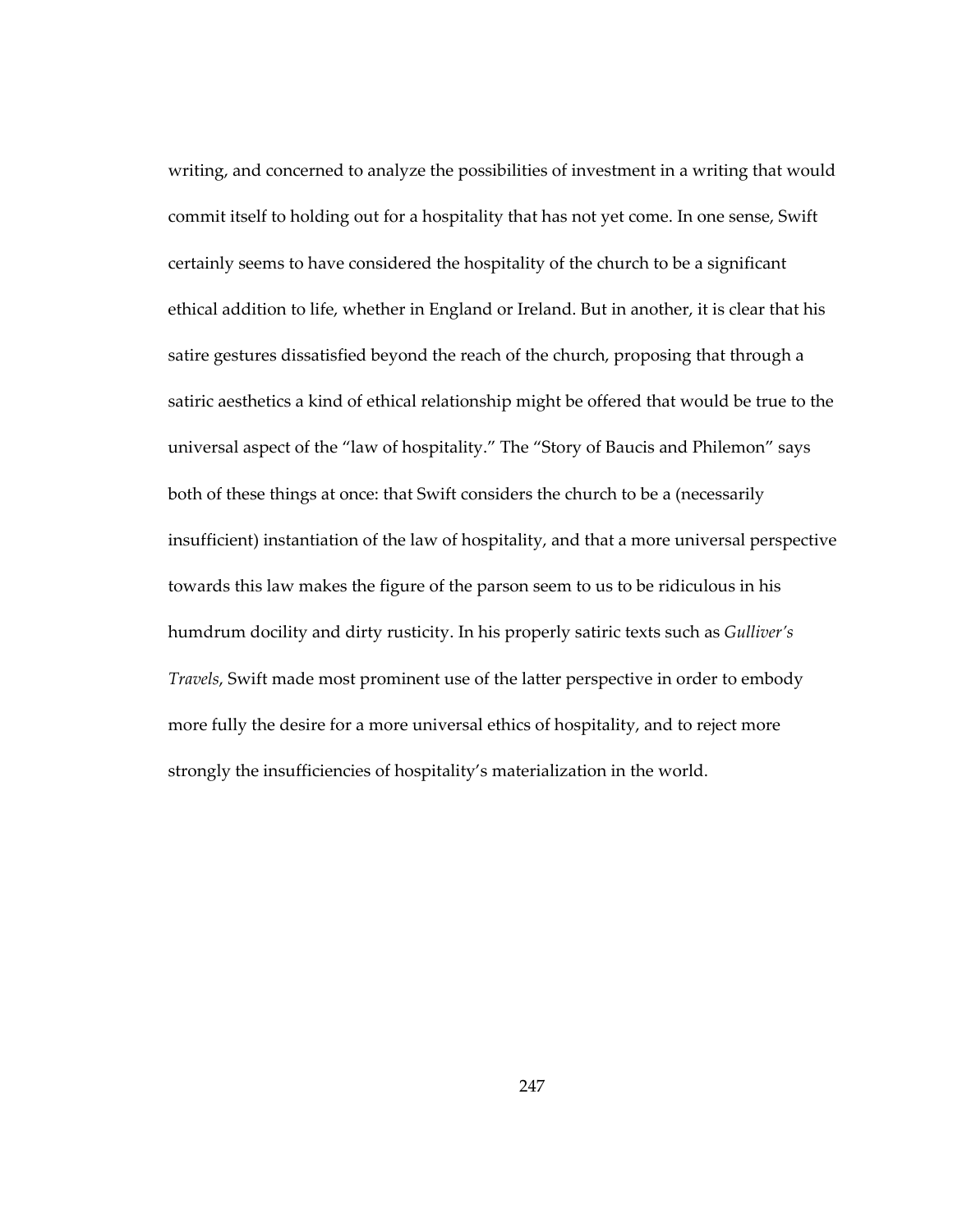writing, and concerned to analyze the possibilities of investment in a writing that would commit itself to holding out for a hospitality that has not yet come. In one sense, Swift certainly seems to have considered the hospitality of the church to be a significant ethical addition to life, whether in England or Ireland. But in another, it is clear that his satire gestures dissatisfied beyond the reach of the church, proposing that through a satiric aesthetics a kind of ethical relationship might be offered that would be true to the universal aspect of the "law of hospitality." The "Story of Baucis and Philemon" says both of these things at once: that Swift considers the church to be a (necessarily insufficient) instantiation of the law of hospitality, and that a more universal perspective towards this law makes the figure of the parson seem to us to be ridiculous in his humdrum docility and dirty rusticity. In his properly satiric texts such as *Gulliver's Travels*, Swift made most prominent use of the latter perspective in order to embody more fully the desire for a more universal ethics of hospitality, and to reject more strongly the insufficiencies of hospitality's materialization in the world.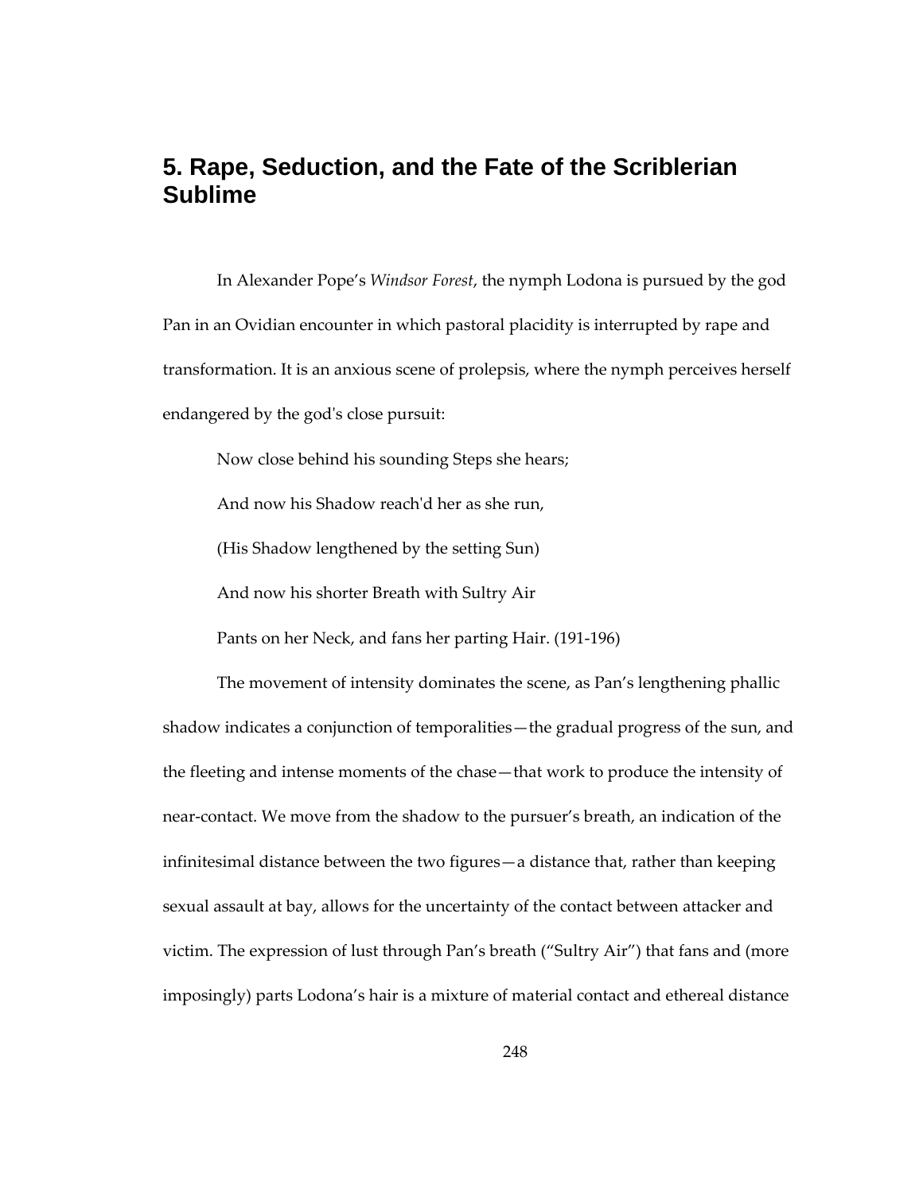# 5. Rape, Seduction, and the Fate of the Scriblerian Sublime

In Alexander Pope's *Windsor Forest*, the nymph Lodona is pursued by the god Pan in an Ovidian encounter in which pastoral placidity is interrupted by rape and transformation. It is an anxious scene of prolepsis, where the nymph perceives herself endangered by the god's close pursuit:

> Now close behind his sounding Steps she hears;
>
> And now his Shadow reach'd her as she run,
>
> (His Shadow lengthened by the setting Sun)
>
> And now his shorter Breath with Sultry Air
>
> Pants on her Neck, and fans her parting Hair. (191-196)

The movement of intensity dominates the scene, as Pan's lengthening phallic shadow indicates a conjunction of temporalities—the gradual progress of the sun, and the fleeting and intense moments of the chase—that work to produce the intensity of near-contact. We move from the shadow to the pursuer's breath, an indication of the infinitesimal distance between the two figures—a distance that, rather than keeping sexual assault at bay, allows for the uncertainty of the contact between attacker and victim. The expression of lust through Pan's breath ("Sultry Air") that fans and (more imposingly) parts Lodona's hair is a mixture of material contact and ethereal distance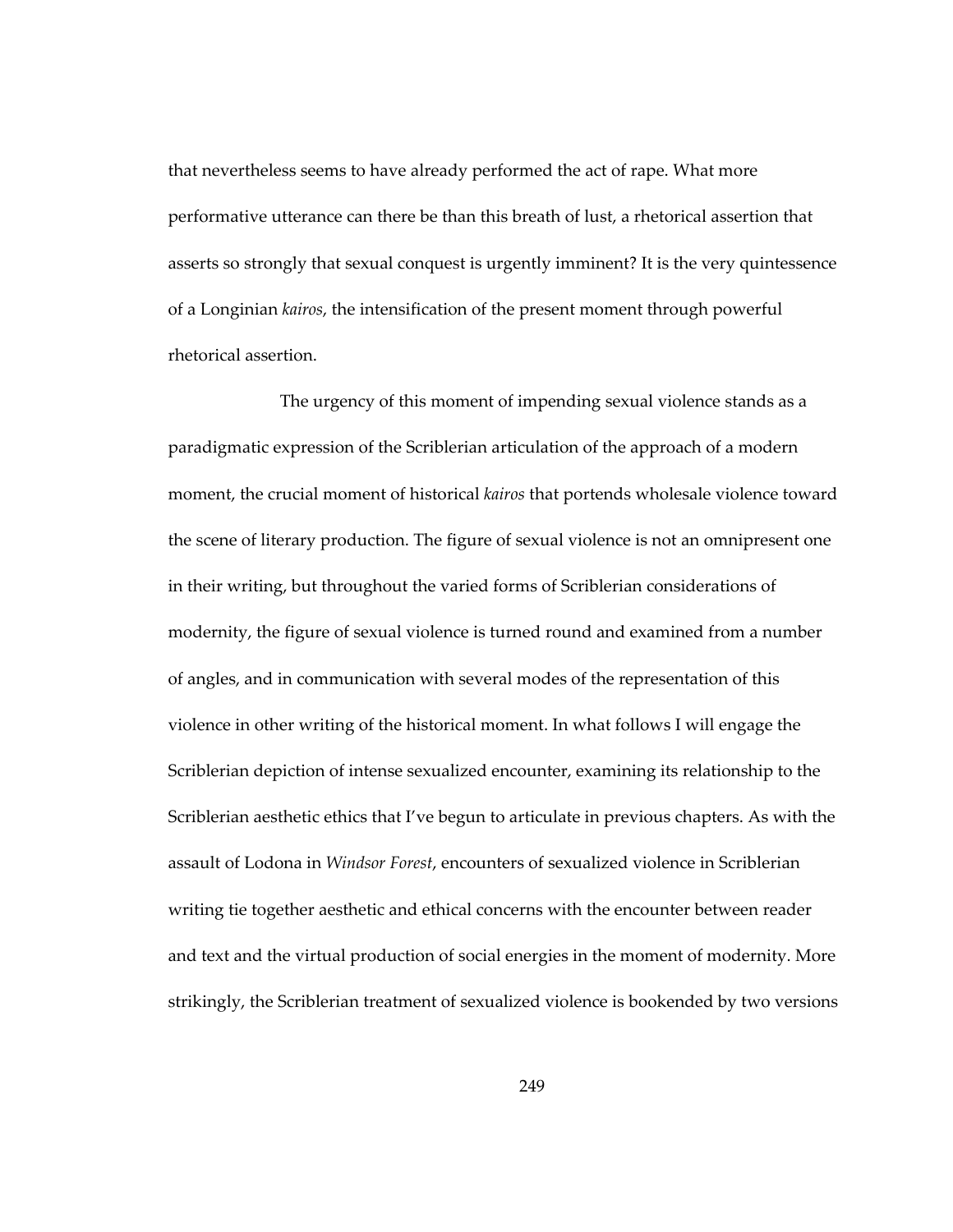that nevertheless seems to have already performed the act of rape. What more performative utterance can there be than this breath of lust, a rhetorical assertion that asserts so strongly that sexual conquest is urgently imminent? It is the very quintessence of a Longinian *kairos*, the intensification of the present moment through powerful rhetorical assertion.

The urgency of this moment of impending sexual violence stands as a paradigmatic expression of the Scriblerian articulation of the approach of a modern moment, the crucial moment of historical *kairos* that portends wholesale violence toward the scene of literary production. The figure of sexual violence is not an omnipresent one in their writing, but throughout the varied forms of Scriblerian considerations of modernity, the figure of sexual violence is turned round and examined from a number of angles, and in communication with several modes of the representation of this violence in other writing of the historical moment. In what follows I will engage the Scriblerian depiction of intense sexualized encounter, examining its relationship to the Scriblerian aesthetic ethics that I've begun to articulate in previous chapters. As with the assault of Lodona in *Windsor Forest*, encounters of sexualized violence in Scriblerian writing tie together aesthetic and ethical concerns with the encounter between reader and text and the virtual production of social energies in the moment of modernity. More strikingly, the Scriblerian treatment of sexualized violence is bookended by two versions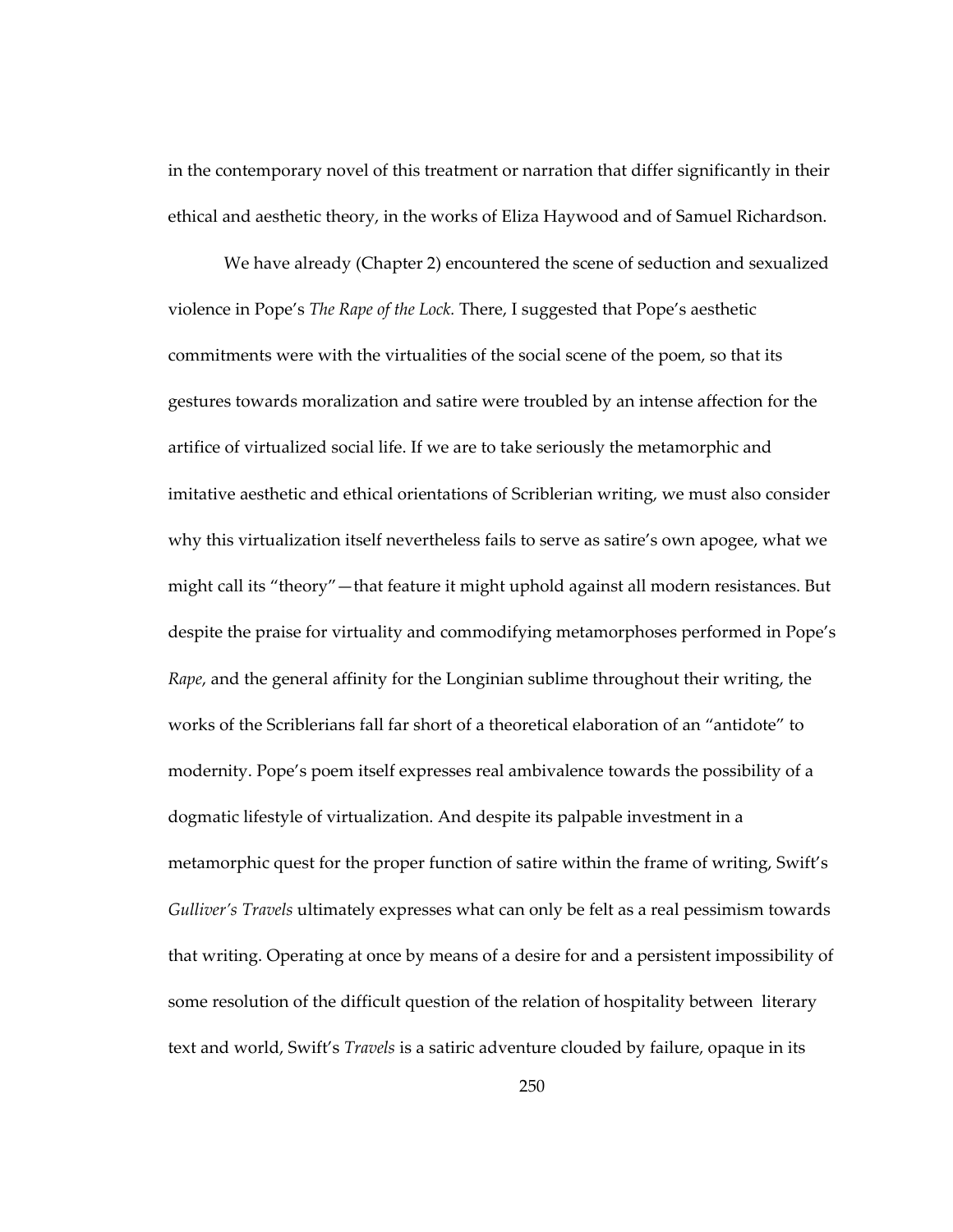in the contemporary novel of this treatment or narration that differ significantly in their ethical and aesthetic theory, in the works of Eliza Haywood and of Samuel Richardson.

We have already (Chapter 2) encountered the scene of seduction and sexualized violence in Pope's *The Rape of the Lock.* There, I suggested that Pope's aesthetic commitments were with the virtualities of the social scene of the poem, so that its gestures towards moralization and satire were troubled by an intense affection for the artifice of virtualized social life. If we are to take seriously the metamorphic and imitative aesthetic and ethical orientations of Scriblerian writing, we must also consider why this virtualization itself nevertheless fails to serve as satire's own apogee, what we might call its "theory"—that feature it might uphold against all modern resistances. But despite the praise for virtuality and commodifying metamorphoses performed in Pope's *Rape*, and the general affinity for the Longinian sublime throughout their writing, the works of the Scriblerians fall far short of a theoretical elaboration of an "antidote" to modernity. Pope's poem itself expresses real ambivalence towards the possibility of a dogmatic lifestyle of virtualization. And despite its palpable investment in a metamorphic quest for the proper function of satire within the frame of writing, Swift's *Gulliver's Travels* ultimately expresses what can only be felt as a real pessimism towards that writing. Operating at once by means of a desire for and a persistent impossibility of some resolution of the difficult question of the relation of hospitality between literary text and world, Swift's *Travels* is a satiric adventure clouded by failure, opaque in its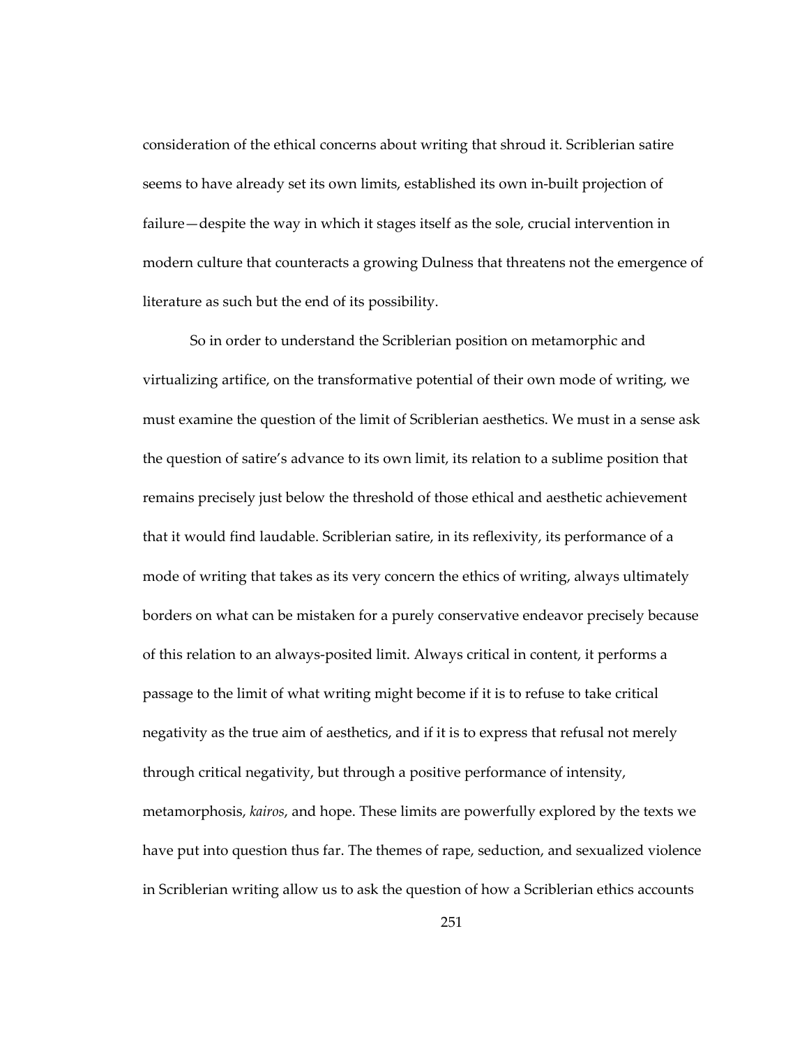consideration of the ethical concerns about writing that shroud it. Scriblerian satire seems to have already set its own limits, established its own in-built projection of failure—despite the way in which it stages itself as the sole, crucial intervention in modern culture that counteracts a growing Dulness that threatens not the emergence of literature as such but the end of its possibility.

So in order to understand the Scriblerian position on metamorphic and virtualizing artifice, on the transformative potential of their own mode of writing, we must examine the question of the limit of Scriblerian aesthetics. We must in a sense ask the question of satire's advance to its own limit, its relation to a sublime position that remains precisely just below the threshold of those ethical and aesthetic achievement that it would find laudable. Scriblerian satire, in its reflexivity, its performance of a mode of writing that takes as its very concern the ethics of writing, always ultimately borders on what can be mistaken for a purely conservative endeavor precisely because of this relation to an always-posited limit. Always critical in content, it performs a passage to the limit of what writing might become if it is to refuse to take critical negativity as the true aim of aesthetics, and if it is to express that refusal not merely through critical negativity, but through a positive performance of intensity, metamorphosis, *kairos*, and hope. These limits are powerfully explored by the texts we have put into question thus far. The themes of rape, seduction, and sexualized violence in Scriblerian writing allow us to ask the question of how a Scriblerian ethics accounts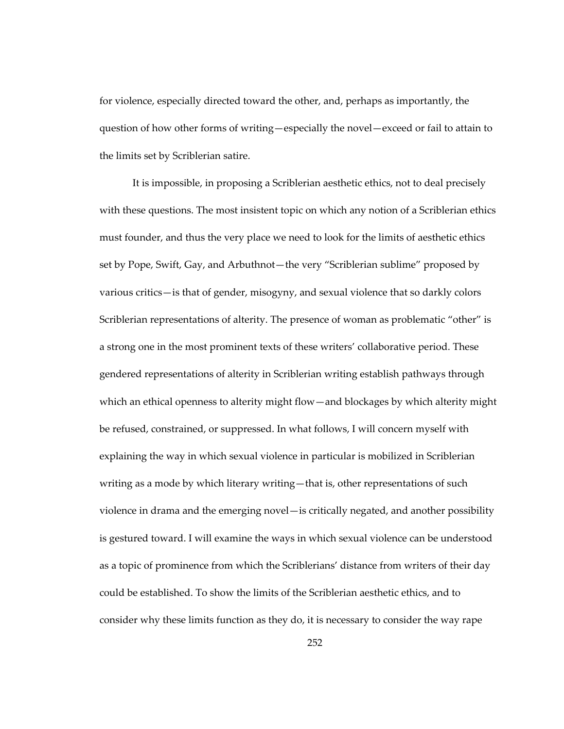for violence, especially directed toward the other, and, perhaps as importantly, the question of how other forms of writing—especially the novel—exceed or fail to attain to the limits set by Scriblerian satire.

It is impossible, in proposing a Scriblerian aesthetic ethics, not to deal precisely with these questions. The most insistent topic on which any notion of a Scriblerian ethics must founder, and thus the very place we need to look for the limits of aesthetic ethics set by Pope, Swift, Gay, and Arbuthnot—the very "Scriblerian sublime" proposed by various critics—is that of gender, misogyny, and sexual violence that so darkly colors Scriblerian representations of alterity. The presence of woman as problematic "other" is a strong one in the most prominent texts of these writers' collaborative period. These gendered representations of alterity in Scriblerian writing establish pathways through which an ethical openness to alterity might flow—and blockages by which alterity might be refused, constrained, or suppressed. In what follows, I will concern myself with explaining the way in which sexual violence in particular is mobilized in Scriblerian writing as a mode by which literary writing—that is, other representations of such violence in drama and the emerging novel—is critically negated, and another possibility is gestured toward. I will examine the ways in which sexual violence can be understood as a topic of prominence from which the Scriblerians' distance from writers of their day could be established. To show the limits of the Scriblerian aesthetic ethics, and to consider why these limits function as they do, it is necessary to consider the way rape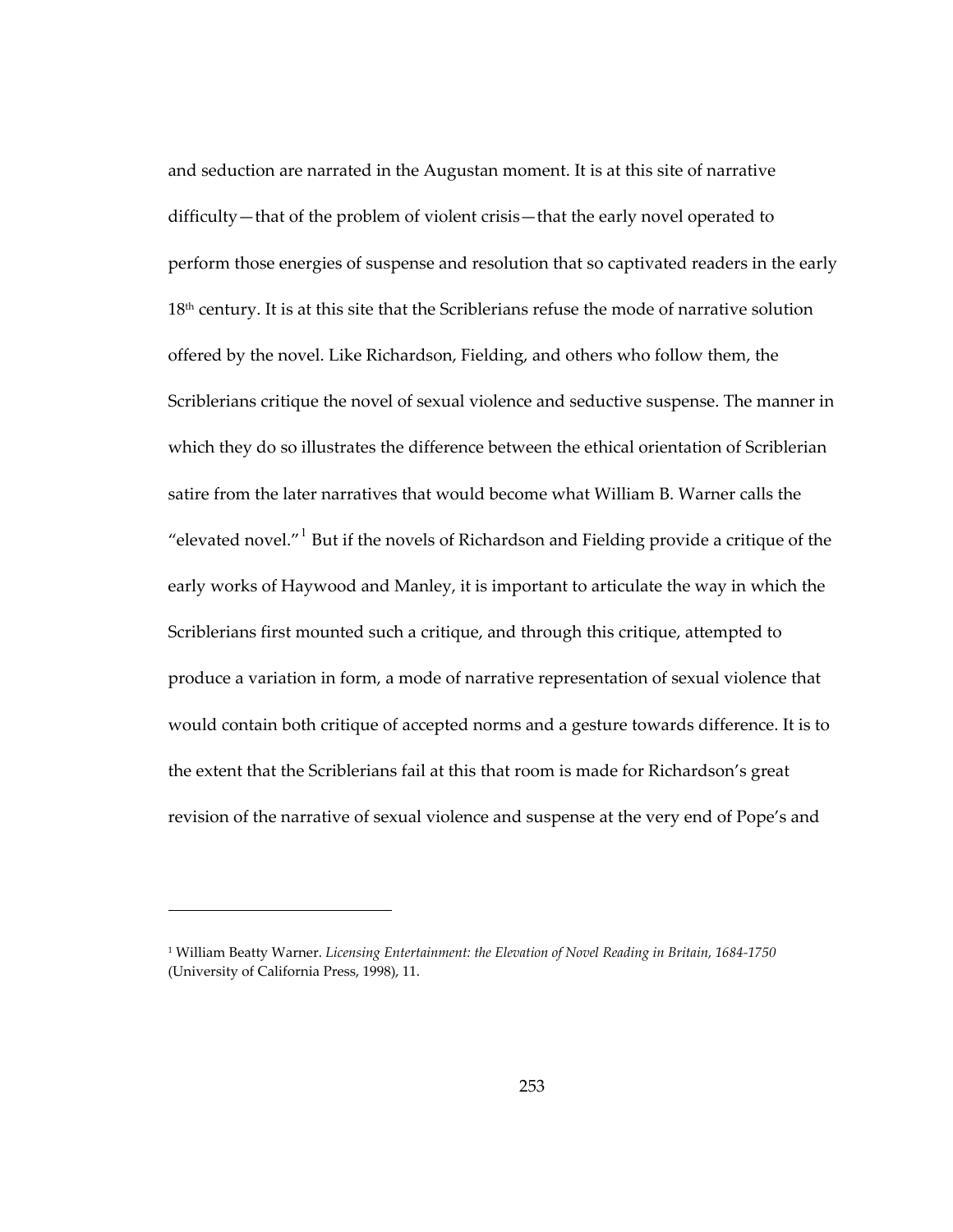and seduction are narrated in the Augustan moment. It is at this site of narrative difficulty—that of the problem of violent crisis—that the early novel operated to perform those energies of suspense and resolution that so captivated readers in the early 18th century. It is at this site that the Scriblerians refuse the mode of narrative solution offered by the novel. Like Richardson, Fielding, and others who follow them, the Scriblerians critique the novel of sexual violence and seductive suspense. The manner in which they do so illustrates the difference between the ethical orientation of Scriblerian satire from the later narratives that would become what William B. Warner calls the "elevated novel."[1] But if the novels of Richardson and Fielding provide a critique of the early works of Haywood and Manley, it is important to articulate the way in which the Scriblerians first mounted such a critique, and through this critique, attempted to produce a variation in form, a mode of narrative representation of sexual violence that would contain both critique of accepted norms and a gesture towards difference. It is to the extent that the Scriblerians fail at this that room is made for Richardson's great revision of the narrative of sexual violence and suspense at the very end of Pope's and

---

[1] William Beatty Warner. *Licensing Entertainment: the Elevation of Novel Reading in Britain, 1684-1750* (University of California Press, 1998), 11.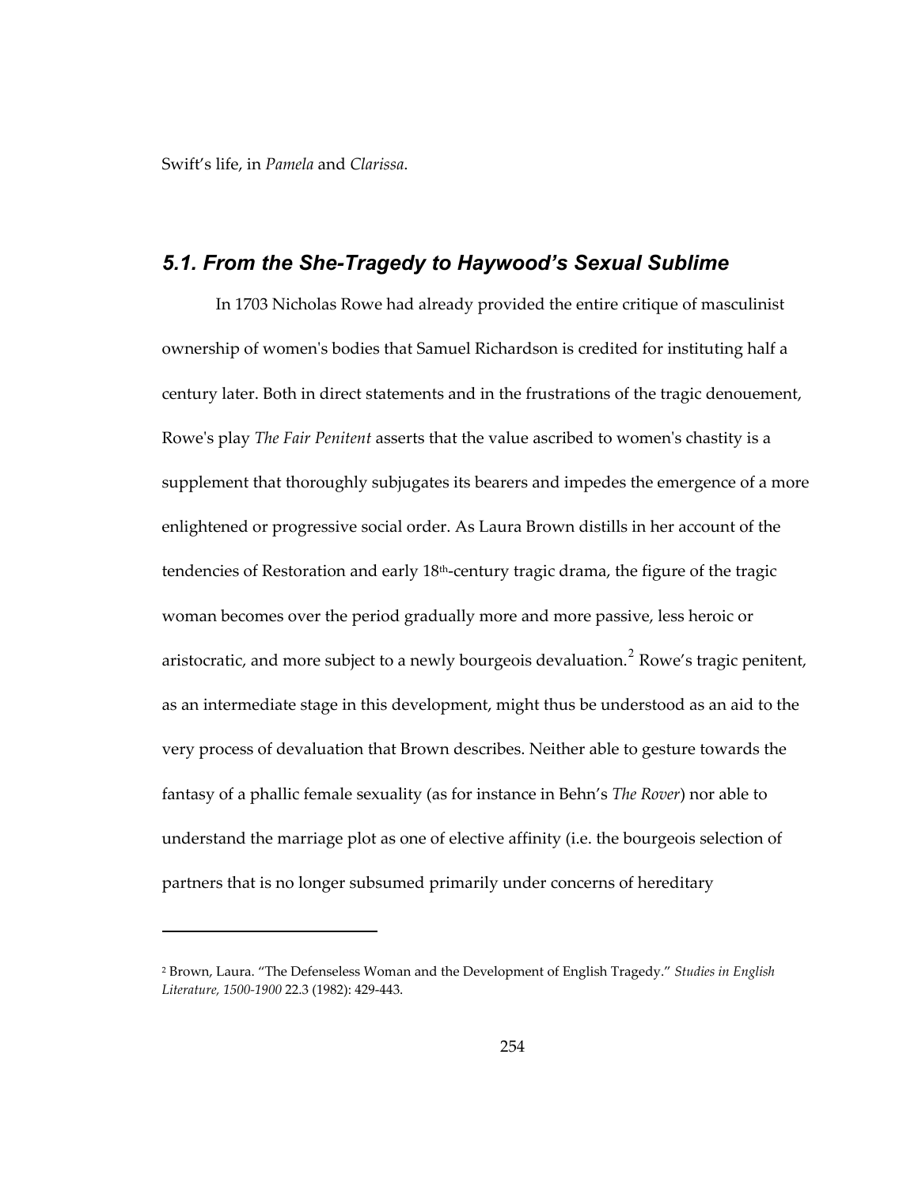Swift's life, in *Pamela* and *Clarissa*.

## *5.1. From the She-Tragedy to Haywood's Sexual Sublime*

In 1703 Nicholas Rowe had already provided the entire critique of masculinist ownership of women's bodies that Samuel Richardson is credited for instituting half a century later. Both in direct statements and in the frustrations of the tragic denouement, Rowe's play *The Fair Penitent* asserts that the value ascribed to women's chastity is a supplement that thoroughly subjugates its bearers and impedes the emergence of a more enlightened or progressive social order. As Laura Brown distills in her account of the tendencies of Restoration and early 18th-century tragic drama, the figure of the tragic woman becomes over the period gradually more and more passive, less heroic or aristocratic, and more subject to a newly bourgeois devaluation.[2] Rowe's tragic penitent, as an intermediate stage in this development, might thus be understood as an aid to the very process of devaluation that Brown describes. Neither able to gesture towards the fantasy of a phallic female sexuality (as for instance in Behn's *The Rover*) nor able to understand the marriage plot as one of elective affinity (i.e. the bourgeois selection of partners that is no longer subsumed primarily under concerns of hereditary

---

[2] Brown, Laura. "The Defenseless Woman and the Development of English Tragedy." *Studies in English Literature, 1500-1900* 22.3 (1982): 429-443.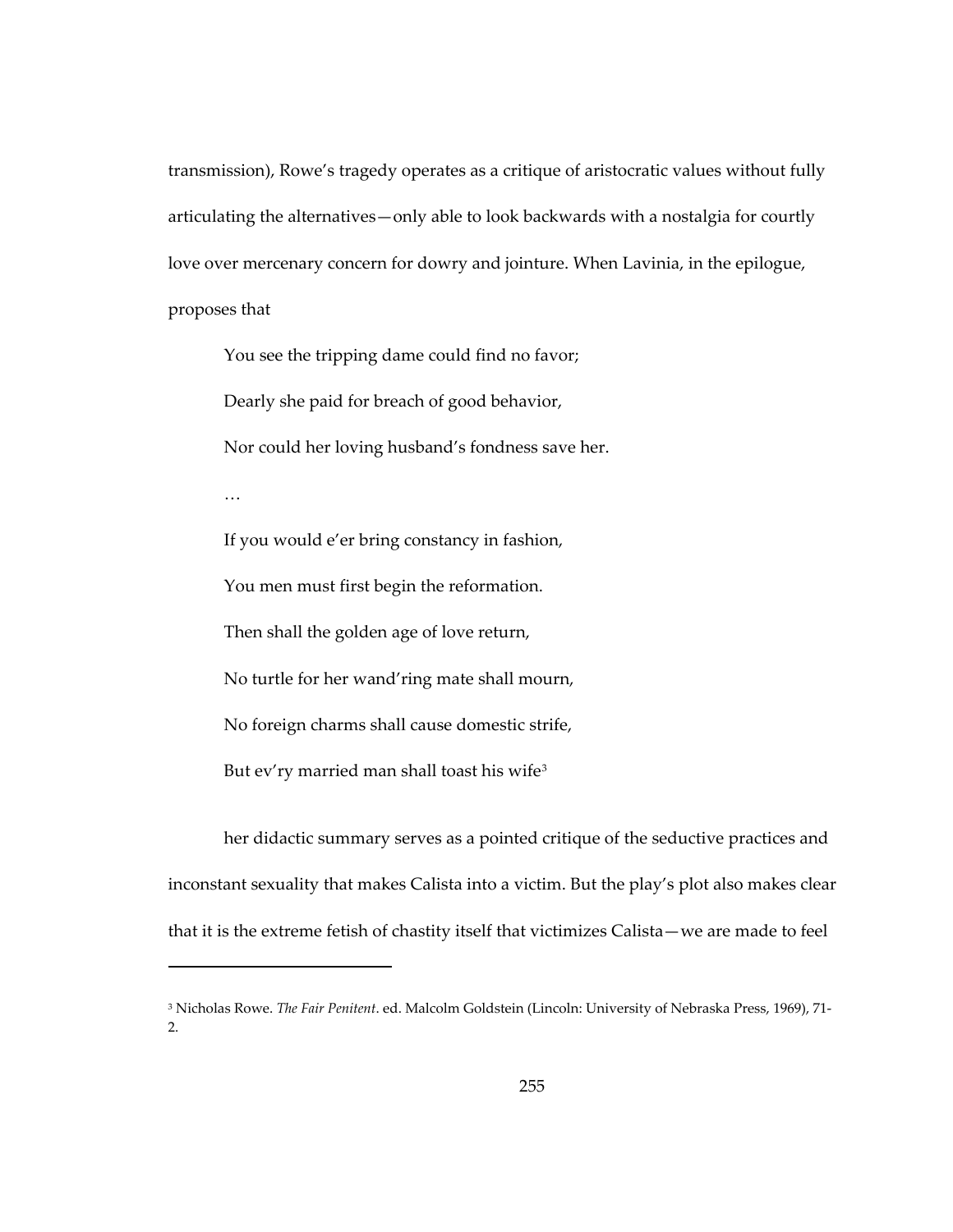transmission), Rowe's tragedy operates as a critique of aristocratic values without fully articulating the alternatives—only able to look backwards with a nostalgia for courtly love over mercenary concern for dowry and jointure. When Lavinia, in the epilogue, proposes that

> You see the tripping dame could find no favor;
>
> Dearly she paid for breach of good behavior,
>
> Nor could her loving husband's fondness save her.
>
> …
>
> If you would e'er bring constancy in fashion,
>
> You men must first begin the reformation.
>
> Then shall the golden age of love return,
>
> No turtle for her wand'ring mate shall mourn,
>
> No foreign charms shall cause domestic strife,
>
> But ev'ry married man shall toast his wife[3]

her didactic summary serves as a pointed critique of the seductive practices and inconstant sexuality that makes Calista into a victim. But the play's plot also makes clear that it is the extreme fetish of chastity itself that victimizes Calista—we are made to feel

---

[3] Nicholas Rowe. *The Fair Penitent*. ed. Malcolm Goldstein (Lincoln: University of Nebraska Press, 1969), 71-2.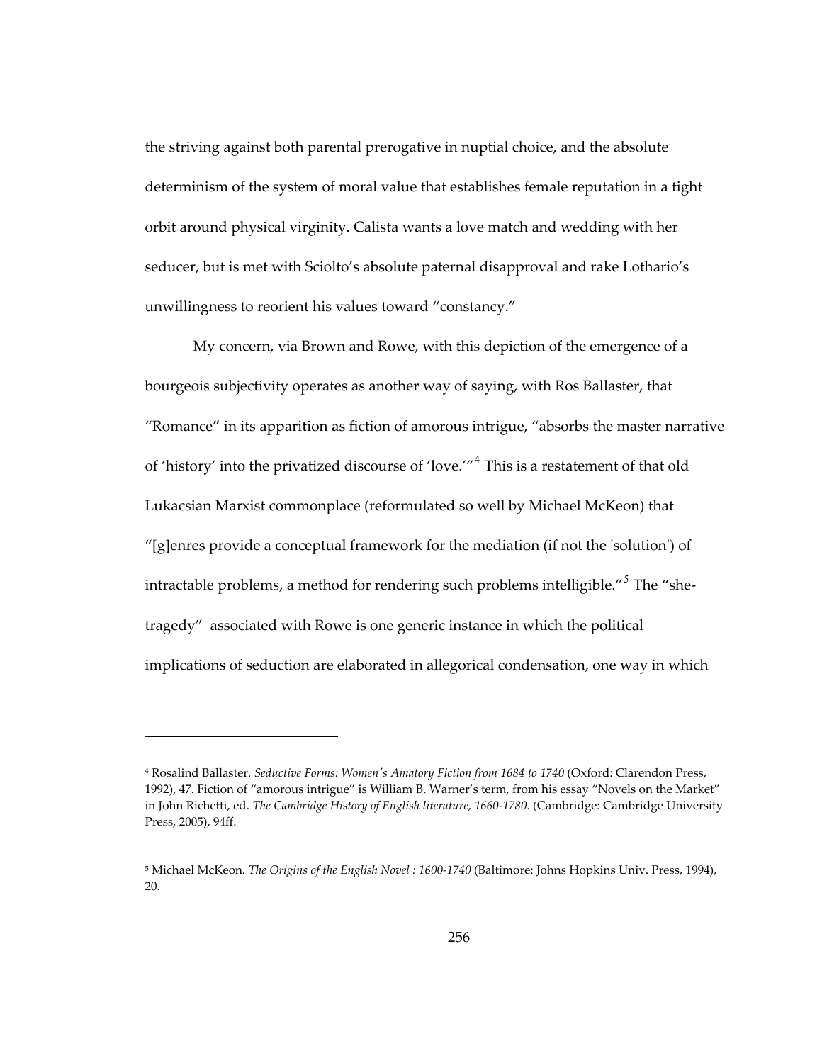the striving against both parental prerogative in nuptial choice, and the absolute determinism of the system of moral value that establishes female reputation in a tight orbit around physical virginity. Calista wants a love match and wedding with her seducer, but is met with Sciolto's absolute paternal disapproval and rake Lothario's unwillingness to reorient his values toward "constancy."

My concern, via Brown and Rowe, with this depiction of the emergence of a bourgeois subjectivity operates as another way of saying, with Ros Ballaster, that "Romance" in its apparition as fiction of amorous intrigue, "absorbs the master narrative of 'history' into the privatized discourse of 'love.'"[4] This is a restatement of that old Lukacsian Marxist commonplace (reformulated so well by Michael McKeon) that "[g]enres provide a conceptual framework for the mediation (if not the 'solution') of intractable problems, a method for rendering such problems intelligible."[5] The "she-tragedy" associated with Rowe is one generic instance in which the political implications of seduction are elaborated in allegorical condensation, one way in which

---

[4] Rosalind Ballaster. *Seductive Forms: Women's Amatory Fiction from 1684 to 1740* (Oxford: Clarendon Press, 1992), 47. Fiction of "amorous intrigue" is William B. Warner's term, from his essay "Novels on the Market" in John Richetti, ed. *The Cambridge History of English literature, 1660-1780*. (Cambridge: Cambridge University Press, 2005), 94ff.

[5] Michael McKeon. *The Origins of the English Novel : 1600-1740* (Baltimore: Johns Hopkins Univ. Press, 1994), 20.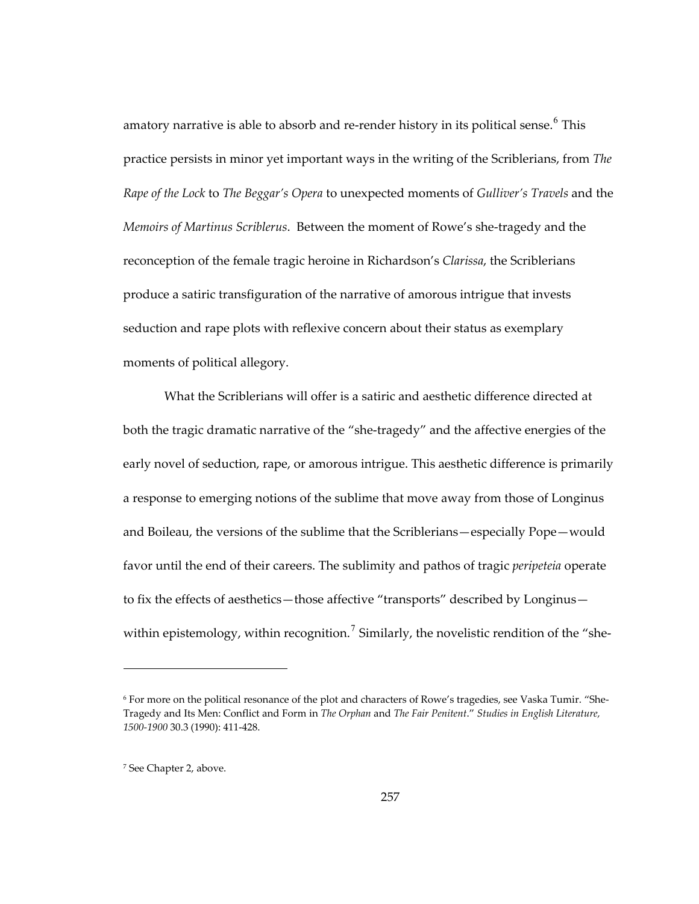amatory narrative is able to absorb and re-render history in its political sense.[6] This practice persists in minor yet important ways in the writing of the Scriblerians, from *The Rape of the Lock* to *The Beggar's Opera* to unexpected moments of *Gulliver's Travels* and the *Memoirs of Martinus Scriblerus*. Between the moment of Rowe's she-tragedy and the reconception of the female tragic heroine in Richardson's *Clarissa*, the Scriblerians produce a satiric transfiguration of the narrative of amorous intrigue that invests seduction and rape plots with reflexive concern about their status as exemplary moments of political allegory.

What the Scriblerians will offer is a satiric and aesthetic difference directed at both the tragic dramatic narrative of the "she-tragedy" and the affective energies of the early novel of seduction, rape, or amorous intrigue. This aesthetic difference is primarily a response to emerging notions of the sublime that move away from those of Longinus and Boileau, the versions of the sublime that the Scriblerians—especially Pope—would favor until the end of their careers. The sublimity and pathos of tragic *peripeteia* operate to fix the effects of aesthetics—those affective "transports" described by Longinus—within epistemology, within recognition.[7] Similarly, the novelistic rendition of the "she-

---

[6] For more on the political resonance of the plot and characters of Rowe's tragedies, see Vaska Tumir. "She-Tragedy and Its Men: Conflict and Form in *The Orphan* and *The Fair Penitent*." *Studies in English Literature, 1500-1900* 30.3 (1990): 411-428.

[7] See Chapter 2, above.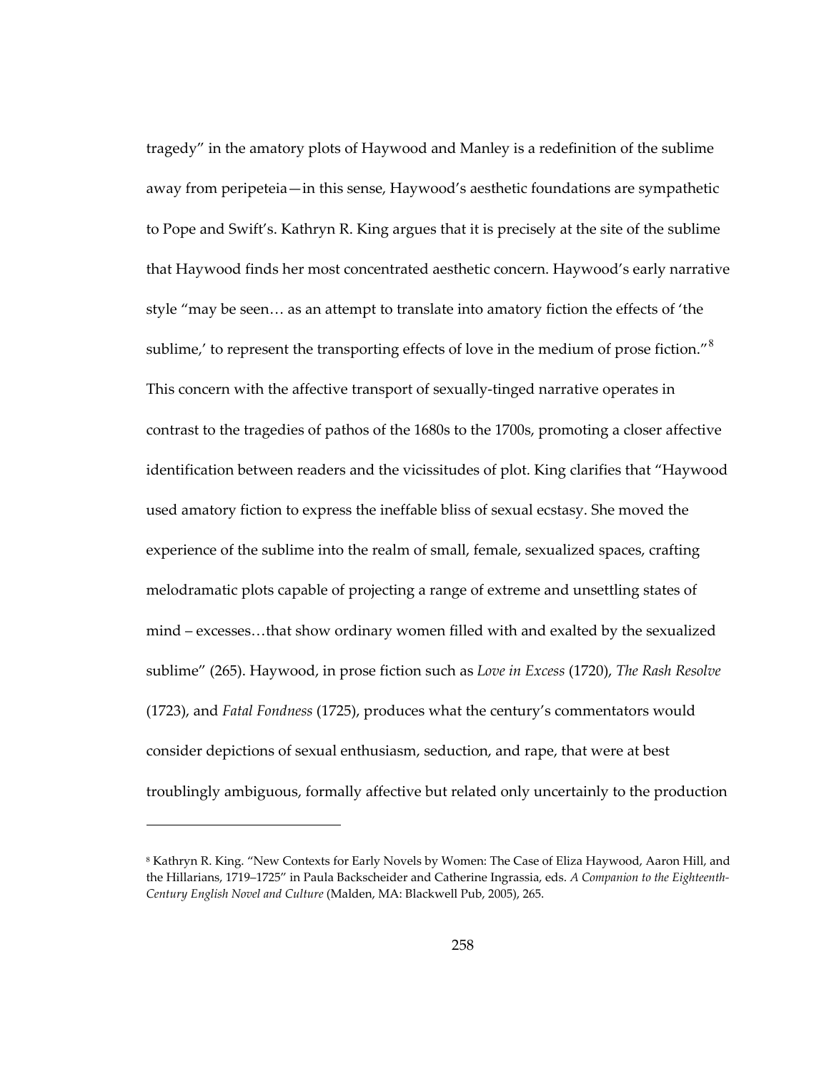tragedy" in the amatory plots of Haywood and Manley is a redefinition of the sublime away from peripeteia—in this sense, Haywood's aesthetic foundations are sympathetic to Pope and Swift's. Kathryn R. King argues that it is precisely at the site of the sublime that Haywood finds her most concentrated aesthetic concern. Haywood's early narrative style "may be seen… as an attempt to translate into amatory fiction the effects of 'the sublime,' to represent the transporting effects of love in the medium of prose fiction."[8] This concern with the affective transport of sexually-tinged narrative operates in contrast to the tragedies of pathos of the 1680s to the 1700s, promoting a closer affective identification between readers and the vicissitudes of plot. King clarifies that "Haywood used amatory fiction to express the ineffable bliss of sexual ecstasy. She moved the experience of the sublime into the realm of small, female, sexualized spaces, crafting melodramatic plots capable of projecting a range of extreme and unsettling states of mind – excesses…that show ordinary women filled with and exalted by the sexualized sublime" (265). Haywood, in prose fiction such as *Love in Excess* (1720), *The Rash Resolve* (1723), and *Fatal Fondness* (1725), produces what the century's commentators would consider depictions of sexual enthusiasm, seduction, and rape, that were at best troublingly ambiguous, formally affective but related only uncertainly to the production

---

[8] Kathryn R. King. "New Contexts for Early Novels by Women: The Case of Eliza Haywood, Aaron Hill, and the Hillarians, 1719–1725" in Paula Backscheider and Catherine Ingrassia, eds. *A Companion to the Eighteenth-Century English Novel and Culture* (Malden, MA: Blackwell Pub, 2005), 265.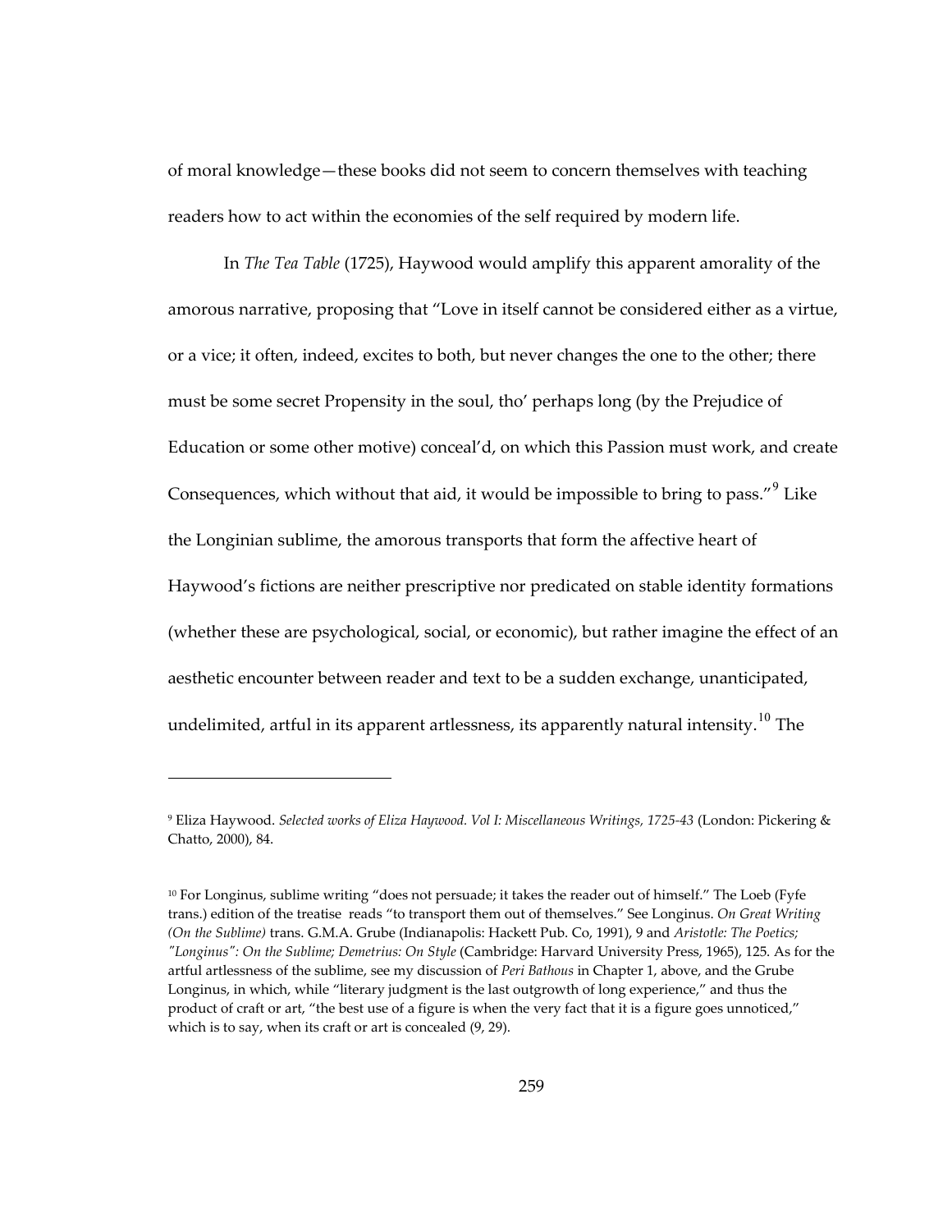of moral knowledge—these books did not seem to concern themselves with teaching readers how to act within the economies of the self required by modern life.

In *The Tea Table* (1725), Haywood would amplify this apparent amorality of the amorous narrative, proposing that "Love in itself cannot be considered either as a virtue, or a vice; it often, indeed, excites to both, but never changes the one to the other; there must be some secret Propensity in the soul, tho' perhaps long (by the Prejudice of Education or some other motive) conceal'd, on which this Passion must work, and create Consequences, which without that aid, it would be impossible to bring to pass."[9] Like the Longinian sublime, the amorous transports that form the affective heart of Haywood's fictions are neither prescriptive nor predicated on stable identity formations (whether these are psychological, social, or economic), but rather imagine the effect of an aesthetic encounter between reader and text to be a sudden exchange, unanticipated, undelimited, artful in its apparent artlessness, its apparently natural intensity.[10] The

---

[9] Eliza Haywood. *Selected works of Eliza Haywood. Vol I: Miscellaneous Writings, 1725-43* (London: Pickering & Chatto, 2000), 84.

[10] For Longinus, sublime writing "does not persuade; it takes the reader out of himself." The Loeb (Fyfe trans.) edition of the treatise reads "to transport them out of themselves." See Longinus. *On Great Writing (On the Sublime)* trans. G.M.A. Grube (Indianapolis: Hackett Pub. Co, 1991), 9 and *Aristotle: The Poetics; "Longinus": On the Sublime; Demetrius: On Style* (Cambridge: Harvard University Press, 1965), 125. As for the artful artlessness of the sublime, see my discussion of *Peri Bathous* in Chapter 1, above, and the Grube Longinus, in which, while "literary judgment is the last outgrowth of long experience," and thus the product of craft or art, "the best use of a figure is when the very fact that it is a figure goes unnoticed," which is to say, when its craft or art is concealed (9, 29).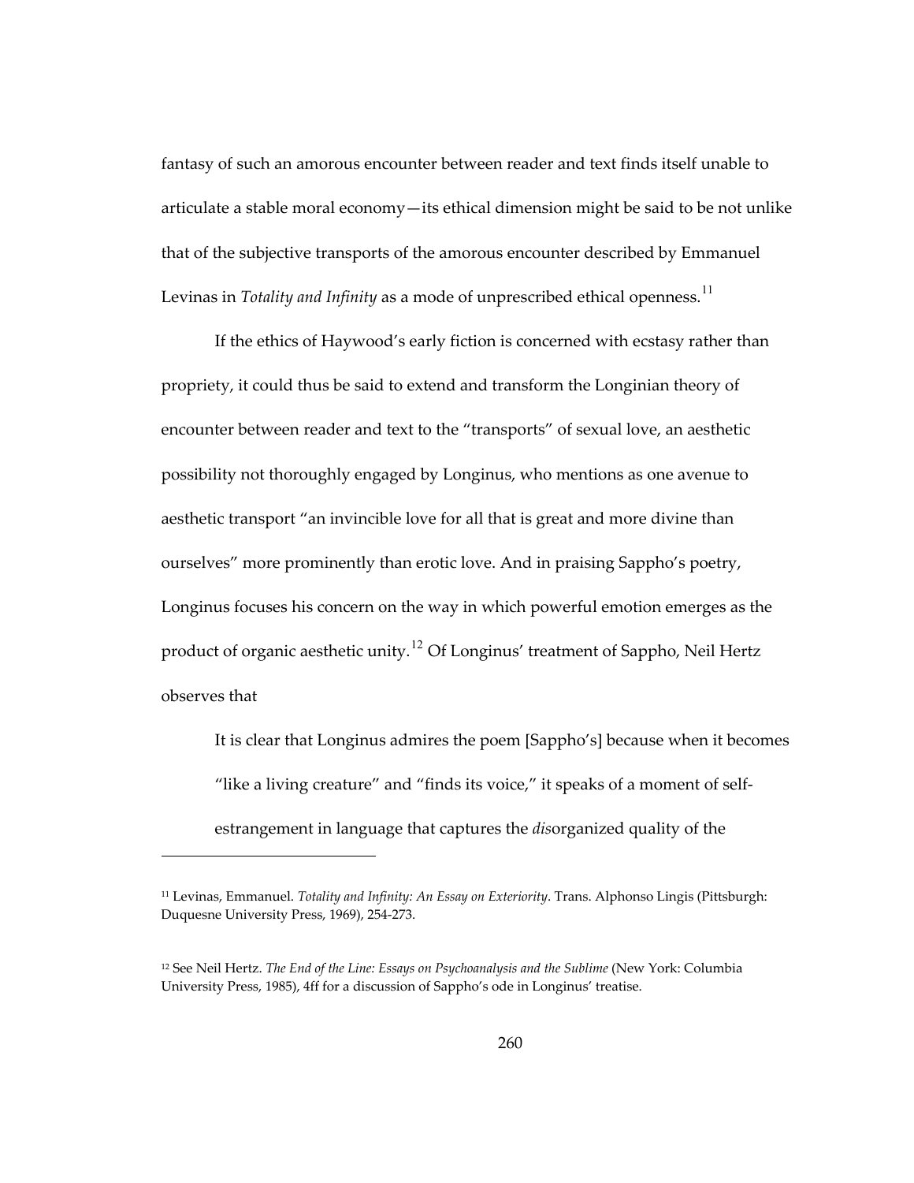fantasy of such an amorous encounter between reader and text finds itself unable to articulate a stable moral economy—its ethical dimension might be said to be not unlike that of the subjective transports of the amorous encounter described by Emmanuel Levinas in *Totality and Infinity* as a mode of unprescribed ethical openness.[11]

If the ethics of Haywood's early fiction is concerned with ecstasy rather than propriety, it could thus be said to extend and transform the Longinian theory of encounter between reader and text to the "transports" of sexual love, an aesthetic possibility not thoroughly engaged by Longinus, who mentions as one avenue to aesthetic transport "an invincible love for all that is great and more divine than ourselves" more prominently than erotic love. And in praising Sappho's poetry, Longinus focuses his concern on the way in which powerful emotion emerges as the product of organic aesthetic unity.[12] Of Longinus' treatment of Sappho, Neil Hertz observes that

> It is clear that Longinus admires the poem [Sappho's] because when it becomes "like a living creature" and "finds its voice," it speaks of a moment of self-estrangement in language that captures the *dis*organized quality of the

---

[11] Levinas, Emmanuel. *Totality and Infinity: An Essay on Exteriority*. Trans. Alphonso Lingis (Pittsburgh: Duquesne University Press, 1969), 254-273.

[12] See Neil Hertz. *The End of the Line: Essays on Psychoanalysis and the Sublime* (New York: Columbia University Press, 1985), 4ff for a discussion of Sappho's ode in Longinus' treatise.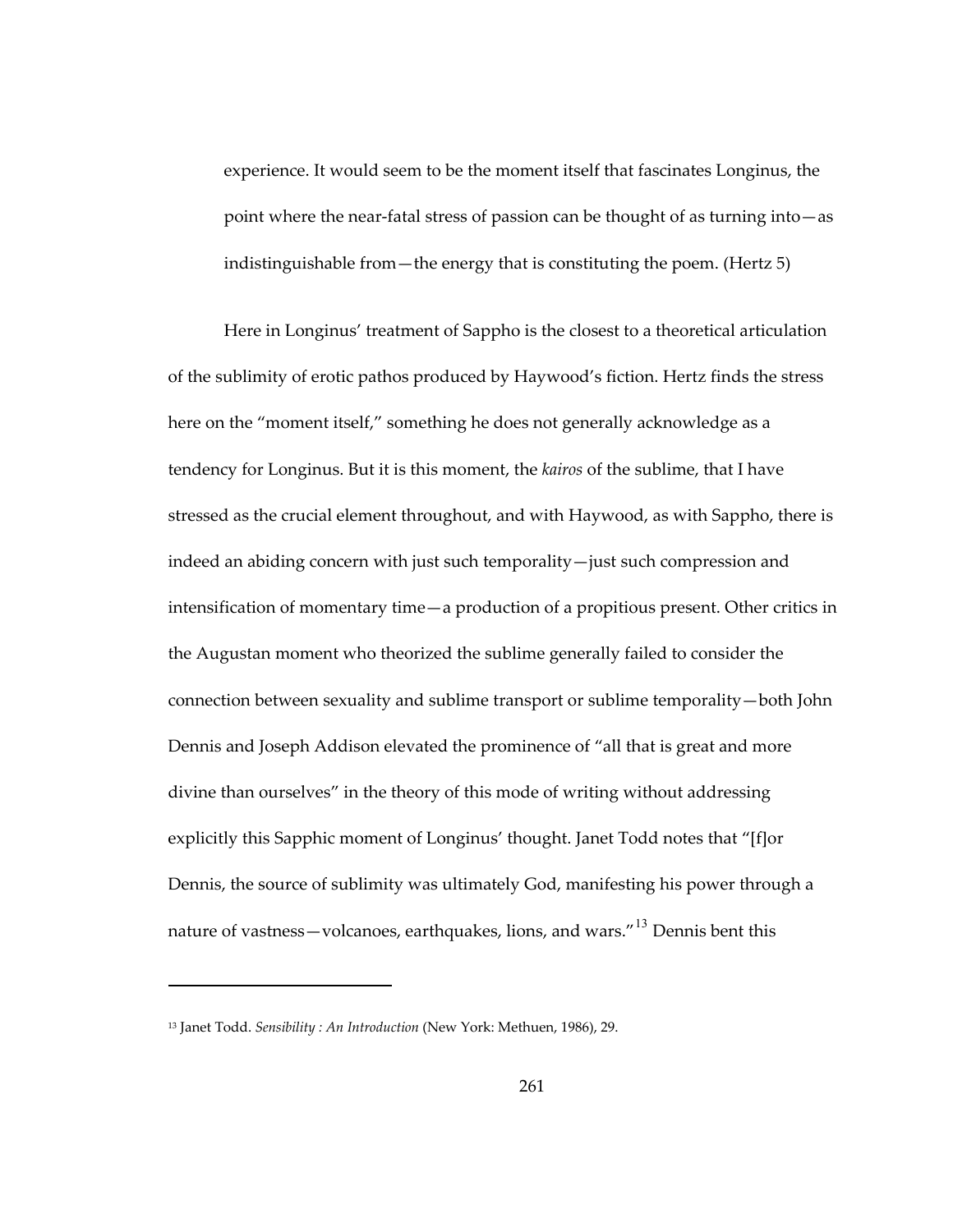> experience. It would seem to be the moment itself that fascinates Longinus, the point where the near-fatal stress of passion can be thought of as turning into—as indistinguishable from—the energy that is constituting the poem. (Hertz 5)

Here in Longinus' treatment of Sappho is the closest to a theoretical articulation of the sublimity of erotic pathos produced by Haywood's fiction. Hertz finds the stress here on the "moment itself," something he does not generally acknowledge as a tendency for Longinus. But it is this moment, the *kairos* of the sublime, that I have stressed as the crucial element throughout, and with Haywood, as with Sappho, there is indeed an abiding concern with just such temporality—just such compression and intensification of momentary time—a production of a propitious present. Other critics in the Augustan moment who theorized the sublime generally failed to consider the connection between sexuality and sublime transport or sublime temporality—both John Dennis and Joseph Addison elevated the prominence of "all that is great and more divine than ourselves" in the theory of this mode of writing without addressing explicitly this Sapphic moment of Longinus' thought. Janet Todd notes that "[f]or Dennis, the source of sublimity was ultimately God, manifesting his power through a nature of vastness—volcanoes, earthquakes, lions, and wars."[13] Dennis bent this

---

[13] Janet Todd. *Sensibility : An Introduction* (New York: Methuen, 1986), 29.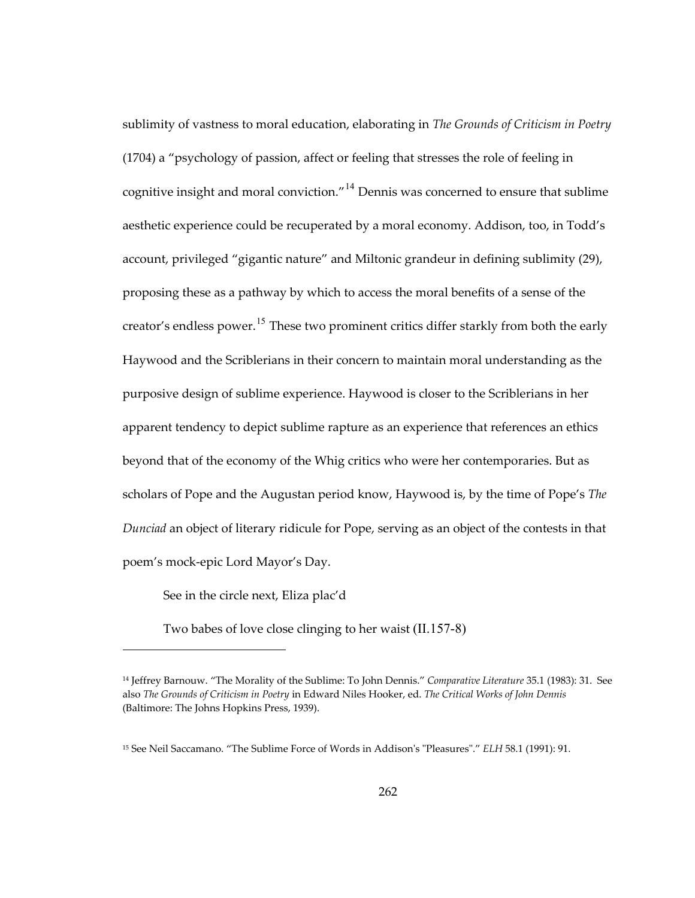sublimity of vastness to moral education, elaborating in *The Grounds of Criticism in Poetry* (1704) a "psychology of passion, affect or feeling that stresses the role of feeling in cognitive insight and moral conviction."[14] Dennis was concerned to ensure that sublime aesthetic experience could be recuperated by a moral economy. Addison, too, in Todd's account, privileged "gigantic nature" and Miltonic grandeur in defining sublimity (29), proposing these as a pathway by which to access the moral benefits of a sense of the creator's endless power.[15] These two prominent critics differ starkly from both the early Haywood and the Scriblerians in their concern to maintain moral understanding as the purposive design of sublime experience. Haywood is closer to the Scriblerians in her apparent tendency to depict sublime rapture as an experience that references an ethics beyond that of the economy of the Whig critics who were her contemporaries. But as scholars of Pope and the Augustan period know, Haywood is, by the time of Pope's *The Dunciad* an object of literary ridicule for Pope, serving as an object of the contests in that poem's mock-epic Lord Mayor's Day.

> See in the circle next, Eliza plac'd
>
> Two babes of love close clinging to her waist (II.157-8)

---

[14] Jeffrey Barnouw. "The Morality of the Sublime: To John Dennis." *Comparative Literature* 35.1 (1983): 31. See also *The Grounds of Criticism in Poetry* in Edward Niles Hooker, ed. *The Critical Works of John Dennis* (Baltimore: The Johns Hopkins Press, 1939).

[15] See Neil Saccamano. "The Sublime Force of Words in Addison's "Pleasures"." *ELH* 58.1 (1991): 91.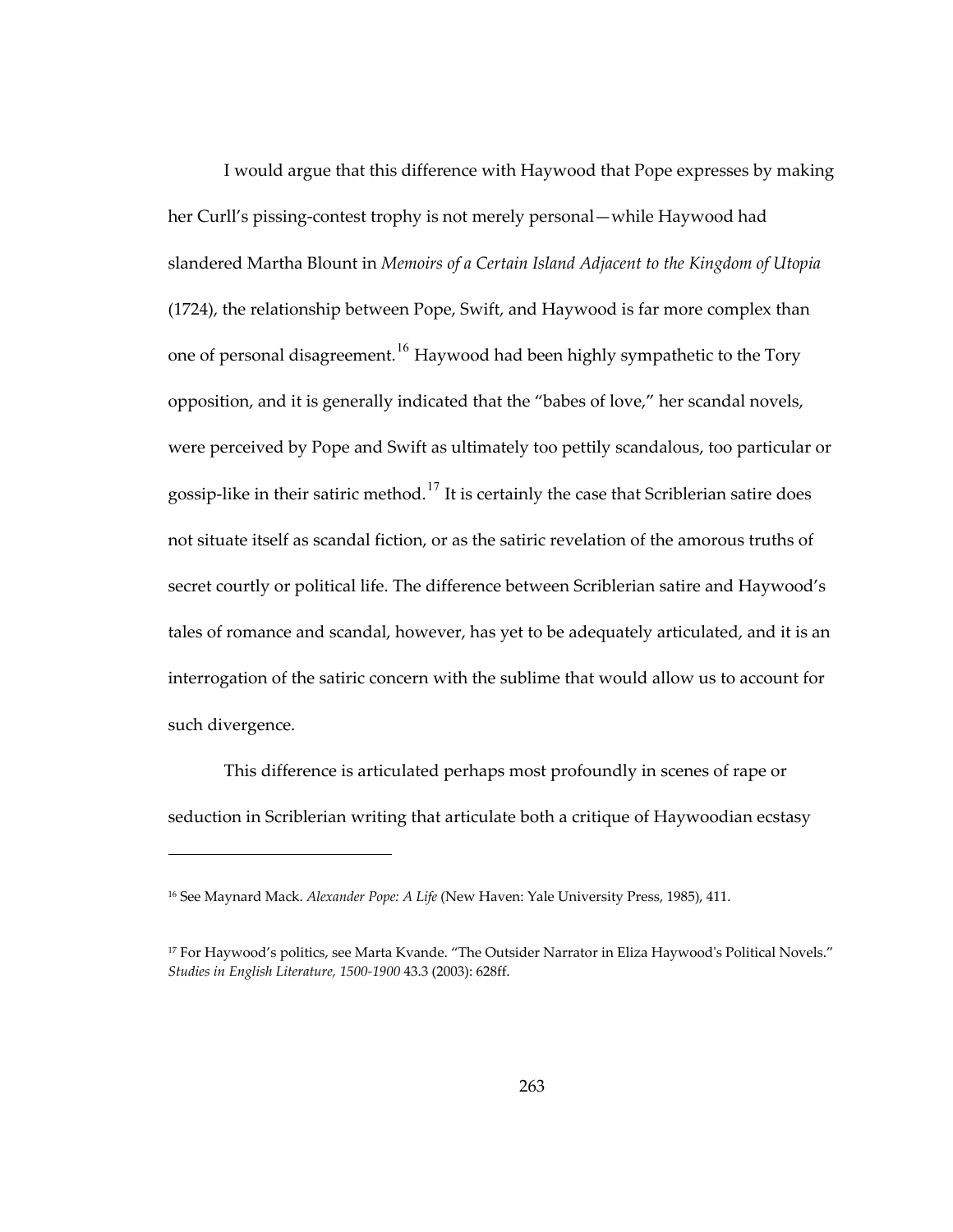I would argue that this difference with Haywood that Pope expresses by making her Curll's pissing-contest trophy is not merely personal—while Haywood had slandered Martha Blount in *Memoirs of a Certain Island Adjacent to the Kingdom of Utopia* (1724), the relationship between Pope, Swift, and Haywood is far more complex than one of personal disagreement.[16] Haywood had been highly sympathetic to the Tory opposition, and it is generally indicated that the "babes of love," her scandal novels, were perceived by Pope and Swift as ultimately too pettily scandalous, too particular or gossip-like in their satiric method.[17] It is certainly the case that Scriblerian satire does not situate itself as scandal fiction, or as the satiric revelation of the amorous truths of secret courtly or political life. The difference between Scriblerian satire and Haywood's tales of romance and scandal, however, has yet to be adequately articulated, and it is an interrogation of the satiric concern with the sublime that would allow us to account for such divergence.

This difference is articulated perhaps most profoundly in scenes of rape or seduction in Scriblerian writing that articulate both a critique of Haywoodian ecstasy

---

[16] See Maynard Mack. *Alexander Pope: A Life* (New Haven: Yale University Press, 1985), 411.

[17] For Haywood's politics, see Marta Kvande. "The Outsider Narrator in Eliza Haywood's Political Novels." *Studies in English Literature, 1500-1900* 43.3 (2003): 628ff.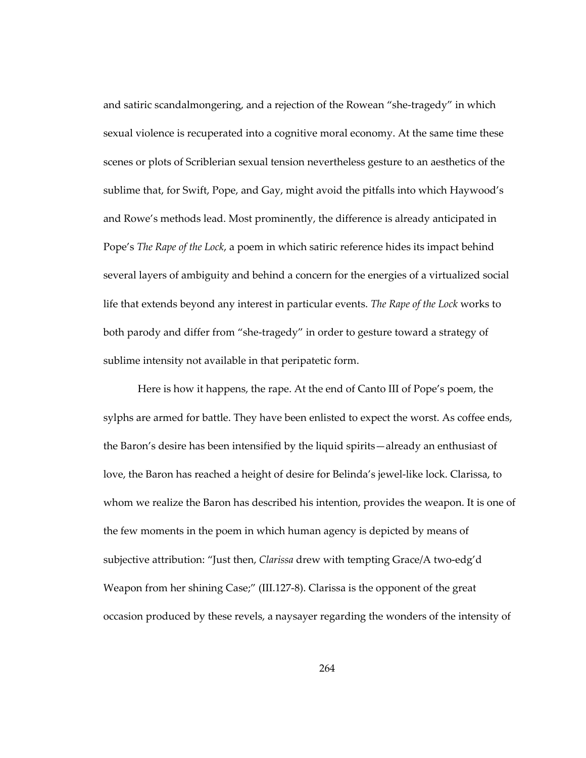and satiric scandalmongering, and a rejection of the Rowean "she-tragedy" in which sexual violence is recuperated into a cognitive moral economy. At the same time these scenes or plots of Scriblerian sexual tension nevertheless gesture to an aesthetics of the sublime that, for Swift, Pope, and Gay, might avoid the pitfalls into which Haywood's and Rowe's methods lead. Most prominently, the difference is already anticipated in Pope's *The Rape of the Lock*, a poem in which satiric reference hides its impact behind several layers of ambiguity and behind a concern for the energies of a virtualized social life that extends beyond any interest in particular events. *The Rape of the Lock* works to both parody and differ from "she-tragedy" in order to gesture toward a strategy of sublime intensity not available in that peripatetic form.

Here is how it happens, the rape. At the end of Canto III of Pope's poem, the sylphs are armed for battle. They have been enlisted to expect the worst. As coffee ends, the Baron's desire has been intensified by the liquid spirits—already an enthusiast of love, the Baron has reached a height of desire for Belinda's jewel-like lock. Clarissa, to whom we realize the Baron has described his intention, provides the weapon. It is one of the few moments in the poem in which human agency is depicted by means of subjective attribution: "Just then, *Clarissa* drew with tempting Grace/A two-edg'd Weapon from her shining Case;" (III.127-8). Clarissa is the opponent of the great occasion produced by these revels, a naysayer regarding the wonders of the intensity of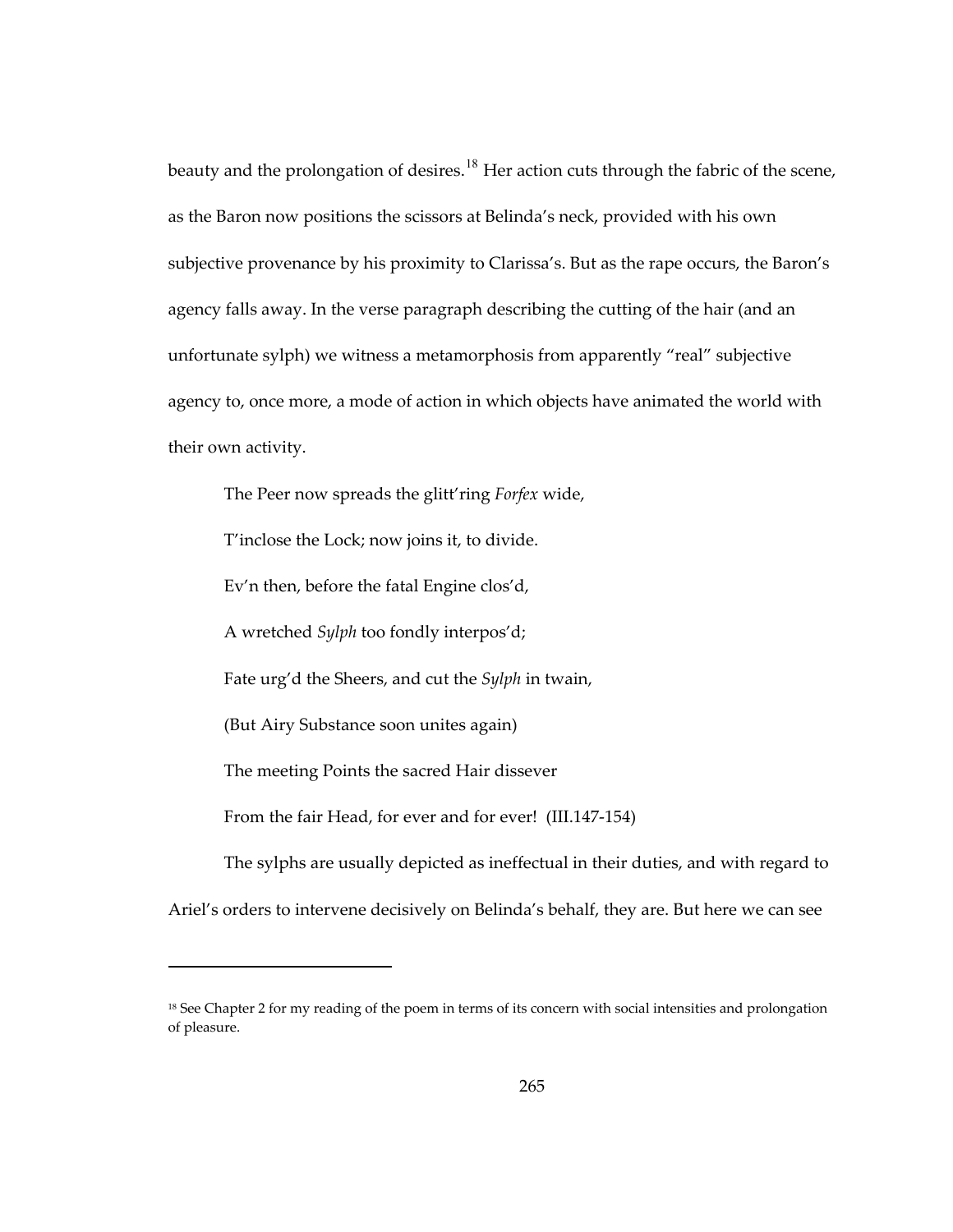beauty and the prolongation of desires.[18] Her action cuts through the fabric of the scene, as the Baron now positions the scissors at Belinda's neck, provided with his own subjective provenance by his proximity to Clarissa's. But as the rape occurs, the Baron's agency falls away. In the verse paragraph describing the cutting of the hair (and an unfortunate sylph) we witness a metamorphosis from apparently "real" subjective agency to, once more, a mode of action in which objects have animated the world with their own activity.

> The Peer now spreads the glitt'ring *Forfex* wide,
>
> T'inclose the Lock; now joins it, to divide.
>
> Ev'n then, before the fatal Engine clos'd,
>
> A wretched *Sylph* too fondly interpos'd;
>
> Fate urg'd the Sheers, and cut the *Sylph* in twain,
>
> (But Airy Substance soon unites again)
>
> The meeting Points the sacred Hair dissever
>
> From the fair Head, for ever and for ever! (III.147-154)

The sylphs are usually depicted as ineffectual in their duties, and with regard to Ariel's orders to intervene decisively on Belinda's behalf, they are. But here we can see

---

[18] See Chapter 2 for my reading of the poem in terms of its concern with social intensities and prolongation of pleasure.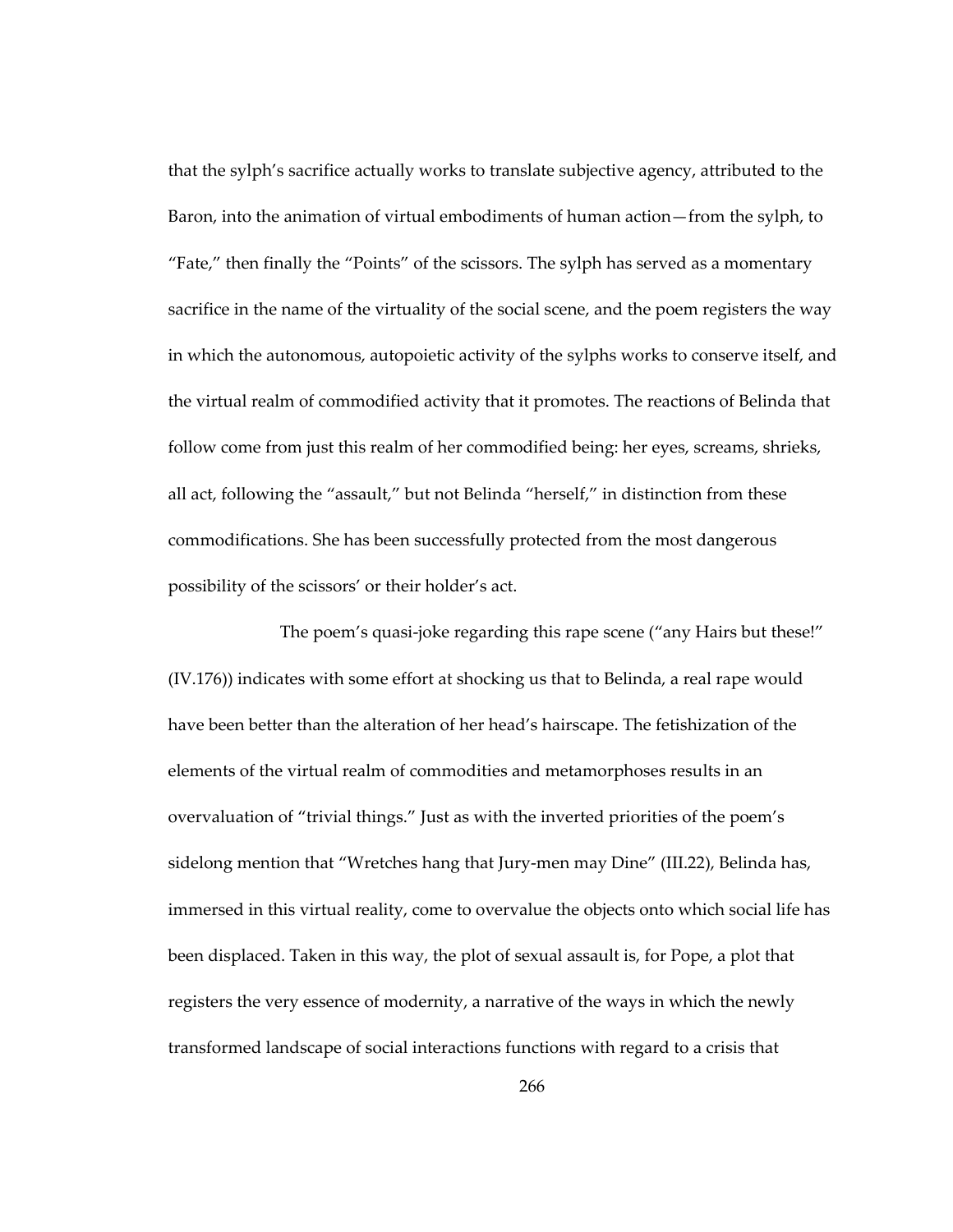that the sylph's sacrifice actually works to translate subjective agency, attributed to the Baron, into the animation of virtual embodiments of human action—from the sylph, to "Fate," then finally the "Points" of the scissors. The sylph has served as a momentary sacrifice in the name of the virtuality of the social scene, and the poem registers the way in which the autonomous, autopoietic activity of the sylphs works to conserve itself, and the virtual realm of commodified activity that it promotes. The reactions of Belinda that follow come from just this realm of her commodified being: her eyes, screams, shrieks, all act, following the "assault," but not Belinda "herself," in distinction from these commodifications. She has been successfully protected from the most dangerous possibility of the scissors' or their holder's act.

The poem's quasi-joke regarding this rape scene ("any Hairs but these!" (IV.176)) indicates with some effort at shocking us that to Belinda, a real rape would have been better than the alteration of her head's hairscape. The fetishization of the elements of the virtual realm of commodities and metamorphoses results in an overvaluation of "trivial things." Just as with the inverted priorities of the poem's sidelong mention that "Wretches hang that Jury-men may Dine" (III.22), Belinda has, immersed in this virtual reality, come to overvalue the objects onto which social life has been displaced. Taken in this way, the plot of sexual assault is, for Pope, a plot that registers the very essence of modernity, a narrative of the ways in which the newly transformed landscape of social interactions functions with regard to a crisis that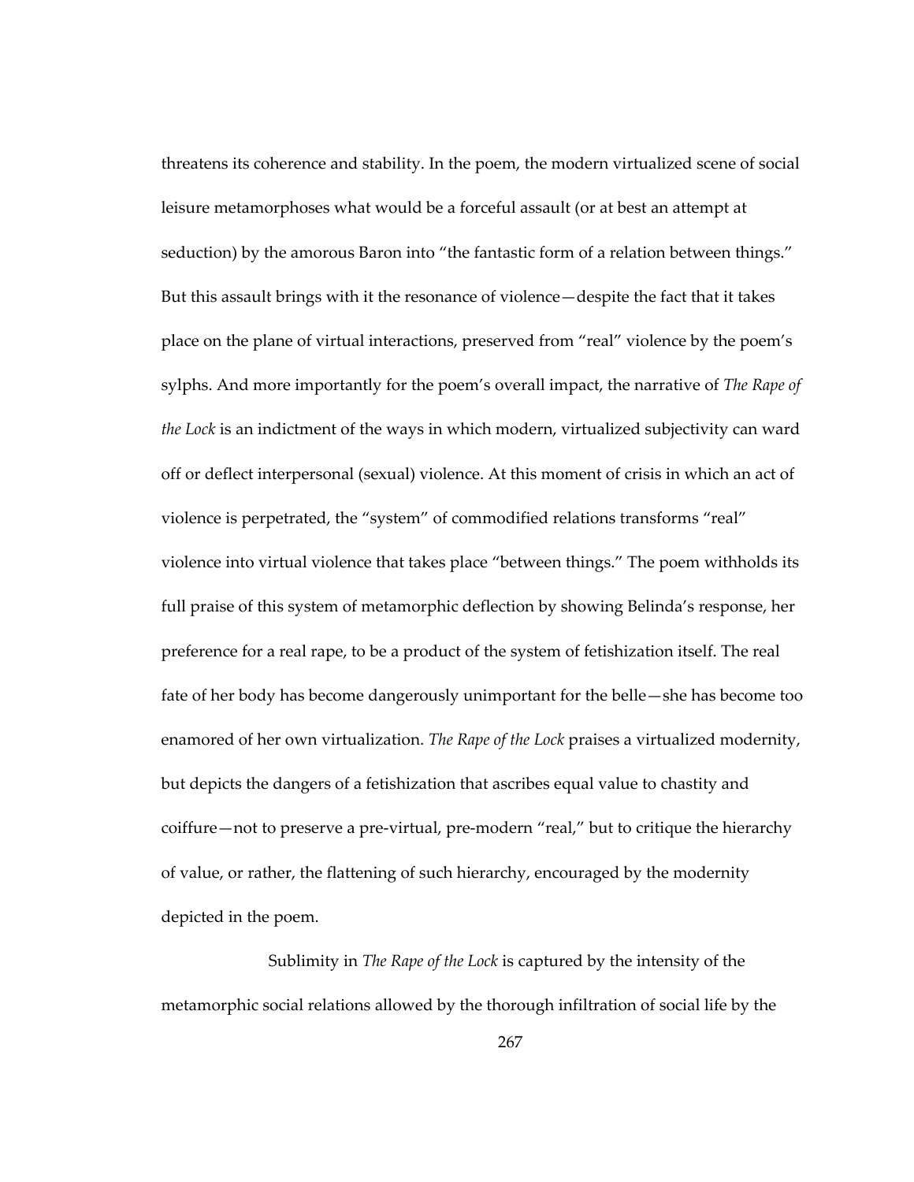threatens its coherence and stability. In the poem, the modern virtualized scene of social leisure metamorphoses what would be a forceful assault (or at best an attempt at seduction) by the amorous Baron into "the fantastic form of a relation between things." But this assault brings with it the resonance of violence—despite the fact that it takes place on the plane of virtual interactions, preserved from "real" violence by the poem's sylphs. And more importantly for the poem's overall impact, the narrative of *The Rape of the Lock* is an indictment of the ways in which modern, virtualized subjectivity can ward off or deflect interpersonal (sexual) violence. At this moment of crisis in which an act of violence is perpetrated, the "system" of commodified relations transforms "real" violence into virtual violence that takes place "between things." The poem withholds its full praise of this system of metamorphic deflection by showing Belinda's response, her preference for a real rape, to be a product of the system of fetishization itself. The real fate of her body has become dangerously unimportant for the belle—she has become too enamored of her own virtualization. *The Rape of the Lock* praises a virtualized modernity, but depicts the dangers of a fetishization that ascribes equal value to chastity and coiffure—not to preserve a pre-virtual, pre-modern "real," but to critique the hierarchy of value, or rather, the flattening of such hierarchy, encouraged by the modernity depicted in the poem.

Sublimity in *The Rape of the Lock* is captured by the intensity of the metamorphic social relations allowed by the thorough infiltration of social life by the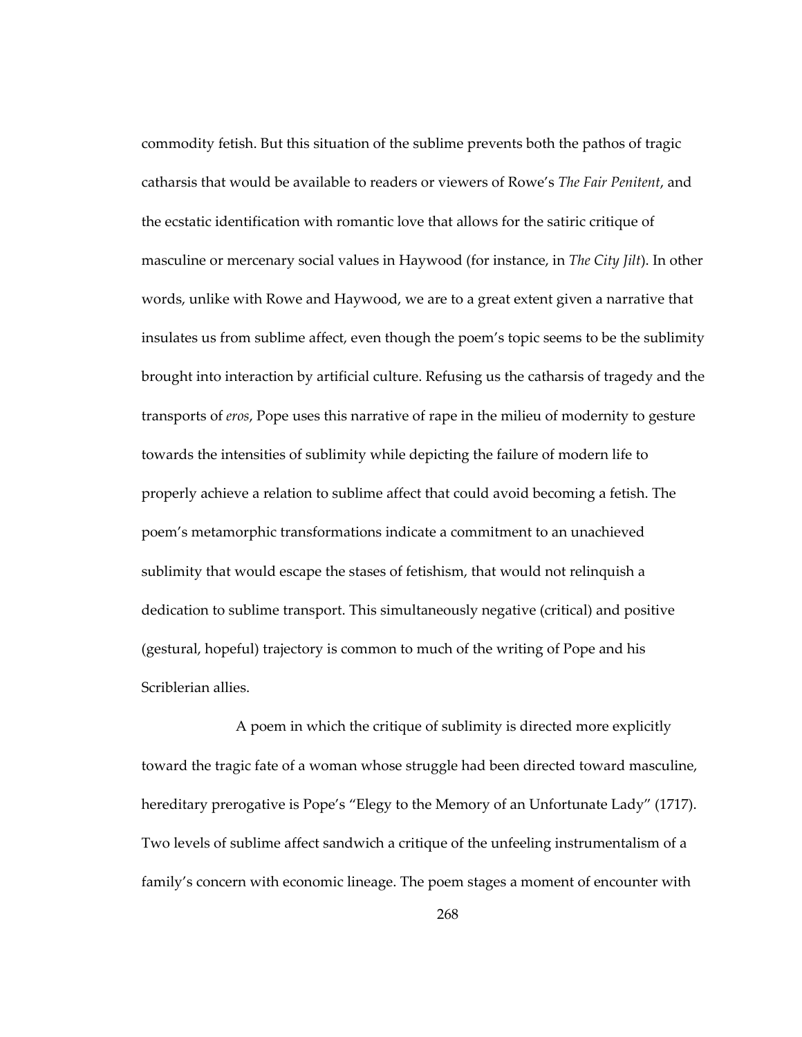commodity fetish. But this situation of the sublime prevents both the pathos of tragic catharsis that would be available to readers or viewers of Rowe's *The Fair Penitent*, and the ecstatic identification with romantic love that allows for the satiric critique of masculine or mercenary social values in Haywood (for instance, in *The City Jilt*). In other words, unlike with Rowe and Haywood, we are to a great extent given a narrative that insulates us from sublime affect, even though the poem's topic seems to be the sublimity brought into interaction by artificial culture. Refusing us the catharsis of tragedy and the transports of *eros*, Pope uses this narrative of rape in the milieu of modernity to gesture towards the intensities of sublimity while depicting the failure of modern life to properly achieve a relation to sublime affect that could avoid becoming a fetish. The poem's metamorphic transformations indicate a commitment to an unachieved sublimity that would escape the stases of fetishism, that would not relinquish a dedication to sublime transport. This simultaneously negative (critical) and positive (gestural, hopeful) trajectory is common to much of the writing of Pope and his Scriblerian allies.

A poem in which the critique of sublimity is directed more explicitly toward the tragic fate of a woman whose struggle had been directed toward masculine, hereditary prerogative is Pope's "Elegy to the Memory of an Unfortunate Lady" (1717). Two levels of sublime affect sandwich a critique of the unfeeling instrumentalism of a family's concern with economic lineage. The poem stages a moment of encounter with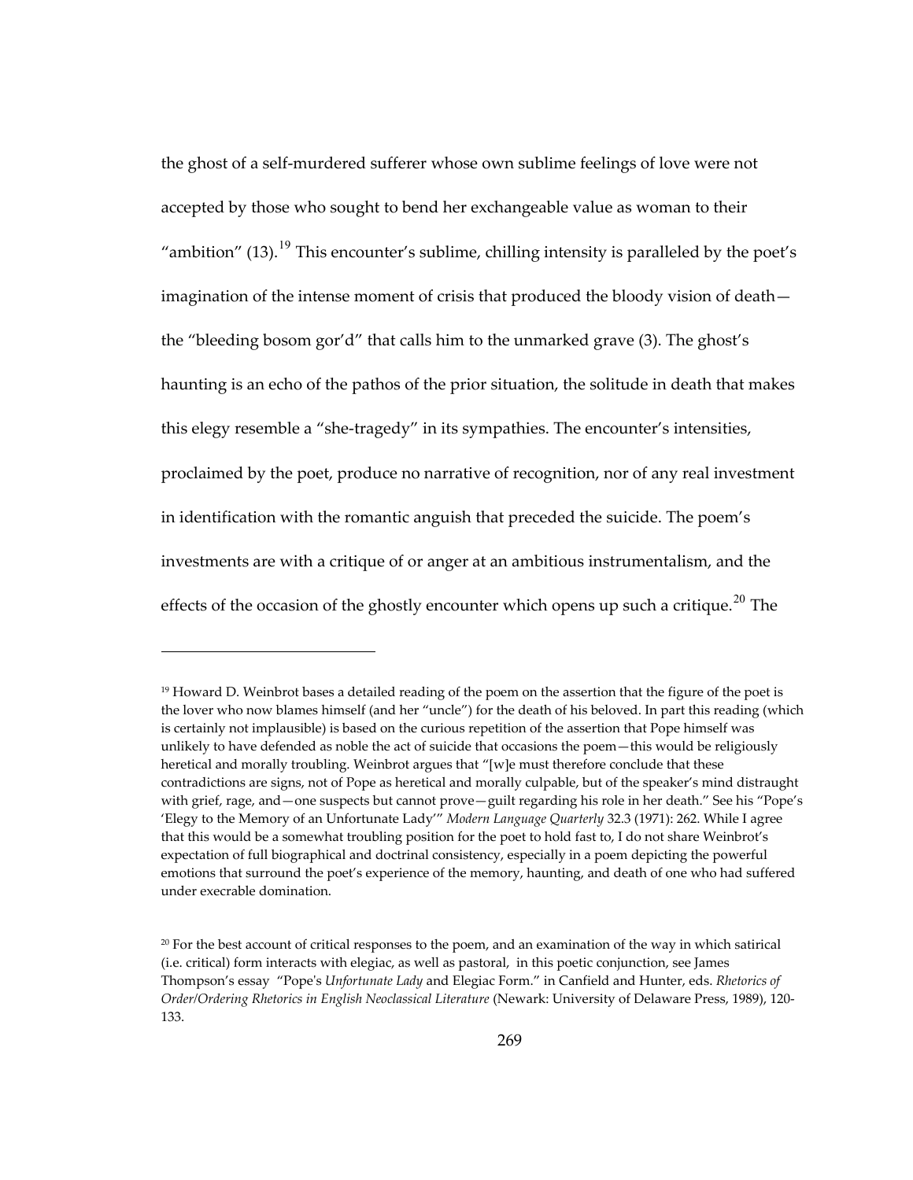the ghost of a self-murdered sufferer whose own sublime feelings of love were not accepted by those who sought to bend her exchangeable value as woman to their "ambition" (13).[19] This encounter's sublime, chilling intensity is paralleled by the poet's imagination of the intense moment of crisis that produced the bloody vision of death—the "bleeding bosom gor'd" that calls him to the unmarked grave (3). The ghost's haunting is an echo of the pathos of the prior situation, the solitude in death that makes this elegy resemble a "she-tragedy" in its sympathies. The encounter's intensities, proclaimed by the poet, produce no narrative of recognition, nor of any real investment in identification with the romantic anguish that preceded the suicide. The poem's investments are with a critique of or anger at an ambitious instrumentalism, and the effects of the occasion of the ghostly encounter which opens up such a critique.[20] The

---

[19] Howard D. Weinbrot bases a detailed reading of the poem on the assertion that the figure of the poet is the lover who now blames himself (and her "uncle") for the death of his beloved. In part this reading (which is certainly not implausible) is based on the curious repetition of the assertion that Pope himself was unlikely to have defended as noble the act of suicide that occasions the poem—this would be religiously heretical and morally troubling. Weinbrot argues that "[w]e must therefore conclude that these contradictions are signs, not of Pope as heretical and morally culpable, but of the speaker's mind distraught with grief, rage, and—one suspects but cannot prove—guilt regarding his role in her death." See his "Pope's 'Elegy to the Memory of an Unfortunate Lady'" *Modern Language Quarterly* 32.3 (1971): 262. While I agree that this would be a somewhat troubling position for the poet to hold fast to, I do not share Weinbrot's expectation of full biographical and doctrinal consistency, especially in a poem depicting the powerful emotions that surround the poet's experience of the memory, haunting, and death of one who had suffered under execrable domination.

[20] For the best account of critical responses to the poem, and an examination of the way in which satirical (i.e. critical) form interacts with elegiac, as well as pastoral, in this poetic conjunction, see James Thompson's essay "Pope's *Unfortunate Lady* and Elegiac Form." in Canfield and Hunter, eds. *Rhetorics of Order/Ordering Rhetorics in English Neoclassical Literature* (Newark: University of Delaware Press, 1989), 120-133.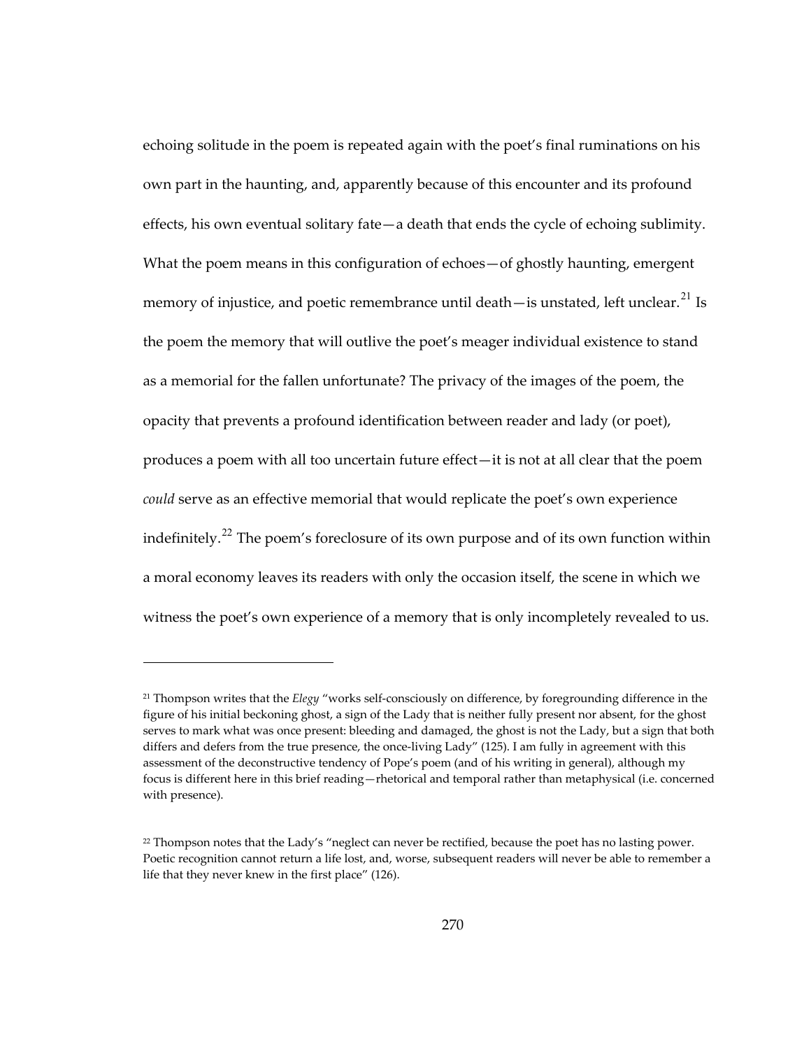echoing solitude in the poem is repeated again with the poet's final ruminations on his own part in the haunting, and, apparently because of this encounter and its profound effects, his own eventual solitary fate—a death that ends the cycle of echoing sublimity. What the poem means in this configuration of echoes—of ghostly haunting, emergent memory of injustice, and poetic remembrance until death—is unstated, left unclear.[21] Is the poem the memory that will outlive the poet's meager individual existence to stand as a memorial for the fallen unfortunate? The privacy of the images of the poem, the opacity that prevents a profound identification between reader and lady (or poet), produces a poem with all too uncertain future effect—it is not at all clear that the poem *could* serve as an effective memorial that would replicate the poet's own experience indefinitely.[22] The poem's foreclosure of its own purpose and of its own function within a moral economy leaves its readers with only the occasion itself, the scene in which we witness the poet's own experience of a memory that is only incompletely revealed to us.

---

[21] Thompson writes that the *Elegy* "works self-consciously on difference, by foregrounding difference in the figure of his initial beckoning ghost, a sign of the Lady that is neither fully present nor absent, for the ghost serves to mark what was once present: bleeding and damaged, the ghost is not the Lady, but a sign that both differs and defers from the true presence, the once-living Lady" (125). I am fully in agreement with this assessment of the deconstructive tendency of Pope's poem (and of his writing in general), although my focus is different here in this brief reading—rhetorical and temporal rather than metaphysical (i.e. concerned with presence).

[22] Thompson notes that the Lady's "neglect can never be rectified, because the poet has no lasting power. Poetic recognition cannot return a life lost, and, worse, subsequent readers will never be able to remember a life that they never knew in the first place" (126).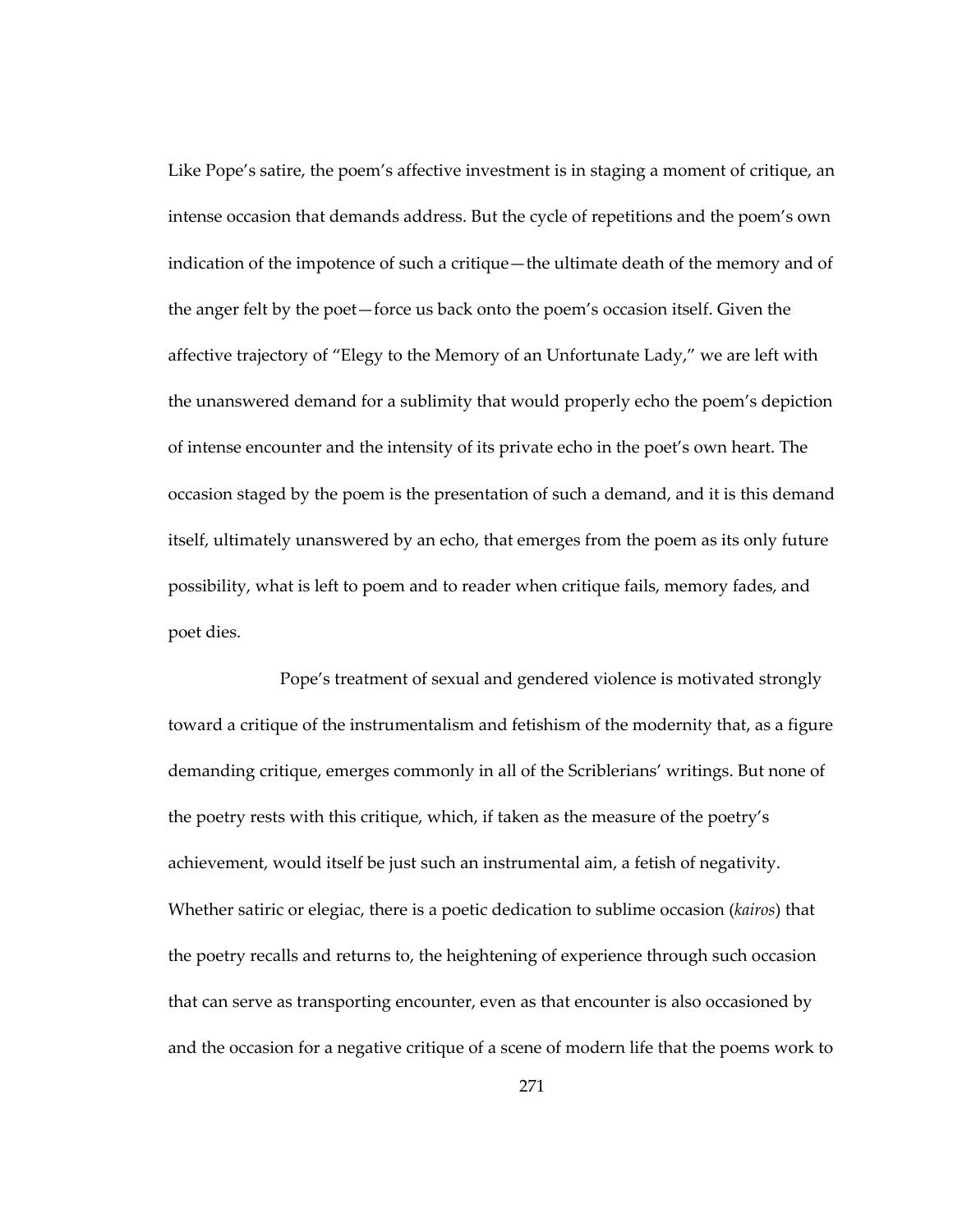Like Pope's satire, the poem's affective investment is in staging a moment of critique, an intense occasion that demands address. But the cycle of repetitions and the poem's own indication of the impotence of such a critique—the ultimate death of the memory and of the anger felt by the poet—force us back onto the poem's occasion itself. Given the affective trajectory of "Elegy to the Memory of an Unfortunate Lady," we are left with the unanswered demand for a sublimity that would properly echo the poem's depiction of intense encounter and the intensity of its private echo in the poet's own heart. The occasion staged by the poem is the presentation of such a demand, and it is this demand itself, ultimately unanswered by an echo, that emerges from the poem as its only future possibility, what is left to poem and to reader when critique fails, memory fades, and poet dies.

Pope's treatment of sexual and gendered violence is motivated strongly toward a critique of the instrumentalism and fetishism of the modernity that, as a figure demanding critique, emerges commonly in all of the Scriblerians' writings. But none of the poetry rests with this critique, which, if taken as the measure of the poetry's achievement, would itself be just such an instrumental aim, a fetish of negativity. Whether satiric or elegiac, there is a poetic dedication to sublime occasion (*kairos*) that the poetry recalls and returns to, the heightening of experience through such occasion that can serve as transporting encounter, even as that encounter is also occasioned by and the occasion for a negative critique of a scene of modern life that the poems work to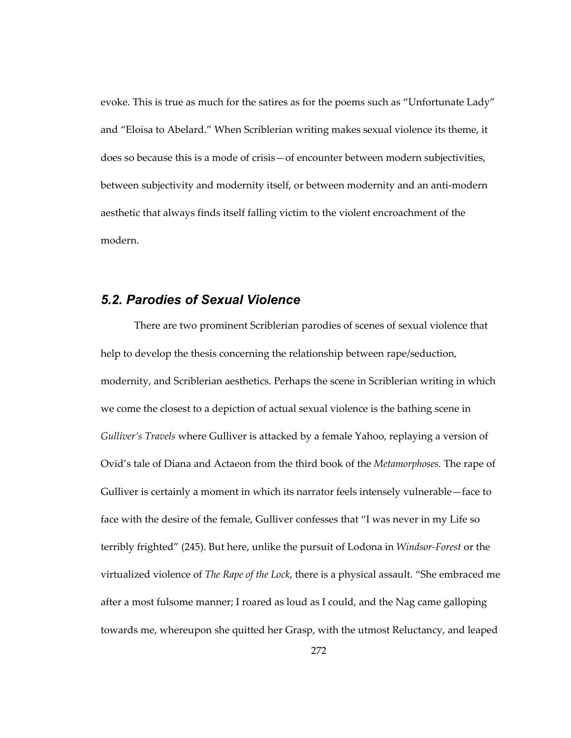evoke. This is true as much for the satires as for the poems such as "Unfortunate Lady" and "Eloisa to Abelard." When Scriblerian writing makes sexual violence its theme, it does so because this is a mode of crisis—of encounter between modern subjectivities, between subjectivity and modernity itself, or between modernity and an anti-modern aesthetic that always finds itself falling victim to the violent encroachment of the modern.

## *5.2. Parodies of Sexual Violence*

There are two prominent Scriblerian parodies of scenes of sexual violence that help to develop the thesis concerning the relationship between rape/seduction, modernity, and Scriblerian aesthetics. Perhaps the scene in Scriblerian writing in which we come the closest to a depiction of actual sexual violence is the bathing scene in *Gulliver's Travels* where Gulliver is attacked by a female Yahoo, replaying a version of Ovid's tale of Diana and Actaeon from the third book of the *Metamorphoses.* The rape of Gulliver is certainly a moment in which its narrator feels intensely vulnerable—face to face with the desire of the female, Gulliver confesses that "I was never in my Life so terribly frighted" (245). But here, unlike the pursuit of Lodona in *Windsor-Forest* or the virtualized violence of *The Rape of the Lock*, there is a physical assault. "She embraced me after a most fulsome manner; I roared as loud as I could, and the Nag came galloping towards me, whereupon she quitted her Grasp, with the utmost Reluctancy, and leaped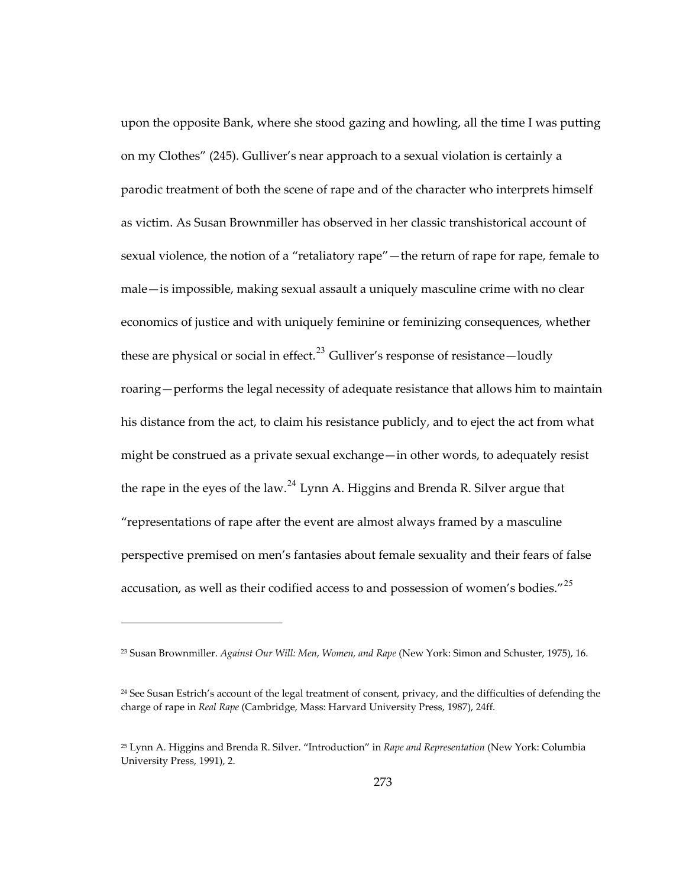upon the opposite Bank, where she stood gazing and howling, all the time I was putting on my Clothes" (245). Gulliver's near approach to a sexual violation is certainly a parodic treatment of both the scene of rape and of the character who interprets himself as victim. As Susan Brownmiller has observed in her classic transhistorical account of sexual violence, the notion of a "retaliatory rape"—the return of rape for rape, female to male—is impossible, making sexual assault a uniquely masculine crime with no clear economics of justice and with uniquely feminine or feminizing consequences, whether these are physical or social in effect.[23] Gulliver's response of resistance—loudly roaring—performs the legal necessity of adequate resistance that allows him to maintain his distance from the act, to claim his resistance publicly, and to eject the act from what might be construed as a private sexual exchange—in other words, to adequately resist the rape in the eyes of the law.[24] Lynn A. Higgins and Brenda R. Silver argue that "representations of rape after the event are almost always framed by a masculine perspective premised on men's fantasies about female sexuality and their fears of false accusation, as well as their codified access to and possession of women's bodies."[25]

---

[23] Susan Brownmiller. *Against Our Will: Men, Women, and Rape* (New York: Simon and Schuster, 1975), 16.

[24] See Susan Estrich's account of the legal treatment of consent, privacy, and the difficulties of defending the charge of rape in *Real Rape* (Cambridge, Mass: Harvard University Press, 1987), 24ff.

[25] Lynn A. Higgins and Brenda R. Silver. "Introduction" in *Rape and Representation* (New York: Columbia University Press, 1991), 2.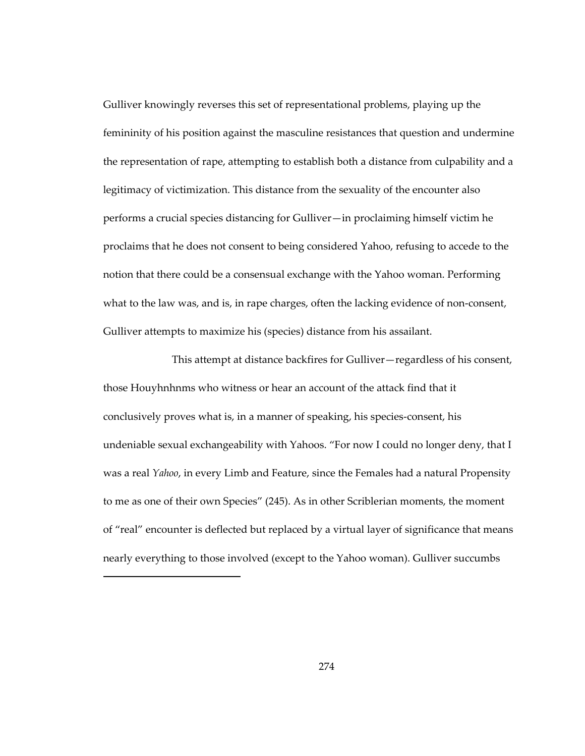Gulliver knowingly reverses this set of representational problems, playing up the femininity of his position against the masculine resistances that question and undermine the representation of rape, attempting to establish both a distance from culpability and a legitimacy of victimization. This distance from the sexuality of the encounter also performs a crucial species distancing for Gulliver—in proclaiming himself victim he proclaims that he does not consent to being considered Yahoo, refusing to accede to the notion that there could be a consensual exchange with the Yahoo woman. Performing what to the law was, and is, in rape charges, often the lacking evidence of non-consent, Gulliver attempts to maximize his (species) distance from his assailant.

This attempt at distance backfires for Gulliver—regardless of his consent, those Houyhnhnms who witness or hear an account of the attack find that it conclusively proves what is, in a manner of speaking, his species-consent, his undeniable sexual exchangeability with Yahoos. "For now I could no longer deny, that I was a real *Yahoo*, in every Limb and Feature, since the Females had a natural Propensity to me as one of their own Species" (245). As in other Scriblerian moments, the moment of "real" encounter is deflected but replaced by a virtual layer of significance that means nearly everything to those involved (except to the Yahoo woman). Gulliver succumbs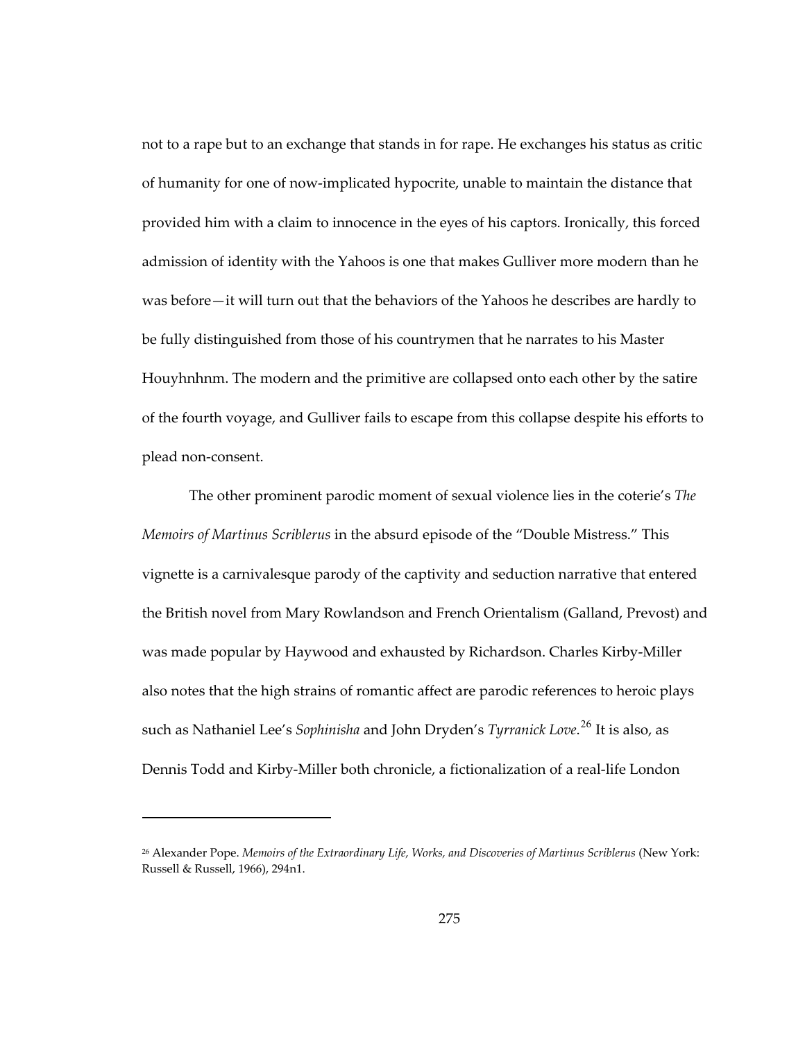not to a rape but to an exchange that stands in for rape. He exchanges his status as critic of humanity for one of now-implicated hypocrite, unable to maintain the distance that provided him with a claim to innocence in the eyes of his captors. Ironically, this forced admission of identity with the Yahoos is one that makes Gulliver more modern than he was before—it will turn out that the behaviors of the Yahoos he describes are hardly to be fully distinguished from those of his countrymen that he narrates to his Master Houyhnhnm. The modern and the primitive are collapsed onto each other by the satire of the fourth voyage, and Gulliver fails to escape from this collapse despite his efforts to plead non-consent.

The other prominent parodic moment of sexual violence lies in the coterie's *The Memoirs of Martinus Scriblerus* in the absurd episode of the "Double Mistress." This vignette is a carnivalesque parody of the captivity and seduction narrative that entered the British novel from Mary Rowlandson and French Orientalism (Galland, Prevost) and was made popular by Haywood and exhausted by Richardson. Charles Kirby-Miller also notes that the high strains of romantic affect are parodic references to heroic plays such as Nathaniel Lee's *Sophinisha* and John Dryden's *Tyrranick Love*.[26] It is also, as Dennis Todd and Kirby-Miller both chronicle, a fictionalization of a real-life London

---

[26] Alexander Pope. *Memoirs of the Extraordinary Life, Works, and Discoveries of Martinus Scriblerus* (New York: Russell & Russell, 1966), 294n1.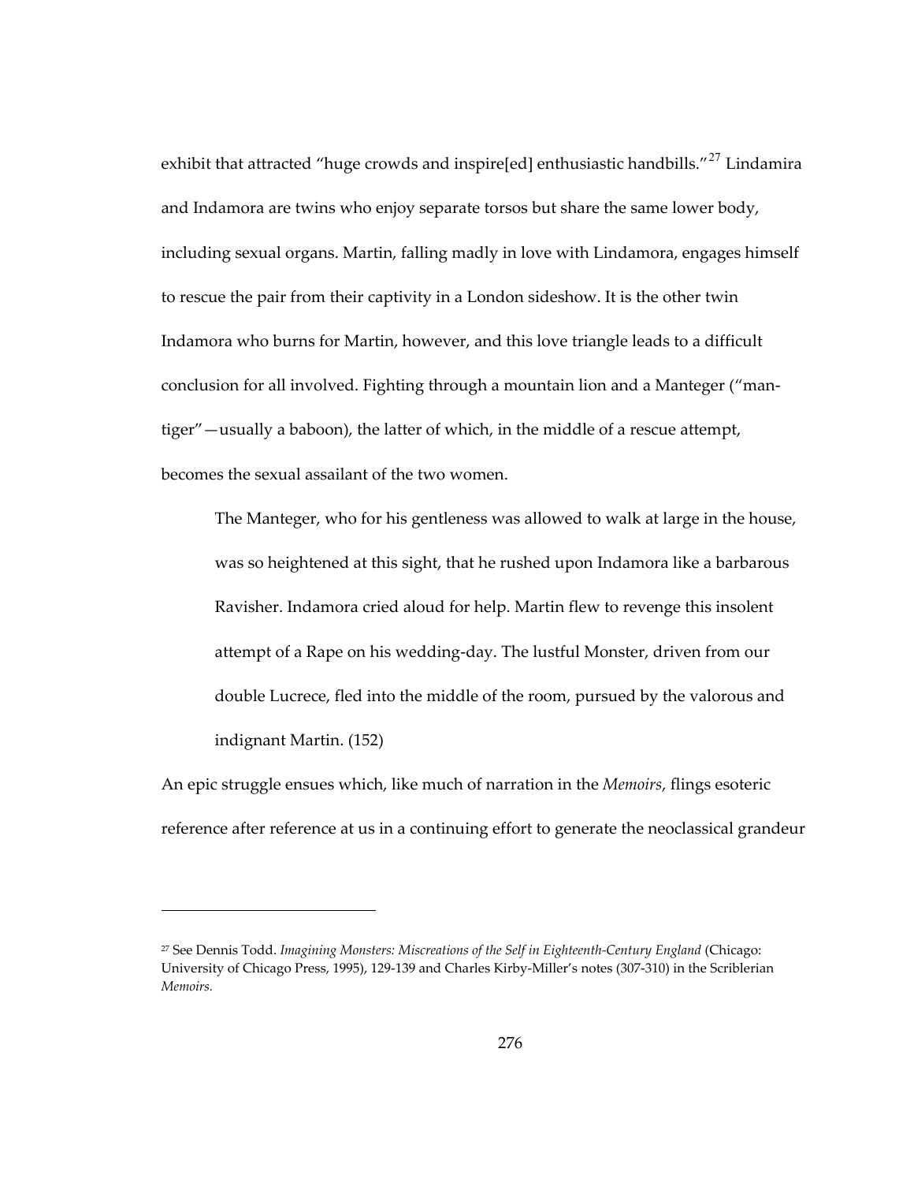exhibit that attracted "huge crowds and inspire[ed] enthusiastic handbills."[27] Lindamira and Indamora are twins who enjoy separate torsos but share the same lower body, including sexual organs. Martin, falling madly in love with Lindamora, engages himself to rescue the pair from their captivity in a London sideshow. It is the other twin Indamora who burns for Martin, however, and this love triangle leads to a difficult conclusion for all involved. Fighting through a mountain lion and a Manteger ("man-tiger"—usually a baboon), the latter of which, in the middle of a rescue attempt, becomes the sexual assailant of the two women.

> The Manteger, who for his gentleness was allowed to walk at large in the house, was so heightened at this sight, that he rushed upon Indamora like a barbarous Ravisher. Indamora cried aloud for help. Martin flew to revenge this insolent attempt of a Rape on his wedding-day. The lustful Monster, driven from our double Lucrece, fled into the middle of the room, pursued by the valorous and indignant Martin. (152)

An epic struggle ensues which, like much of narration in the *Memoirs*, flings esoteric reference after reference at us in a continuing effort to generate the neoclassical grandeur

---

[27] See Dennis Todd. *Imagining Monsters: Miscreations of the Self in Eighteenth-Century England* (Chicago: University of Chicago Press, 1995), 129-139 and Charles Kirby-Miller's notes (307-310) in the Scriblerian *Memoirs.*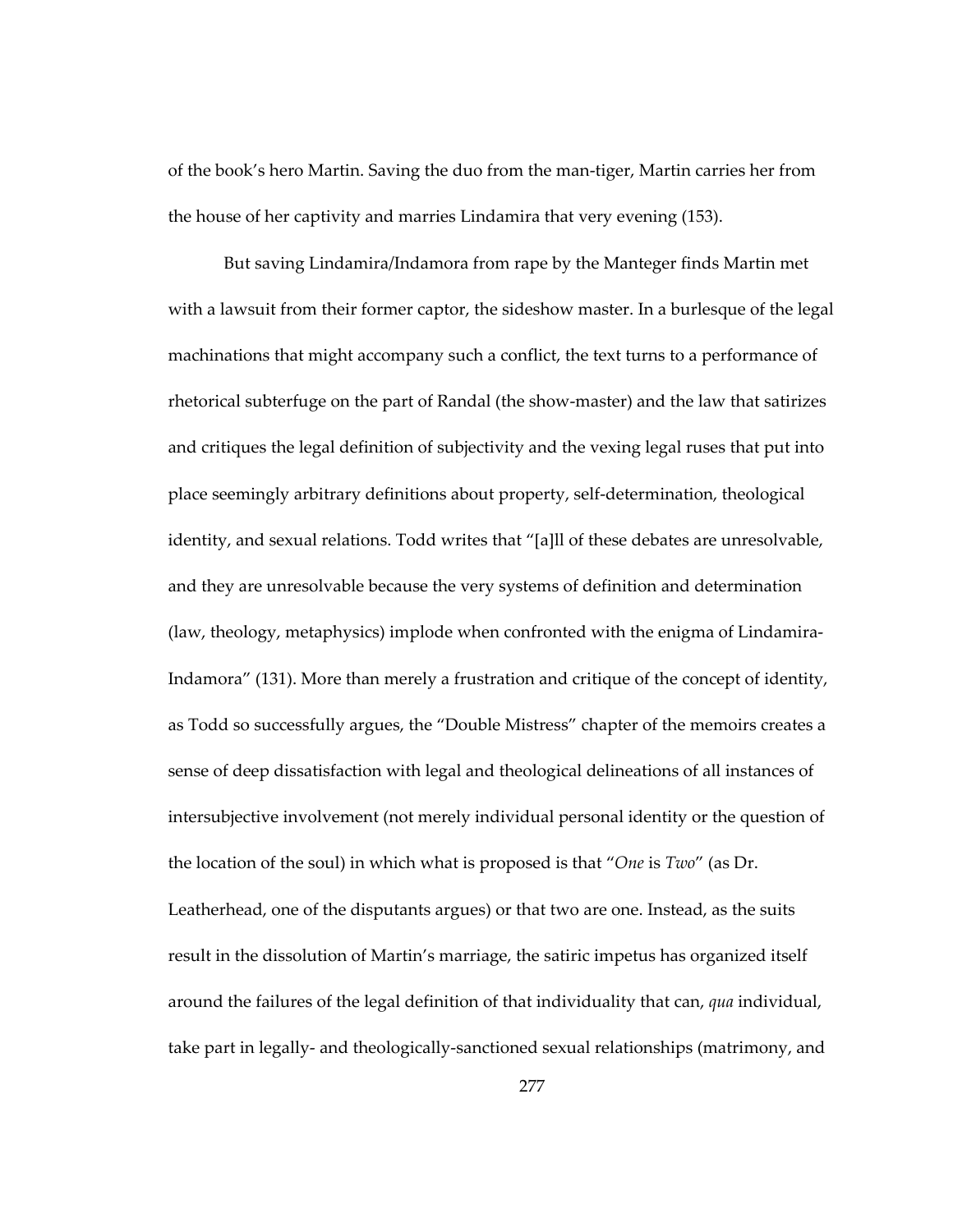of the book's hero Martin. Saving the duo from the man-tiger, Martin carries her from the house of her captivity and marries Lindamira that very evening (153).

But saving Lindamira/Indamora from rape by the Manteger finds Martin met with a lawsuit from their former captor, the sideshow master. In a burlesque of the legal machinations that might accompany such a conflict, the text turns to a performance of rhetorical subterfuge on the part of Randal (the show-master) and the law that satirizes and critiques the legal definition of subjectivity and the vexing legal ruses that put into place seemingly arbitrary definitions about property, self-determination, theological identity, and sexual relations. Todd writes that "[a]ll of these debates are unresolvable, and they are unresolvable because the very systems of definition and determination (law, theology, metaphysics) implode when confronted with the enigma of Lindamira-Indamora" (131). More than merely a frustration and critique of the concept of identity, as Todd so successfully argues, the "Double Mistress" chapter of the memoirs creates a sense of deep dissatisfaction with legal and theological delineations of all instances of intersubjective involvement (not merely individual personal identity or the question of the location of the soul) in which what is proposed is that "*One* is *Two*" (as Dr. Leatherhead, one of the disputants argues) or that two are one. Instead, as the suits result in the dissolution of Martin's marriage, the satiric impetus has organized itself around the failures of the legal definition of that individuality that can, *qua* individual, take part in legally- and theologically-sanctioned sexual relationships (matrimony, and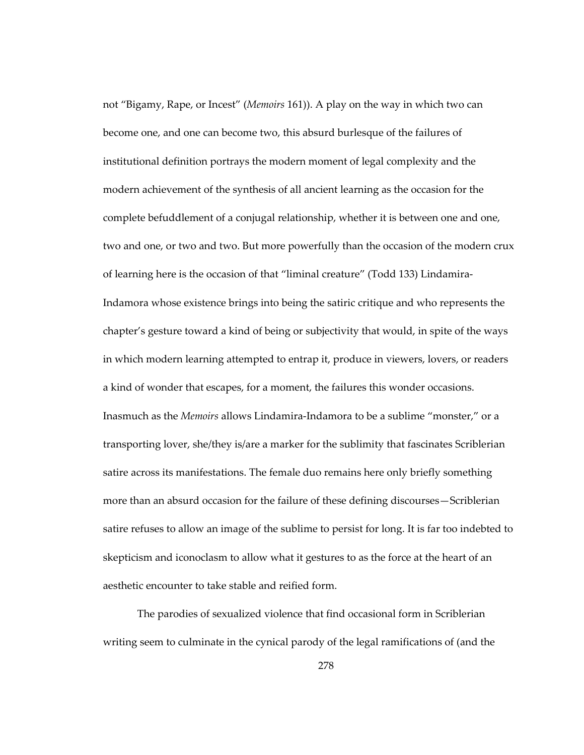not "Bigamy, Rape, or Incest" (*Memoirs* 161)). A play on the way in which two can become one, and one can become two, this absurd burlesque of the failures of institutional definition portrays the modern moment of legal complexity and the modern achievement of the synthesis of all ancient learning as the occasion for the complete befuddlement of a conjugal relationship, whether it is between one and one, two and one, or two and two. But more powerfully than the occasion of the modern crux of learning here is the occasion of that "liminal creature" (Todd 133) Lindamira-Indamora whose existence brings into being the satiric critique and who represents the chapter's gesture toward a kind of being or subjectivity that would, in spite of the ways in which modern learning attempted to entrap it, produce in viewers, lovers, or readers a kind of wonder that escapes, for a moment, the failures this wonder occasions. Inasmuch as the *Memoirs* allows Lindamira-Indamora to be a sublime "monster," or a transporting lover, she/they is/are a marker for the sublimity that fascinates Scriblerian satire across its manifestations. The female duo remains here only briefly something more than an absurd occasion for the failure of these defining discourses—Scriblerian satire refuses to allow an image of the sublime to persist for long. It is far too indebted to skepticism and iconoclasm to allow what it gestures to as the force at the heart of an aesthetic encounter to take stable and reified form.

The parodies of sexualized violence that find occasional form in Scriblerian writing seem to culminate in the cynical parody of the legal ramifications of (and the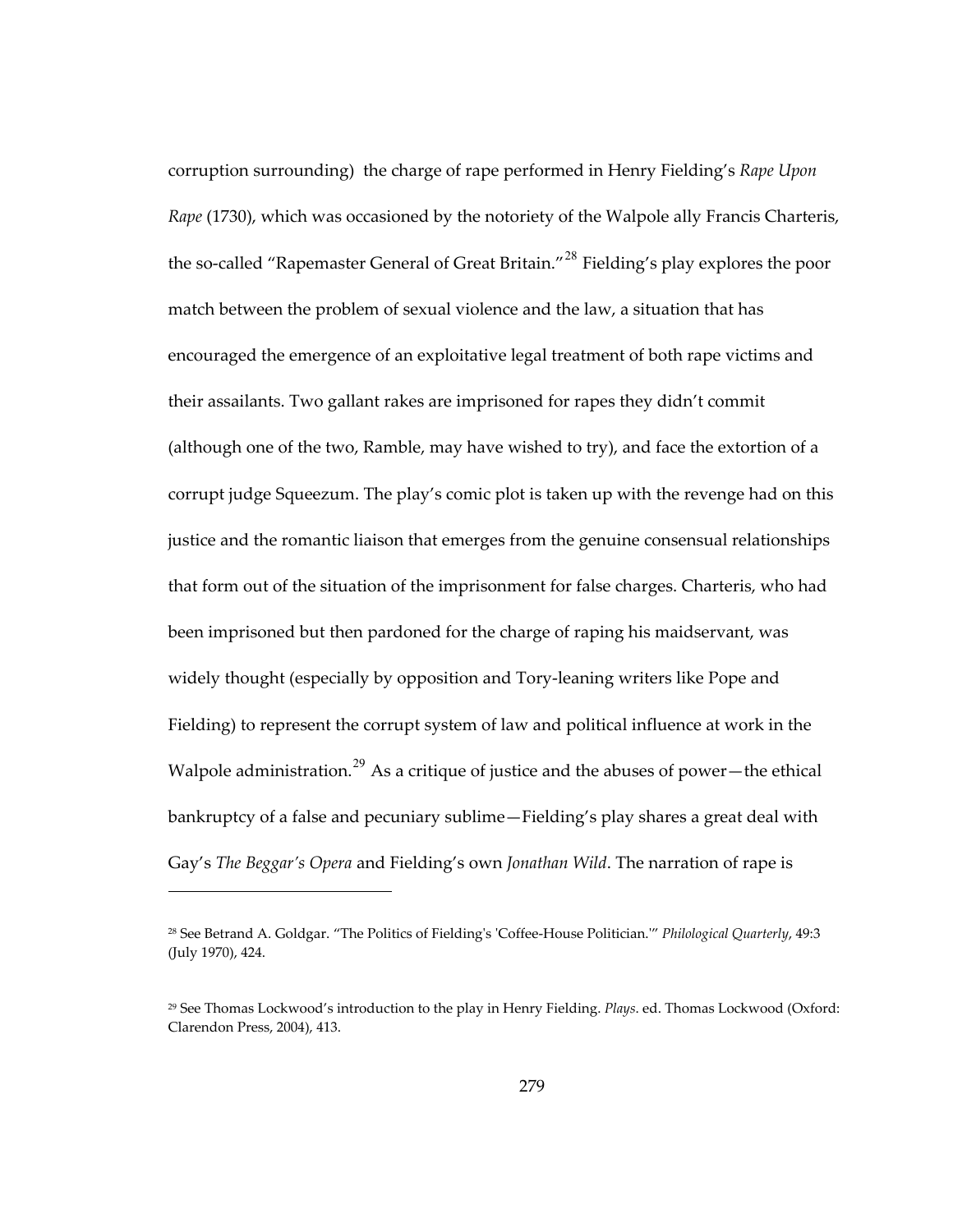corruption surrounding) the charge of rape performed in Henry Fielding's *Rape Upon Rape* (1730), which was occasioned by the notoriety of the Walpole ally Francis Charteris, the so-called "Rapemaster General of Great Britain."[28] Fielding's play explores the poor match between the problem of sexual violence and the law, a situation that has encouraged the emergence of an exploitative legal treatment of both rape victims and their assailants. Two gallant rakes are imprisoned for rapes they didn't commit (although one of the two, Ramble, may have wished to try), and face the extortion of a corrupt judge Squeezum. The play's comic plot is taken up with the revenge had on this justice and the romantic liaison that emerges from the genuine consensual relationships that form out of the situation of the imprisonment for false charges. Charteris, who had been imprisoned but then pardoned for the charge of raping his maidservant, was widely thought (especially by opposition and Tory-leaning writers like Pope and Fielding) to represent the corrupt system of law and political influence at work in the Walpole administration.[29] As a critique of justice and the abuses of power—the ethical bankruptcy of a false and pecuniary sublime—Fielding's play shares a great deal with Gay's *The Beggar's Opera* and Fielding's own *Jonathan Wild*. The narration of rape is

---

[28] See Betrand A. Goldgar. "The Politics of Fielding's 'Coffee-House Politician.'" *Philological Quarterly*, 49:3 (July 1970), 424.

[29] See Thomas Lockwood's introduction to the play in Henry Fielding. *Plays*. ed. Thomas Lockwood (Oxford: Clarendon Press, 2004), 413.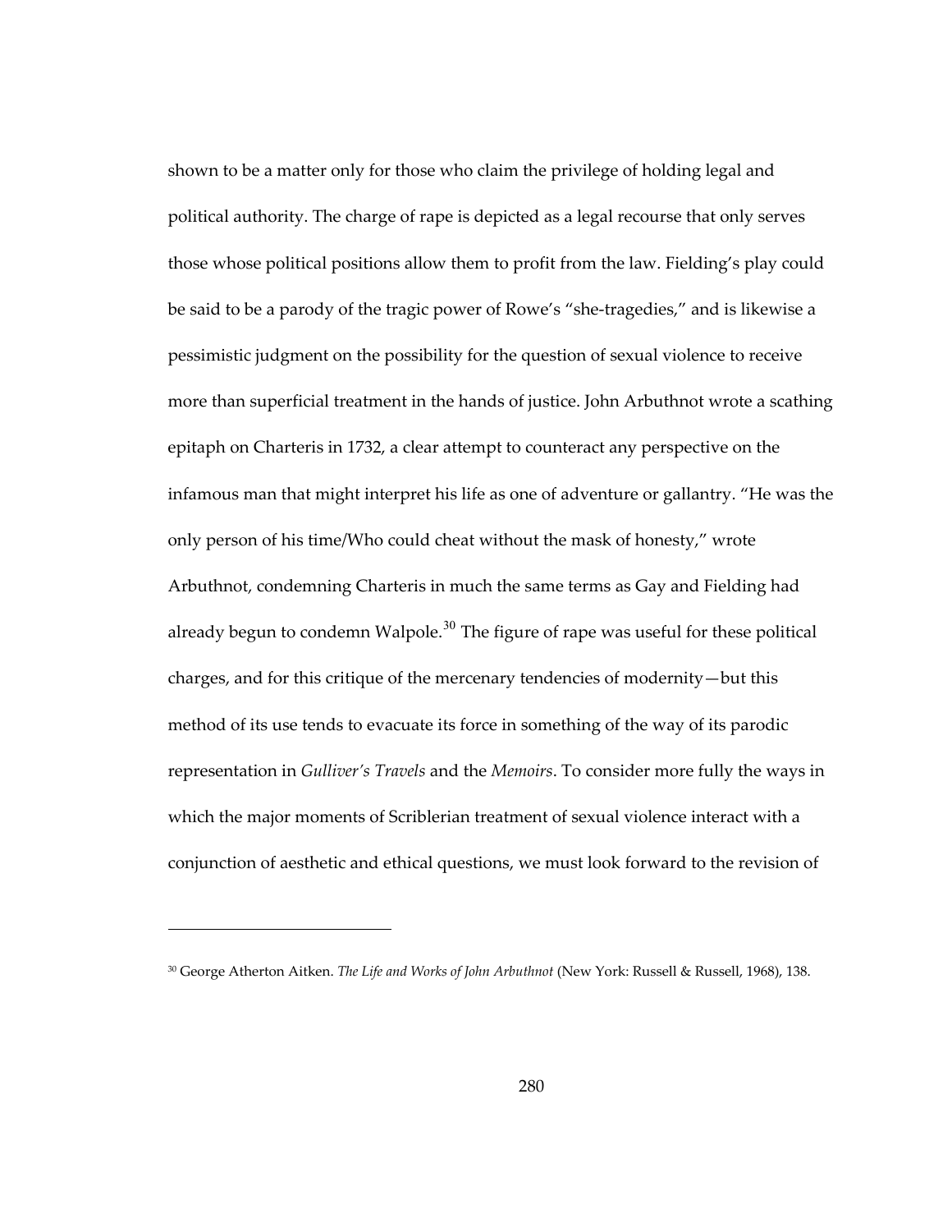shown to be a matter only for those who claim the privilege of holding legal and political authority. The charge of rape is depicted as a legal recourse that only serves those whose political positions allow them to profit from the law. Fielding's play could be said to be a parody of the tragic power of Rowe's "she-tragedies," and is likewise a pessimistic judgment on the possibility for the question of sexual violence to receive more than superficial treatment in the hands of justice. John Arbuthnot wrote a scathing epitaph on Charteris in 1732, a clear attempt to counteract any perspective on the infamous man that might interpret his life as one of adventure or gallantry. "He was the only person of his time/Who could cheat without the mask of honesty," wrote Arbuthnot, condemning Charteris in much the same terms as Gay and Fielding had already begun to condemn Walpole.[30] The figure of rape was useful for these political charges, and for this critique of the mercenary tendencies of modernity—but this method of its use tends to evacuate its force in something of the way of its parodic representation in *Gulliver's Travels* and the *Memoirs*. To consider more fully the ways in which the major moments of Scriblerian treatment of sexual violence interact with a conjunction of aesthetic and ethical questions, we must look forward to the revision of

---

[30] George Atherton Aitken. *The Life and Works of John Arbuthnot* (New York: Russell & Russell, 1968), 138.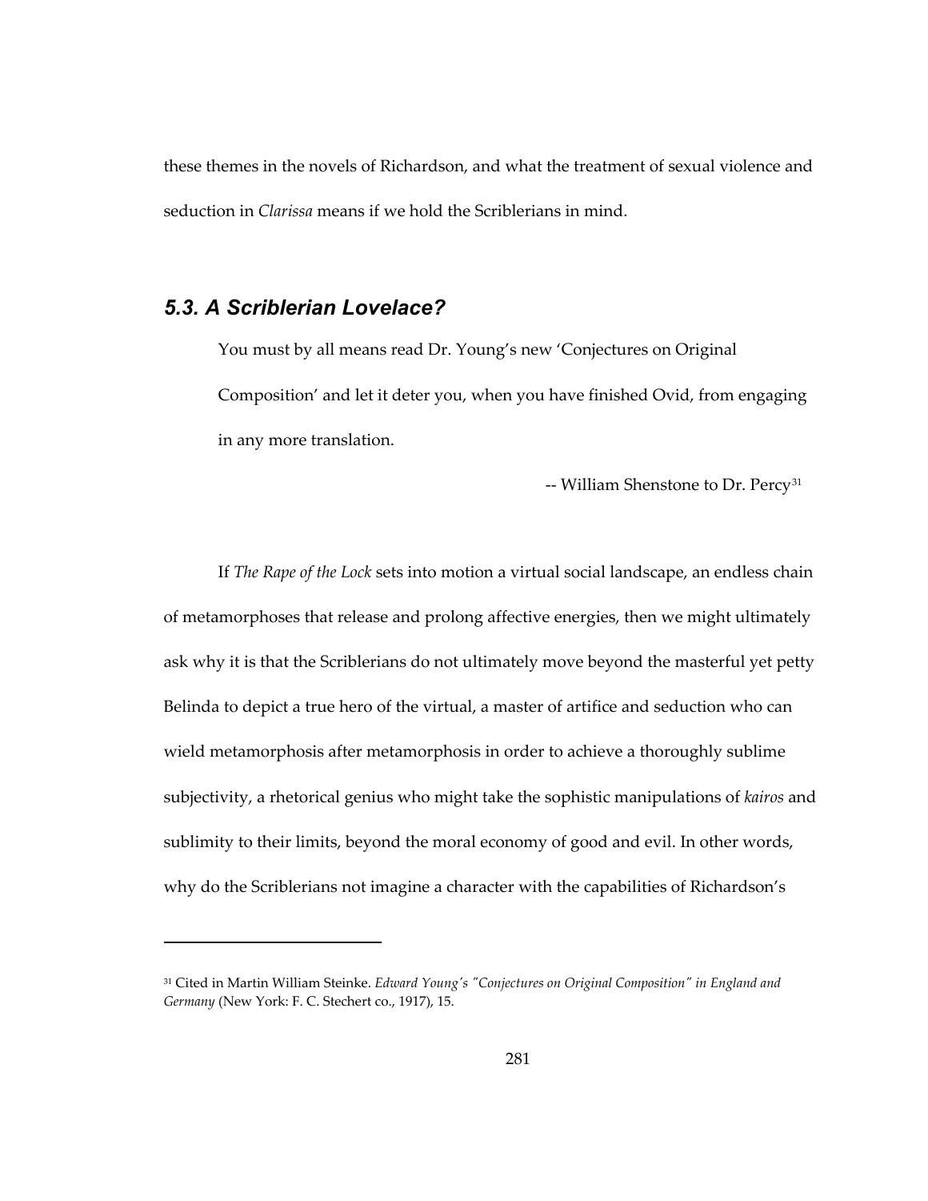these themes in the novels of Richardson, and what the treatment of sexual violence and seduction in *Clarissa* means if we hold the Scriblerians in mind.

### *5.3. A Scriblerian Lovelace?*

> You must by all means read Dr. Young's new 'Conjectures on Original Composition' and let it deter you, when you have finished Ovid, from engaging in any more translation.
>
> -- William Shenstone to Dr. Percy[31]

If *The Rape of the Lock* sets into motion a virtual social landscape, an endless chain of metamorphoses that release and prolong affective energies, then we might ultimately ask why it is that the Scriblerians do not ultimately move beyond the masterful yet petty Belinda to depict a true hero of the virtual, a master of artifice and seduction who can wield metamorphosis after metamorphosis in order to achieve a thoroughly sublime subjectivity, a rhetorical genius who might take the sophistic manipulations of *kairos* and sublimity to their limits, beyond the moral economy of good and evil. In other words, why do the Scriblerians not imagine a character with the capabilities of Richardson's

---

[31] Cited in Martin William Steinke. *Edward Young's "Conjectures on Original Composition" in England and Germany* (New York: F. C. Stechert co., 1917), 15.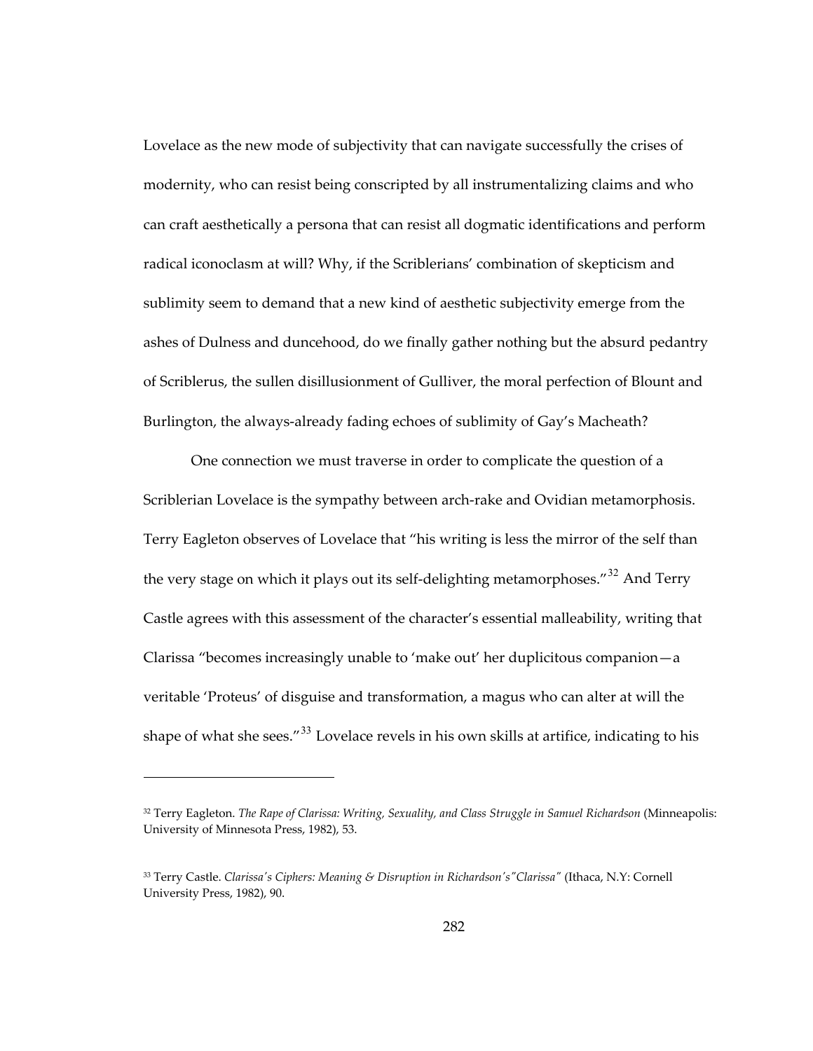Lovelace as the new mode of subjectivity that can navigate successfully the crises of modernity, who can resist being conscripted by all instrumentalizing claims and who can craft aesthetically a persona that can resist all dogmatic identifications and perform radical iconoclasm at will? Why, if the Scriblerians' combination of skepticism and sublimity seem to demand that a new kind of aesthetic subjectivity emerge from the ashes of Dulness and duncehood, do we finally gather nothing but the absurd pedantry of Scriblerus, the sullen disillusionment of Gulliver, the moral perfection of Blount and Burlington, the always-already fading echoes of sublimity of Gay's Macheath?

One connection we must traverse in order to complicate the question of a Scriblerian Lovelace is the sympathy between arch-rake and Ovidian metamorphosis. Terry Eagleton observes of Lovelace that "his writing is less the mirror of the self than the very stage on which it plays out its self-delighting metamorphoses."[32] And Terry Castle agrees with this assessment of the character's essential malleability, writing that Clarissa "becomes increasingly unable to 'make out' her duplicitous companion—a veritable 'Proteus' of disguise and transformation, a magus who can alter at will the shape of what she sees."[33] Lovelace revels in his own skills at artifice, indicating to his

---

[32] Terry Eagleton. *The Rape of Clarissa: Writing, Sexuality, and Class Struggle in Samuel Richardson* (Minneapolis: University of Minnesota Press, 1982), 53.

[33] Terry Castle. *Clarissa's Ciphers: Meaning & Disruption in Richardson's"Clarissa"* (Ithaca, N.Y: Cornell University Press, 1982), 90.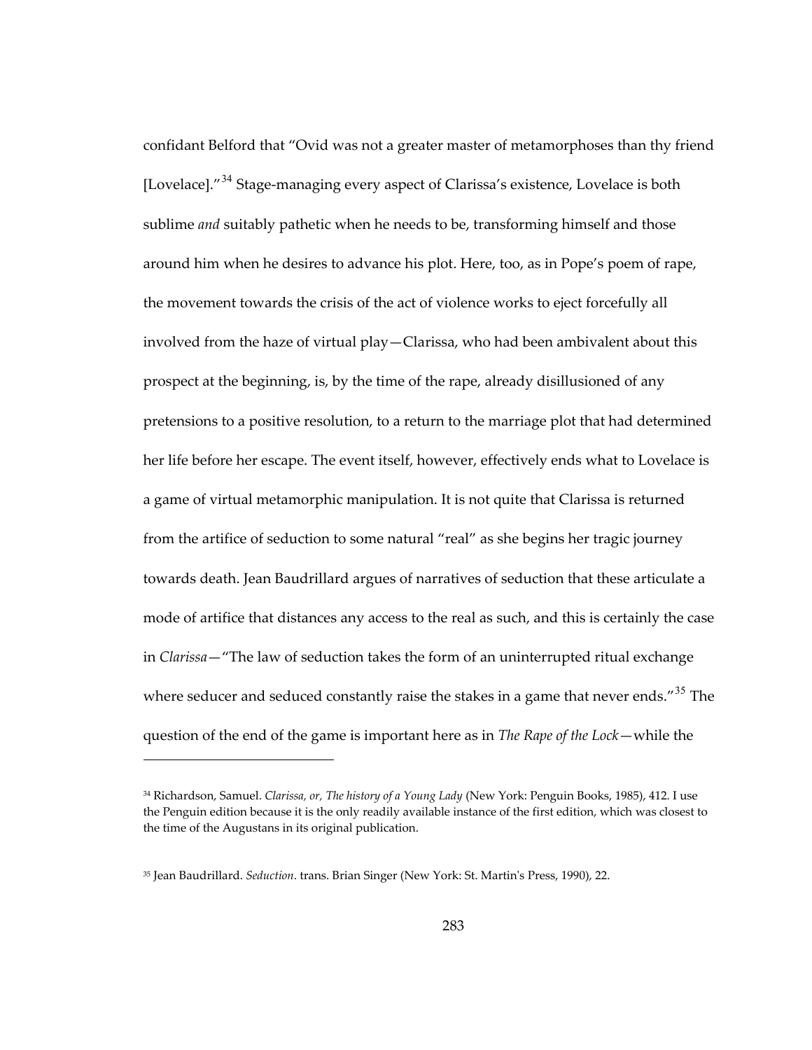confidant Belford that "Ovid was not a greater master of metamorphoses than thy friend [Lovelace]."[34] Stage-managing every aspect of Clarissa's existence, Lovelace is both sublime *and* suitably pathetic when he needs to be, transforming himself and those around him when he desires to advance his plot. Here, too, as in Pope's poem of rape, the movement towards the crisis of the act of violence works to eject forcefully all involved from the haze of virtual play—Clarissa, who had been ambivalent about this prospect at the beginning, is, by the time of the rape, already disillusioned of any pretensions to a positive resolution, to a return to the marriage plot that had determined her life before her escape. The event itself, however, effectively ends what to Lovelace is a game of virtual metamorphic manipulation. It is not quite that Clarissa is returned from the artifice of seduction to some natural "real" as she begins her tragic journey towards death. Jean Baudrillard argues of narratives of seduction that these articulate a mode of artifice that distances any access to the real as such, and this is certainly the case in *Clarissa*—"The law of seduction takes the form of an uninterrupted ritual exchange where seducer and seduced constantly raise the stakes in a game that never ends."[35] The question of the end of the game is important here as in *The Rape of the Lock*—while the

---

[34] Richardson, Samuel. *Clarissa, or, The history of a Young Lady* (New York: Penguin Books, 1985), 412. I use the Penguin edition because it is the only readily available instance of the first edition, which was closest to the time of the Augustans in its original publication.

[35] Jean Baudrillard. *Seduction*. trans. Brian Singer (New York: St. Martin's Press, 1990), 22.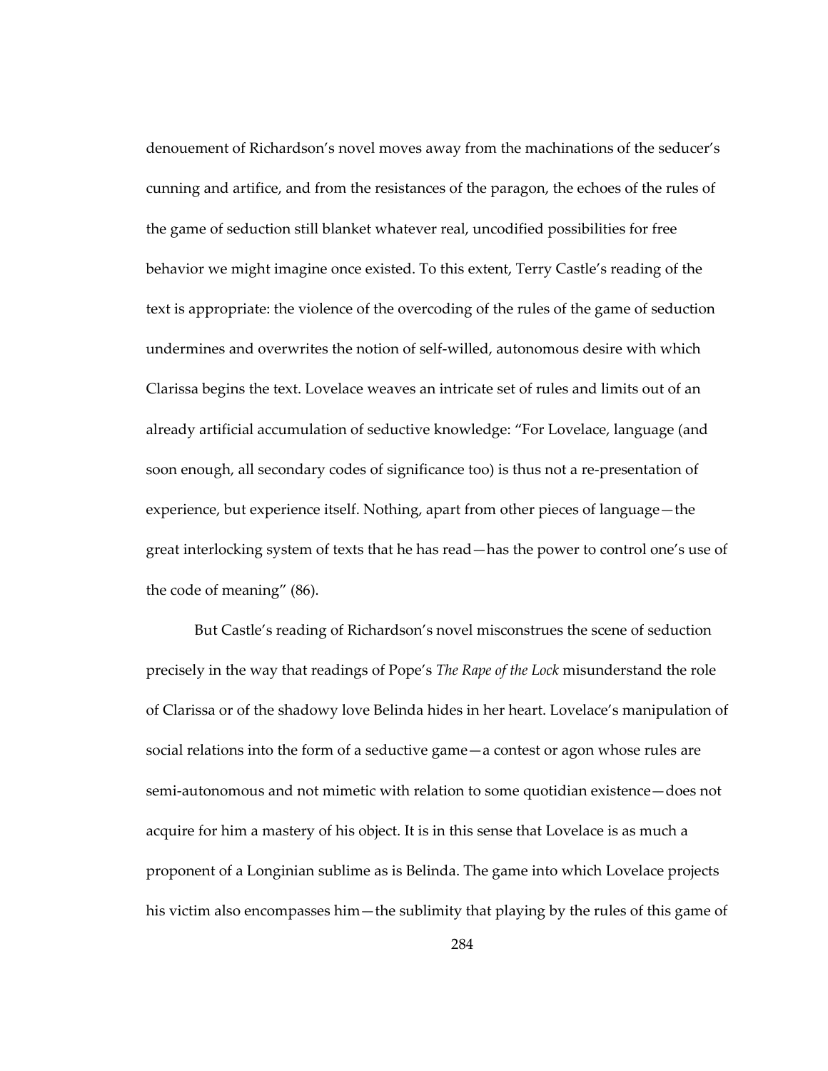denouement of Richardson's novel moves away from the machinations of the seducer's cunning and artifice, and from the resistances of the paragon, the echoes of the rules of the game of seduction still blanket whatever real, uncodified possibilities for free behavior we might imagine once existed. To this extent, Terry Castle's reading of the text is appropriate: the violence of the overcoding of the rules of the game of seduction undermines and overwrites the notion of self-willed, autonomous desire with which Clarissa begins the text. Lovelace weaves an intricate set of rules and limits out of an already artificial accumulation of seductive knowledge: "For Lovelace, language (and soon enough, all secondary codes of significance too) is thus not a re-presentation of experience, but experience itself. Nothing, apart from other pieces of language—the great interlocking system of texts that he has read—has the power to control one's use of the code of meaning" (86).

But Castle's reading of Richardson's novel misconstrues the scene of seduction precisely in the way that readings of Pope's *The Rape of the Lock* misunderstand the role of Clarissa or of the shadowy love Belinda hides in her heart. Lovelace's manipulation of social relations into the form of a seductive game—a contest or agon whose rules are semi-autonomous and not mimetic with relation to some quotidian existence—does not acquire for him a mastery of his object. It is in this sense that Lovelace is as much a proponent of a Longinian sublime as is Belinda. The game into which Lovelace projects his victim also encompasses him—the sublimity that playing by the rules of this game of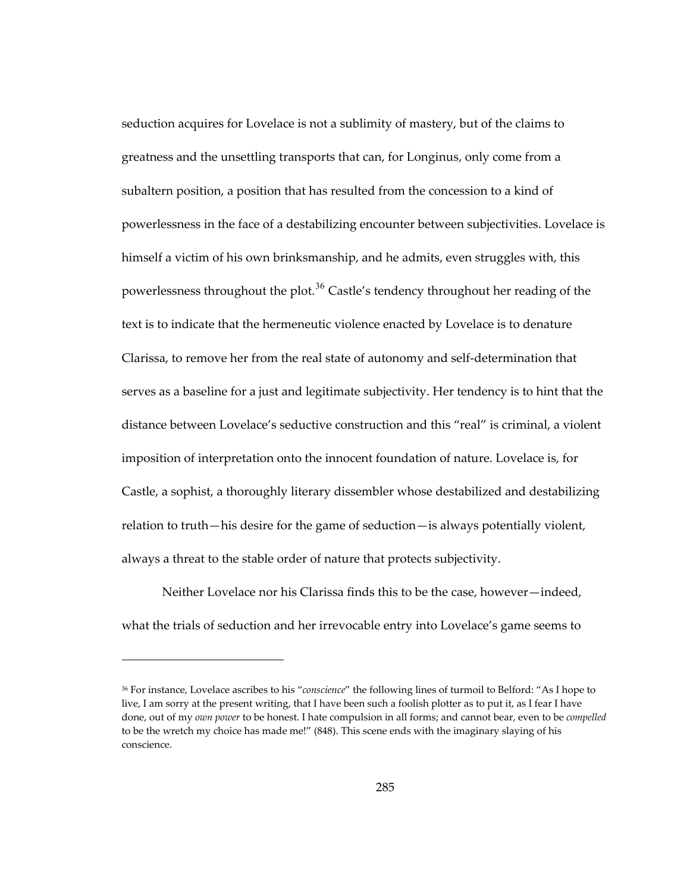seduction acquires for Lovelace is not a sublimity of mastery, but of the claims to greatness and the unsettling transports that can, for Longinus, only come from a subaltern position, a position that has resulted from the concession to a kind of powerlessness in the face of a destabilizing encounter between subjectivities. Lovelace is himself a victim of his own brinksmanship, and he admits, even struggles with, this powerlessness throughout the plot.[36] Castle's tendency throughout her reading of the text is to indicate that the hermeneutic violence enacted by Lovelace is to denature Clarissa, to remove her from the real state of autonomy and self-determination that serves as a baseline for a just and legitimate subjectivity. Her tendency is to hint that the distance between Lovelace's seductive construction and this "real" is criminal, a violent imposition of interpretation onto the innocent foundation of nature. Lovelace is, for Castle, a sophist, a thoroughly literary dissembler whose destabilized and destabilizing relation to truth—his desire for the game of seduction—is always potentially violent, always a threat to the stable order of nature that protects subjectivity.

Neither Lovelace nor his Clarissa finds this to be the case, however—indeed, what the trials of seduction and her irrevocable entry into Lovelace's game seems to

---

[36] For instance, Lovelace ascribes to his "*conscience*" the following lines of turmoil to Belford: "As I hope to live, I am sorry at the present writing, that I have been such a foolish plotter as to put it, as I fear I have done, out of my *own power* to be honest. I hate compulsion in all forms; and cannot bear, even to be *compelled* to be the wretch my choice has made me!" (848). This scene ends with the imaginary slaying of his conscience.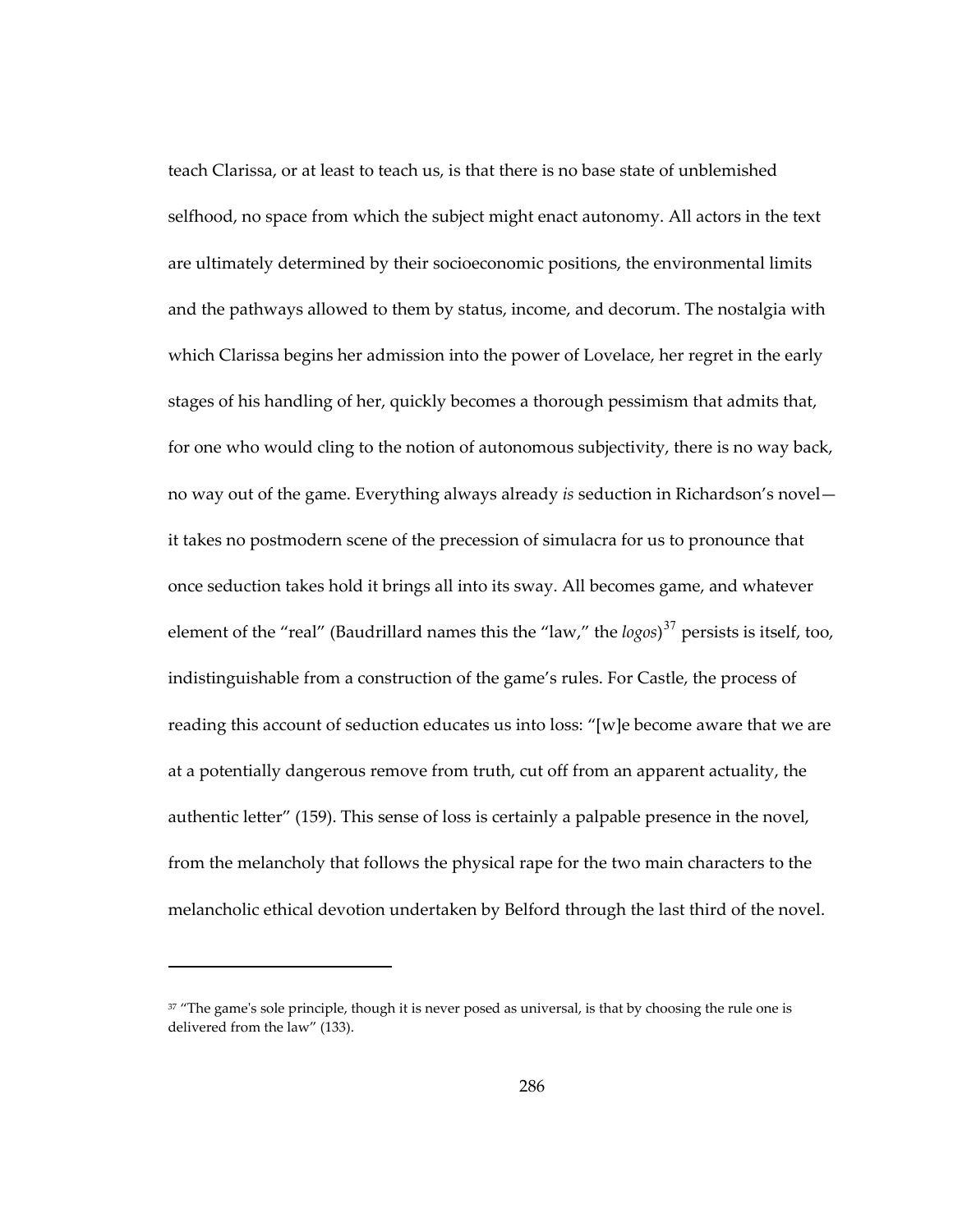teach Clarissa, or at least to teach us, is that there is no base state of unblemished selfhood, no space from which the subject might enact autonomy. All actors in the text are ultimately determined by their socioeconomic positions, the environmental limits and the pathways allowed to them by status, income, and decorum. The nostalgia with which Clarissa begins her admission into the power of Lovelace, her regret in the early stages of his handling of her, quickly becomes a thorough pessimism that admits that, for one who would cling to the notion of autonomous subjectivity, there is no way back, no way out of the game. Everything always already *is* seduction in Richardson's novel—it takes no postmodern scene of the precession of simulacra for us to pronounce that once seduction takes hold it brings all into its sway. All becomes game, and whatever element of the "real" (Baudrillard names this the "law," the *logos*)[37] persists is itself, too, indistinguishable from a construction of the game's rules. For Castle, the process of reading this account of seduction educates us into loss: "[w]e become aware that we are at a potentially dangerous remove from truth, cut off from an apparent actuality, the authentic letter" (159). This sense of loss is certainly a palpable presence in the novel, from the melancholy that follows the physical rape for the two main characters to the melancholic ethical devotion undertaken by Belford through the last third of the novel.

---

[37] "The game's sole principle, though it is never posed as universal, is that by choosing the rule one is delivered from the law" (133).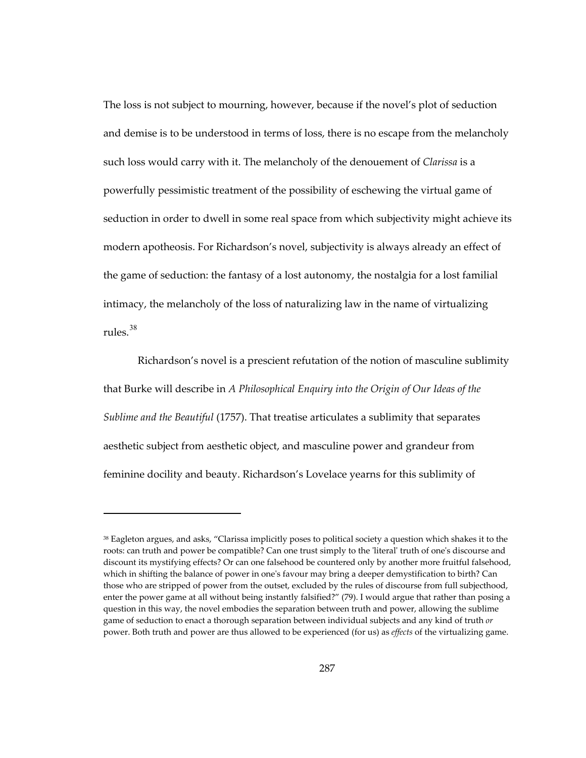The loss is not subject to mourning, however, because if the novel's plot of seduction and demise is to be understood in terms of loss, there is no escape from the melancholy such loss would carry with it. The melancholy of the denouement of *Clarissa* is a powerfully pessimistic treatment of the possibility of eschewing the virtual game of seduction in order to dwell in some real space from which subjectivity might achieve its modern apotheosis. For Richardson's novel, subjectivity is always already an effect of the game of seduction: the fantasy of a lost autonomy, the nostalgia for a lost familial intimacy, the melancholy of the loss of naturalizing law in the name of virtualizing rules.[38]

Richardson's novel is a prescient refutation of the notion of masculine sublimity that Burke will describe in *A Philosophical Enquiry into the Origin of Our Ideas of the Sublime and the Beautiful* (1757). That treatise articulates a sublimity that separates aesthetic subject from aesthetic object, and masculine power and grandeur from feminine docility and beauty. Richardson's Lovelace yearns for this sublimity of

---

[38] Eagleton argues, and asks, "Clarissa implicitly poses to political society a question which shakes it to the roots: can truth and power be compatible? Can one trust simply to the 'literal' truth of one's discourse and discount its mystifying effects? Or can one falsehood be countered only by another more fruitful falsehood, which in shifting the balance of power in one's favour may bring a deeper demystification to birth? Can those who are stripped of power from the outset, excluded by the rules of discourse from full subjecthood, enter the power game at all without being instantly falsified?" (79). I would argue that rather than posing a question in this way, the novel embodies the separation between truth and power, allowing the sublime game of seduction to enact a thorough separation between individual subjects and any kind of truth *or* power. Both truth and power are thus allowed to be experienced (for us) as *effects* of the virtualizing game.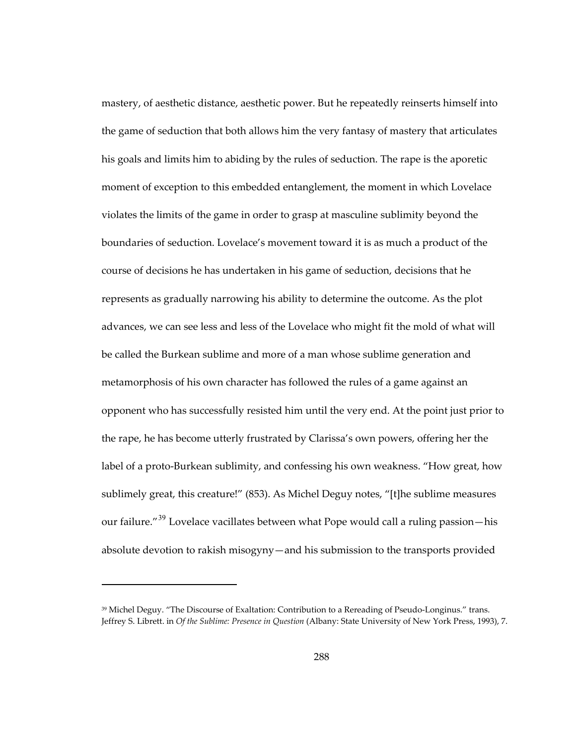mastery, of aesthetic distance, aesthetic power. But he repeatedly reinserts himself into the game of seduction that both allows him the very fantasy of mastery that articulates his goals and limits him to abiding by the rules of seduction. The rape is the aporetic moment of exception to this embedded entanglement, the moment in which Lovelace violates the limits of the game in order to grasp at masculine sublimity beyond the boundaries of seduction. Lovelace's movement toward it is as much a product of the course of decisions he has undertaken in his game of seduction, decisions that he represents as gradually narrowing his ability to determine the outcome. As the plot advances, we can see less and less of the Lovelace who might fit the mold of what will be called the Burkean sublime and more of a man whose sublime generation and metamorphosis of his own character has followed the rules of a game against an opponent who has successfully resisted him until the very end. At the point just prior to the rape, he has become utterly frustrated by Clarissa's own powers, offering her the label of a proto-Burkean sublimity, and confessing his own weakness. "How great, how sublimely great, this creature!" (853). As Michel Deguy notes, "[t]he sublime measures our failure."[39] Lovelace vacillates between what Pope would call a ruling passion—his absolute devotion to rakish misogyny—and his submission to the transports provided

[39] Michel Deguy. "The Discourse of Exaltation: Contribution to a Rereading of Pseudo-Longinus." trans. Jeffrey S. Librett. in *Of the Sublime: Presence in Question* (Albany: State University of New York Press, 1993), 7.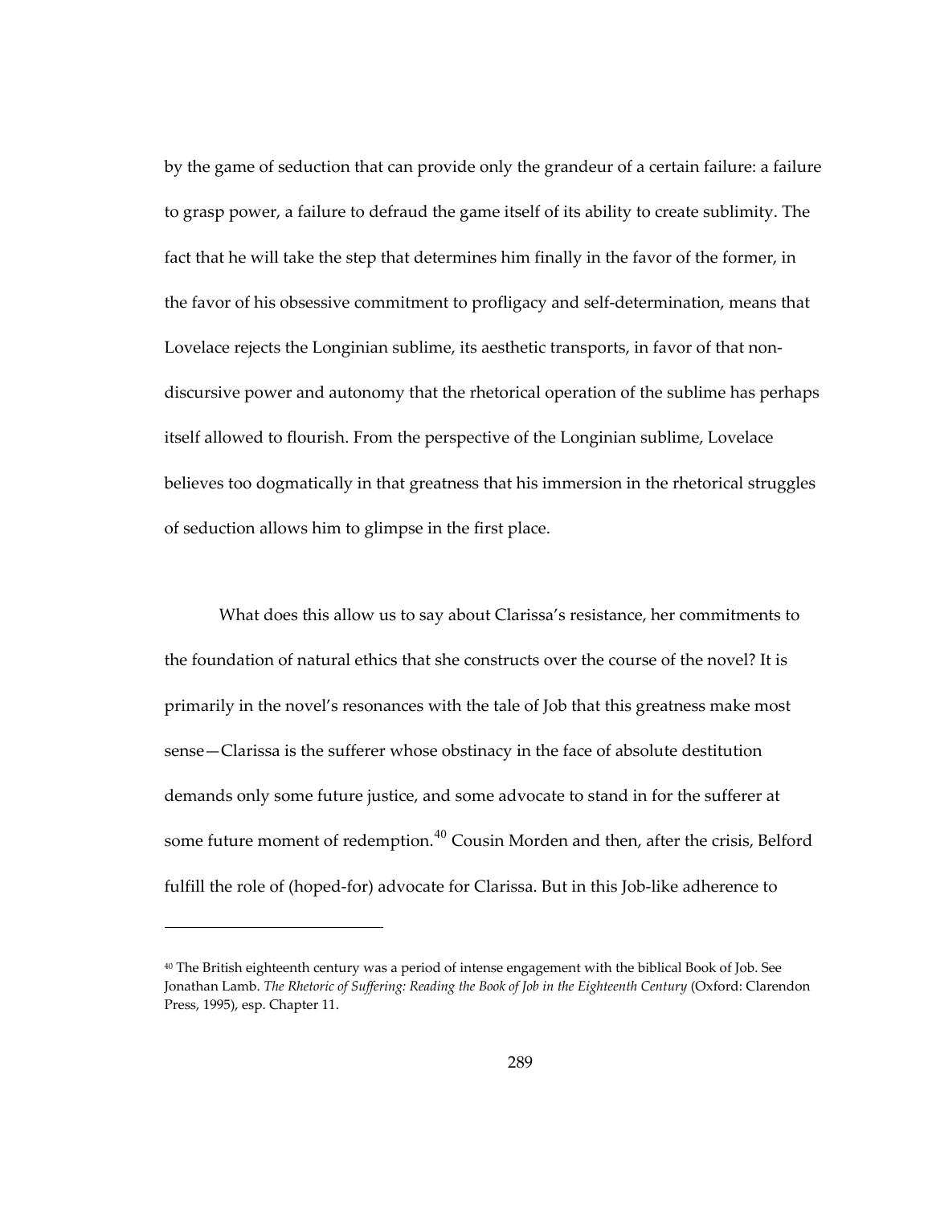by the game of seduction that can provide only the grandeur of a certain failure: a failure to grasp power, a failure to defraud the game itself of its ability to create sublimity. The fact that he will take the step that determines him finally in the favor of the former, in the favor of his obsessive commitment to profligacy and self-determination, means that Lovelace rejects the Longinian sublime, its aesthetic transports, in favor of that non-discursive power and autonomy that the rhetorical operation of the sublime has perhaps itself allowed to flourish. From the perspective of the Longinian sublime, Lovelace believes too dogmatically in that greatness that his immersion in the rhetorical struggles of seduction allows him to glimpse in the first place.

What does this allow us to say about Clarissa's resistance, her commitments to the foundation of natural ethics that she constructs over the course of the novel? It is primarily in the novel's resonances with the tale of Job that this greatness make most sense—Clarissa is the sufferer whose obstinacy in the face of absolute destitution demands only some future justice, and some advocate to stand in for the sufferer at some future moment of redemption.[40] Cousin Morden and then, after the crisis, Belford fulfill the role of (hoped-for) advocate for Clarissa. But in this Job-like adherence to

---

[40] The British eighteenth century was a period of intense engagement with the biblical Book of Job. See Jonathan Lamb. *The Rhetoric of Suffering: Reading the Book of Job in the Eighteenth Century* (Oxford: Clarendon Press, 1995), esp. Chapter 11.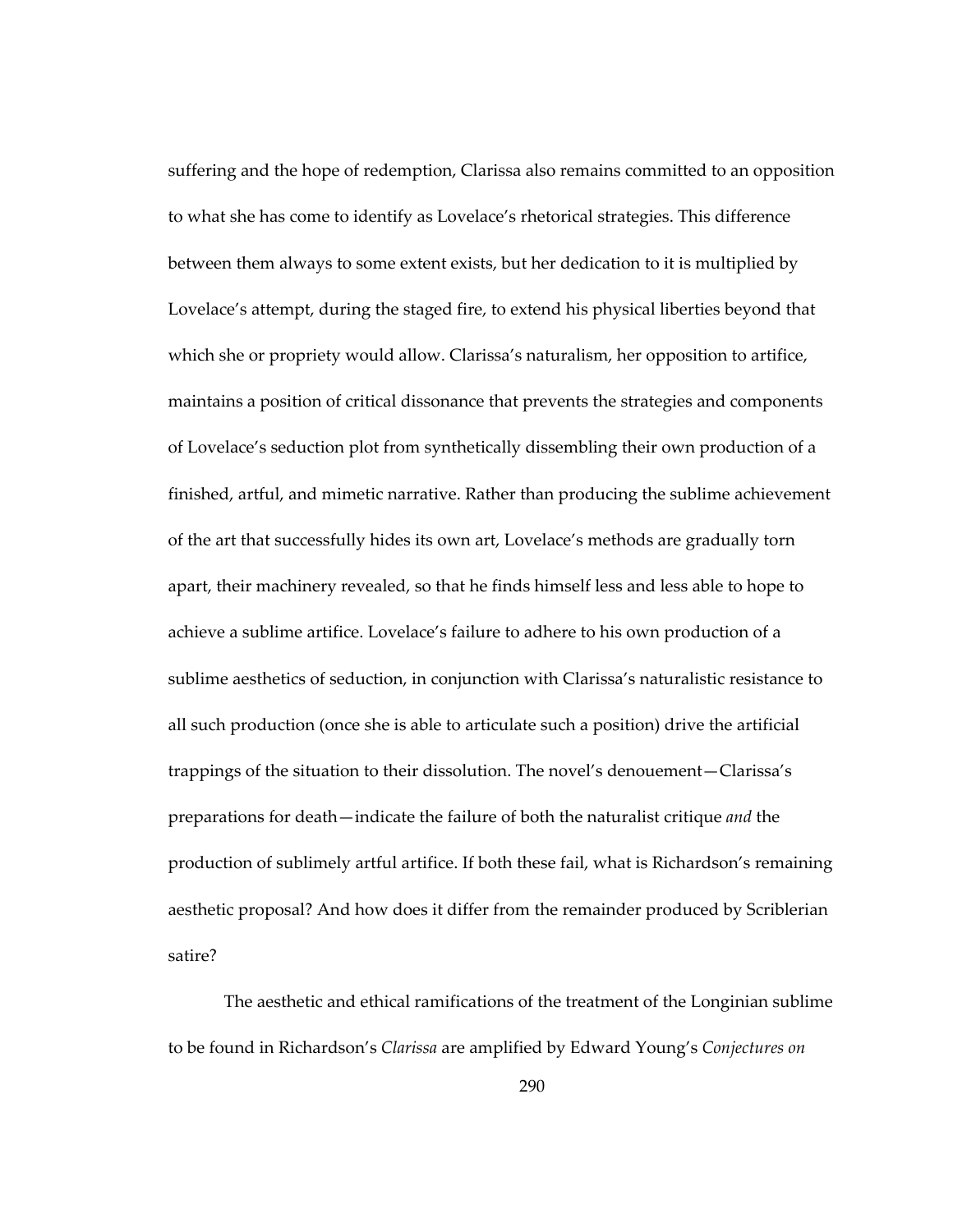suffering and the hope of redemption, Clarissa also remains committed to an opposition to what she has come to identify as Lovelace's rhetorical strategies. This difference between them always to some extent exists, but her dedication to it is multiplied by Lovelace's attempt, during the staged fire, to extend his physical liberties beyond that which she or propriety would allow. Clarissa's naturalism, her opposition to artifice, maintains a position of critical dissonance that prevents the strategies and components of Lovelace's seduction plot from synthetically dissembling their own production of a finished, artful, and mimetic narrative. Rather than producing the sublime achievement of the art that successfully hides its own art, Lovelace's methods are gradually torn apart, their machinery revealed, so that he finds himself less and less able to hope to achieve a sublime artifice. Lovelace's failure to adhere to his own production of a sublime aesthetics of seduction, in conjunction with Clarissa's naturalistic resistance to all such production (once she is able to articulate such a position) drive the artificial trappings of the situation to their dissolution. The novel's denouement—Clarissa's preparations for death—indicate the failure of both the naturalist critique *and* the production of sublimely artful artifice. If both these fail, what is Richardson's remaining aesthetic proposal? And how does it differ from the remainder produced by Scriblerian satire?

The aesthetic and ethical ramifications of the treatment of the Longinian sublime to be found in Richardson's *Clarissa* are amplified by Edward Young's *Conjectures on*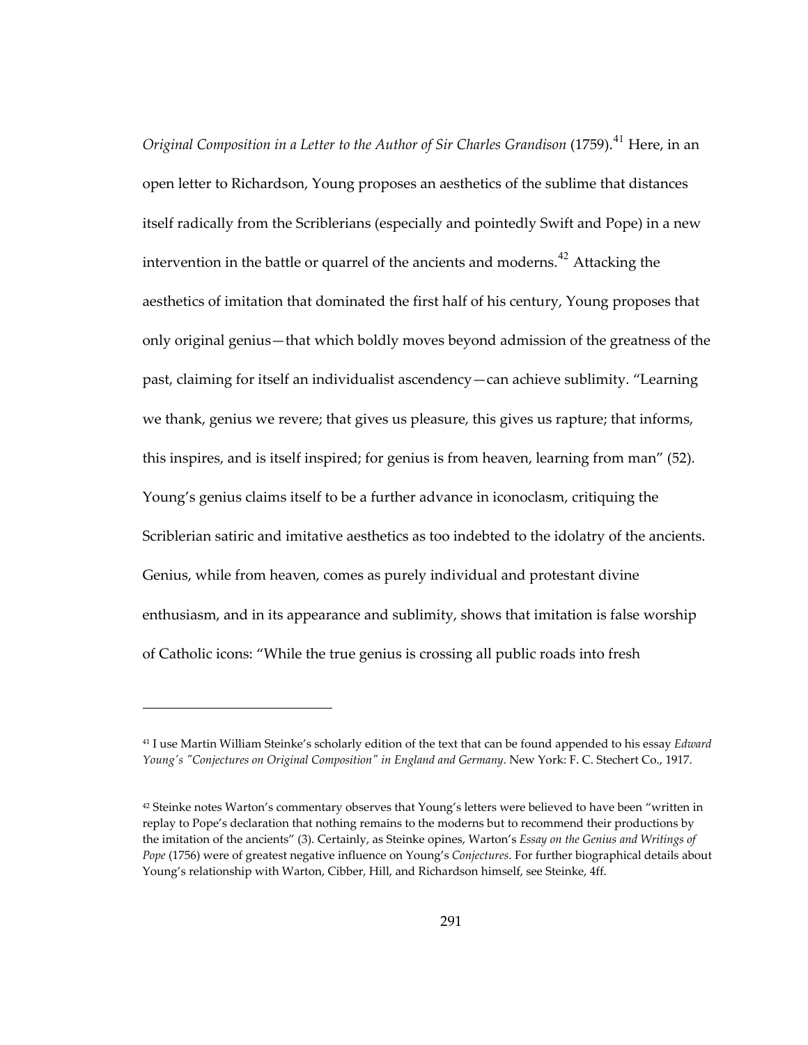*Original Composition in a Letter to the Author of Sir Charles Grandison* (1759).[41] Here, in an open letter to Richardson, Young proposes an aesthetics of the sublime that distances itself radically from the Scriblerians (especially and pointedly Swift and Pope) in a new intervention in the battle or quarrel of the ancients and moderns.[42] Attacking the aesthetics of imitation that dominated the first half of his century, Young proposes that only original genius—that which boldly moves beyond admission of the greatness of the past, claiming for itself an individualist ascendency—can achieve sublimity. "Learning we thank, genius we revere; that gives us pleasure, this gives us rapture; that informs, this inspires, and is itself inspired; for genius is from heaven, learning from man" (52). Young's genius claims itself to be a further advance in iconoclasm, critiquing the Scriblerian satiric and imitative aesthetics as too indebted to the idolatry of the ancients. Genius, while from heaven, comes as purely individual and protestant divine enthusiasm, and in its appearance and sublimity, shows that imitation is false worship of Catholic icons: "While the true genius is crossing all public roads into fresh

---

[41] I use Martin William Steinke's scholarly edition of the text that can be found appended to his essay *Edward Young's "Conjectures on Original Composition" in England and Germany*. New York: F. C. Stechert Co., 1917.

[42] Steinke notes Warton's commentary observes that Young's letters were believed to have been "written in replay to Pope's declaration that nothing remains to the moderns but to recommend their productions by the imitation of the ancients" (3). Certainly, as Steinke opines, Warton's *Essay on the Genius and Writings of Pope* (1756) were of greatest negative influence on Young's *Conjectures*. For further biographical details about Young's relationship with Warton, Cibber, Hill, and Richardson himself, see Steinke, 4ff.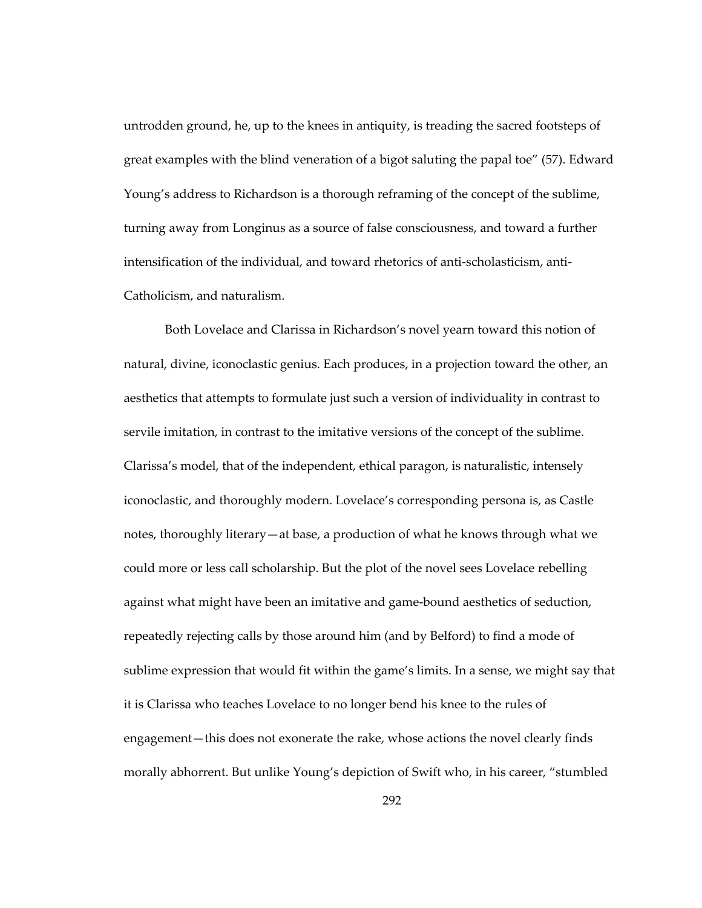untrodden ground, he, up to the knees in antiquity, is treading the sacred footsteps of great examples with the blind veneration of a bigot saluting the papal toe" (57). Edward Young's address to Richardson is a thorough reframing of the concept of the sublime, turning away from Longinus as a source of false consciousness, and toward a further intensification of the individual, and toward rhetorics of anti-scholasticism, anti-Catholicism, and naturalism.

Both Lovelace and Clarissa in Richardson's novel yearn toward this notion of natural, divine, iconoclastic genius. Each produces, in a projection toward the other, an aesthetics that attempts to formulate just such a version of individuality in contrast to servile imitation, in contrast to the imitative versions of the concept of the sublime. Clarissa's model, that of the independent, ethical paragon, is naturalistic, intensely iconoclastic, and thoroughly modern. Lovelace's corresponding persona is, as Castle notes, thoroughly literary—at base, a production of what he knows through what we could more or less call scholarship. But the plot of the novel sees Lovelace rebelling against what might have been an imitative and game-bound aesthetics of seduction, repeatedly rejecting calls by those around him (and by Belford) to find a mode of sublime expression that would fit within the game's limits. In a sense, we might say that it is Clarissa who teaches Lovelace to no longer bend his knee to the rules of engagement—this does not exonerate the rake, whose actions the novel clearly finds morally abhorrent. But unlike Young's depiction of Swift who, in his career, "stumbled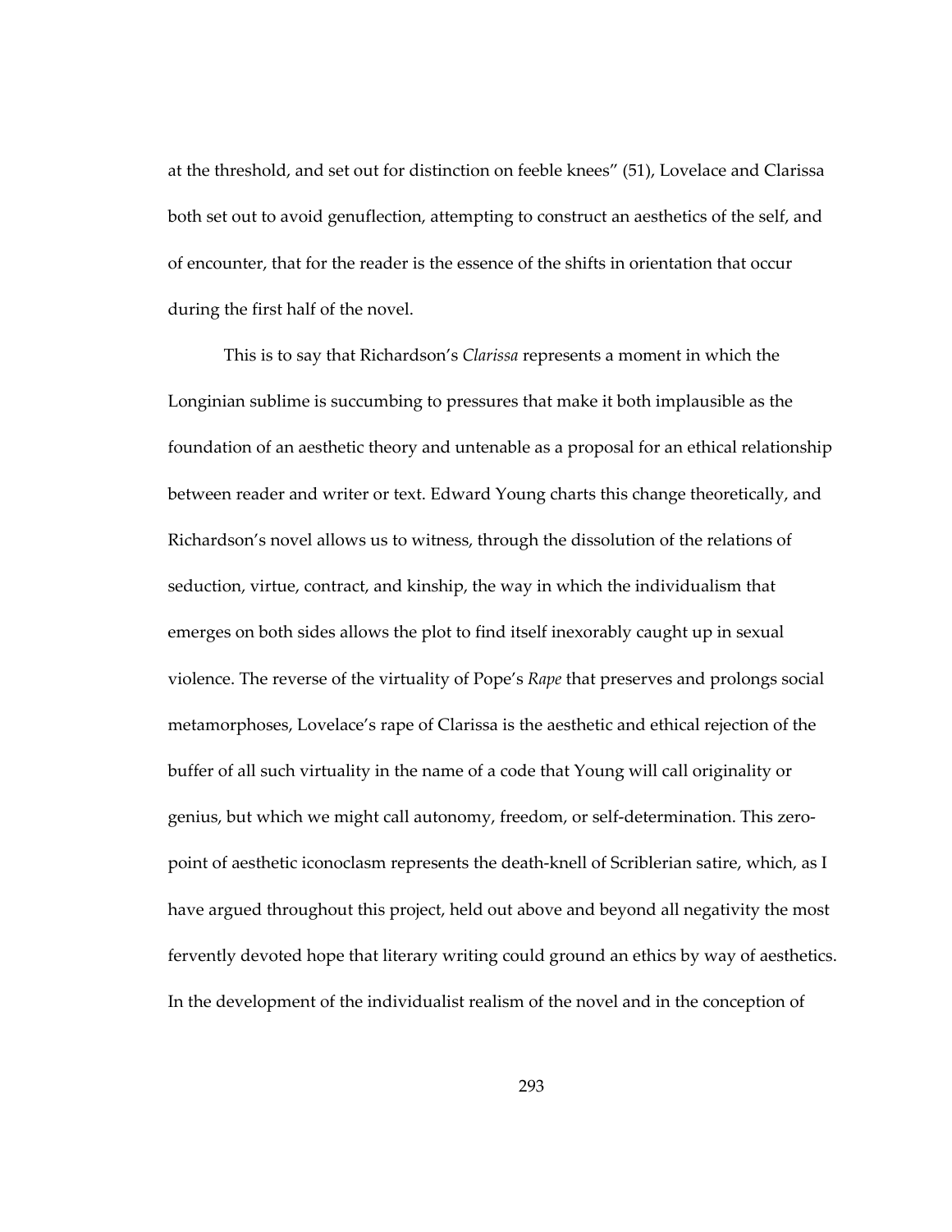at the threshold, and set out for distinction on feeble knees" (51), Lovelace and Clarissa both set out to avoid genuflection, attempting to construct an aesthetics of the self, and of encounter, that for the reader is the essence of the shifts in orientation that occur during the first half of the novel.

This is to say that Richardson's *Clarissa* represents a moment in which the Longinian sublime is succumbing to pressures that make it both implausible as the foundation of an aesthetic theory and untenable as a proposal for an ethical relationship between reader and writer or text. Edward Young charts this change theoretically, and Richardson's novel allows us to witness, through the dissolution of the relations of seduction, virtue, contract, and kinship, the way in which the individualism that emerges on both sides allows the plot to find itself inexorably caught up in sexual violence. The reverse of the virtuality of Pope's *Rape* that preserves and prolongs social metamorphoses, Lovelace's rape of Clarissa is the aesthetic and ethical rejection of the buffer of all such virtuality in the name of a code that Young will call originality or genius, but which we might call autonomy, freedom, or self-determination. This zero-point of aesthetic iconoclasm represents the death-knell of Scriblerian satire, which, as I have argued throughout this project, held out above and beyond all negativity the most fervently devoted hope that literary writing could ground an ethics by way of aesthetics. In the development of the individualist realism of the novel and in the conception of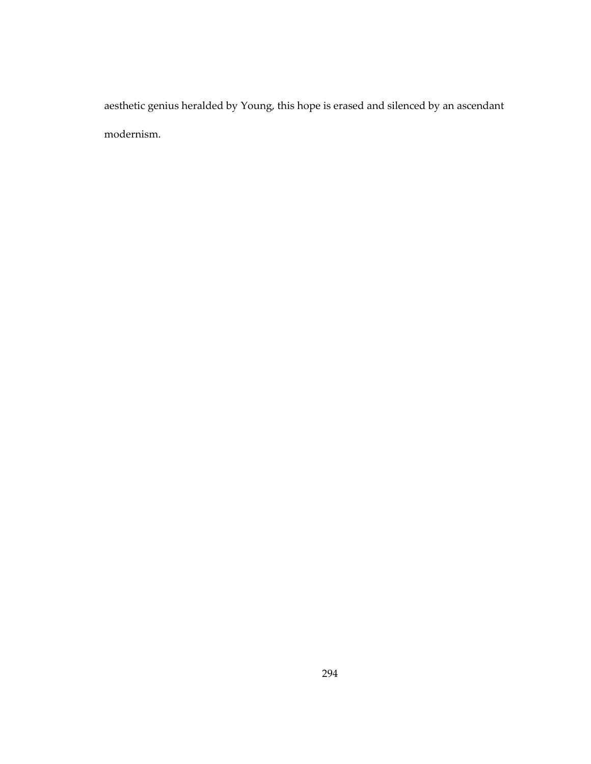aesthetic genius heralded by Young, this hope is erased and silenced by an ascendant modernism.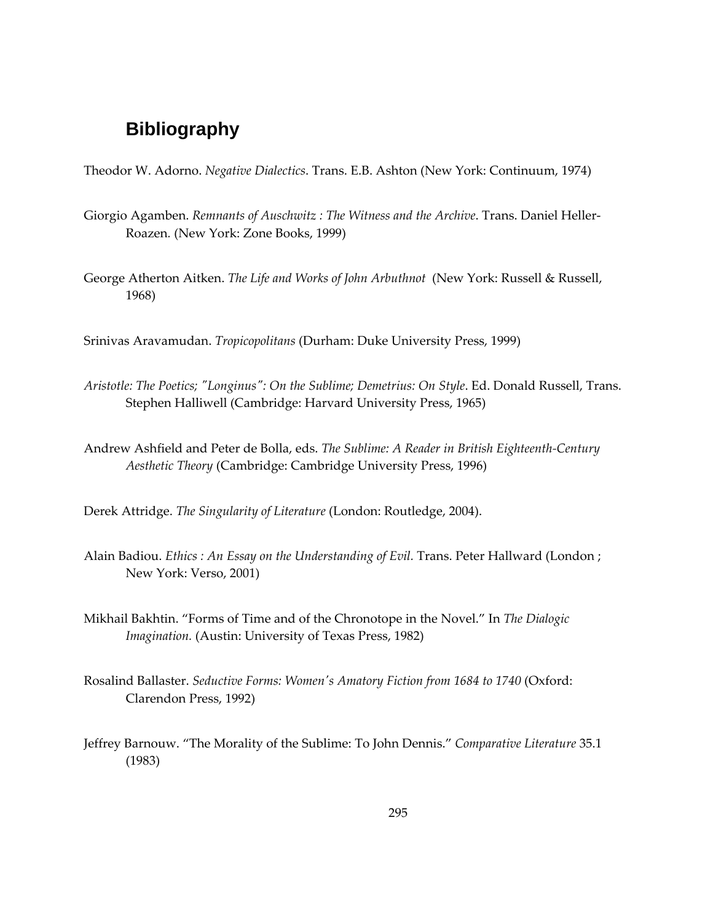# Bibliography

Theodor W. Adorno. *Negative Dialectics*. Trans. E.B. Ashton (New York: Continuum, 1974)

Giorgio Agamben. *Remnants of Auschwitz : The Witness and the Archive*. Trans. Daniel Heller-Roazen. (New York: Zone Books, 1999)

George Atherton Aitken. *The Life and Works of John Arbuthnot* (New York: Russell & Russell, 1968)

Srinivas Aravamudan. *Tropicopolitans* (Durham: Duke University Press, 1999)

*Aristotle: The Poetics; "Longinus": On the Sublime; Demetrius: On Style*. Ed. Donald Russell, Trans. Stephen Halliwell (Cambridge: Harvard University Press, 1965)

Andrew Ashfield and Peter de Bolla, eds. *The Sublime: A Reader in British Eighteenth-Century Aesthetic Theory* (Cambridge: Cambridge University Press, 1996)

Derek Attridge. *The Singularity of Literature* (London: Routledge, 2004).

Alain Badiou. *Ethics : An Essay on the Understanding of Evil.* Trans. Peter Hallward (London ; New York: Verso, 2001)

Mikhail Bakhtin. "Forms of Time and of the Chronotope in the Novel." In *The Dialogic Imagination.* (Austin: University of Texas Press, 1982)

Rosalind Ballaster. *Seductive Forms: Women's Amatory Fiction from 1684 to 1740* (Oxford: Clarendon Press, 1992)

Jeffrey Barnouw. "The Morality of the Sublime: To John Dennis." *Comparative Literature* 35.1 (1983)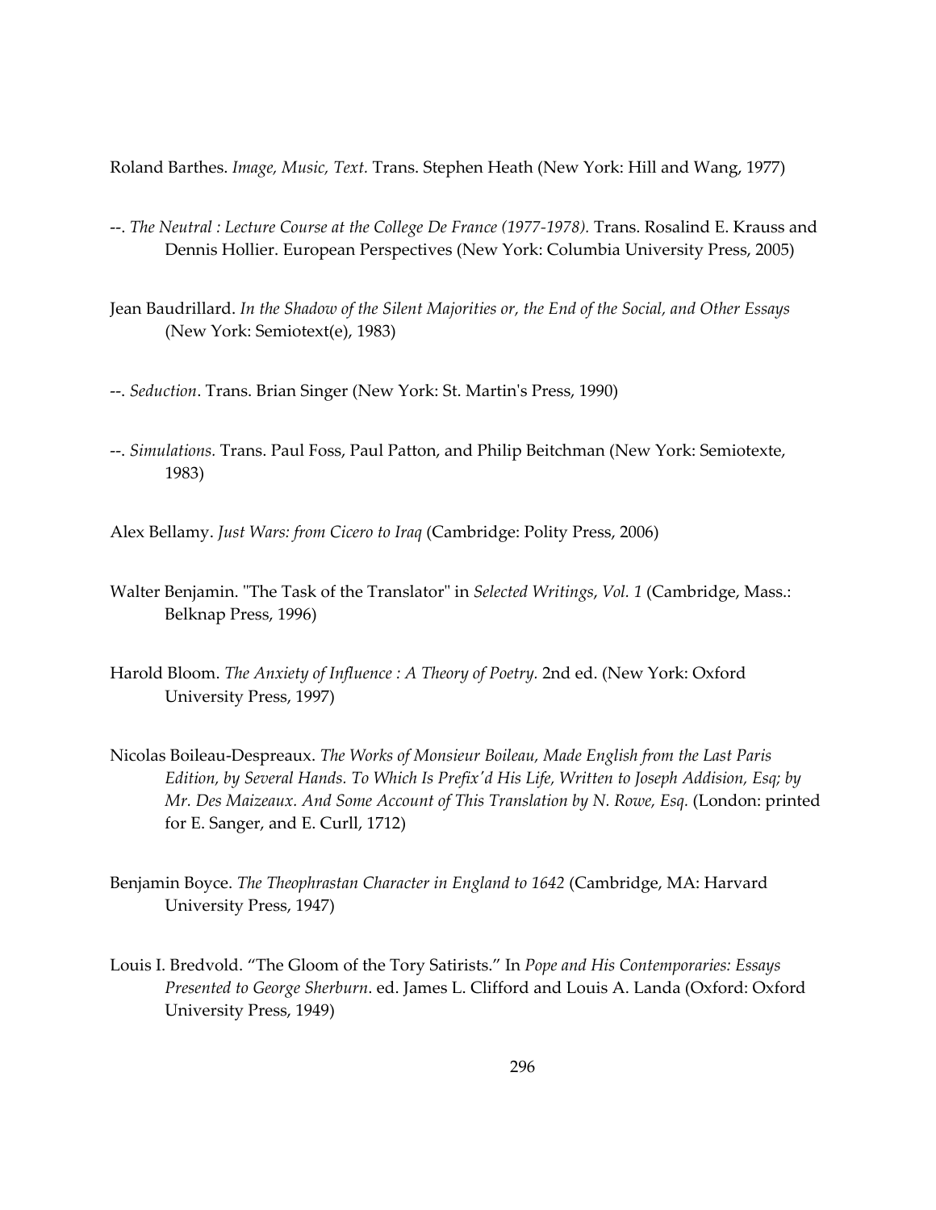Roland Barthes. *Image, Music, Text.* Trans. Stephen Heath (New York: Hill and Wang, 1977)

--. *The Neutral : Lecture Course at the College De France (1977-1978).* Trans. Rosalind E. Krauss and Dennis Hollier. European Perspectives (New York: Columbia University Press, 2005)

Jean Baudrillard. *In the Shadow of the Silent Majorities or, the End of the Social, and Other Essays* (New York: Semiotext(e), 1983)

--. *Seduction*. Trans. Brian Singer (New York: St. Martin's Press, 1990)

--. *Simulations.* Trans. Paul Foss, Paul Patton, and Philip Beitchman (New York: Semiotexte, 1983)

Alex Bellamy. *Just Wars: from Cicero to Iraq* (Cambridge: Polity Press, 2006)

Walter Benjamin. "The Task of the Translator" in *Selected Writings, Vol. 1* (Cambridge, Mass.: Belknap Press, 1996)

Harold Bloom. *The Anxiety of Influence : A Theory of Poetry.* 2nd ed. (New York: Oxford University Press, 1997)

Nicolas Boileau-Despreaux. *The Works of Monsieur Boileau, Made English from the Last Paris Edition, by Several Hands. To Which Is Prefix'd His Life, Written to Joseph Addision, Esq; by Mr. Des Maizeaux. And Some Account of This Translation by N. Rowe, Esq.* (London: printed for E. Sanger, and E. Curll, 1712)

Benjamin Boyce. *The Theophrastan Character in England to 1642* (Cambridge, MA: Harvard University Press, 1947)

Louis I. Bredvold. "The Gloom of the Tory Satirists." In *Pope and His Contemporaries: Essays Presented to George Sherburn*. ed. James L. Clifford and Louis A. Landa (Oxford: Oxford University Press, 1949)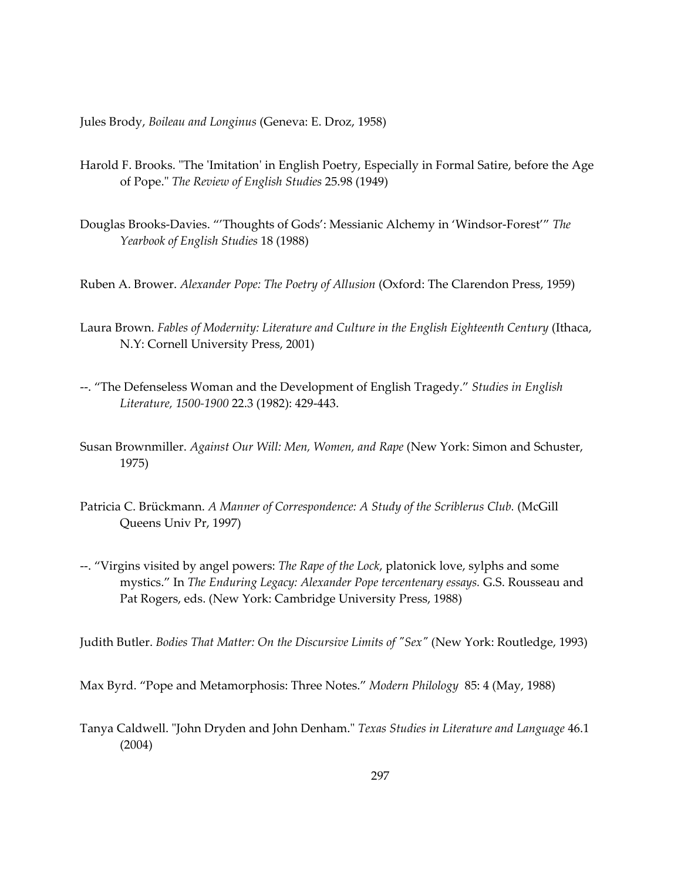Jules Brody, *Boileau and Longinus* (Geneva: E. Droz, 1958)

Harold F. Brooks. "The 'Imitation' in English Poetry, Especially in Formal Satire, before the Age of Pope." *The Review of English Studies* 25.98 (1949)

Douglas Brooks-Davies. "'Thoughts of Gods': Messianic Alchemy in 'Windsor-Forest'" *The Yearbook of English Studies* 18 (1988)

Ruben A. Brower. *Alexander Pope: The Poetry of Allusion* (Oxford: The Clarendon Press, 1959)

Laura Brown. *Fables of Modernity: Literature and Culture in the English Eighteenth Century* (Ithaca, N.Y: Cornell University Press, 2001)

--. "The Defenseless Woman and the Development of English Tragedy." *Studies in English Literature, 1500-1900* 22.3 (1982): 429-443.

Susan Brownmiller. *Against Our Will: Men, Women, and Rape* (New York: Simon and Schuster, 1975)

Patricia C. Brückmann. *A Manner of Correspondence: A Study of the Scriblerus Club.* (McGill Queens Univ Pr, 1997)

--. "Virgins visited by angel powers: *The Rape of the Lock*, platonick love, sylphs and some mystics." In *The Enduring Legacy: Alexander Pope tercentenary essays.* G.S. Rousseau and Pat Rogers, eds. (New York: Cambridge University Press, 1988)

Judith Butler. *Bodies That Matter: On the Discursive Limits of "Sex"* (New York: Routledge, 1993)

Max Byrd. "Pope and Metamorphosis: Three Notes." *Modern Philology* 85: 4 (May, 1988)

Tanya Caldwell. "John Dryden and John Denham." *Texas Studies in Literature and Language* 46.1 (2004)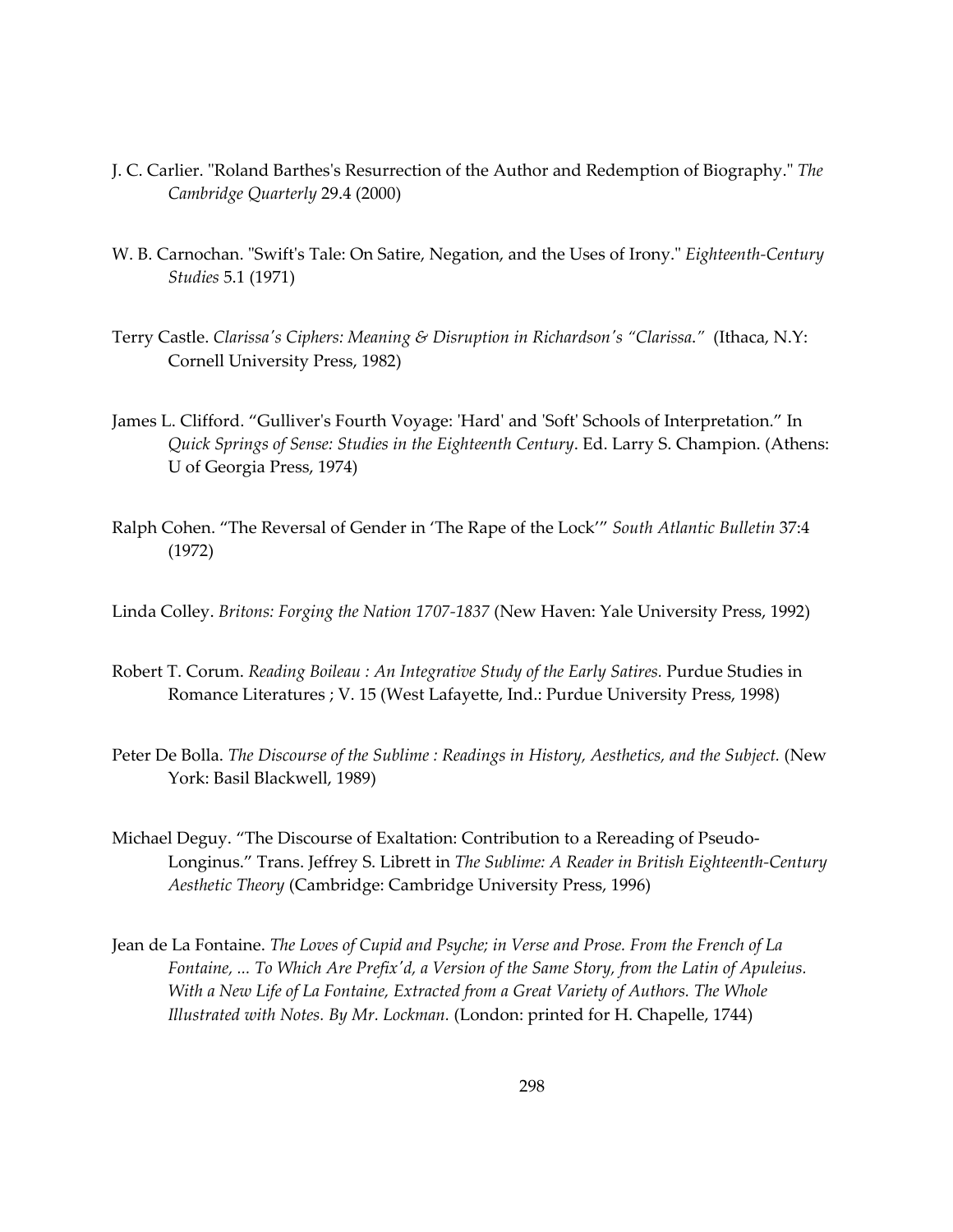J. C. Carlier. "Roland Barthes's Resurrection of the Author and Redemption of Biography." *The Cambridge Quarterly* 29.4 (2000)

W. B. Carnochan. "Swift's Tale: On Satire, Negation, and the Uses of Irony." *Eighteenth-Century Studies* 5.1 (1971)

Terry Castle. *Clarissa's Ciphers: Meaning & Disruption in Richardson's "Clarissa."* (Ithaca, N.Y: Cornell University Press, 1982)

James L. Clifford. "Gulliver's Fourth Voyage: 'Hard' and 'Soft' Schools of Interpretation." In *Quick Springs of Sense: Studies in the Eighteenth Century*. Ed. Larry S. Champion. (Athens: U of Georgia Press, 1974)

Ralph Cohen. "The Reversal of Gender in 'The Rape of the Lock'" *South Atlantic Bulletin* 37:4 (1972)

Linda Colley. *Britons: Forging the Nation 1707-1837* (New Haven: Yale University Press, 1992)

Robert T. Corum. *Reading Boileau : An Integrative Study of the Early Satires.* Purdue Studies in Romance Literatures ; V. 15 (West Lafayette, Ind.: Purdue University Press, 1998)

Peter De Bolla. *The Discourse of the Sublime : Readings in History, Aesthetics, and the Subject.* (New York: Basil Blackwell, 1989)

Michael Deguy. "The Discourse of Exaltation: Contribution to a Rereading of Pseudo-Longinus." Trans. Jeffrey S. Librett in *The Sublime: A Reader in British Eighteenth-Century Aesthetic Theory* (Cambridge: Cambridge University Press, 1996)

Jean de La Fontaine. *The Loves of Cupid and Psyche; in Verse and Prose. From the French of La Fontaine, ... To Which Are Prefix'd, a Version of the Same Story, from the Latin of Apuleius. With a New Life of La Fontaine, Extracted from a Great Variety of Authors. The Whole Illustrated with Notes. By Mr. Lockman.* (London: printed for H. Chapelle, 1744)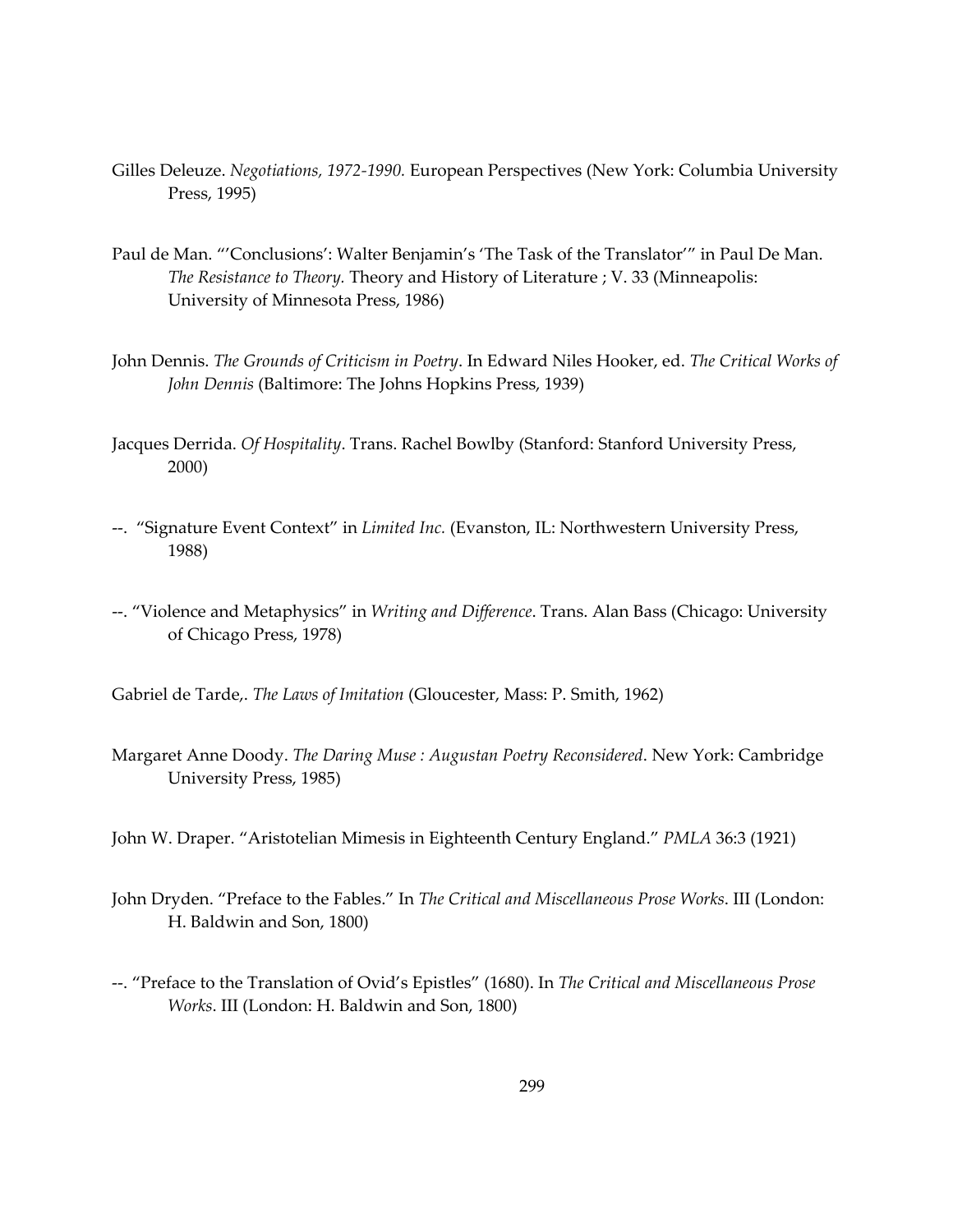Gilles Deleuze. *Negotiations, 1972-1990.* European Perspectives (New York: Columbia University Press, 1995)

Paul de Man. "'Conclusions': Walter Benjamin's 'The Task of the Translator'" in Paul De Man. *The Resistance to Theory.* Theory and History of Literature ; V. 33 (Minneapolis: University of Minnesota Press, 1986)

John Dennis. *The Grounds of Criticism in Poetry*. In Edward Niles Hooker, ed. *The Critical Works of John Dennis* (Baltimore: The Johns Hopkins Press, 1939)

Jacques Derrida. *Of Hospitality*. Trans. Rachel Bowlby (Stanford: Stanford University Press, 2000)

--. "Signature Event Context" in *Limited Inc.* (Evanston, IL: Northwestern University Press, 1988)

--. "Violence and Metaphysics" in *Writing and Difference*. Trans. Alan Bass (Chicago: University of Chicago Press, 1978)

Gabriel de Tarde,. *The Laws of Imitation* (Gloucester, Mass: P. Smith, 1962)

Margaret Anne Doody. *The Daring Muse : Augustan Poetry Reconsidered*. New York: Cambridge University Press, 1985)

John W. Draper. "Aristotelian Mimesis in Eighteenth Century England." *PMLA* 36:3 (1921)

John Dryden. "Preface to the Fables." In *The Critical and Miscellaneous Prose Works*. III (London: H. Baldwin and Son, 1800)

--. "Preface to the Translation of Ovid's Epistles" (1680). In *The Critical and Miscellaneous Prose Works*. III (London: H. Baldwin and Son, 1800)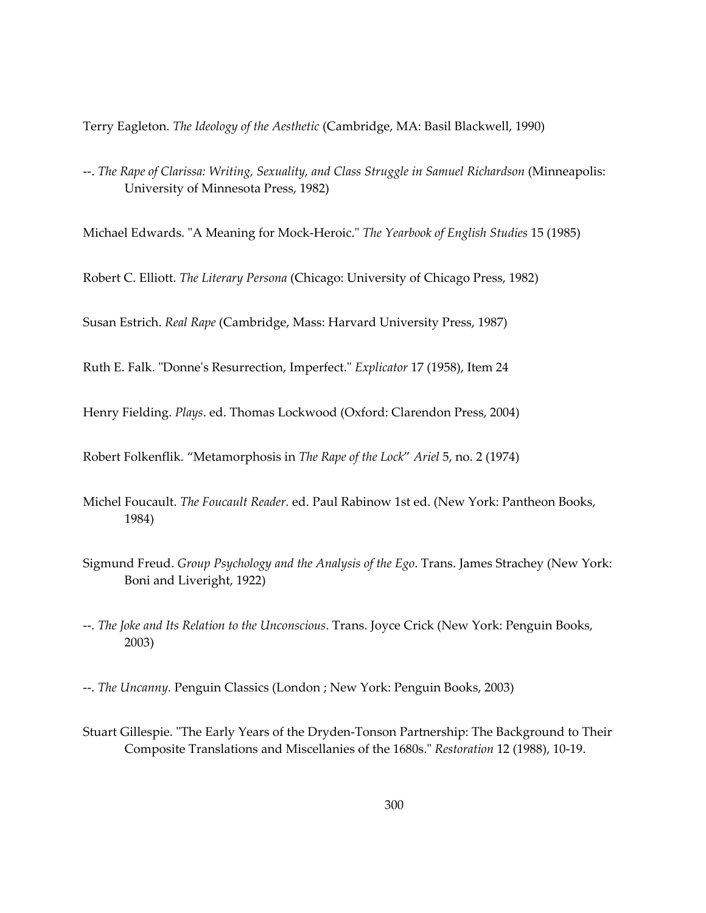Terry Eagleton. *The Ideology of the Aesthetic* (Cambridge, MA: Basil Blackwell, 1990)

--. *The Rape of Clarissa: Writing, Sexuality, and Class Struggle in Samuel Richardson* (Minneapolis: University of Minnesota Press, 1982)

Michael Edwards. "A Meaning for Mock-Heroic." *The Yearbook of English Studies* 15 (1985)

Robert C. Elliott. *The Literary Persona* (Chicago: University of Chicago Press, 1982)

Susan Estrich. *Real Rape* (Cambridge, Mass: Harvard University Press, 1987)

Ruth E. Falk. "Donne's Resurrection, Imperfect." *Explicator* 17 (1958), Item 24

Henry Fielding. *Plays*. ed. Thomas Lockwood (Oxford: Clarendon Press, 2004)

Robert Folkenflik. "Metamorphosis in *The Rape of the Lock*" *Ariel* 5, no. 2 (1974)

Michel Foucault. *The Foucault Reader.* ed. Paul Rabinow 1st ed. (New York: Pantheon Books, 1984)

Sigmund Freud. *Group Psychology and the Analysis of the Ego*. Trans. James Strachey (New York: Boni and Liveright, 1922)

--. *The Joke and Its Relation to the Unconscious*. Trans. Joyce Crick (New York: Penguin Books, 2003)

--. *The Uncanny.* Penguin Classics (London ; New York: Penguin Books, 2003)

Stuart Gillespie. "The Early Years of the Dryden-Tonson Partnership: The Background to Their Composite Translations and Miscellanies of the 1680s." *Restoration* 12 (1988), 10-19.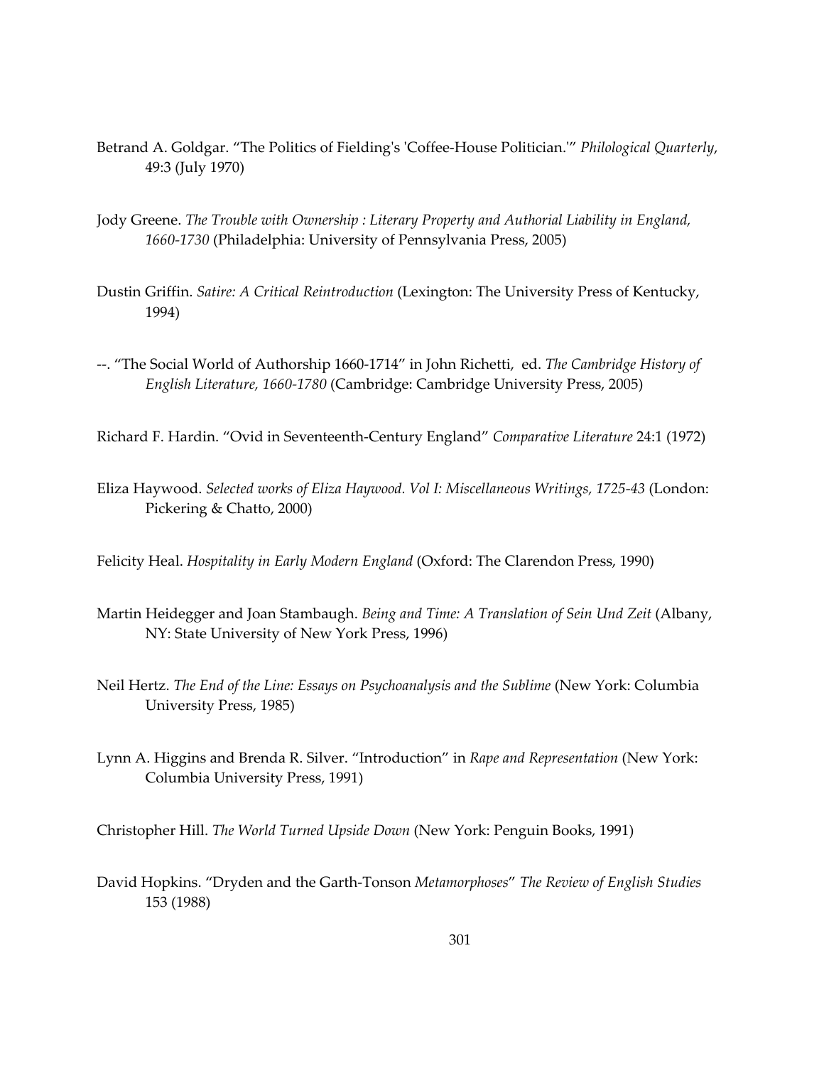Betrand A. Goldgar. “The Politics of Fielding's 'Coffee-House Politician.'” *Philological Quarterly*, 49:3 (July 1970)

Jody Greene. *The Trouble with Ownership : Literary Property and Authorial Liability in England, 1660-1730* (Philadelphia: University of Pennsylvania Press, 2005)

Dustin Griffin. *Satire: A Critical Reintroduction* (Lexington: The University Press of Kentucky, 1994)

--. “The Social World of Authorship 1660-1714” in John Richetti, ed. *The Cambridge History of English Literature, 1660-1780* (Cambridge: Cambridge University Press, 2005)

Richard F. Hardin. “Ovid in Seventeenth-Century England” *Comparative Literature* 24:1 (1972)

Eliza Haywood. *Selected works of Eliza Haywood. Vol I: Miscellaneous Writings, 1725-43* (London: Pickering & Chatto, 2000)

Felicity Heal. *Hospitality in Early Modern England* (Oxford: The Clarendon Press, 1990)

Martin Heidegger and Joan Stambaugh. *Being and Time: A Translation of Sein Und Zeit* (Albany, NY: State University of New York Press, 1996)

Neil Hertz. *The End of the Line: Essays on Psychoanalysis and the Sublime* (New York: Columbia University Press, 1985)

Lynn A. Higgins and Brenda R. Silver. “Introduction” in *Rape and Representation* (New York: Columbia University Press, 1991)

Christopher Hill. *The World Turned Upside Down* (New York: Penguin Books, 1991)

David Hopkins. “Dryden and the Garth-Tonson *Metamorphoses*” *The Review of English Studies* 153 (1988)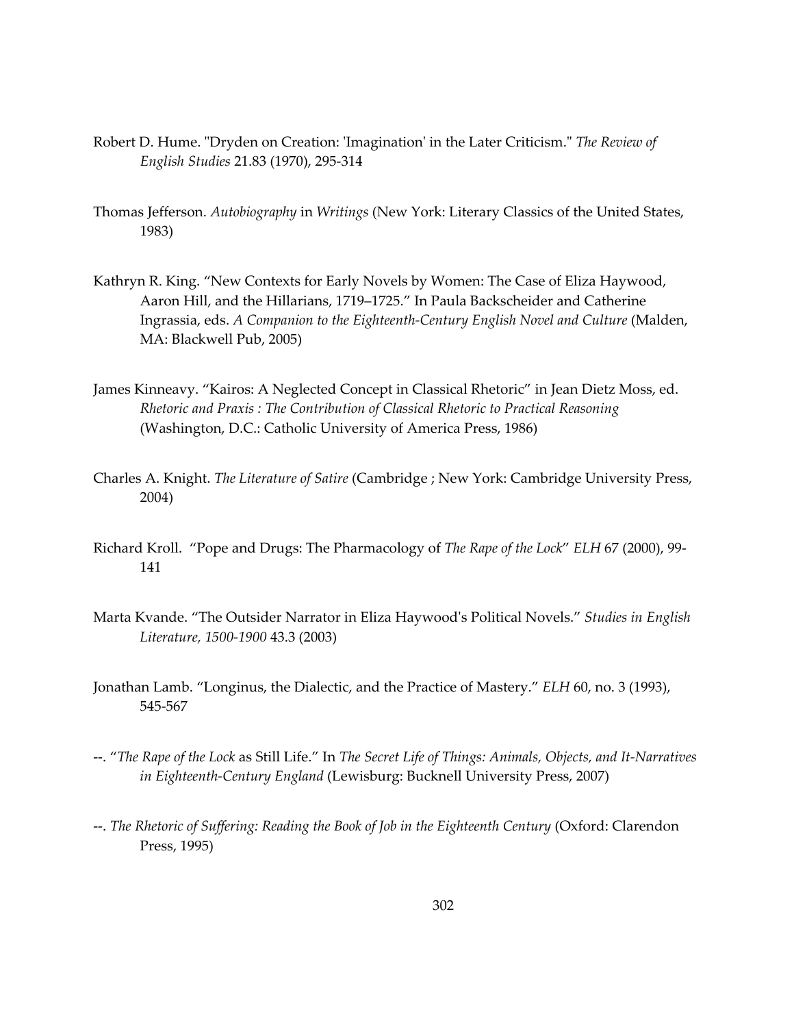Robert D. Hume. "Dryden on Creation: 'Imagination' in the Later Criticism." *The Review of English Studies* 21.83 (1970), 295-314

Thomas Jefferson. *Autobiography* in *Writings* (New York: Literary Classics of the United States, 1983)

Kathryn R. King. “New Contexts for Early Novels by Women: The Case of Eliza Haywood, Aaron Hill, and the Hillarians, 1719–1725.” In Paula Backscheider and Catherine Ingrassia, eds. *A Companion to the Eighteenth-Century English Novel and Culture* (Malden, MA: Blackwell Pub, 2005)

James Kinneavy. “Kairos: A Neglected Concept in Classical Rhetoric” in Jean Dietz Moss, ed. *Rhetoric and Praxis : The Contribution of Classical Rhetoric to Practical Reasoning* (Washington, D.C.: Catholic University of America Press, 1986)

Charles A. Knight. *The Literature of Satire* (Cambridge ; New York: Cambridge University Press, 2004)

Richard Kroll. “Pope and Drugs: The Pharmacology of *The Rape of the Lock*” *ELH* 67 (2000), 99-141

Marta Kvande. “The Outsider Narrator in Eliza Haywood's Political Novels.” *Studies in English Literature, 1500-1900* 43.3 (2003)

Jonathan Lamb. “Longinus, the Dialectic, and the Practice of Mastery.” *ELH* 60, no. 3 (1993), 545-567

--. “*The Rape of the Lock* as Still Life.” In *The Secret Life of Things: Animals, Objects, and It-Narratives in Eighteenth-Century England* (Lewisburg: Bucknell University Press, 2007)

--. *The Rhetoric of Suffering: Reading the Book of Job in the Eighteenth Century* (Oxford: Clarendon Press, 1995)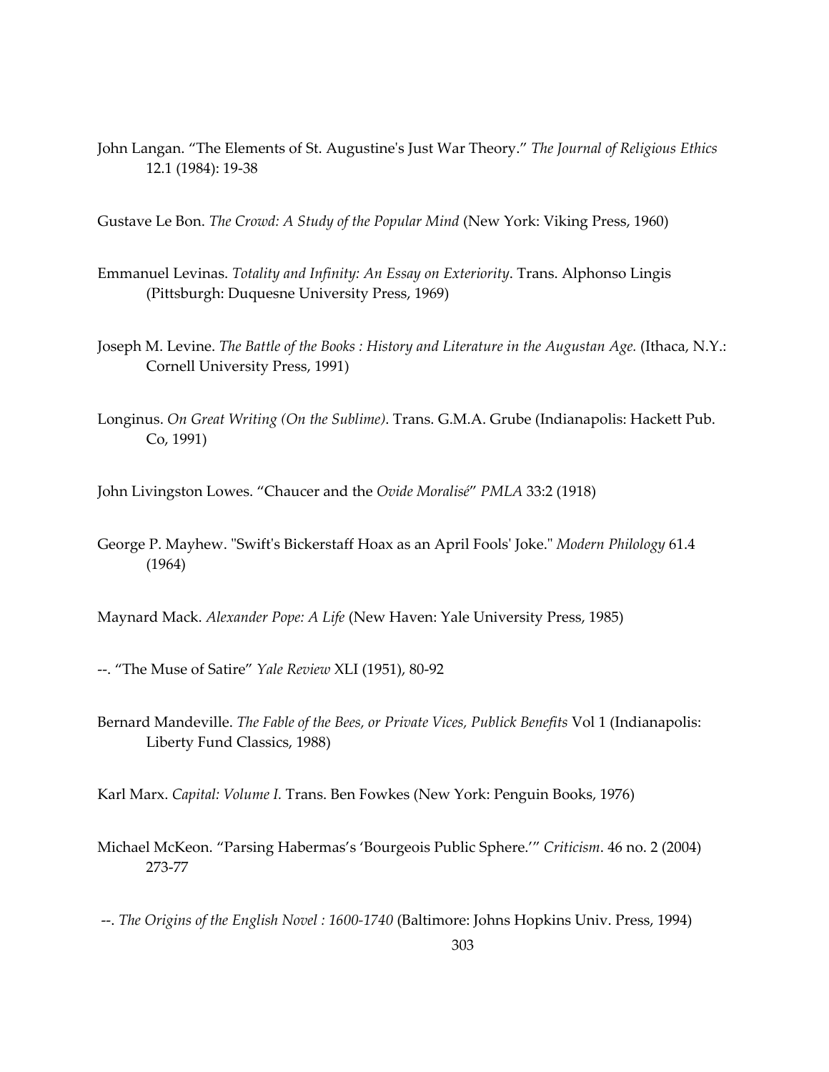John Langan. “The Elements of St. Augustine's Just War Theory.” *The Journal of Religious Ethics* 12.1 (1984): 19-38

Gustave Le Bon. *The Crowd: A Study of the Popular Mind* (New York: Viking Press, 1960)

Emmanuel Levinas. *Totality and Infinity: An Essay on Exteriority*. Trans. Alphonso Lingis (Pittsburgh: Duquesne University Press, 1969)

Joseph M. Levine. *The Battle of the Books : History and Literature in the Augustan Age.* (Ithaca, N.Y.: Cornell University Press, 1991)

Longinus. *On Great Writing (On the Sublime)*. Trans. G.M.A. Grube (Indianapolis: Hackett Pub. Co, 1991)

John Livingston Lowes. “Chaucer and the *Ovide Moralisé*” *PMLA* 33:2 (1918)

George P. Mayhew. "Swift's Bickerstaff Hoax as an April Fools' Joke." *Modern Philology* 61.4 (1964)

Maynard Mack. *Alexander Pope: A Life* (New Haven: Yale University Press, 1985)

--. “The Muse of Satire” *Yale Review* XLI (1951), 80-92

Bernard Mandeville. *The Fable of the Bees, or Private Vices, Publick Benefits* Vol 1 (Indianapolis: Liberty Fund Classics, 1988)

Karl Marx. *Capital: Volume I.* Trans. Ben Fowkes (New York: Penguin Books, 1976)

Michael McKeon. “Parsing Habermas’s ‘Bourgeois Public Sphere.’” *Criticism*. 46 no. 2 (2004) 273-77

--. *The Origins of the English Novel : 1600-1740* (Baltimore: Johns Hopkins Univ. Press, 1994)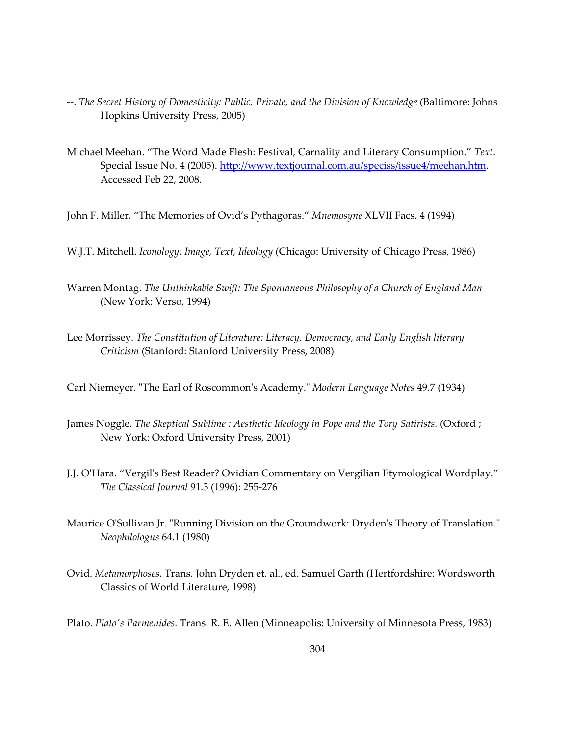--. *The Secret History of Domesticity: Public, Private, and the Division of Knowledge* (Baltimore: Johns Hopkins University Press, 2005)

Michael Meehan. "The Word Made Flesh: Festival, Carnality and Literary Consumption." *Text*. Special Issue No. 4 (2005). http://www.textjournal.com.au/speciss/issue4/meehan.htm. Accessed Feb 22, 2008.

John F. Miller. "The Memories of Ovid's Pythagoras." *Mnemosyne* XLVII Facs. 4 (1994)

W.J.T. Mitchell. *Iconology: Image, Text, Ideology* (Chicago: University of Chicago Press, 1986)

Warren Montag. *The Unthinkable Swift: The Spontaneous Philosophy of a Church of England Man* (New York: Verso, 1994)

Lee Morrissey. *The Constitution of Literature: Literacy, Democracy, and Early English literary Criticism* (Stanford: Stanford University Press, 2008)

Carl Niemeyer. "The Earl of Roscommon's Academy." *Modern Language Notes* 49.7 (1934)

James Noggle. *The Skeptical Sublime : Aesthetic Ideology in Pope and the Tory Satirists.* (Oxford ; New York: Oxford University Press, 2001)

J.J. O'Hara. "Vergil's Best Reader? Ovidian Commentary on Vergilian Etymological Wordplay." *The Classical Journal* 91.3 (1996): 255-276

Maurice O'Sullivan Jr. "Running Division on the Groundwork: Dryden's Theory of Translation." *Neophilologus* 64.1 (1980)

Ovid. *Metamorphoses.* Trans. John Dryden et. al., ed. Samuel Garth (Hertfordshire: Wordsworth Classics of World Literature, 1998)

Plato. *Plato's Parmenides.* Trans. R. E. Allen (Minneapolis: University of Minnesota Press, 1983)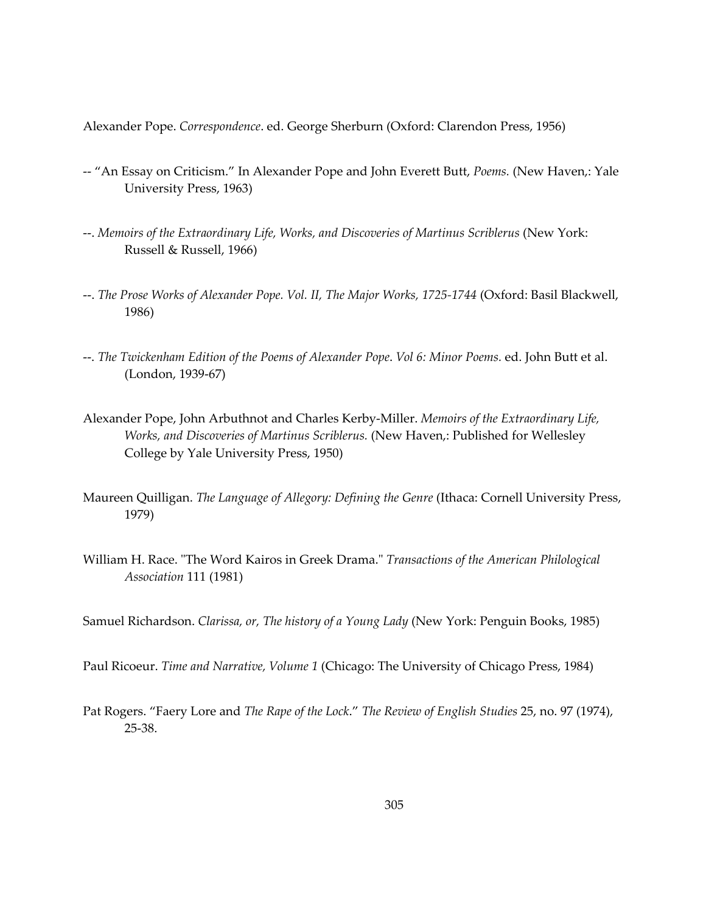Alexander Pope. *Correspondence*. ed. George Sherburn (Oxford: Clarendon Press, 1956)

-- "An Essay on Criticism." In Alexander Pope and John Everett Butt, *Poems.* (New Haven,: Yale University Press, 1963)

--. *Memoirs of the Extraordinary Life, Works, and Discoveries of Martinus Scriblerus* (New York: Russell & Russell, 1966)

--. *The Prose Works of Alexander Pope. Vol. II, The Major Works, 1725-1744* (Oxford: Basil Blackwell, 1986)

--. *The Twickenham Edition of the Poems of Alexander Pope*. *Vol 6: Minor Poems.* ed. John Butt et al. (London, 1939-67)

Alexander Pope, John Arbuthnot and Charles Kerby-Miller. *Memoirs of the Extraordinary Life, Works, and Discoveries of Martinus Scriblerus.* (New Haven,: Published for Wellesley College by Yale University Press, 1950)

Maureen Quilligan. *The Language of Allegory: Defining the Genre* (Ithaca: Cornell University Press, 1979)

William H. Race. "The Word Kairos in Greek Drama." *Transactions of the American Philological Association* 111 (1981)

Samuel Richardson. *Clarissa, or, The history of a Young Lady* (New York: Penguin Books, 1985)

Paul Ricoeur. *Time and Narrative, Volume 1* (Chicago: The University of Chicago Press, 1984)

Pat Rogers. "Faery Lore and *The Rape of the Lock*." *The Review of English Studies* 25, no. 97 (1974), 25-38.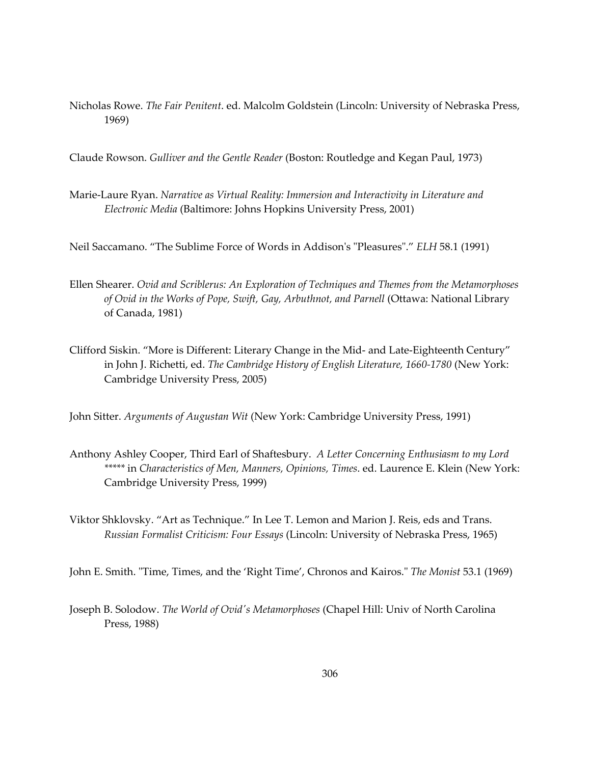Nicholas Rowe. *The Fair Penitent*. ed. Malcolm Goldstein (Lincoln: University of Nebraska Press, 1969)

Claude Rowson. *Gulliver and the Gentle Reader* (Boston: Routledge and Kegan Paul, 1973)

Marie-Laure Ryan. *Narrative as Virtual Reality: Immersion and Interactivity in Literature and Electronic Media* (Baltimore: Johns Hopkins University Press, 2001)

Neil Saccamano. "The Sublime Force of Words in Addison's "Pleasures"." *ELH* 58.1 (1991)

Ellen Shearer. *Ovid and Scriblerus: An Exploration of Techniques and Themes from the Metamorphoses of Ovid in the Works of Pope, Swift, Gay, Arbuthnot, and Parnell* (Ottawa: National Library of Canada, 1981)

Clifford Siskin. "More is Different: Literary Change in the Mid- and Late-Eighteenth Century" in John J. Richetti, ed. *The Cambridge History of English Literature, 1660-1780* (New York: Cambridge University Press, 2005)

John Sitter. *Arguments of Augustan Wit* (New York: Cambridge University Press, 1991)

Anthony Ashley Cooper, Third Earl of Shaftesbury. *A Letter Concerning Enthusiasm to my Lord \*\*\*\*\** in *Characteristics of Men, Manners, Opinions, Times*. ed. Laurence E. Klein (New York: Cambridge University Press, 1999)

Viktor Shklovsky. "Art as Technique." In Lee T. Lemon and Marion J. Reis, eds and Trans. *Russian Formalist Criticism: Four Essays* (Lincoln: University of Nebraska Press, 1965)

John E. Smith. "Time, Times, and the 'Right Time', Chronos and Kairos." *The Monist* 53.1 (1969)

Joseph B. Solodow. *The World of Ovid's Metamorphoses* (Chapel Hill: Univ of North Carolina Press, 1988)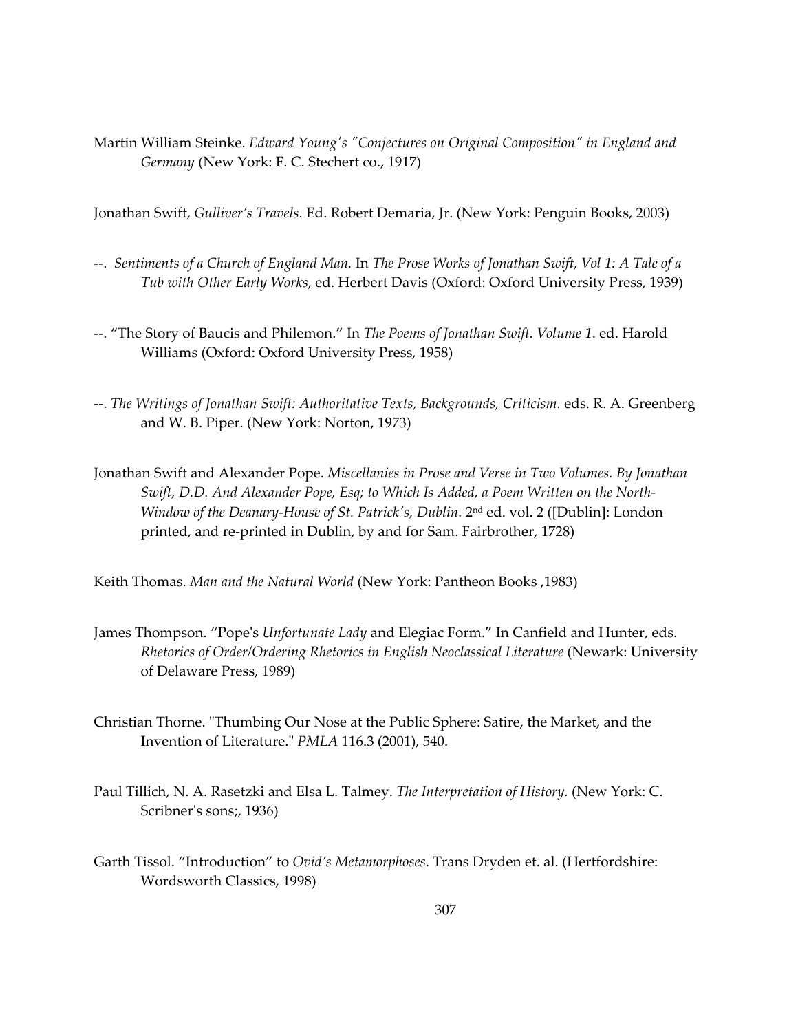Martin William Steinke. *Edward Young's "Conjectures on Original Composition" in England and Germany* (New York: F. C. Stechert co., 1917)

Jonathan Swift, *Gulliver's Travels*. Ed. Robert Demaria, Jr. (New York: Penguin Books, 2003)

--. *Sentiments of a Church of England Man.* In *The Prose Works of Jonathan Swift, Vol 1: A Tale of a Tub with Other Early Works*, ed. Herbert Davis (Oxford: Oxford University Press, 1939)

--. "The Story of Baucis and Philemon." In *The Poems of Jonathan Swift. Volume 1*. ed. Harold Williams (Oxford: Oxford University Press, 1958)

--. *The Writings of Jonathan Swift: Authoritative Texts, Backgrounds, Criticism.* eds. R. A. Greenberg and W. B. Piper. (New York: Norton, 1973)

Jonathan Swift and Alexander Pope. *Miscellanies in Prose and Verse in Two Volumes. By Jonathan Swift, D.D. And Alexander Pope, Esq; to Which Is Added, a Poem Written on the North-Window of the Deanary-House of St. Patrick's, Dublin.* 2nd ed. vol. 2 ([Dublin]: London printed, and re-printed in Dublin, by and for Sam. Fairbrother, 1728)

Keith Thomas. *Man and the Natural World* (New York: Pantheon Books ,1983)

James Thompson. "Pope's *Unfortunate Lady* and Elegiac Form." In Canfield and Hunter, eds. *Rhetorics of Order/Ordering Rhetorics in English Neoclassical Literature* (Newark: University of Delaware Press, 1989)

Christian Thorne. "Thumbing Our Nose at the Public Sphere: Satire, the Market, and the Invention of Literature." *PMLA* 116.3 (2001), 540.

Paul Tillich, N. A. Rasetzki and Elsa L. Talmey. *The Interpretation of History.* (New York: C. Scribner's sons;, 1936)

Garth Tissol. "Introduction" to *Ovid's Metamorphoses*. Trans Dryden et. al. (Hertfordshire: Wordsworth Classics, 1998)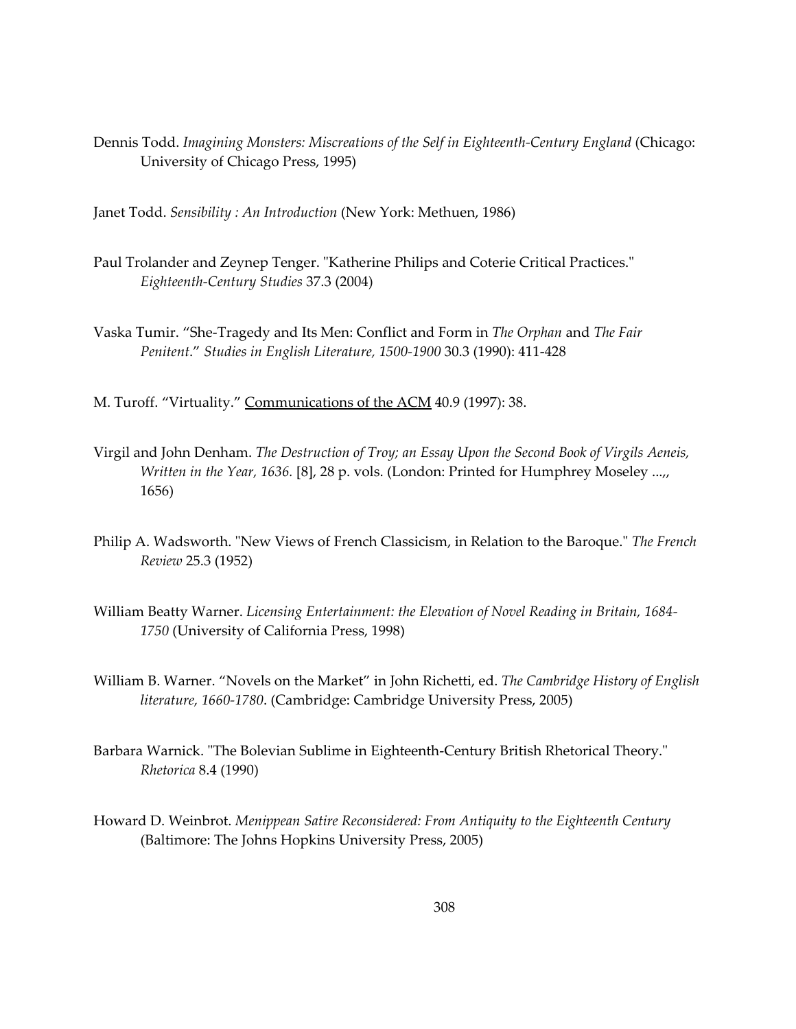Dennis Todd. *Imagining Monsters: Miscreations of the Self in Eighteenth-Century England* (Chicago: University of Chicago Press, 1995)

Janet Todd. *Sensibility : An Introduction* (New York: Methuen, 1986)

Paul Trolander and Zeynep Tenger. "Katherine Philips and Coterie Critical Practices." *Eighteenth-Century Studies* 37.3 (2004)

Vaska Tumir. "She-Tragedy and Its Men: Conflict and Form in *The Orphan* and *The Fair Penitent*." *Studies in English Literature, 1500-1900* 30.3 (1990): 411-428

M. Turoff. "Virtuality." <u>Communications of the ACM</u> 40.9 (1997): 38.

Virgil and John Denham. *The Destruction of Troy; an Essay Upon the Second Book of Virgils Aeneis, Written in the Year, 1636.* [8], 28 p. vols. (London: Printed for Humphrey Moseley ...,, 1656)

Philip A. Wadsworth. "New Views of French Classicism, in Relation to the Baroque." *The French Review* 25.3 (1952)

William Beatty Warner. *Licensing Entertainment: the Elevation of Novel Reading in Britain, 1684-1750* (University of California Press, 1998)

William B. Warner. "Novels on the Market" in John Richetti, ed. *The Cambridge History of English literature, 1660-1780*. (Cambridge: Cambridge University Press, 2005)

Barbara Warnick. "The Bolevian Sublime in Eighteenth-Century British Rhetorical Theory." *Rhetorica* 8.4 (1990)

Howard D. Weinbrot. *Menippean Satire Reconsidered: From Antiquity to the Eighteenth Century* (Baltimore: The Johns Hopkins University Press, 2005)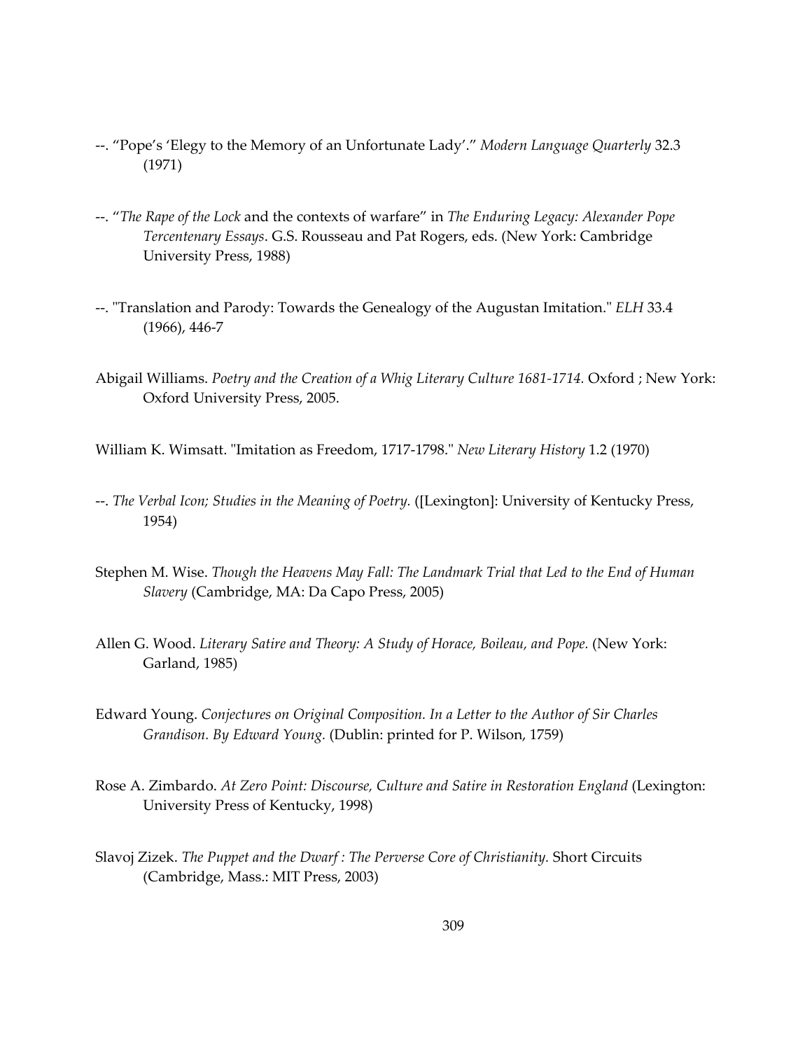--. "Pope's 'Elegy to the Memory of an Unfortunate Lady'." *Modern Language Quarterly* 32.3 (1971)

--. "*The Rape of the Lock* and the contexts of warfare" in *The Enduring Legacy: Alexander Pope Tercentenary Essays*. G.S. Rousseau and Pat Rogers, eds. (New York: Cambridge University Press, 1988)

--. "Translation and Parody: Towards the Genealogy of the Augustan Imitation." *ELH* 33.4 (1966), 446-7

Abigail Williams. *Poetry and the Creation of a Whig Literary Culture 1681-1714.* Oxford ; New York: Oxford University Press, 2005.

William K. Wimsatt. "Imitation as Freedom, 1717-1798." *New Literary History* 1.2 (1970)

--. *The Verbal Icon; Studies in the Meaning of Poetry.* ([Lexington]: University of Kentucky Press, 1954)

Stephen M. Wise. *Though the Heavens May Fall: The Landmark Trial that Led to the End of Human Slavery* (Cambridge, MA: Da Capo Press, 2005)

Allen G. Wood. *Literary Satire and Theory: A Study of Horace, Boileau, and Pope.* (New York: Garland, 1985)

Edward Young. *Conjectures on Original Composition. In a Letter to the Author of Sir Charles Grandison. By Edward Young.* (Dublin: printed for P. Wilson, 1759)

Rose A. Zimbardo. *At Zero Point: Discourse, Culture and Satire in Restoration England* (Lexington: University Press of Kentucky, 1998)

Slavoj Zizek. *The Puppet and the Dwarf : The Perverse Core of Christianity.* Short Circuits (Cambridge, Mass.: MIT Press, 2003)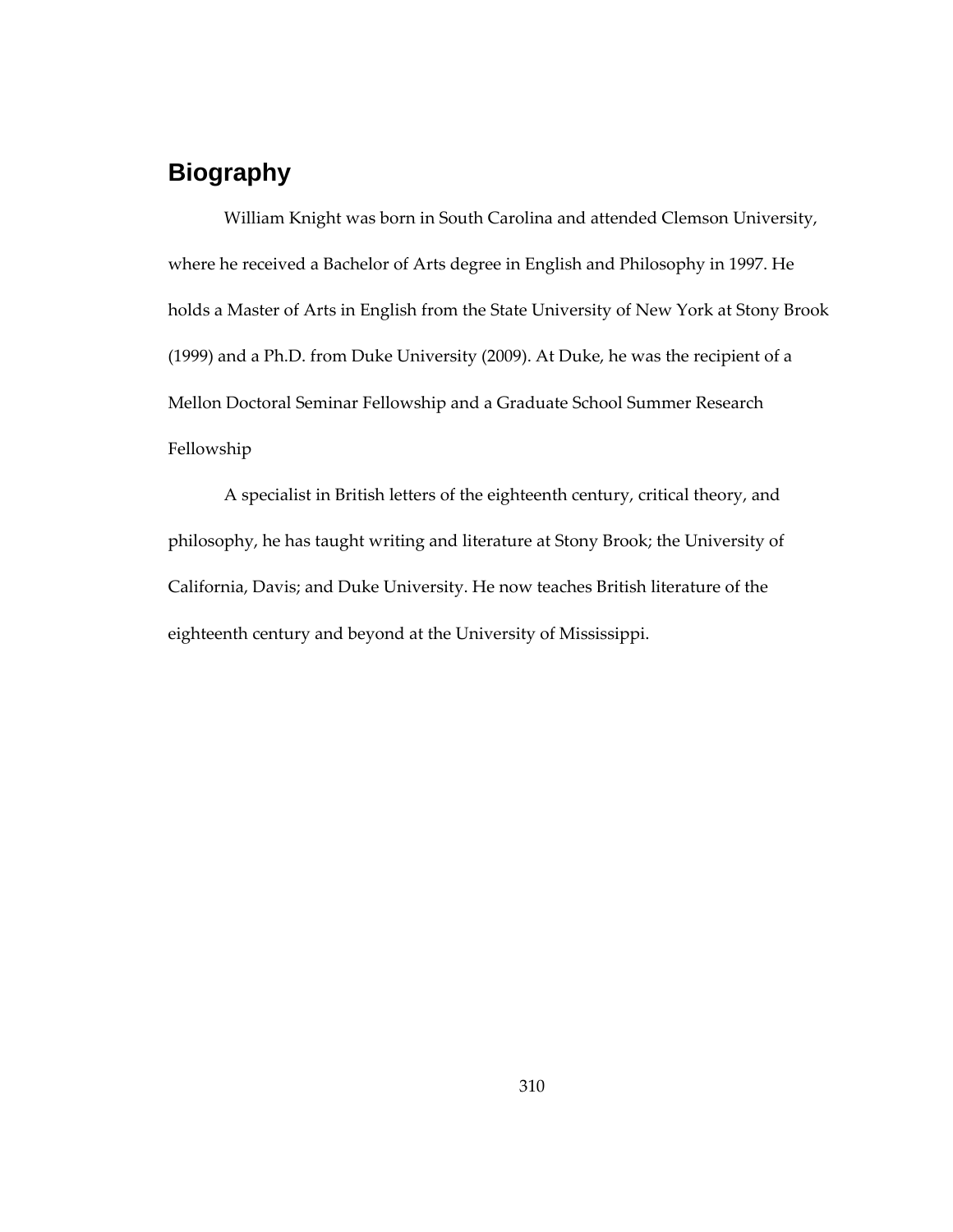# Biography

William Knight was born in South Carolina and attended Clemson University, where he received a Bachelor of Arts degree in English and Philosophy in 1997. He holds a Master of Arts in English from the State University of New York at Stony Brook (1999) and a Ph.D. from Duke University (2009). At Duke, he was the recipient of a Mellon Doctoral Seminar Fellowship and a Graduate School Summer Research Fellowship

A specialist in British letters of the eighteenth century, critical theory, and philosophy, he has taught writing and literature at Stony Brook; the University of California, Davis; and Duke University. He now teaches British literature of the eighteenth century and beyond at the University of Mississippi.